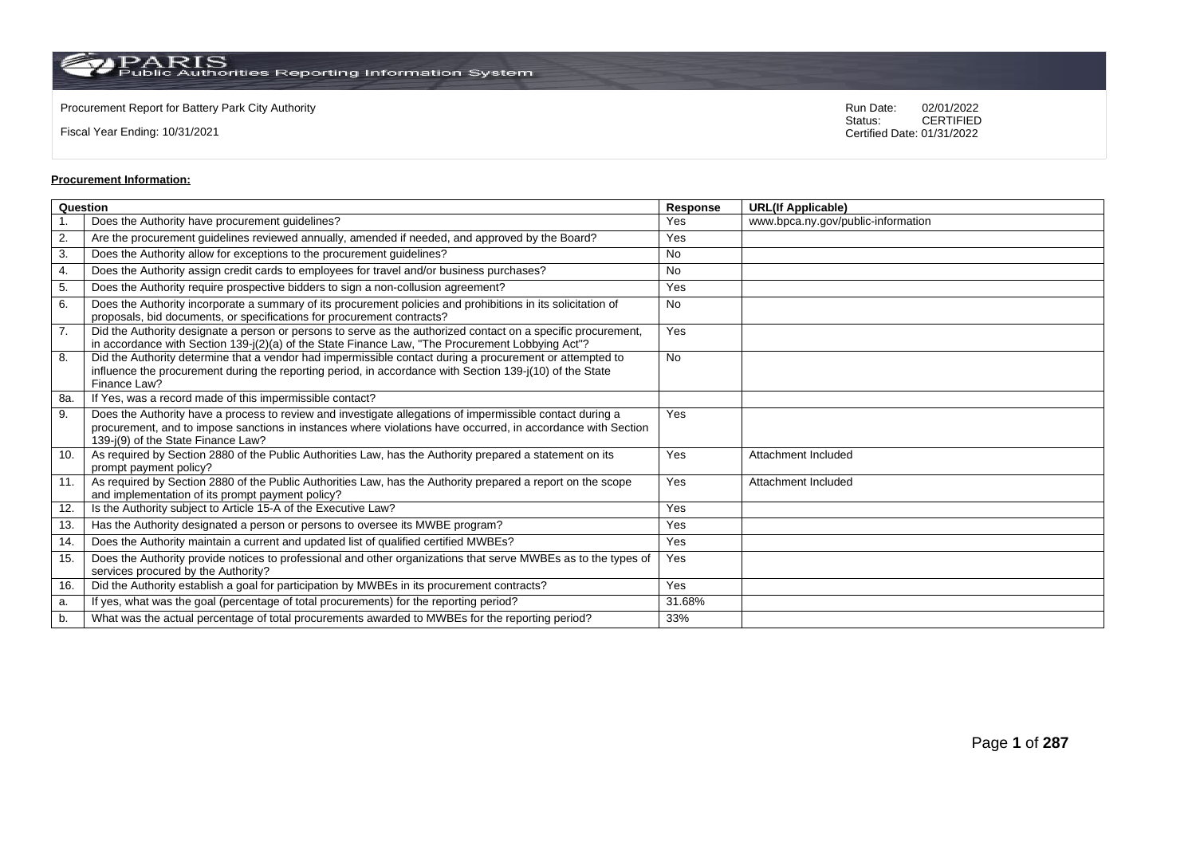PARIS Public Authorities Reporting Information System

Procurement Report for Battery Park City Authority

Fiscal Year Ending: 10/31/2021

Run Date: 02/01/2022
Status: CERTIFIED
Certified Date: 01/31/2022

**Procurement Information:**

| Question | | Response | URL(If Applicable) |
|---|---|---|---|
| 1. | Does the Authority have procurement guidelines? | Yes | www.bpca.ny.gov/public-information |
| 2. | Are the procurement guidelines reviewed annually, amended if needed, and approved by the Board? | Yes | |
| 3. | Does the Authority allow for exceptions to the procurement guidelines? | No | |
| 4. | Does the Authority assign credit cards to employees for travel and/or business purchases? | No | |
| 5. | Does the Authority require prospective bidders to sign a non-collusion agreement? | Yes | |
| 6. | Does the Authority incorporate a summary of its procurement policies and prohibitions in its solicitation of proposals, bid documents, or specifications for procurement contracts? | No | |
| 7. | Did the Authority designate a person or persons to serve as the authorized contact on a specific procurement, in accordance with Section 139-j(2)(a) of the State Finance Law, "The Procurement Lobbying Act"? | Yes | |
| 8. | Did the Authority determine that a vendor had impermissible contact during a procurement or attempted to influence the procurement during the reporting period, in accordance with Section 139-j(10) of the State Finance Law? | No | |
| 8a. | If Yes, was a record made of this impermissible contact? | | |
| 9. | Does the Authority have a process to review and investigate allegations of impermissible contact during a procurement, and to impose sanctions in instances where violations have occurred, in accordance with Section 139-j(9) of the State Finance Law? | Yes | |
| 10. | As required by Section 2880 of the Public Authorities Law, has the Authority prepared a statement on its prompt payment policy? | Yes | Attachment Included |
| 11. | As required by Section 2880 of the Public Authorities Law, has the Authority prepared a report on the scope and implementation of its prompt payment policy? | Yes | Attachment Included |
| 12. | Is the Authority subject to Article 15-A of the Executive Law? | Yes | |
| 13. | Has the Authority designated a person or persons to oversee its MWBE program? | Yes | |
| 14. | Does the Authority maintain a current and updated list of qualified certified MWBEs? | Yes | |
| 15. | Does the Authority provide notices to professional and other organizations that serve MWBEs as to the types of services procured by the Authority? | Yes | |
| 16. | Did the Authority establish a goal for participation by MWBEs in its procurement contracts? | Yes | |
| a. | If yes, what was the goal (percentage of total procurements) for the reporting period? | 31.68% | |
| b. | What was the actual percentage of total procurements awarded to MWBEs for the reporting period? | 33% | |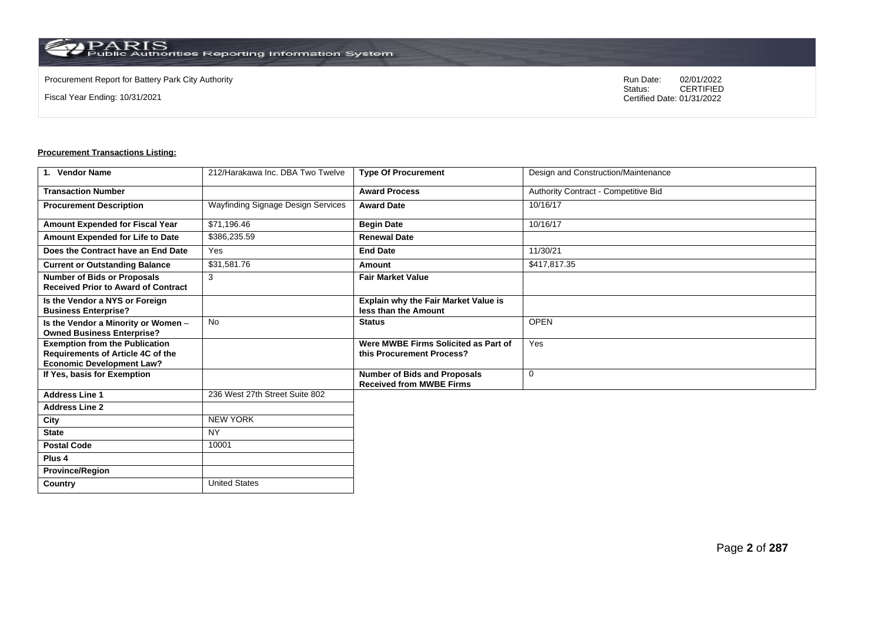Procurement Report for Battery Park City Authority

Fiscal Year Ending: 10/31/2021

Run Date: 02/01/2022
Status: CERTIFIED
Certified Date: 01/31/2022

**Procurement Transactions Listing:**

| 1. Vendor Name | 212/Harakawa Inc. DBA Two Twelve | Type Of Procurement | Design and Construction/Maintenance |
|---|---|---|---|
| Transaction Number | | Award Process | Authority Contract - Competitive Bid |
| Procurement Description | Wayfinding Signage Design Services | Award Date | 10/16/17 |
| Amount Expended for Fiscal Year | $71,196.46 | Begin Date | 10/16/17 |
| Amount Expended for Life to Date | $386,235.59 | Renewal Date | |
| Does the Contract have an End Date | Yes | End Date | 11/30/21 |
| Current or Outstanding Balance | $31,581.76 | Amount | $417,817.35 |
| Number of Bids or Proposals Received Prior to Award of Contract | 3 | Fair Market Value | |
| Is the Vendor a NYS or Foreign Business Enterprise? | | Explain why the Fair Market Value is less than the Amount | |
| Is the Vendor a Minority or Women – Owned Business Enterprise? | No | Status | OPEN |
| Exemption from the Publication Requirements of Article 4C of the Economic Development Law? | | Were MWBE Firms Solicited as Part of this Procurement Process? | Yes |
| If Yes, basis for Exemption | | Number of Bids and Proposals Received from MWBE Firms | 0 |
| Address Line 1 | 236 West 27th Street Suite 802 | | |
| Address Line 2 | | | |
| City | NEW YORK | | |
| State | NY | | |
| Postal Code | 10001 | | |
| Plus 4 | | | |
| Province/Region | | | |
| Country | United States | | |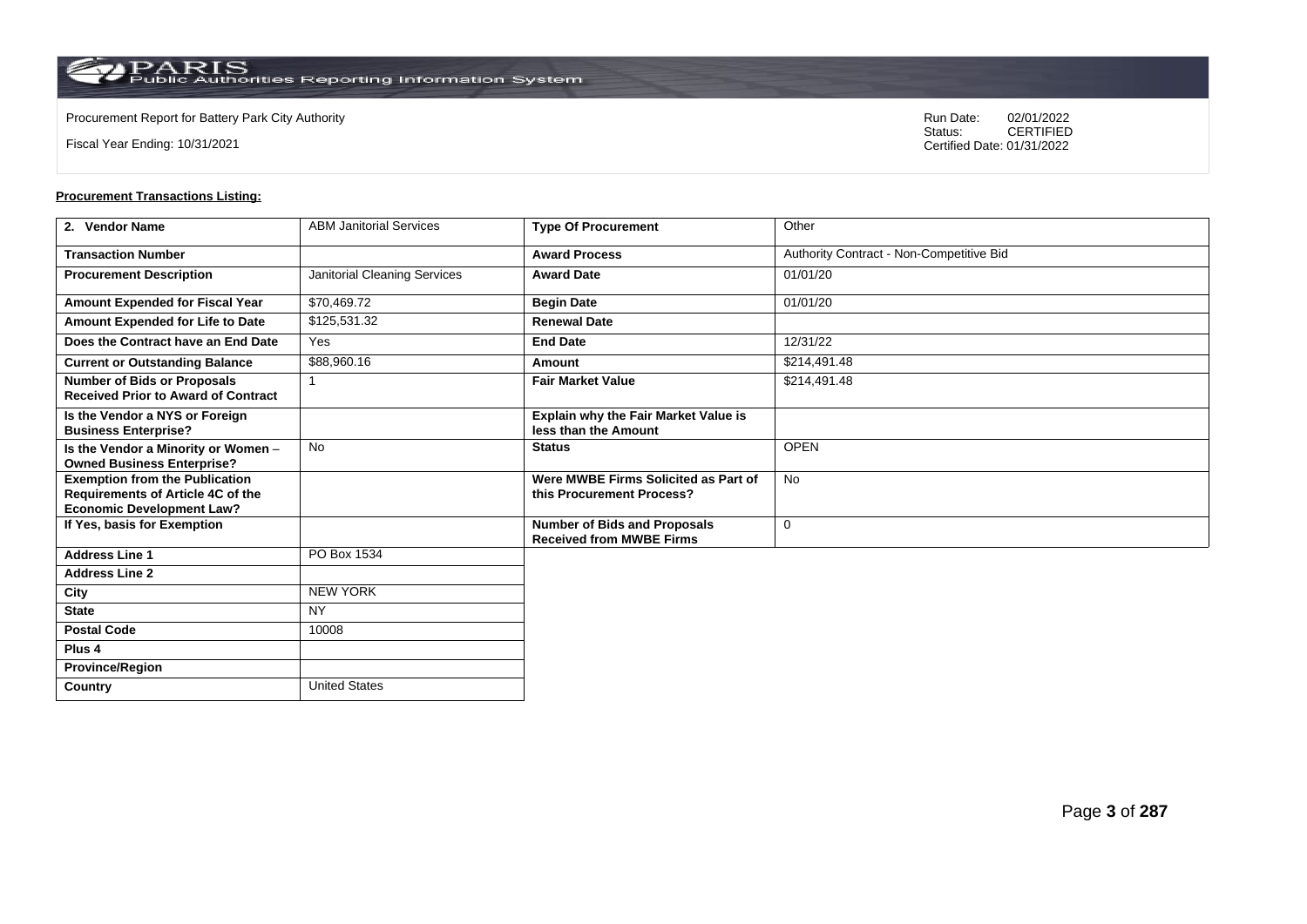Procurement Report for Battery Park City Authority

Fiscal Year Ending: 10/31/2021

Run Date: 02/01/2022
Status: CERTIFIED
Certified Date: 01/31/2022

**Procurement Transactions Listing:**

| 2. Vendor Name | ABM Janitorial Services | Type Of Procurement | Other |
|---|---|---|---|
| Transaction Number | | Award Process | Authority Contract - Non-Competitive Bid |
| Procurement Description | Janitorial Cleaning Services | Award Date | 01/01/20 |
| Amount Expended for Fiscal Year | $70,469.72 | Begin Date | 01/01/20 |
| Amount Expended for Life to Date | $125,531.32 | Renewal Date | |
| Does the Contract have an End Date | Yes | End Date | 12/31/22 |
| Current or Outstanding Balance | $88,960.16 | Amount | $214,491.48 |
| Number of Bids or Proposals Received Prior to Award of Contract | 1 | Fair Market Value | $214,491.48 |
| Is the Vendor a NYS or Foreign Business Enterprise? | | Explain why the Fair Market Value is less than the Amount | |
| Is the Vendor a Minority or Women – Owned Business Enterprise? | No | Status | OPEN |
| Exemption from the Publication Requirements of Article 4C of the Economic Development Law? | | Were MWBE Firms Solicited as Part of this Procurement Process? | No |
| If Yes, basis for Exemption | | Number of Bids and Proposals Received from MWBE Firms | 0 |
| Address Line 1 | PO Box 1534 | | |
| Address Line 2 | | | |
| City | NEW YORK | | |
| State | NY | | |
| Postal Code | 10008 | | |
| Plus 4 | | | |
| Province/Region | | | |
| Country | United States | | |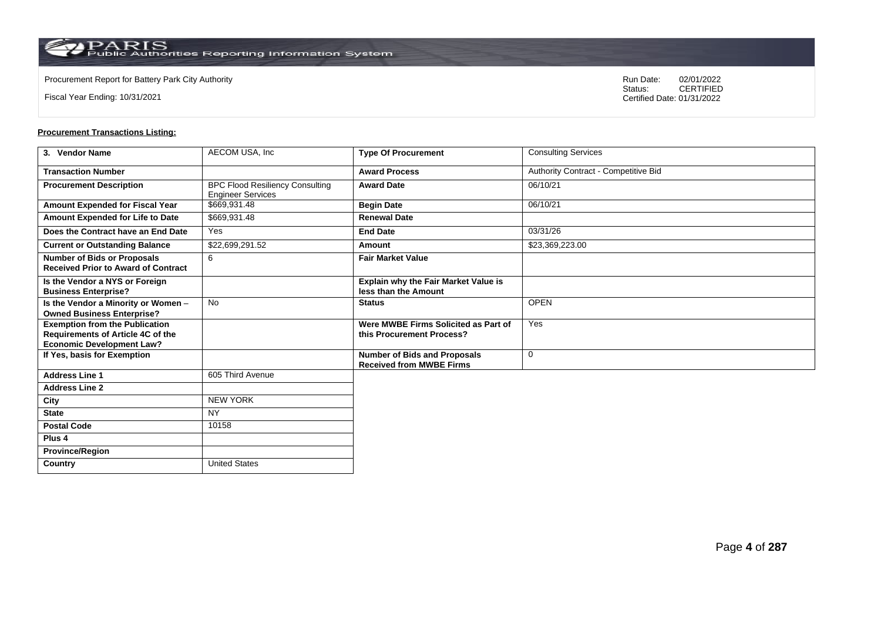Procurement Report for Battery Park City Authority

Fiscal Year Ending: 10/31/2021

Run Date: 02/01/2022
Status: CERTIFIED
Certified Date: 01/31/2022

**Procurement Transactions Listing:**

| 3. Vendor Name | AECOM USA, Inc | Type Of Procurement | Consulting Services |
|---|---|---|---|
| Transaction Number | | Award Process | Authority Contract - Competitive Bid |
| Procurement Description | BPC Flood Resiliency Consulting Engineer Services | Award Date | 06/10/21 |
| Amount Expended for Fiscal Year | $669,931.48 | Begin Date | 06/10/21 |
| Amount Expended for Life to Date | $669,931.48 | Renewal Date | |
| Does the Contract have an End Date | Yes | End Date | 03/31/26 |
| Current or Outstanding Balance | $22,699,291.52 | Amount | $23,369,223.00 |
| Number of Bids or Proposals Received Prior to Award of Contract | 6 | Fair Market Value | |
| Is the Vendor a NYS or Foreign Business Enterprise? | | Explain why the Fair Market Value is less than the Amount | |
| Is the Vendor a Minority or Women – Owned Business Enterprise? | No | Status | OPEN |
| Exemption from the Publication Requirements of Article 4C of the Economic Development Law? | | Were MWBE Firms Solicited as Part of this Procurement Process? | Yes |
| If Yes, basis for Exemption | | Number of Bids and Proposals Received from MWBE Firms | 0 |
| Address Line 1 | 605 Third Avenue | | |
| Address Line 2 | | | |
| City | NEW YORK | | |
| State | NY | | |
| Postal Code | 10158 | | |
| Plus 4 | | | |
| Province/Region | | | |
| Country | United States | | |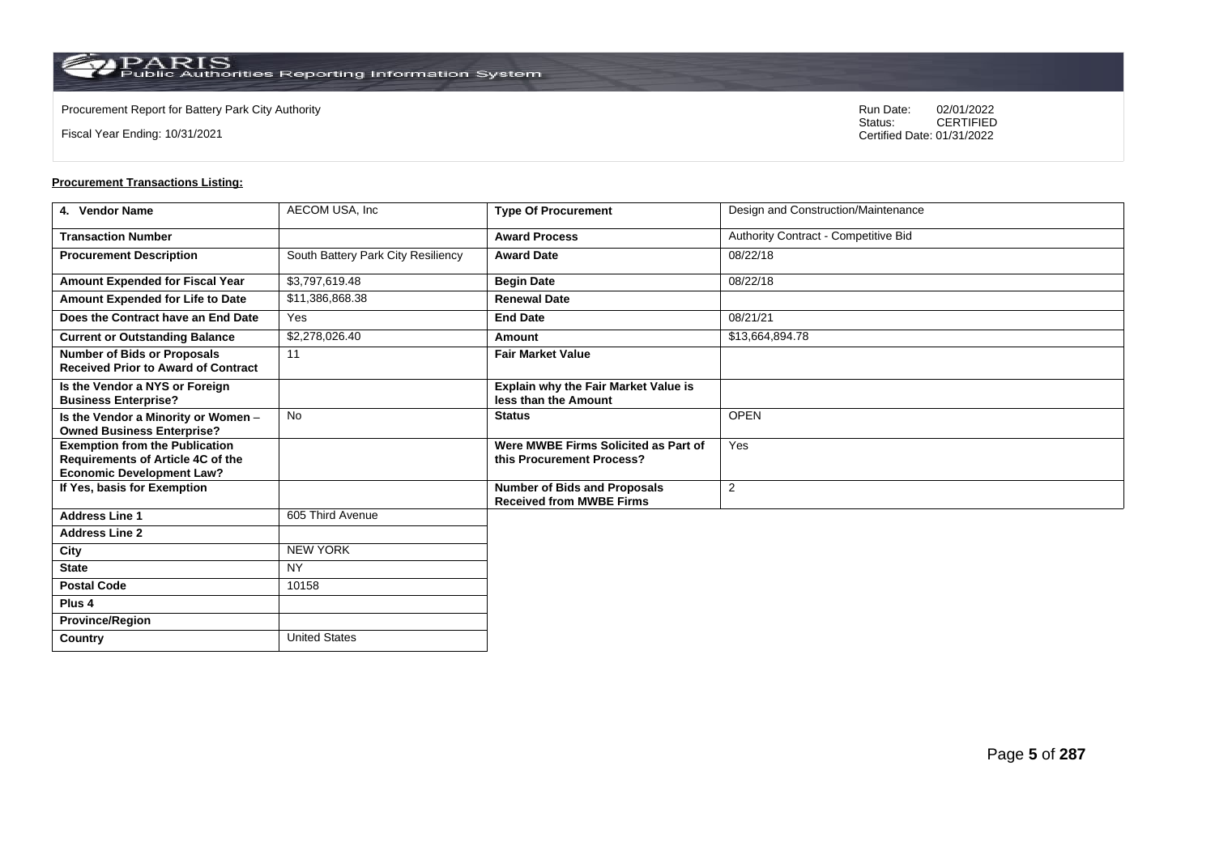Procurement Report for Battery Park City Authority

Fiscal Year Ending: 10/31/2021

Run Date: 02/01/2022
Status: CERTIFIED
Certified Date: 01/31/2022

**Procurement Transactions Listing:**

| 4. Vendor Name | AECOM USA, Inc | Type Of Procurement | Design and Construction/Maintenance |
|---|---|---|---|
| Transaction Number | | Award Process | Authority Contract - Competitive Bid |
| Procurement Description | South Battery Park City Resiliency | Award Date | 08/22/18 |
| Amount Expended for Fiscal Year | $3,797,619.48 | Begin Date | 08/22/18 |
| Amount Expended for Life to Date | $11,386,868.38 | Renewal Date | |
| Does the Contract have an End Date | Yes | End Date | 08/21/21 |
| Current or Outstanding Balance | $2,278,026.40 | Amount | $13,664,894.78 |
| Number of Bids or Proposals Received Prior to Award of Contract | 11 | Fair Market Value | |
| Is the Vendor a NYS or Foreign Business Enterprise? | | Explain why the Fair Market Value is less than the Amount | |
| Is the Vendor a Minority or Women – Owned Business Enterprise? | No | Status | OPEN |
| Exemption from the Publication Requirements of Article 4C of the Economic Development Law? | | Were MWBE Firms Solicited as Part of this Procurement Process? | Yes |
| If Yes, basis for Exemption | | Number of Bids and Proposals Received from MWBE Firms | 2 |
| Address Line 1 | 605 Third Avenue | | |
| Address Line 2 | | | |
| City | NEW YORK | | |
| State | NY | | |
| Postal Code | 10158 | | |
| Plus 4 | | | |
| Province/Region | | | |
| Country | United States | | |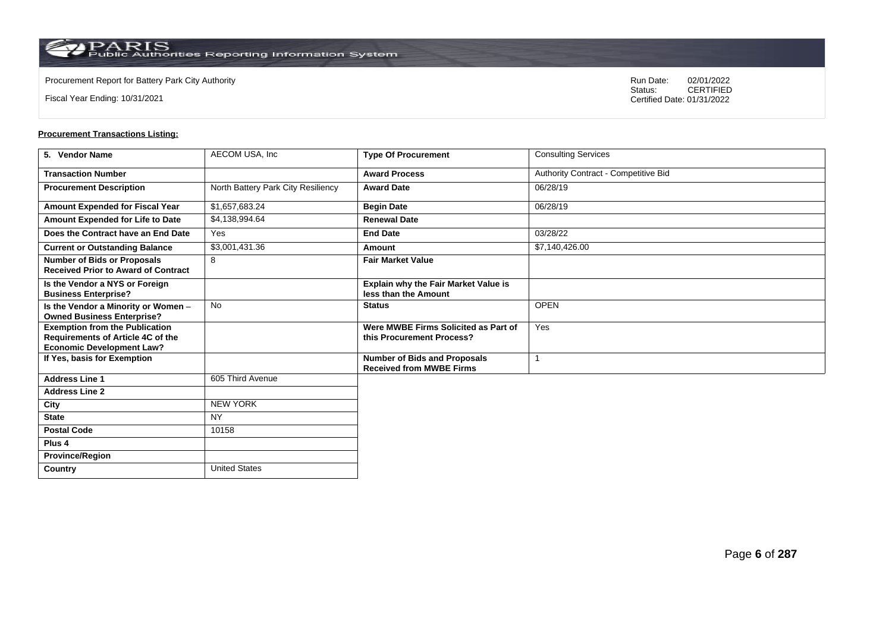Procurement Report for Battery Park City Authority

Fiscal Year Ending: 10/31/2021

Run Date: 02/01/2022
Status: CERTIFIED
Certified Date: 01/31/2022

**Procurement Transactions Listing:**

| 5. Vendor Name | AECOM USA, Inc | Type Of Procurement | Consulting Services |
|---|---|---|---|
| Transaction Number | | Award Process | Authority Contract - Competitive Bid |
| Procurement Description | North Battery Park City Resiliency | Award Date | 06/28/19 |
| Amount Expended for Fiscal Year | $1,657,683.24 | Begin Date | 06/28/19 |
| Amount Expended for Life to Date | $4,138,994.64 | Renewal Date | |
| Does the Contract have an End Date | Yes | End Date | 03/28/22 |
| Current or Outstanding Balance | $3,001,431.36 | Amount | $7,140,426.00 |
| Number of Bids or Proposals Received Prior to Award of Contract | 8 | Fair Market Value | |
| Is the Vendor a NYS or Foreign Business Enterprise? | | Explain why the Fair Market Value is less than the Amount | |
| Is the Vendor a Minority or Women – Owned Business Enterprise? | No | Status | OPEN |
| Exemption from the Publication Requirements of Article 4C of the Economic Development Law? | | Were MWBE Firms Solicited as Part of this Procurement Process? | Yes |
| If Yes, basis for Exemption | | Number of Bids and Proposals Received from MWBE Firms | 1 |
| Address Line 1 | 605 Third Avenue | | |
| Address Line 2 | | | |
| City | NEW YORK | | |
| State | NY | | |
| Postal Code | 10158 | | |
| Plus 4 | | | |
| Province/Region | | | |
| Country | United States | | |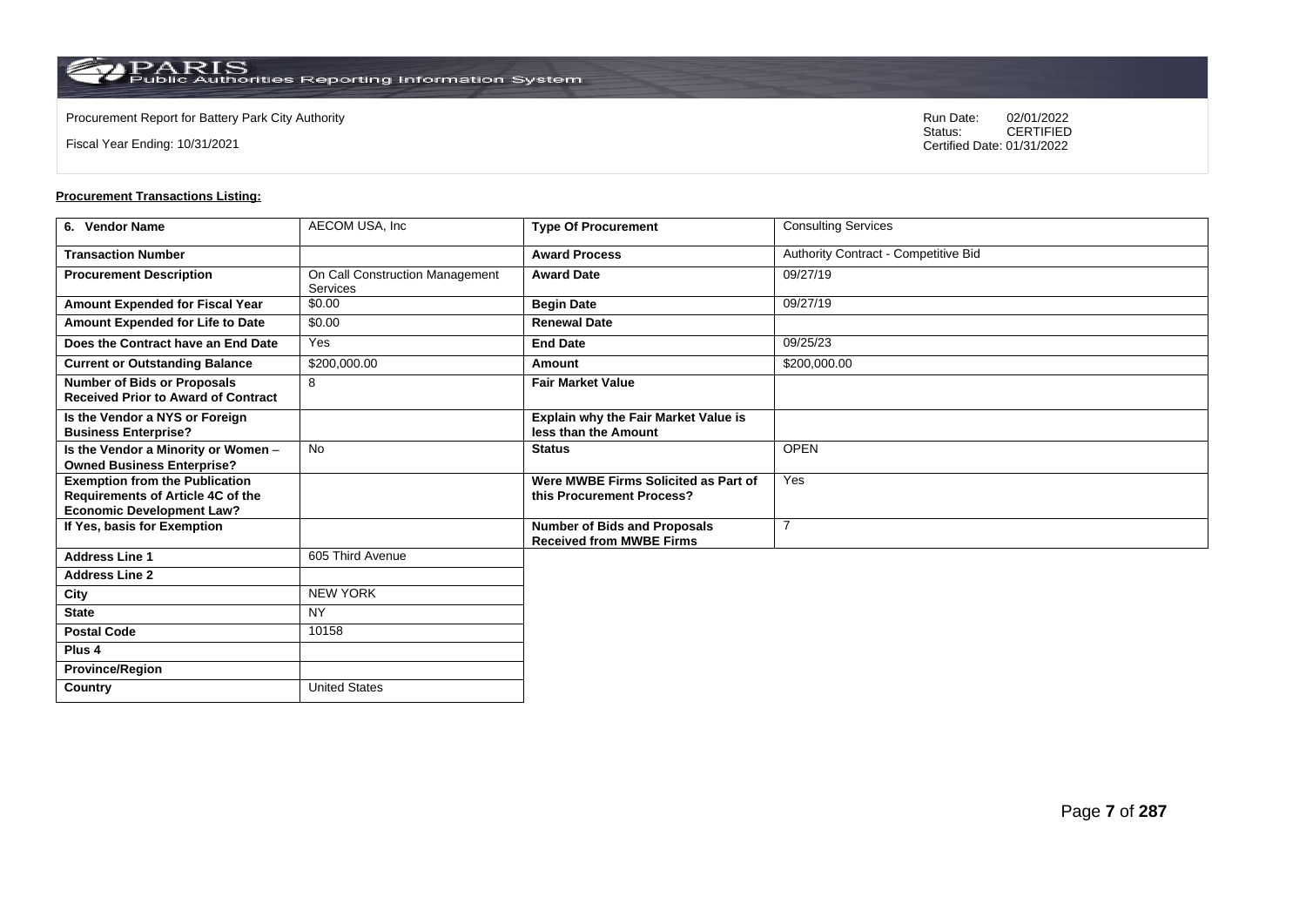Procurement Report for Battery Park City Authority

Fiscal Year Ending: 10/31/2021

Run Date: 02/01/2022
Status: CERTIFIED
Certified Date: 01/31/2022

**Procurement Transactions Listing:**

| 6. Vendor Name | AECOM USA, Inc | Type Of Procurement | Consulting Services |
|---|---|---|---|
| Transaction Number | | Award Process | Authority Contract - Competitive Bid |
| Procurement Description | On Call Construction Management Services | Award Date | 09/27/19 |
| Amount Expended for Fiscal Year | $0.00 | Begin Date | 09/27/19 |
| Amount Expended for Life to Date | $0.00 | Renewal Date | |
| Does the Contract have an End Date | Yes | End Date | 09/25/23 |
| Current or Outstanding Balance | $200,000.00 | Amount | $200,000.00 |
| Number of Bids or Proposals Received Prior to Award of Contract | 8 | Fair Market Value | |
| Is the Vendor a NYS or Foreign Business Enterprise? | | Explain why the Fair Market Value is less than the Amount | |
| Is the Vendor a Minority or Women – Owned Business Enterprise? | No | Status | OPEN |
| Exemption from the Publication Requirements of Article 4C of the Economic Development Law? | | Were MWBE Firms Solicited as Part of this Procurement Process? | Yes |
| If Yes, basis for Exemption | | Number of Bids and Proposals Received from MWBE Firms | 7 |
| Address Line 1 | 605 Third Avenue | | |
| Address Line 2 | | | |
| City | NEW YORK | | |
| State | NY | | |
| Postal Code | 10158 | | |
| Plus 4 | | | |
| Province/Region | | | |
| Country | United States | | |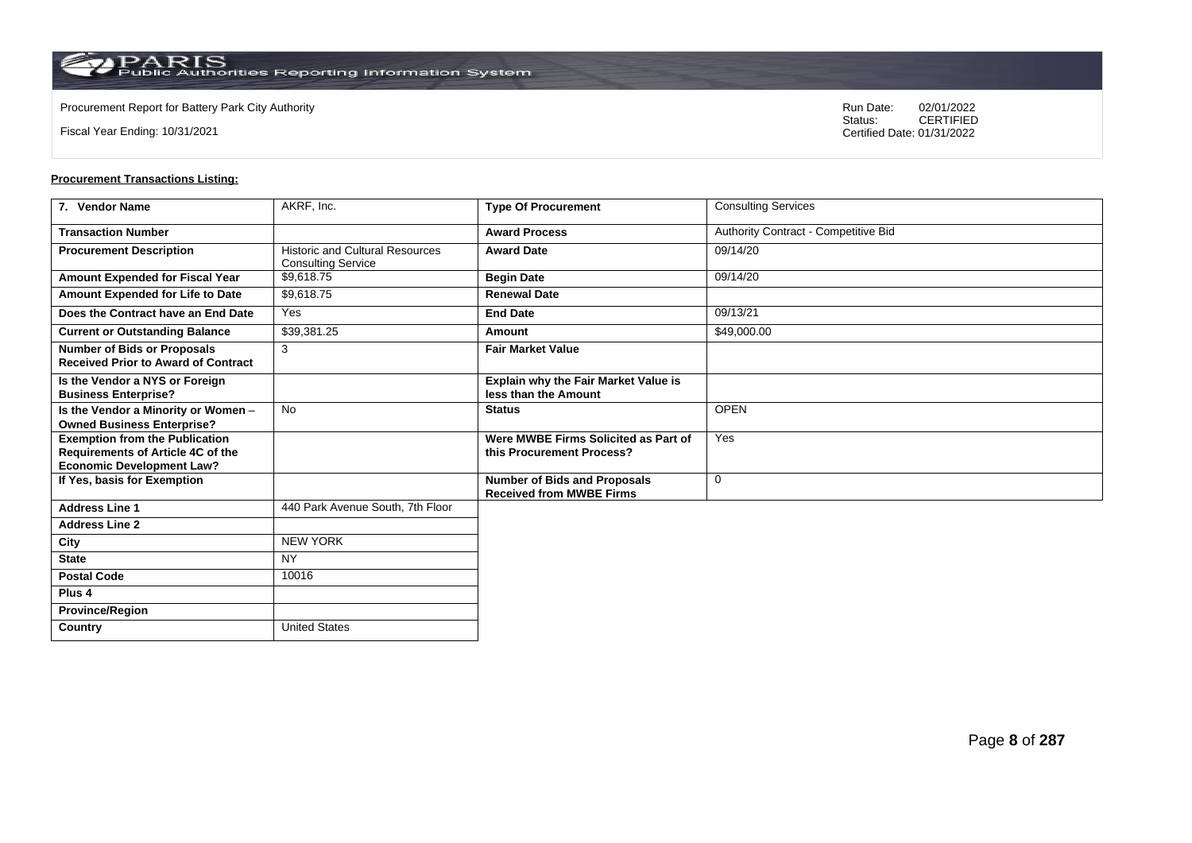Procurement Report for Battery Park City Authority

Fiscal Year Ending: 10/31/2021

Run Date: 02/01/2022
Status: CERTIFIED
Certified Date: 01/31/2022

**Procurement Transactions Listing:**

| 7. Vendor Name | AKRF, Inc. | Type Of Procurement | Consulting Services |
|---|---|---|---|
| Transaction Number | | Award Process | Authority Contract - Competitive Bid |
| Procurement Description | Historic and Cultural Resources Consulting Service | Award Date | 09/14/20 |
| Amount Expended for Fiscal Year | $9,618.75 | Begin Date | 09/14/20 |
| Amount Expended for Life to Date | $9,618.75 | Renewal Date | |
| Does the Contract have an End Date | Yes | End Date | 09/13/21 |
| Current or Outstanding Balance | $39,381.25 | Amount | $49,000.00 |
| Number of Bids or Proposals Received Prior to Award of Contract | 3 | Fair Market Value | |
| Is the Vendor a NYS or Foreign Business Enterprise? | | Explain why the Fair Market Value is less than the Amount | |
| Is the Vendor a Minority or Women – Owned Business Enterprise? | No | Status | OPEN |
| Exemption from the Publication Requirements of Article 4C of the Economic Development Law? | | Were MWBE Firms Solicited as Part of this Procurement Process? | Yes |
| If Yes, basis for Exemption | | Number of Bids and Proposals Received from MWBE Firms | 0 |
| Address Line 1 | 440 Park Avenue South, 7th Floor | | |
| Address Line 2 | | | |
| City | NEW YORK | | |
| State | NY | | |
| Postal Code | 10016 | | |
| Plus 4 | | | |
| Province/Region | | | |
| Country | United States | | |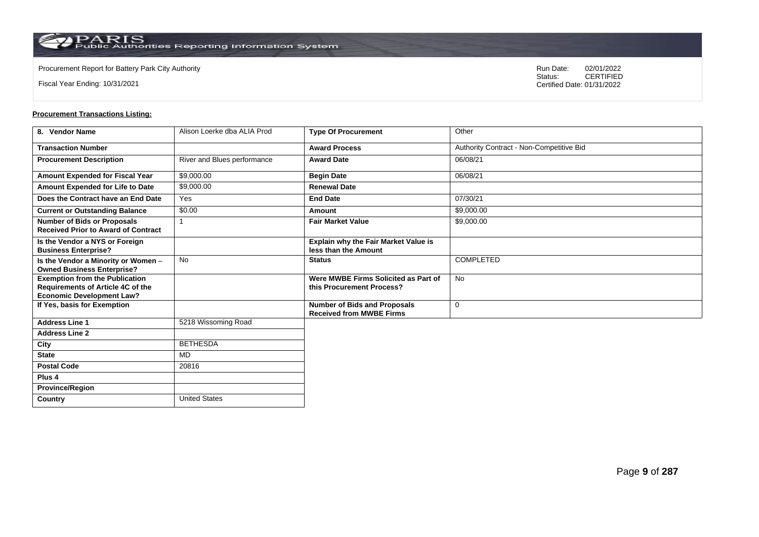Procurement Report for Battery Park City Authority

Fiscal Year Ending: 10/31/2021

Run Date: 02/01/2022
Status: CERTIFIED
Certified Date: 01/31/2022

**Procurement Transactions Listing:**

| 8. Vendor Name | Alison Loerke dba ALIA Prod | Type Of Procurement | Other |
|---|---|---|---|
| Transaction Number | | Award Process | Authority Contract - Non-Competitive Bid |
| Procurement Description | River and Blues performance | Award Date | 06/08/21 |
| Amount Expended for Fiscal Year | $9,000.00 | Begin Date | 06/08/21 |
| Amount Expended for Life to Date | $9,000.00 | Renewal Date | |
| Does the Contract have an End Date | Yes | End Date | 07/30/21 |
| Current or Outstanding Balance | $0.00 | Amount | $9,000.00 |
| Number of Bids or Proposals Received Prior to Award of Contract | 1 | Fair Market Value | $9,000.00 |
| Is the Vendor a NYS or Foreign Business Enterprise? | | Explain why the Fair Market Value is less than the Amount | |
| Is the Vendor a Minority or Women – Owned Business Enterprise? | No | Status | COMPLETED |
| Exemption from the Publication Requirements of Article 4C of the Economic Development Law? | | Were MWBE Firms Solicited as Part of this Procurement Process? | No |
| If Yes, basis for Exemption | | Number of Bids and Proposals Received from MWBE Firms | 0 |
| Address Line 1 | 5218 Wissoming Road | | |
| Address Line 2 | | | |
| City | BETHESDA | | |
| State | MD | | |
| Postal Code | 20816 | | |
| Plus 4 | | | |
| Province/Region | | | |
| Country | United States | | |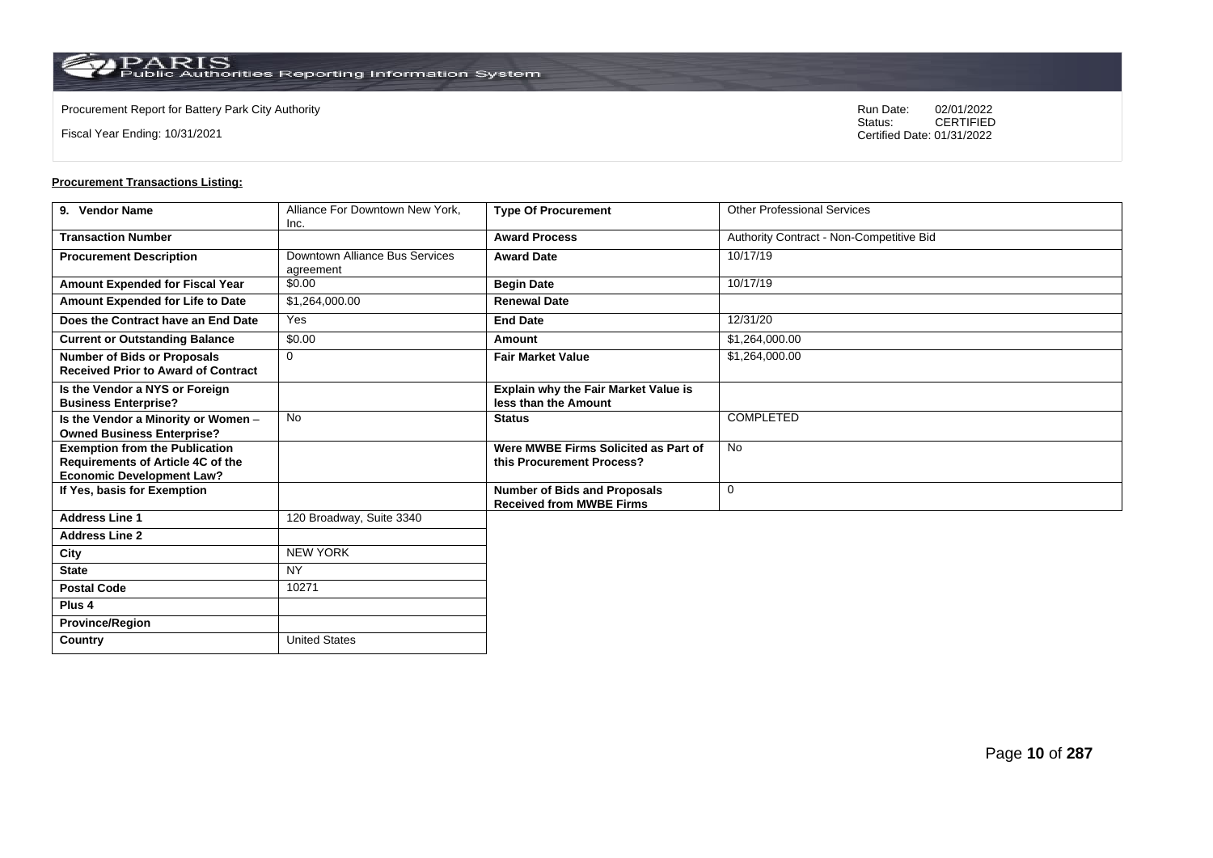Procurement Report for Battery Park City Authority

Fiscal Year Ending: 10/31/2021

Run Date: 02/01/2022
Status: CERTIFIED
Certified Date: 01/31/2022

**Procurement Transactions Listing:**

| 9. Vendor Name | Alliance For Downtown New York, Inc. | Type Of Procurement | Other Professional Services |
|---|---|---|---|
| Transaction Number | | Award Process | Authority Contract - Non-Competitive Bid |
| Procurement Description | Downtown Alliance Bus Services agreement | Award Date | 10/17/19 |
| Amount Expended for Fiscal Year | $0.00 | Begin Date | 10/17/19 |
| Amount Expended for Life to Date | $1,264,000.00 | Renewal Date | |
| Does the Contract have an End Date | Yes | End Date | 12/31/20 |
| Current or Outstanding Balance | $0.00 | Amount | $1,264,000.00 |
| Number of Bids or Proposals Received Prior to Award of Contract | 0 | Fair Market Value | $1,264,000.00 |
| Is the Vendor a NYS or Foreign Business Enterprise? | | Explain why the Fair Market Value is less than the Amount | |
| Is the Vendor a Minority or Women – Owned Business Enterprise? | No | Status | COMPLETED |
| Exemption from the Publication Requirements of Article 4C of the Economic Development Law? | | Were MWBE Firms Solicited as Part of this Procurement Process? | No |
| If Yes, basis for Exemption | | Number of Bids and Proposals Received from MWBE Firms | 0 |
| Address Line 1 | 120 Broadway, Suite 3340 | | |
| Address Line 2 | | | |
| City | NEW YORK | | |
| State | NY | | |
| Postal Code | 10271 | | |
| Plus 4 | | | |
| Province/Region | | | |
| Country | United States | | |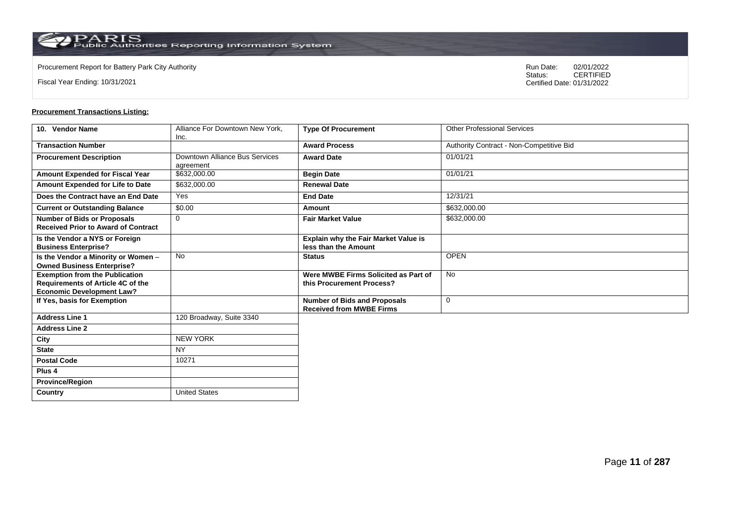Procurement Report for Battery Park City Authority

Fiscal Year Ending: 10/31/2021

Run Date: 02/01/2022
Status: CERTIFIED
Certified Date: 01/31/2022

**Procurement Transactions Listing:**

| 10. Vendor Name | Alliance For Downtown New York, Inc. | Type Of Procurement | Other Professional Services |
|---|---|---|---|
| Transaction Number | | Award Process | Authority Contract - Non-Competitive Bid |
| Procurement Description | Downtown Alliance Bus Services agreement | Award Date | 01/01/21 |
| Amount Expended for Fiscal Year | $632,000.00 | Begin Date | 01/01/21 |
| Amount Expended for Life to Date | $632,000.00 | Renewal Date | |
| Does the Contract have an End Date | Yes | End Date | 12/31/21 |
| Current or Outstanding Balance | $0.00 | Amount | $632,000.00 |
| Number of Bids or Proposals Received Prior to Award of Contract | 0 | Fair Market Value | $632,000.00 |
| Is the Vendor a NYS or Foreign Business Enterprise? | | Explain why the Fair Market Value is less than the Amount | |
| Is the Vendor a Minority or Women – Owned Business Enterprise? | No | Status | OPEN |
| Exemption from the Publication Requirements of Article 4C of the Economic Development Law? | | Were MWBE Firms Solicited as Part of this Procurement Process? | No |
| If Yes, basis for Exemption | | Number of Bids and Proposals Received from MWBE Firms | 0 |
| Address Line 1 | 120 Broadway, Suite 3340 | | |
| Address Line 2 | | | |
| City | NEW YORK | | |
| State | NY | | |
| Postal Code | 10271 | | |
| Plus 4 | | | |
| Province/Region | | | |
| Country | United States | | |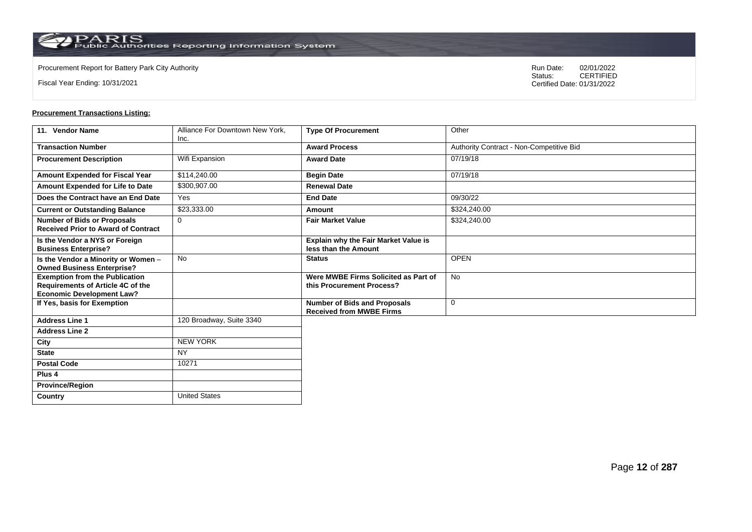Procurement Report for Battery Park City Authority

Fiscal Year Ending: 10/31/2021

Run Date: 02/01/2022
Status: CERTIFIED
Certified Date: 01/31/2022

**Procurement Transactions Listing:**

| 11. Vendor Name | Alliance For Downtown New York, Inc. | Type Of Procurement | Other |
|---|---|---|---|
| Transaction Number | | Award Process | Authority Contract - Non-Competitive Bid |
| Procurement Description | Wifi Expansion | Award Date | 07/19/18 |
| Amount Expended for Fiscal Year | $114,240.00 | Begin Date | 07/19/18 |
| Amount Expended for Life to Date | $300,907.00 | Renewal Date | |
| Does the Contract have an End Date | Yes | End Date | 09/30/22 |
| Current or Outstanding Balance | $23,333.00 | Amount | $324,240.00 |
| Number of Bids or Proposals Received Prior to Award of Contract | 0 | Fair Market Value | $324,240.00 |
| Is the Vendor a NYS or Foreign Business Enterprise? | | Explain why the Fair Market Value is less than the Amount | |
| Is the Vendor a Minority or Women – Owned Business Enterprise? | No | Status | OPEN |
| Exemption from the Publication Requirements of Article 4C of the Economic Development Law? | | Were MWBE Firms Solicited as Part of this Procurement Process? | No |
| If Yes, basis for Exemption | | Number of Bids and Proposals Received from MWBE Firms | 0 |
| Address Line 1 | 120 Broadway, Suite 3340 | | |
| Address Line 2 | | | |
| City | NEW YORK | | |
| State | NY | | |
| Postal Code | 10271 | | |
| Plus 4 | | | |
| Province/Region | | | |
| Country | United States | | |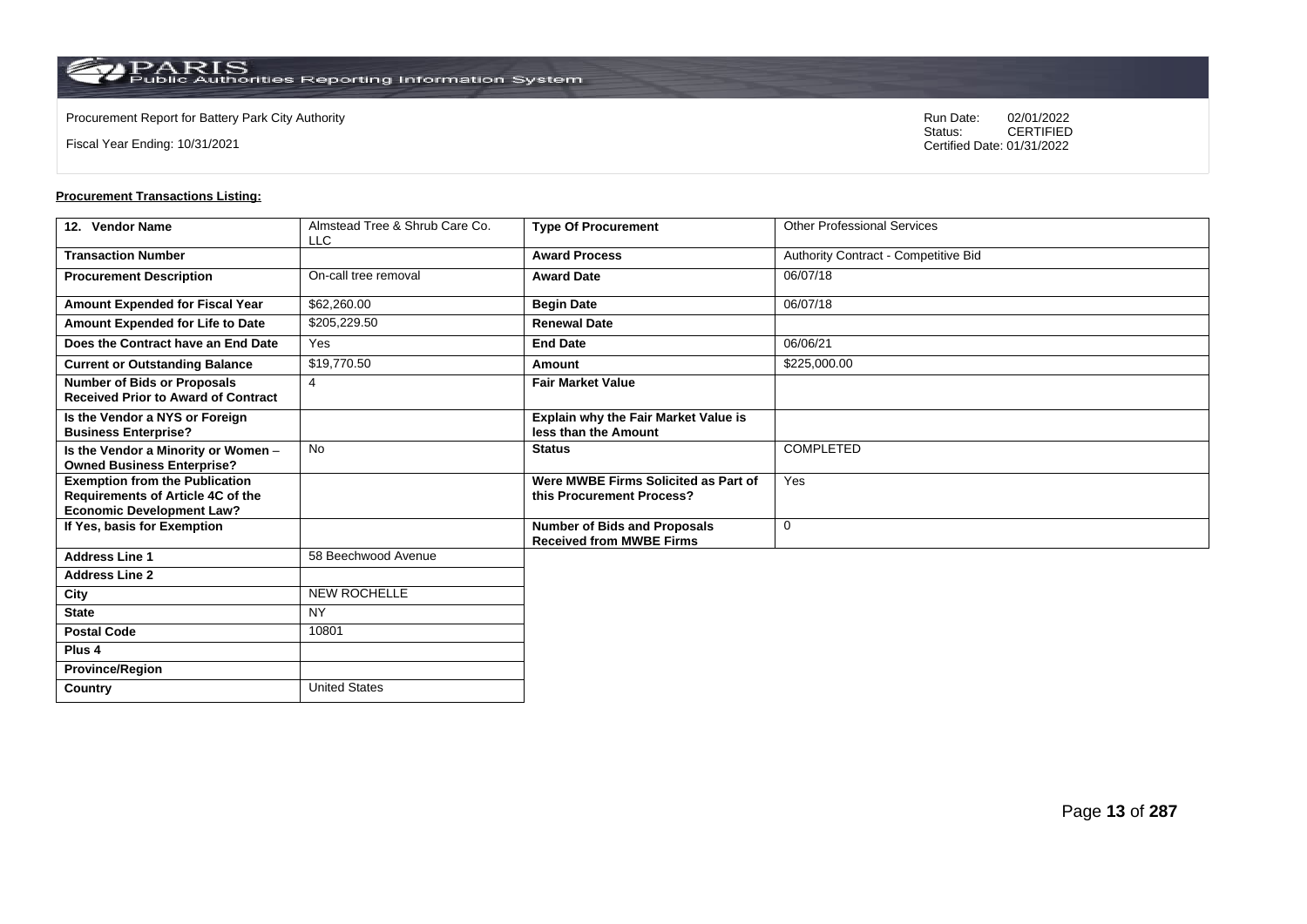Procurement Report for Battery Park City Authority

Fiscal Year Ending: 10/31/2021

Run Date: 02/01/2022
Status: CERTIFIED
Certified Date: 01/31/2022

**Procurement Transactions Listing:**

| 12. Vendor Name | Almstead Tree & Shrub Care Co. LLC | Type Of Procurement | Other Professional Services |
|---|---|---|---|
| Transaction Number | | Award Process | Authority Contract - Competitive Bid |
| Procurement Description | On-call tree removal | Award Date | 06/07/18 |
| Amount Expended for Fiscal Year | $62,260.00 | Begin Date | 06/07/18 |
| Amount Expended for Life to Date | $205,229.50 | Renewal Date | |
| Does the Contract have an End Date | Yes | End Date | 06/06/21 |
| Current or Outstanding Balance | $19,770.50 | Amount | $225,000.00 |
| Number of Bids or Proposals Received Prior to Award of Contract | 4 | Fair Market Value | |
| Is the Vendor a NYS or Foreign Business Enterprise? | | Explain why the Fair Market Value is less than the Amount | |
| Is the Vendor a Minority or Women – Owned Business Enterprise? | No | Status | COMPLETED |
| Exemption from the Publication Requirements of Article 4C of the Economic Development Law? | | Were MWBE Firms Solicited as Part of this Procurement Process? | Yes |
| If Yes, basis for Exemption | | Number of Bids and Proposals Received from MWBE Firms | 0 |
| Address Line 1 | 58 Beechwood Avenue | | |
| Address Line 2 | | | |
| City | NEW ROCHELLE | | |
| State | NY | | |
| Postal Code | 10801 | | |
| Plus 4 | | | |
| Province/Region | | | |
| Country | United States | | |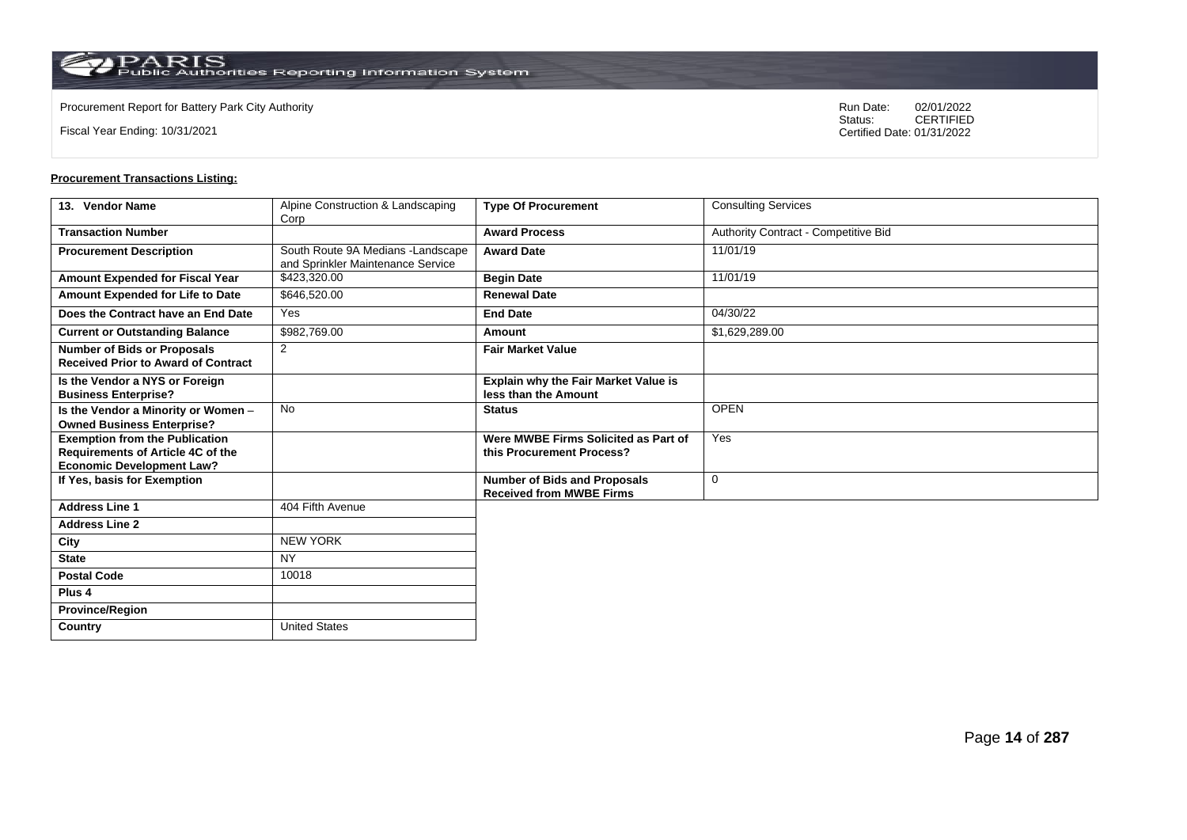Procurement Report for Battery Park City Authority

Fiscal Year Ending: 10/31/2021

Run Date: 02/01/2022
Status: CERTIFIED
Certified Date: 01/31/2022

**Procurement Transactions Listing:**

| 13. Vendor Name | Alpine Construction & Landscaping Corp | Type Of Procurement | Consulting Services |
|---|---|---|---|
| Transaction Number | | Award Process | Authority Contract - Competitive Bid |
| Procurement Description | South Route 9A Medians -Landscape and Sprinkler Maintenance Service | Award Date | 11/01/19 |
| Amount Expended for Fiscal Year | $423,320.00 | Begin Date | 11/01/19 |
| Amount Expended for Life to Date | $646,520.00 | Renewal Date | |
| Does the Contract have an End Date | Yes | End Date | 04/30/22 |
| Current or Outstanding Balance | $982,769.00 | Amount | $1,629,289.00 |
| Number of Bids or Proposals Received Prior to Award of Contract | 2 | Fair Market Value | |
| Is the Vendor a NYS or Foreign Business Enterprise? | | Explain why the Fair Market Value is less than the Amount | |
| Is the Vendor a Minority or Women – Owned Business Enterprise? | No | Status | OPEN |
| Exemption from the Publication Requirements of Article 4C of the Economic Development Law? | | Were MWBE Firms Solicited as Part of this Procurement Process? | Yes |
| If Yes, basis for Exemption | | Number of Bids and Proposals Received from MWBE Firms | 0 |
| Address Line 1 | 404 Fifth Avenue | | |
| Address Line 2 | | | |
| City | NEW YORK | | |
| State | NY | | |
| Postal Code | 10018 | | |
| Plus 4 | | | |
| Province/Region | | | |
| Country | United States | | |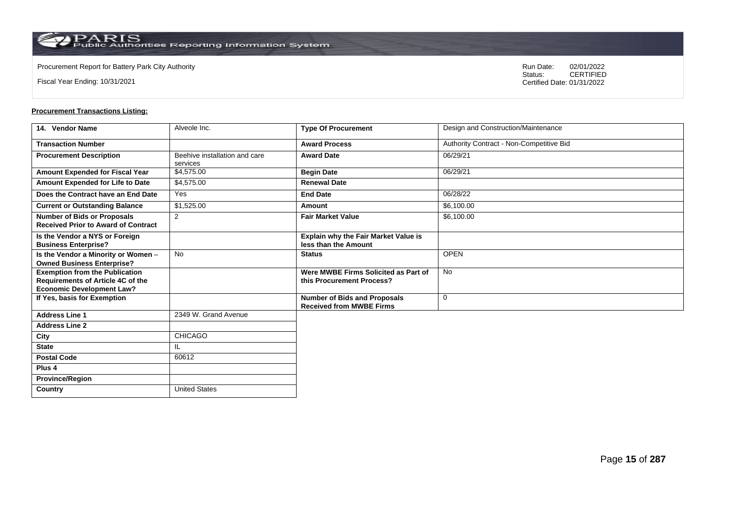Procurement Report for Battery Park City Authority

Fiscal Year Ending: 10/31/2021

Run Date: 02/01/2022
Status: CERTIFIED
Certified Date: 01/31/2022

**Procurement Transactions Listing:**

| 14. Vendor Name | Alveole Inc. | Type Of Procurement | Design and Construction/Maintenance |
|---|---|---|---|
| Transaction Number | | Award Process | Authority Contract - Non-Competitive Bid |
| Procurement Description | Beehive installation and care services | Award Date | 06/29/21 |
| Amount Expended for Fiscal Year | $4,575.00 | Begin Date | 06/29/21 |
| Amount Expended for Life to Date | $4,575.00 | Renewal Date | |
| Does the Contract have an End Date | Yes | End Date | 06/28/22 |
| Current or Outstanding Balance | $1,525.00 | Amount | $6,100.00 |
| Number of Bids or Proposals Received Prior to Award of Contract | 2 | Fair Market Value | $6,100.00 |
| Is the Vendor a NYS or Foreign Business Enterprise? | | Explain why the Fair Market Value is less than the Amount | |
| Is the Vendor a Minority or Women – Owned Business Enterprise? | No | Status | OPEN |
| Exemption from the Publication Requirements of Article 4C of the Economic Development Law? | | Were MWBE Firms Solicited as Part of this Procurement Process? | No |
| If Yes, basis for Exemption | | Number of Bids and Proposals Received from MWBE Firms | 0 |
| Address Line 1 | 2349 W. Grand Avenue | | |
| Address Line 2 | | | |
| City | CHICAGO | | |
| State | IL | | |
| Postal Code | 60612 | | |
| Plus 4 | | | |
| Province/Region | | | |
| Country | United States | | |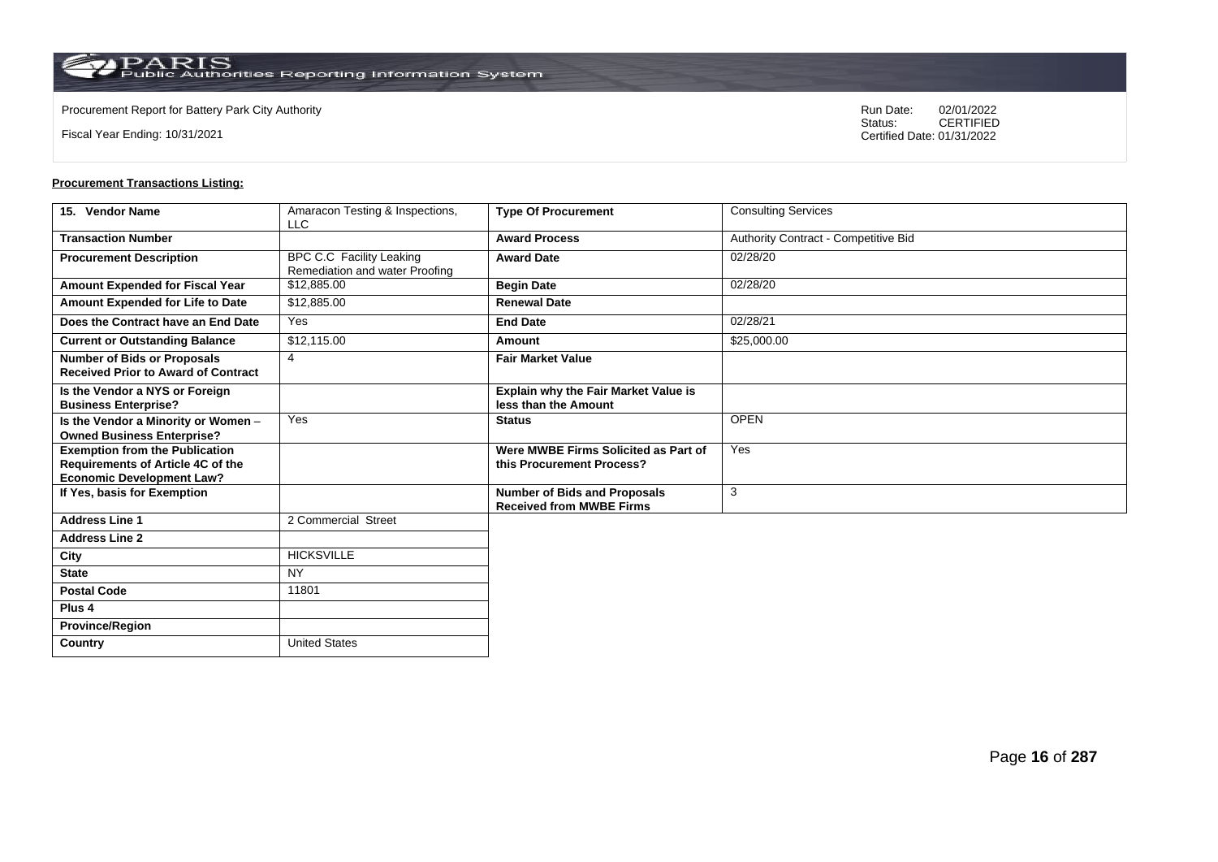Procurement Report for Battery Park City Authority

Fiscal Year Ending: 10/31/2021

Run Date: 02/01/2022
Status: CERTIFIED
Certified Date: 01/31/2022

**Procurement Transactions Listing:**

| 15. Vendor Name | Amaracon Testing & Inspections, LLC | Type Of Procurement | Consulting Services |
|---|---|---|---|
| Transaction Number | | Award Process | Authority Contract - Competitive Bid |
| Procurement Description | BPC C.C Facility Leaking Remediation and water Proofing | Award Date | 02/28/20 |
| Amount Expended for Fiscal Year | $12,885.00 | Begin Date | 02/28/20 |
| Amount Expended for Life to Date | $12,885.00 | Renewal Date | |
| Does the Contract have an End Date | Yes | End Date | 02/28/21 |
| Current or Outstanding Balance | $12,115.00 | Amount | $25,000.00 |
| Number of Bids or Proposals Received Prior to Award of Contract | 4 | Fair Market Value | |
| Is the Vendor a NYS or Foreign Business Enterprise? | | Explain why the Fair Market Value is less than the Amount | |
| Is the Vendor a Minority or Women – Owned Business Enterprise? | Yes | Status | OPEN |
| Exemption from the Publication Requirements of Article 4C of the Economic Development Law? | | Were MWBE Firms Solicited as Part of this Procurement Process? | Yes |
| If Yes, basis for Exemption | | Number of Bids and Proposals Received from MWBE Firms | 3 |
| Address Line 1 | 2 Commercial Street | | |
| Address Line 2 | | | |
| City | HICKSVILLE | | |
| State | NY | | |
| Postal Code | 11801 | | |
| Plus 4 | | | |
| Province/Region | | | |
| Country | United States | | |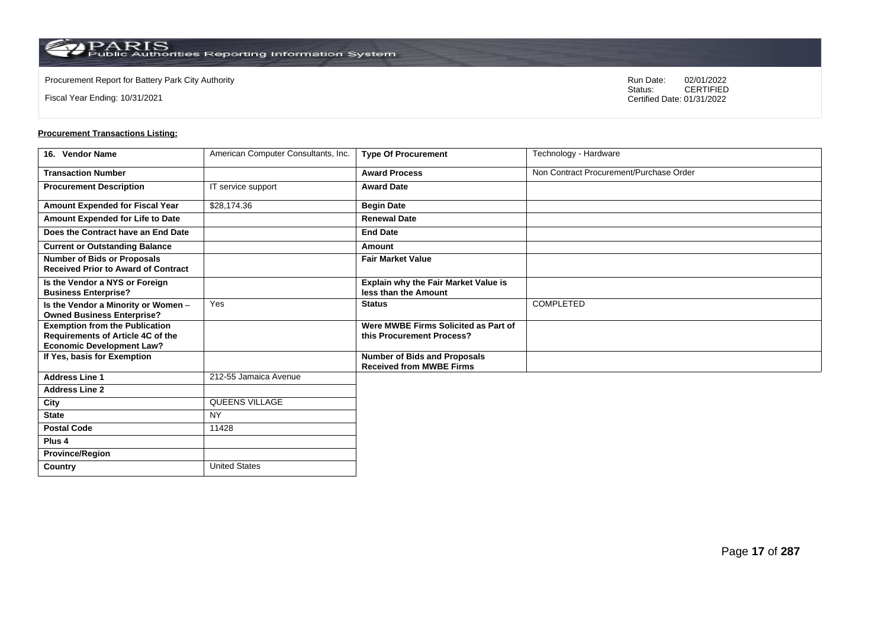Procurement Report for Battery Park City Authority

Fiscal Year Ending: 10/31/2021

Run Date: 02/01/2022
Status: CERTIFIED
Certified Date: 01/31/2022

**Procurement Transactions Listing:**

| 16. Vendor Name | American Computer Consultants, Inc. | Type Of Procurement | Technology - Hardware |
|---|---|---|---|
| Transaction Number | | Award Process | Non Contract Procurement/Purchase Order |
| Procurement Description | IT service support | Award Date | |
| Amount Expended for Fiscal Year | $28,174.36 | Begin Date | |
| Amount Expended for Life to Date | | Renewal Date | |
| Does the Contract have an End Date | | End Date | |
| Current or Outstanding Balance | | Amount | |
| Number of Bids or Proposals Received Prior to Award of Contract | | Fair Market Value | |
| Is the Vendor a NYS or Foreign Business Enterprise? | | Explain why the Fair Market Value is less than the Amount | |
| Is the Vendor a Minority or Women – Owned Business Enterprise? | Yes | Status | COMPLETED |
| Exemption from the Publication Requirements of Article 4C of the Economic Development Law? | | Were MWBE Firms Solicited as Part of this Procurement Process? | |
| If Yes, basis for Exemption | | Number of Bids and Proposals Received from MWBE Firms | |
| Address Line 1 | 212-55 Jamaica Avenue | | |
| Address Line 2 | | | |
| City | QUEENS VILLAGE | | |
| State | NY | | |
| Postal Code | 11428 | | |
| Plus 4 | | | |
| Province/Region | | | |
| Country | United States | | |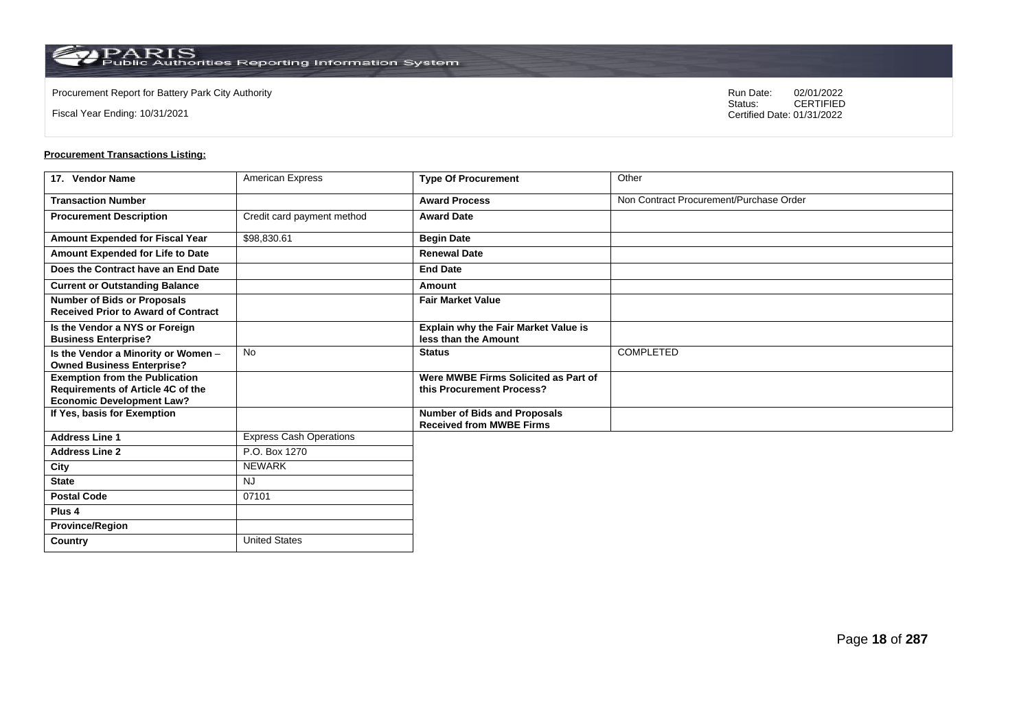Procurement Report for Battery Park City Authority

Fiscal Year Ending: 10/31/2021

Run Date: 02/01/2022
Status: CERTIFIED
Certified Date: 01/31/2022

**Procurement Transactions Listing:**

| 17. Vendor Name | American Express | Type Of Procurement | Other |
|---|---|---|---|
| Transaction Number | | Award Process | Non Contract Procurement/Purchase Order |
| Procurement Description | Credit card payment method | Award Date | |
| Amount Expended for Fiscal Year | $98,830.61 | Begin Date | |
| Amount Expended for Life to Date | | Renewal Date | |
| Does the Contract have an End Date | | End Date | |
| Current or Outstanding Balance | | Amount | |
| Number of Bids or Proposals Received Prior to Award of Contract | | Fair Market Value | |
| Is the Vendor a NYS or Foreign Business Enterprise? | | Explain why the Fair Market Value is less than the Amount | |
| Is the Vendor a Minority or Women – Owned Business Enterprise? | No | Status | COMPLETED |
| Exemption from the Publication Requirements of Article 4C of the Economic Development Law? | | Were MWBE Firms Solicited as Part of this Procurement Process? | |
| If Yes, basis for Exemption | | Number of Bids and Proposals Received from MWBE Firms | |
| Address Line 1 | Express Cash Operations | | |
| Address Line 2 | P.O. Box 1270 | | |
| City | NEWARK | | |
| State | NJ | | |
| Postal Code | 07101 | | |
| Plus 4 | | | |
| Province/Region | | | |
| Country | United States | | |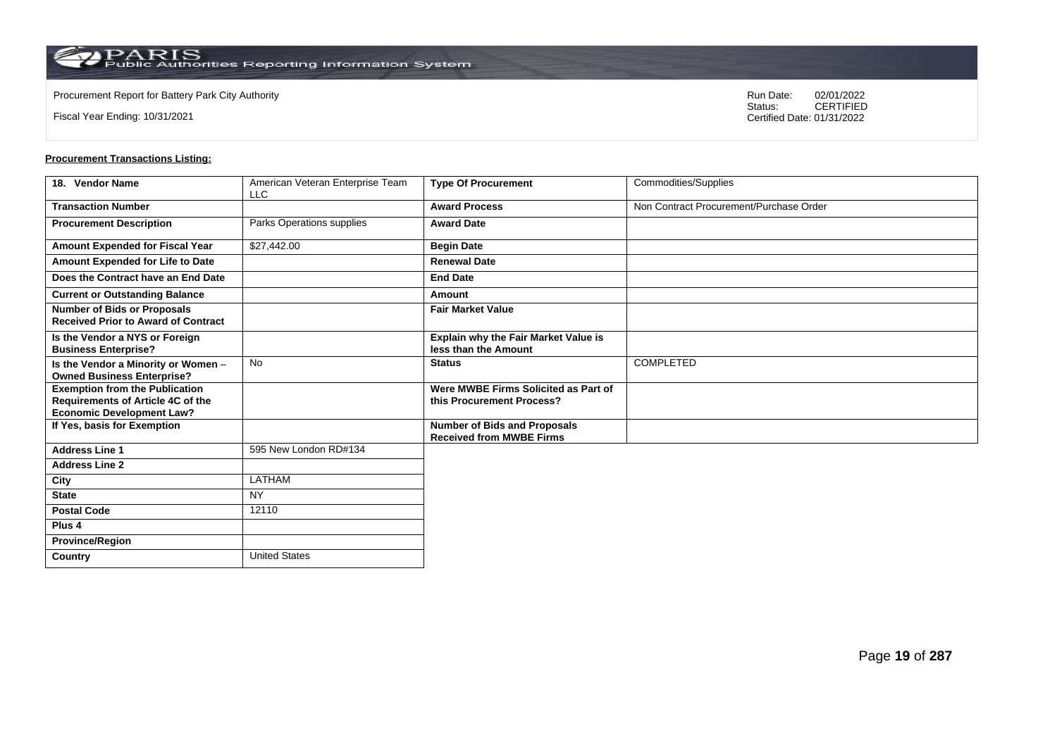Procurement Report for Battery Park City Authority

Fiscal Year Ending: 10/31/2021

Run Date: 02/01/2022
Status: CERTIFIED
Certified Date: 01/31/2022

**Procurement Transactions Listing:**

| 18. Vendor Name | American Veteran Enterprise Team LLC | Type Of Procurement | Commodities/Supplies |
|---|---|---|---|
| Transaction Number | | Award Process | Non Contract Procurement/Purchase Order |
| Procurement Description | Parks Operations supplies | Award Date | |
| Amount Expended for Fiscal Year | $27,442.00 | Begin Date | |
| Amount Expended for Life to Date | | Renewal Date | |
| Does the Contract have an End Date | | End Date | |
| Current or Outstanding Balance | | Amount | |
| Number of Bids or Proposals Received Prior to Award of Contract | | Fair Market Value | |
| Is the Vendor a NYS or Foreign Business Enterprise? | | Explain why the Fair Market Value is less than the Amount | |
| Is the Vendor a Minority or Women – Owned Business Enterprise? | No | Status | COMPLETED |
| Exemption from the Publication Requirements of Article 4C of the Economic Development Law? | | Were MWBE Firms Solicited as Part of this Procurement Process? | |
| If Yes, basis for Exemption | | Number of Bids and Proposals Received from MWBE Firms | |
| Address Line 1 | 595 New London RD#134 | | |
| Address Line 2 | | | |
| City | LATHAM | | |
| State | NY | | |
| Postal Code | 12110 | | |
| Plus 4 | | | |
| Province/Region | | | |
| Country | United States | | |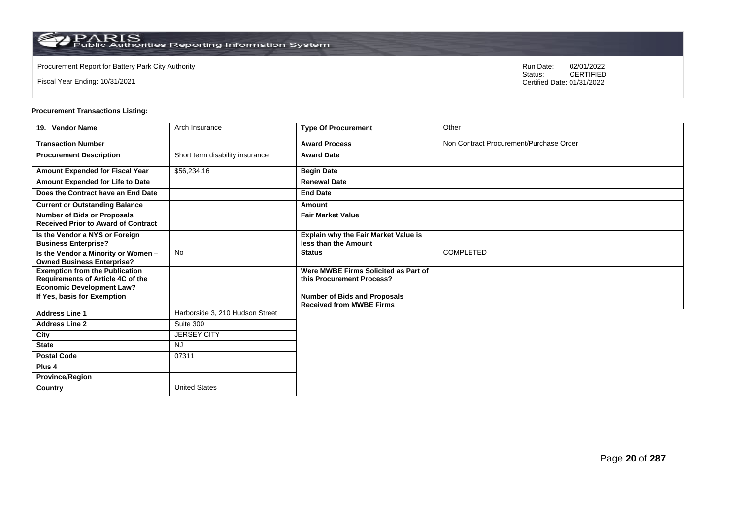Procurement Report for Battery Park City Authority

Fiscal Year Ending: 10/31/2021

Run Date: 02/01/2022
Status: CERTIFIED
Certified Date: 01/31/2022

**Procurement Transactions Listing:**

| 19. Vendor Name | Arch Insurance | Type Of Procurement | Other |
|---|---|---|---|
| Transaction Number | | Award Process | Non Contract Procurement/Purchase Order |
| Procurement Description | Short term disability insurance | Award Date | |
| Amount Expended for Fiscal Year | $56,234.16 | Begin Date | |
| Amount Expended for Life to Date | | Renewal Date | |
| Does the Contract have an End Date | | End Date | |
| Current or Outstanding Balance | | Amount | |
| Number of Bids or Proposals Received Prior to Award of Contract | | Fair Market Value | |
| Is the Vendor a NYS or Foreign Business Enterprise? | | Explain why the Fair Market Value is less than the Amount | |
| Is the Vendor a Minority or Women – Owned Business Enterprise? | No | Status | COMPLETED |
| Exemption from the Publication Requirements of Article 4C of the Economic Development Law? | | Were MWBE Firms Solicited as Part of this Procurement Process? | |
| If Yes, basis for Exemption | | Number of Bids and Proposals Received from MWBE Firms | |
| Address Line 1 | Harborside 3, 210 Hudson Street | | |
| Address Line 2 | Suite 300 | | |
| City | JERSEY CITY | | |
| State | NJ | | |
| Postal Code | 07311 | | |
| Plus 4 | | | |
| Province/Region | | | |
| Country | United States | | |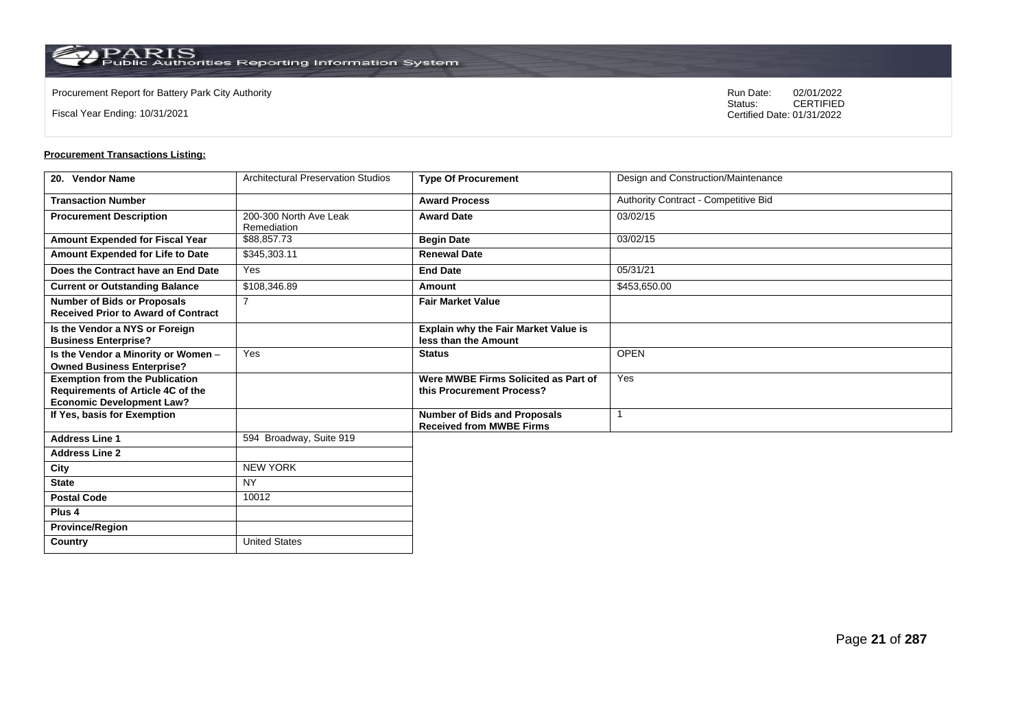Procurement Report for Battery Park City Authority

Fiscal Year Ending: 10/31/2021

Run Date: 02/01/2022
Status: CERTIFIED
Certified Date: 01/31/2022

**Procurement Transactions Listing:**

| 20. Vendor Name | Architectural Preservation Studios | Type Of Procurement | Design and Construction/Maintenance |
|---|---|---|---|
| Transaction Number | | Award Process | Authority Contract - Competitive Bid |
| Procurement Description | 200-300 North Ave Leak Remediation | Award Date | 03/02/15 |
| Amount Expended for Fiscal Year | $88,857.73 | Begin Date | 03/02/15 |
| Amount Expended for Life to Date | $345,303.11 | Renewal Date | |
| Does the Contract have an End Date | Yes | End Date | 05/31/21 |
| Current or Outstanding Balance | $108,346.89 | Amount | $453,650.00 |
| Number of Bids or Proposals Received Prior to Award of Contract | 7 | Fair Market Value | |
| Is the Vendor a NYS or Foreign Business Enterprise? | | Explain why the Fair Market Value is less than the Amount | |
| Is the Vendor a Minority or Women – Owned Business Enterprise? | Yes | Status | OPEN |
| Exemption from the Publication Requirements of Article 4C of the Economic Development Law? | | Were MWBE Firms Solicited as Part of this Procurement Process? | Yes |
| If Yes, basis for Exemption | | Number of Bids and Proposals Received from MWBE Firms | 1 |
| Address Line 1 | 594 Broadway, Suite 919 | | |
| Address Line 2 | | | |
| City | NEW YORK | | |
| State | NY | | |
| Postal Code | 10012 | | |
| Plus 4 | | | |
| Province/Region | | | |
| Country | United States | | |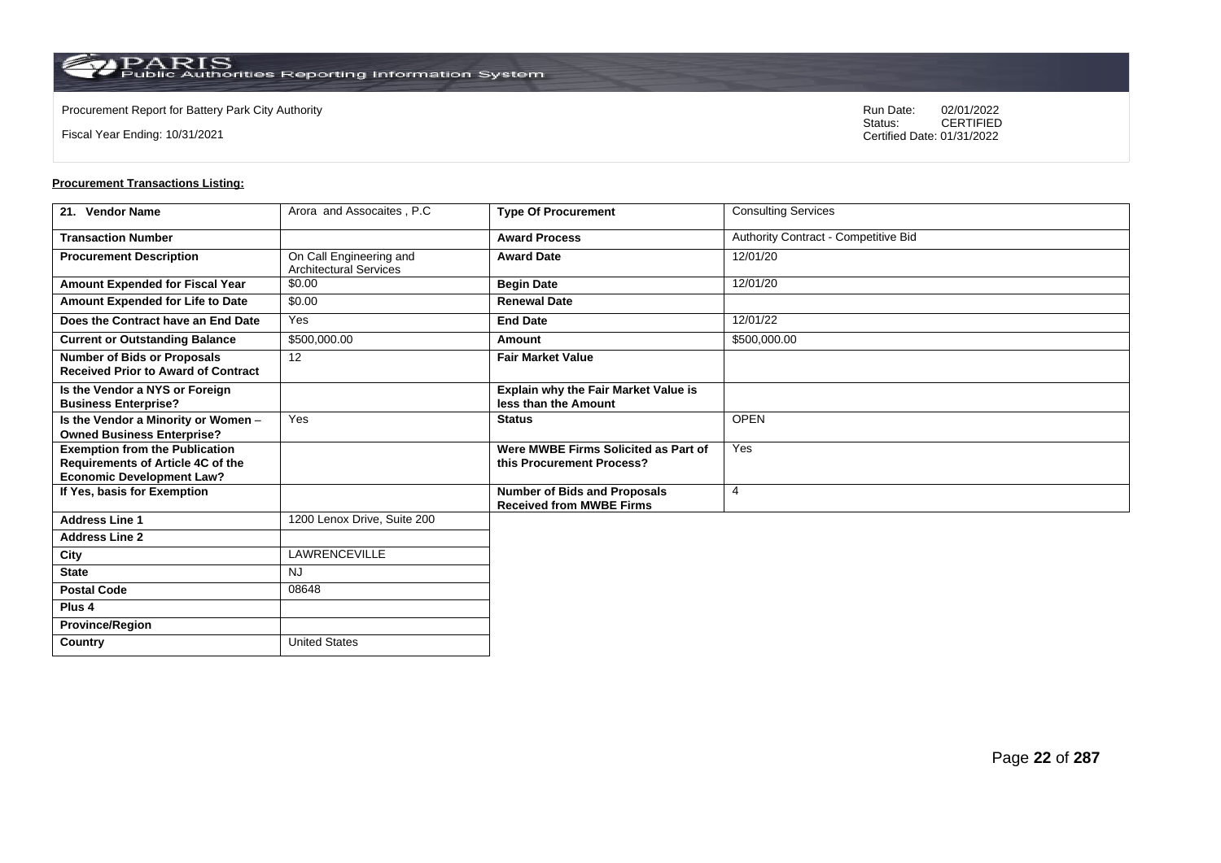Procurement Report for Battery Park City Authority

Fiscal Year Ending: 10/31/2021

Run Date: 02/01/2022
Status: CERTIFIED
Certified Date: 01/31/2022

**Procurement Transactions Listing:**

| 21. Vendor Name | Arora and Assocaites , P.C | Type Of Procurement | Consulting Services |
|---|---|---|---|
| Transaction Number | | Award Process | Authority Contract - Competitive Bid |
| Procurement Description | On Call Engineering and Architectural Services | Award Date | 12/01/20 |
| Amount Expended for Fiscal Year | $0.00 | Begin Date | 12/01/20 |
| Amount Expended for Life to Date | $0.00 | Renewal Date | |
| Does the Contract have an End Date | Yes | End Date | 12/01/22 |
| Current or Outstanding Balance | $500,000.00 | Amount | $500,000.00 |
| Number of Bids or Proposals Received Prior to Award of Contract | 12 | Fair Market Value | |
| Is the Vendor a NYS or Foreign Business Enterprise? | | Explain why the Fair Market Value is less than the Amount | |
| Is the Vendor a Minority or Women – Owned Business Enterprise? | Yes | Status | OPEN |
| Exemption from the Publication Requirements of Article 4C of the Economic Development Law? | | Were MWBE Firms Solicited as Part of this Procurement Process? | Yes |
| If Yes, basis for Exemption | | Number of Bids and Proposals Received from MWBE Firms | 4 |
| Address Line 1 | 1200 Lenox Drive, Suite 200 | | |
| Address Line 2 | | | |
| City | LAWRENCEVILLE | | |
| State | NJ | | |
| Postal Code | 08648 | | |
| Plus 4 | | | |
| Province/Region | | | |
| Country | United States | | |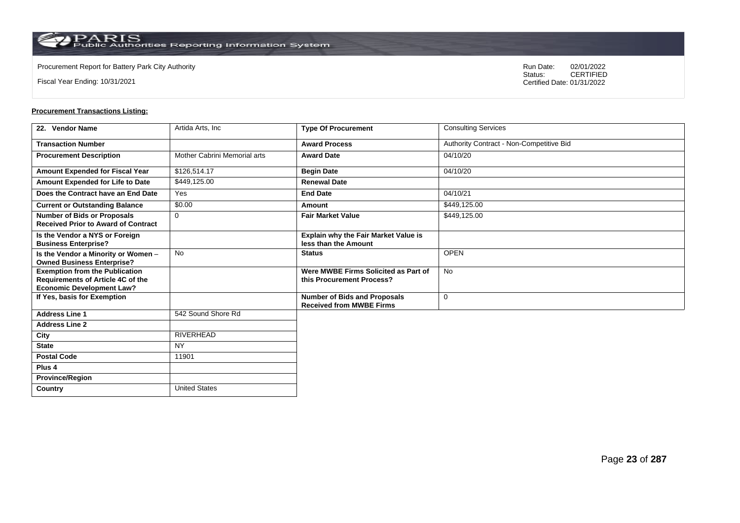Procurement Report for Battery Park City Authority

Fiscal Year Ending: 10/31/2021

Run Date: 02/01/2022
Status: CERTIFIED
Certified Date: 01/31/2022

**Procurement Transactions Listing:**

| 22. Vendor Name | Artida Arts, Inc | Type Of Procurement | Consulting Services |
|---|---|---|---|
| Transaction Number | | Award Process | Authority Contract - Non-Competitive Bid |
| Procurement Description | Mother Cabrini Memorial arts | Award Date | 04/10/20 |
| Amount Expended for Fiscal Year | $126,514.17 | Begin Date | 04/10/20 |
| Amount Expended for Life to Date | $449,125.00 | Renewal Date | |
| Does the Contract have an End Date | Yes | End Date | 04/10/21 |
| Current or Outstanding Balance | $0.00 | Amount | $449,125.00 |
| Number of Bids or Proposals Received Prior to Award of Contract | 0 | Fair Market Value | $449,125.00 |
| Is the Vendor a NYS or Foreign Business Enterprise? | | Explain why the Fair Market Value is less than the Amount | |
| Is the Vendor a Minority or Women – Owned Business Enterprise? | No | Status | OPEN |
| Exemption from the Publication Requirements of Article 4C of the Economic Development Law? | | Were MWBE Firms Solicited as Part of this Procurement Process? | No |
| If Yes, basis for Exemption | | Number of Bids and Proposals Received from MWBE Firms | 0 |
| Address Line 1 | 542 Sound Shore Rd | | |
| Address Line 2 | | | |
| City | RIVERHEAD | | |
| State | NY | | |
| Postal Code | 11901 | | |
| Plus 4 | | | |
| Province/Region | | | |
| Country | United States | | |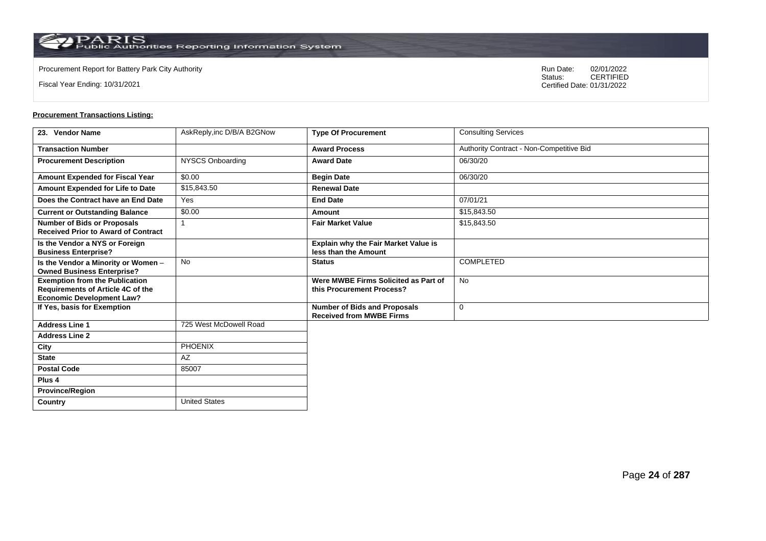Procurement Report for Battery Park City Authority

Fiscal Year Ending: 10/31/2021

Run Date: 02/01/2022
Status: CERTIFIED
Certified Date: 01/31/2022

**Procurement Transactions Listing:**

| 23. Vendor Name | AskReply,inc D/B/A B2GNow | Type Of Procurement | Consulting Services |
|---|---|---|---|
| Transaction Number | | Award Process | Authority Contract - Non-Competitive Bid |
| Procurement Description | NYSCS Onboarding | Award Date | 06/30/20 |
| Amount Expended for Fiscal Year | $0.00 | Begin Date | 06/30/20 |
| Amount Expended for Life to Date | $15,843.50 | Renewal Date | |
| Does the Contract have an End Date | Yes | End Date | 07/01/21 |
| Current or Outstanding Balance | $0.00 | Amount | $15,843.50 |
| Number of Bids or Proposals Received Prior to Award of Contract | 1 | Fair Market Value | $15,843.50 |
| Is the Vendor a NYS or Foreign Business Enterprise? | | Explain why the Fair Market Value is less than the Amount | |
| Is the Vendor a Minority or Women – Owned Business Enterprise? | No | Status | COMPLETED |
| Exemption from the Publication Requirements of Article 4C of the Economic Development Law? | | Were MWBE Firms Solicited as Part of this Procurement Process? | No |
| If Yes, basis for Exemption | | Number of Bids and Proposals Received from MWBE Firms | 0 |
| Address Line 1 | 725 West McDowell Road | | |
| Address Line 2 | | | |
| City | PHOENIX | | |
| State | AZ | | |
| Postal Code | 85007 | | |
| Plus 4 | | | |
| Province/Region | | | |
| Country | United States | | |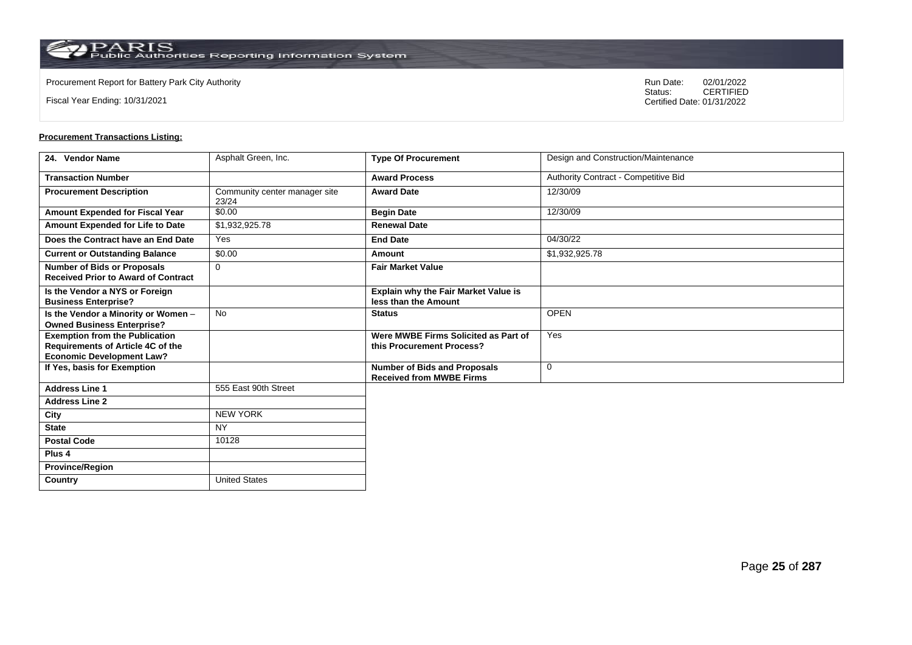Procurement Report for Battery Park City Authority

Fiscal Year Ending: 10/31/2021

Run Date: 02/01/2022
Status: CERTIFIED
Certified Date: 01/31/2022

**Procurement Transactions Listing:**

| 24. Vendor Name | Asphalt Green, Inc. | Type Of Procurement | Design and Construction/Maintenance |
|---|---|---|---|
| Transaction Number | | Award Process | Authority Contract - Competitive Bid |
| Procurement Description | Community center manager site 23/24 | Award Date | 12/30/09 |
| Amount Expended for Fiscal Year | $0.00 | Begin Date | 12/30/09 |
| Amount Expended for Life to Date | $1,932,925.78 | Renewal Date | |
| Does the Contract have an End Date | Yes | End Date | 04/30/22 |
| Current or Outstanding Balance | $0.00 | Amount | $1,932,925.78 |
| Number of Bids or Proposals Received Prior to Award of Contract | 0 | Fair Market Value | |
| Is the Vendor a NYS or Foreign Business Enterprise? | | Explain why the Fair Market Value is less than the Amount | |
| Is the Vendor a Minority or Women – Owned Business Enterprise? | No | Status | OPEN |
| Exemption from the Publication Requirements of Article 4C of the Economic Development Law? | | Were MWBE Firms Solicited as Part of this Procurement Process? | Yes |
| If Yes, basis for Exemption | | Number of Bids and Proposals Received from MWBE Firms | 0 |
| Address Line 1 | 555 East 90th Street | | |
| Address Line 2 | | | |
| City | NEW YORK | | |
| State | NY | | |
| Postal Code | 10128 | | |
| Plus 4 | | | |
| Province/Region | | | |
| Country | United States | | |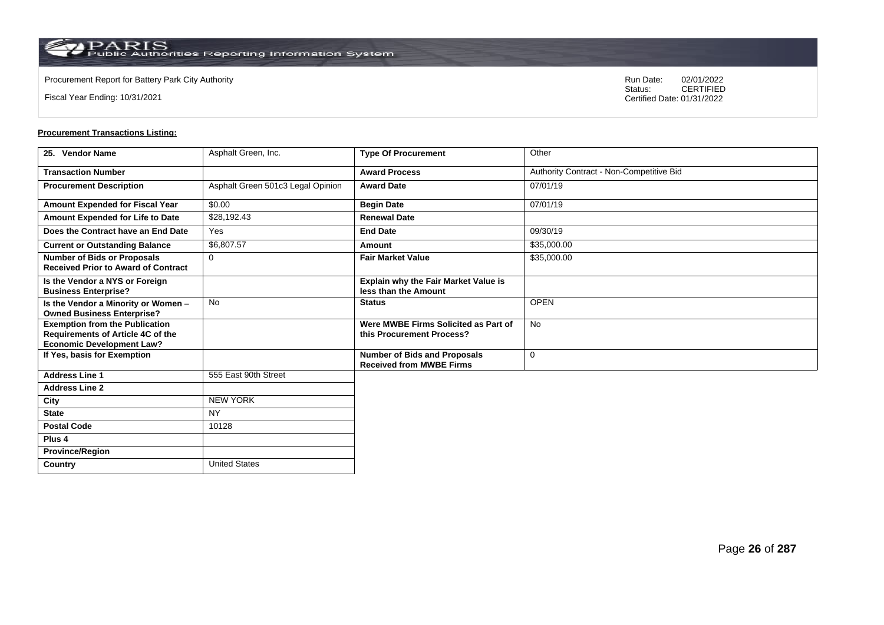Procurement Report for Battery Park City Authority

Fiscal Year Ending: 10/31/2021

Run Date: 02/01/2022
Status: CERTIFIED
Certified Date: 01/31/2022

**Procurement Transactions Listing:**

| 25. Vendor Name | Asphalt Green, Inc. | Type Of Procurement | Other |
|---|---|---|---|
| Transaction Number | | Award Process | Authority Contract - Non-Competitive Bid |
| Procurement Description | Asphalt Green 501c3 Legal Opinion | Award Date | 07/01/19 |
| Amount Expended for Fiscal Year | $0.00 | Begin Date | 07/01/19 |
| Amount Expended for Life to Date | $28,192.43 | Renewal Date | |
| Does the Contract have an End Date | Yes | End Date | 09/30/19 |
| Current or Outstanding Balance | $6,807.57 | Amount | $35,000.00 |
| Number of Bids or Proposals Received Prior to Award of Contract | 0 | Fair Market Value | $35,000.00 |
| Is the Vendor a NYS or Foreign Business Enterprise? | | Explain why the Fair Market Value is less than the Amount | |
| Is the Vendor a Minority or Women – Owned Business Enterprise? | No | Status | OPEN |
| Exemption from the Publication Requirements of Article 4C of the Economic Development Law? | | Were MWBE Firms Solicited as Part of this Procurement Process? | No |
| If Yes, basis for Exemption | | Number of Bids and Proposals Received from MWBE Firms | 0 |
| Address Line 1 | 555 East 90th Street | | |
| Address Line 2 | | | |
| City | NEW YORK | | |
| State | NY | | |
| Postal Code | 10128 | | |
| Plus 4 | | | |
| Province/Region | | | |
| Country | United States | | |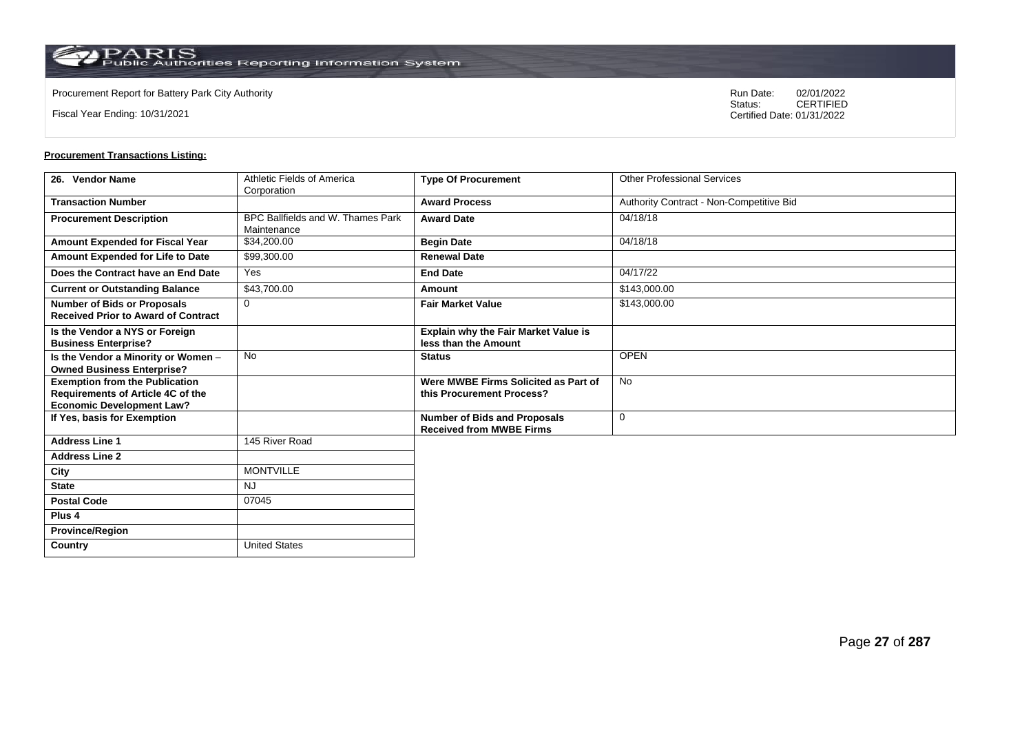Procurement Report for Battery Park City Authority

Fiscal Year Ending: 10/31/2021

Run Date: 02/01/2022
Status: CERTIFIED
Certified Date: 01/31/2022

**Procurement Transactions Listing:**

| 26. Vendor Name | Athletic Fields of America Corporation | Type Of Procurement | Other Professional Services |
|---|---|---|---|
| Transaction Number | | Award Process | Authority Contract - Non-Competitive Bid |
| Procurement Description | BPC Ballfields and W. Thames Park Maintenance | Award Date | 04/18/18 |
| Amount Expended for Fiscal Year | $34,200.00 | Begin Date | 04/18/18 |
| Amount Expended for Life to Date | $99,300.00 | Renewal Date | |
| Does the Contract have an End Date | Yes | End Date | 04/17/22 |
| Current or Outstanding Balance | $43,700.00 | Amount | $143,000.00 |
| Number of Bids or Proposals Received Prior to Award of Contract | 0 | Fair Market Value | $143,000.00 |
| Is the Vendor a NYS or Foreign Business Enterprise? | | Explain why the Fair Market Value is less than the Amount | |
| Is the Vendor a Minority or Women – Owned Business Enterprise? | No | Status | OPEN |
| Exemption from the Publication Requirements of Article 4C of the Economic Development Law? | | Were MWBE Firms Solicited as Part of this Procurement Process? | No |
| If Yes, basis for Exemption | | Number of Bids and Proposals Received from MWBE Firms | 0 |
| Address Line 1 | 145 River Road | | |
| Address Line 2 | | | |
| City | MONTVILLE | | |
| State | NJ | | |
| Postal Code | 07045 | | |
| Plus 4 | | | |
| Province/Region | | | |
| Country | United States | | |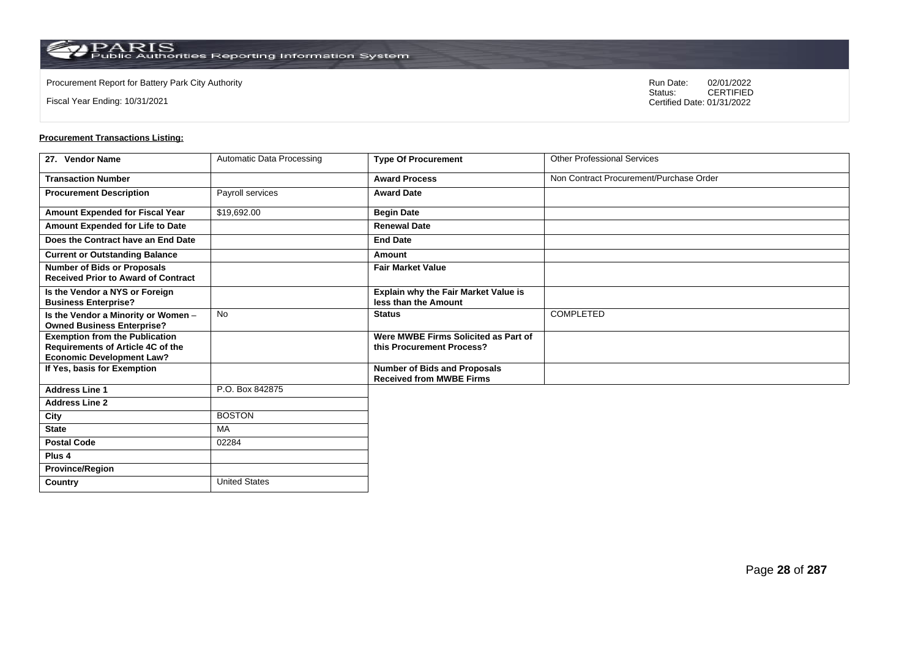Procurement Report for Battery Park City Authority

Fiscal Year Ending: 10/31/2021

Run Date: 02/01/2022
Status: CERTIFIED
Certified Date: 01/31/2022

**Procurement Transactions Listing:**

| 27. Vendor Name | Automatic Data Processing | Type Of Procurement | Other Professional Services |
|---|---|---|---|
| Transaction Number | | Award Process | Non Contract Procurement/Purchase Order |
| Procurement Description | Payroll services | Award Date | |
| Amount Expended for Fiscal Year | $19,692.00 | Begin Date | |
| Amount Expended for Life to Date | | Renewal Date | |
| Does the Contract have an End Date | | End Date | |
| Current or Outstanding Balance | | Amount | |
| Number of Bids or Proposals Received Prior to Award of Contract | | Fair Market Value | |
| Is the Vendor a NYS or Foreign Business Enterprise? | | Explain why the Fair Market Value is less than the Amount | |
| Is the Vendor a Minority or Women – Owned Business Enterprise? | No | Status | COMPLETED |
| Exemption from the Publication Requirements of Article 4C of the Economic Development Law? | | Were MWBE Firms Solicited as Part of this Procurement Process? | |
| If Yes, basis for Exemption | | Number of Bids and Proposals Received from MWBE Firms | |
| Address Line 1 | P.O. Box 842875 | | |
| Address Line 2 | | | |
| City | BOSTON | | |
| State | MA | | |
| Postal Code | 02284 | | |
| Plus 4 | | | |
| Province/Region | | | |
| Country | United States | | |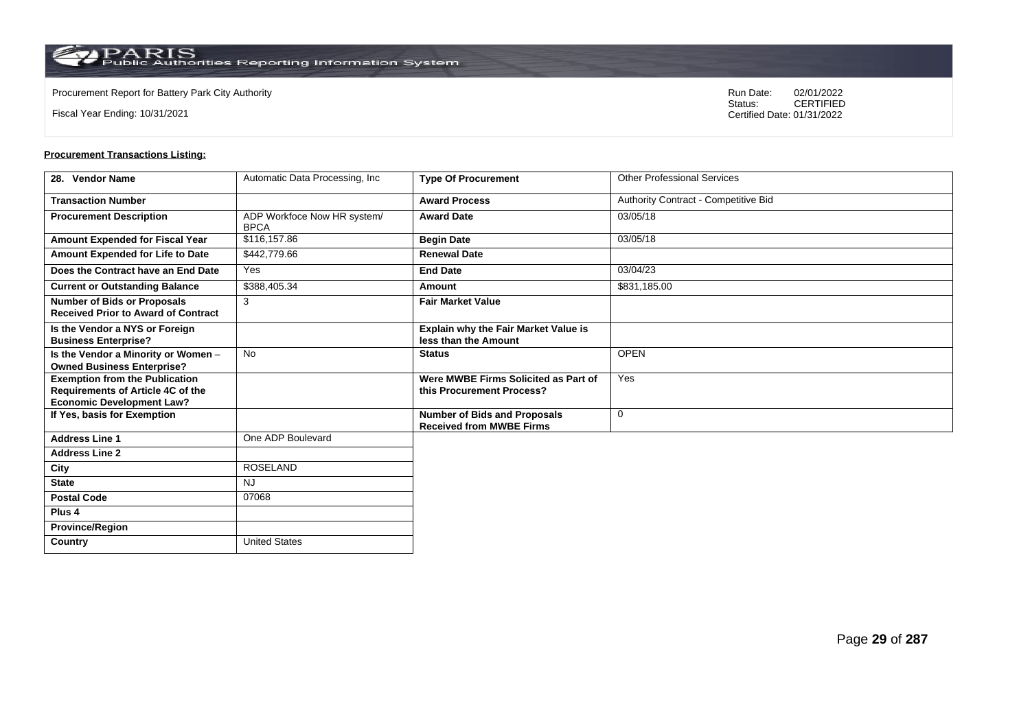Procurement Report for Battery Park City Authority

Fiscal Year Ending: 10/31/2021

Run Date: 02/01/2022
Status: CERTIFIED
Certified Date: 01/31/2022

**Procurement Transactions Listing:**

| 28. Vendor Name | Automatic Data Processing, Inc | Type Of Procurement | Other Professional Services |
|---|---|---|---|
| Transaction Number | | Award Process | Authority Contract - Competitive Bid |
| Procurement Description | ADP Workfoce Now HR system/ BPCA | Award Date | 03/05/18 |
| Amount Expended for Fiscal Year | $116,157.86 | Begin Date | 03/05/18 |
| Amount Expended for Life to Date | $442,779.66 | Renewal Date | |
| Does the Contract have an End Date | Yes | End Date | 03/04/23 |
| Current or Outstanding Balance | $388,405.34 | Amount | $831,185.00 |
| Number of Bids or Proposals Received Prior to Award of Contract | 3 | Fair Market Value | |
| Is the Vendor a NYS or Foreign Business Enterprise? | | Explain why the Fair Market Value is less than the Amount | |
| Is the Vendor a Minority or Women – Owned Business Enterprise? | No | Status | OPEN |
| Exemption from the Publication Requirements of Article 4C of the Economic Development Law? | | Were MWBE Firms Solicited as Part of this Procurement Process? | Yes |
| If Yes, basis for Exemption | | Number of Bids and Proposals Received from MWBE Firms | 0 |
| Address Line 1 | One ADP Boulevard | | |
| Address Line 2 | | | |
| City | ROSELAND | | |
| State | NJ | | |
| Postal Code | 07068 | | |
| Plus 4 | | | |
| Province/Region | | | |
| Country | United States | | |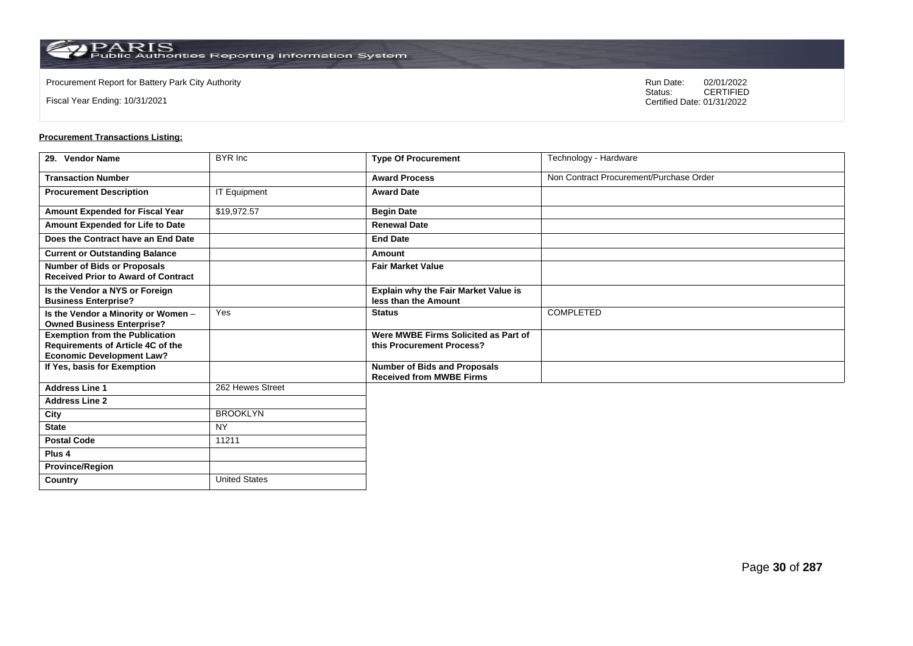Procurement Report for Battery Park City Authority

Fiscal Year Ending: 10/31/2021

Run Date: 02/01/2022
Status: CERTIFIED
Certified Date: 01/31/2022

**Procurement Transactions Listing:**

| 29. Vendor Name | BYR Inc | Type Of Procurement | Technology - Hardware |
|---|---|---|---|
| Transaction Number | | Award Process | Non Contract Procurement/Purchase Order |
| Procurement Description | IT Equipment | Award Date | |
| Amount Expended for Fiscal Year | $19,972.57 | Begin Date | |
| Amount Expended for Life to Date | | Renewal Date | |
| Does the Contract have an End Date | | End Date | |
| Current or Outstanding Balance | | Amount | |
| Number of Bids or Proposals Received Prior to Award of Contract | | Fair Market Value | |
| Is the Vendor a NYS or Foreign Business Enterprise? | | Explain why the Fair Market Value is less than the Amount | |
| Is the Vendor a Minority or Women – Owned Business Enterprise? | Yes | Status | COMPLETED |
| Exemption from the Publication Requirements of Article 4C of the Economic Development Law? | | Were MWBE Firms Solicited as Part of this Procurement Process? | |
| If Yes, basis for Exemption | | Number of Bids and Proposals Received from MWBE Firms | |
| Address Line 1 | 262 Hewes Street | | |
| Address Line 2 | | | |
| City | BROOKLYN | | |
| State | NY | | |
| Postal Code | 11211 | | |
| Plus 4 | | | |
| Province/Region | | | |
| Country | United States | | |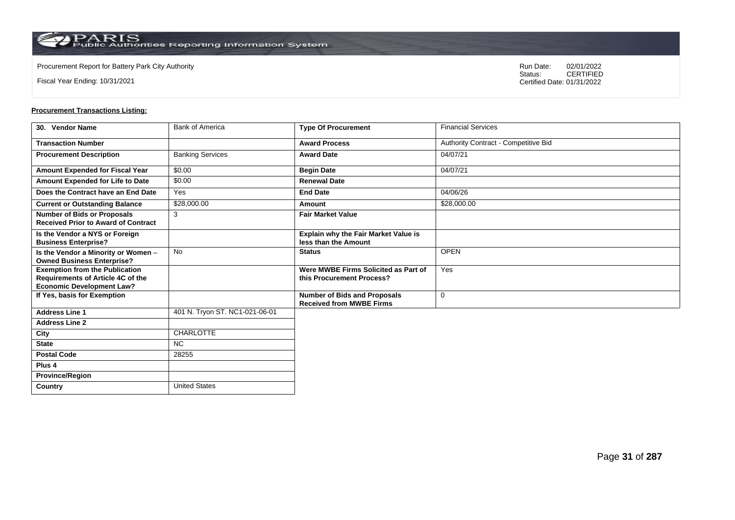Procurement Report for Battery Park City Authority

Fiscal Year Ending: 10/31/2021

Run Date: 02/01/2022
Status: CERTIFIED
Certified Date: 01/31/2022

**Procurement Transactions Listing:**

| 30. Vendor Name | Bank of America | Type Of Procurement | Financial Services |
|---|---|---|---|
| Transaction Number | | Award Process | Authority Contract - Competitive Bid |
| Procurement Description | Banking Services | Award Date | 04/07/21 |
| Amount Expended for Fiscal Year | $0.00 | Begin Date | 04/07/21 |
| Amount Expended for Life to Date | $0.00 | Renewal Date | |
| Does the Contract have an End Date | Yes | End Date | 04/06/26 |
| Current or Outstanding Balance | $28,000.00 | Amount | $28,000.00 |
| Number of Bids or Proposals Received Prior to Award of Contract | 3 | Fair Market Value | |
| Is the Vendor a NYS or Foreign Business Enterprise? | | Explain why the Fair Market Value is less than the Amount | |
| Is the Vendor a Minority or Women – Owned Business Enterprise? | No | Status | OPEN |
| Exemption from the Publication Requirements of Article 4C of the Economic Development Law? | | Were MWBE Firms Solicited as Part of this Procurement Process? | Yes |
| If Yes, basis for Exemption | | Number of Bids and Proposals Received from MWBE Firms | 0 |
| Address Line 1 | 401 N. Tryon ST. NC1-021-06-01 | | |
| Address Line 2 | | | |
| City | CHARLOTTE | | |
| State | NC | | |
| Postal Code | 28255 | | |
| Plus 4 | | | |
| Province/Region | | | |
| Country | United States | | |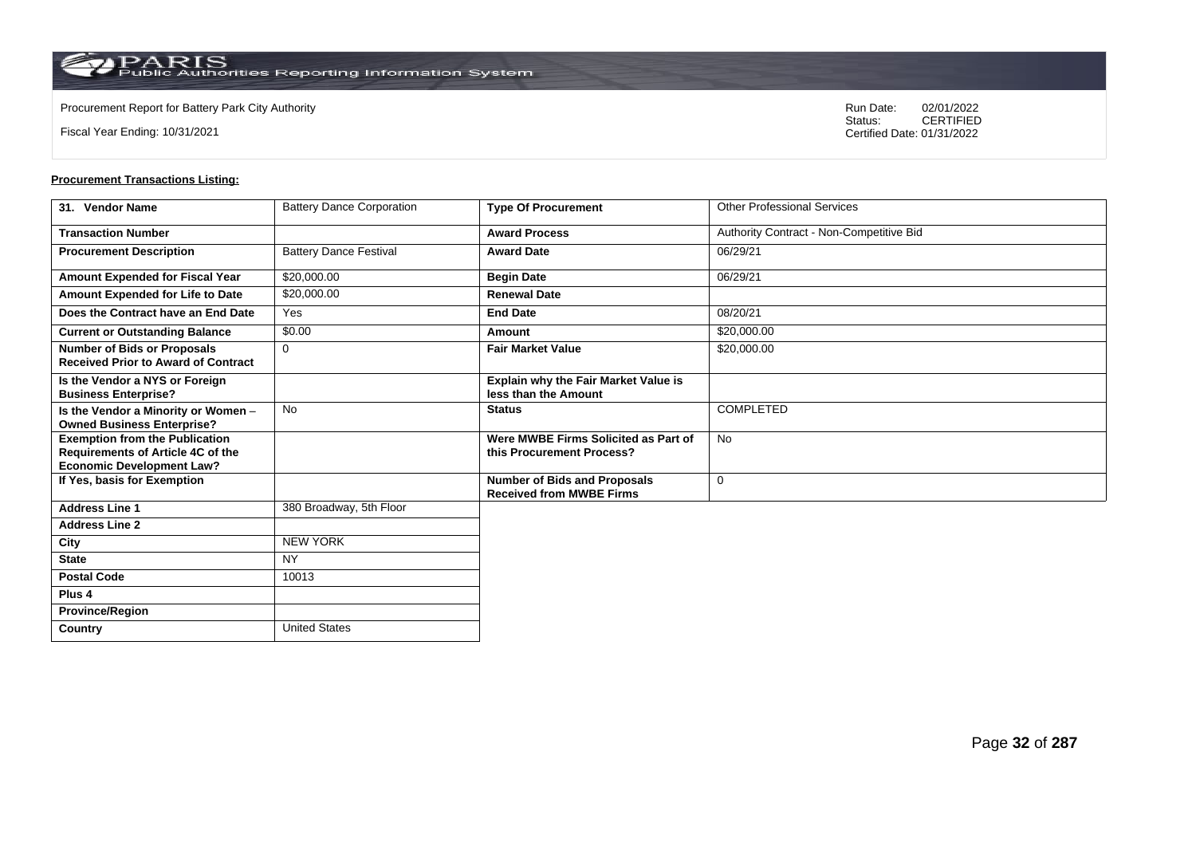Procurement Report for Battery Park City Authority

Fiscal Year Ending: 10/31/2021

Run Date: 02/01/2022
Status: CERTIFIED
Certified Date: 01/31/2022

**Procurement Transactions Listing:**

| 31. Vendor Name | Battery Dance Corporation | Type Of Procurement | Other Professional Services |
|---|---|---|---|
| Transaction Number | | Award Process | Authority Contract - Non-Competitive Bid |
| Procurement Description | Battery Dance Festival | Award Date | 06/29/21 |
| Amount Expended for Fiscal Year | $20,000.00 | Begin Date | 06/29/21 |
| Amount Expended for Life to Date | $20,000.00 | Renewal Date | |
| Does the Contract have an End Date | Yes | End Date | 08/20/21 |
| Current or Outstanding Balance | $0.00 | Amount | $20,000.00 |
| Number of Bids or Proposals Received Prior to Award of Contract | 0 | Fair Market Value | $20,000.00 |
| Is the Vendor a NYS or Foreign Business Enterprise? | | Explain why the Fair Market Value is less than the Amount | |
| Is the Vendor a Minority or Women – Owned Business Enterprise? | No | Status | COMPLETED |
| Exemption from the Publication Requirements of Article 4C of the Economic Development Law? | | Were MWBE Firms Solicited as Part of this Procurement Process? | No |
| If Yes, basis for Exemption | | Number of Bids and Proposals Received from MWBE Firms | 0 |
| Address Line 1 | 380 Broadway, 5th Floor | | |
| Address Line 2 | | | |
| City | NEW YORK | | |
| State | NY | | |
| Postal Code | 10013 | | |
| Plus 4 | | | |
| Province/Region | | | |
| Country | United States | | |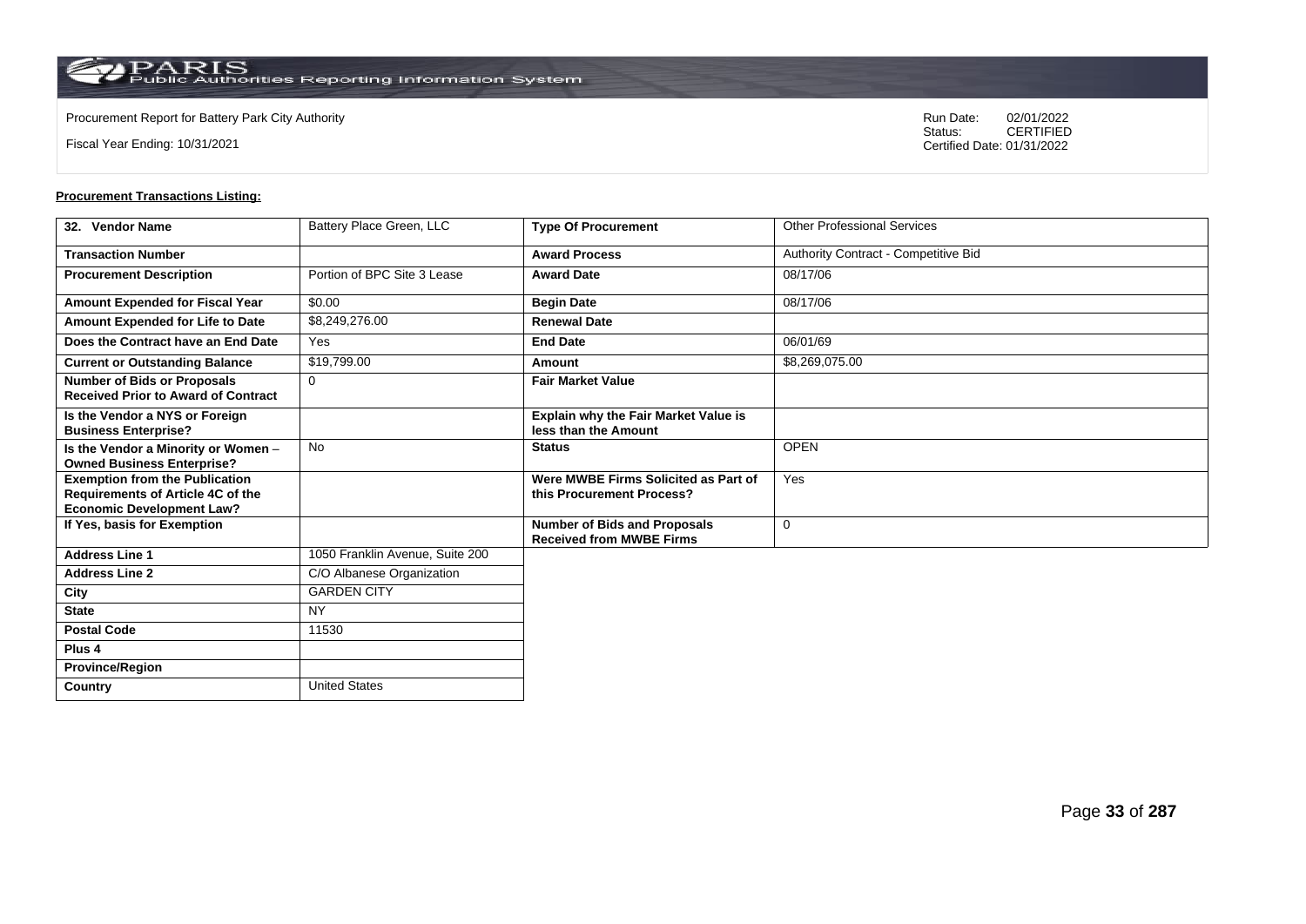Procurement Report for Battery Park City Authority

Fiscal Year Ending: 10/31/2021

Run Date: 02/01/2022
Status: CERTIFIED
Certified Date: 01/31/2022

**Procurement Transactions Listing:**

| 32. Vendor Name | Battery Place Green, LLC | Type Of Procurement | Other Professional Services |
|---|---|---|---|
| Transaction Number | | Award Process | Authority Contract - Competitive Bid |
| Procurement Description | Portion of BPC Site 3 Lease | Award Date | 08/17/06 |
| Amount Expended for Fiscal Year | $0.00 | Begin Date | 08/17/06 |
| Amount Expended for Life to Date | $8,249,276.00 | Renewal Date | |
| Does the Contract have an End Date | Yes | End Date | 06/01/69 |
| Current or Outstanding Balance | $19,799.00 | Amount | $8,269,075.00 |
| Number of Bids or Proposals Received Prior to Award of Contract | 0 | Fair Market Value | |
| Is the Vendor a NYS or Foreign Business Enterprise? | | Explain why the Fair Market Value is less than the Amount | |
| Is the Vendor a Minority or Women – Owned Business Enterprise? | No | Status | OPEN |
| Exemption from the Publication Requirements of Article 4C of the Economic Development Law? | | Were MWBE Firms Solicited as Part of this Procurement Process? | Yes |
| If Yes, basis for Exemption | | Number of Bids and Proposals Received from MWBE Firms | 0 |
| Address Line 1 | 1050 Franklin Avenue, Suite 200 | | |
| Address Line 2 | C/O Albanese Organization | | |
| City | GARDEN CITY | | |
| State | NY | | |
| Postal Code | 11530 | | |
| Plus 4 | | | |
| Province/Region | | | |
| Country | United States | | |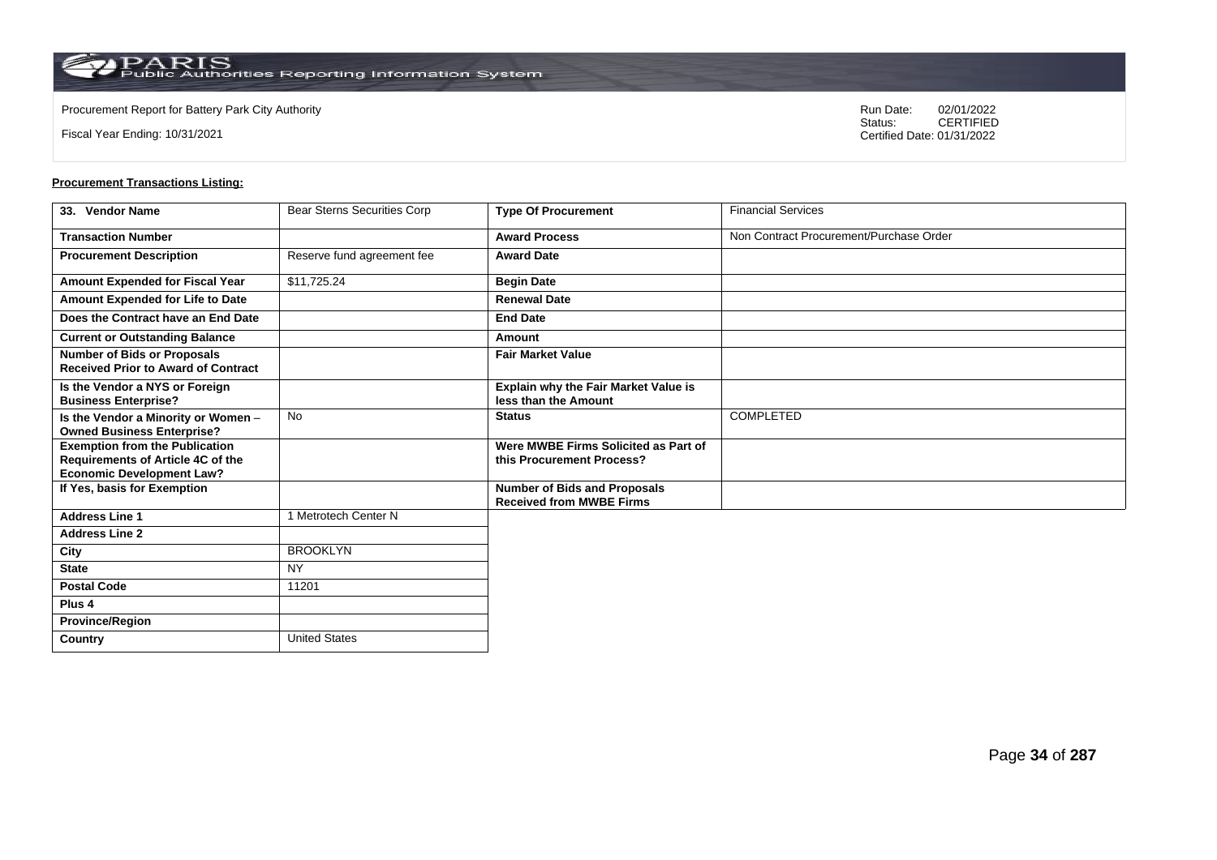Procurement Report for Battery Park City Authority

Fiscal Year Ending: 10/31/2021

Run Date: 02/01/2022
Status: CERTIFIED
Certified Date: 01/31/2022

**Procurement Transactions Listing:**

| 33. Vendor Name | Bear Sterns Securities Corp | Type Of Procurement | Financial Services |
|---|---|---|---|
| Transaction Number | | Award Process | Non Contract Procurement/Purchase Order |
| Procurement Description | Reserve fund agreement fee | Award Date | |
| Amount Expended for Fiscal Year | $11,725.24 | Begin Date | |
| Amount Expended for Life to Date | | Renewal Date | |
| Does the Contract have an End Date | | End Date | |
| Current or Outstanding Balance | | Amount | |
| Number of Bids or Proposals Received Prior to Award of Contract | | Fair Market Value | |
| Is the Vendor a NYS or Foreign Business Enterprise? | | Explain why the Fair Market Value is less than the Amount | |
| Is the Vendor a Minority or Women – Owned Business Enterprise? | No | Status | COMPLETED |
| Exemption from the Publication Requirements of Article 4C of the Economic Development Law? | | Were MWBE Firms Solicited as Part of this Procurement Process? | |
| If Yes, basis for Exemption | | Number of Bids and Proposals Received from MWBE Firms | |
| Address Line 1 | 1 Metrotech Center N | | |
| Address Line 2 | | | |
| City | BROOKLYN | | |
| State | NY | | |
| Postal Code | 11201 | | |
| Plus 4 | | | |
| Province/Region | | | |
| Country | United States | | |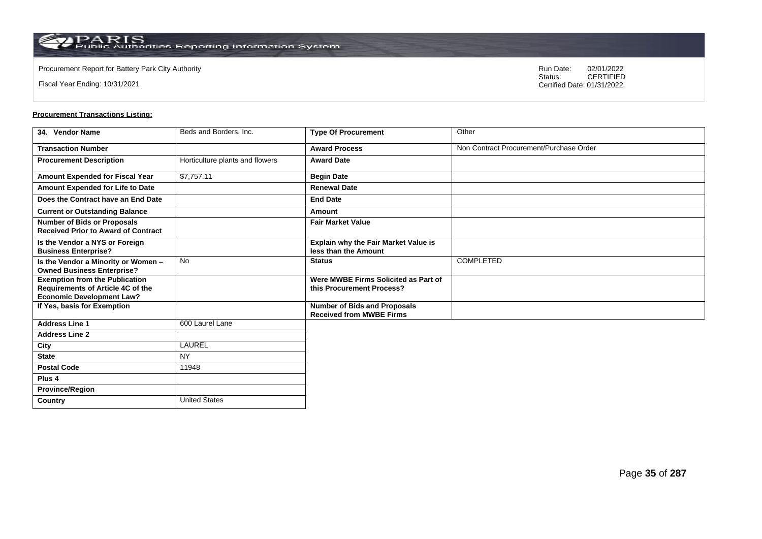Procurement Report for Battery Park City Authority

Fiscal Year Ending: 10/31/2021

Run Date: 02/01/2022
Status: CERTIFIED
Certified Date: 01/31/2022

**Procurement Transactions Listing:**

| 34. Vendor Name | Beds and Borders, Inc. | Type Of Procurement | Other |
|---|---|---|---|
| Transaction Number | | Award Process | Non Contract Procurement/Purchase Order |
| Procurement Description | Horticulture plants and flowers | Award Date | |
| Amount Expended for Fiscal Year | $7,757.11 | Begin Date | |
| Amount Expended for Life to Date | | Renewal Date | |
| Does the Contract have an End Date | | End Date | |
| Current or Outstanding Balance | | Amount | |
| Number of Bids or Proposals Received Prior to Award of Contract | | Fair Market Value | |
| Is the Vendor a NYS or Foreign Business Enterprise? | | Explain why the Fair Market Value is less than the Amount | |
| Is the Vendor a Minority or Women – Owned Business Enterprise? | No | Status | COMPLETED |
| Exemption from the Publication Requirements of Article 4C of the Economic Development Law? | | Were MWBE Firms Solicited as Part of this Procurement Process? | |
| If Yes, basis for Exemption | | Number of Bids and Proposals Received from MWBE Firms | |
| Address Line 1 | 600 Laurel Lane | | |
| Address Line 2 | | | |
| City | LAUREL | | |
| State | NY | | |
| Postal Code | 11948 | | |
| Plus 4 | | | |
| Province/Region | | | |
| Country | United States | | |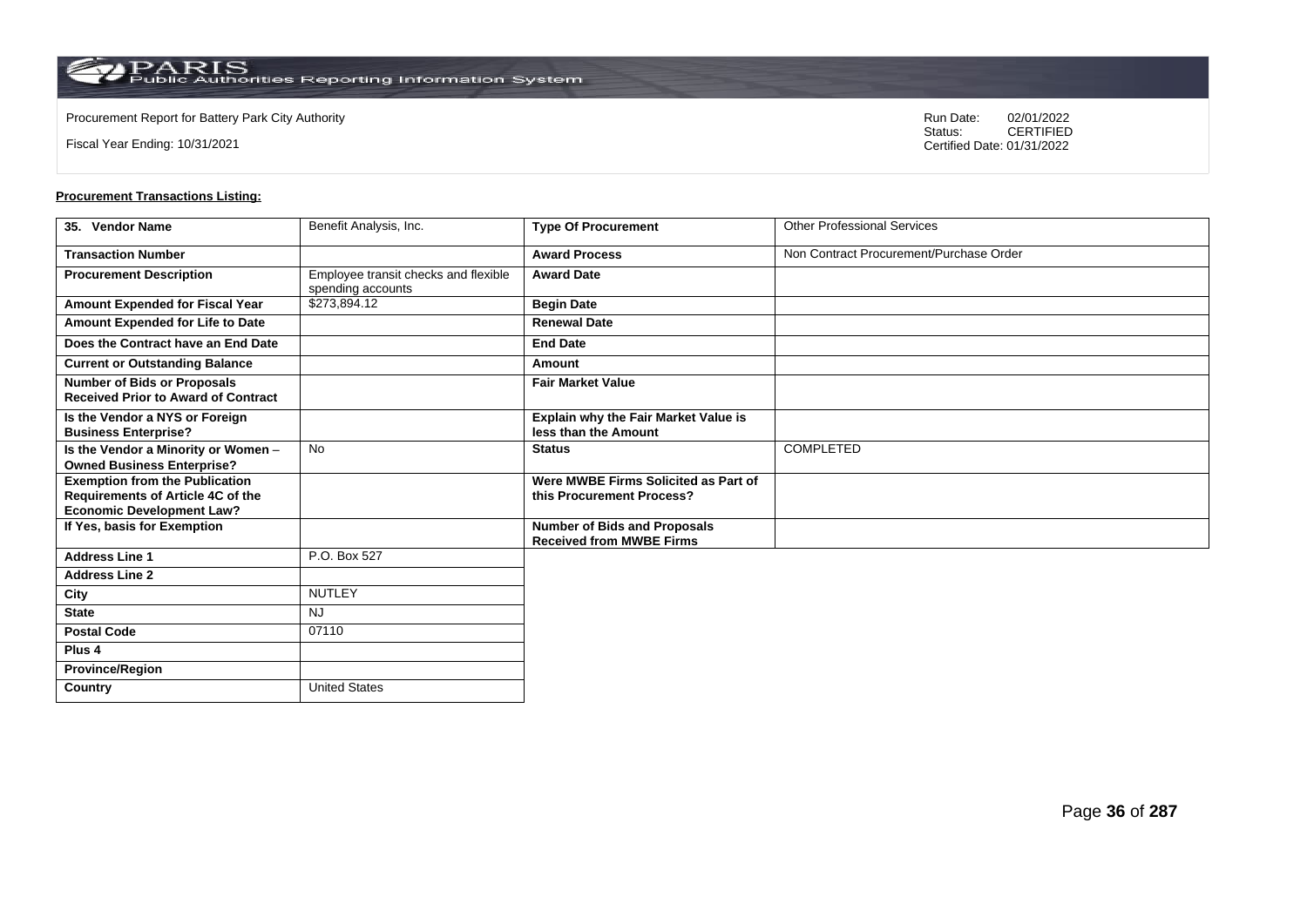Procurement Report for Battery Park City Authority

Fiscal Year Ending: 10/31/2021

Run Date: 02/01/2022
Status: CERTIFIED
Certified Date: 01/31/2022

**Procurement Transactions Listing:**

| 35. Vendor Name | Benefit Analysis, Inc. | Type Of Procurement | Other Professional Services |
|---|---|---|---|
| Transaction Number | | Award Process | Non Contract Procurement/Purchase Order |
| Procurement Description | Employee transit checks and flexible spending accounts | Award Date | |
| Amount Expended for Fiscal Year | $273,894.12 | Begin Date | |
| Amount Expended for Life to Date | | Renewal Date | |
| Does the Contract have an End Date | | End Date | |
| Current or Outstanding Balance | | Amount | |
| Number of Bids or Proposals Received Prior to Award of Contract | | Fair Market Value | |
| Is the Vendor a NYS or Foreign Business Enterprise? | | Explain why the Fair Market Value is less than the Amount | |
| Is the Vendor a Minority or Women – Owned Business Enterprise? | No | Status | COMPLETED |
| Exemption from the Publication Requirements of Article 4C of the Economic Development Law? | | Were MWBE Firms Solicited as Part of this Procurement Process? | |
| If Yes, basis for Exemption | | Number of Bids and Proposals Received from MWBE Firms | |
| Address Line 1 | P.O. Box 527 | | |
| Address Line 2 | | | |
| City | NUTLEY | | |
| State | NJ | | |
| Postal Code | 07110 | | |
| Plus 4 | | | |
| Province/Region | | | |
| Country | United States | | |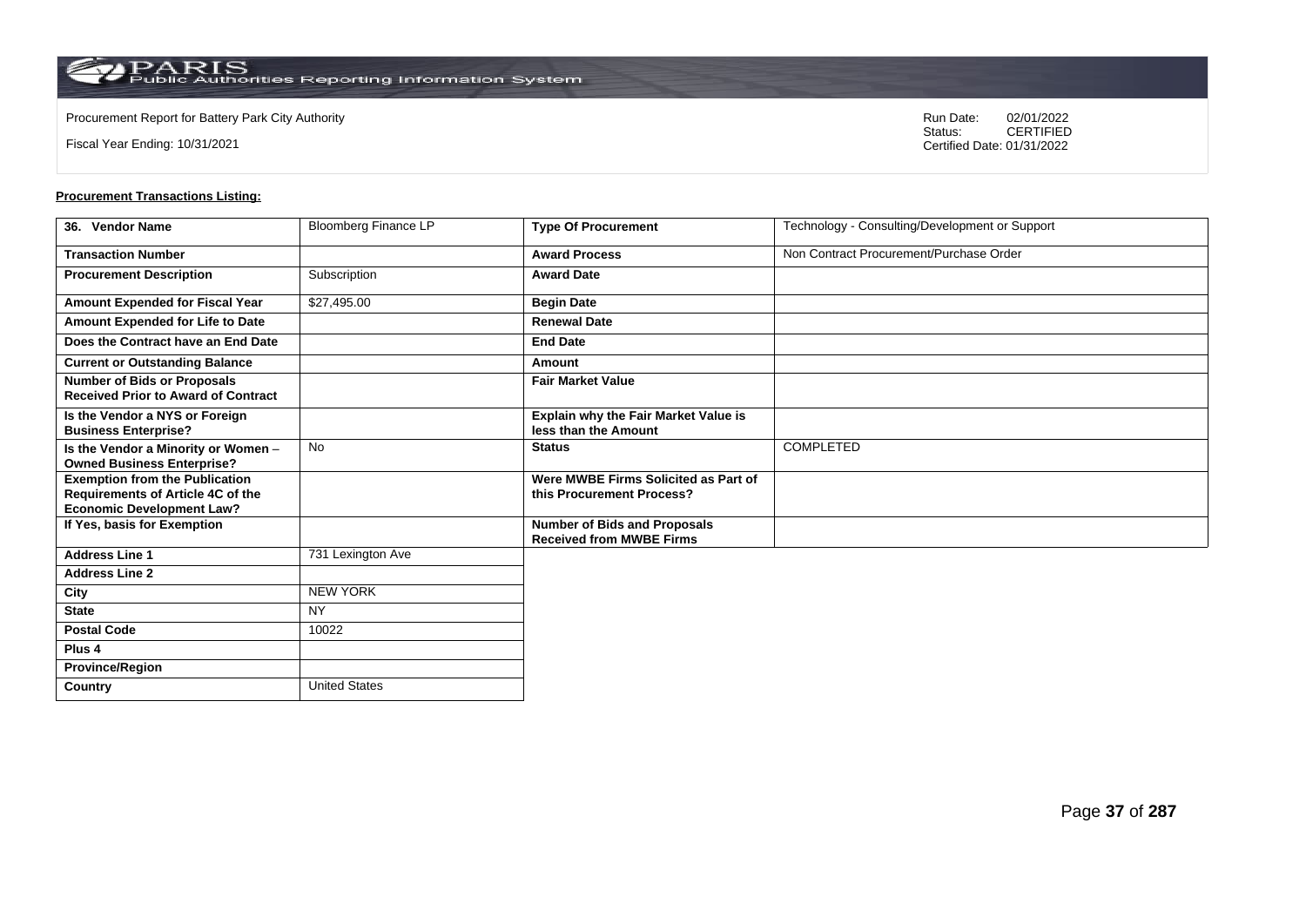Procurement Report for Battery Park City Authority

Fiscal Year Ending: 10/31/2021

Run Date: 02/01/2022
Status: CERTIFIED
Certified Date: 01/31/2022

**Procurement Transactions Listing:**

| 36. Vendor Name | Bloomberg Finance LP | Type Of Procurement | Technology - Consulting/Development or Support |
|---|---|---|---|
| Transaction Number | | Award Process | Non Contract Procurement/Purchase Order |
| Procurement Description | Subscription | Award Date | |
| Amount Expended for Fiscal Year | $27,495.00 | Begin Date | |
| Amount Expended for Life to Date | | Renewal Date | |
| Does the Contract have an End Date | | End Date | |
| Current or Outstanding Balance | | Amount | |
| Number of Bids or Proposals Received Prior to Award of Contract | | Fair Market Value | |
| Is the Vendor a NYS or Foreign Business Enterprise? | | Explain why the Fair Market Value is less than the Amount | |
| Is the Vendor a Minority or Women – Owned Business Enterprise? | No | Status | COMPLETED |
| Exemption from the Publication Requirements of Article 4C of the Economic Development Law? | | Were MWBE Firms Solicited as Part of this Procurement Process? | |
| If Yes, basis for Exemption | | Number of Bids and Proposals Received from MWBE Firms | |
| Address Line 1 | 731 Lexington Ave | | |
| Address Line 2 | | | |
| City | NEW YORK | | |
| State | NY | | |
| Postal Code | 10022 | | |
| Plus 4 | | | |
| Province/Region | | | |
| Country | United States | | |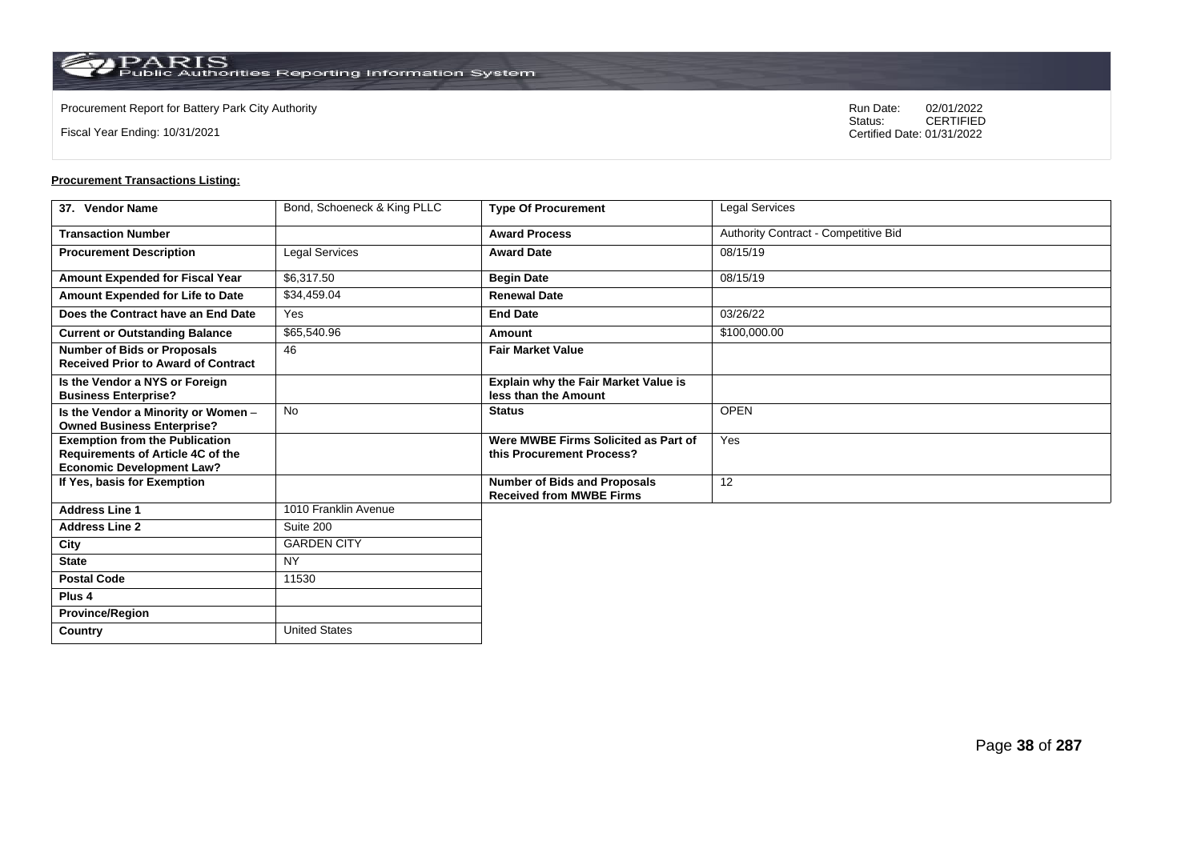Procurement Report for Battery Park City Authority

Fiscal Year Ending: 10/31/2021

Run Date: 02/01/2022
Status: CERTIFIED
Certified Date: 01/31/2022

**Procurement Transactions Listing:**

| 37. Vendor Name | Bond, Schoeneck & King PLLC | Type Of Procurement | Legal Services |
|---|---|---|---|
| Transaction Number | | Award Process | Authority Contract - Competitive Bid |
| Procurement Description | Legal Services | Award Date | 08/15/19 |
| Amount Expended for Fiscal Year | $6,317.50 | Begin Date | 08/15/19 |
| Amount Expended for Life to Date | $34,459.04 | Renewal Date | |
| Does the Contract have an End Date | Yes | End Date | 03/26/22 |
| Current or Outstanding Balance | $65,540.96 | Amount | $100,000.00 |
| Number of Bids or Proposals Received Prior to Award of Contract | 46 | Fair Market Value | |
| Is the Vendor a NYS or Foreign Business Enterprise? | | Explain why the Fair Market Value is less than the Amount | |
| Is the Vendor a Minority or Women – Owned Business Enterprise? | No | Status | OPEN |
| Exemption from the Publication Requirements of Article 4C of the Economic Development Law? | | Were MWBE Firms Solicited as Part of this Procurement Process? | Yes |
| If Yes, basis for Exemption | | Number of Bids and Proposals Received from MWBE Firms | 12 |
| Address Line 1 | 1010 Franklin Avenue | | |
| Address Line 2 | Suite 200 | | |
| City | GARDEN CITY | | |
| State | NY | | |
| Postal Code | 11530 | | |
| Plus 4 | | | |
| Province/Region | | | |
| Country | United States | | |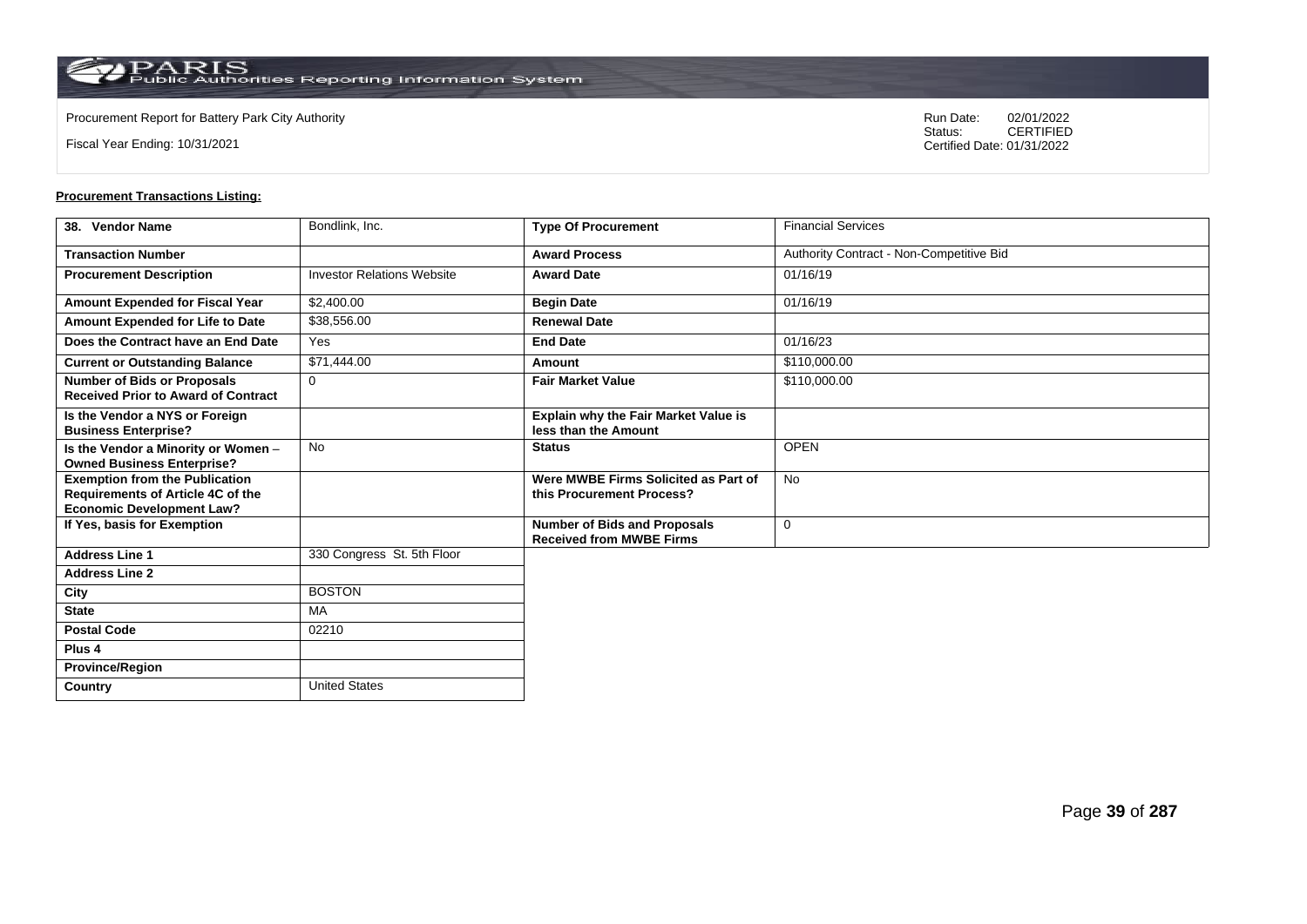Procurement Report for Battery Park City Authority

Fiscal Year Ending: 10/31/2021

Run Date: 02/01/2022
Status: CERTIFIED
Certified Date: 01/31/2022

**Procurement Transactions Listing:**

| 38. Vendor Name | Bondlink, Inc. | Type Of Procurement | Financial Services |
|---|---|---|---|
| Transaction Number | | Award Process | Authority Contract - Non-Competitive Bid |
| Procurement Description | Investor Relations Website | Award Date | 01/16/19 |
| Amount Expended for Fiscal Year | $2,400.00 | Begin Date | 01/16/19 |
| Amount Expended for Life to Date | $38,556.00 | Renewal Date | |
| Does the Contract have an End Date | Yes | End Date | 01/16/23 |
| Current or Outstanding Balance | $71,444.00 | Amount | $110,000.00 |
| Number of Bids or Proposals Received Prior to Award of Contract | 0 | Fair Market Value | $110,000.00 |
| Is the Vendor a NYS or Foreign Business Enterprise? | | Explain why the Fair Market Value is less than the Amount | |
| Is the Vendor a Minority or Women – Owned Business Enterprise? | No | Status | OPEN |
| Exemption from the Publication Requirements of Article 4C of the Economic Development Law? | | Were MWBE Firms Solicited as Part of this Procurement Process? | No |
| If Yes, basis for Exemption | | Number of Bids and Proposals Received from MWBE Firms | 0 |
| Address Line 1 | 330 Congress St. 5th Floor | | |
| Address Line 2 | | | |
| City | BOSTON | | |
| State | MA | | |
| Postal Code | 02210 | | |
| Plus 4 | | | |
| Province/Region | | | |
| Country | United States | | |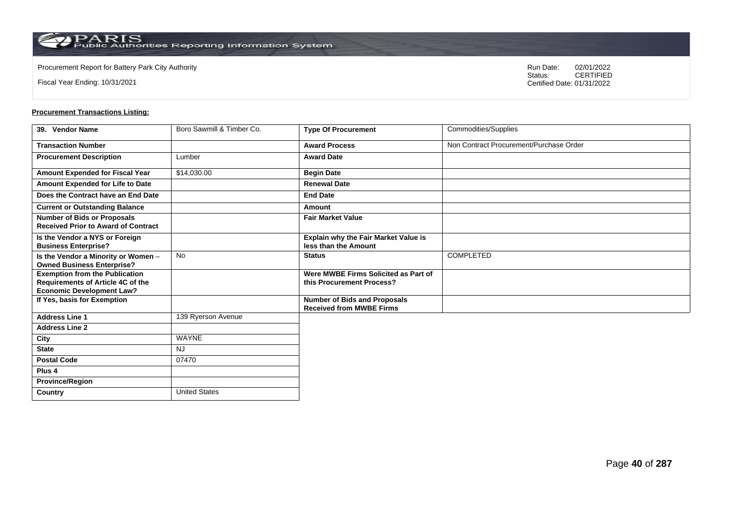Procurement Report for Battery Park City Authority

Fiscal Year Ending: 10/31/2021

Run Date: 02/01/2022
Status: CERTIFIED
Certified Date: 01/31/2022

**Procurement Transactions Listing:**

| 39. Vendor Name | Boro Sawmill & Timber Co. | Type Of Procurement | Commodities/Supplies |
|---|---|---|---|
| Transaction Number | | Award Process | Non Contract Procurement/Purchase Order |
| Procurement Description | Lumber | Award Date | |
| Amount Expended for Fiscal Year | $14,030.00 | Begin Date | |
| Amount Expended for Life to Date | | Renewal Date | |
| Does the Contract have an End Date | | End Date | |
| Current or Outstanding Balance | | Amount | |
| Number of Bids or Proposals Received Prior to Award of Contract | | Fair Market Value | |
| Is the Vendor a NYS or Foreign Business Enterprise? | | Explain why the Fair Market Value is less than the Amount | |
| Is the Vendor a Minority or Women – Owned Business Enterprise? | No | Status | COMPLETED |
| Exemption from the Publication Requirements of Article 4C of the Economic Development Law? | | Were MWBE Firms Solicited as Part of this Procurement Process? | |
| If Yes, basis for Exemption | | Number of Bids and Proposals Received from MWBE Firms | |
| Address Line 1 | 139 Ryerson Avenue | | |
| Address Line 2 | | | |
| City | WAYNE | | |
| State | NJ | | |
| Postal Code | 07470 | | |
| Plus 4 | | | |
| Province/Region | | | |
| Country | United States | | |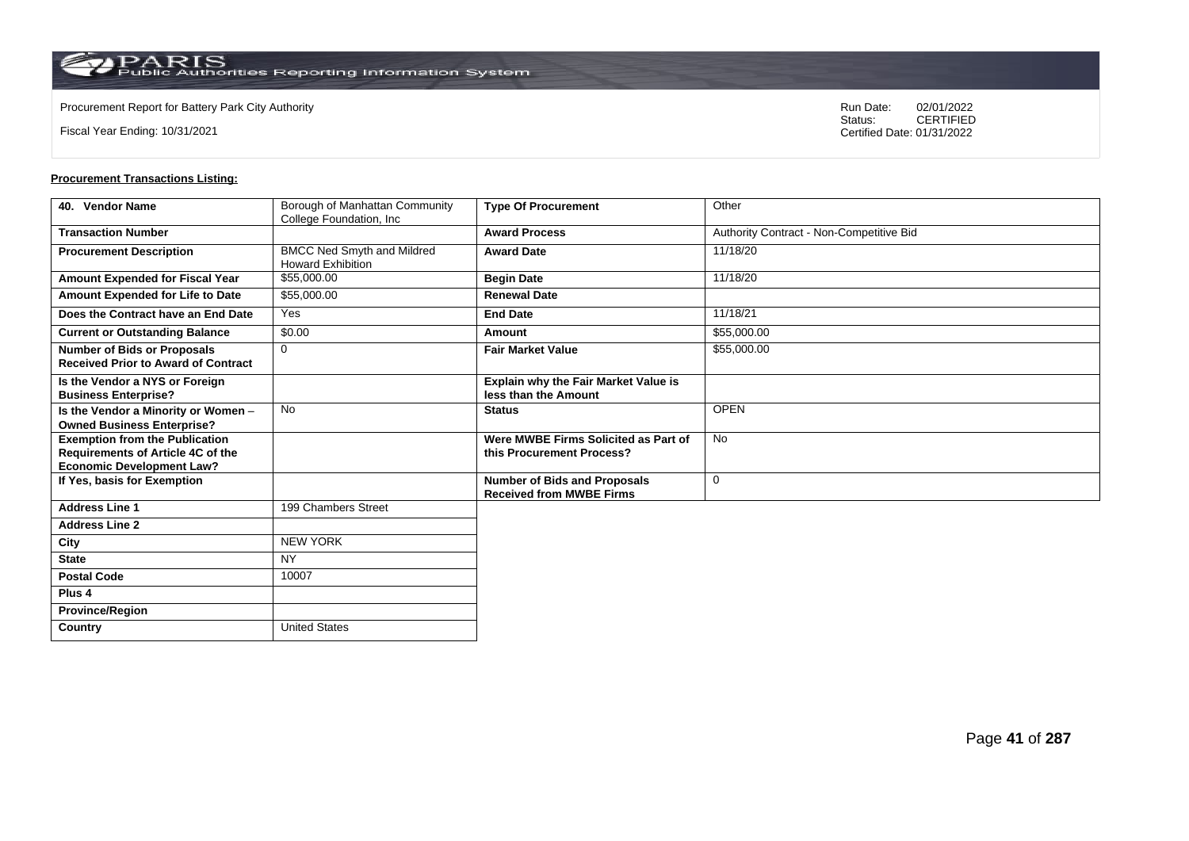Procurement Report for Battery Park City Authority

Fiscal Year Ending: 10/31/2021

Run Date: 02/01/2022
Status: CERTIFIED
Certified Date: 01/31/2022

**Procurement Transactions Listing:**

| 40. Vendor Name | Borough of Manhattan Community College Foundation, Inc | Type Of Procurement | Other |
|---|---|---|---|
| Transaction Number | | Award Process | Authority Contract - Non-Competitive Bid |
| Procurement Description | BMCC Ned Smyth and Mildred Howard Exhibition | Award Date | 11/18/20 |
| Amount Expended for Fiscal Year | $55,000.00 | Begin Date | 11/18/20 |
| Amount Expended for Life to Date | $55,000.00 | Renewal Date | |
| Does the Contract have an End Date | Yes | End Date | 11/18/21 |
| Current or Outstanding Balance | $0.00 | Amount | $55,000.00 |
| Number of Bids or Proposals Received Prior to Award of Contract | 0 | Fair Market Value | $55,000.00 |
| Is the Vendor a NYS or Foreign Business Enterprise? | | Explain why the Fair Market Value is less than the Amount | |
| Is the Vendor a Minority or Women – Owned Business Enterprise? | No | Status | OPEN |
| Exemption from the Publication Requirements of Article 4C of the Economic Development Law? | | Were MWBE Firms Solicited as Part of this Procurement Process? | No |
| If Yes, basis for Exemption | | Number of Bids and Proposals Received from MWBE Firms | 0 |
| Address Line 1 | 199 Chambers Street | | |
| Address Line 2 | | | |
| City | NEW YORK | | |
| State | NY | | |
| Postal Code | 10007 | | |
| Plus 4 | | | |
| Province/Region | | | |
| Country | United States | | |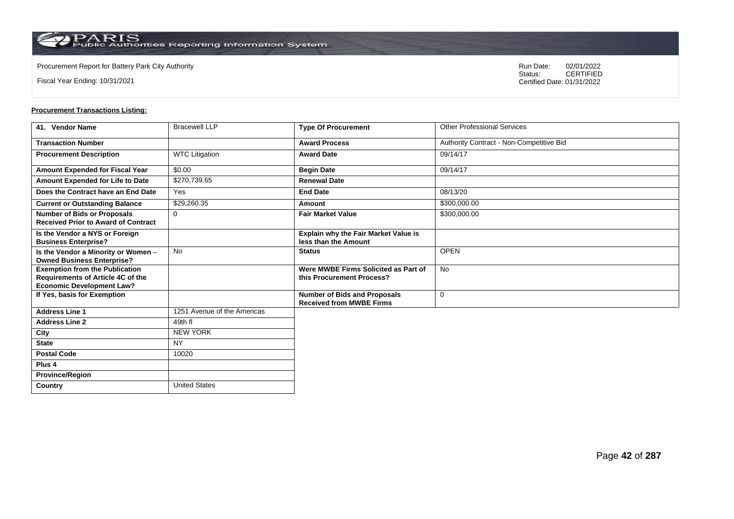Procurement Report for Battery Park City Authority

Fiscal Year Ending: 10/31/2021

Run Date: 02/01/2022
Status: CERTIFIED
Certified Date: 01/31/2022

**Procurement Transactions Listing:**

| 41. Vendor Name | Bracewell LLP | Type Of Procurement | Other Professional Services |
|---|---|---|---|
| Transaction Number | | Award Process | Authority Contract - Non-Competitive Bid |
| Procurement Description | WTC Litigation | Award Date | 09/14/17 |
| Amount Expended for Fiscal Year | $0.00 | Begin Date | 09/14/17 |
| Amount Expended for Life to Date | $270,739.65 | Renewal Date | |
| Does the Contract have an End Date | Yes | End Date | 08/13/20 |
| Current or Outstanding Balance | $29,260.35 | Amount | $300,000.00 |
| Number of Bids or Proposals Received Prior to Award of Contract | 0 | Fair Market Value | $300,000.00 |
| Is the Vendor a NYS or Foreign Business Enterprise? | | Explain why the Fair Market Value is less than the Amount | |
| Is the Vendor a Minority or Women – Owned Business Enterprise? | No | Status | OPEN |
| Exemption from the Publication Requirements of Article 4C of the Economic Development Law? | | Were MWBE Firms Solicited as Part of this Procurement Process? | No |
| If Yes, basis for Exemption | | Number of Bids and Proposals Received from MWBE Firms | 0 |
| Address Line 1 | 1251 Avenue of the Americas | | |
| Address Line 2 | 49th fl | | |
| City | NEW YORK | | |
| State | NY | | |
| Postal Code | 10020 | | |
| Plus 4 | | | |
| Province/Region | | | |
| Country | United States | | |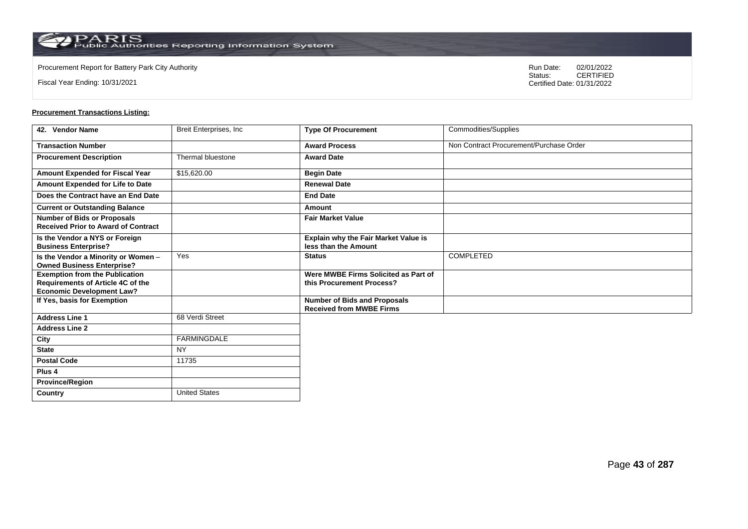Procurement Report for Battery Park City Authority

Fiscal Year Ending: 10/31/2021

Run Date: 02/01/2022
Status: CERTIFIED
Certified Date: 01/31/2022

**Procurement Transactions Listing:**

| 42. Vendor Name | Breit Enterprises, Inc | Type Of Procurement | Commodities/Supplies |
|---|---|---|---|
| Transaction Number | | Award Process | Non Contract Procurement/Purchase Order |
| Procurement Description | Thermal bluestone | Award Date | |
| Amount Expended for Fiscal Year | $15,620.00 | Begin Date | |
| Amount Expended for Life to Date | | Renewal Date | |
| Does the Contract have an End Date | | End Date | |
| Current or Outstanding Balance | | Amount | |
| Number of Bids or Proposals Received Prior to Award of Contract | | Fair Market Value | |
| Is the Vendor a NYS or Foreign Business Enterprise? | | Explain why the Fair Market Value is less than the Amount | |
| Is the Vendor a Minority or Women – Owned Business Enterprise? | Yes | Status | COMPLETED |
| Exemption from the Publication Requirements of Article 4C of the Economic Development Law? | | Were MWBE Firms Solicited as Part of this Procurement Process? | |
| If Yes, basis for Exemption | | Number of Bids and Proposals Received from MWBE Firms | |
| Address Line 1 | 68 Verdi Street | | |
| Address Line 2 | | | |
| City | FARMINGDALE | | |
| State | NY | | |
| Postal Code | 11735 | | |
| Plus 4 | | | |
| Province/Region | | | |
| Country | United States | | |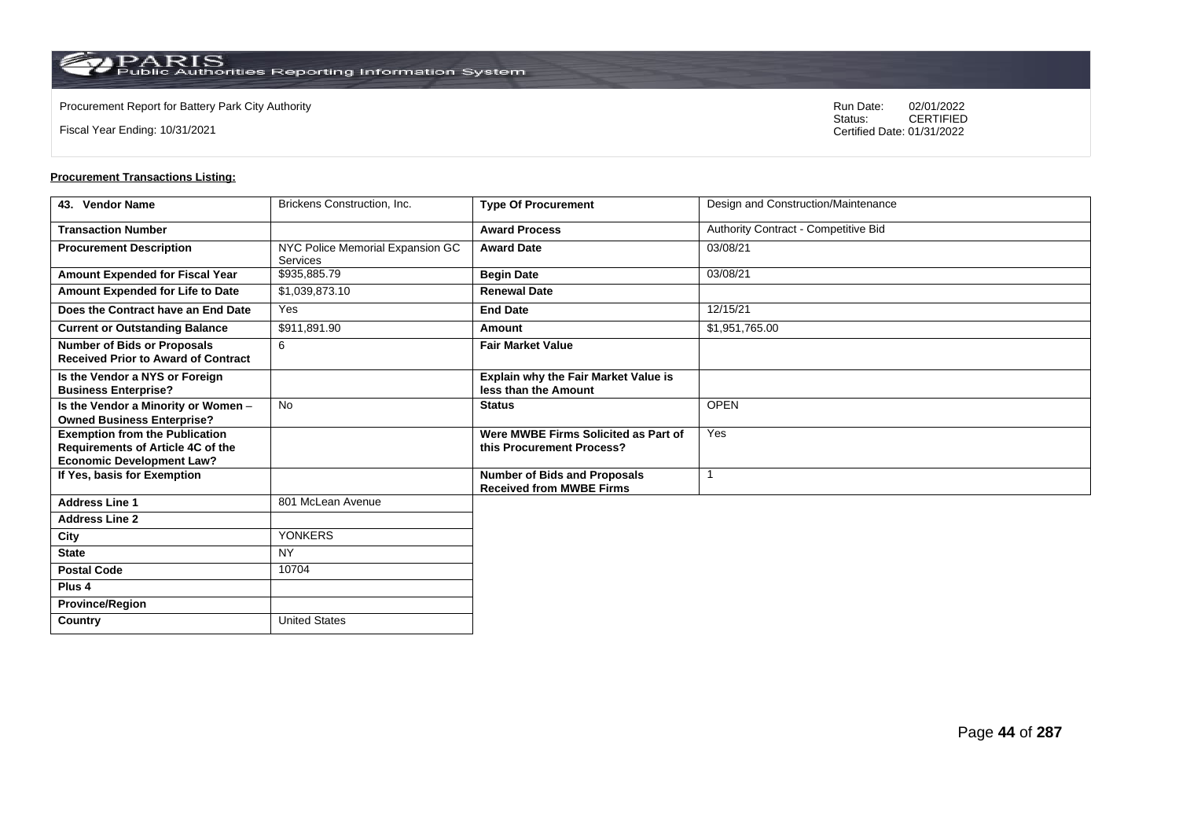Procurement Report for Battery Park City Authority

Fiscal Year Ending: 10/31/2021

Run Date: 02/01/2022
Status: CERTIFIED
Certified Date: 01/31/2022

**Procurement Transactions Listing:**

| 43. Vendor Name | Brickens Construction, Inc. | Type Of Procurement | Design and Construction/Maintenance |
|---|---|---|---|
| Transaction Number | | Award Process | Authority Contract - Competitive Bid |
| Procurement Description | NYC Police Memorial Expansion GC Services | Award Date | 03/08/21 |
| Amount Expended for Fiscal Year | $935,885.79 | Begin Date | 03/08/21 |
| Amount Expended for Life to Date | $1,039,873.10 | Renewal Date | |
| Does the Contract have an End Date | Yes | End Date | 12/15/21 |
| Current or Outstanding Balance | $911,891.90 | Amount | $1,951,765.00 |
| Number of Bids or Proposals Received Prior to Award of Contract | 6 | Fair Market Value | |
| Is the Vendor a NYS or Foreign Business Enterprise? | | Explain why the Fair Market Value is less than the Amount | |
| Is the Vendor a Minority or Women – Owned Business Enterprise? | No | Status | OPEN |
| Exemption from the Publication Requirements of Article 4C of the Economic Development Law? | | Were MWBE Firms Solicited as Part of this Procurement Process? | Yes |
| If Yes, basis for Exemption | | Number of Bids and Proposals Received from MWBE Firms | 1 |
| Address Line 1 | 801 McLean Avenue | | |
| Address Line 2 | | | |
| City | YONKERS | | |
| State | NY | | |
| Postal Code | 10704 | | |
| Plus 4 | | | |
| Province/Region | | | |
| Country | United States | | |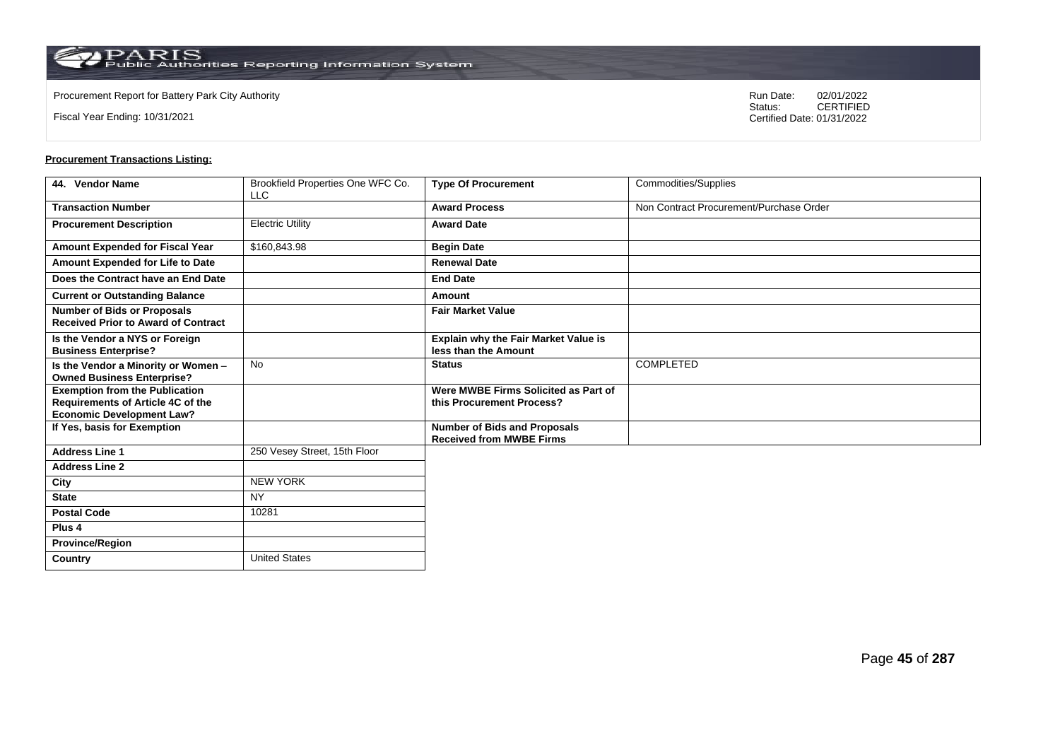Procurement Report for Battery Park City Authority

Fiscal Year Ending: 10/31/2021

Run Date: 02/01/2022
Status: CERTIFIED
Certified Date: 01/31/2022

**Procurement Transactions Listing:**

| 44. Vendor Name | Brookfield Properties One WFC Co. LLC | Type Of Procurement | Commodities/Supplies |
|---|---|---|---|
| Transaction Number | | Award Process | Non Contract Procurement/Purchase Order |
| Procurement Description | Electric Utility | Award Date | |
| Amount Expended for Fiscal Year | $160,843.98 | Begin Date | |
| Amount Expended for Life to Date | | Renewal Date | |
| Does the Contract have an End Date | | End Date | |
| Current or Outstanding Balance | | Amount | |
| Number of Bids or Proposals Received Prior to Award of Contract | | Fair Market Value | |
| Is the Vendor a NYS or Foreign Business Enterprise? | | Explain why the Fair Market Value is less than the Amount | |
| Is the Vendor a Minority or Women – Owned Business Enterprise? | No | Status | COMPLETED |
| Exemption from the Publication Requirements of Article 4C of the Economic Development Law? | | Were MWBE Firms Solicited as Part of this Procurement Process? | |
| If Yes, basis for Exemption | | Number of Bids and Proposals Received from MWBE Firms | |
| Address Line 1 | 250 Vesey Street, 15th Floor | | |
| Address Line 2 | | | |
| City | NEW YORK | | |
| State | NY | | |
| Postal Code | 10281 | | |
| Plus 4 | | | |
| Province/Region | | | |
| Country | United States | | |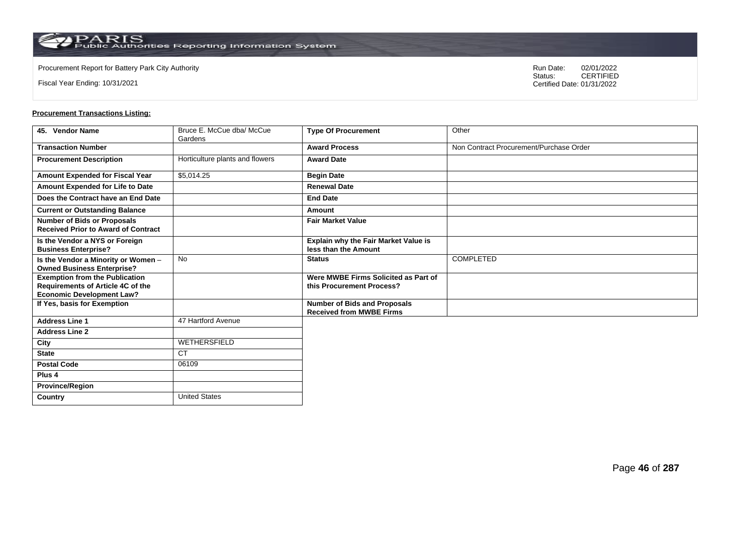Procurement Report for Battery Park City Authority

Fiscal Year Ending: 10/31/2021

Run Date: 02/01/2022
Status: CERTIFIED
Certified Date: 01/31/2022

**Procurement Transactions Listing:**

| 45. Vendor Name | Bruce E. McCue dba/ McCue Gardens | Type Of Procurement | Other |
|---|---|---|---|
| Transaction Number | | Award Process | Non Contract Procurement/Purchase Order |
| Procurement Description | Horticulture plants and flowers | Award Date | |
| Amount Expended for Fiscal Year | $5,014.25 | Begin Date | |
| Amount Expended for Life to Date | | Renewal Date | |
| Does the Contract have an End Date | | End Date | |
| Current or Outstanding Balance | | Amount | |
| Number of Bids or Proposals Received Prior to Award of Contract | | Fair Market Value | |
| Is the Vendor a NYS or Foreign Business Enterprise? | | Explain why the Fair Market Value is less than the Amount | |
| Is the Vendor a Minority or Women – Owned Business Enterprise? | No | Status | COMPLETED |
| Exemption from the Publication Requirements of Article 4C of the Economic Development Law? | | Were MWBE Firms Solicited as Part of this Procurement Process? | |
| If Yes, basis for Exemption | | Number of Bids and Proposals Received from MWBE Firms | |
| Address Line 1 | 47 Hartford Avenue | | |
| Address Line 2 | | | |
| City | WETHERSFIELD | | |
| State | CT | | |
| Postal Code | 06109 | | |
| Plus 4 | | | |
| Province/Region | | | |
| Country | United States | | |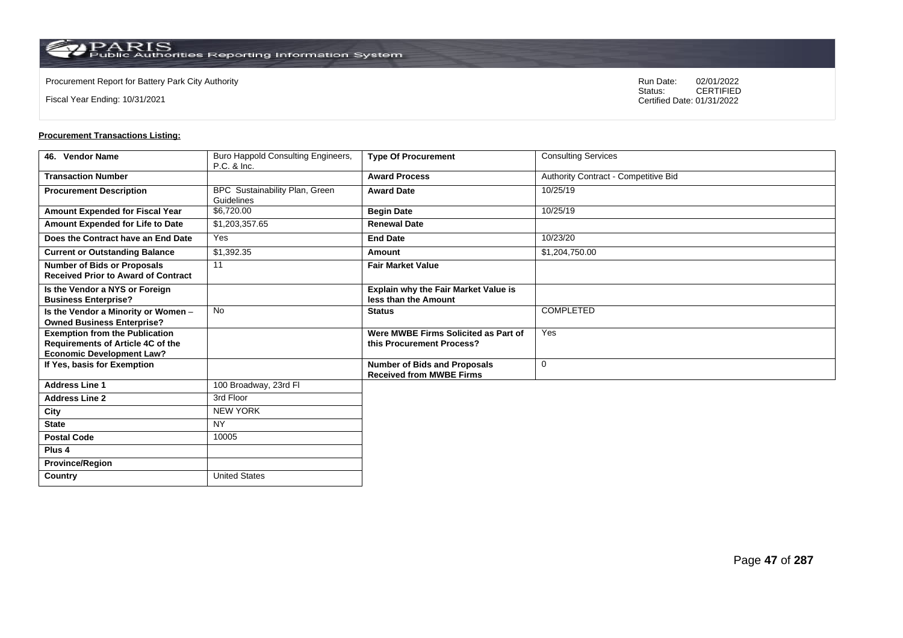Procurement Report for Battery Park City Authority

Fiscal Year Ending: 10/31/2021

Run Date: 02/01/2022
Status: CERTIFIED
Certified Date: 01/31/2022

**Procurement Transactions Listing:**

| 46. Vendor Name | Buro Happold Consulting Engineers, P.C. & Inc. | Type Of Procurement | Consulting Services |
|---|---|---|---|
| Transaction Number | | Award Process | Authority Contract - Competitive Bid |
| Procurement Description | BPC Sustainability Plan, Green Guidelines | Award Date | 10/25/19 |
| Amount Expended for Fiscal Year | $6,720.00 | Begin Date | 10/25/19 |
| Amount Expended for Life to Date | $1,203,357.65 | Renewal Date | |
| Does the Contract have an End Date | Yes | End Date | 10/23/20 |
| Current or Outstanding Balance | $1,392.35 | Amount | $1,204,750.00 |
| Number of Bids or Proposals Received Prior to Award of Contract | 11 | Fair Market Value | |
| Is the Vendor a NYS or Foreign Business Enterprise? | | Explain why the Fair Market Value is less than the Amount | |
| Is the Vendor a Minority or Women – Owned Business Enterprise? | No | Status | COMPLETED |
| Exemption from the Publication Requirements of Article 4C of the Economic Development Law? | | Were MWBE Firms Solicited as Part of this Procurement Process? | Yes |
| If Yes, basis for Exemption | | Number of Bids and Proposals Received from MWBE Firms | 0 |
| Address Line 1 | 100 Broadway, 23rd Fl | | |
| Address Line 2 | 3rd Floor | | |
| City | NEW YORK | | |
| State | NY | | |
| Postal Code | 10005 | | |
| Plus 4 | | | |
| Province/Region | | | |
| Country | United States | | |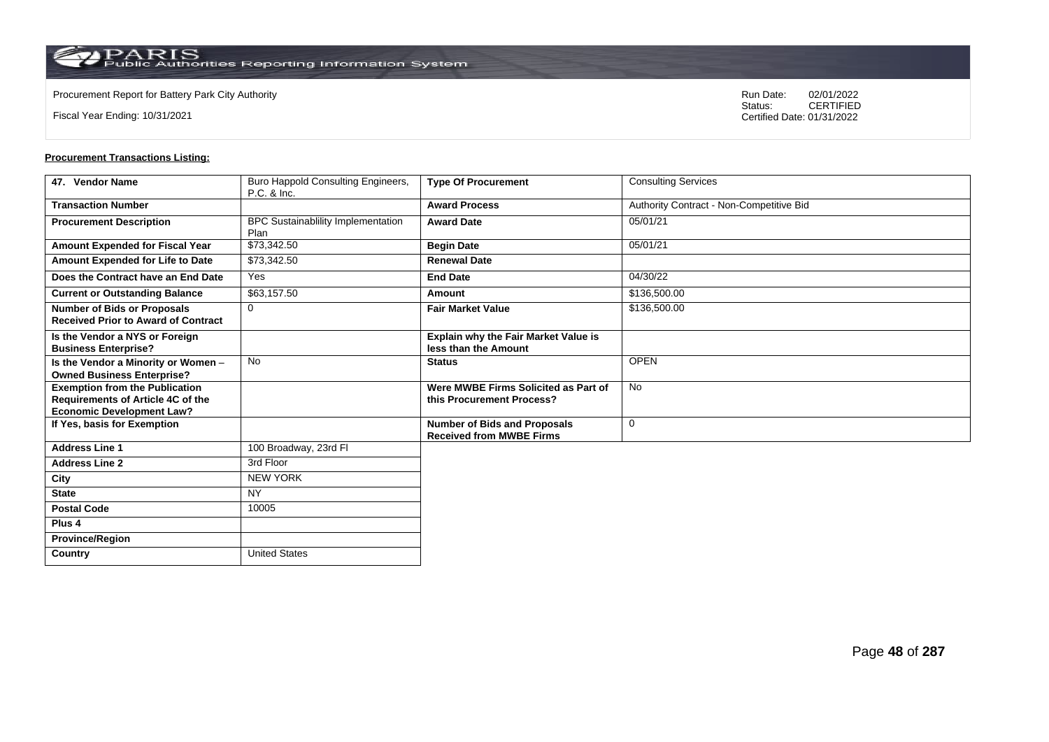Procurement Report for Battery Park City Authority

Fiscal Year Ending: 10/31/2021

Run Date: 02/01/2022
Status: CERTIFIED
Certified Date: 01/31/2022

**Procurement Transactions Listing:**

| 47. Vendor Name | Buro Happold Consulting Engineers, P.C. & Inc. | Type Of Procurement | Consulting Services |
|---|---|---|---|
| Transaction Number | | Award Process | Authority Contract - Non-Competitive Bid |
| Procurement Description | BPC Sustainablility Implementation Plan | Award Date | 05/01/21 |
| Amount Expended for Fiscal Year | $73,342.50 | Begin Date | 05/01/21 |
| Amount Expended for Life to Date | $73,342.50 | Renewal Date | |
| Does the Contract have an End Date | Yes | End Date | 04/30/22 |
| Current or Outstanding Balance | $63,157.50 | Amount | $136,500.00 |
| Number of Bids or Proposals Received Prior to Award of Contract | 0 | Fair Market Value | $136,500.00 |
| Is the Vendor a NYS or Foreign Business Enterprise? | | Explain why the Fair Market Value is less than the Amount | |
| Is the Vendor a Minority or Women – Owned Business Enterprise? | No | Status | OPEN |
| Exemption from the Publication Requirements of Article 4C of the Economic Development Law? | | Were MWBE Firms Solicited as Part of this Procurement Process? | No |
| If Yes, basis for Exemption | | Number of Bids and Proposals Received from MWBE Firms | 0 |
| Address Line 1 | 100 Broadway, 23rd Fl | | |
| Address Line 2 | 3rd Floor | | |
| City | NEW YORK | | |
| State | NY | | |
| Postal Code | 10005 | | |
| Plus 4 | | | |
| Province/Region | | | |
| Country | United States | | |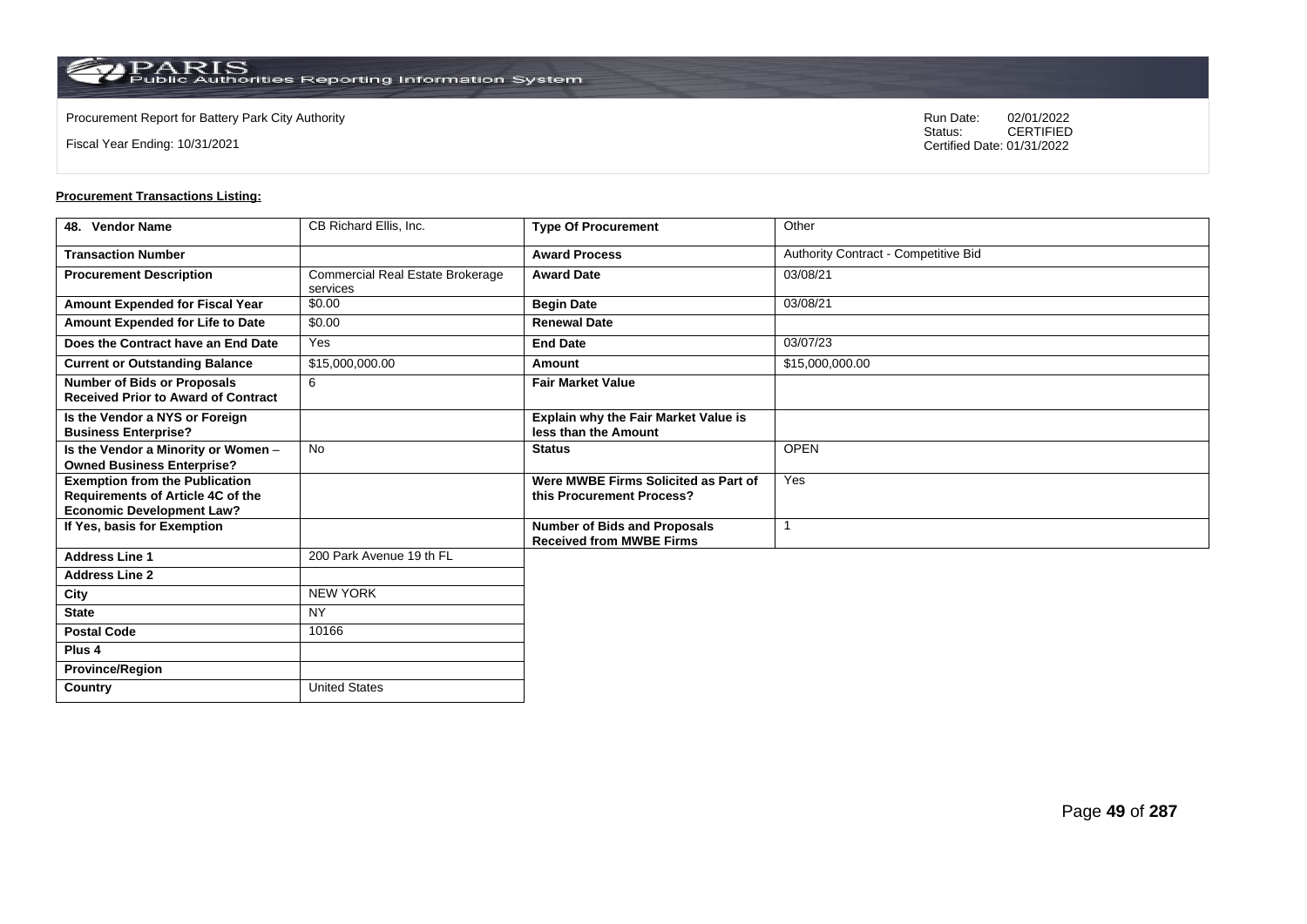Procurement Report for Battery Park City Authority

Fiscal Year Ending: 10/31/2021

Run Date: 02/01/2022
Status: CERTIFIED
Certified Date: 01/31/2022

**Procurement Transactions Listing:**

| 48. Vendor Name | CB Richard Ellis, Inc. | Type Of Procurement | Other |
|---|---|---|---|
| Transaction Number | | Award Process | Authority Contract - Competitive Bid |
| Procurement Description | Commercial Real Estate Brokerage services | Award Date | 03/08/21 |
| Amount Expended for Fiscal Year | $0.00 | Begin Date | 03/08/21 |
| Amount Expended for Life to Date | $0.00 | Renewal Date | |
| Does the Contract have an End Date | Yes | End Date | 03/07/23 |
| Current or Outstanding Balance | $15,000,000.00 | Amount | $15,000,000.00 |
| Number of Bids or Proposals Received Prior to Award of Contract | 6 | Fair Market Value | |
| Is the Vendor a NYS or Foreign Business Enterprise? | | Explain why the Fair Market Value is less than the Amount | |
| Is the Vendor a Minority or Women – Owned Business Enterprise? | No | Status | OPEN |
| Exemption from the Publication Requirements of Article 4C of the Economic Development Law? | | Were MWBE Firms Solicited as Part of this Procurement Process? | Yes |
| If Yes, basis for Exemption | | Number of Bids and Proposals Received from MWBE Firms | 1 |
| Address Line 1 | 200 Park Avenue 19 th FL | | |
| Address Line 2 | | | |
| City | NEW YORK | | |
| State | NY | | |
| Postal Code | 10166 | | |
| Plus 4 | | | |
| Province/Region | | | |
| Country | United States | | |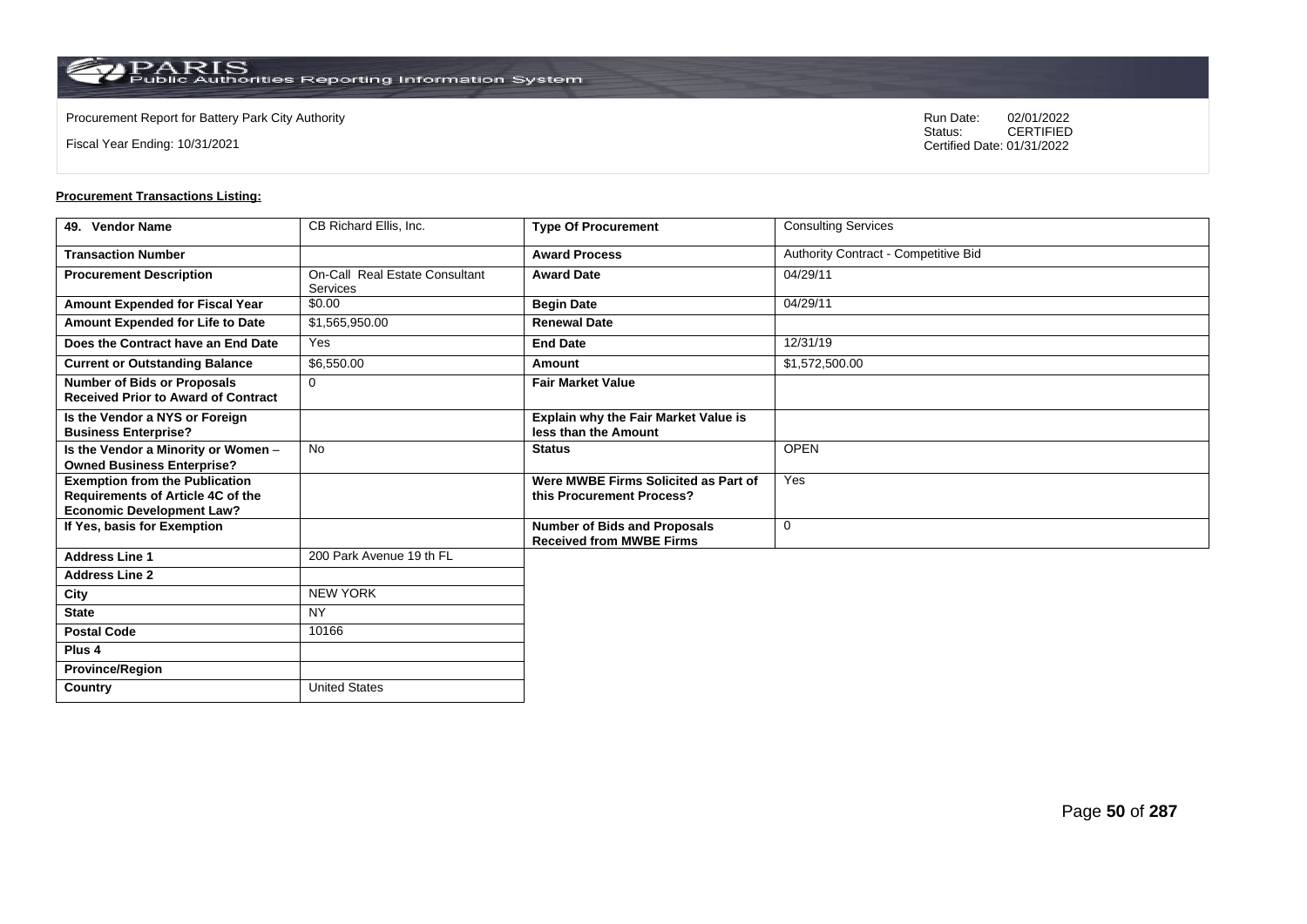Procurement Report for Battery Park City Authority

Fiscal Year Ending: 10/31/2021

Run Date: 02/01/2022
Status: CERTIFIED
Certified Date: 01/31/2022

**Procurement Transactions Listing:**

| 49. Vendor Name | CB Richard Ellis, Inc. | Type Of Procurement | Consulting Services |
|---|---|---|---|
| Transaction Number | | Award Process | Authority Contract - Competitive Bid |
| Procurement Description | On-Call Real Estate Consultant Services | Award Date | 04/29/11 |
| Amount Expended for Fiscal Year | $0.00 | Begin Date | 04/29/11 |
| Amount Expended for Life to Date | $1,565,950.00 | Renewal Date | |
| Does the Contract have an End Date | Yes | End Date | 12/31/19 |
| Current or Outstanding Balance | $6,550.00 | Amount | $1,572,500.00 |
| Number of Bids or Proposals Received Prior to Award of Contract | 0 | Fair Market Value | |
| Is the Vendor a NYS or Foreign Business Enterprise? | | Explain why the Fair Market Value is less than the Amount | |
| Is the Vendor a Minority or Women – Owned Business Enterprise? | No | Status | OPEN |
| Exemption from the Publication Requirements of Article 4C of the Economic Development Law? | | Were MWBE Firms Solicited as Part of this Procurement Process? | Yes |
| If Yes, basis for Exemption | | Number of Bids and Proposals Received from MWBE Firms | 0 |
| Address Line 1 | 200 Park Avenue 19 th FL | | |
| Address Line 2 | | | |
| City | NEW YORK | | |
| State | NY | | |
| Postal Code | 10166 | | |
| Plus 4 | | | |
| Province/Region | | | |
| Country | United States | | |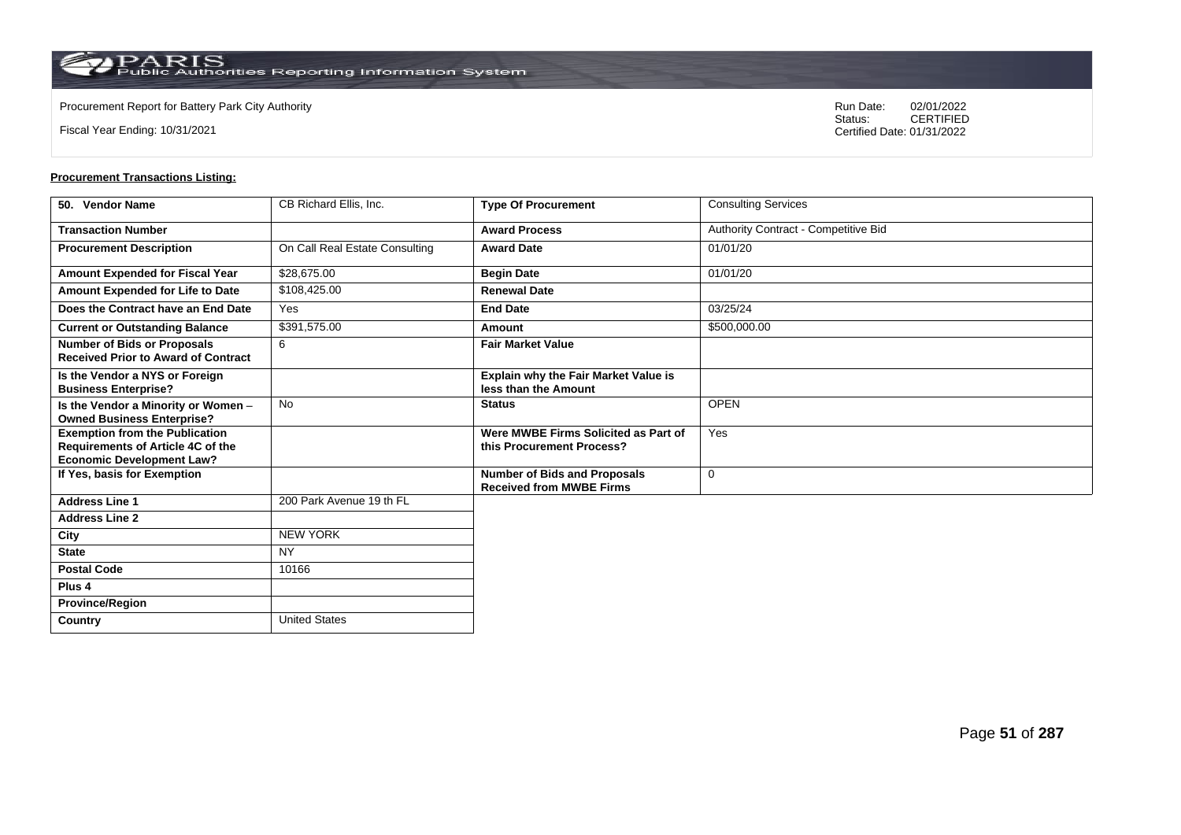Procurement Report for Battery Park City Authority

Fiscal Year Ending: 10/31/2021

Run Date: 02/01/2022
Status: CERTIFIED
Certified Date: 01/31/2022

**Procurement Transactions Listing:**

| 50. Vendor Name | CB Richard Ellis, Inc. | Type Of Procurement | Consulting Services |
|---|---|---|---|
| Transaction Number | | Award Process | Authority Contract - Competitive Bid |
| Procurement Description | On Call Real Estate Consulting | Award Date | 01/01/20 |
| Amount Expended for Fiscal Year | $28,675.00 | Begin Date | 01/01/20 |
| Amount Expended for Life to Date | $108,425.00 | Renewal Date | |
| Does the Contract have an End Date | Yes | End Date | 03/25/24 |
| Current or Outstanding Balance | $391,575.00 | Amount | $500,000.00 |
| Number of Bids or Proposals Received Prior to Award of Contract | 6 | Fair Market Value | |
| Is the Vendor a NYS or Foreign Business Enterprise? | | Explain why the Fair Market Value is less than the Amount | |
| Is the Vendor a Minority or Women – Owned Business Enterprise? | No | Status | OPEN |
| Exemption from the Publication Requirements of Article 4C of the Economic Development Law? | | Were MWBE Firms Solicited as Part of this Procurement Process? | Yes |
| If Yes, basis for Exemption | | Number of Bids and Proposals Received from MWBE Firms | 0 |
| Address Line 1 | 200 Park Avenue 19 th FL | | |
| Address Line 2 | | | |
| City | NEW YORK | | |
| State | NY | | |
| Postal Code | 10166 | | |
| Plus 4 | | | |
| Province/Region | | | |
| Country | United States | | |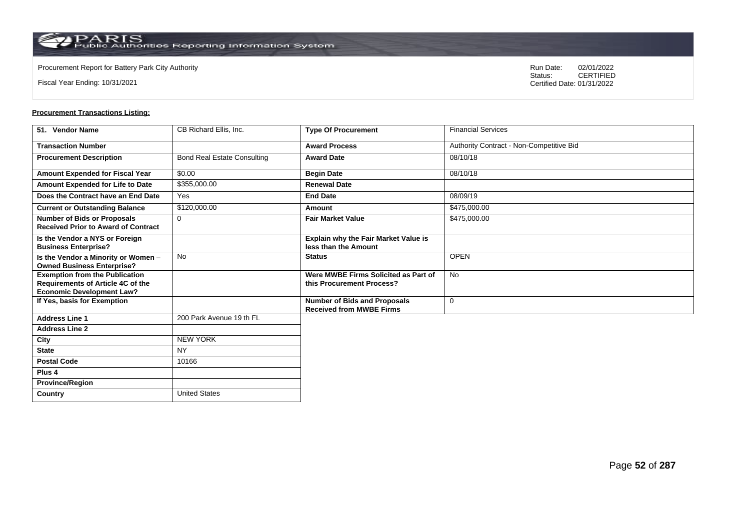Procurement Report for Battery Park City Authority

Fiscal Year Ending: 10/31/2021

Run Date: 02/01/2022
Status: CERTIFIED
Certified Date: 01/31/2022

**Procurement Transactions Listing:**

| 51. Vendor Name | CB Richard Ellis, Inc. | Type Of Procurement | Financial Services |
|---|---|---|---|
| Transaction Number | | Award Process | Authority Contract - Non-Competitive Bid |
| Procurement Description | Bond Real Estate Consulting | Award Date | 08/10/18 |
| Amount Expended for Fiscal Year | $0.00 | Begin Date | 08/10/18 |
| Amount Expended for Life to Date | $355,000.00 | Renewal Date | |
| Does the Contract have an End Date | Yes | End Date | 08/09/19 |
| Current or Outstanding Balance | $120,000.00 | Amount | $475,000.00 |
| Number of Bids or Proposals Received Prior to Award of Contract | 0 | Fair Market Value | $475,000.00 |
| Is the Vendor a NYS or Foreign Business Enterprise? | | Explain why the Fair Market Value is less than the Amount | |
| Is the Vendor a Minority or Women – Owned Business Enterprise? | No | Status | OPEN |
| Exemption from the Publication Requirements of Article 4C of the Economic Development Law? | | Were MWBE Firms Solicited as Part of this Procurement Process? | No |
| If Yes, basis for Exemption | | Number of Bids and Proposals Received from MWBE Firms | 0 |
| Address Line 1 | 200 Park Avenue 19 th FL | | |
| Address Line 2 | | | |
| City | NEW YORK | | |
| State | NY | | |
| Postal Code | 10166 | | |
| Plus 4 | | | |
| Province/Region | | | |
| Country | United States | | |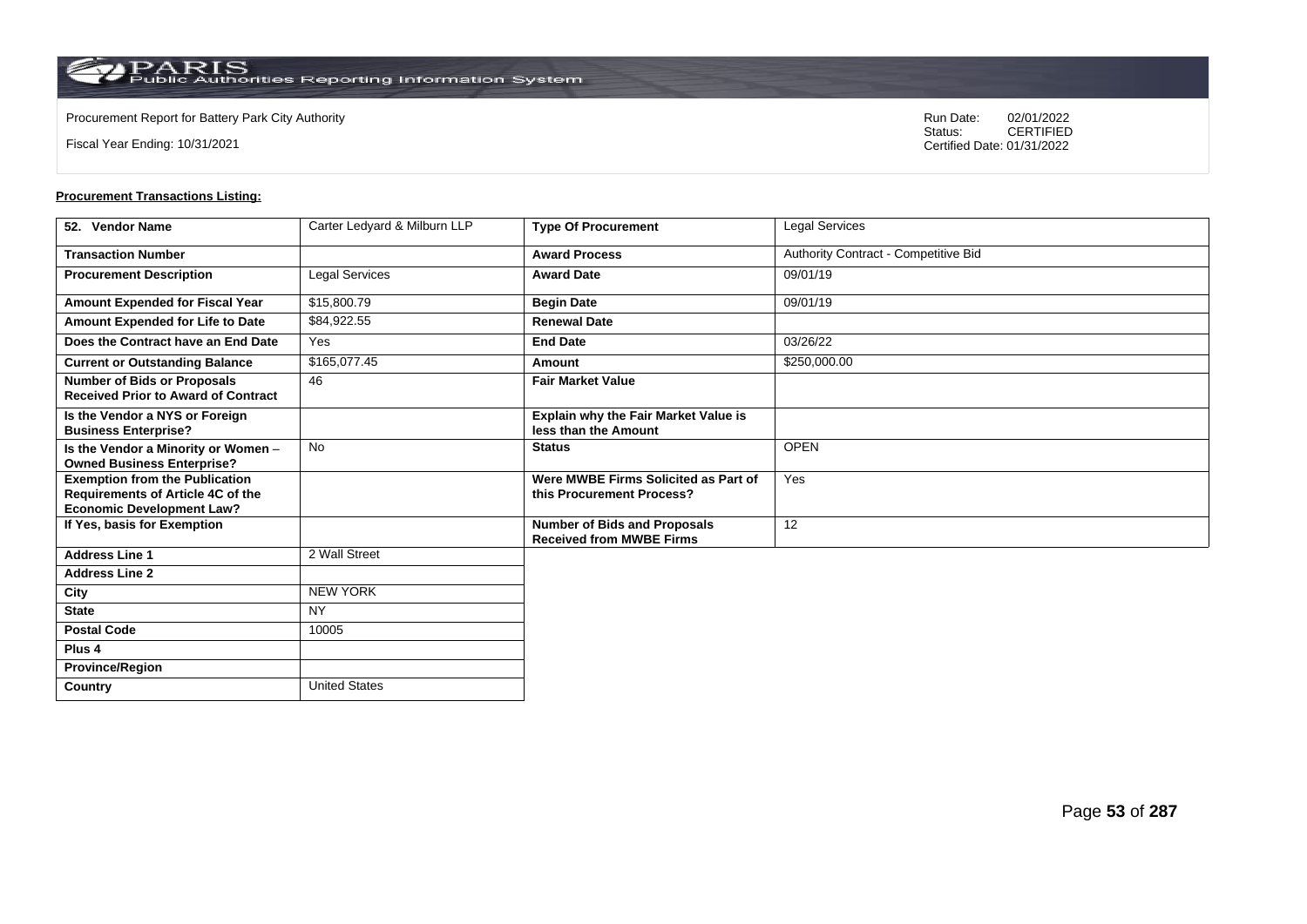Procurement Report for Battery Park City Authority

Fiscal Year Ending: 10/31/2021

Run Date: 02/01/2022
Status: CERTIFIED
Certified Date: 01/31/2022

**Procurement Transactions Listing:**

| 52. Vendor Name | Carter Ledyard & Milburn LLP | Type Of Procurement | Legal Services |
|---|---|---|---|
| Transaction Number | | Award Process | Authority Contract - Competitive Bid |
| Procurement Description | Legal Services | Award Date | 09/01/19 |
| Amount Expended for Fiscal Year | $15,800.79 | Begin Date | 09/01/19 |
| Amount Expended for Life to Date | $84,922.55 | Renewal Date | |
| Does the Contract have an End Date | Yes | End Date | 03/26/22 |
| Current or Outstanding Balance | $165,077.45 | Amount | $250,000.00 |
| Number of Bids or Proposals Received Prior to Award of Contract | 46 | Fair Market Value | |
| Is the Vendor a NYS or Foreign Business Enterprise? | | Explain why the Fair Market Value is less than the Amount | |
| Is the Vendor a Minority or Women – Owned Business Enterprise? | No | Status | OPEN |
| Exemption from the Publication Requirements of Article 4C of the Economic Development Law? | | Were MWBE Firms Solicited as Part of this Procurement Process? | Yes |
| If Yes, basis for Exemption | | Number of Bids and Proposals Received from MWBE Firms | 12 |
| Address Line 1 | 2 Wall Street | | |
| Address Line 2 | | | |
| City | NEW YORK | | |
| State | NY | | |
| Postal Code | 10005 | | |
| Plus 4 | | | |
| Province/Region | | | |
| Country | United States | | |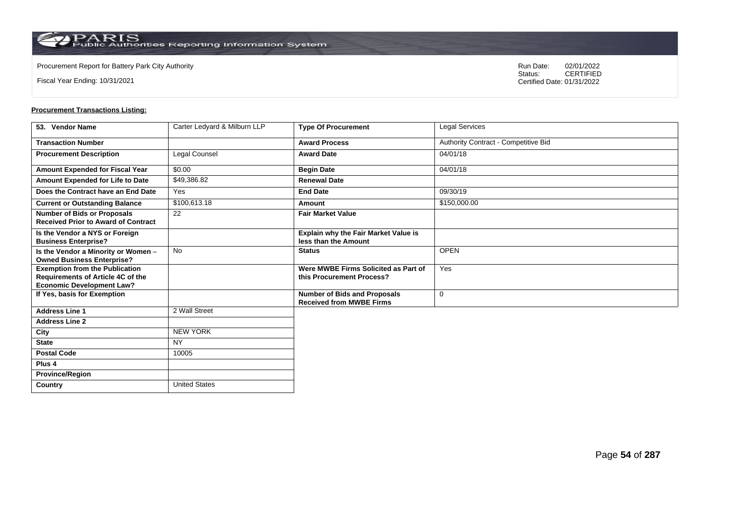Procurement Report for Battery Park City Authority

Fiscal Year Ending: 10/31/2021

Run Date: 02/01/2022
Status: CERTIFIED
Certified Date: 01/31/2022

**Procurement Transactions Listing:**

| 53. Vendor Name | Carter Ledyard & Milburn LLP | Type Of Procurement | Legal Services |
|---|---|---|---|
| Transaction Number | | Award Process | Authority Contract - Competitive Bid |
| Procurement Description | Legal Counsel | Award Date | 04/01/18 |
| Amount Expended for Fiscal Year | $0.00 | Begin Date | 04/01/18 |
| Amount Expended for Life to Date | $49,386.82 | Renewal Date | |
| Does the Contract have an End Date | Yes | End Date | 09/30/19 |
| Current or Outstanding Balance | $100,613.18 | Amount | $150,000.00 |
| Number of Bids or Proposals Received Prior to Award of Contract | 22 | Fair Market Value | |
| Is the Vendor a NYS or Foreign Business Enterprise? | | Explain why the Fair Market Value is less than the Amount | |
| Is the Vendor a Minority or Women – Owned Business Enterprise? | No | Status | OPEN |
| Exemption from the Publication Requirements of Article 4C of the Economic Development Law? | | Were MWBE Firms Solicited as Part of this Procurement Process? | Yes |
| If Yes, basis for Exemption | | Number of Bids and Proposals Received from MWBE Firms | 0 |
| Address Line 1 | 2 Wall Street | | |
| Address Line 2 | | | |
| City | NEW YORK | | |
| State | NY | | |
| Postal Code | 10005 | | |
| Plus 4 | | | |
| Province/Region | | | |
| Country | United States | | |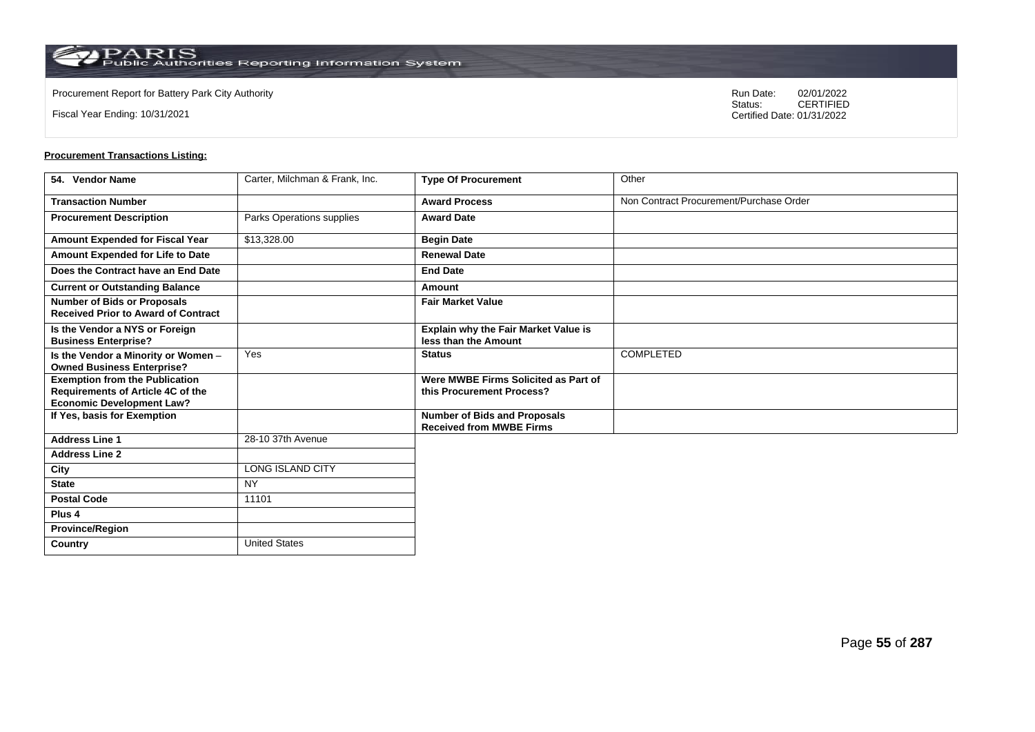Procurement Report for Battery Park City Authority

Fiscal Year Ending: 10/31/2021

Run Date: 02/01/2022
Status: CERTIFIED
Certified Date: 01/31/2022

**Procurement Transactions Listing:**

| 54. Vendor Name | Carter, Milchman & Frank, Inc. | Type Of Procurement | Other |
|---|---|---|---|
| Transaction Number | | Award Process | Non Contract Procurement/Purchase Order |
| Procurement Description | Parks Operations supplies | Award Date | |
| Amount Expended for Fiscal Year | $13,328.00 | Begin Date | |
| Amount Expended for Life to Date | | Renewal Date | |
| Does the Contract have an End Date | | End Date | |
| Current or Outstanding Balance | | Amount | |
| Number of Bids or Proposals Received Prior to Award of Contract | | Fair Market Value | |
| Is the Vendor a NYS or Foreign Business Enterprise? | | Explain why the Fair Market Value is less than the Amount | |
| Is the Vendor a Minority or Women – Owned Business Enterprise? | Yes | Status | COMPLETED |
| Exemption from the Publication Requirements of Article 4C of the Economic Development Law? | | Were MWBE Firms Solicited as Part of this Procurement Process? | |
| If Yes, basis for Exemption | | Number of Bids and Proposals Received from MWBE Firms | |
| Address Line 1 | 28-10 37th Avenue | | |
| Address Line 2 | | | |
| City | LONG ISLAND CITY | | |
| State | NY | | |
| Postal Code | 11101 | | |
| Plus 4 | | | |
| Province/Region | | | |
| Country | United States | | |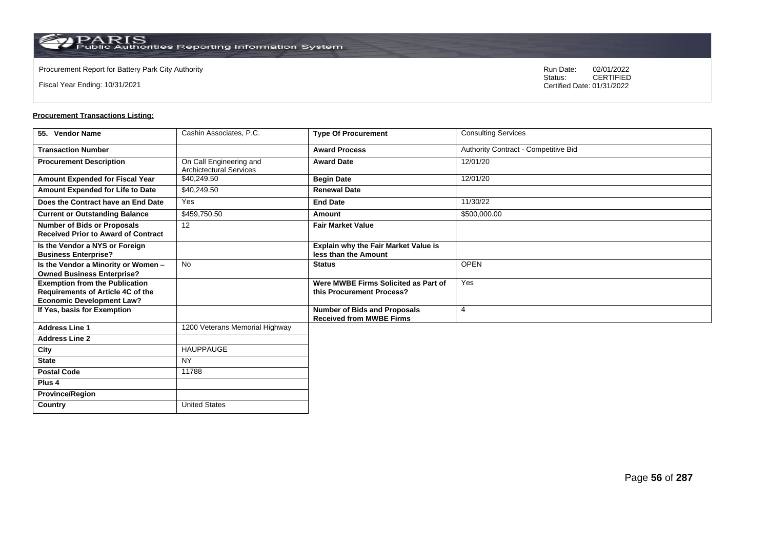Procurement Report for Battery Park City Authority

Fiscal Year Ending: 10/31/2021

Run Date: 02/01/2022
Status: CERTIFIED
Certified Date: 01/31/2022

**Procurement Transactions Listing:**

| 55. Vendor Name | Cashin Associates, P.C. | Type Of Procurement | Consulting Services |
|---|---|---|---|
| Transaction Number | | Award Process | Authority Contract - Competitive Bid |
| Procurement Description | On Call Engineering and Archictectural Services | Award Date | 12/01/20 |
| Amount Expended for Fiscal Year | $40,249.50 | Begin Date | 12/01/20 |
| Amount Expended for Life to Date | $40,249.50 | Renewal Date | |
| Does the Contract have an End Date | Yes | End Date | 11/30/22 |
| Current or Outstanding Balance | $459,750.50 | Amount | $500,000.00 |
| Number of Bids or Proposals Received Prior to Award of Contract | 12 | Fair Market Value | |
| Is the Vendor a NYS or Foreign Business Enterprise? | | Explain why the Fair Market Value is less than the Amount | |
| Is the Vendor a Minority or Women – Owned Business Enterprise? | No | Status | OPEN |
| Exemption from the Publication Requirements of Article 4C of the Economic Development Law? | | Were MWBE Firms Solicited as Part of this Procurement Process? | Yes |
| If Yes, basis for Exemption | | Number of Bids and Proposals Received from MWBE Firms | 4 |
| Address Line 1 | 1200 Veterans Memorial Highway | | |
| Address Line 2 | | | |
| City | HAUPPAUGE | | |
| State | NY | | |
| Postal Code | 11788 | | |
| Plus 4 | | | |
| Province/Region | | | |
| Country | United States | | |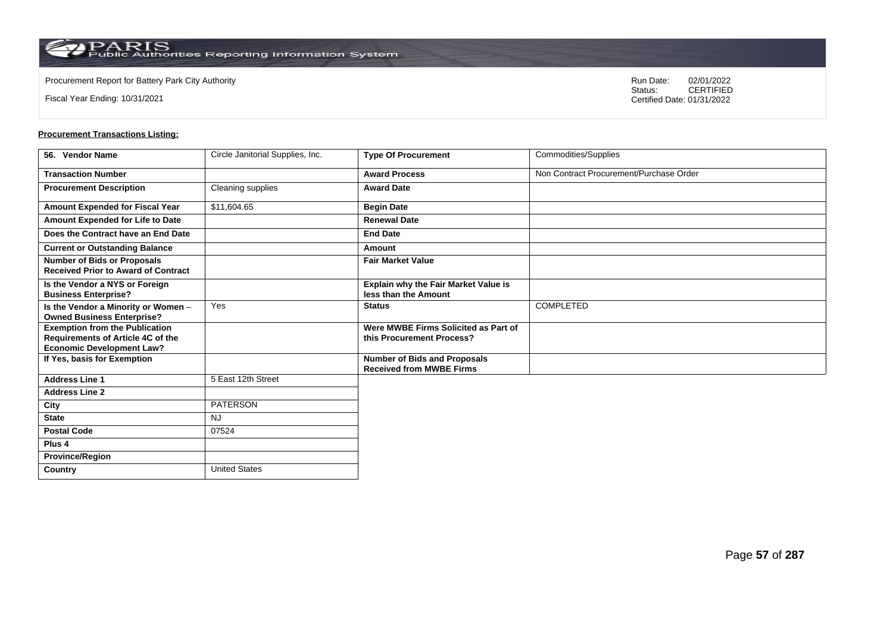Procurement Report for Battery Park City Authority

Fiscal Year Ending: 10/31/2021

Run Date: 02/01/2022
Status: CERTIFIED
Certified Date: 01/31/2022

**Procurement Transactions Listing:**

| 56. Vendor Name | Circle Janitorial Supplies, Inc. | Type Of Procurement | Commodities/Supplies |
|---|---|---|---|
| Transaction Number | | Award Process | Non Contract Procurement/Purchase Order |
| Procurement Description | Cleaning supplies | Award Date | |
| Amount Expended for Fiscal Year | $11,604.65 | Begin Date | |
| Amount Expended for Life to Date | | Renewal Date | |
| Does the Contract have an End Date | | End Date | |
| Current or Outstanding Balance | | Amount | |
| Number of Bids or Proposals Received Prior to Award of Contract | | Fair Market Value | |
| Is the Vendor a NYS or Foreign Business Enterprise? | | Explain why the Fair Market Value is less than the Amount | |
| Is the Vendor a Minority or Women – Owned Business Enterprise? | Yes | Status | COMPLETED |
| Exemption from the Publication Requirements of Article 4C of the Economic Development Law? | | Were MWBE Firms Solicited as Part of this Procurement Process? | |
| If Yes, basis for Exemption | | Number of Bids and Proposals Received from MWBE Firms | |
| Address Line 1 | 5 East 12th Street | | |
| Address Line 2 | | | |
| City | PATERSON | | |
| State | NJ | | |
| Postal Code | 07524 | | |
| Plus 4 | | | |
| Province/Region | | | |
| Country | United States | | |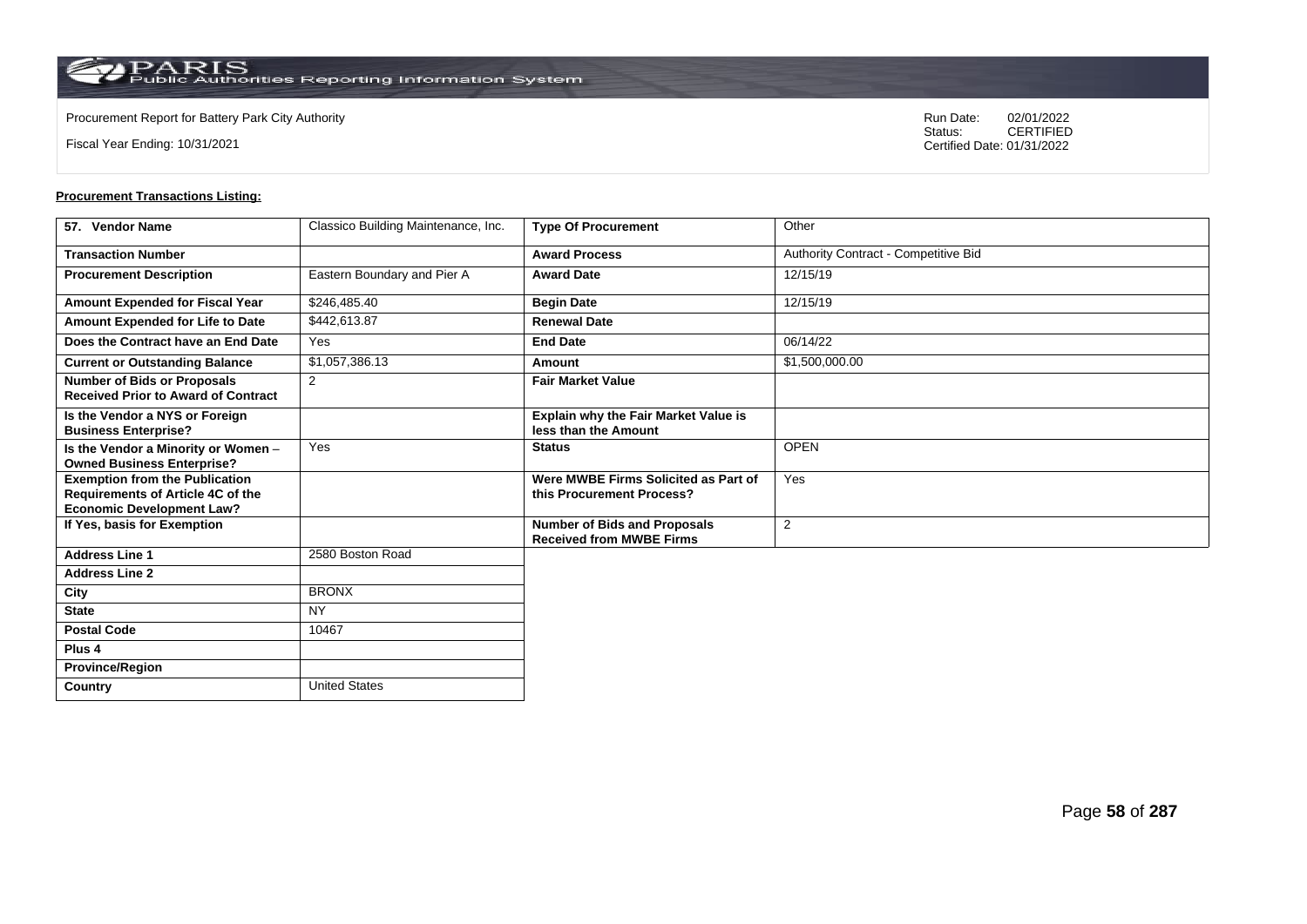Procurement Report for Battery Park City Authority

Fiscal Year Ending: 10/31/2021

Run Date: 02/01/2022
Status: CERTIFIED
Certified Date: 01/31/2022

**Procurement Transactions Listing:**

| 57. Vendor Name | Classico Building Maintenance, Inc. | Type Of Procurement | Other |
|---|---|---|---|
| Transaction Number | | Award Process | Authority Contract - Competitive Bid |
| Procurement Description | Eastern Boundary and Pier A | Award Date | 12/15/19 |
| Amount Expended for Fiscal Year | $246,485.40 | Begin Date | 12/15/19 |
| Amount Expended for Life to Date | $442,613.87 | Renewal Date | |
| Does the Contract have an End Date | Yes | End Date | 06/14/22 |
| Current or Outstanding Balance | $1,057,386.13 | Amount | $1,500,000.00 |
| Number of Bids or Proposals Received Prior to Award of Contract | 2 | Fair Market Value | |
| Is the Vendor a NYS or Foreign Business Enterprise? | | Explain why the Fair Market Value is less than the Amount | |
| Is the Vendor a Minority or Women – Owned Business Enterprise? | Yes | Status | OPEN |
| Exemption from the Publication Requirements of Article 4C of the Economic Development Law? | | Were MWBE Firms Solicited as Part of this Procurement Process? | Yes |
| If Yes, basis for Exemption | | Number of Bids and Proposals Received from MWBE Firms | 2 |
| Address Line 1 | 2580 Boston Road | | |
| Address Line 2 | | | |
| City | BRONX | | |
| State | NY | | |
| Postal Code | 10467 | | |
| Plus 4 | | | |
| Province/Region | | | |
| Country | United States | | |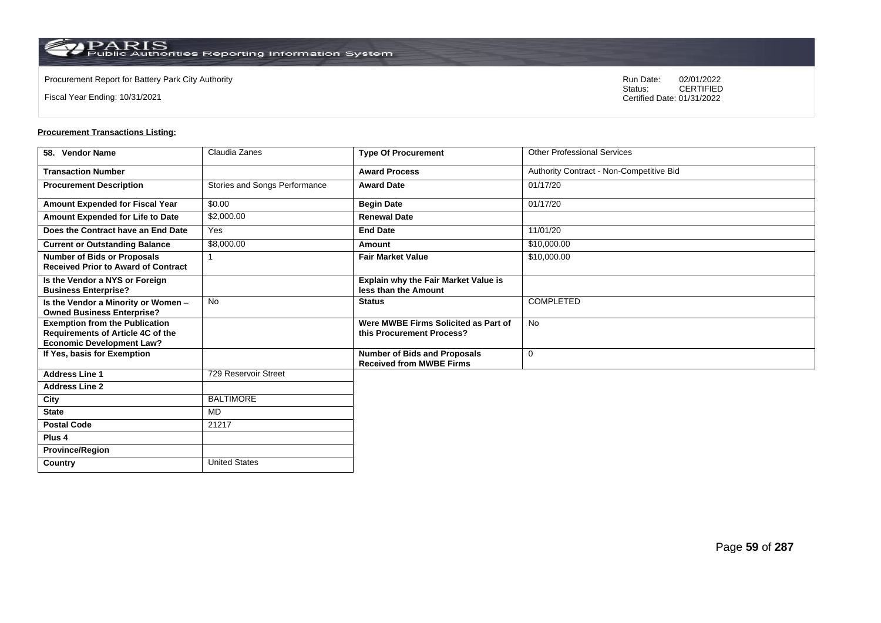Procurement Report for Battery Park City Authority

Fiscal Year Ending: 10/31/2021

Run Date: 02/01/2022
Status: CERTIFIED
Certified Date: 01/31/2022

**Procurement Transactions Listing:**

| 58. Vendor Name | Claudia Zanes | Type Of Procurement | Other Professional Services |
|---|---|---|---|
| Transaction Number | | Award Process | Authority Contract - Non-Competitive Bid |
| Procurement Description | Stories and Songs Performance | Award Date | 01/17/20 |
| Amount Expended for Fiscal Year | $0.00 | Begin Date | 01/17/20 |
| Amount Expended for Life to Date | $2,000.00 | Renewal Date | |
| Does the Contract have an End Date | Yes | End Date | 11/01/20 |
| Current or Outstanding Balance | $8,000.00 | Amount | $10,000.00 |
| Number of Bids or Proposals Received Prior to Award of Contract | 1 | Fair Market Value | $10,000.00 |
| Is the Vendor a NYS or Foreign Business Enterprise? | | Explain why the Fair Market Value is less than the Amount | |
| Is the Vendor a Minority or Women – Owned Business Enterprise? | No | Status | COMPLETED |
| Exemption from the Publication Requirements of Article 4C of the Economic Development Law? | | Were MWBE Firms Solicited as Part of this Procurement Process? | No |
| If Yes, basis for Exemption | | Number of Bids and Proposals Received from MWBE Firms | 0 |
| Address Line 1 | 729 Reservoir Street | | |
| Address Line 2 | | | |
| City | BALTIMORE | | |
| State | MD | | |
| Postal Code | 21217 | | |
| Plus 4 | | | |
| Province/Region | | | |
| Country | United States | | |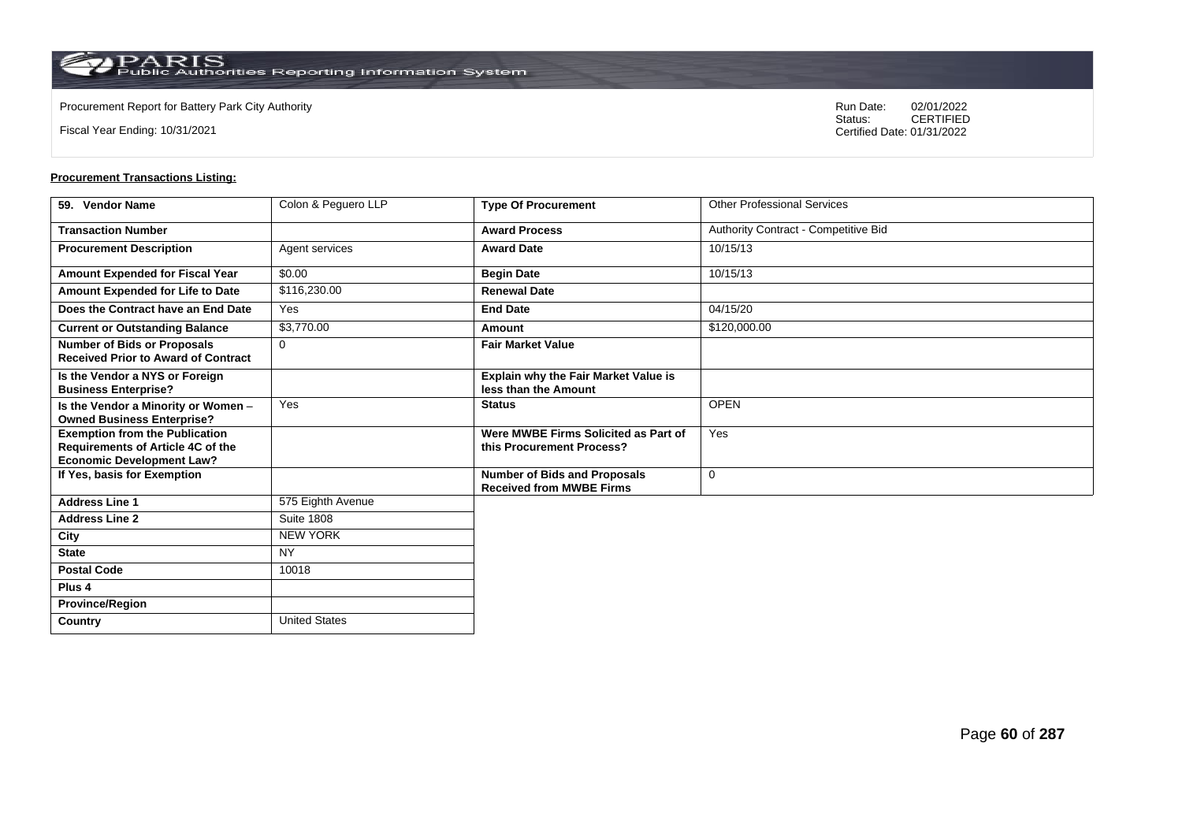Procurement Report for Battery Park City Authority

Fiscal Year Ending: 10/31/2021

Run Date: 02/01/2022
Status: CERTIFIED
Certified Date: 01/31/2022

**Procurement Transactions Listing:**

| 59. Vendor Name | Colon & Peguero LLP | Type Of Procurement | Other Professional Services |
|---|---|---|---|
| Transaction Number | | Award Process | Authority Contract - Competitive Bid |
| Procurement Description | Agent services | Award Date | 10/15/13 |
| Amount Expended for Fiscal Year | $0.00 | Begin Date | 10/15/13 |
| Amount Expended for Life to Date | $116,230.00 | Renewal Date | |
| Does the Contract have an End Date | Yes | End Date | 04/15/20 |
| Current or Outstanding Balance | $3,770.00 | Amount | $120,000.00 |
| Number of Bids or Proposals Received Prior to Award of Contract | 0 | Fair Market Value | |
| Is the Vendor a NYS or Foreign Business Enterprise? | | Explain why the Fair Market Value is less than the Amount | |
| Is the Vendor a Minority or Women – Owned Business Enterprise? | Yes | Status | OPEN |
| Exemption from the Publication Requirements of Article 4C of the Economic Development Law? | | Were MWBE Firms Solicited as Part of this Procurement Process? | Yes |
| If Yes, basis for Exemption | | Number of Bids and Proposals Received from MWBE Firms | 0 |
| Address Line 1 | 575 Eighth Avenue | | |
| Address Line 2 | Suite 1808 | | |
| City | NEW YORK | | |
| State | NY | | |
| Postal Code | 10018 | | |
| Plus 4 | | | |
| Province/Region | | | |
| Country | United States | | |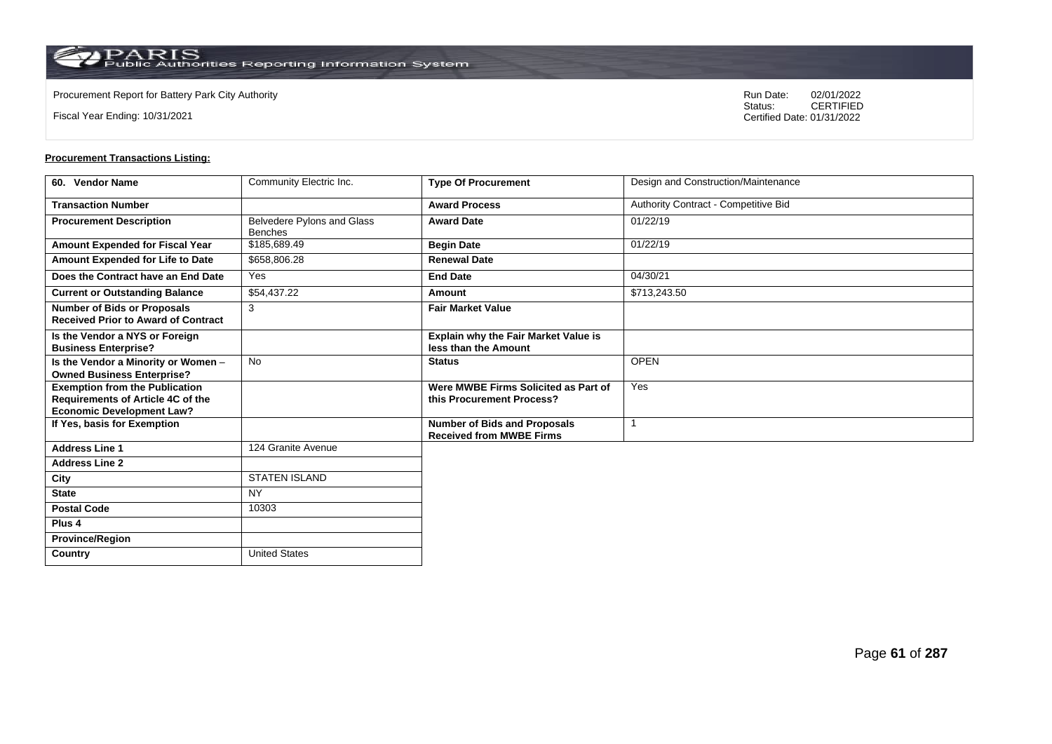Procurement Report for Battery Park City Authority

Fiscal Year Ending: 10/31/2021

Run Date: 02/01/2022
Status: CERTIFIED
Certified Date: 01/31/2022

**Procurement Transactions Listing:**

| 60. Vendor Name | Community Electric Inc. | Type Of Procurement | Design and Construction/Maintenance |
|---|---|---|---|
| Transaction Number | | Award Process | Authority Contract - Competitive Bid |
| Procurement Description | Belvedere Pylons and Glass Benches | Award Date | 01/22/19 |
| Amount Expended for Fiscal Year | $185,689.49 | Begin Date | 01/22/19 |
| Amount Expended for Life to Date | $658,806.28 | Renewal Date | |
| Does the Contract have an End Date | Yes | End Date | 04/30/21 |
| Current or Outstanding Balance | $54,437.22 | Amount | $713,243.50 |
| Number of Bids or Proposals Received Prior to Award of Contract | 3 | Fair Market Value | |
| Is the Vendor a NYS or Foreign Business Enterprise? | | Explain why the Fair Market Value is less than the Amount | |
| Is the Vendor a Minority or Women – Owned Business Enterprise? | No | Status | OPEN |
| Exemption from the Publication Requirements of Article 4C of the Economic Development Law? | | Were MWBE Firms Solicited as Part of this Procurement Process? | Yes |
| If Yes, basis for Exemption | | Number of Bids and Proposals Received from MWBE Firms | 1 |
| Address Line 1 | 124 Granite Avenue | | |
| Address Line 2 | | | |
| City | STATEN ISLAND | | |
| State | NY | | |
| Postal Code | 10303 | | |
| Plus 4 | | | |
| Province/Region | | | |
| Country | United States | | |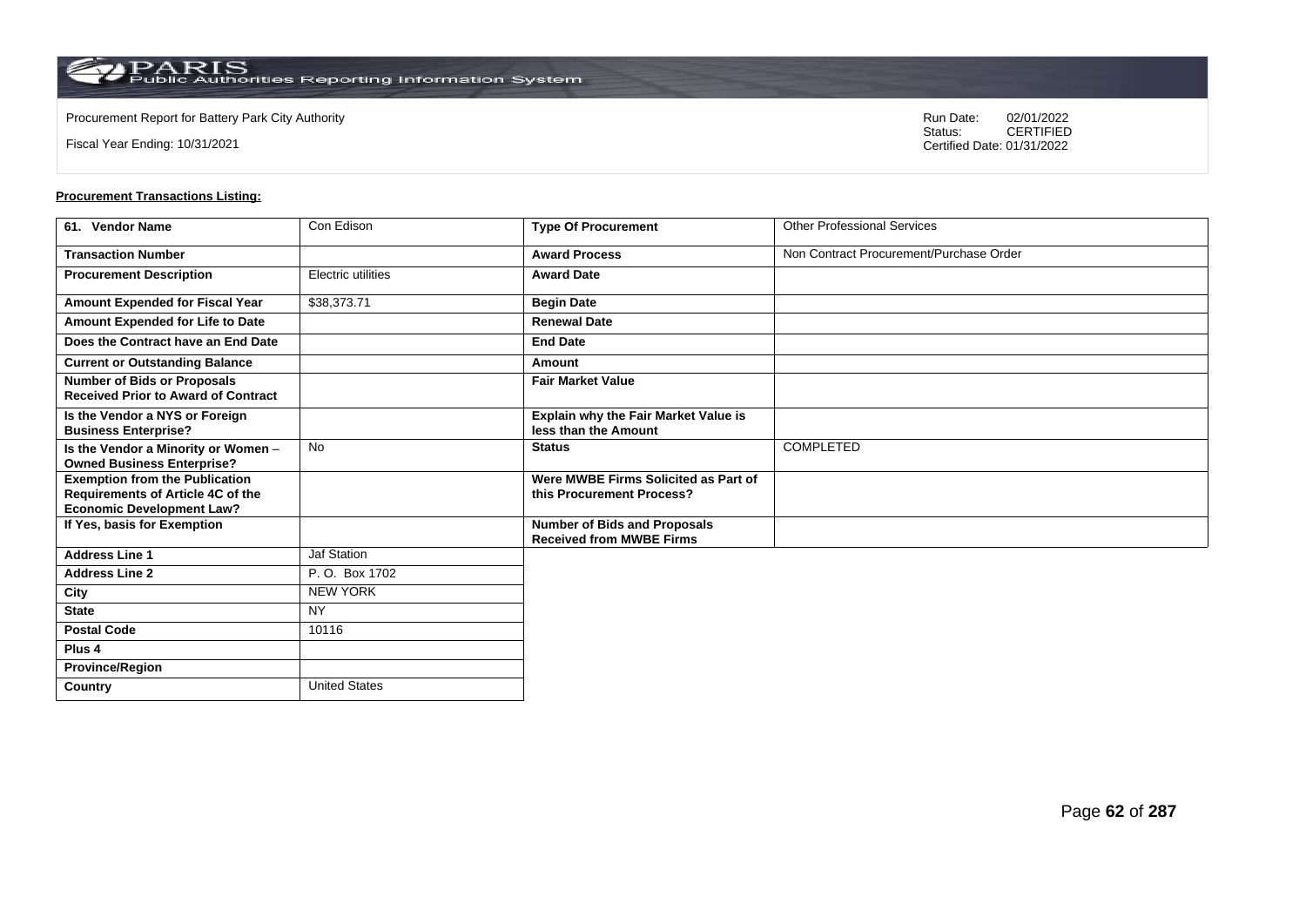Procurement Report for Battery Park City Authority

Fiscal Year Ending: 10/31/2021

Run Date: 02/01/2022
Status: CERTIFIED
Certified Date: 01/31/2022

**Procurement Transactions Listing:**

| 61. Vendor Name | Con Edison | Type Of Procurement | Other Professional Services |
|---|---|---|---|
| Transaction Number | | Award Process | Non Contract Procurement/Purchase Order |
| Procurement Description | Electric utilities | Award Date | |
| Amount Expended for Fiscal Year | $38,373.71 | Begin Date | |
| Amount Expended for Life to Date | | Renewal Date | |
| Does the Contract have an End Date | | End Date | |
| Current or Outstanding Balance | | Amount | |
| Number of Bids or Proposals Received Prior to Award of Contract | | Fair Market Value | |
| Is the Vendor a NYS or Foreign Business Enterprise? | | Explain why the Fair Market Value is less than the Amount | |
| Is the Vendor a Minority or Women – Owned Business Enterprise? | No | Status | COMPLETED |
| Exemption from the Publication Requirements of Article 4C of the Economic Development Law? | | Were MWBE Firms Solicited as Part of this Procurement Process? | |
| If Yes, basis for Exemption | | Number of Bids and Proposals Received from MWBE Firms | |
| Address Line 1 | Jaf Station | | |
| Address Line 2 | P. O. Box 1702 | | |
| City | NEW YORK | | |
| State | NY | | |
| Postal Code | 10116 | | |
| Plus 4 | | | |
| Province/Region | | | |
| Country | United States | | |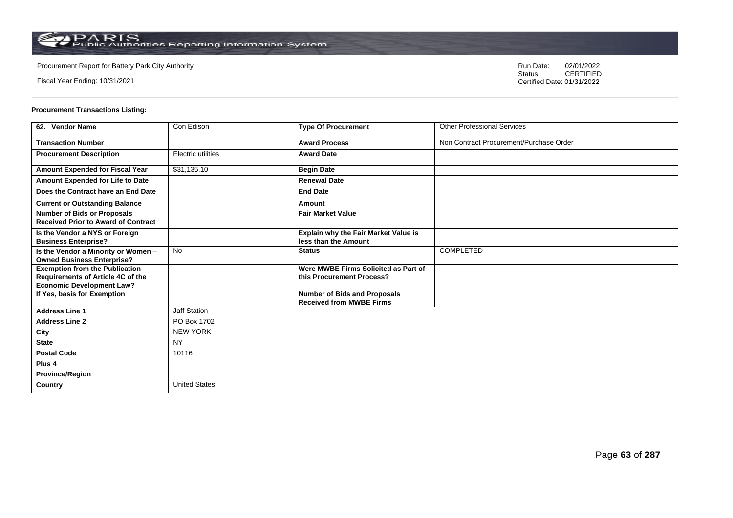Procurement Report for Battery Park City Authority

Fiscal Year Ending: 10/31/2021

Run Date: 02/01/2022
Status: CERTIFIED
Certified Date: 01/31/2022

**Procurement Transactions Listing:**

| 62. Vendor Name | Con Edison | Type Of Procurement | Other Professional Services |
|---|---|---|---|
| Transaction Number | | Award Process | Non Contract Procurement/Purchase Order |
| Procurement Description | Electric utilities | Award Date | |
| Amount Expended for Fiscal Year | $31,135.10 | Begin Date | |
| Amount Expended for Life to Date | | Renewal Date | |
| Does the Contract have an End Date | | End Date | |
| Current or Outstanding Balance | | Amount | |
| Number of Bids or Proposals Received Prior to Award of Contract | | Fair Market Value | |
| Is the Vendor a NYS or Foreign Business Enterprise? | | Explain why the Fair Market Value is less than the Amount | |
| Is the Vendor a Minority or Women – Owned Business Enterprise? | No | Status | COMPLETED |
| Exemption from the Publication Requirements of Article 4C of the Economic Development Law? | | Were MWBE Firms Solicited as Part of this Procurement Process? | |
| If Yes, basis for Exemption | | Number of Bids and Proposals Received from MWBE Firms | |
| Address Line 1 | Jaff Station | | |
| Address Line 2 | PO Box 1702 | | |
| City | NEW YORK | | |
| State | NY | | |
| Postal Code | 10116 | | |
| Plus 4 | | | |
| Province/Region | | | |
| Country | United States | | |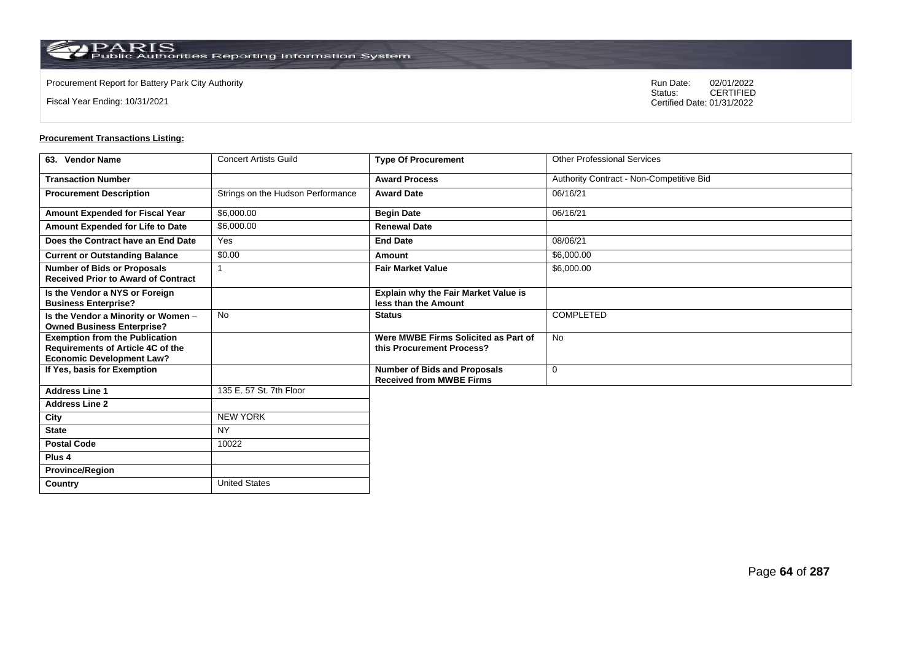Procurement Report for Battery Park City Authority

Fiscal Year Ending: 10/31/2021

Run Date: 02/01/2022
Status: CERTIFIED
Certified Date: 01/31/2022

**Procurement Transactions Listing:**

| 63. Vendor Name | Concert Artists Guild | Type Of Procurement | Other Professional Services |
|---|---|---|---|
| Transaction Number | | Award Process | Authority Contract - Non-Competitive Bid |
| Procurement Description | Strings on the Hudson Performance | Award Date | 06/16/21 |
| Amount Expended for Fiscal Year | $6,000.00 | Begin Date | 06/16/21 |
| Amount Expended for Life to Date | $6,000.00 | Renewal Date | |
| Does the Contract have an End Date | Yes | End Date | 08/06/21 |
| Current or Outstanding Balance | $0.00 | Amount | $6,000.00 |
| Number of Bids or Proposals Received Prior to Award of Contract | 1 | Fair Market Value | $6,000.00 |
| Is the Vendor a NYS or Foreign Business Enterprise? | | Explain why the Fair Market Value is less than the Amount | |
| Is the Vendor a Minority or Women – Owned Business Enterprise? | No | Status | COMPLETED |
| Exemption from the Publication Requirements of Article 4C of the Economic Development Law? | | Were MWBE Firms Solicited as Part of this Procurement Process? | No |
| If Yes, basis for Exemption | | Number of Bids and Proposals Received from MWBE Firms | 0 |
| Address Line 1 | 135 E. 57 St. 7th Floor | | |
| Address Line 2 | | | |
| City | NEW YORK | | |
| State | NY | | |
| Postal Code | 10022 | | |
| Plus 4 | | | |
| Province/Region | | | |
| Country | United States | | |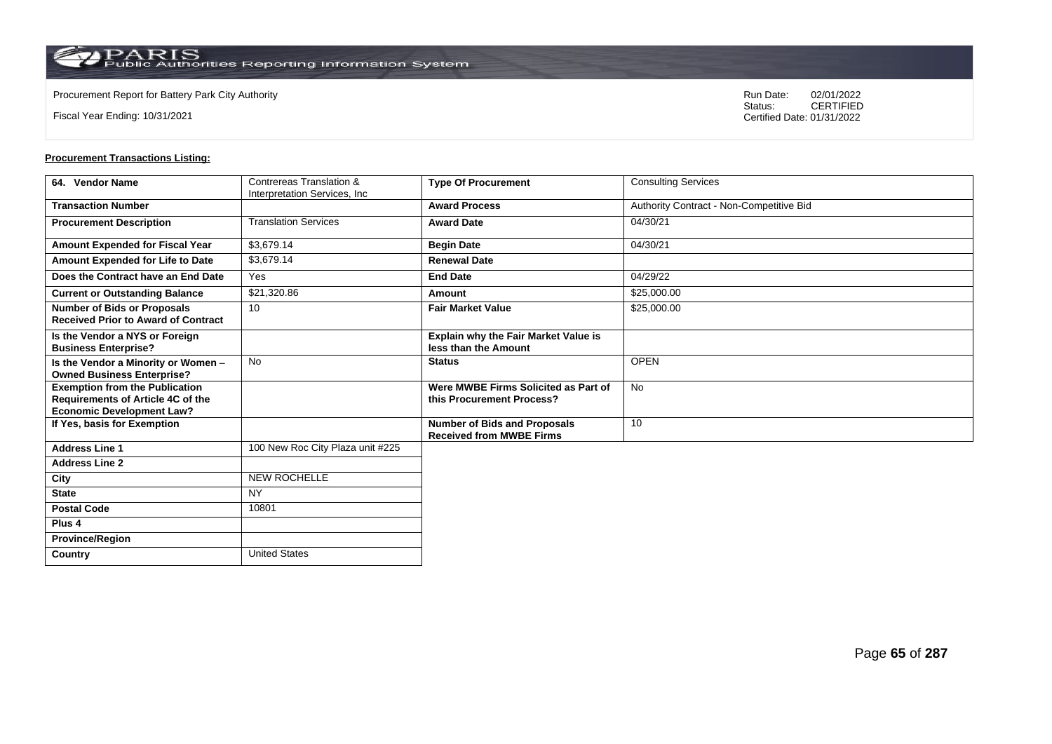Procurement Report for Battery Park City Authority

Fiscal Year Ending: 10/31/2021

Run Date: 02/01/2022
Status: CERTIFIED
Certified Date: 01/31/2022

**Procurement Transactions Listing:**

| 64. Vendor Name | Contrereas Translation & Interpretation Services, Inc | Type Of Procurement | Consulting Services |
|---|---|---|---|
| Transaction Number | | Award Process | Authority Contract - Non-Competitive Bid |
| Procurement Description | Translation Services | Award Date | 04/30/21 |
| Amount Expended for Fiscal Year | $3,679.14 | Begin Date | 04/30/21 |
| Amount Expended for Life to Date | $3,679.14 | Renewal Date | |
| Does the Contract have an End Date | Yes | End Date | 04/29/22 |
| Current or Outstanding Balance | $21,320.86 | Amount | $25,000.00 |
| Number of Bids or Proposals Received Prior to Award of Contract | 10 | Fair Market Value | $25,000.00 |
| Is the Vendor a NYS or Foreign Business Enterprise? | | Explain why the Fair Market Value is less than the Amount | |
| Is the Vendor a Minority or Women – Owned Business Enterprise? | No | Status | OPEN |
| Exemption from the Publication Requirements of Article 4C of the Economic Development Law? | | Were MWBE Firms Solicited as Part of this Procurement Process? | No |
| If Yes, basis for Exemption | | Number of Bids and Proposals Received from MWBE Firms | 10 |
| Address Line 1 | 100 New Roc City Plaza unit #225 | | |
| Address Line 2 | | | |
| City | NEW ROCHELLE | | |
| State | NY | | |
| Postal Code | 10801 | | |
| Plus 4 | | | |
| Province/Region | | | |
| Country | United States | | |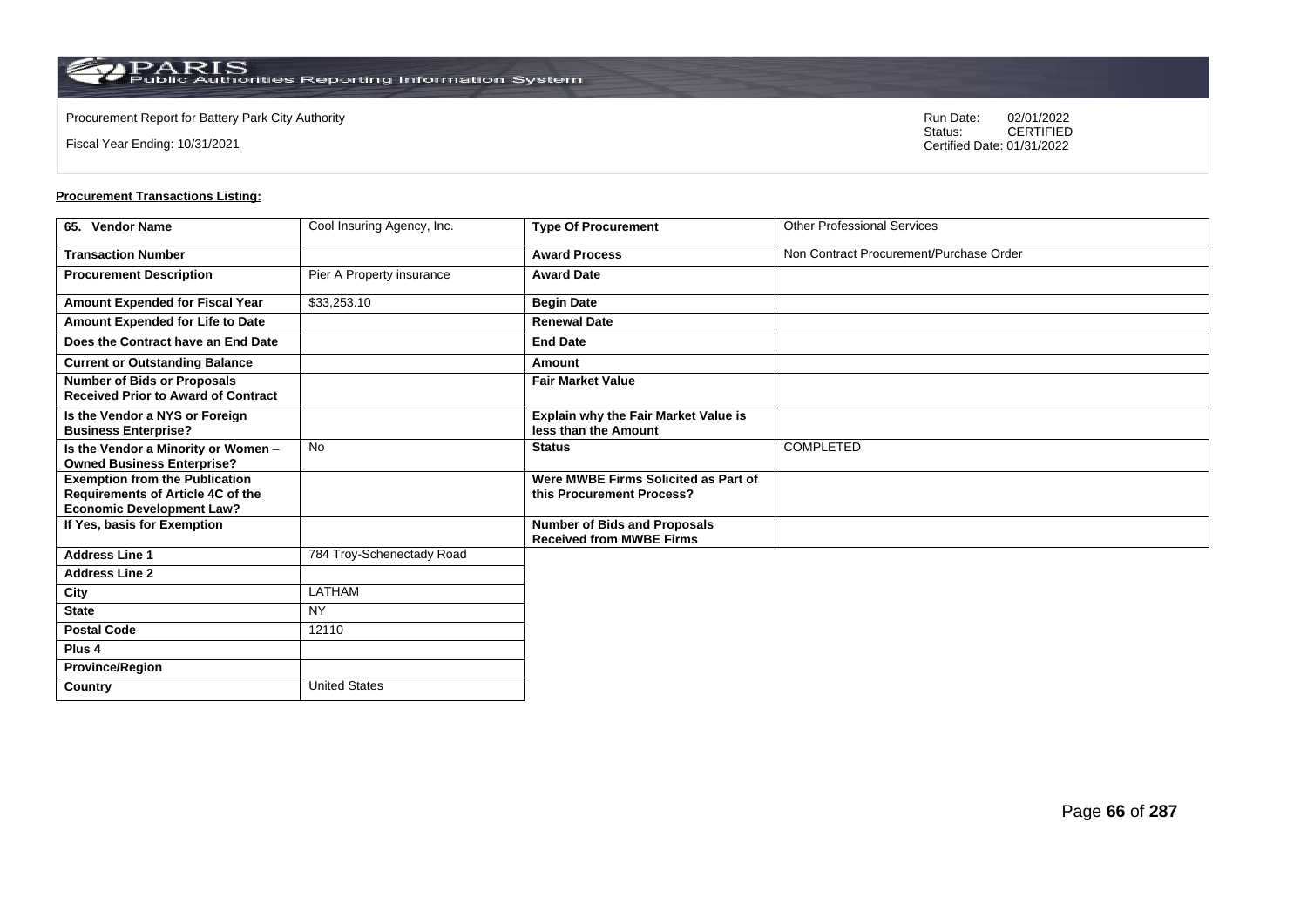Procurement Report for Battery Park City Authority

Fiscal Year Ending: 10/31/2021

Run Date: 02/01/2022
Status: CERTIFIED
Certified Date: 01/31/2022

**Procurement Transactions Listing:**

| 65. Vendor Name | Cool Insuring Agency, Inc. | Type Of Procurement | Other Professional Services |
|---|---|---|---|
| Transaction Number | | Award Process | Non Contract Procurement/Purchase Order |
| Procurement Description | Pier A Property insurance | Award Date | |
| Amount Expended for Fiscal Year | $33,253.10 | Begin Date | |
| Amount Expended for Life to Date | | Renewal Date | |
| Does the Contract have an End Date | | End Date | |
| Current or Outstanding Balance | | Amount | |
| Number of Bids or Proposals Received Prior to Award of Contract | | Fair Market Value | |
| Is the Vendor a NYS or Foreign Business Enterprise? | | Explain why the Fair Market Value is less than the Amount | |
| Is the Vendor a Minority or Women – Owned Business Enterprise? | No | Status | COMPLETED |
| Exemption from the Publication Requirements of Article 4C of the Economic Development Law? | | Were MWBE Firms Solicited as Part of this Procurement Process? | |
| If Yes, basis for Exemption | | Number of Bids and Proposals Received from MWBE Firms | |
| Address Line 1 | 784 Troy-Schenectady Road | | |
| Address Line 2 | | | |
| City | LATHAM | | |
| State | NY | | |
| Postal Code | 12110 | | |
| Plus 4 | | | |
| Province/Region | | | |
| Country | United States | | |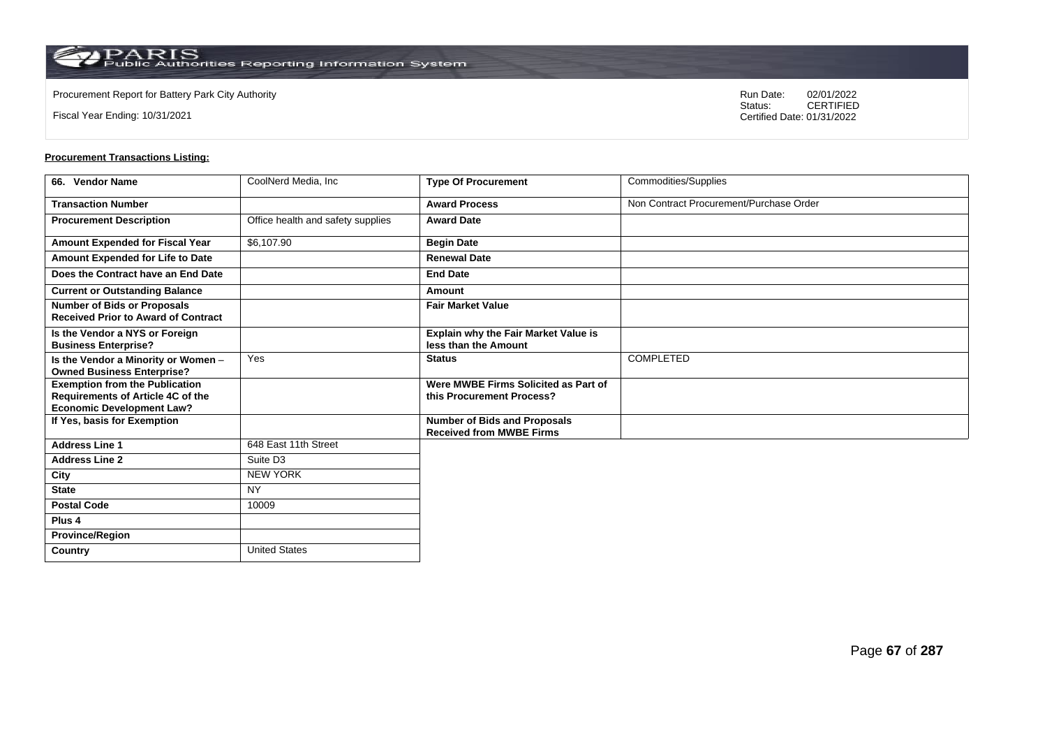Procurement Report for Battery Park City Authority

Fiscal Year Ending: 10/31/2021

Run Date: 02/01/2022
Status: CERTIFIED
Certified Date: 01/31/2022

**Procurement Transactions Listing:**

| 66. Vendor Name | CoolNerd Media, Inc | Type Of Procurement | Commodities/Supplies |
|---|---|---|---|
| Transaction Number | | Award Process | Non Contract Procurement/Purchase Order |
| Procurement Description | Office health and safety supplies | Award Date | |
| Amount Expended for Fiscal Year | $6,107.90 | Begin Date | |
| Amount Expended for Life to Date | | Renewal Date | |
| Does the Contract have an End Date | | End Date | |
| Current or Outstanding Balance | | Amount | |
| Number of Bids or Proposals Received Prior to Award of Contract | | Fair Market Value | |
| Is the Vendor a NYS or Foreign Business Enterprise? | | Explain why the Fair Market Value is less than the Amount | |
| Is the Vendor a Minority or Women – Owned Business Enterprise? | Yes | Status | COMPLETED |
| Exemption from the Publication Requirements of Article 4C of the Economic Development Law? | | Were MWBE Firms Solicited as Part of this Procurement Process? | |
| If Yes, basis for Exemption | | Number of Bids and Proposals Received from MWBE Firms | |
| Address Line 1 | 648 East 11th Street | | |
| Address Line 2 | Suite D3 | | |
| City | NEW YORK | | |
| State | NY | | |
| Postal Code | 10009 | | |
| Plus 4 | | | |
| Province/Region | | | |
| Country | United States | | |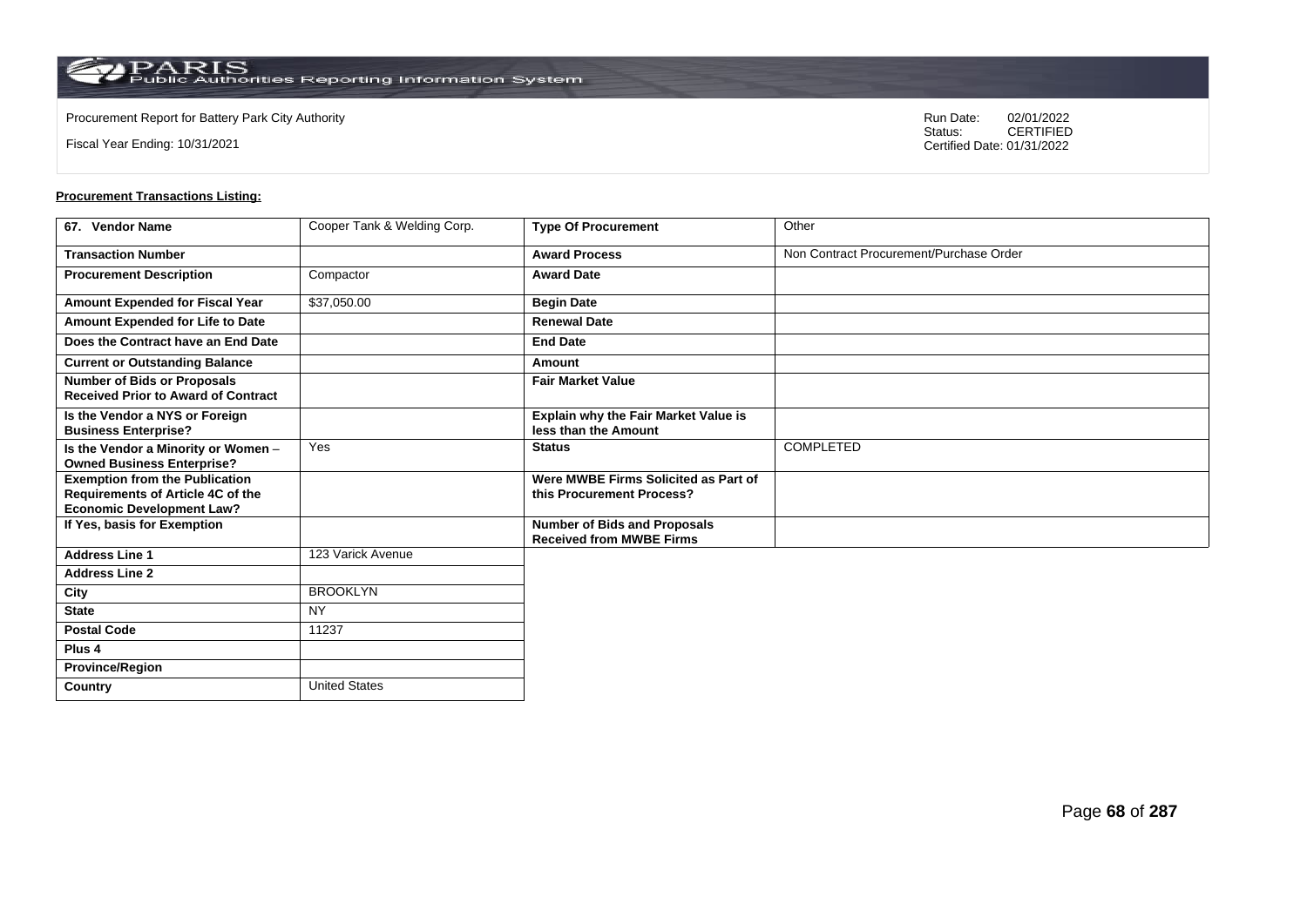Procurement Report for Battery Park City Authority

Fiscal Year Ending: 10/31/2021

Run Date: 02/01/2022
Status: CERTIFIED
Certified Date: 01/31/2022

**Procurement Transactions Listing:**

| 67. Vendor Name | Cooper Tank & Welding Corp. | Type Of Procurement | Other |
|---|---|---|---|
| Transaction Number | | Award Process | Non Contract Procurement/Purchase Order |
| Procurement Description | Compactor | Award Date | |
| Amount Expended for Fiscal Year | $37,050.00 | Begin Date | |
| Amount Expended for Life to Date | | Renewal Date | |
| Does the Contract have an End Date | | End Date | |
| Current or Outstanding Balance | | Amount | |
| Number of Bids or Proposals Received Prior to Award of Contract | | Fair Market Value | |
| Is the Vendor a NYS or Foreign Business Enterprise? | | Explain why the Fair Market Value is less than the Amount | |
| Is the Vendor a Minority or Women – Owned Business Enterprise? | Yes | Status | COMPLETED |
| Exemption from the Publication Requirements of Article 4C of the Economic Development Law? | | Were MWBE Firms Solicited as Part of this Procurement Process? | |
| If Yes, basis for Exemption | | Number of Bids and Proposals Received from MWBE Firms | |
| Address Line 1 | 123 Varick Avenue | | |
| Address Line 2 | | | |
| City | BROOKLYN | | |
| State | NY | | |
| Postal Code | 11237 | | |
| Plus 4 | | | |
| Province/Region | | | |
| Country | United States | | |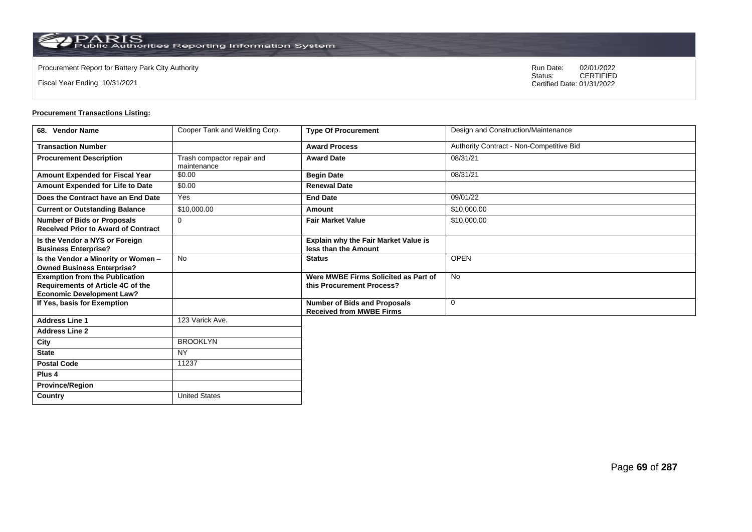Procurement Report for Battery Park City Authority

Fiscal Year Ending: 10/31/2021

Run Date: 02/01/2022
Status: CERTIFIED
Certified Date: 01/31/2022

**Procurement Transactions Listing:**

| 68. Vendor Name | Cooper Tank and Welding Corp. | Type Of Procurement | Design and Construction/Maintenance |
|---|---|---|---|
| Transaction Number | | Award Process | Authority Contract - Non-Competitive Bid |
| Procurement Description | Trash compactor repair and maintenance | Award Date | 08/31/21 |
| Amount Expended for Fiscal Year | $0.00 | Begin Date | 08/31/21 |
| Amount Expended for Life to Date | $0.00 | Renewal Date | |
| Does the Contract have an End Date | Yes | End Date | 09/01/22 |
| Current or Outstanding Balance | $10,000.00 | Amount | $10,000.00 |
| Number of Bids or Proposals Received Prior to Award of Contract | 0 | Fair Market Value | $10,000.00 |
| Is the Vendor a NYS or Foreign Business Enterprise? | | Explain why the Fair Market Value is less than the Amount | |
| Is the Vendor a Minority or Women – Owned Business Enterprise? | No | Status | OPEN |
| Exemption from the Publication Requirements of Article 4C of the Economic Development Law? | | Were MWBE Firms Solicited as Part of this Procurement Process? | No |
| If Yes, basis for Exemption | | Number of Bids and Proposals Received from MWBE Firms | 0 |
| Address Line 1 | 123 Varick Ave. | | |
| Address Line 2 | | | |
| City | BROOKLYN | | |
| State | NY | | |
| Postal Code | 11237 | | |
| Plus 4 | | | |
| Province/Region | | | |
| Country | United States | | |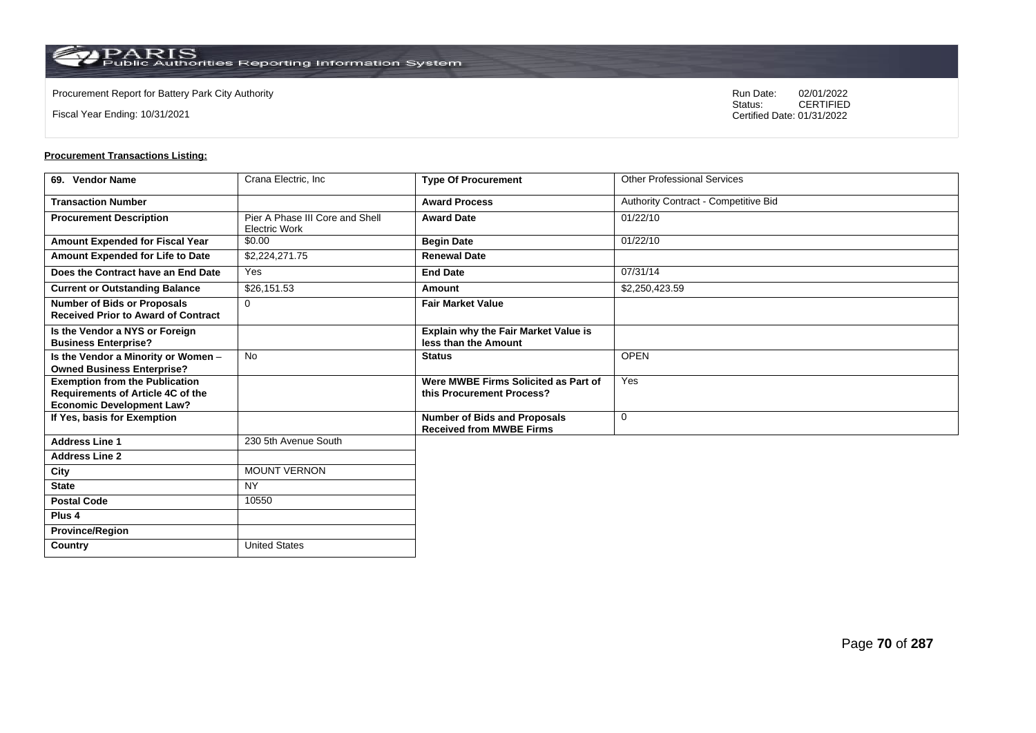Procurement Report for Battery Park City Authority

Fiscal Year Ending: 10/31/2021

Run Date: 02/01/2022
Status: CERTIFIED
Certified Date: 01/31/2022

**Procurement Transactions Listing:**

| 69. Vendor Name | Crana Electric, Inc | Type Of Procurement | Other Professional Services |
|---|---|---|---|
| Transaction Number | | Award Process | Authority Contract - Competitive Bid |
| Procurement Description | Pier A Phase III Core and Shell Electric Work | Award Date | 01/22/10 |
| Amount Expended for Fiscal Year | $0.00 | Begin Date | 01/22/10 |
| Amount Expended for Life to Date | $2,224,271.75 | Renewal Date | |
| Does the Contract have an End Date | Yes | End Date | 07/31/14 |
| Current or Outstanding Balance | $26,151.53 | Amount | $2,250,423.59 |
| Number of Bids or Proposals Received Prior to Award of Contract | 0 | Fair Market Value | |
| Is the Vendor a NYS or Foreign Business Enterprise? | | Explain why the Fair Market Value is less than the Amount | |
| Is the Vendor a Minority or Women – Owned Business Enterprise? | No | Status | OPEN |
| Exemption from the Publication Requirements of Article 4C of the Economic Development Law? | | Were MWBE Firms Solicited as Part of this Procurement Process? | Yes |
| If Yes, basis for Exemption | | Number of Bids and Proposals Received from MWBE Firms | 0 |
| Address Line 1 | 230 5th Avenue South | | |
| Address Line 2 | | | |
| City | MOUNT VERNON | | |
| State | NY | | |
| Postal Code | 10550 | | |
| Plus 4 | | | |
| Province/Region | | | |
| Country | United States | | |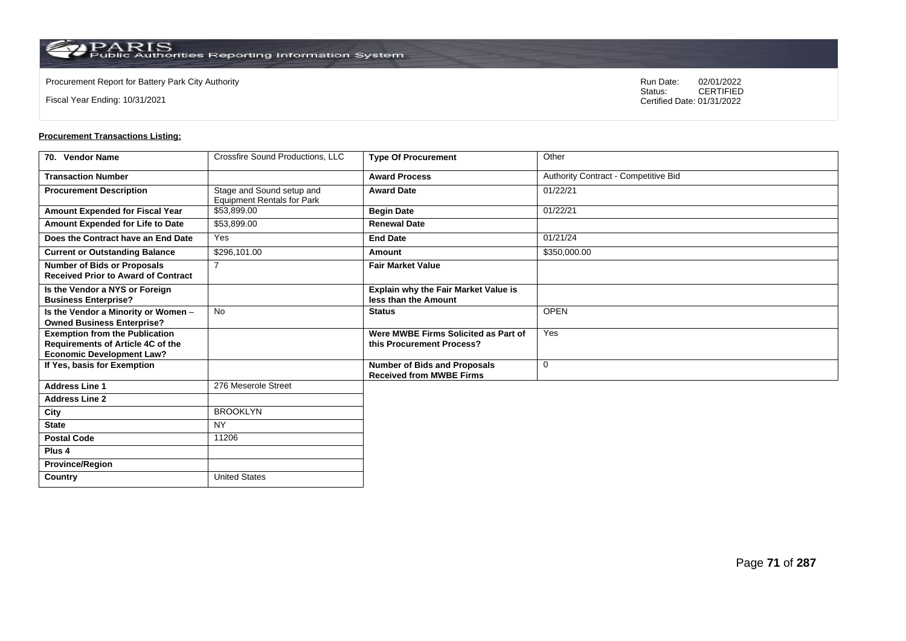Procurement Report for Battery Park City Authority

Fiscal Year Ending: 10/31/2021

Run Date: 02/01/2022
Status: CERTIFIED
Certified Date: 01/31/2022

**Procurement Transactions Listing:**

| 70. Vendor Name | Crossfire Sound Productions, LLC | Type Of Procurement | Other |
|---|---|---|---|
| Transaction Number | | Award Process | Authority Contract - Competitive Bid |
| Procurement Description | Stage and Sound setup and Equipment Rentals for Park | Award Date | 01/22/21 |
| Amount Expended for Fiscal Year | $53,899.00 | Begin Date | 01/22/21 |
| Amount Expended for Life to Date | $53,899.00 | Renewal Date | |
| Does the Contract have an End Date | Yes | End Date | 01/21/24 |
| Current or Outstanding Balance | $296,101.00 | Amount | $350,000.00 |
| Number of Bids or Proposals Received Prior to Award of Contract | 7 | Fair Market Value | |
| Is the Vendor a NYS or Foreign Business Enterprise? | | Explain why the Fair Market Value is less than the Amount | |
| Is the Vendor a Minority or Women – Owned Business Enterprise? | No | Status | OPEN |
| Exemption from the Publication Requirements of Article 4C of the Economic Development Law? | | Were MWBE Firms Solicited as Part of this Procurement Process? | Yes |
| If Yes, basis for Exemption | | Number of Bids and Proposals Received from MWBE Firms | 0 |
| Address Line 1 | 276 Meserole Street | | |
| Address Line 2 | | | |
| City | BROOKLYN | | |
| State | NY | | |
| Postal Code | 11206 | | |
| Plus 4 | | | |
| Province/Region | | | |
| Country | United States | | |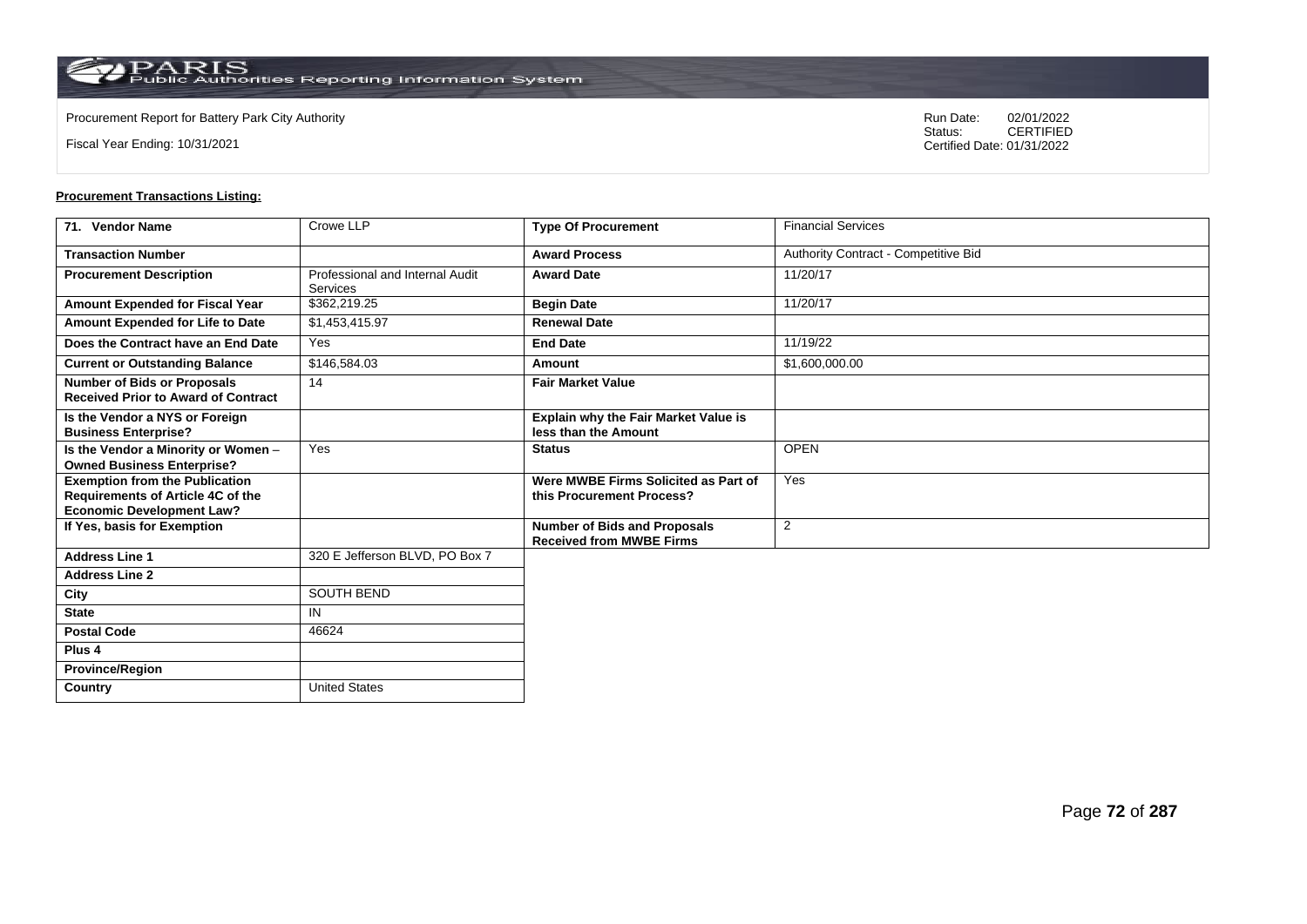Procurement Report for Battery Park City Authority

Fiscal Year Ending: 10/31/2021

Run Date: 02/01/2022
Status: CERTIFIED
Certified Date: 01/31/2022

**Procurement Transactions Listing:**

| 71. Vendor Name | Crowe LLP | Type Of Procurement | Financial Services |
|---|---|---|---|
| Transaction Number | | Award Process | Authority Contract - Competitive Bid |
| Procurement Description | Professional and Internal Audit Services | Award Date | 11/20/17 |
| Amount Expended for Fiscal Year | $362,219.25 | Begin Date | 11/20/17 |
| Amount Expended for Life to Date | $1,453,415.97 | Renewal Date | |
| Does the Contract have an End Date | Yes | End Date | 11/19/22 |
| Current or Outstanding Balance | $146,584.03 | Amount | $1,600,000.00 |
| Number of Bids or Proposals Received Prior to Award of Contract | 14 | Fair Market Value | |
| Is the Vendor a NYS or Foreign Business Enterprise? | | Explain why the Fair Market Value is less than the Amount | |
| Is the Vendor a Minority or Women – Owned Business Enterprise? | Yes | Status | OPEN |
| Exemption from the Publication Requirements of Article 4C of the Economic Development Law? | | Were MWBE Firms Solicited as Part of this Procurement Process? | Yes |
| If Yes, basis for Exemption | | Number of Bids and Proposals Received from MWBE Firms | 2 |
| Address Line 1 | 320 E Jefferson BLVD, PO Box 7 | | |
| Address Line 2 | | | |
| City | SOUTH BEND | | |
| State | IN | | |
| Postal Code | 46624 | | |
| Plus 4 | | | |
| Province/Region | | | |
| Country | United States | | |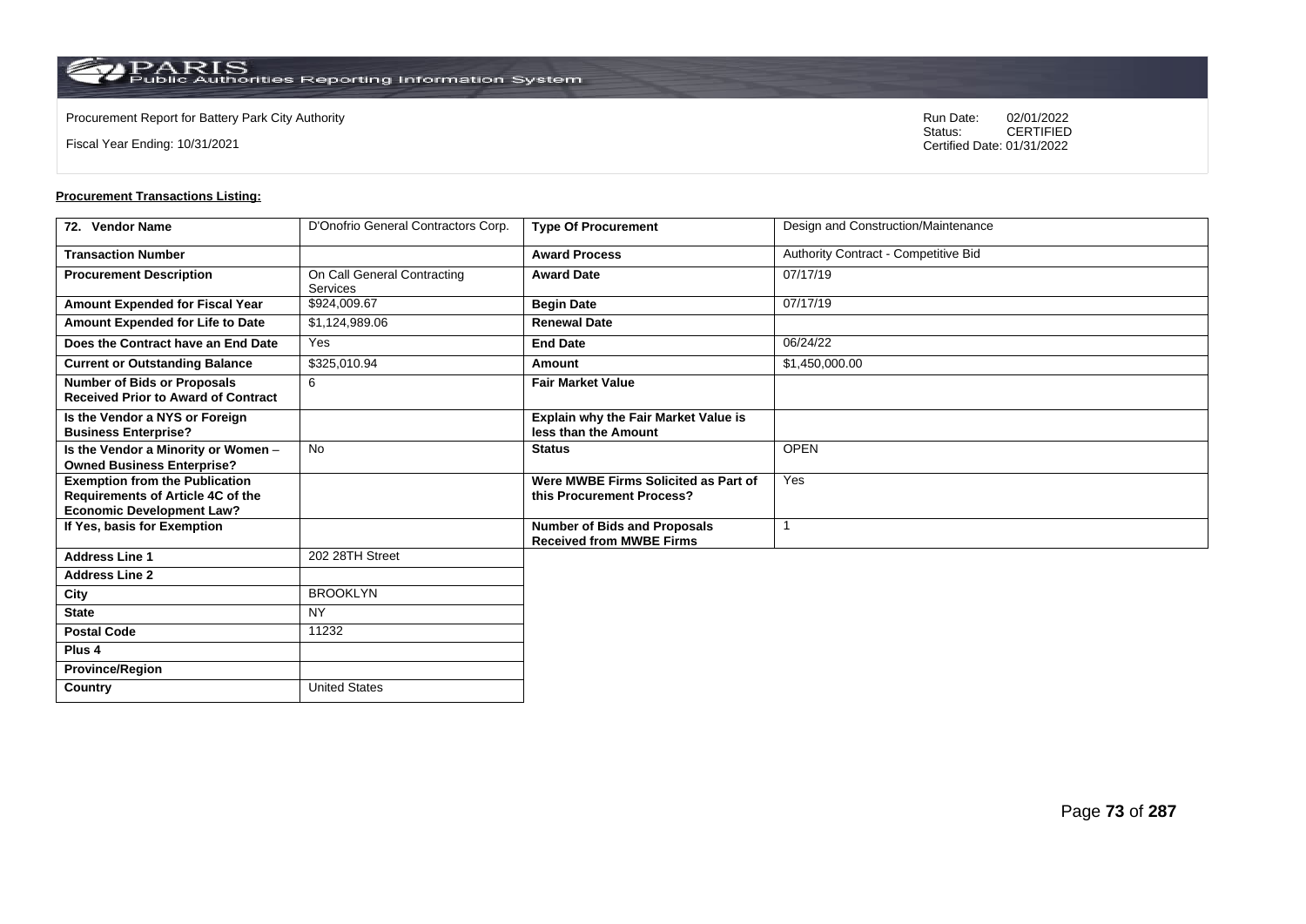Procurement Report for Battery Park City Authority

Fiscal Year Ending: 10/31/2021

Run Date: 02/01/2022
Status: CERTIFIED
Certified Date: 01/31/2022

**Procurement Transactions Listing:**

| 72. Vendor Name | D'Onofrio General Contractors Corp. | Type Of Procurement | Design and Construction/Maintenance |
|---|---|---|---|
| Transaction Number | | Award Process | Authority Contract - Competitive Bid |
| Procurement Description | On Call General Contracting Services | Award Date | 07/17/19 |
| Amount Expended for Fiscal Year | $924,009.67 | Begin Date | 07/17/19 |
| Amount Expended for Life to Date | $1,124,989.06 | Renewal Date | |
| Does the Contract have an End Date | Yes | End Date | 06/24/22 |
| Current or Outstanding Balance | $325,010.94 | Amount | $1,450,000.00 |
| Number of Bids or Proposals Received Prior to Award of Contract | 6 | Fair Market Value | |
| Is the Vendor a NYS or Foreign Business Enterprise? | | Explain why the Fair Market Value is less than the Amount | |
| Is the Vendor a Minority or Women – Owned Business Enterprise? | No | Status | OPEN |
| Exemption from the Publication Requirements of Article 4C of the Economic Development Law? | | Were MWBE Firms Solicited as Part of this Procurement Process? | Yes |
| If Yes, basis for Exemption | | Number of Bids and Proposals Received from MWBE Firms | 1 |
| Address Line 1 | 202 28TH Street | | |
| Address Line 2 | | | |
| City | BROOKLYN | | |
| State | NY | | |
| Postal Code | 11232 | | |
| Plus 4 | | | |
| Province/Region | | | |
| Country | United States | | |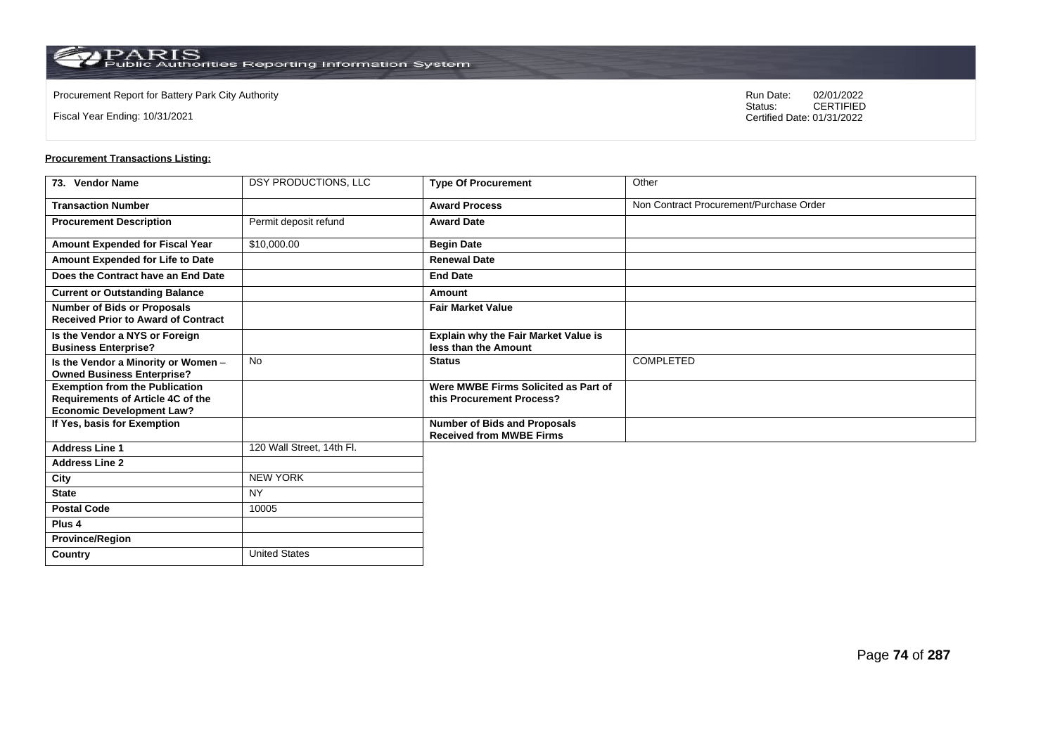Procurement Report for Battery Park City Authority

Fiscal Year Ending: 10/31/2021

Run Date: 02/01/2022
Status: CERTIFIED
Certified Date: 01/31/2022

**Procurement Transactions Listing:**

| 73. Vendor Name | DSY PRODUCTIONS, LLC | Type Of Procurement | Other |
|---|---|---|---|
| Transaction Number | | Award Process | Non Contract Procurement/Purchase Order |
| Procurement Description | Permit deposit refund | Award Date | |
| Amount Expended for Fiscal Year | $10,000.00 | Begin Date | |
| Amount Expended for Life to Date | | Renewal Date | |
| Does the Contract have an End Date | | End Date | |
| Current or Outstanding Balance | | Amount | |
| Number of Bids or Proposals Received Prior to Award of Contract | | Fair Market Value | |
| Is the Vendor a NYS or Foreign Business Enterprise? | | Explain why the Fair Market Value is less than the Amount | |
| Is the Vendor a Minority or Women – Owned Business Enterprise? | No | Status | COMPLETED |
| Exemption from the Publication Requirements of Article 4C of the Economic Development Law? | | Were MWBE Firms Solicited as Part of this Procurement Process? | |
| If Yes, basis for Exemption | | Number of Bids and Proposals Received from MWBE Firms | |
| Address Line 1 | 120 Wall Street, 14th Fl. | | |
| Address Line 2 | | | |
| City | NEW YORK | | |
| State | NY | | |
| Postal Code | 10005 | | |
| Plus 4 | | | |
| Province/Region | | | |
| Country | United States | | |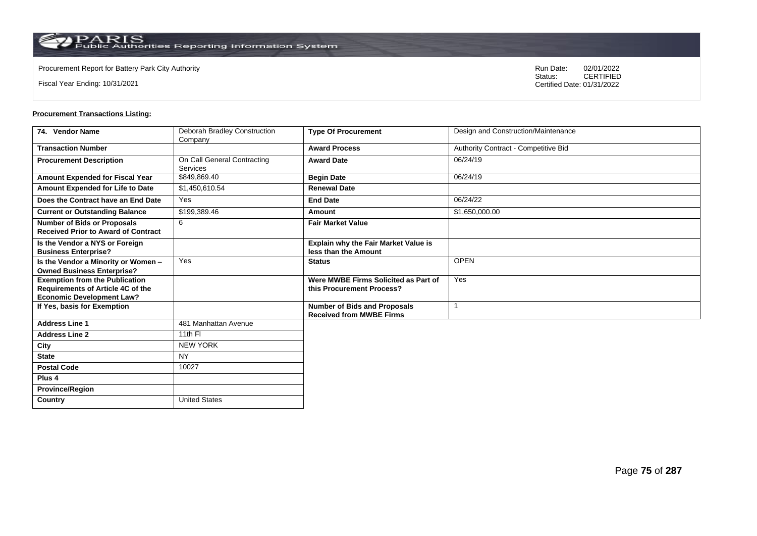Procurement Report for Battery Park City Authority

Fiscal Year Ending: 10/31/2021

Run Date: 02/01/2022
Status: CERTIFIED
Certified Date: 01/31/2022

**Procurement Transactions Listing:**

| 74. Vendor Name | Deborah Bradley Construction Company | Type Of Procurement | Design and Construction/Maintenance |
|---|---|---|---|
| Transaction Number | | Award Process | Authority Contract - Competitive Bid |
| Procurement Description | On Call General Contracting Services | Award Date | 06/24/19 |
| Amount Expended for Fiscal Year | $849,869.40 | Begin Date | 06/24/19 |
| Amount Expended for Life to Date | $1,450,610.54 | Renewal Date | |
| Does the Contract have an End Date | Yes | End Date | 06/24/22 |
| Current or Outstanding Balance | $199,389.46 | Amount | $1,650,000.00 |
| Number of Bids or Proposals Received Prior to Award of Contract | 6 | Fair Market Value | |
| Is the Vendor a NYS or Foreign Business Enterprise? | | Explain why the Fair Market Value is less than the Amount | |
| Is the Vendor a Minority or Women – Owned Business Enterprise? | Yes | Status | OPEN |
| Exemption from the Publication Requirements of Article 4C of the Economic Development Law? | | Were MWBE Firms Solicited as Part of this Procurement Process? | Yes |
| If Yes, basis for Exemption | | Number of Bids and Proposals Received from MWBE Firms | 1 |
| Address Line 1 | 481 Manhattan Avenue | | |
| Address Line 2 | 11th Fl | | |
| City | NEW YORK | | |
| State | NY | | |
| Postal Code | 10027 | | |
| Plus 4 | | | |
| Province/Region | | | |
| Country | United States | | |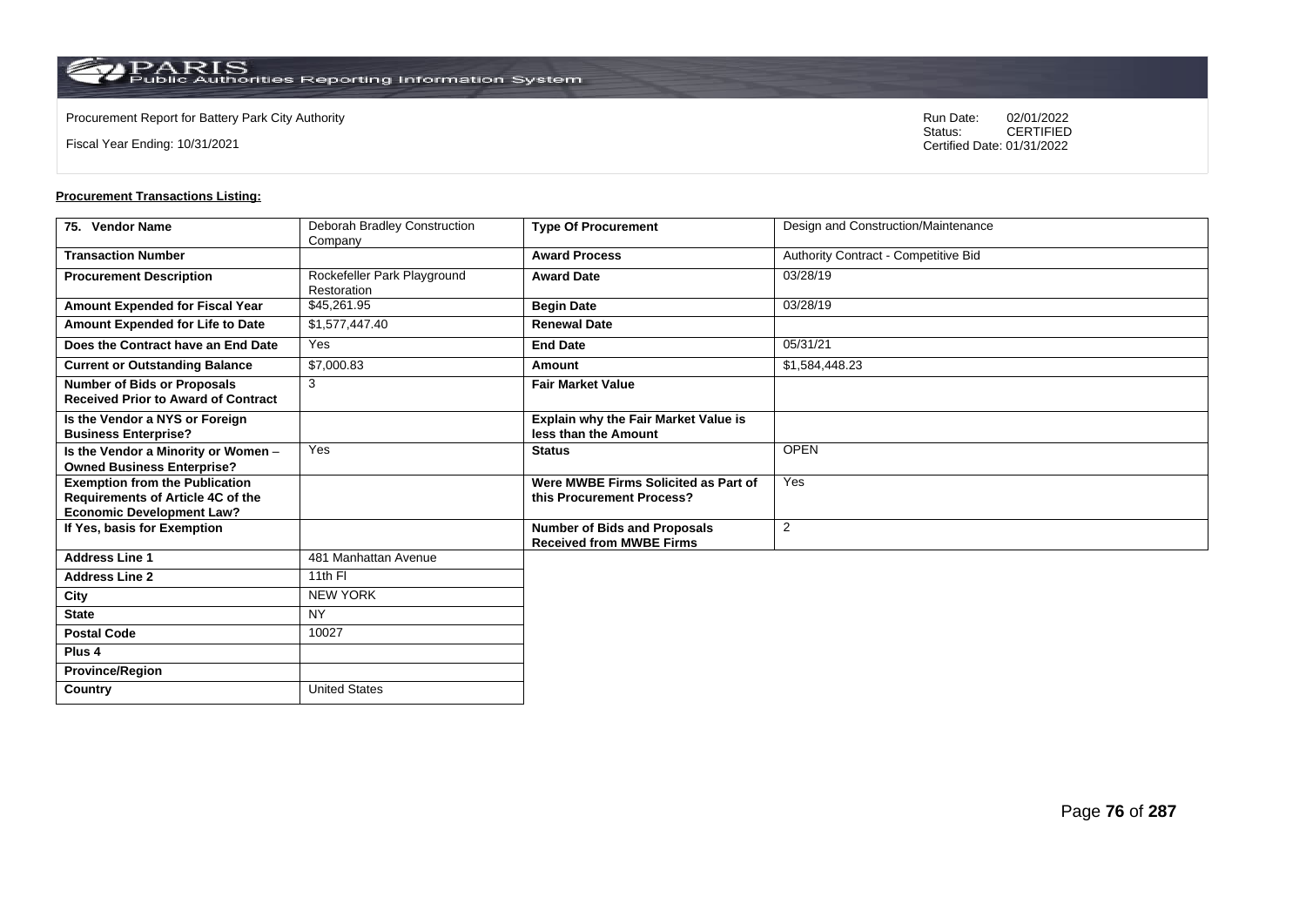Procurement Report for Battery Park City Authority

Fiscal Year Ending: 10/31/2021

Run Date: 02/01/2022
Status: CERTIFIED
Certified Date: 01/31/2022

**Procurement Transactions Listing:**

| 75. Vendor Name | Deborah Bradley Construction Company | Type Of Procurement | Design and Construction/Maintenance |
|---|---|---|---|
| Transaction Number | | Award Process | Authority Contract - Competitive Bid |
| Procurement Description | Rockefeller Park Playground Restoration | Award Date | 03/28/19 |
| Amount Expended for Fiscal Year | $45,261.95 | Begin Date | 03/28/19 |
| Amount Expended for Life to Date | $1,577,447.40 | Renewal Date | |
| Does the Contract have an End Date | Yes | End Date | 05/31/21 |
| Current or Outstanding Balance | $7,000.83 | Amount | $1,584,448.23 |
| Number of Bids or Proposals Received Prior to Award of Contract | 3 | Fair Market Value | |
| Is the Vendor a NYS or Foreign Business Enterprise? | | Explain why the Fair Market Value is less than the Amount | |
| Is the Vendor a Minority or Women – Owned Business Enterprise? | Yes | Status | OPEN |
| Exemption from the Publication Requirements of Article 4C of the Economic Development Law? | | Were MWBE Firms Solicited as Part of this Procurement Process? | Yes |
| If Yes, basis for Exemption | | Number of Bids and Proposals Received from MWBE Firms | 2 |
| Address Line 1 | 481 Manhattan Avenue | | |
| Address Line 2 | 11th Fl | | |
| City | NEW YORK | | |
| State | NY | | |
| Postal Code | 10027 | | |
| Plus 4 | | | |
| Province/Region | | | |
| Country | United States | | |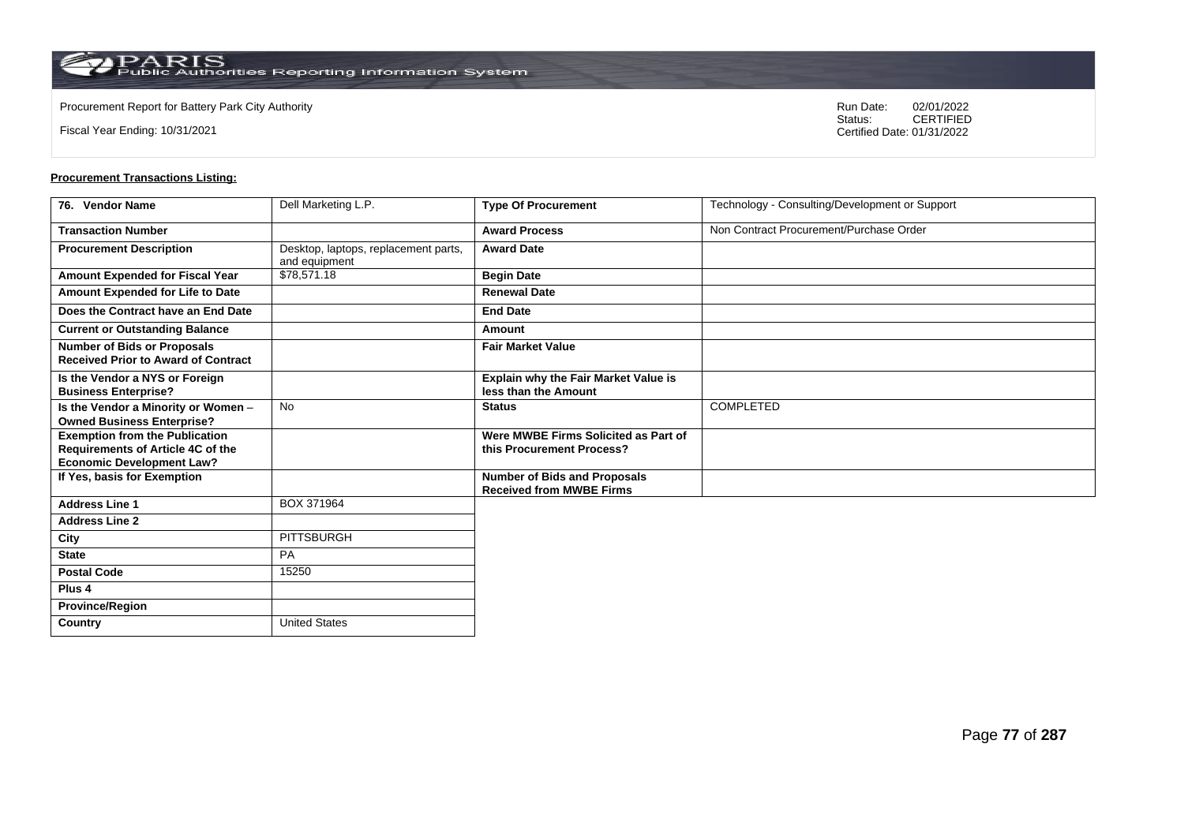Procurement Report for Battery Park City Authority

Fiscal Year Ending: 10/31/2021

Run Date: 02/01/2022
Status: CERTIFIED
Certified Date: 01/31/2022

**Procurement Transactions Listing:**

| 76. Vendor Name | Dell Marketing L.P. | Type Of Procurement | Technology - Consulting/Development or Support |
|---|---|---|---|
| Transaction Number | | Award Process | Non Contract Procurement/Purchase Order |
| Procurement Description | Desktop, laptops, replacement parts, and equipment | Award Date | |
| Amount Expended for Fiscal Year | $78,571.18 | Begin Date | |
| Amount Expended for Life to Date | | Renewal Date | |
| Does the Contract have an End Date | | End Date | |
| Current or Outstanding Balance | | Amount | |
| Number of Bids or Proposals Received Prior to Award of Contract | | Fair Market Value | |
| Is the Vendor a NYS or Foreign Business Enterprise? | | Explain why the Fair Market Value is less than the Amount | |
| Is the Vendor a Minority or Women – Owned Business Enterprise? | No | Status | COMPLETED |
| Exemption from the Publication Requirements of Article 4C of the Economic Development Law? | | Were MWBE Firms Solicited as Part of this Procurement Process? | |
| If Yes, basis for Exemption | | Number of Bids and Proposals Received from MWBE Firms | |
| Address Line 1 | BOX 371964 | | |
| Address Line 2 | | | |
| City | PITTSBURGH | | |
| State | PA | | |
| Postal Code | 15250 | | |
| Plus 4 | | | |
| Province/Region | | | |
| Country | United States | | |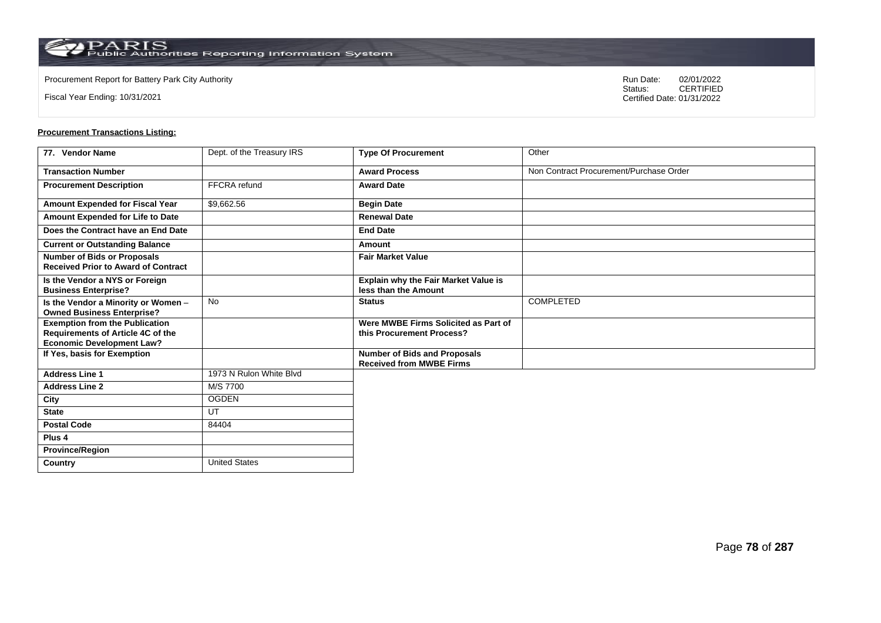Procurement Report for Battery Park City Authority

Fiscal Year Ending: 10/31/2021

Run Date: 02/01/2022
Status: CERTIFIED
Certified Date: 01/31/2022

**Procurement Transactions Listing:**

| 77. Vendor Name | Dept. of the Treasury IRS | Type Of Procurement | Other |
|---|---|---|---|
| Transaction Number | | Award Process | Non Contract Procurement/Purchase Order |
| Procurement Description | FFCRA refund | Award Date | |
| Amount Expended for Fiscal Year | $9,662.56 | Begin Date | |
| Amount Expended for Life to Date | | Renewal Date | |
| Does the Contract have an End Date | | End Date | |
| Current or Outstanding Balance | | Amount | |
| Number of Bids or Proposals Received Prior to Award of Contract | | Fair Market Value | |
| Is the Vendor a NYS or Foreign Business Enterprise? | | Explain why the Fair Market Value is less than the Amount | |
| Is the Vendor a Minority or Women – Owned Business Enterprise? | No | Status | COMPLETED |
| Exemption from the Publication Requirements of Article 4C of the Economic Development Law? | | Were MWBE Firms Solicited as Part of this Procurement Process? | |
| If Yes, basis for Exemption | | Number of Bids and Proposals Received from MWBE Firms | |
| Address Line 1 | 1973 N Rulon White Blvd | | |
| Address Line 2 | M/S 7700 | | |
| City | OGDEN | | |
| State | UT | | |
| Postal Code | 84404 | | |
| Plus 4 | | | |
| Province/Region | | | |
| Country | United States | | |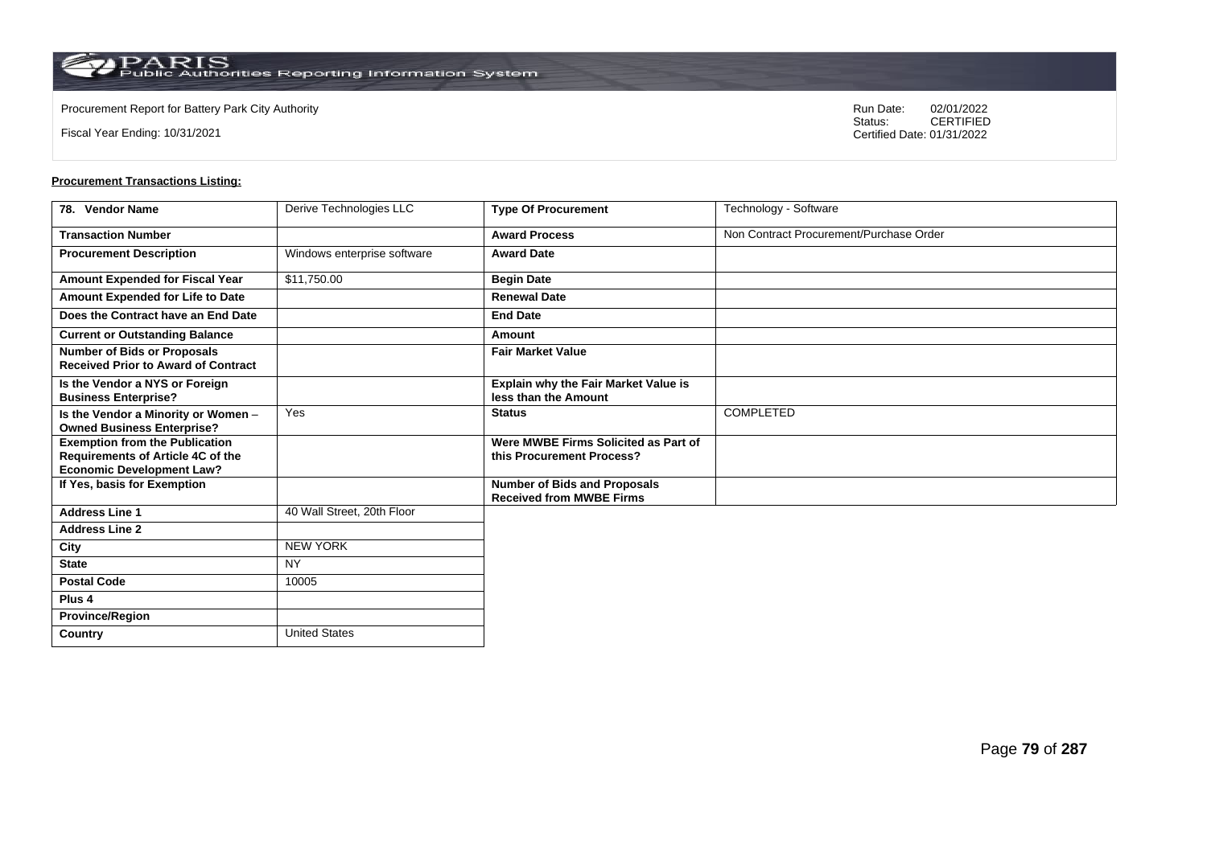Procurement Report for Battery Park City Authority

Fiscal Year Ending: 10/31/2021

Run Date: 02/01/2022
Status: CERTIFIED
Certified Date: 01/31/2022

**Procurement Transactions Listing:**

| 78. Vendor Name | Derive Technologies LLC | Type Of Procurement | Technology - Software |
|---|---|---|---|
| Transaction Number | | Award Process | Non Contract Procurement/Purchase Order |
| Procurement Description | Windows enterprise software | Award Date | |
| Amount Expended for Fiscal Year | $11,750.00 | Begin Date | |
| Amount Expended for Life to Date | | Renewal Date | |
| Does the Contract have an End Date | | End Date | |
| Current or Outstanding Balance | | Amount | |
| Number of Bids or Proposals Received Prior to Award of Contract | | Fair Market Value | |
| Is the Vendor a NYS or Foreign Business Enterprise? | | Explain why the Fair Market Value is less than the Amount | |
| Is the Vendor a Minority or Women – Owned Business Enterprise? | Yes | Status | COMPLETED |
| Exemption from the Publication Requirements of Article 4C of the Economic Development Law? | | Were MWBE Firms Solicited as Part of this Procurement Process? | |
| If Yes, basis for Exemption | | Number of Bids and Proposals Received from MWBE Firms | |
| Address Line 1 | 40 Wall Street, 20th Floor | | |
| Address Line 2 | | | |
| City | NEW YORK | | |
| State | NY | | |
| Postal Code | 10005 | | |
| Plus 4 | | | |
| Province/Region | | | |
| Country | United States | | |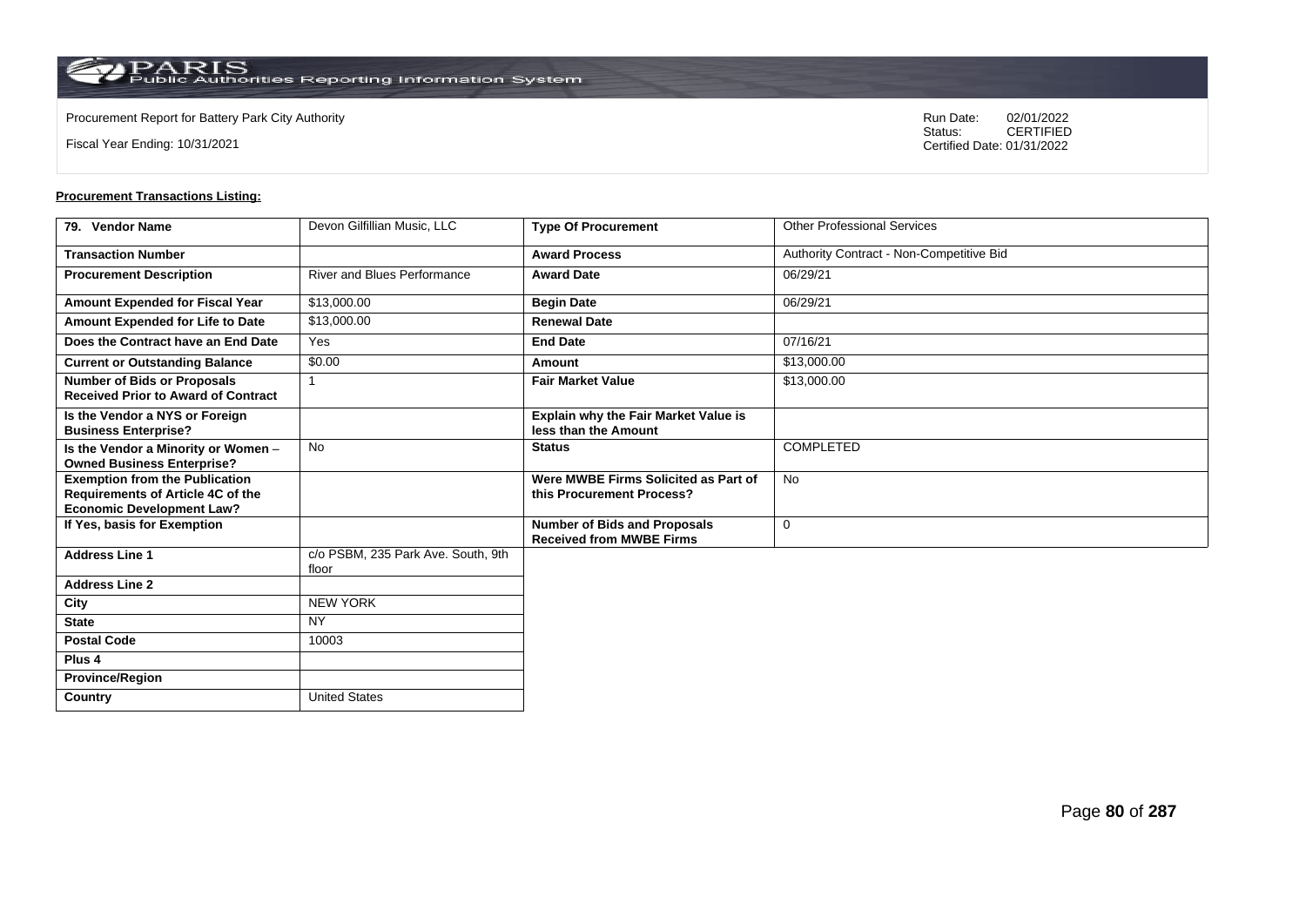Procurement Report for Battery Park City Authority

Fiscal Year Ending: 10/31/2021

Run Date: 02/01/2022
Status: CERTIFIED
Certified Date: 01/31/2022

**Procurement Transactions Listing:**

| 79. Vendor Name | Devon Gilfillian Music, LLC | Type Of Procurement | Other Professional Services |
|---|---|---|---|
| Transaction Number | | Award Process | Authority Contract - Non-Competitive Bid |
| Procurement Description | River and Blues Performance | Award Date | 06/29/21 |
| Amount Expended for Fiscal Year | $13,000.00 | Begin Date | 06/29/21 |
| Amount Expended for Life to Date | $13,000.00 | Renewal Date | |
| Does the Contract have an End Date | Yes | End Date | 07/16/21 |
| Current or Outstanding Balance | $0.00 | Amount | $13,000.00 |
| Number of Bids or Proposals Received Prior to Award of Contract | 1 | Fair Market Value | $13,000.00 |
| Is the Vendor a NYS or Foreign Business Enterprise? | | Explain why the Fair Market Value is less than the Amount | |
| Is the Vendor a Minority or Women – Owned Business Enterprise? | No | Status | COMPLETED |
| Exemption from the Publication Requirements of Article 4C of the Economic Development Law? | | Were MWBE Firms Solicited as Part of this Procurement Process? | No |
| If Yes, basis for Exemption | | Number of Bids and Proposals Received from MWBE Firms | 0 |
| Address Line 1 | c/o PSBM, 235 Park Ave. South, 9th floor | | |
| Address Line 2 | | | |
| City | NEW YORK | | |
| State | NY | | |
| Postal Code | 10003 | | |
| Plus 4 | | | |
| Province/Region | | | |
| Country | United States | | |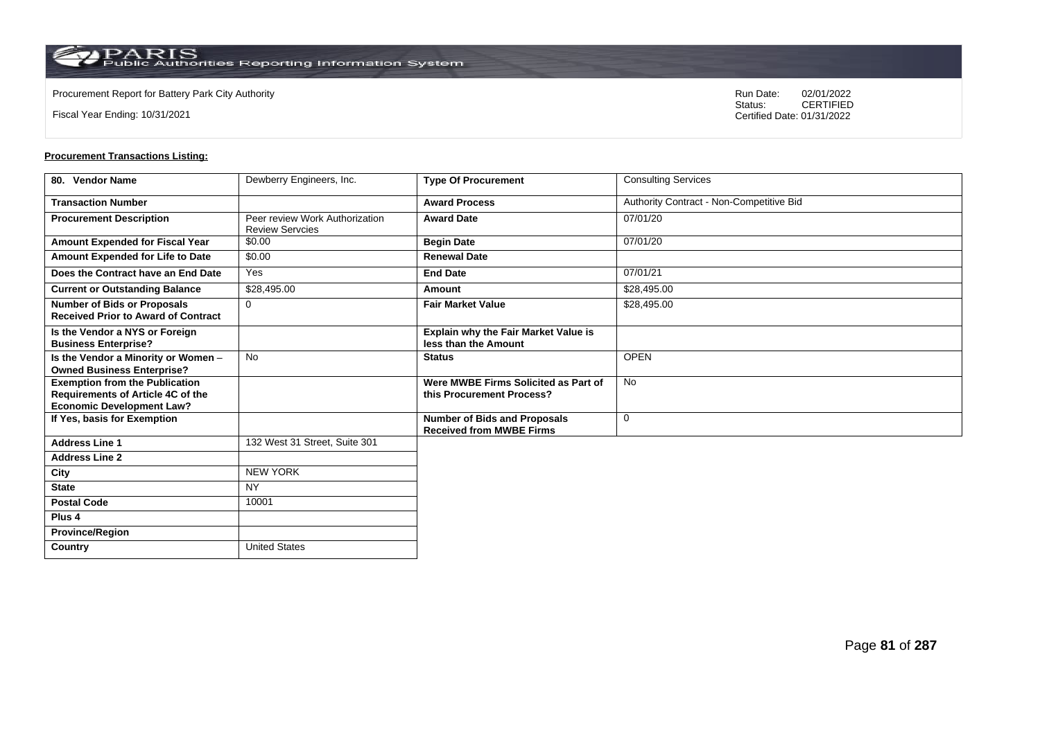Procurement Report for Battery Park City Authority

Fiscal Year Ending: 10/31/2021

Run Date: 02/01/2022
Status: CERTIFIED
Certified Date: 01/31/2022

**Procurement Transactions Listing:**

| 80. Vendor Name | Dewberry Engineers, Inc. | Type Of Procurement | Consulting Services |
|---|---|---|---|
| Transaction Number | | Award Process | Authority Contract - Non-Competitive Bid |
| Procurement Description | Peer review Work Authorization Review Servcies | Award Date | 07/01/20 |
| Amount Expended for Fiscal Year | $0.00 | Begin Date | 07/01/20 |
| Amount Expended for Life to Date | $0.00 | Renewal Date | |
| Does the Contract have an End Date | Yes | End Date | 07/01/21 |
| Current or Outstanding Balance | $28,495.00 | Amount | $28,495.00 |
| Number of Bids or Proposals Received Prior to Award of Contract | 0 | Fair Market Value | $28,495.00 |
| Is the Vendor a NYS or Foreign Business Enterprise? | | Explain why the Fair Market Value is less than the Amount | |
| Is the Vendor a Minority or Women – Owned Business Enterprise? | No | Status | OPEN |
| Exemption from the Publication Requirements of Article 4C of the Economic Development Law? | | Were MWBE Firms Solicited as Part of this Procurement Process? | No |
| If Yes, basis for Exemption | | Number of Bids and Proposals Received from MWBE Firms | 0 |
| Address Line 1 | 132 West 31 Street, Suite 301 | | |
| Address Line 2 | | | |
| City | NEW YORK | | |
| State | NY | | |
| Postal Code | 10001 | | |
| Plus 4 | | | |
| Province/Region | | | |
| Country | United States | | |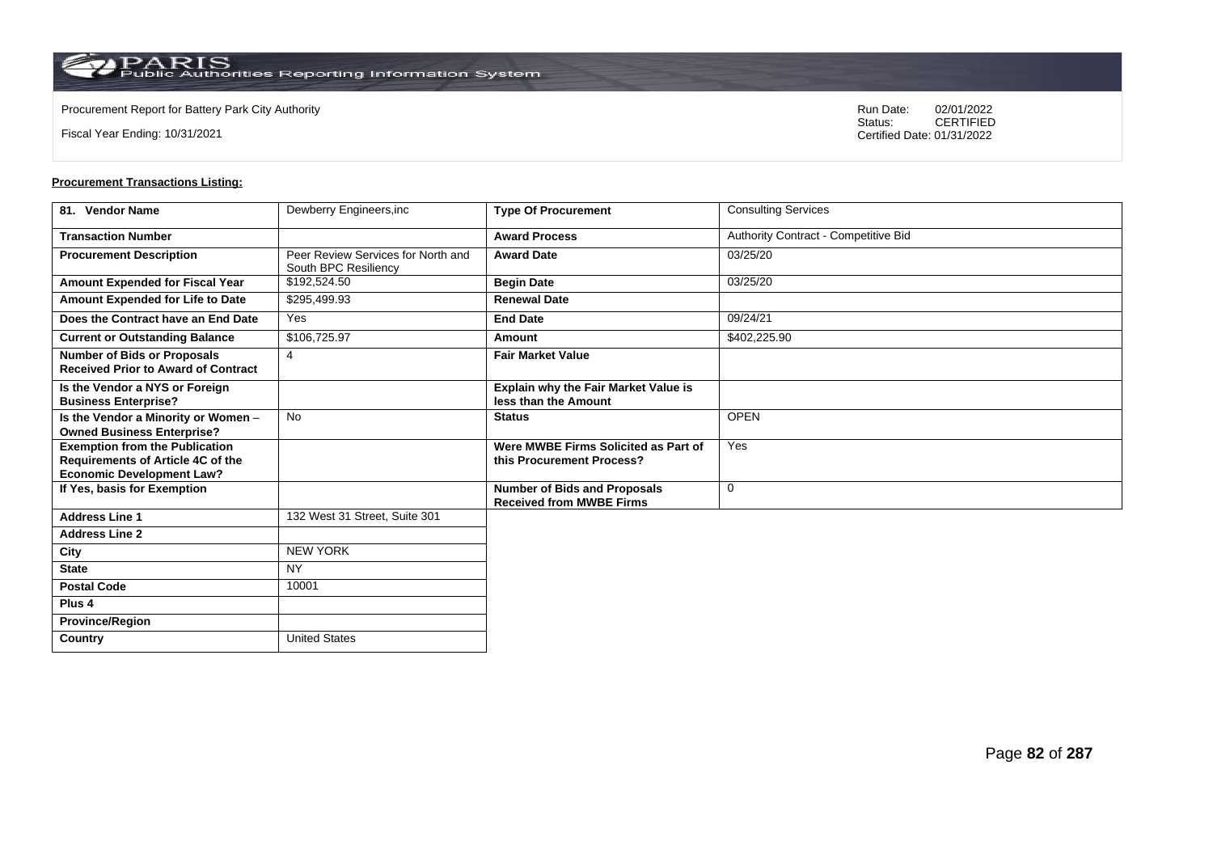Procurement Report for Battery Park City Authority

Fiscal Year Ending: 10/31/2021

Run Date: 02/01/2022
Status: CERTIFIED
Certified Date: 01/31/2022

**Procurement Transactions Listing:**

| 81. Vendor Name | Dewberry Engineers,inc | Type Of Procurement | Consulting Services |
|---|---|---|---|
| Transaction Number | | Award Process | Authority Contract - Competitive Bid |
| Procurement Description | Peer Review Services for North and South BPC Resiliency | Award Date | 03/25/20 |
| Amount Expended for Fiscal Year | $192,524.50 | Begin Date | 03/25/20 |
| Amount Expended for Life to Date | $295,499.93 | Renewal Date | |
| Does the Contract have an End Date | Yes | End Date | 09/24/21 |
| Current or Outstanding Balance | $106,725.97 | Amount | $402,225.90 |
| Number of Bids or Proposals Received Prior to Award of Contract | 4 | Fair Market Value | |
| Is the Vendor a NYS or Foreign Business Enterprise? | | Explain why the Fair Market Value is less than the Amount | |
| Is the Vendor a Minority or Women – Owned Business Enterprise? | No | Status | OPEN |
| Exemption from the Publication Requirements of Article 4C of the Economic Development Law? | | Were MWBE Firms Solicited as Part of this Procurement Process? | Yes |
| If Yes, basis for Exemption | | Number of Bids and Proposals Received from MWBE Firms | 0 |
| Address Line 1 | 132 West 31 Street, Suite 301 | | |
| Address Line 2 | | | |
| City | NEW YORK | | |
| State | NY | | |
| Postal Code | 10001 | | |
| Plus 4 | | | |
| Province/Region | | | |
| Country | United States | | |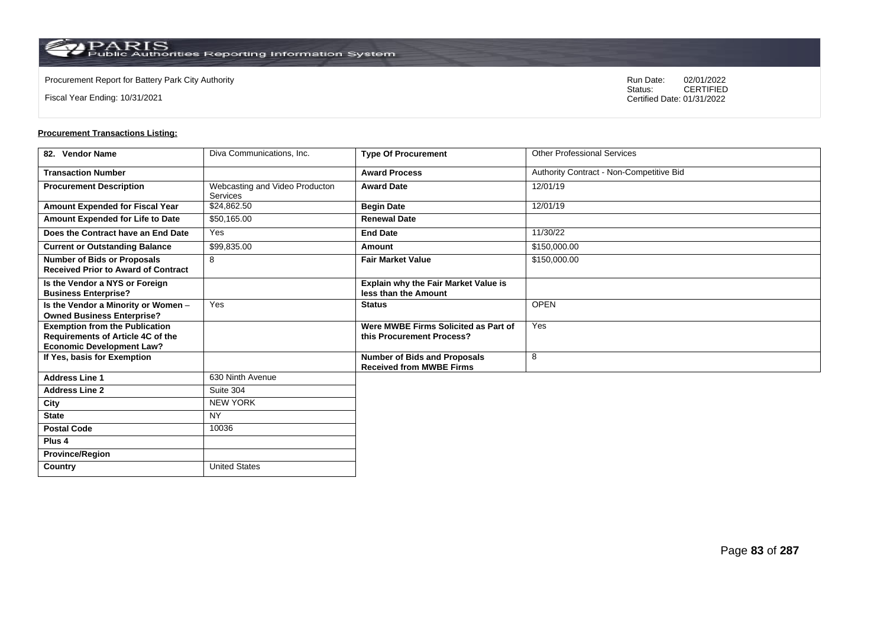Procurement Report for Battery Park City Authority

Fiscal Year Ending: 10/31/2021

Run Date: 02/01/2022
Status: CERTIFIED
Certified Date: 01/31/2022

**Procurement Transactions Listing:**

| 82. Vendor Name | Diva Communications, Inc. | Type Of Procurement | Other Professional Services |
|---|---|---|---|
| **Transaction Number** | | **Award Process** | Authority Contract - Non-Competitive Bid |
| **Procurement Description** | Webcasting and Video Producton Services | **Award Date** | 12/01/19 |
| **Amount Expended for Fiscal Year** | $24,862.50 | **Begin Date** | 12/01/19 |
| **Amount Expended for Life to Date** | $50,165.00 | **Renewal Date** | |
| **Does the Contract have an End Date** | Yes | **End Date** | 11/30/22 |
| **Current or Outstanding Balance** | $99,835.00 | **Amount** | $150,000.00 |
| **Number of Bids or Proposals Received Prior to Award of Contract** | 8 | **Fair Market Value** | $150,000.00 |
| **Is the Vendor a NYS or Foreign Business Enterprise?** | | **Explain why the Fair Market Value is less than the Amount** | |
| **Is the Vendor a Minority or Women – Owned Business Enterprise?** | Yes | **Status** | OPEN |
| **Exemption from the Publication Requirements of Article 4C of the Economic Development Law?** | | **Were MWBE Firms Solicited as Part of this Procurement Process?** | Yes |
| **If Yes, basis for Exemption** | | **Number of Bids and Proposals Received from MWBE Firms** | 8 |
| **Address Line 1** | 630 Ninth Avenue | | |
| **Address Line 2** | Suite 304 | | |
| **City** | NEW YORK | | |
| **State** | NY | | |
| **Postal Code** | 10036 | | |
| **Plus 4** | | | |
| **Province/Region** | | | |
| **Country** | United States | | |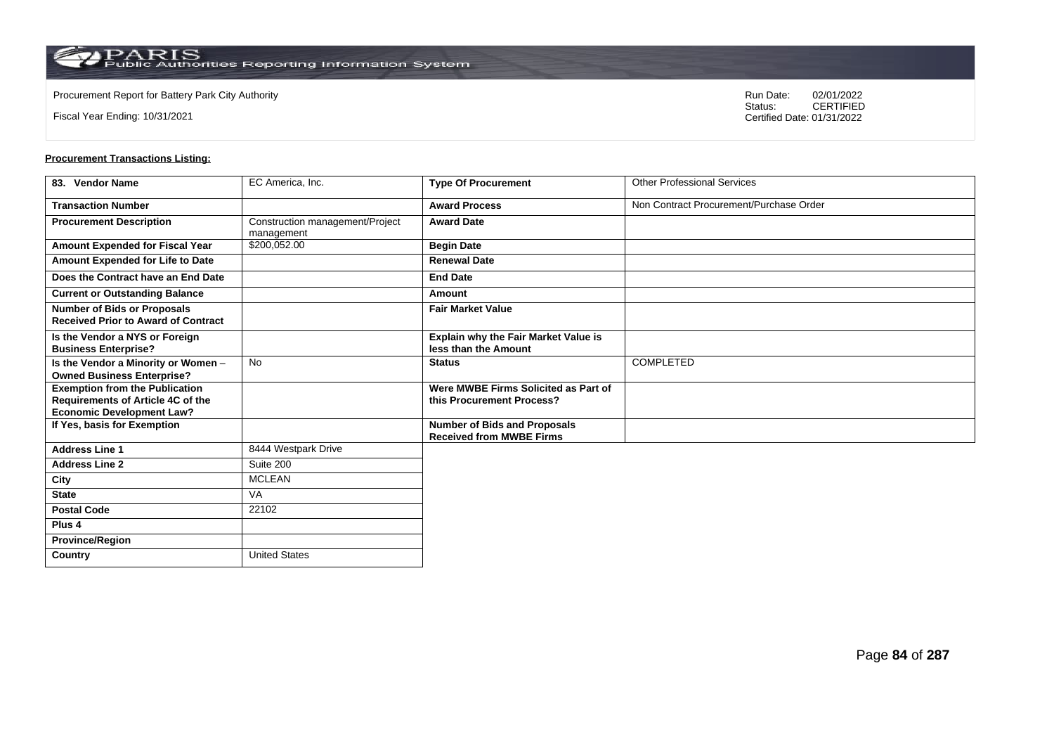Procurement Report for Battery Park City Authority

Fiscal Year Ending: 10/31/2021

Run Date: 02/01/2022
Status: CERTIFIED
Certified Date: 01/31/2022

**Procurement Transactions Listing:**

| 83. Vendor Name | EC America, Inc. | Type Of Procurement | Other Professional Services |
|---|---|---|---|
| Transaction Number | | Award Process | Non Contract Procurement/Purchase Order |
| Procurement Description | Construction management/Project management | Award Date | |
| Amount Expended for Fiscal Year | $200,052.00 | Begin Date | |
| Amount Expended for Life to Date | | Renewal Date | |
| Does the Contract have an End Date | | End Date | |
| Current or Outstanding Balance | | Amount | |
| Number of Bids or Proposals Received Prior to Award of Contract | | Fair Market Value | |
| Is the Vendor a NYS or Foreign Business Enterprise? | | Explain why the Fair Market Value is less than the Amount | |
| Is the Vendor a Minority or Women – Owned Business Enterprise? | No | Status | COMPLETED |
| Exemption from the Publication Requirements of Article 4C of the Economic Development Law? | | Were MWBE Firms Solicited as Part of this Procurement Process? | |
| If Yes, basis for Exemption | | Number of Bids and Proposals Received from MWBE Firms | |
| Address Line 1 | 8444 Westpark Drive | | |
| Address Line 2 | Suite 200 | | |
| City | MCLEAN | | |
| State | VA | | |
| Postal Code | 22102 | | |
| Plus 4 | | | |
| Province/Region | | | |
| Country | United States | | |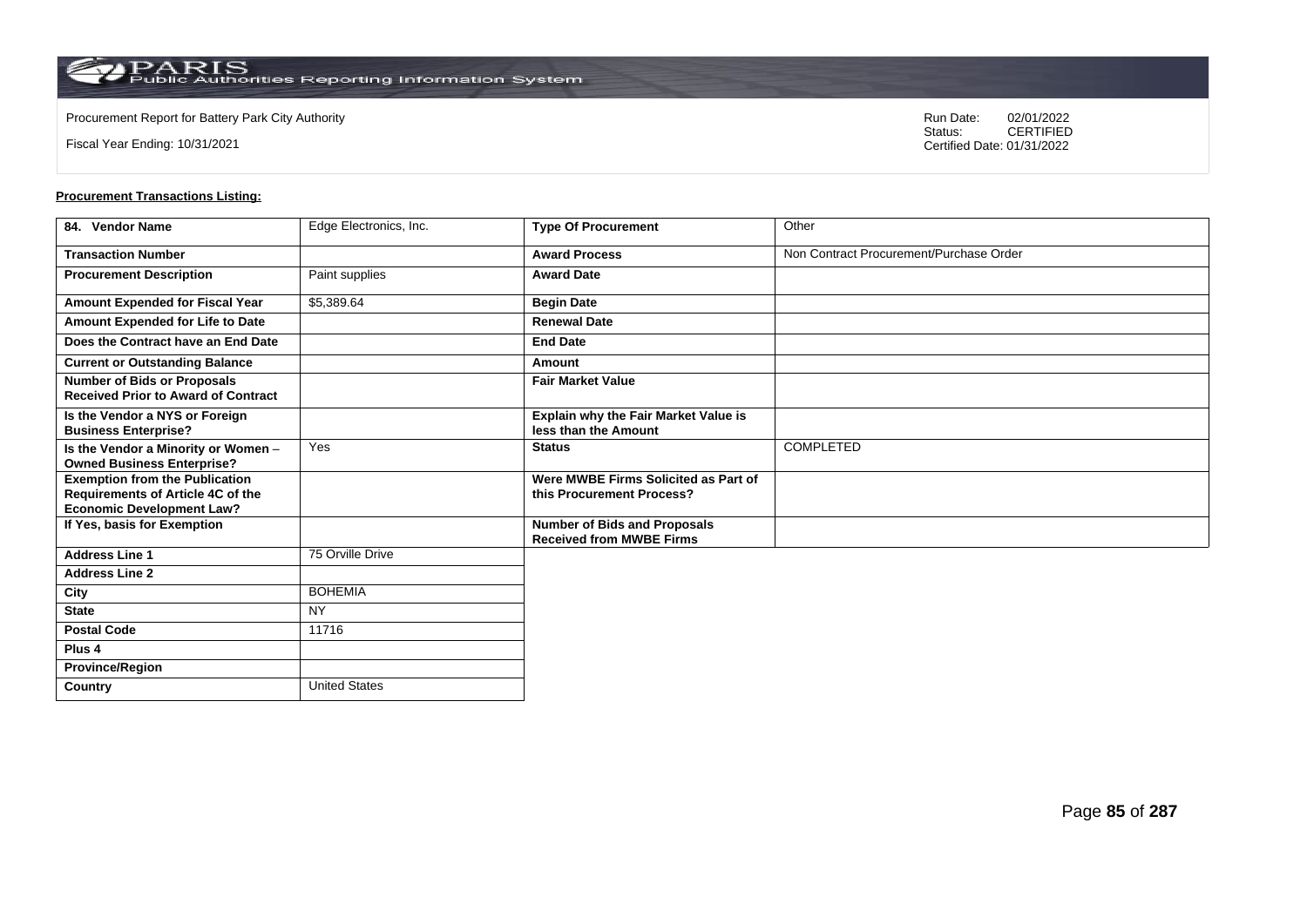Procurement Report for Battery Park City Authority

Fiscal Year Ending: 10/31/2021

Run Date: 02/01/2022
Status: CERTIFIED
Certified Date: 01/31/2022

**Procurement Transactions Listing:**

| 84. Vendor Name | Edge Electronics, Inc. | Type Of Procurement | Other |
|---|---|---|---|
| Transaction Number | | Award Process | Non Contract Procurement/Purchase Order |
| Procurement Description | Paint supplies | Award Date | |
| Amount Expended for Fiscal Year | $5,389.64 | Begin Date | |
| Amount Expended for Life to Date | | Renewal Date | |
| Does the Contract have an End Date | | End Date | |
| Current or Outstanding Balance | | Amount | |
| Number of Bids or Proposals Received Prior to Award of Contract | | Fair Market Value | |
| Is the Vendor a NYS or Foreign Business Enterprise? | | Explain why the Fair Market Value is less than the Amount | |
| Is the Vendor a Minority or Women – Owned Business Enterprise? | Yes | Status | COMPLETED |
| Exemption from the Publication Requirements of Article 4C of the Economic Development Law? | | Were MWBE Firms Solicited as Part of this Procurement Process? | |
| If Yes, basis for Exemption | | Number of Bids and Proposals Received from MWBE Firms | |
| Address Line 1 | 75 Orville Drive | | |
| Address Line 2 | | | |
| City | BOHEMIA | | |
| State | NY | | |
| Postal Code | 11716 | | |
| Plus 4 | | | |
| Province/Region | | | |
| Country | United States | | |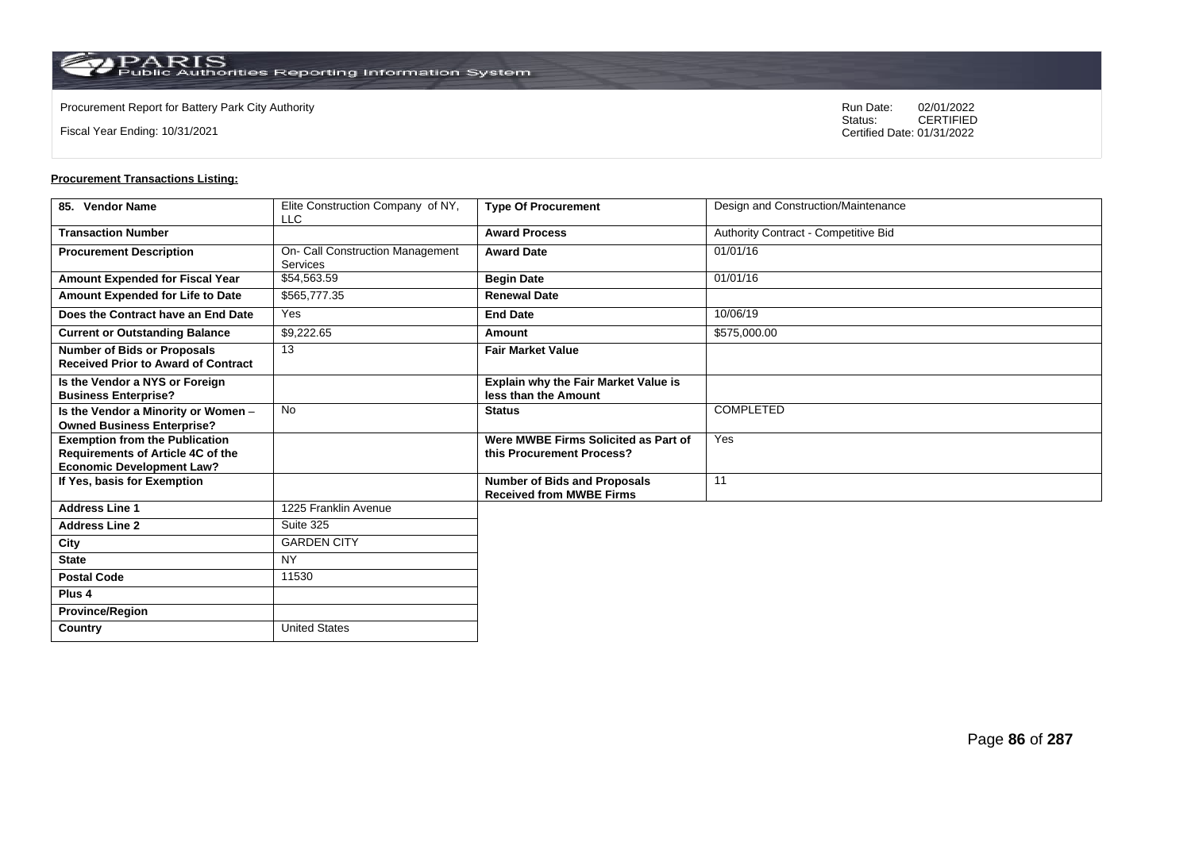Procurement Report for Battery Park City Authority

Fiscal Year Ending: 10/31/2021

Run Date: 02/01/2022
Status: CERTIFIED
Certified Date: 01/31/2022

**Procurement Transactions Listing:**

| 85. Vendor Name | Elite Construction Company of NY, LLC | Type Of Procurement | Design and Construction/Maintenance |
|---|---|---|---|
| Transaction Number | | Award Process | Authority Contract - Competitive Bid |
| Procurement Description | On- Call Construction Management Services | Award Date | 01/01/16 |
| Amount Expended for Fiscal Year | $54,563.59 | Begin Date | 01/01/16 |
| Amount Expended for Life to Date | $565,777.35 | Renewal Date | |
| Does the Contract have an End Date | Yes | End Date | 10/06/19 |
| Current or Outstanding Balance | $9,222.65 | Amount | $575,000.00 |
| Number of Bids or Proposals Received Prior to Award of Contract | 13 | Fair Market Value | |
| Is the Vendor a NYS or Foreign Business Enterprise? | | Explain why the Fair Market Value is less than the Amount | |
| Is the Vendor a Minority or Women – Owned Business Enterprise? | No | Status | COMPLETED |
| Exemption from the Publication Requirements of Article 4C of the Economic Development Law? | | Were MWBE Firms Solicited as Part of this Procurement Process? | Yes |
| If Yes, basis for Exemption | | Number of Bids and Proposals Received from MWBE Firms | 11 |
| Address Line 1 | 1225 Franklin Avenue | | |
| Address Line 2 | Suite 325 | | |
| City | GARDEN CITY | | |
| State | NY | | |
| Postal Code | 11530 | | |
| Plus 4 | | | |
| Province/Region | | | |
| Country | United States | | |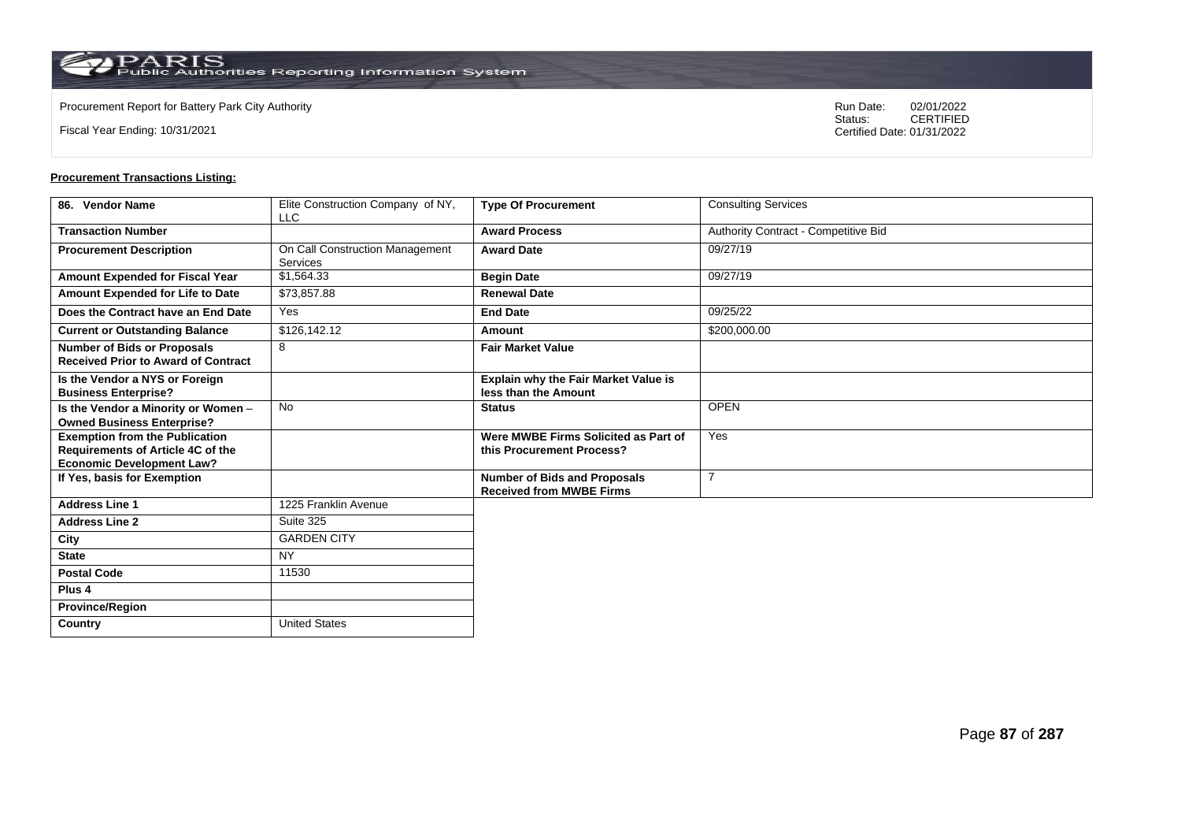Procurement Report for Battery Park City Authority

Fiscal Year Ending: 10/31/2021

Run Date: 02/01/2022
Status: CERTIFIED
Certified Date: 01/31/2022

**Procurement Transactions Listing:**

| 86. Vendor Name | Elite Construction Company of NY, LLC | Type Of Procurement | Consulting Services |
|---|---|---|---|
| Transaction Number | | Award Process | Authority Contract - Competitive Bid |
| Procurement Description | On Call Construction Management Services | Award Date | 09/27/19 |
| Amount Expended for Fiscal Year | $1,564.33 | Begin Date | 09/27/19 |
| Amount Expended for Life to Date | $73,857.88 | Renewal Date | |
| Does the Contract have an End Date | Yes | End Date | 09/25/22 |
| Current or Outstanding Balance | $126,142.12 | Amount | $200,000.00 |
| Number of Bids or Proposals Received Prior to Award of Contract | 8 | Fair Market Value | |
| Is the Vendor a NYS or Foreign Business Enterprise? | | Explain why the Fair Market Value is less than the Amount | |
| Is the Vendor a Minority or Women – Owned Business Enterprise? | No | Status | OPEN |
| Exemption from the Publication Requirements of Article 4C of the Economic Development Law? | | Were MWBE Firms Solicited as Part of this Procurement Process? | Yes |
| If Yes, basis for Exemption | | Number of Bids and Proposals Received from MWBE Firms | 7 |
| Address Line 1 | 1225 Franklin Avenue | | |
| Address Line 2 | Suite 325 | | |
| City | GARDEN CITY | | |
| State | NY | | |
| Postal Code | 11530 | | |
| Plus 4 | | | |
| Province/Region | | | |
| Country | United States | | |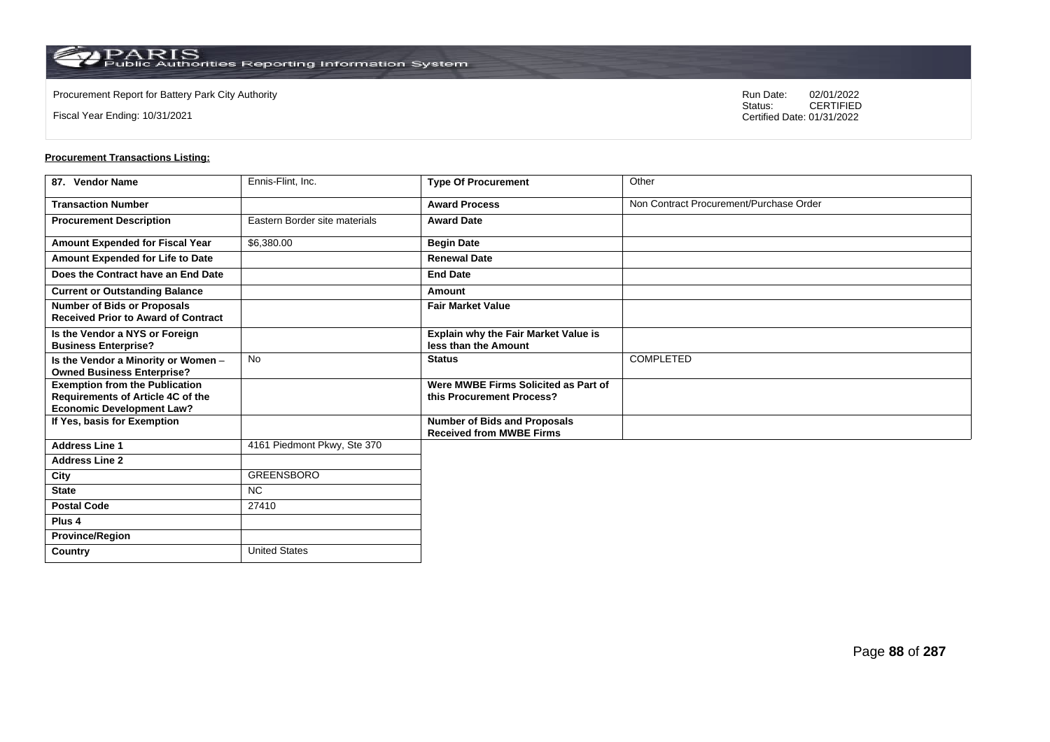Procurement Report for Battery Park City Authority

Fiscal Year Ending: 10/31/2021

Run Date: 02/01/2022
Status: CERTIFIED
Certified Date: 01/31/2022

**Procurement Transactions Listing:**

| 87. Vendor Name | Ennis-Flint, Inc. | Type Of Procurement | Other |
|---|---|---|---|
| Transaction Number | | Award Process | Non Contract Procurement/Purchase Order |
| Procurement Description | Eastern Border site materials | Award Date | |
| Amount Expended for Fiscal Year | $6,380.00 | Begin Date | |
| Amount Expended for Life to Date | | Renewal Date | |
| Does the Contract have an End Date | | End Date | |
| Current or Outstanding Balance | | Amount | |
| Number of Bids or Proposals Received Prior to Award of Contract | | Fair Market Value | |
| Is the Vendor a NYS or Foreign Business Enterprise? | | Explain why the Fair Market Value is less than the Amount | |
| Is the Vendor a Minority or Women – Owned Business Enterprise? | No | Status | COMPLETED |
| Exemption from the Publication Requirements of Article 4C of the Economic Development Law? | | Were MWBE Firms Solicited as Part of this Procurement Process? | |
| If Yes, basis for Exemption | | Number of Bids and Proposals Received from MWBE Firms | |
| Address Line 1 | 4161 Piedmont Pkwy, Ste 370 | | |
| Address Line 2 | | | |
| City | GREENSBORO | | |
| State | NC | | |
| Postal Code | 27410 | | |
| Plus 4 | | | |
| Province/Region | | | |
| Country | United States | | |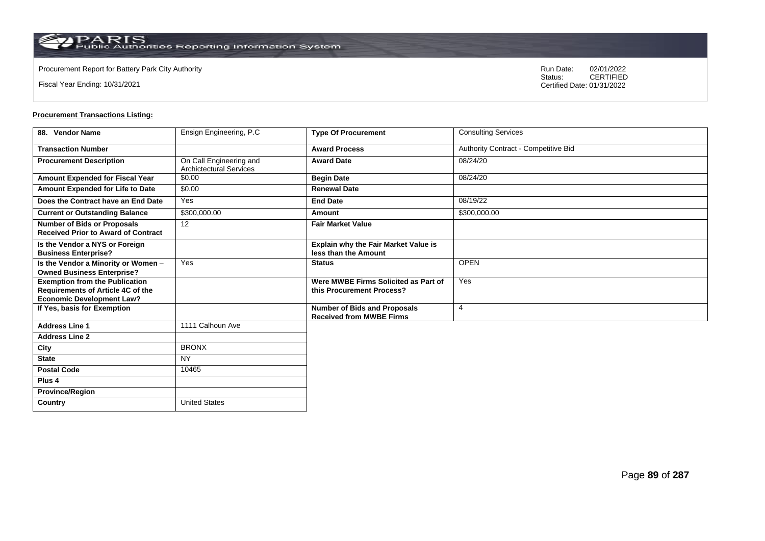Procurement Report for Battery Park City Authority

Fiscal Year Ending: 10/31/2021

Run Date: 02/01/2022
Status: CERTIFIED
Certified Date: 01/31/2022

**Procurement Transactions Listing:**

| 88. Vendor Name | Ensign Engineering, P.C | Type Of Procurement | Consulting Services |
|---|---|---|---|
| Transaction Number | | Award Process | Authority Contract - Competitive Bid |
| Procurement Description | On Call Engineering and Archictectural Services | Award Date | 08/24/20 |
| Amount Expended for Fiscal Year | $0.00 | Begin Date | 08/24/20 |
| Amount Expended for Life to Date | $0.00 | Renewal Date | |
| Does the Contract have an End Date | Yes | End Date | 08/19/22 |
| Current or Outstanding Balance | $300,000.00 | Amount | $300,000.00 |
| Number of Bids or Proposals Received Prior to Award of Contract | 12 | Fair Market Value | |
| Is the Vendor a NYS or Foreign Business Enterprise? | | Explain why the Fair Market Value is less than the Amount | |
| Is the Vendor a Minority or Women – Owned Business Enterprise? | Yes | Status | OPEN |
| Exemption from the Publication Requirements of Article 4C of the Economic Development Law? | | Were MWBE Firms Solicited as Part of this Procurement Process? | Yes |
| If Yes, basis for Exemption | | Number of Bids and Proposals Received from MWBE Firms | 4 |
| Address Line 1 | 1111 Calhoun Ave | | |
| Address Line 2 | | | |
| City | BRONX | | |
| State | NY | | |
| Postal Code | 10465 | | |
| Plus 4 | | | |
| Province/Region | | | |
| Country | United States | | |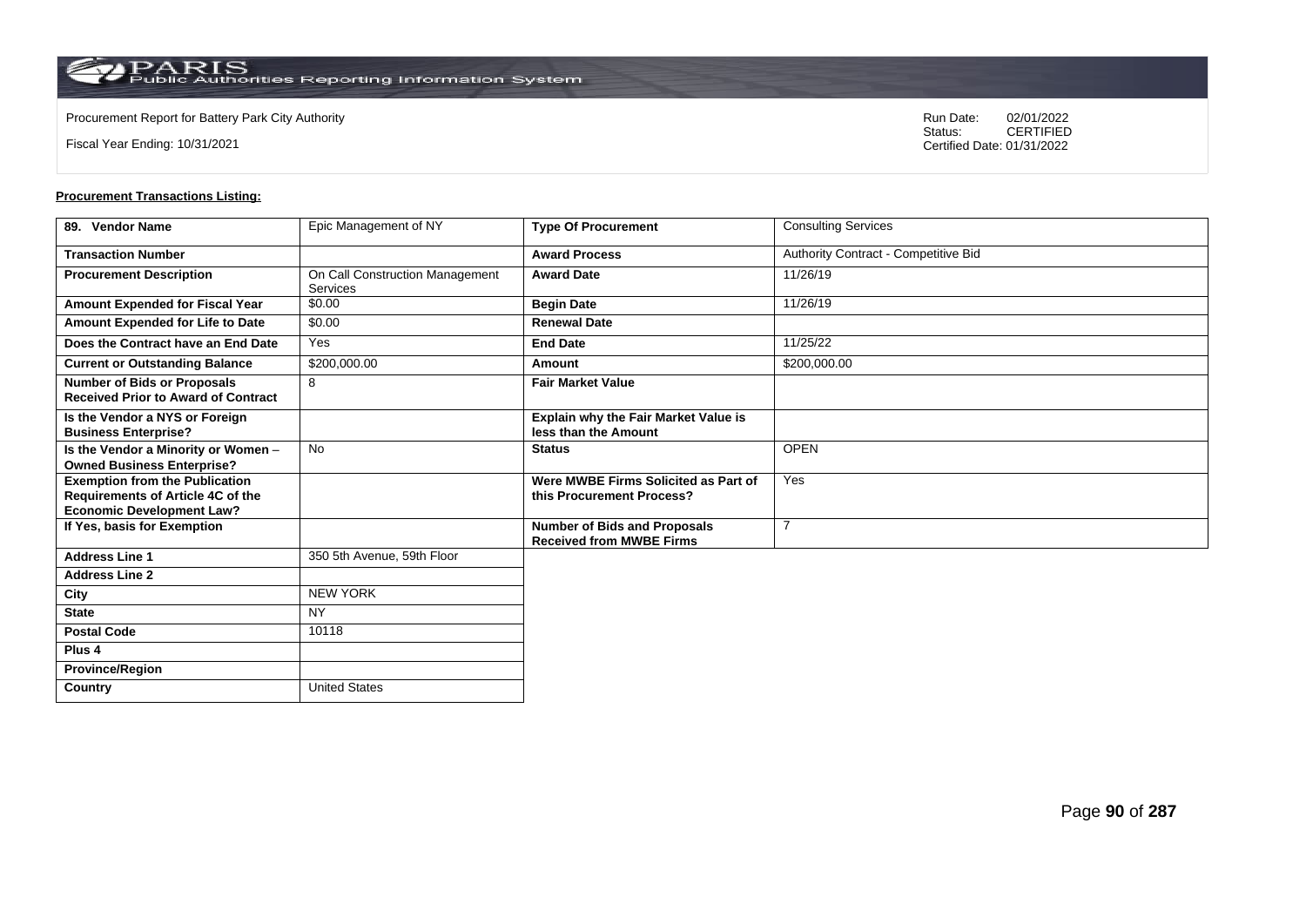Procurement Report for Battery Park City Authority

Fiscal Year Ending: 10/31/2021

Run Date: 02/01/2022
Status: CERTIFIED
Certified Date: 01/31/2022

**Procurement Transactions Listing:**

| 89. Vendor Name | Epic Management of NY | Type Of Procurement | Consulting Services |
|---|---|---|---|
| Transaction Number | | Award Process | Authority Contract - Competitive Bid |
| Procurement Description | On Call Construction Management Services | Award Date | 11/26/19 |
| Amount Expended for Fiscal Year | $0.00 | Begin Date | 11/26/19 |
| Amount Expended for Life to Date | $0.00 | Renewal Date | |
| Does the Contract have an End Date | Yes | End Date | 11/25/22 |
| Current or Outstanding Balance | $200,000.00 | Amount | $200,000.00 |
| Number of Bids or Proposals Received Prior to Award of Contract | 8 | Fair Market Value | |
| Is the Vendor a NYS or Foreign Business Enterprise? | | Explain why the Fair Market Value is less than the Amount | |
| Is the Vendor a Minority or Women – Owned Business Enterprise? | No | Status | OPEN |
| Exemption from the Publication Requirements of Article 4C of the Economic Development Law? | | Were MWBE Firms Solicited as Part of this Procurement Process? | Yes |
| If Yes, basis for Exemption | | Number of Bids and Proposals Received from MWBE Firms | 7 |
| Address Line 1 | 350 5th Avenue, 59th Floor | | |
| Address Line 2 | | | |
| City | NEW YORK | | |
| State | NY | | |
| Postal Code | 10118 | | |
| Plus 4 | | | |
| Province/Region | | | |
| Country | United States | | |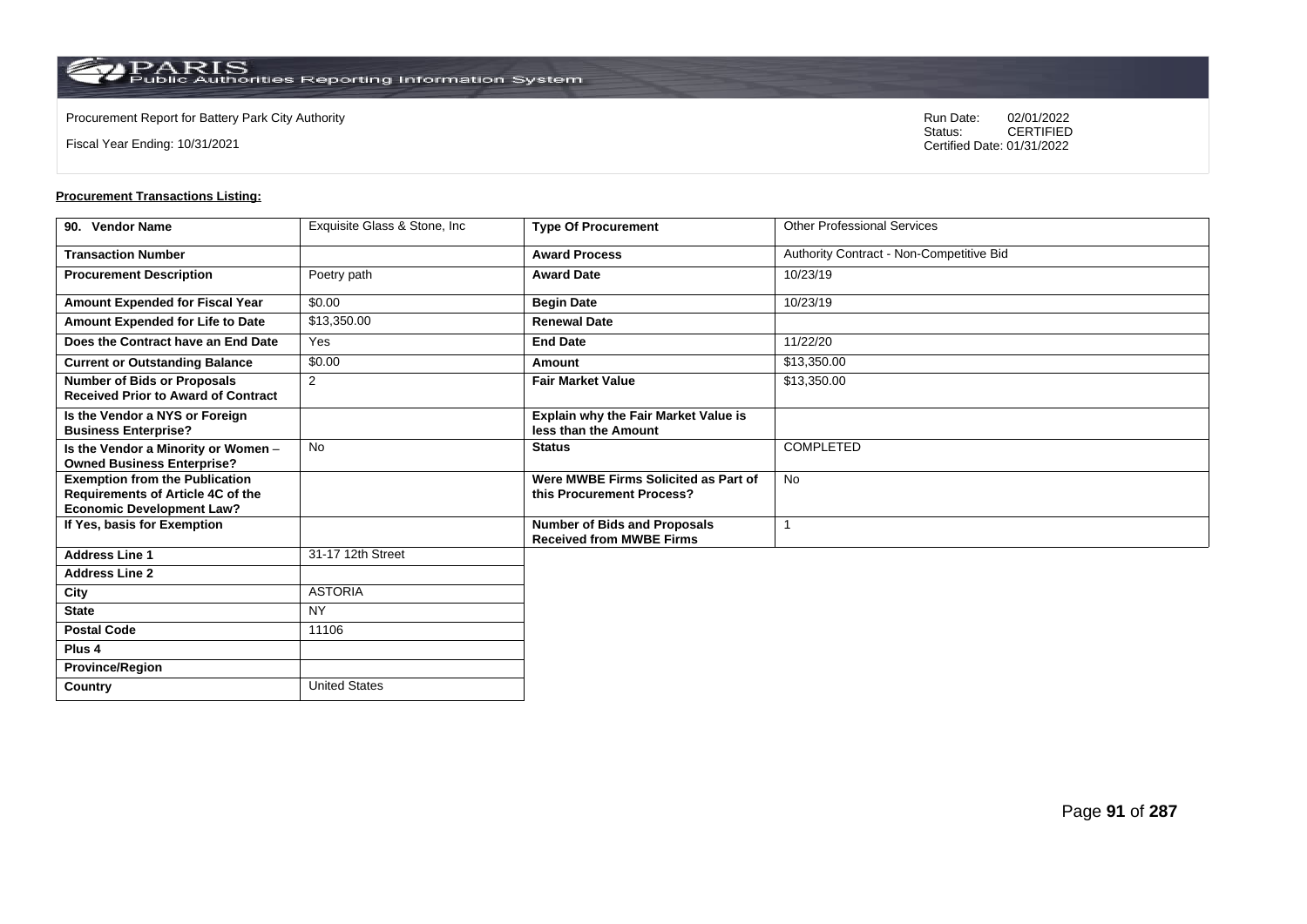Procurement Report for Battery Park City Authority

Fiscal Year Ending: 10/31/2021

Run Date: 02/01/2022
Status: CERTIFIED
Certified Date: 01/31/2022

**Procurement Transactions Listing:**

| 90. Vendor Name | Exquisite Glass & Stone, Inc | Type Of Procurement | Other Professional Services |
|---|---|---|---|
| Transaction Number | | Award Process | Authority Contract - Non-Competitive Bid |
| Procurement Description | Poetry path | Award Date | 10/23/19 |
| Amount Expended for Fiscal Year | $0.00 | Begin Date | 10/23/19 |
| Amount Expended for Life to Date | $13,350.00 | Renewal Date | |
| Does the Contract have an End Date | Yes | End Date | 11/22/20 |
| Current or Outstanding Balance | $0.00 | Amount | $13,350.00 |
| Number of Bids or Proposals Received Prior to Award of Contract | 2 | Fair Market Value | $13,350.00 |
| Is the Vendor a NYS or Foreign Business Enterprise? | | Explain why the Fair Market Value is less than the Amount | |
| Is the Vendor a Minority or Women – Owned Business Enterprise? | No | Status | COMPLETED |
| Exemption from the Publication Requirements of Article 4C of the Economic Development Law? | | Were MWBE Firms Solicited as Part of this Procurement Process? | No |
| If Yes, basis for Exemption | | Number of Bids and Proposals Received from MWBE Firms | 1 |
| Address Line 1 | 31-17 12th Street | | |
| Address Line 2 | | | |
| City | ASTORIA | | |
| State | NY | | |
| Postal Code | 11106 | | |
| Plus 4 | | | |
| Province/Region | | | |
| Country | United States | | |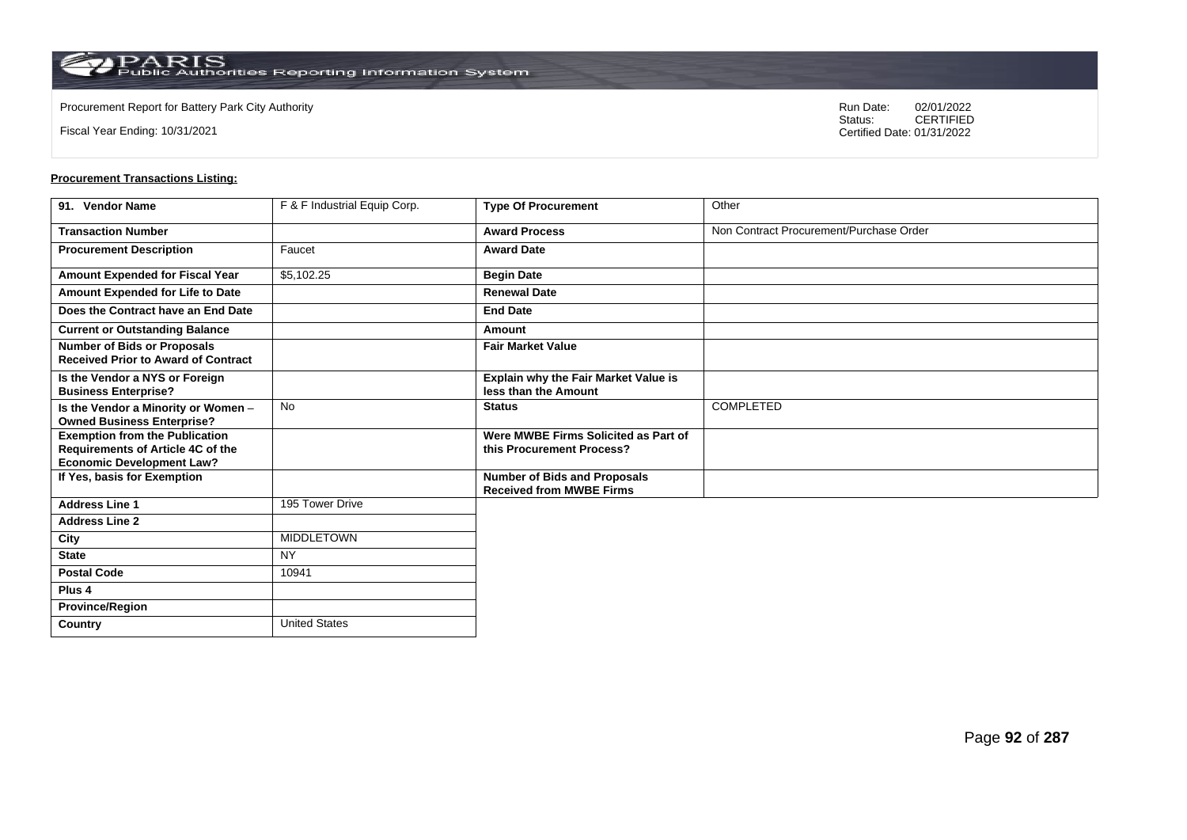Procurement Report for Battery Park City Authority

Fiscal Year Ending: 10/31/2021

Run Date: 02/01/2022
Status: CERTIFIED
Certified Date: 01/31/2022

**Procurement Transactions Listing:**

| 91. Vendor Name | F & F Industrial Equip Corp. | Type Of Procurement | Other |
|---|---|---|---|
| Transaction Number | | Award Process | Non Contract Procurement/Purchase Order |
| Procurement Description | Faucet | Award Date | |
| Amount Expended for Fiscal Year | $5,102.25 | Begin Date | |
| Amount Expended for Life to Date | | Renewal Date | |
| Does the Contract have an End Date | | End Date | |
| Current or Outstanding Balance | | Amount | |
| Number of Bids or Proposals Received Prior to Award of Contract | | Fair Market Value | |
| Is the Vendor a NYS or Foreign Business Enterprise? | | Explain why the Fair Market Value is less than the Amount | |
| Is the Vendor a Minority or Women – Owned Business Enterprise? | No | Status | COMPLETED |
| Exemption from the Publication Requirements of Article 4C of the Economic Development Law? | | Were MWBE Firms Solicited as Part of this Procurement Process? | |
| If Yes, basis for Exemption | | Number of Bids and Proposals Received from MWBE Firms | |
| Address Line 1 | 195 Tower Drive | | |
| Address Line 2 | | | |
| City | MIDDLETOWN | | |
| State | NY | | |
| Postal Code | 10941 | | |
| Plus 4 | | | |
| Province/Region | | | |
| Country | United States | | |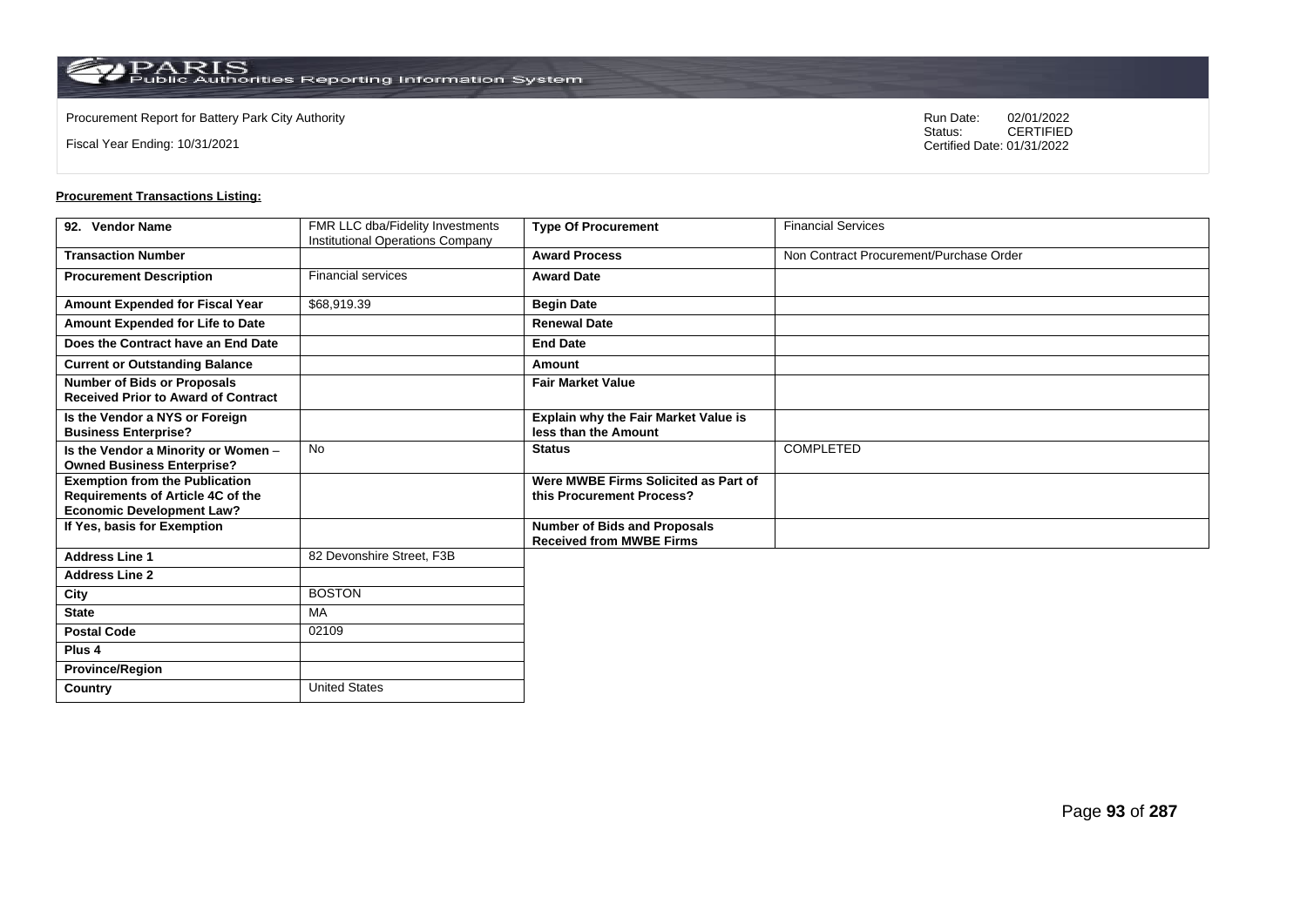Procurement Report for Battery Park City Authority

Fiscal Year Ending: 10/31/2021

Run Date: 02/01/2022
Status: CERTIFIED
Certified Date: 01/31/2022

**Procurement Transactions Listing:**

| 92. Vendor Name | FMR LLC dba/Fidelity Investments Institutional Operations Company | Type Of Procurement | Financial Services |
|---|---|---|---|
| Transaction Number | | Award Process | Non Contract Procurement/Purchase Order |
| Procurement Description | Financial services | Award Date | |
| Amount Expended for Fiscal Year | $68,919.39 | Begin Date | |
| Amount Expended for Life to Date | | Renewal Date | |
| Does the Contract have an End Date | | End Date | |
| Current or Outstanding Balance | | Amount | |
| Number of Bids or Proposals Received Prior to Award of Contract | | Fair Market Value | |
| Is the Vendor a NYS or Foreign Business Enterprise? | | Explain why the Fair Market Value is less than the Amount | |
| Is the Vendor a Minority or Women – Owned Business Enterprise? | No | Status | COMPLETED |
| Exemption from the Publication Requirements of Article 4C of the Economic Development Law? | | Were MWBE Firms Solicited as Part of this Procurement Process? | |
| If Yes, basis for Exemption | | Number of Bids and Proposals Received from MWBE Firms | |
| Address Line 1 | 82 Devonshire Street, F3B | | |
| Address Line 2 | | | |
| City | BOSTON | | |
| State | MA | | |
| Postal Code | 02109 | | |
| Plus 4 | | | |
| Province/Region | | | |
| Country | United States | | |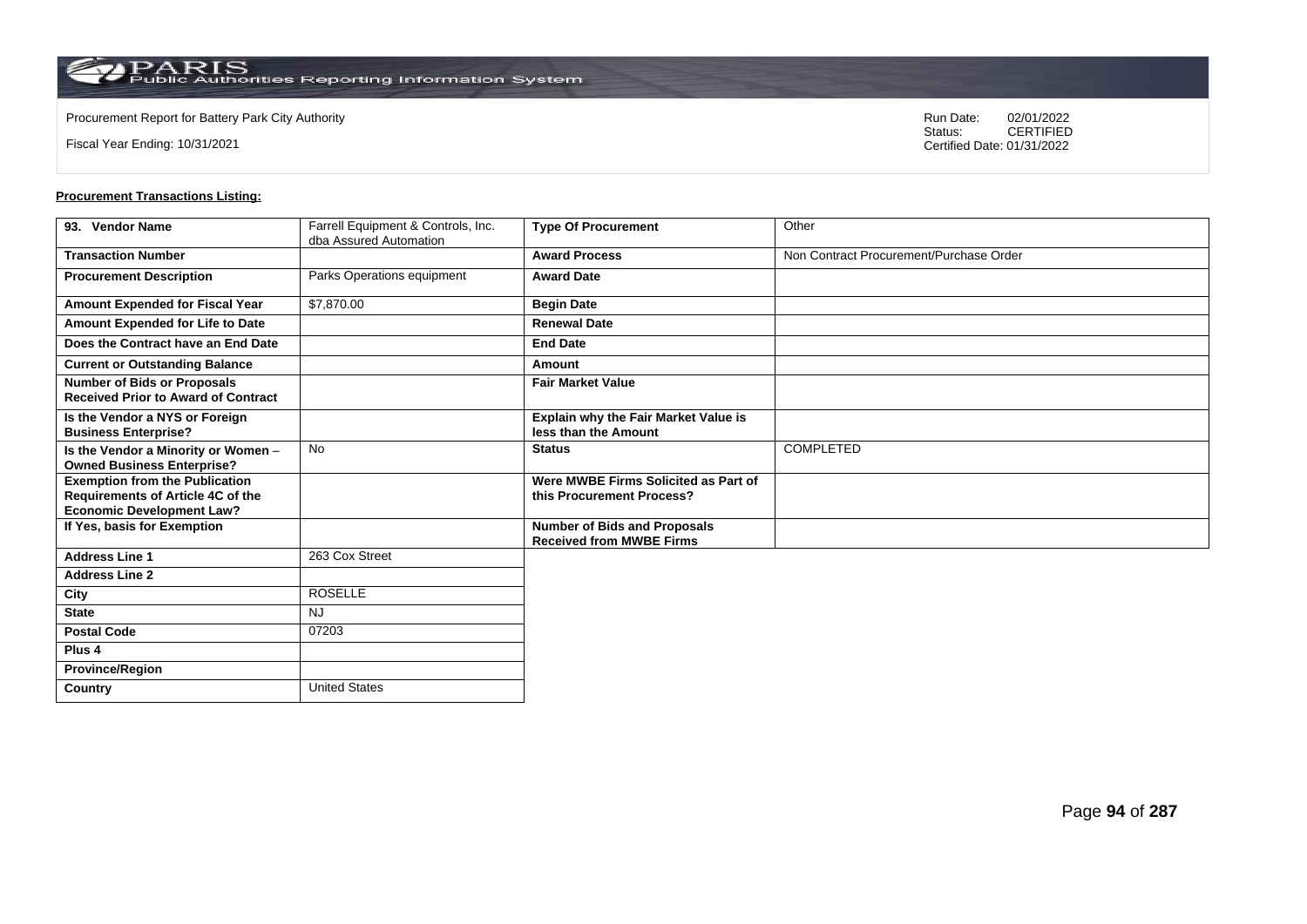Procurement Report for Battery Park City Authority

Fiscal Year Ending: 10/31/2021

Run Date: 02/01/2022
Status: CERTIFIED
Certified Date: 01/31/2022

**Procurement Transactions Listing:**

| 93. Vendor Name | Farrell Equipment & Controls, Inc. dba Assured Automation | Type Of Procurement | Other |
|---|---|---|---|
| Transaction Number | | Award Process | Non Contract Procurement/Purchase Order |
| Procurement Description | Parks Operations equipment | Award Date | |
| Amount Expended for Fiscal Year | $7,870.00 | Begin Date | |
| Amount Expended for Life to Date | | Renewal Date | |
| Does the Contract have an End Date | | End Date | |
| Current or Outstanding Balance | | Amount | |
| Number of Bids or Proposals Received Prior to Award of Contract | | Fair Market Value | |
| Is the Vendor a NYS or Foreign Business Enterprise? | | Explain why the Fair Market Value is less than the Amount | |
| Is the Vendor a Minority or Women – Owned Business Enterprise? | No | Status | COMPLETED |
| Exemption from the Publication Requirements of Article 4C of the Economic Development Law? | | Were MWBE Firms Solicited as Part of this Procurement Process? | |
| If Yes, basis for Exemption | | Number of Bids and Proposals Received from MWBE Firms | |
| Address Line 1 | 263 Cox Street | | |
| Address Line 2 | | | |
| City | ROSELLE | | |
| State | NJ | | |
| Postal Code | 07203 | | |
| Plus 4 | | | |
| Province/Region | | | |
| Country | United States | | |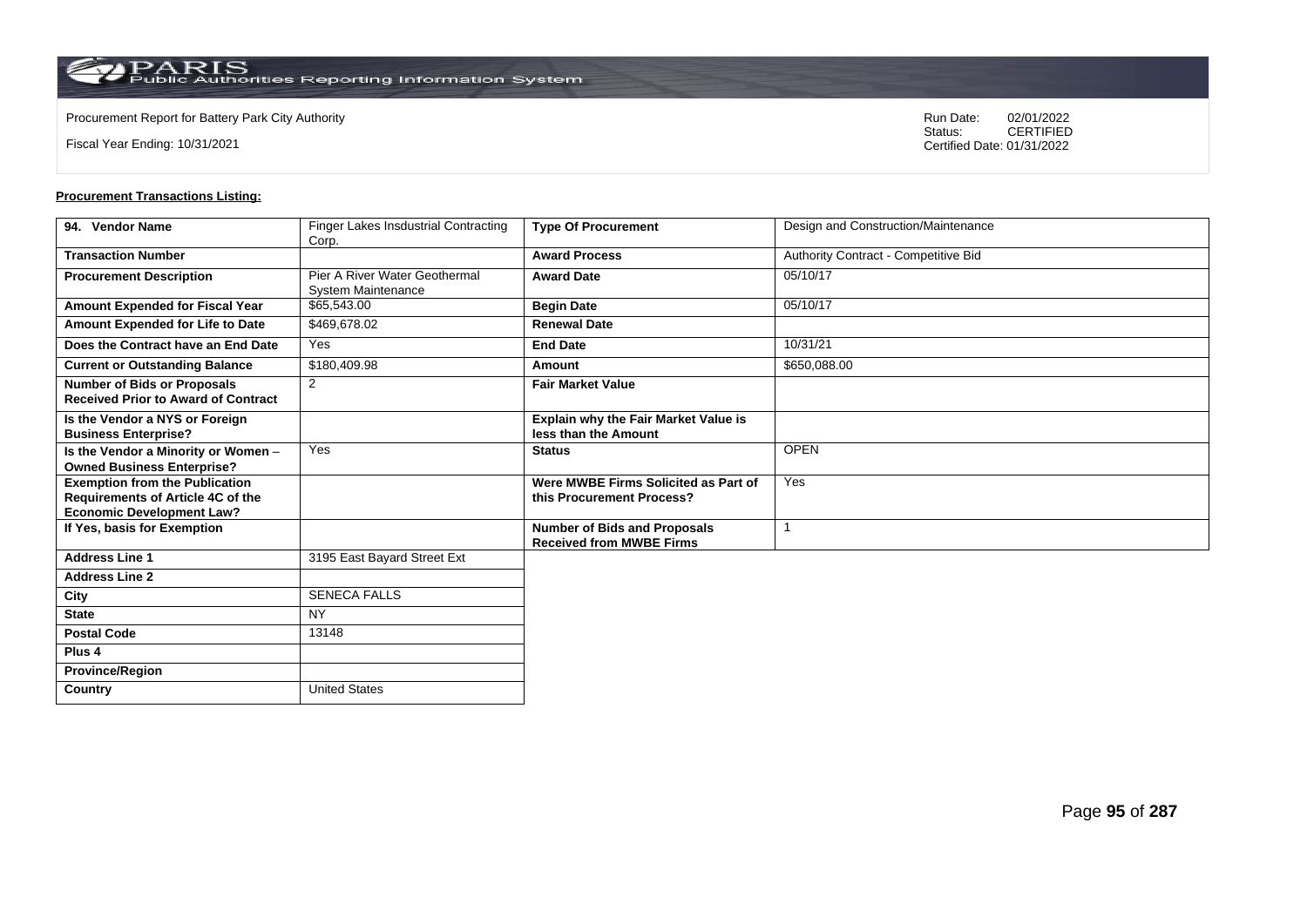Procurement Report for Battery Park City Authority

Fiscal Year Ending: 10/31/2021

Run Date: 02/01/2022
Status: CERTIFIED
Certified Date: 01/31/2022

**Procurement Transactions Listing:**

| 94. Vendor Name | Finger Lakes Insdustrial Contracting Corp. | Type Of Procurement | Design and Construction/Maintenance |
|---|---|---|---|
| Transaction Number | | Award Process | Authority Contract - Competitive Bid |
| Procurement Description | Pier A River Water Geothermal System Maintenance | Award Date | 05/10/17 |
| Amount Expended for Fiscal Year | $65,543.00 | Begin Date | 05/10/17 |
| Amount Expended for Life to Date | $469,678.02 | Renewal Date | |
| Does the Contract have an End Date | Yes | End Date | 10/31/21 |
| Current or Outstanding Balance | $180,409.98 | Amount | $650,088.00 |
| Number of Bids or Proposals Received Prior to Award of Contract | 2 | Fair Market Value | |
| Is the Vendor a NYS or Foreign Business Enterprise? | | Explain why the Fair Market Value is less than the Amount | |
| Is the Vendor a Minority or Women – Owned Business Enterprise? | Yes | Status | OPEN |
| Exemption from the Publication Requirements of Article 4C of the Economic Development Law? | | Were MWBE Firms Solicited as Part of this Procurement Process? | Yes |
| If Yes, basis for Exemption | | Number of Bids and Proposals Received from MWBE Firms | 1 |
| Address Line 1 | 3195 East Bayard Street Ext | | |
| Address Line 2 | | | |
| City | SENECA FALLS | | |
| State | NY | | |
| Postal Code | 13148 | | |
| Plus 4 | | | |
| Province/Region | | | |
| Country | United States | | |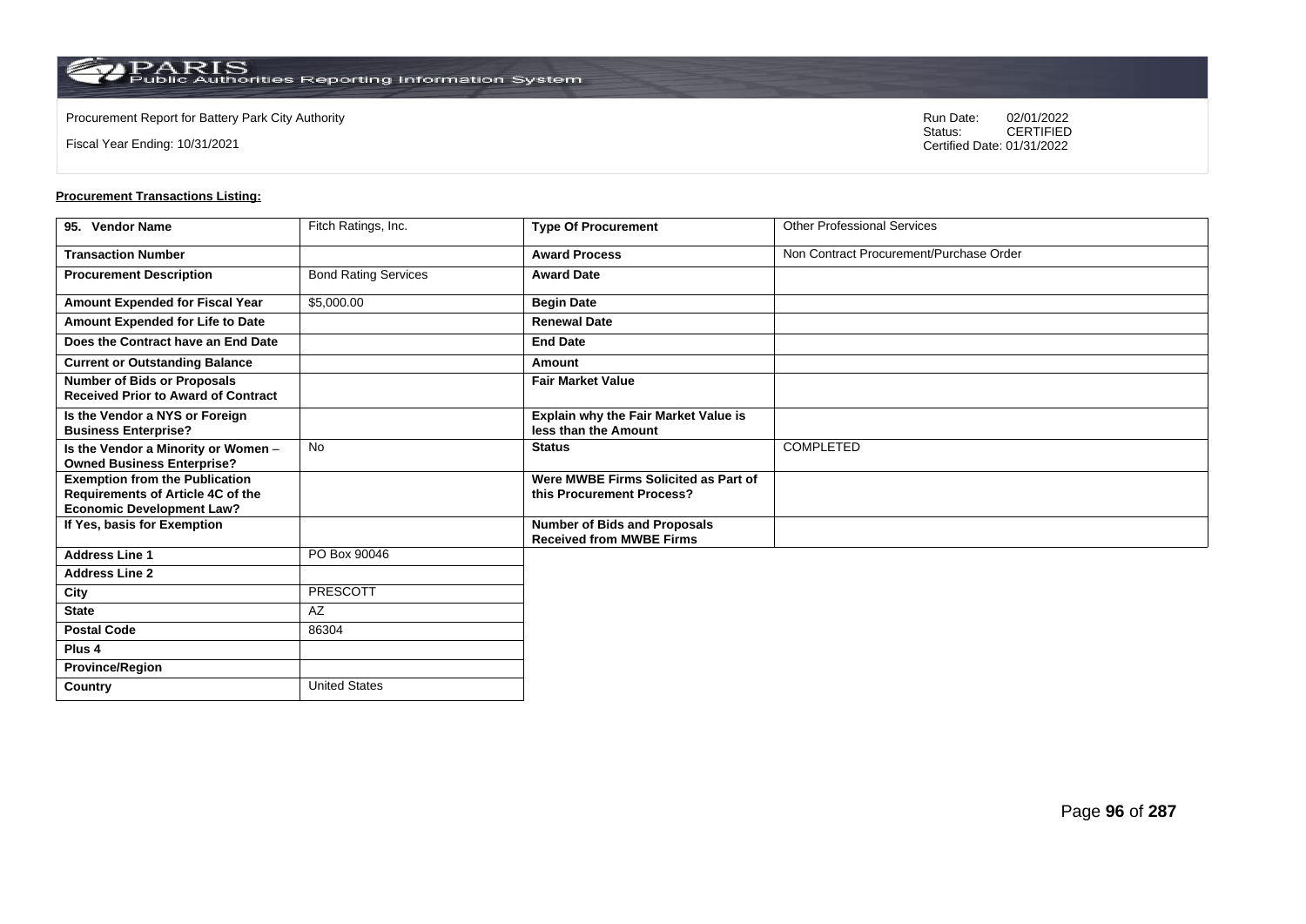Procurement Report for Battery Park City Authority

Fiscal Year Ending: 10/31/2021

Run Date: 02/01/2022
Status: CERTIFIED
Certified Date: 01/31/2022

**Procurement Transactions Listing:**

| 95. Vendor Name | Fitch Ratings, Inc. | Type Of Procurement | Other Professional Services |
|---|---|---|---|
| Transaction Number | | Award Process | Non Contract Procurement/Purchase Order |
| Procurement Description | Bond Rating Services | Award Date | |
| Amount Expended for Fiscal Year | $5,000.00 | Begin Date | |
| Amount Expended for Life to Date | | Renewal Date | |
| Does the Contract have an End Date | | End Date | |
| Current or Outstanding Balance | | Amount | |
| Number of Bids or Proposals Received Prior to Award of Contract | | Fair Market Value | |
| Is the Vendor a NYS or Foreign Business Enterprise? | | Explain why the Fair Market Value is less than the Amount | |
| Is the Vendor a Minority or Women – Owned Business Enterprise? | No | Status | COMPLETED |
| Exemption from the Publication Requirements of Article 4C of the Economic Development Law? | | Were MWBE Firms Solicited as Part of this Procurement Process? | |
| If Yes, basis for Exemption | | Number of Bids and Proposals Received from MWBE Firms | |
| Address Line 1 | PO Box 90046 | | |
| Address Line 2 | | | |
| City | PRESCOTT | | |
| State | AZ | | |
| Postal Code | 86304 | | |
| Plus 4 | | | |
| Province/Region | | | |
| Country | United States | | |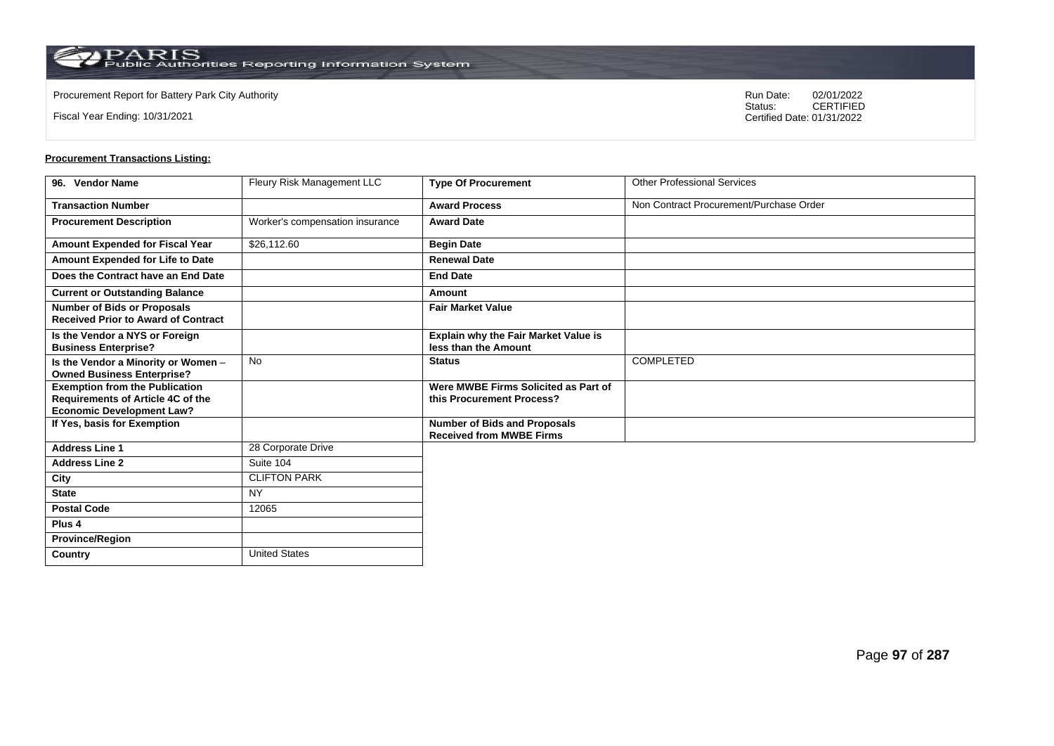Procurement Report for Battery Park City Authority

Fiscal Year Ending: 10/31/2021

Run Date: 02/01/2022
Status: CERTIFIED
Certified Date: 01/31/2022

**Procurement Transactions Listing:**

| 96. Vendor Name | Fleury Risk Management LLC | Type Of Procurement | Other Professional Services |
|---|---|---|---|
| Transaction Number | | Award Process | Non Contract Procurement/Purchase Order |
| Procurement Description | Worker's compensation insurance | Award Date | |
| Amount Expended for Fiscal Year | $26,112.60 | Begin Date | |
| Amount Expended for Life to Date | | Renewal Date | |
| Does the Contract have an End Date | | End Date | |
| Current or Outstanding Balance | | Amount | |
| Number of Bids or Proposals Received Prior to Award of Contract | | Fair Market Value | |
| Is the Vendor a NYS or Foreign Business Enterprise? | | Explain why the Fair Market Value is less than the Amount | |
| Is the Vendor a Minority or Women – Owned Business Enterprise? | No | Status | COMPLETED |
| Exemption from the Publication Requirements of Article 4C of the Economic Development Law? | | Were MWBE Firms Solicited as Part of this Procurement Process? | |
| If Yes, basis for Exemption | | Number of Bids and Proposals Received from MWBE Firms | |
| Address Line 1 | 28 Corporate Drive | | |
| Address Line 2 | Suite 104 | | |
| City | CLIFTON PARK | | |
| State | NY | | |
| Postal Code | 12065 | | |
| Plus 4 | | | |
| Province/Region | | | |
| Country | United States | | |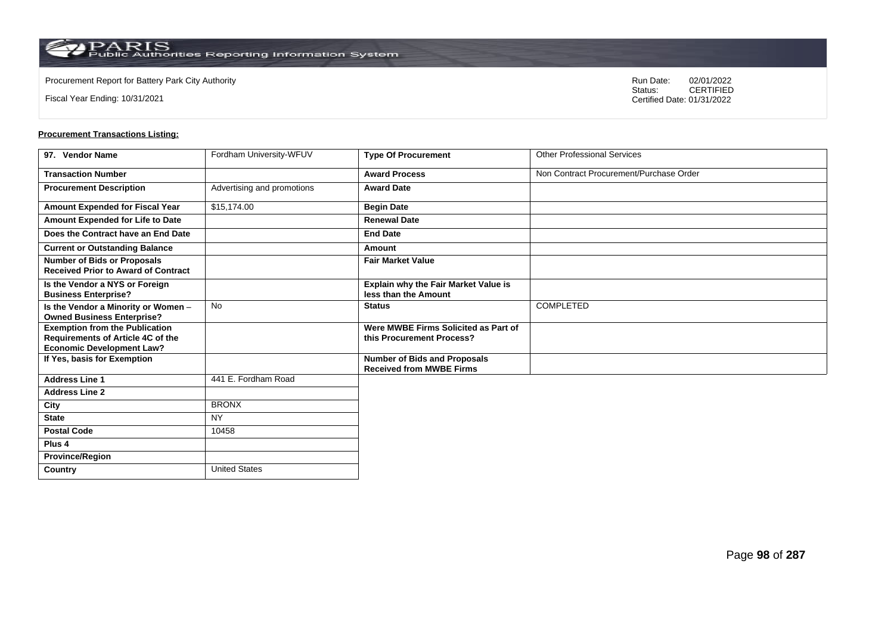Procurement Report for Battery Park City Authority

Fiscal Year Ending: 10/31/2021

Run Date: 02/01/2022
Status: CERTIFIED
Certified Date: 01/31/2022

**Procurement Transactions Listing:**

| 97. Vendor Name | Fordham University-WFUV | Type Of Procurement | Other Professional Services |
|---|---|---|---|
| Transaction Number | | Award Process | Non Contract Procurement/Purchase Order |
| Procurement Description | Advertising and promotions | Award Date | |
| Amount Expended for Fiscal Year | $15,174.00 | Begin Date | |
| Amount Expended for Life to Date | | Renewal Date | |
| Does the Contract have an End Date | | End Date | |
| Current or Outstanding Balance | | Amount | |
| Number of Bids or Proposals Received Prior to Award of Contract | | Fair Market Value | |
| Is the Vendor a NYS or Foreign Business Enterprise? | | Explain why the Fair Market Value is less than the Amount | |
| Is the Vendor a Minority or Women – Owned Business Enterprise? | No | Status | COMPLETED |
| Exemption from the Publication Requirements of Article 4C of the Economic Development Law? | | Were MWBE Firms Solicited as Part of this Procurement Process? | |
| If Yes, basis for Exemption | | Number of Bids and Proposals Received from MWBE Firms | |
| Address Line 1 | 441 E. Fordham Road | | |
| Address Line 2 | | | |
| City | BRONX | | |
| State | NY | | |
| Postal Code | 10458 | | |
| Plus 4 | | | |
| Province/Region | | | |
| Country | United States | | |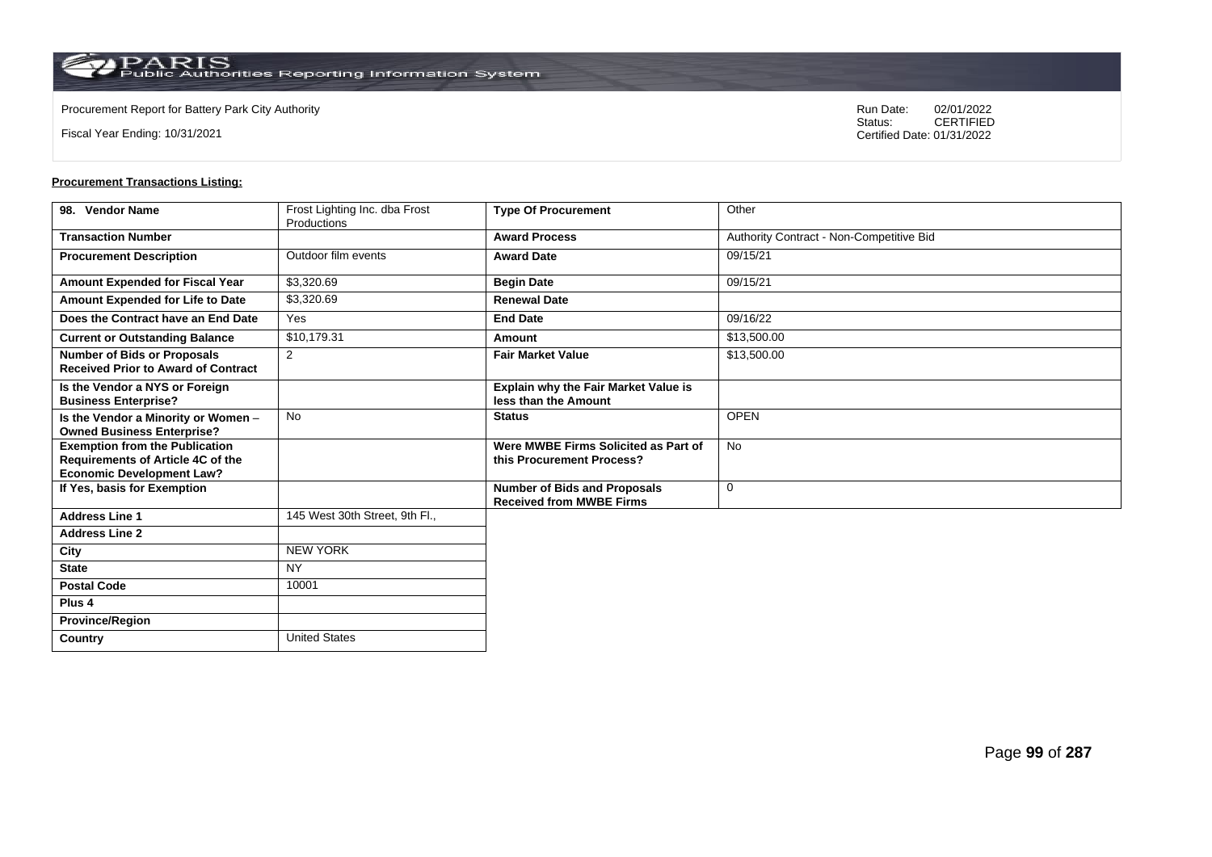Procurement Report for Battery Park City Authority

Fiscal Year Ending: 10/31/2021

Run Date: 02/01/2022
Status: CERTIFIED
Certified Date: 01/31/2022

**Procurement Transactions Listing:**

| 98. Vendor Name | Frost Lighting Inc. dba Frost Productions | Type Of Procurement | Other |
|---|---|---|---|
| Transaction Number | | Award Process | Authority Contract - Non-Competitive Bid |
| Procurement Description | Outdoor film events | Award Date | 09/15/21 |
| Amount Expended for Fiscal Year | $3,320.69 | Begin Date | 09/15/21 |
| Amount Expended for Life to Date | $3,320.69 | Renewal Date | |
| Does the Contract have an End Date | Yes | End Date | 09/16/22 |
| Current or Outstanding Balance | $10,179.31 | Amount | $13,500.00 |
| Number of Bids or Proposals Received Prior to Award of Contract | 2 | Fair Market Value | $13,500.00 |
| Is the Vendor a NYS or Foreign Business Enterprise? | | Explain why the Fair Market Value is less than the Amount | |
| Is the Vendor a Minority or Women – Owned Business Enterprise? | No | Status | OPEN |
| Exemption from the Publication Requirements of Article 4C of the Economic Development Law? | | Were MWBE Firms Solicited as Part of this Procurement Process? | No |
| If Yes, basis for Exemption | | Number of Bids and Proposals Received from MWBE Firms | 0 |
| Address Line 1 | 145 West 30th Street, 9th Fl., | | |
| Address Line 2 | | | |
| City | NEW YORK | | |
| State | NY | | |
| Postal Code | 10001 | | |
| Plus 4 | | | |
| Province/Region | | | |
| Country | United States | | |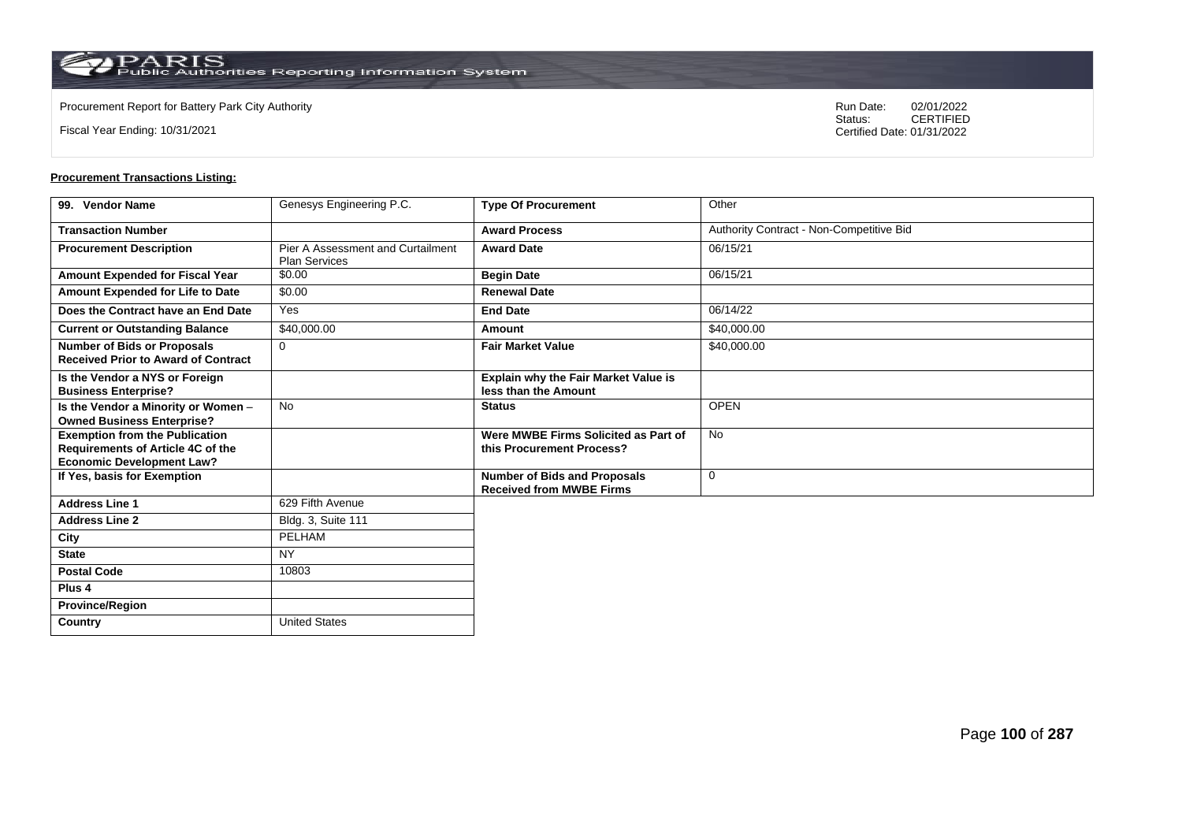Procurement Report for Battery Park City Authority

Fiscal Year Ending: 10/31/2021

Run Date: 02/01/2022
Status: CERTIFIED
Certified Date: 01/31/2022

**Procurement Transactions Listing:**

| 99. Vendor Name | Genesys Engineering P.C. | Type Of Procurement | Other |
|---|---|---|---|
| Transaction Number | | Award Process | Authority Contract - Non-Competitive Bid |
| Procurement Description | Pier A Assessment and Curtailment Plan Services | Award Date | 06/15/21 |
| Amount Expended for Fiscal Year | $0.00 | Begin Date | 06/15/21 |
| Amount Expended for Life to Date | $0.00 | Renewal Date | |
| Does the Contract have an End Date | Yes | End Date | 06/14/22 |
| Current or Outstanding Balance | $40,000.00 | Amount | $40,000.00 |
| Number of Bids or Proposals Received Prior to Award of Contract | 0 | Fair Market Value | $40,000.00 |
| Is the Vendor a NYS or Foreign Business Enterprise? | | Explain why the Fair Market Value is less than the Amount | |
| Is the Vendor a Minority or Women – Owned Business Enterprise? | No | Status | OPEN |
| Exemption from the Publication Requirements of Article 4C of the Economic Development Law? | | Were MWBE Firms Solicited as Part of this Procurement Process? | No |
| If Yes, basis for Exemption | | Number of Bids and Proposals Received from MWBE Firms | 0 |
| Address Line 1 | 629 Fifth Avenue | | |
| Address Line 2 | Bldg. 3, Suite 111 | | |
| City | PELHAM | | |
| State | NY | | |
| Postal Code | 10803 | | |
| Plus 4 | | | |
| Province/Region | | | |
| Country | United States | | |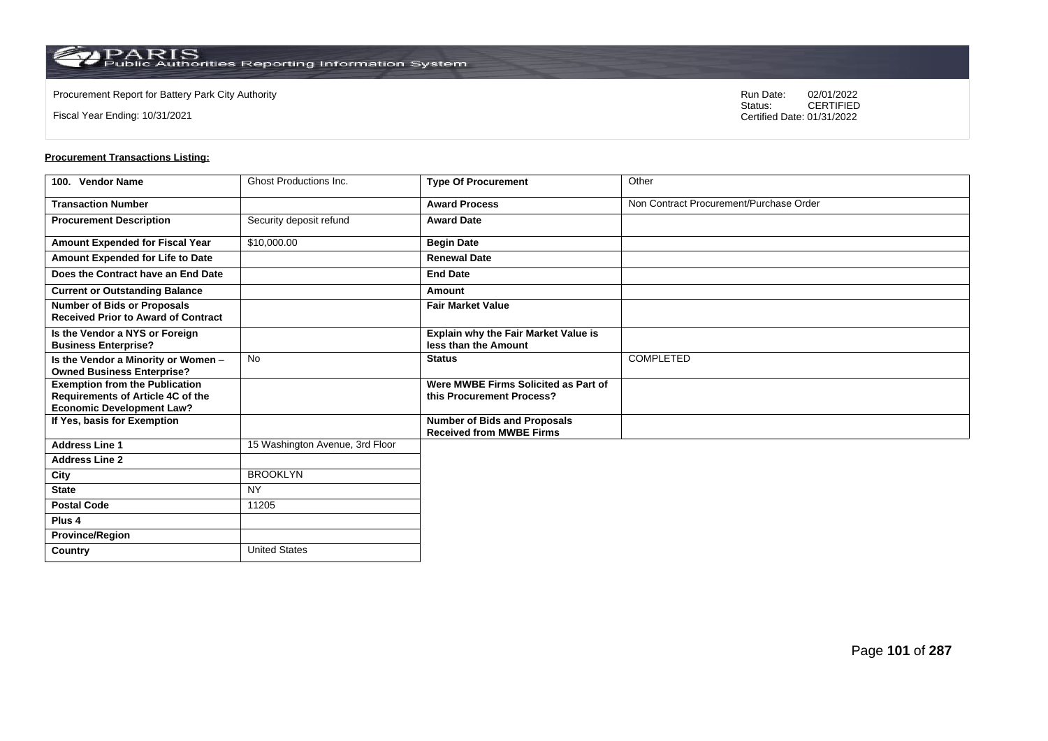Procurement Report for Battery Park City Authority

Fiscal Year Ending: 10/31/2021

Run Date: 02/01/2022
Status: CERTIFIED
Certified Date: 01/31/2022

**Procurement Transactions Listing:**

| 100. Vendor Name | Ghost Productions Inc. | Type Of Procurement | Other |
|---|---|---|---|
| Transaction Number | | Award Process | Non Contract Procurement/Purchase Order |
| Procurement Description | Security deposit refund | Award Date | |
| Amount Expended for Fiscal Year | $10,000.00 | Begin Date | |
| Amount Expended for Life to Date | | Renewal Date | |
| Does the Contract have an End Date | | End Date | |
| Current or Outstanding Balance | | Amount | |
| Number of Bids or Proposals Received Prior to Award of Contract | | Fair Market Value | |
| Is the Vendor a NYS or Foreign Business Enterprise? | | Explain why the Fair Market Value is less than the Amount | |
| Is the Vendor a Minority or Women – Owned Business Enterprise? | No | Status | COMPLETED |
| Exemption from the Publication Requirements of Article 4C of the Economic Development Law? | | Were MWBE Firms Solicited as Part of this Procurement Process? | |
| If Yes, basis for Exemption | | Number of Bids and Proposals Received from MWBE Firms | |
| Address Line 1 | 15 Washington Avenue, 3rd Floor | | |
| Address Line 2 | | | |
| City | BROOKLYN | | |
| State | NY | | |
| Postal Code | 11205 | | |
| Plus 4 | | | |
| Province/Region | | | |
| Country | United States | | |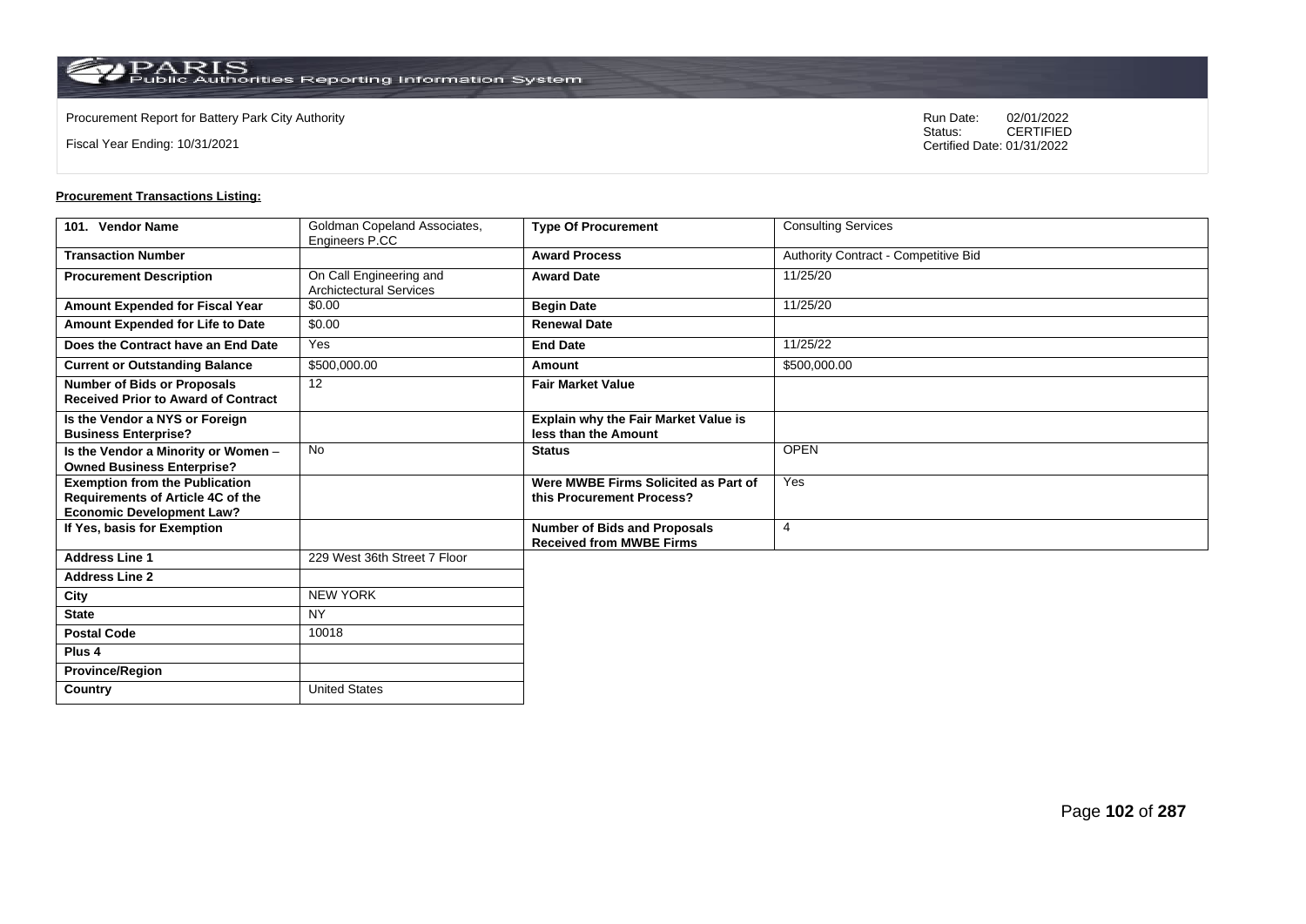Procurement Report for Battery Park City Authority

Fiscal Year Ending: 10/31/2021

Run Date: 02/01/2022
Status: CERTIFIED
Certified Date: 01/31/2022

**Procurement Transactions Listing:**

| 101. Vendor Name | Goldman Copeland Associates, Engineers P.CC | Type Of Procurement | Consulting Services |
|---|---|---|---|
| Transaction Number | | Award Process | Authority Contract - Competitive Bid |
| Procurement Description | On Call Engineering and Archictectural Services | Award Date | 11/25/20 |
| Amount Expended for Fiscal Year | $0.00 | Begin Date | 11/25/20 |
| Amount Expended for Life to Date | $0.00 | Renewal Date | |
| Does the Contract have an End Date | Yes | End Date | 11/25/22 |
| Current or Outstanding Balance | $500,000.00 | Amount | $500,000.00 |
| Number of Bids or Proposals Received Prior to Award of Contract | 12 | Fair Market Value | |
| Is the Vendor a NYS or Foreign Business Enterprise? | | Explain why the Fair Market Value is less than the Amount | |
| Is the Vendor a Minority or Women – Owned Business Enterprise? | No | Status | OPEN |
| Exemption from the Publication Requirements of Article 4C of the Economic Development Law? | | Were MWBE Firms Solicited as Part of this Procurement Process? | Yes |
| If Yes, basis for Exemption | | Number of Bids and Proposals Received from MWBE Firms | 4 |
| Address Line 1 | 229 West 36th Street 7 Floor | | |
| Address Line 2 | | | |
| City | NEW YORK | | |
| State | NY | | |
| Postal Code | 10018 | | |
| Plus 4 | | | |
| Province/Region | | | |
| Country | United States | | |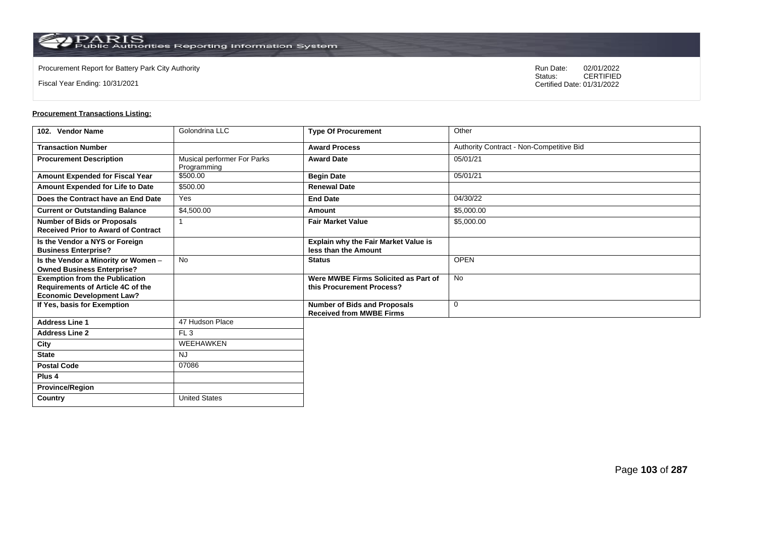Procurement Report for Battery Park City Authority

Fiscal Year Ending: 10/31/2021

Run Date: 02/01/2022
Status: CERTIFIED
Certified Date: 01/31/2022

**Procurement Transactions Listing:**

| 102. Vendor Name | Golondrina LLC | Type Of Procurement | Other |
|---|---|---|---|
| Transaction Number | | Award Process | Authority Contract - Non-Competitive Bid |
| Procurement Description | Musical performer For Parks Programming | Award Date | 05/01/21 |
| Amount Expended for Fiscal Year | $500.00 | Begin Date | 05/01/21 |
| Amount Expended for Life to Date | $500.00 | Renewal Date | |
| Does the Contract have an End Date | Yes | End Date | 04/30/22 |
| Current or Outstanding Balance | $4,500.00 | Amount | $5,000.00 |
| Number of Bids or Proposals Received Prior to Award of Contract | 1 | Fair Market Value | $5,000.00 |
| Is the Vendor a NYS or Foreign Business Enterprise? | | Explain why the Fair Market Value is less than the Amount | |
| Is the Vendor a Minority or Women – Owned Business Enterprise? | No | Status | OPEN |
| Exemption from the Publication Requirements of Article 4C of the Economic Development Law? | | Were MWBE Firms Solicited as Part of this Procurement Process? | No |
| If Yes, basis for Exemption | | Number of Bids and Proposals Received from MWBE Firms | 0 |
| Address Line 1 | 47 Hudson Place | | |
| Address Line 2 | FL 3 | | |
| City | WEEHAWKEN | | |
| State | NJ | | |
| Postal Code | 07086 | | |
| Plus 4 | | | |
| Province/Region | | | |
| Country | United States | | |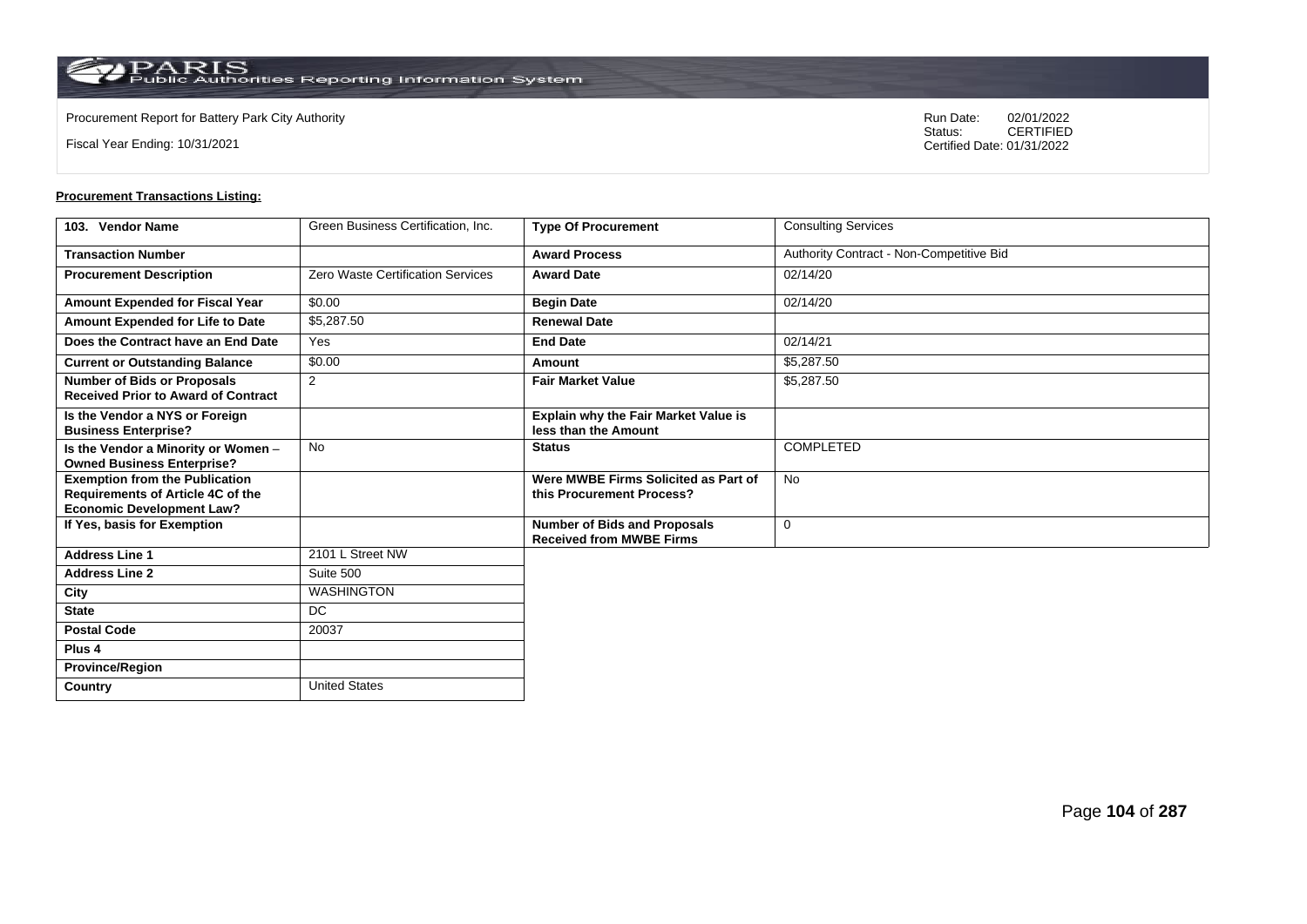Procurement Report for Battery Park City Authority

Fiscal Year Ending: 10/31/2021

Run Date: 02/01/2022
Status: CERTIFIED
Certified Date: 01/31/2022

**Procurement Transactions Listing:**

| 103. Vendor Name | Green Business Certification, Inc. | Type Of Procurement | Consulting Services |
|---|---|---|---|
| Transaction Number | | Award Process | Authority Contract - Non-Competitive Bid |
| Procurement Description | Zero Waste Certification Services | Award Date | 02/14/20 |
| Amount Expended for Fiscal Year | $0.00 | Begin Date | 02/14/20 |
| Amount Expended for Life to Date | $5,287.50 | Renewal Date | |
| Does the Contract have an End Date | Yes | End Date | 02/14/21 |
| Current or Outstanding Balance | $0.00 | Amount | $5,287.50 |
| Number of Bids or Proposals Received Prior to Award of Contract | 2 | Fair Market Value | $5,287.50 |
| Is the Vendor a NYS or Foreign Business Enterprise? | | Explain why the Fair Market Value is less than the Amount | |
| Is the Vendor a Minority or Women – Owned Business Enterprise? | No | Status | COMPLETED |
| Exemption from the Publication Requirements of Article 4C of the Economic Development Law? | | Were MWBE Firms Solicited as Part of this Procurement Process? | No |
| If Yes, basis for Exemption | | Number of Bids and Proposals Received from MWBE Firms | 0 |
| Address Line 1 | 2101 L Street NW | | |
| Address Line 2 | Suite 500 | | |
| City | WASHINGTON | | |
| State | DC | | |
| Postal Code | 20037 | | |
| Plus 4 | | | |
| Province/Region | | | |
| Country | United States | | |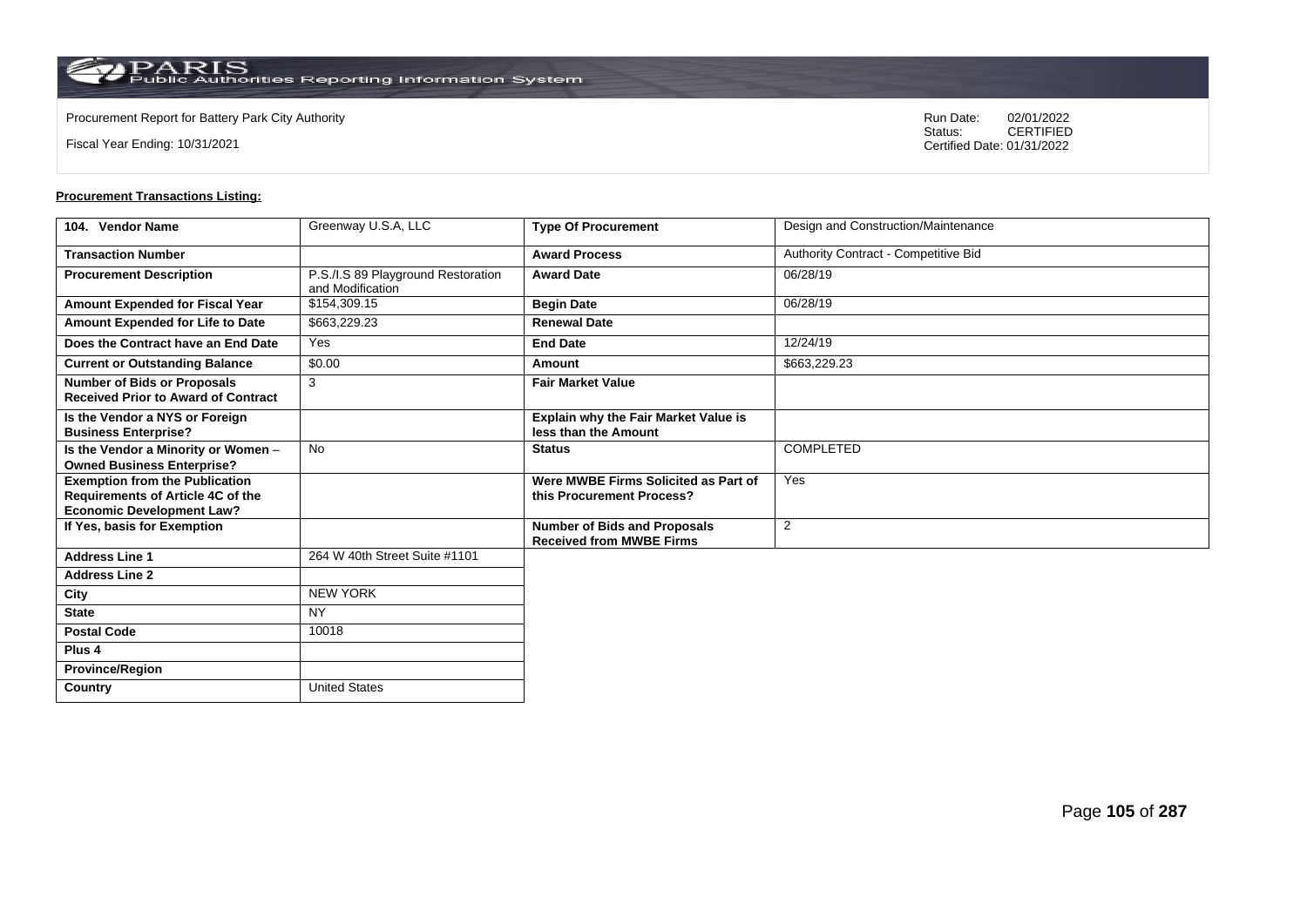Procurement Report for Battery Park City Authority

Fiscal Year Ending: 10/31/2021

Run Date: 02/01/2022
Status: CERTIFIED
Certified Date: 01/31/2022

**Procurement Transactions Listing:**

| 104. Vendor Name | Greenway U.S.A, LLC | Type Of Procurement | Design and Construction/Maintenance |
|---|---|---|---|
| Transaction Number | | Award Process | Authority Contract - Competitive Bid |
| Procurement Description | P.S./I.S 89 Playground Restoration and Modification | Award Date | 06/28/19 |
| Amount Expended for Fiscal Year | $154,309.15 | Begin Date | 06/28/19 |
| Amount Expended for Life to Date | $663,229.23 | Renewal Date | |
| Does the Contract have an End Date | Yes | End Date | 12/24/19 |
| Current or Outstanding Balance | $0.00 | Amount | $663,229.23 |
| Number of Bids or Proposals Received Prior to Award of Contract | 3 | Fair Market Value | |
| Is the Vendor a NYS or Foreign Business Enterprise? | | Explain why the Fair Market Value is less than the Amount | |
| Is the Vendor a Minority or Women – Owned Business Enterprise? | No | Status | COMPLETED |
| Exemption from the Publication Requirements of Article 4C of the Economic Development Law? | | Were MWBE Firms Solicited as Part of this Procurement Process? | Yes |
| If Yes, basis for Exemption | | Number of Bids and Proposals Received from MWBE Firms | 2 |
| Address Line 1 | 264 W 40th Street Suite #1101 | | |
| Address Line 2 | | | |
| City | NEW YORK | | |
| State | NY | | |
| Postal Code | 10018 | | |
| Plus 4 | | | |
| Province/Region | | | |
| Country | United States | | |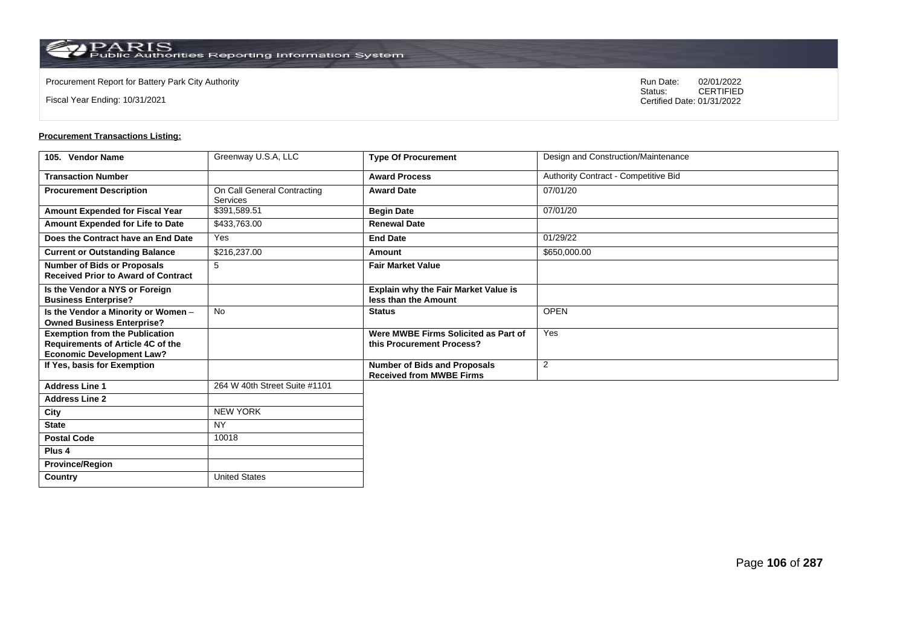Procurement Report for Battery Park City Authority

Fiscal Year Ending: 10/31/2021

Run Date: 02/01/2022
Status: CERTIFIED
Certified Date: 01/31/2022

**Procurement Transactions Listing:**

| 105. Vendor Name | Greenway U.S.A, LLC | Type Of Procurement | Design and Construction/Maintenance |
|---|---|---|---|
| Transaction Number | | Award Process | Authority Contract - Competitive Bid |
| Procurement Description | On Call General Contracting Services | Award Date | 07/01/20 |
| Amount Expended for Fiscal Year | $391,589.51 | Begin Date | 07/01/20 |
| Amount Expended for Life to Date | $433,763.00 | Renewal Date | |
| Does the Contract have an End Date | Yes | End Date | 01/29/22 |
| Current or Outstanding Balance | $216,237.00 | Amount | $650,000.00 |
| Number of Bids or Proposals Received Prior to Award of Contract | 5 | Fair Market Value | |
| Is the Vendor a NYS or Foreign Business Enterprise? | | Explain why the Fair Market Value is less than the Amount | |
| Is the Vendor a Minority or Women – Owned Business Enterprise? | No | Status | OPEN |
| Exemption from the Publication Requirements of Article 4C of the Economic Development Law? | | Were MWBE Firms Solicited as Part of this Procurement Process? | Yes |
| If Yes, basis for Exemption | | Number of Bids and Proposals Received from MWBE Firms | 2 |
| Address Line 1 | 264 W 40th Street Suite #1101 | | |
| Address Line 2 | | | |
| City | NEW YORK | | |
| State | NY | | |
| Postal Code | 10018 | | |
| Plus 4 | | | |
| Province/Region | | | |
| Country | United States | | |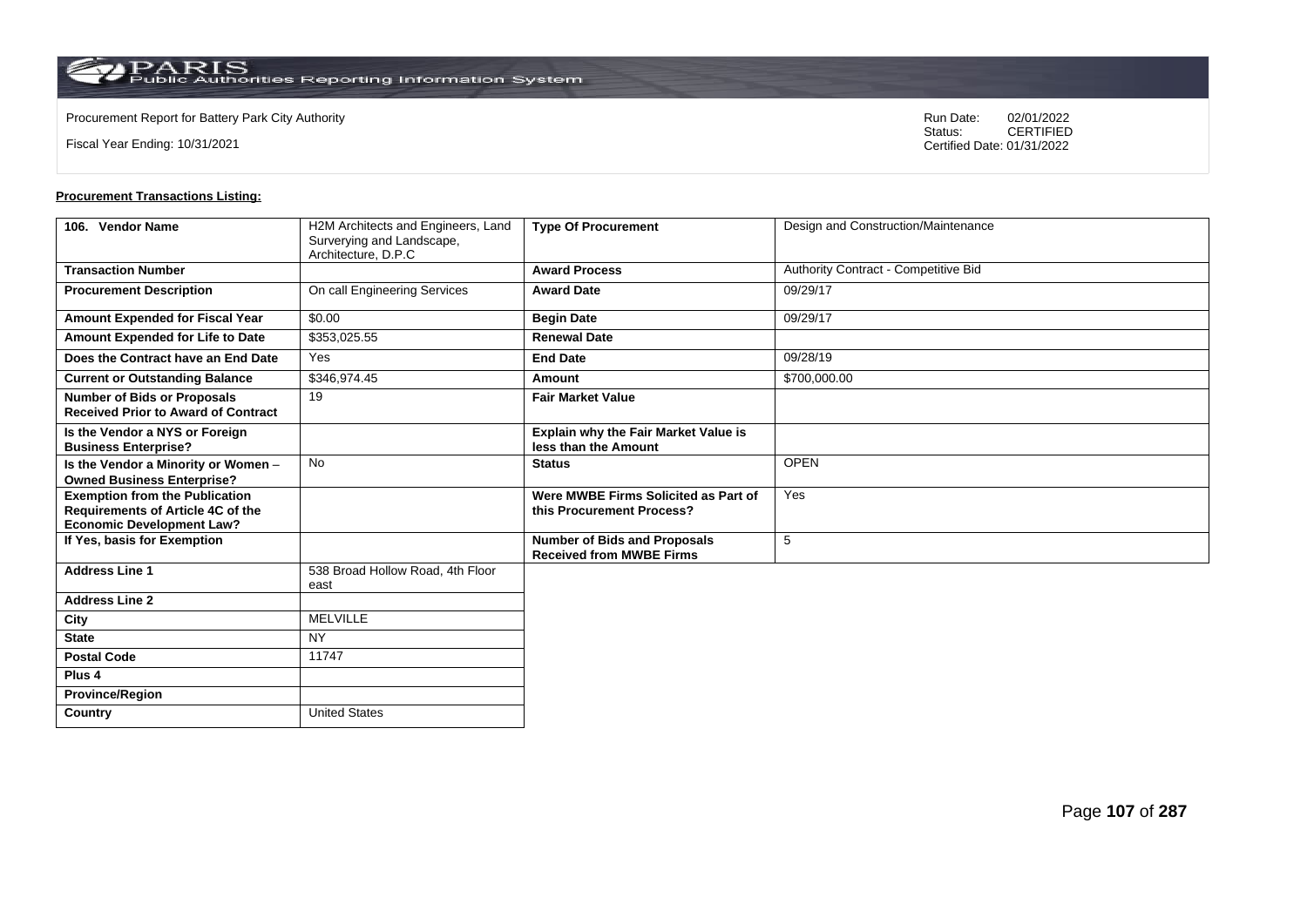Procurement Report for Battery Park City Authority

Fiscal Year Ending: 10/31/2021

Run Date: 02/01/2022
Status: CERTIFIED
Certified Date: 01/31/2022

**Procurement Transactions Listing:**

| 106. Vendor Name | H2M Architects and Engineers, Land Surverying and Landscape, Architecture, D.P.C | Type Of Procurement | Design and Construction/Maintenance |
|---|---|---|---|
| Transaction Number | | Award Process | Authority Contract - Competitive Bid |
| Procurement Description | On call Engineering Services | Award Date | 09/29/17 |
| Amount Expended for Fiscal Year | $0.00 | Begin Date | 09/29/17 |
| Amount Expended for Life to Date | $353,025.55 | Renewal Date | |
| Does the Contract have an End Date | Yes | End Date | 09/28/19 |
| Current or Outstanding Balance | $346,974.45 | Amount | $700,000.00 |
| Number of Bids or Proposals Received Prior to Award of Contract | 19 | Fair Market Value | |
| Is the Vendor a NYS or Foreign Business Enterprise? | | Explain why the Fair Market Value is less than the Amount | |
| Is the Vendor a Minority or Women – Owned Business Enterprise? | No | Status | OPEN |
| Exemption from the Publication Requirements of Article 4C of the Economic Development Law? | | Were MWBE Firms Solicited as Part of this Procurement Process? | Yes |
| If Yes, basis for Exemption | | Number of Bids and Proposals Received from MWBE Firms | 5 |
| Address Line 1 | 538 Broad Hollow Road, 4th Floor east | | |
| Address Line 2 | | | |
| City | MELVILLE | | |
| State | NY | | |
| Postal Code | 11747 | | |
| Plus 4 | | | |
| Province/Region | | | |
| Country | United States | | |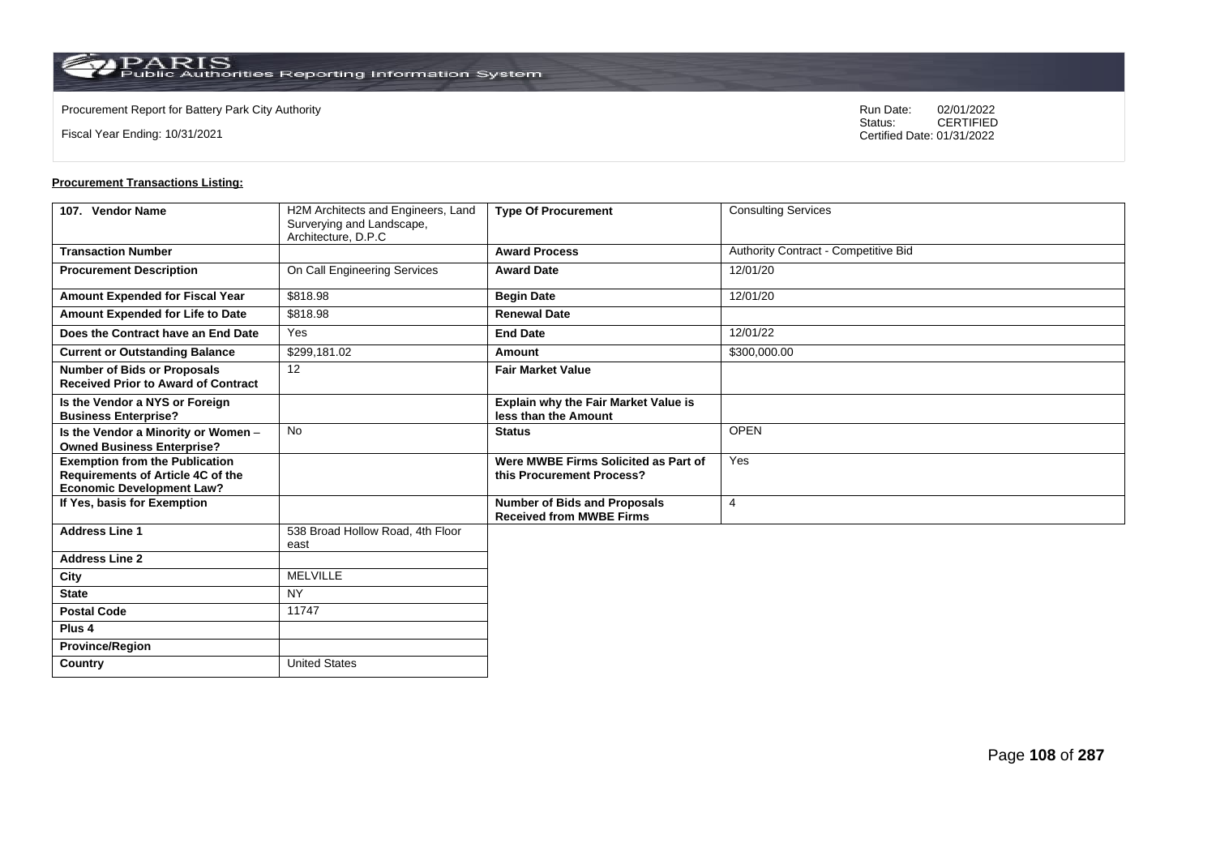Procurement Report for Battery Park City Authority

Fiscal Year Ending: 10/31/2021

Run Date: 02/01/2022
Status: CERTIFIED
Certified Date: 01/31/2022

**Procurement Transactions Listing:**

| 107. Vendor Name | H2M Architects and Engineers, Land Surverying and Landscape, Architecture, D.P.C | Type Of Procurement | Consulting Services |
|---|---|---|---|
| Transaction Number | | Award Process | Authority Contract - Competitive Bid |
| Procurement Description | On Call Engineering Services | Award Date | 12/01/20 |
| Amount Expended for Fiscal Year | $818.98 | Begin Date | 12/01/20 |
| Amount Expended for Life to Date | $818.98 | Renewal Date | |
| Does the Contract have an End Date | Yes | End Date | 12/01/22 |
| Current or Outstanding Balance | $299,181.02 | Amount | $300,000.00 |
| Number of Bids or Proposals Received Prior to Award of Contract | 12 | Fair Market Value | |
| Is the Vendor a NYS or Foreign Business Enterprise? | | Explain why the Fair Market Value is less than the Amount | |
| Is the Vendor a Minority or Women – Owned Business Enterprise? | No | Status | OPEN |
| Exemption from the Publication Requirements of Article 4C of the Economic Development Law? | | Were MWBE Firms Solicited as Part of this Procurement Process? | Yes |
| If Yes, basis for Exemption | | Number of Bids and Proposals Received from MWBE Firms | 4 |
| Address Line 1 | 538 Broad Hollow Road, 4th Floor east | | |
| Address Line 2 | | | |
| City | MELVILLE | | |
| State | NY | | |
| Postal Code | 11747 | | |
| Plus 4 | | | |
| Province/Region | | | |
| Country | United States | | |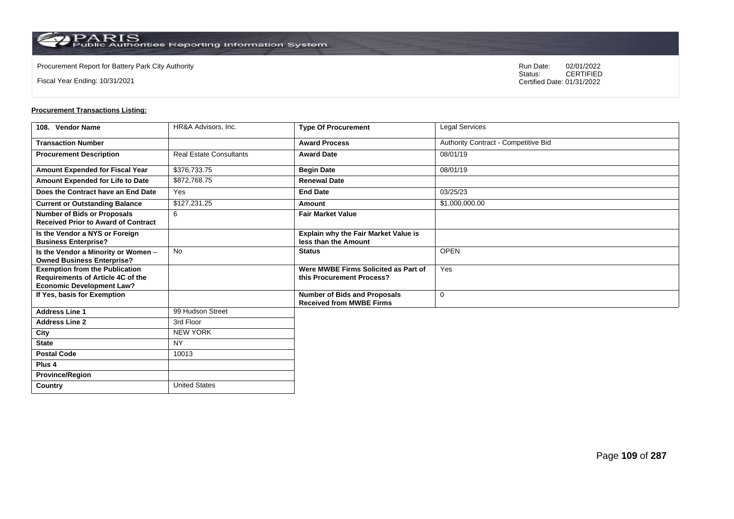Procurement Report for Battery Park City Authority

Fiscal Year Ending: 10/31/2021

Run Date: 02/01/2022
Status: CERTIFIED
Certified Date: 01/31/2022

**Procurement Transactions Listing:**

| 108. Vendor Name | HR&A Advisors, Inc. | Type Of Procurement | Legal Services |
|---|---|---|---|
| Transaction Number | | Award Process | Authority Contract - Competitive Bid |
| Procurement Description | Real Estate Consultants | Award Date | 08/01/19 |
| Amount Expended for Fiscal Year | $376,733.75 | Begin Date | 08/01/19 |
| Amount Expended for Life to Date | $872,768.75 | Renewal Date | |
| Does the Contract have an End Date | Yes | End Date | 03/25/23 |
| Current or Outstanding Balance | $127,231.25 | Amount | $1,000,000.00 |
| Number of Bids or Proposals Received Prior to Award of Contract | 6 | Fair Market Value | |
| Is the Vendor a NYS or Foreign Business Enterprise? | | Explain why the Fair Market Value is less than the Amount | |
| Is the Vendor a Minority or Women – Owned Business Enterprise? | No | Status | OPEN |
| Exemption from the Publication Requirements of Article 4C of the Economic Development Law? | | Were MWBE Firms Solicited as Part of this Procurement Process? | Yes |
| If Yes, basis for Exemption | | Number of Bids and Proposals Received from MWBE Firms | 0 |
| Address Line 1 | 99 Hudson Street | | |
| Address Line 2 | 3rd Floor | | |
| City | NEW YORK | | |
| State | NY | | |
| Postal Code | 10013 | | |
| Plus 4 | | | |
| Province/Region | | | |
| Country | United States | | |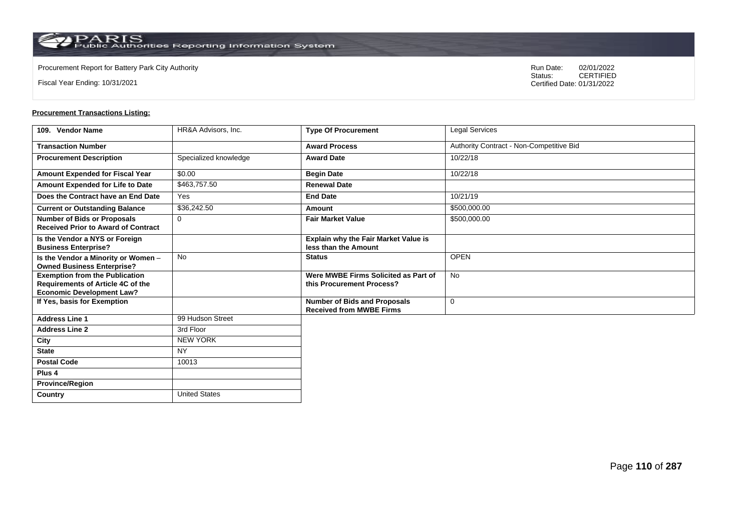Procurement Report for Battery Park City Authority

Fiscal Year Ending: 10/31/2021

Run Date: 02/01/2022
Status: CERTIFIED
Certified Date: 01/31/2022

**Procurement Transactions Listing:**

| 109. Vendor Name | HR&A Advisors, Inc. | Type Of Procurement | Legal Services |
|---|---|---|---|
| Transaction Number | | Award Process | Authority Contract - Non-Competitive Bid |
| Procurement Description | Specialized knowledge | Award Date | 10/22/18 |
| Amount Expended for Fiscal Year | $0.00 | Begin Date | 10/22/18 |
| Amount Expended for Life to Date | $463,757.50 | Renewal Date | |
| Does the Contract have an End Date | Yes | End Date | 10/21/19 |
| Current or Outstanding Balance | $36,242.50 | Amount | $500,000.00 |
| Number of Bids or Proposals Received Prior to Award of Contract | 0 | Fair Market Value | $500,000.00 |
| Is the Vendor a NYS or Foreign Business Enterprise? | | Explain why the Fair Market Value is less than the Amount | |
| Is the Vendor a Minority or Women – Owned Business Enterprise? | No | Status | OPEN |
| Exemption from the Publication Requirements of Article 4C of the Economic Development Law? | | Were MWBE Firms Solicited as Part of this Procurement Process? | No |
| If Yes, basis for Exemption | | Number of Bids and Proposals Received from MWBE Firms | 0 |
| Address Line 1 | 99 Hudson Street | | |
| Address Line 2 | 3rd Floor | | |
| City | NEW YORK | | |
| State | NY | | |
| Postal Code | 10013 | | |
| Plus 4 | | | |
| Province/Region | | | |
| Country | United States | | |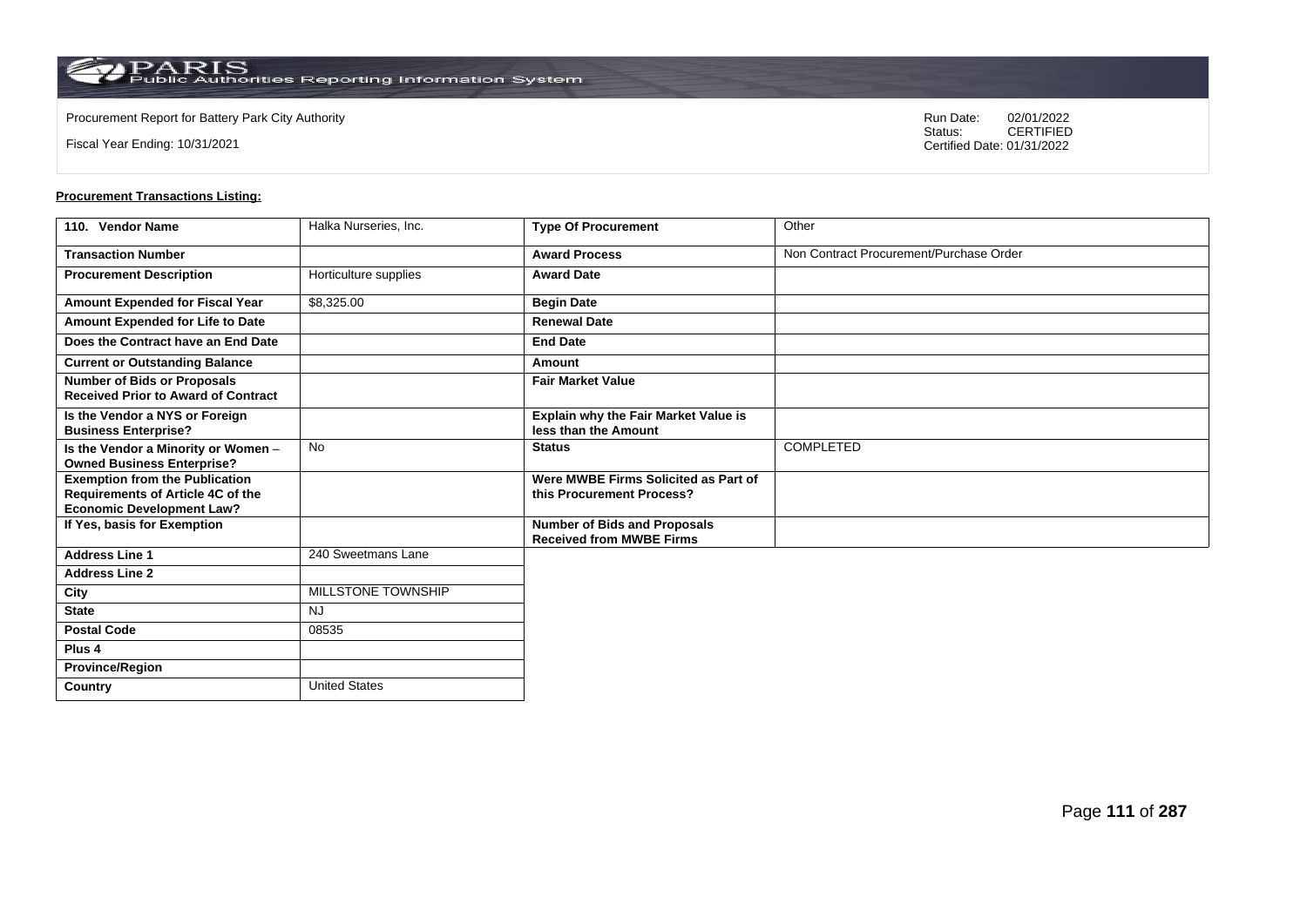Procurement Report for Battery Park City Authority

Fiscal Year Ending: 10/31/2021

Run Date: 02/01/2022
Status: CERTIFIED
Certified Date: 01/31/2022

**Procurement Transactions Listing:**

| 110. Vendor Name | Halka Nurseries, Inc. | Type Of Procurement | Other |
|---|---|---|---|
| Transaction Number | | Award Process | Non Contract Procurement/Purchase Order |
| Procurement Description | Horticulture supplies | Award Date | |
| Amount Expended for Fiscal Year | $8,325.00 | Begin Date | |
| Amount Expended for Life to Date | | Renewal Date | |
| Does the Contract have an End Date | | End Date | |
| Current or Outstanding Balance | | Amount | |
| Number of Bids or Proposals Received Prior to Award of Contract | | Fair Market Value | |
| Is the Vendor a NYS or Foreign Business Enterprise? | | Explain why the Fair Market Value is less than the Amount | |
| Is the Vendor a Minority or Women – Owned Business Enterprise? | No | Status | COMPLETED |
| Exemption from the Publication Requirements of Article 4C of the Economic Development Law? | | Were MWBE Firms Solicited as Part of this Procurement Process? | |
| If Yes, basis for Exemption | | Number of Bids and Proposals Received from MWBE Firms | |
| Address Line 1 | 240 Sweetmans Lane | | |
| Address Line 2 | | | |
| City | MILLSTONE TOWNSHIP | | |
| State | NJ | | |
| Postal Code | 08535 | | |
| Plus 4 | | | |
| Province/Region | | | |
| Country | United States | | |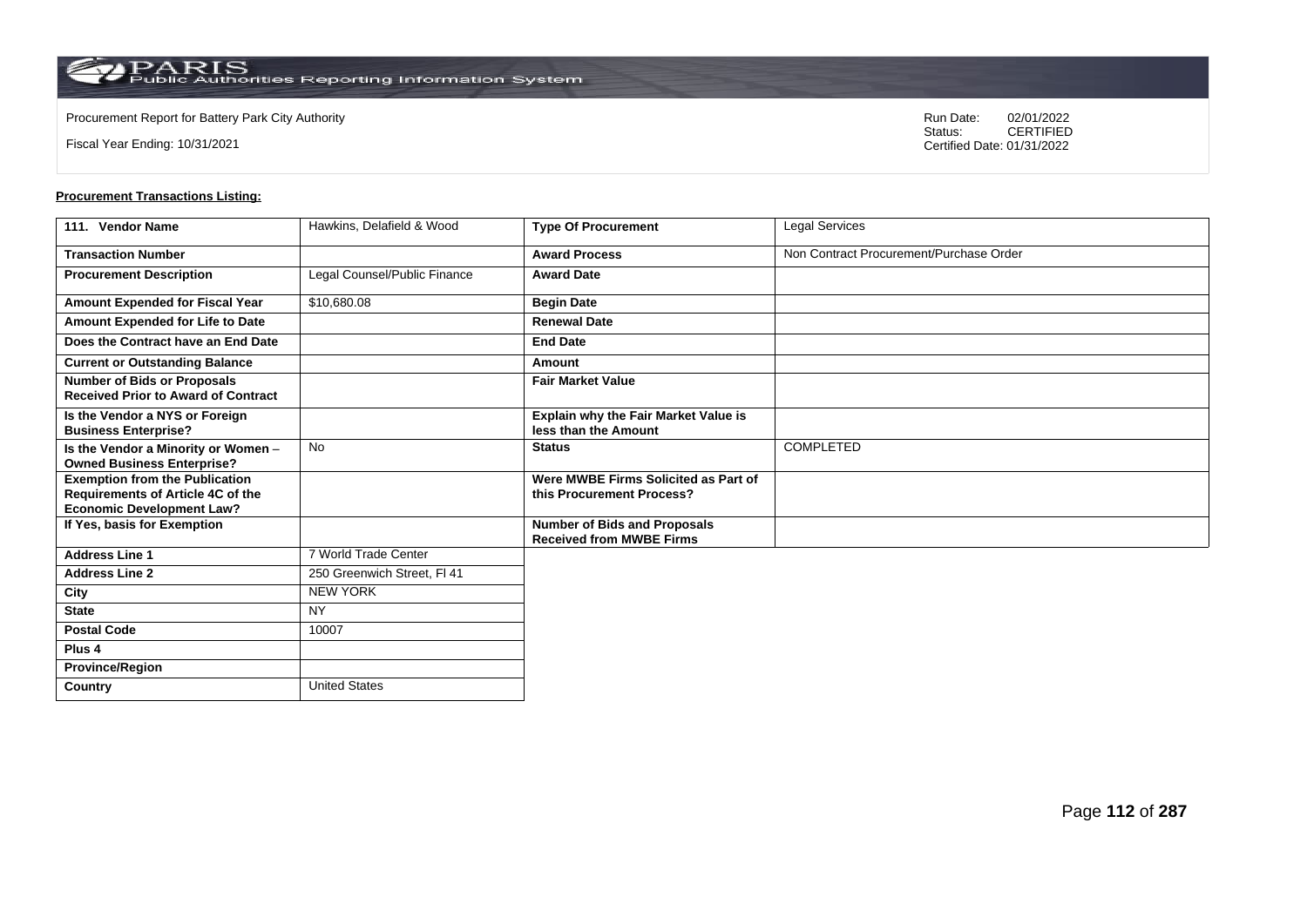Procurement Report for Battery Park City Authority

Fiscal Year Ending: 10/31/2021

Run Date: 02/01/2022
Status: CERTIFIED
Certified Date: 01/31/2022

**Procurement Transactions Listing:**

| 111. Vendor Name | Hawkins, Delafield & Wood | Type Of Procurement | Legal Services |
|---|---|---|---|
| Transaction Number | | Award Process | Non Contract Procurement/Purchase Order |
| Procurement Description | Legal Counsel/Public Finance | Award Date | |
| Amount Expended for Fiscal Year | $10,680.08 | Begin Date | |
| Amount Expended for Life to Date | | Renewal Date | |
| Does the Contract have an End Date | | End Date | |
| Current or Outstanding Balance | | Amount | |
| Number of Bids or Proposals Received Prior to Award of Contract | | Fair Market Value | |
| Is the Vendor a NYS or Foreign Business Enterprise? | | Explain why the Fair Market Value is less than the Amount | |
| Is the Vendor a Minority or Women – Owned Business Enterprise? | No | Status | COMPLETED |
| Exemption from the Publication Requirements of Article 4C of the Economic Development Law? | | Were MWBE Firms Solicited as Part of this Procurement Process? | |
| If Yes, basis for Exemption | | Number of Bids and Proposals Received from MWBE Firms | |
| Address Line 1 | 7 World Trade Center | | |
| Address Line 2 | 250 Greenwich Street, Fl 41 | | |
| City | NEW YORK | | |
| State | NY | | |
| Postal Code | 10007 | | |
| Plus 4 | | | |
| Province/Region | | | |
| Country | United States | | |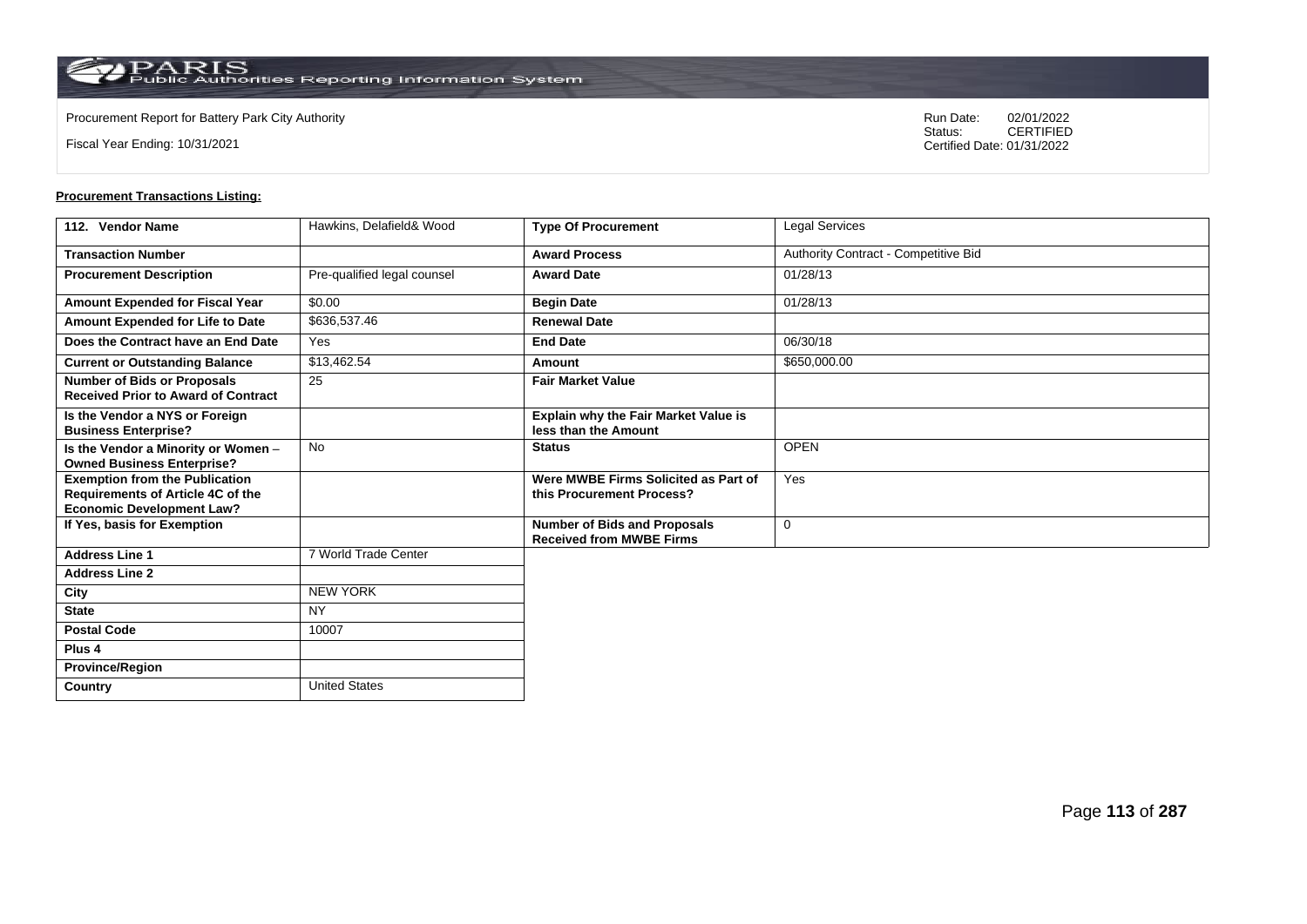Procurement Report for Battery Park City Authority

Fiscal Year Ending: 10/31/2021

Run Date: 02/01/2022
Status: CERTIFIED
Certified Date: 01/31/2022

**Procurement Transactions Listing:**

| 112. Vendor Name | Hawkins, Delafield& Wood | Type Of Procurement | Legal Services |
|---|---|---|---|
| Transaction Number | | Award Process | Authority Contract - Competitive Bid |
| Procurement Description | Pre-qualified legal counsel | Award Date | 01/28/13 |
| Amount Expended for Fiscal Year | $0.00 | Begin Date | 01/28/13 |
| Amount Expended for Life to Date | $636,537.46 | Renewal Date | |
| Does the Contract have an End Date | Yes | End Date | 06/30/18 |
| Current or Outstanding Balance | $13,462.54 | Amount | $650,000.00 |
| Number of Bids or Proposals Received Prior to Award of Contract | 25 | Fair Market Value | |
| Is the Vendor a NYS or Foreign Business Enterprise? | | Explain why the Fair Market Value is less than the Amount | |
| Is the Vendor a Minority or Women – Owned Business Enterprise? | No | Status | OPEN |
| Exemption from the Publication Requirements of Article 4C of the Economic Development Law? | | Were MWBE Firms Solicited as Part of this Procurement Process? | Yes |
| If Yes, basis for Exemption | | Number of Bids and Proposals Received from MWBE Firms | 0 |
| Address Line 1 | 7 World Trade Center | | |
| Address Line 2 | | | |
| City | NEW YORK | | |
| State | NY | | |
| Postal Code | 10007 | | |
| Plus 4 | | | |
| Province/Region | | | |
| Country | United States | | |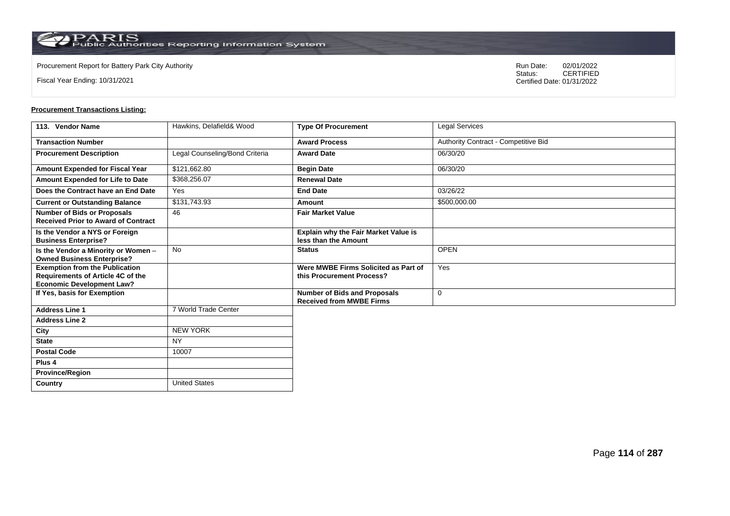Procurement Report for Battery Park City Authority

Fiscal Year Ending: 10/31/2021

Run Date: 02/01/2022
Status: CERTIFIED
Certified Date: 01/31/2022

**Procurement Transactions Listing:**

| 113. Vendor Name | Hawkins, Delafield& Wood | Type Of Procurement | Legal Services |
|---|---|---|---|
| Transaction Number | | Award Process | Authority Contract - Competitive Bid |
| Procurement Description | Legal Counseling/Bond Criteria | Award Date | 06/30/20 |
| Amount Expended for Fiscal Year | $121,662.80 | Begin Date | 06/30/20 |
| Amount Expended for Life to Date | $368,256.07 | Renewal Date | |
| Does the Contract have an End Date | Yes | End Date | 03/26/22 |
| Current or Outstanding Balance | $131,743.93 | Amount | $500,000.00 |
| Number of Bids or Proposals Received Prior to Award of Contract | 46 | Fair Market Value | |
| Is the Vendor a NYS or Foreign Business Enterprise? | | Explain why the Fair Market Value is less than the Amount | |
| Is the Vendor a Minority or Women – Owned Business Enterprise? | No | Status | OPEN |
| Exemption from the Publication Requirements of Article 4C of the Economic Development Law? | | Were MWBE Firms Solicited as Part of this Procurement Process? | Yes |
| If Yes, basis for Exemption | | Number of Bids and Proposals Received from MWBE Firms | 0 |
| Address Line 1 | 7 World Trade Center | | |
| Address Line 2 | | | |
| City | NEW YORK | | |
| State | NY | | |
| Postal Code | 10007 | | |
| Plus 4 | | | |
| Province/Region | | | |
| Country | United States | | |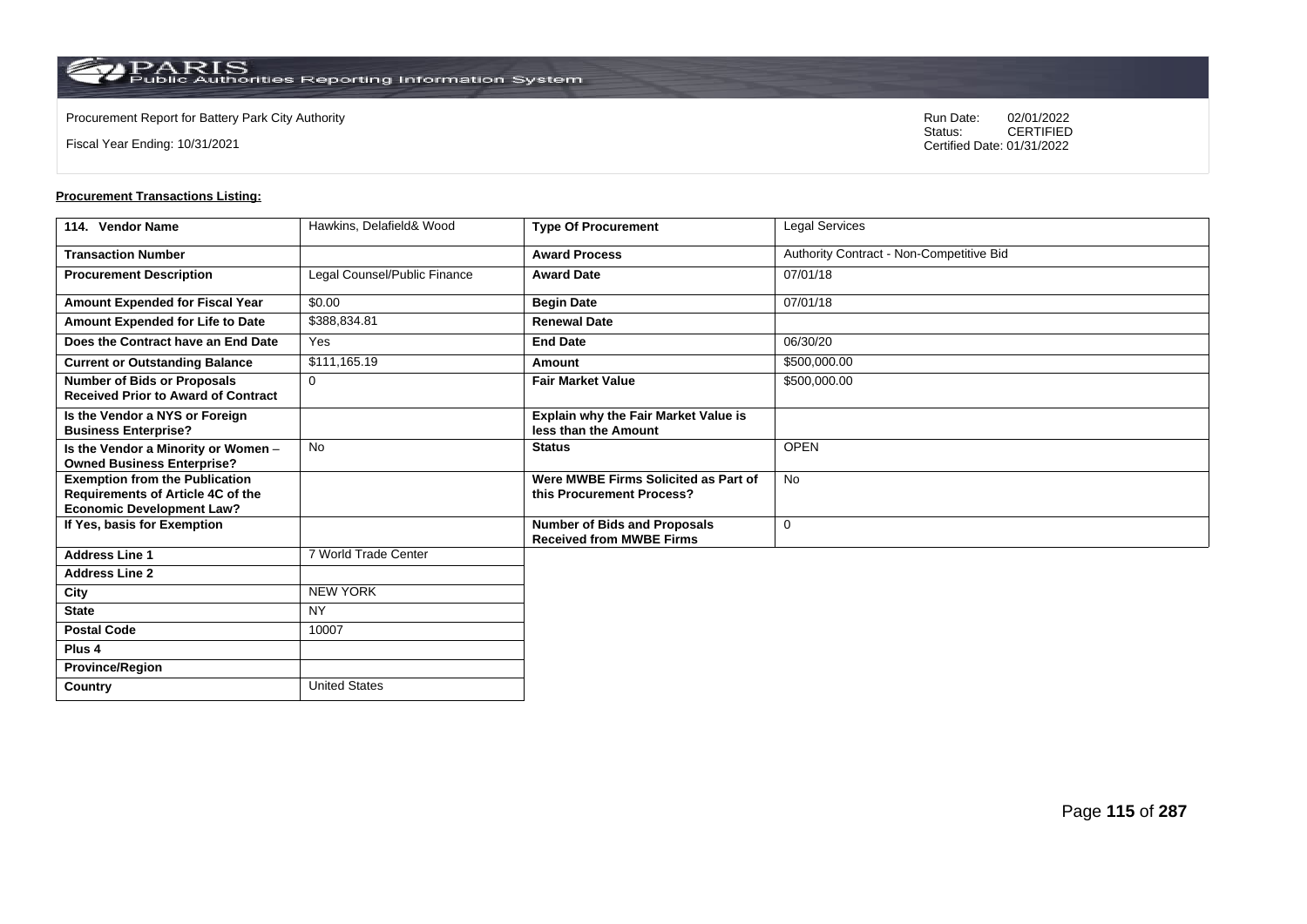Procurement Report for Battery Park City Authority

Fiscal Year Ending: 10/31/2021

Run Date: 02/01/2022
Status: CERTIFIED
Certified Date: 01/31/2022

**Procurement Transactions Listing:**

| 114. Vendor Name | Hawkins, Delafield& Wood | Type Of Procurement | Legal Services |
|---|---|---|---|
| Transaction Number | | Award Process | Authority Contract - Non-Competitive Bid |
| Procurement Description | Legal Counsel/Public Finance | Award Date | 07/01/18 |
| Amount Expended for Fiscal Year | $0.00 | Begin Date | 07/01/18 |
| Amount Expended for Life to Date | $388,834.81 | Renewal Date | |
| Does the Contract have an End Date | Yes | End Date | 06/30/20 |
| Current or Outstanding Balance | $111,165.19 | Amount | $500,000.00 |
| Number of Bids or Proposals Received Prior to Award of Contract | 0 | Fair Market Value | $500,000.00 |
| Is the Vendor a NYS or Foreign Business Enterprise? | | Explain why the Fair Market Value is less than the Amount | |
| Is the Vendor a Minority or Women – Owned Business Enterprise? | No | Status | OPEN |
| Exemption from the Publication Requirements of Article 4C of the Economic Development Law? | | Were MWBE Firms Solicited as Part of this Procurement Process? | No |
| If Yes, basis for Exemption | | Number of Bids and Proposals Received from MWBE Firms | 0 |
| Address Line 1 | 7 World Trade Center | | |
| Address Line 2 | | | |
| City | NEW YORK | | |
| State | NY | | |
| Postal Code | 10007 | | |
| Plus 4 | | | |
| Province/Region | | | |
| Country | United States | | |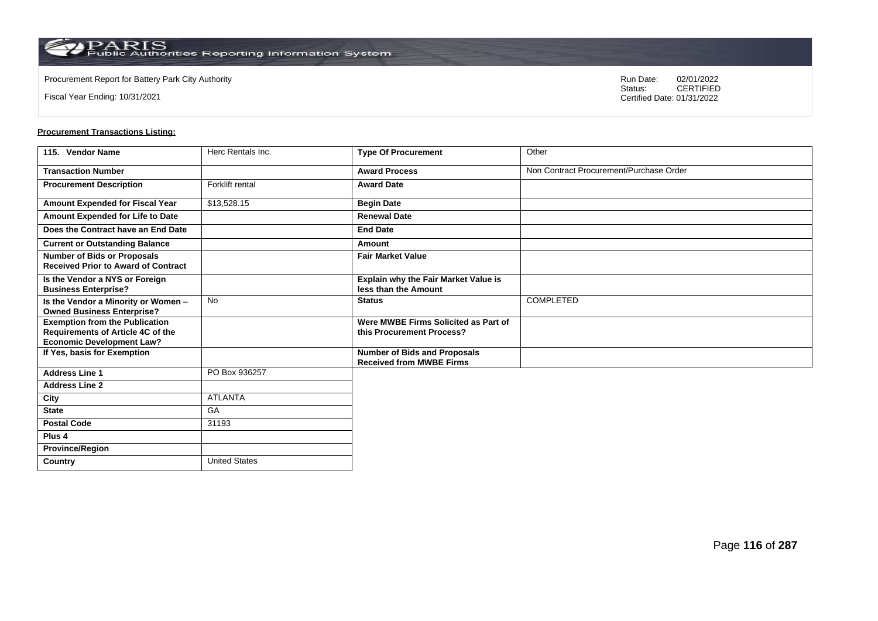Procurement Report for Battery Park City Authority

Fiscal Year Ending: 10/31/2021

Run Date: 02/01/2022
Status: CERTIFIED
Certified Date: 01/31/2022

**Procurement Transactions Listing:**

| 115. Vendor Name | Herc Rentals Inc. | Type Of Procurement | Other |
|---|---|---|---|
| Transaction Number | | Award Process | Non Contract Procurement/Purchase Order |
| Procurement Description | Forklift rental | Award Date | |
| Amount Expended for Fiscal Year | $13,528.15 | Begin Date | |
| Amount Expended for Life to Date | | Renewal Date | |
| Does the Contract have an End Date | | End Date | |
| Current or Outstanding Balance | | Amount | |
| Number of Bids or Proposals Received Prior to Award of Contract | | Fair Market Value | |
| Is the Vendor a NYS or Foreign Business Enterprise? | | Explain why the Fair Market Value is less than the Amount | |
| Is the Vendor a Minority or Women – Owned Business Enterprise? | No | Status | COMPLETED |
| Exemption from the Publication Requirements of Article 4C of the Economic Development Law? | | Were MWBE Firms Solicited as Part of this Procurement Process? | |
| If Yes, basis for Exemption | | Number of Bids and Proposals Received from MWBE Firms | |
| Address Line 1 | PO Box 936257 | | |
| Address Line 2 | | | |
| City | ATLANTA | | |
| State | GA | | |
| Postal Code | 31193 | | |
| Plus 4 | | | |
| Province/Region | | | |
| Country | United States | | |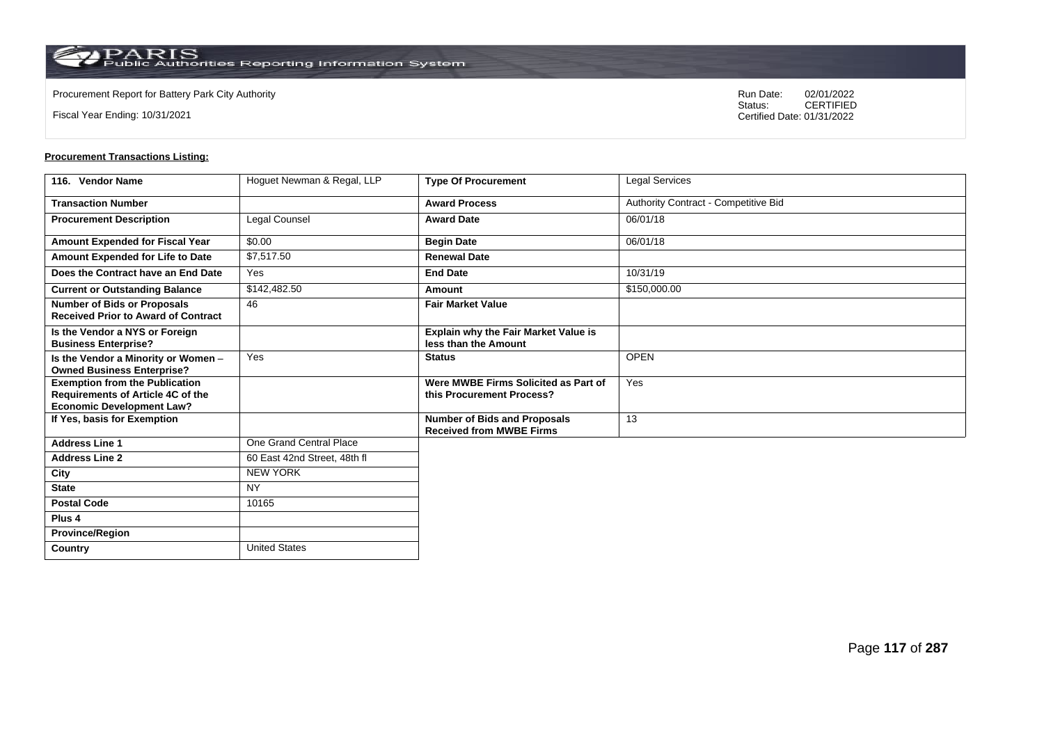Procurement Report for Battery Park City Authority

Fiscal Year Ending: 10/31/2021

Run Date: 02/01/2022
Status: CERTIFIED
Certified Date: 01/31/2022

**Procurement Transactions Listing:**

| 116. Vendor Name | Hoguet Newman & Regal, LLP | Type Of Procurement | Legal Services |
|---|---|---|---|
| Transaction Number | | Award Process | Authority Contract - Competitive Bid |
| Procurement Description | Legal Counsel | Award Date | 06/01/18 |
| Amount Expended for Fiscal Year | $0.00 | Begin Date | 06/01/18 |
| Amount Expended for Life to Date | $7,517.50 | Renewal Date | |
| Does the Contract have an End Date | Yes | End Date | 10/31/19 |
| Current or Outstanding Balance | $142,482.50 | Amount | $150,000.00 |
| Number of Bids or Proposals Received Prior to Award of Contract | 46 | Fair Market Value | |
| Is the Vendor a NYS or Foreign Business Enterprise? | | Explain why the Fair Market Value is less than the Amount | |
| Is the Vendor a Minority or Women – Owned Business Enterprise? | Yes | Status | OPEN |
| Exemption from the Publication Requirements of Article 4C of the Economic Development Law? | | Were MWBE Firms Solicited as Part of this Procurement Process? | Yes |
| If Yes, basis for Exemption | | Number of Bids and Proposals Received from MWBE Firms | 13 |
| Address Line 1 | One Grand Central Place | | |
| Address Line 2 | 60 East 42nd Street, 48th fl | | |
| City | NEW YORK | | |
| State | NY | | |
| Postal Code | 10165 | | |
| Plus 4 | | | |
| Province/Region | | | |
| Country | United States | | |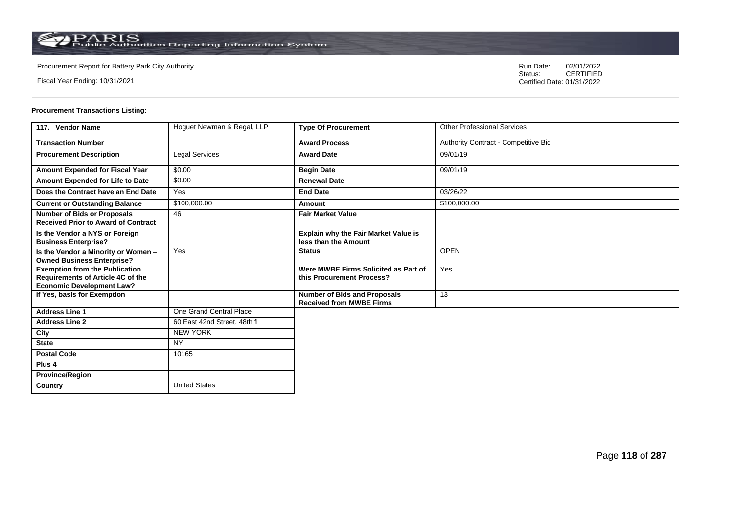Procurement Report for Battery Park City Authority

Fiscal Year Ending: 10/31/2021

Run Date: 02/01/2022
Status: CERTIFIED
Certified Date: 01/31/2022

**Procurement Transactions Listing:**

| 117. Vendor Name | Hoguet Newman & Regal, LLP | Type Of Procurement | Other Professional Services |
|---|---|---|---|
| Transaction Number | | Award Process | Authority Contract - Competitive Bid |
| Procurement Description | Legal Services | Award Date | 09/01/19 |
| Amount Expended for Fiscal Year | $0.00 | Begin Date | 09/01/19 |
| Amount Expended for Life to Date | $0.00 | Renewal Date | |
| Does the Contract have an End Date | Yes | End Date | 03/26/22 |
| Current or Outstanding Balance | $100,000.00 | Amount | $100,000.00 |
| Number of Bids or Proposals Received Prior to Award of Contract | 46 | Fair Market Value | |
| Is the Vendor a NYS or Foreign Business Enterprise? | | Explain why the Fair Market Value is less than the Amount | |
| Is the Vendor a Minority or Women – Owned Business Enterprise? | Yes | Status | OPEN |
| Exemption from the Publication Requirements of Article 4C of the Economic Development Law? | | Were MWBE Firms Solicited as Part of this Procurement Process? | Yes |
| If Yes, basis for Exemption | | Number of Bids and Proposals Received from MWBE Firms | 13 |
| Address Line 1 | One Grand Central Place | | |
| Address Line 2 | 60 East 42nd Street, 48th fl | | |
| City | NEW YORK | | |
| State | NY | | |
| Postal Code | 10165 | | |
| Plus 4 | | | |
| Province/Region | | | |
| Country | United States | | |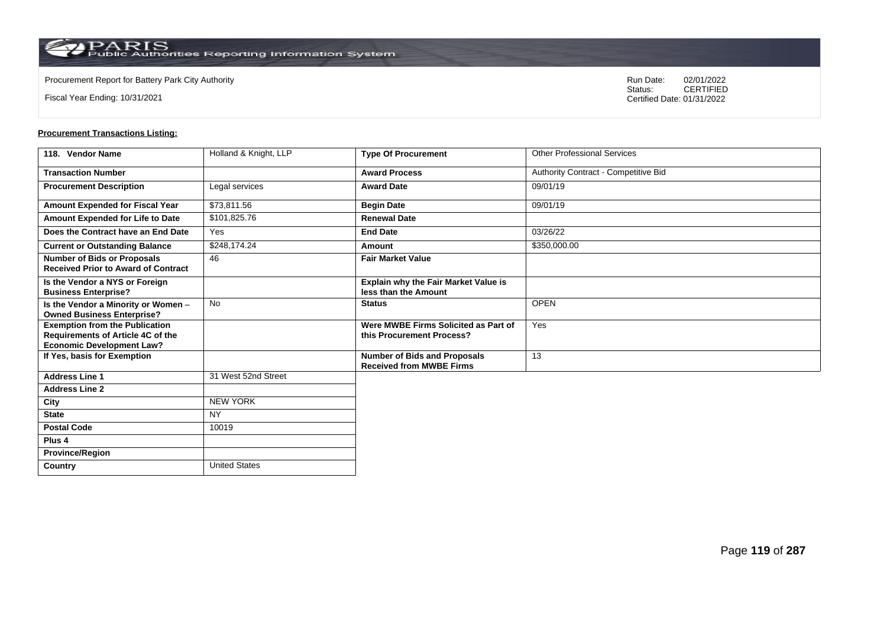Procurement Report for Battery Park City Authority

Fiscal Year Ending: 10/31/2021

Run Date: 02/01/2022
Status: CERTIFIED
Certified Date: 01/31/2022

**Procurement Transactions Listing:**

| 118. Vendor Name | Holland & Knight, LLP | Type Of Procurement | Other Professional Services |
|---|---|---|---|
| Transaction Number | | Award Process | Authority Contract - Competitive Bid |
| Procurement Description | Legal services | Award Date | 09/01/19 |
| Amount Expended for Fiscal Year | $73,811.56 | Begin Date | 09/01/19 |
| Amount Expended for Life to Date | $101,825.76 | Renewal Date | |
| Does the Contract have an End Date | Yes | End Date | 03/26/22 |
| Current or Outstanding Balance | $248,174.24 | Amount | $350,000.00 |
| Number of Bids or Proposals Received Prior to Award of Contract | 46 | Fair Market Value | |
| Is the Vendor a NYS or Foreign Business Enterprise? | | Explain why the Fair Market Value is less than the Amount | |
| Is the Vendor a Minority or Women – Owned Business Enterprise? | No | Status | OPEN |
| Exemption from the Publication Requirements of Article 4C of the Economic Development Law? | | Were MWBE Firms Solicited as Part of this Procurement Process? | Yes |
| If Yes, basis for Exemption | | Number of Bids and Proposals Received from MWBE Firms | 13 |
| Address Line 1 | 31 West 52nd Street | | |
| Address Line 2 | | | |
| City | NEW YORK | | |
| State | NY | | |
| Postal Code | 10019 | | |
| Plus 4 | | | |
| Province/Region | | | |
| Country | United States | | |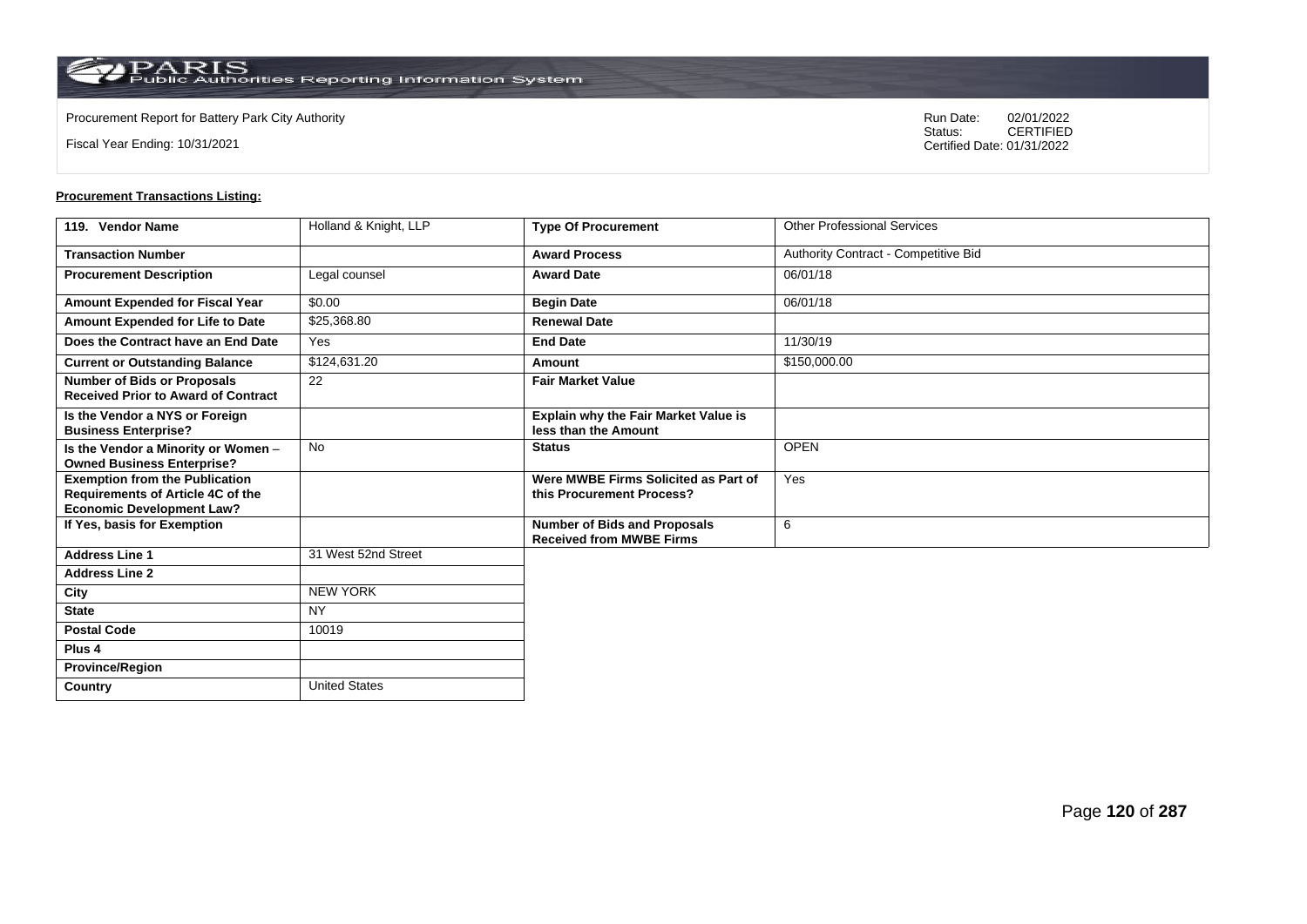Procurement Report for Battery Park City Authority

Fiscal Year Ending: 10/31/2021

Run Date: 02/01/2022
Status: CERTIFIED
Certified Date: 01/31/2022

**Procurement Transactions Listing:**

| 119. Vendor Name | Holland & Knight, LLP | Type Of Procurement | Other Professional Services |
|---|---|---|---|
| Transaction Number | | Award Process | Authority Contract - Competitive Bid |
| Procurement Description | Legal counsel | Award Date | 06/01/18 |
| Amount Expended for Fiscal Year | $0.00 | Begin Date | 06/01/18 |
| Amount Expended for Life to Date | $25,368.80 | Renewal Date | |
| Does the Contract have an End Date | Yes | End Date | 11/30/19 |
| Current or Outstanding Balance | $124,631.20 | Amount | $150,000.00 |
| Number of Bids or Proposals Received Prior to Award of Contract | 22 | Fair Market Value | |
| Is the Vendor a NYS or Foreign Business Enterprise? | | Explain why the Fair Market Value is less than the Amount | |
| Is the Vendor a Minority or Women – Owned Business Enterprise? | No | Status | OPEN |
| Exemption from the Publication Requirements of Article 4C of the Economic Development Law? | | Were MWBE Firms Solicited as Part of this Procurement Process? | Yes |
| If Yes, basis for Exemption | | Number of Bids and Proposals Received from MWBE Firms | 6 |
| Address Line 1 | 31 West 52nd Street | | |
| Address Line 2 | | | |
| City | NEW YORK | | |
| State | NY | | |
| Postal Code | 10019 | | |
| Plus 4 | | | |
| Province/Region | | | |
| Country | United States | | |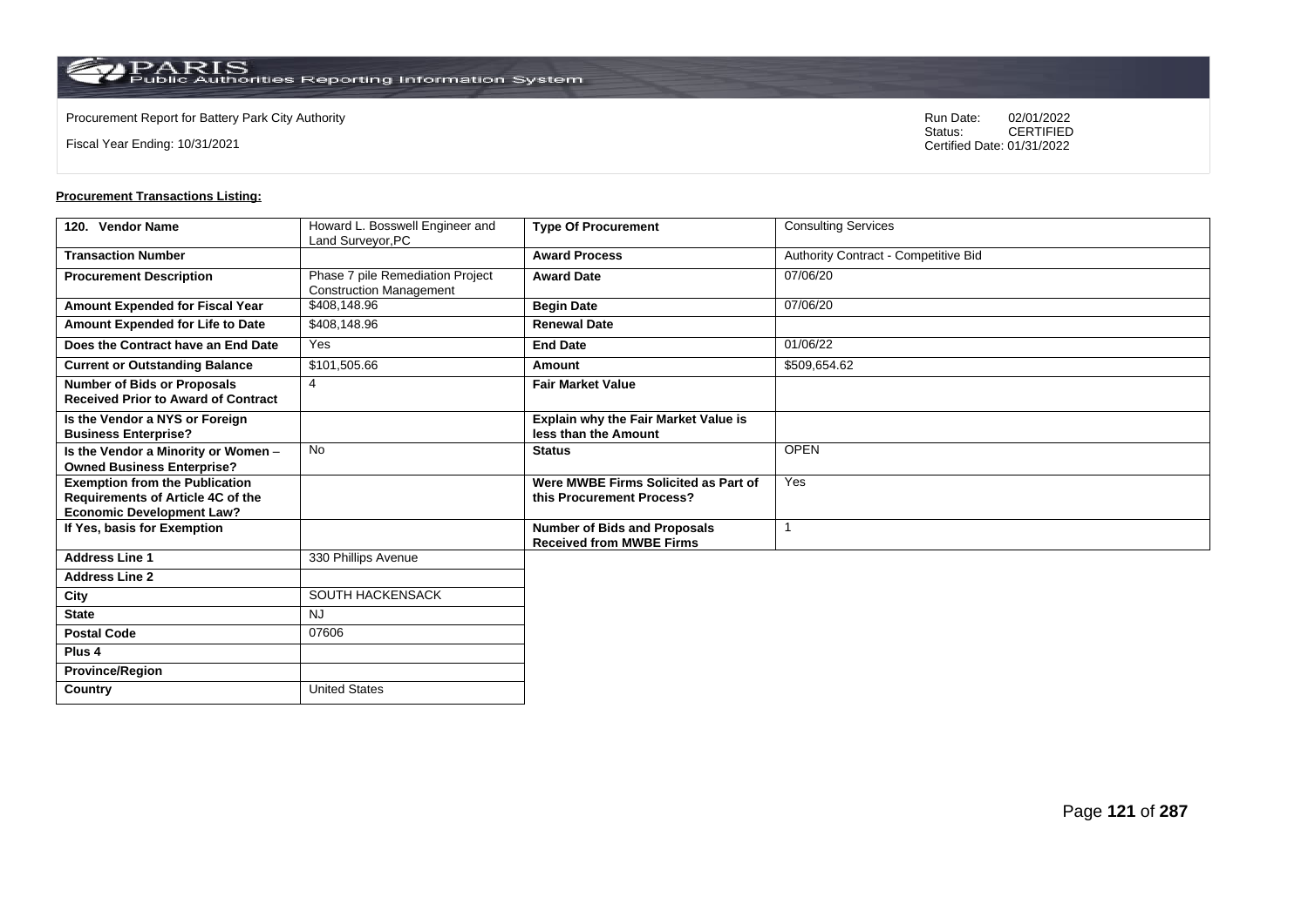Procurement Report for Battery Park City Authority

Fiscal Year Ending: 10/31/2021

Run Date: 02/01/2022
Status: CERTIFIED
Certified Date: 01/31/2022

**Procurement Transactions Listing:**

| 120. Vendor Name | Howard L. Bosswell Engineer and Land Surveyor,PC | Type Of Procurement | Consulting Services |
|---|---|---|---|
| Transaction Number | | Award Process | Authority Contract - Competitive Bid |
| Procurement Description | Phase 7 pile Remediation Project Construction Management | Award Date | 07/06/20 |
| Amount Expended for Fiscal Year | $408,148.96 | Begin Date | 07/06/20 |
| Amount Expended for Life to Date | $408,148.96 | Renewal Date | |
| Does the Contract have an End Date | Yes | End Date | 01/06/22 |
| Current or Outstanding Balance | $101,505.66 | Amount | $509,654.62 |
| Number of Bids or Proposals Received Prior to Award of Contract | 4 | Fair Market Value | |
| Is the Vendor a NYS or Foreign Business Enterprise? | | Explain why the Fair Market Value is less than the Amount | |
| Is the Vendor a Minority or Women – Owned Business Enterprise? | No | Status | OPEN |
| Exemption from the Publication Requirements of Article 4C of the Economic Development Law? | | Were MWBE Firms Solicited as Part of this Procurement Process? | Yes |
| If Yes, basis for Exemption | | Number of Bids and Proposals Received from MWBE Firms | 1 |
| Address Line 1 | 330 Phillips Avenue | | |
| Address Line 2 | | | |
| City | SOUTH HACKENSACK | | |
| State | NJ | | |
| Postal Code | 07606 | | |
| Plus 4 | | | |
| Province/Region | | | |
| Country | United States | | |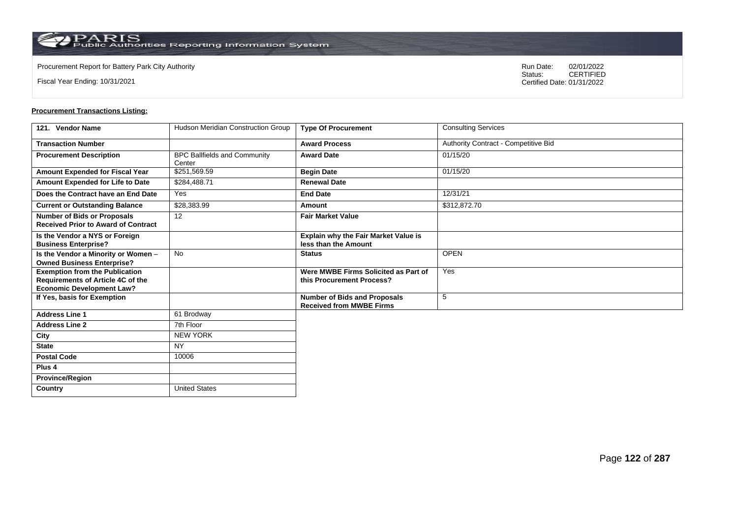Procurement Report for Battery Park City Authority

Fiscal Year Ending: 10/31/2021

Run Date: 02/01/2022
Status: CERTIFIED
Certified Date: 01/31/2022

**Procurement Transactions Listing:**

| 121. Vendor Name | Hudson Meridian Construction Group | Type Of Procurement | Consulting Services |
|---|---|---|---|
| Transaction Number | | Award Process | Authority Contract - Competitive Bid |
| Procurement Description | BPC Ballfields and Community Center | Award Date | 01/15/20 |
| Amount Expended for Fiscal Year | $251,569.59 | Begin Date | 01/15/20 |
| Amount Expended for Life to Date | $284,488.71 | Renewal Date | |
| Does the Contract have an End Date | Yes | End Date | 12/31/21 |
| Current or Outstanding Balance | $28,383.99 | Amount | $312,872.70 |
| Number of Bids or Proposals Received Prior to Award of Contract | 12 | Fair Market Value | |
| Is the Vendor a NYS or Foreign Business Enterprise? | | Explain why the Fair Market Value is less than the Amount | |
| Is the Vendor a Minority or Women – Owned Business Enterprise? | No | Status | OPEN |
| Exemption from the Publication Requirements of Article 4C of the Economic Development Law? | | Were MWBE Firms Solicited as Part of this Procurement Process? | Yes |
| If Yes, basis for Exemption | | Number of Bids and Proposals Received from MWBE Firms | 5 |
| Address Line 1 | 61 Brodway | | |
| Address Line 2 | 7th Floor | | |
| City | NEW YORK | | |
| State | NY | | |
| Postal Code | 10006 | | |
| Plus 4 | | | |
| Province/Region | | | |
| Country | United States | | |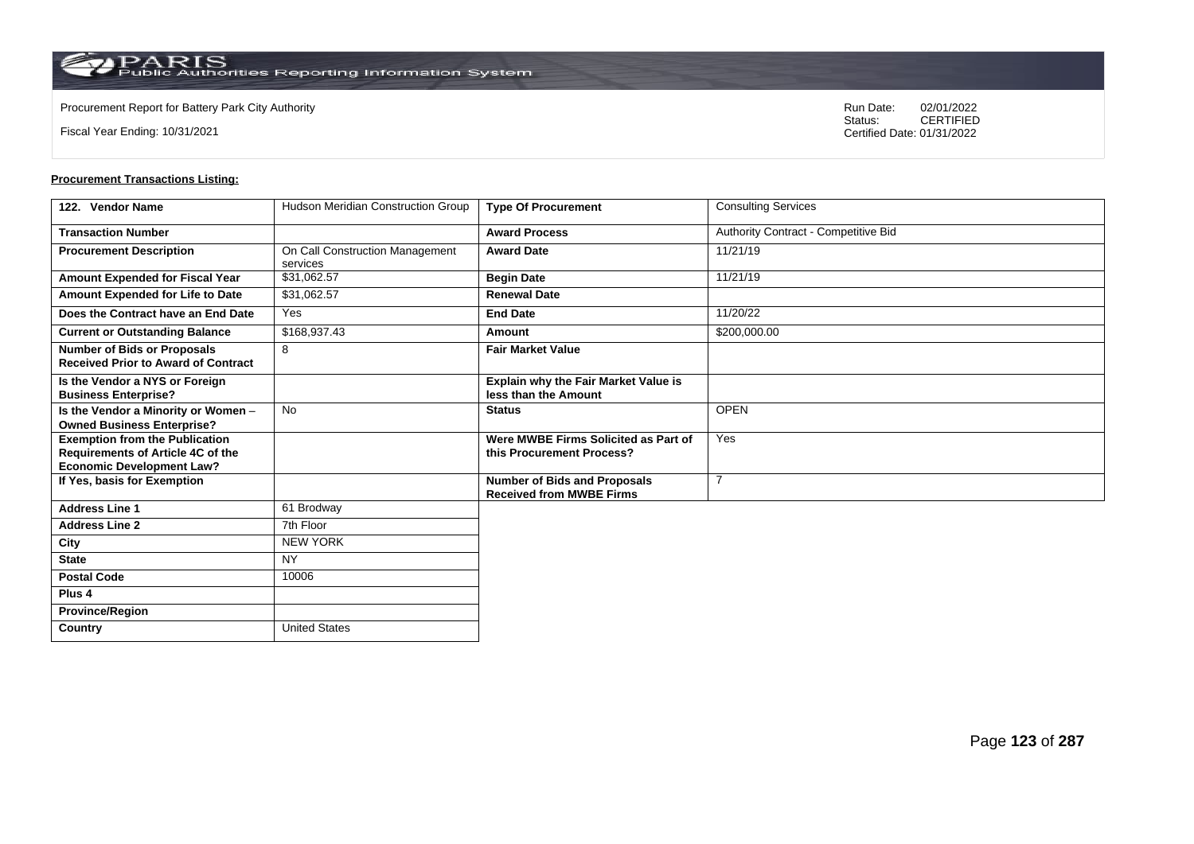Procurement Report for Battery Park City Authority

Fiscal Year Ending: 10/31/2021

Run Date: 02/01/2022
Status: CERTIFIED
Certified Date: 01/31/2022

**Procurement Transactions Listing:**

| 122. Vendor Name | Hudson Meridian Construction Group | Type Of Procurement | Consulting Services |
|---|---|---|---|
| **Transaction Number** | | **Award Process** | Authority Contract - Competitive Bid |
| **Procurement Description** | On Call Construction Management services | **Award Date** | 11/21/19 |
| **Amount Expended for Fiscal Year** | $31,062.57 | **Begin Date** | 11/21/19 |
| **Amount Expended for Life to Date** | $31,062.57 | **Renewal Date** | |
| **Does the Contract have an End Date** | Yes | **End Date** | 11/20/22 |
| **Current or Outstanding Balance** | $168,937.43 | **Amount** | $200,000.00 |
| **Number of Bids or Proposals Received Prior to Award of Contract** | 8 | **Fair Market Value** | |
| **Is the Vendor a NYS or Foreign Business Enterprise?** | | **Explain why the Fair Market Value is less than the Amount** | |
| **Is the Vendor a Minority or Women – Owned Business Enterprise?** | No | **Status** | OPEN |
| **Exemption from the Publication Requirements of Article 4C of the Economic Development Law?** | | **Were MWBE Firms Solicited as Part of this Procurement Process?** | Yes |
| **If Yes, basis for Exemption** | | **Number of Bids and Proposals Received from MWBE Firms** | 7 |
| **Address Line 1** | 61 Brodway | | |
| **Address Line 2** | 7th Floor | | |
| **City** | NEW YORK | | |
| **State** | NY | | |
| **Postal Code** | 10006 | | |
| **Plus 4** | | | |
| **Province/Region** | | | |
| **Country** | United States | | |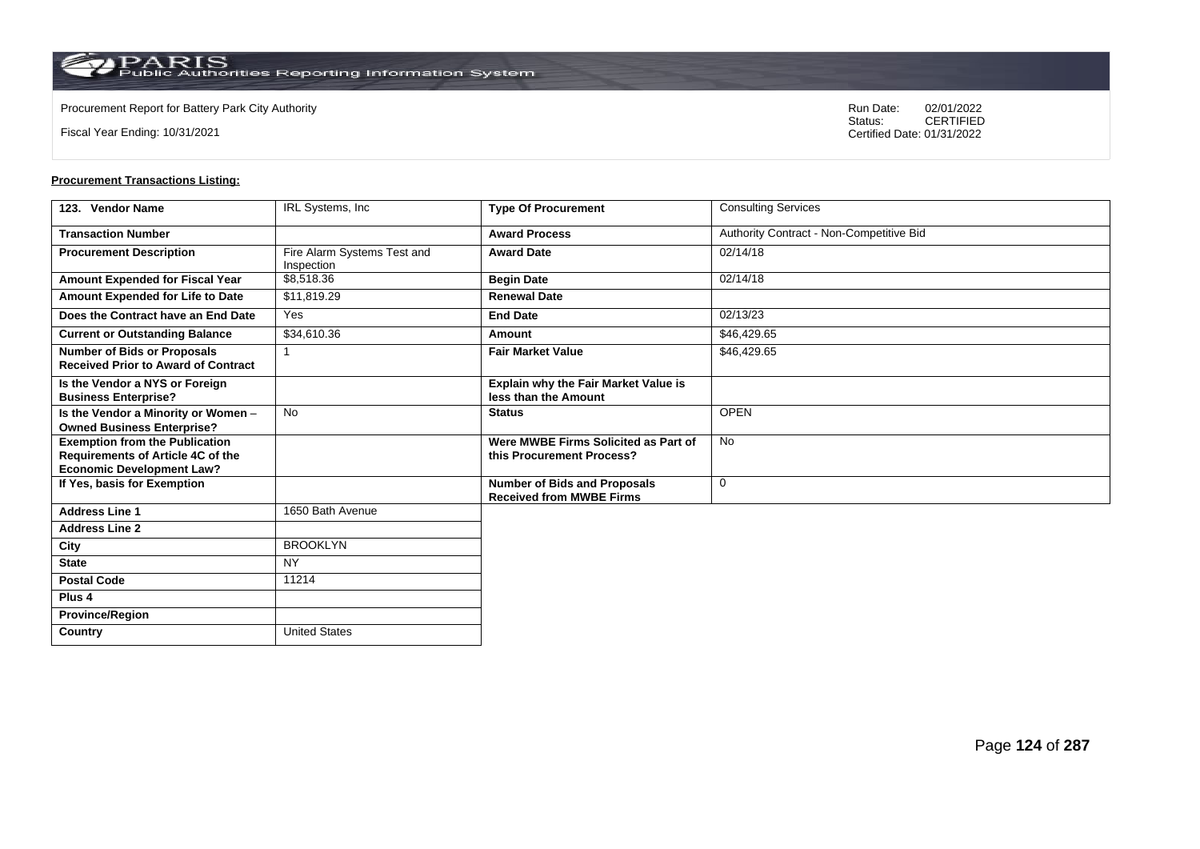Procurement Report for Battery Park City Authority

Fiscal Year Ending: 10/31/2021

Run Date: 02/01/2022
Status: CERTIFIED
Certified Date: 01/31/2022

**Procurement Transactions Listing:**

| 123. Vendor Name | IRL Systems, Inc | Type Of Procurement | Consulting Services |
|---|---|---|---|
| Transaction Number | | Award Process | Authority Contract - Non-Competitive Bid |
| Procurement Description | Fire Alarm Systems Test and Inspection | Award Date | 02/14/18 |
| Amount Expended for Fiscal Year | $8,518.36 | Begin Date | 02/14/18 |
| Amount Expended for Life to Date | $11,819.29 | Renewal Date | |
| Does the Contract have an End Date | Yes | End Date | 02/13/23 |
| Current or Outstanding Balance | $34,610.36 | Amount | $46,429.65 |
| Number of Bids or Proposals Received Prior to Award of Contract | 1 | Fair Market Value | $46,429.65 |
| Is the Vendor a NYS or Foreign Business Enterprise? | | Explain why the Fair Market Value is less than the Amount | |
| Is the Vendor a Minority or Women – Owned Business Enterprise? | No | Status | OPEN |
| Exemption from the Publication Requirements of Article 4C of the Economic Development Law? | | Were MWBE Firms Solicited as Part of this Procurement Process? | No |
| If Yes, basis for Exemption | | Number of Bids and Proposals Received from MWBE Firms | 0 |
| Address Line 1 | 1650 Bath Avenue | | |
| Address Line 2 | | | |
| City | BROOKLYN | | |
| State | NY | | |
| Postal Code | 11214 | | |
| Plus 4 | | | |
| Province/Region | | | |
| Country | United States | | |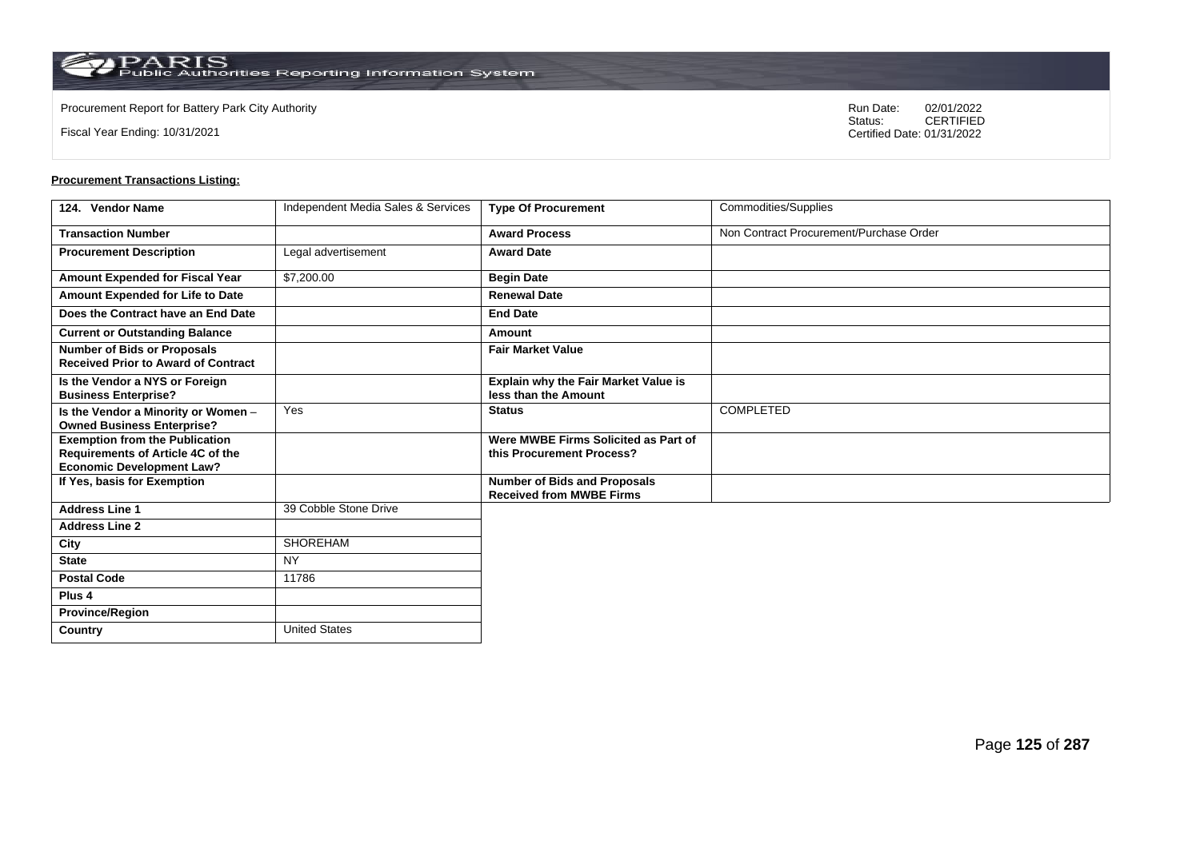Procurement Report for Battery Park City Authority

Fiscal Year Ending: 10/31/2021

Run Date: 02/01/2022
Status: CERTIFIED
Certified Date: 01/31/2022

**Procurement Transactions Listing:**

| 124. Vendor Name | Independent Media Sales & Services | Type Of Procurement | Commodities/Supplies |
|---|---|---|---|
| Transaction Number | | Award Process | Non Contract Procurement/Purchase Order |
| Procurement Description | Legal advertisement | Award Date | |
| Amount Expended for Fiscal Year | $7,200.00 | Begin Date | |
| Amount Expended for Life to Date | | Renewal Date | |
| Does the Contract have an End Date | | End Date | |
| Current or Outstanding Balance | | Amount | |
| Number of Bids or Proposals Received Prior to Award of Contract | | Fair Market Value | |
| Is the Vendor a NYS or Foreign Business Enterprise? | | Explain why the Fair Market Value is less than the Amount | |
| Is the Vendor a Minority or Women – Owned Business Enterprise? | Yes | Status | COMPLETED |
| Exemption from the Publication Requirements of Article 4C of the Economic Development Law? | | Were MWBE Firms Solicited as Part of this Procurement Process? | |
| If Yes, basis for Exemption | | Number of Bids and Proposals Received from MWBE Firms | |
| Address Line 1 | 39 Cobble Stone Drive | | |
| Address Line 2 | | | |
| City | SHOREHAM | | |
| State | NY | | |
| Postal Code | 11786 | | |
| Plus 4 | | | |
| Province/Region | | | |
| Country | United States | | |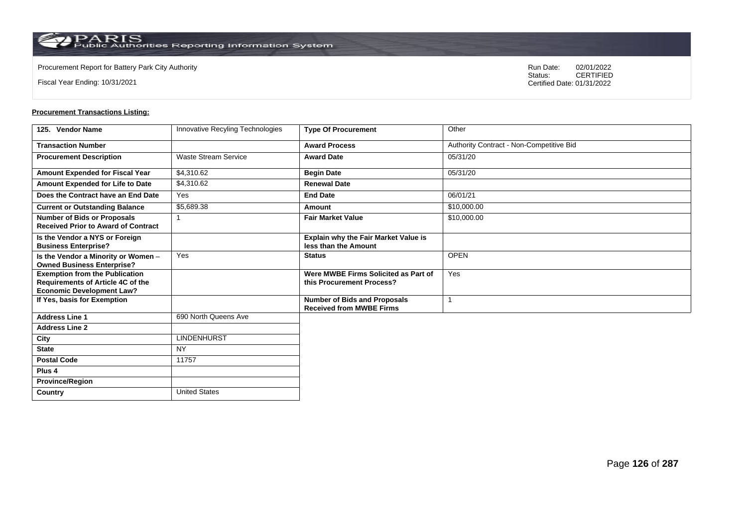Procurement Report for Battery Park City Authority

Fiscal Year Ending: 10/31/2021

Run Date: 02/01/2022
Status: CERTIFIED
Certified Date: 01/31/2022

**Procurement Transactions Listing:**

| 125. Vendor Name | Innovative Recyling Technologies | Type Of Procurement | Other |
|---|---|---|---|
| Transaction Number | | Award Process | Authority Contract - Non-Competitive Bid |
| Procurement Description | Waste Stream Service | Award Date | 05/31/20 |
| Amount Expended for Fiscal Year | $4,310.62 | Begin Date | 05/31/20 |
| Amount Expended for Life to Date | $4,310.62 | Renewal Date | |
| Does the Contract have an End Date | Yes | End Date | 06/01/21 |
| Current or Outstanding Balance | $5,689.38 | Amount | $10,000.00 |
| Number of Bids or Proposals Received Prior to Award of Contract | 1 | Fair Market Value | $10,000.00 |
| Is the Vendor a NYS or Foreign Business Enterprise? | | Explain why the Fair Market Value is less than the Amount | |
| Is the Vendor a Minority or Women – Owned Business Enterprise? | Yes | Status | OPEN |
| Exemption from the Publication Requirements of Article 4C of the Economic Development Law? | | Were MWBE Firms Solicited as Part of this Procurement Process? | Yes |
| If Yes, basis for Exemption | | Number of Bids and Proposals Received from MWBE Firms | 1 |
| Address Line 1 | 690 North Queens Ave | | |
| Address Line 2 | | | |
| City | LINDENHURST | | |
| State | NY | | |
| Postal Code | 11757 | | |
| Plus 4 | | | |
| Province/Region | | | |
| Country | United States | | |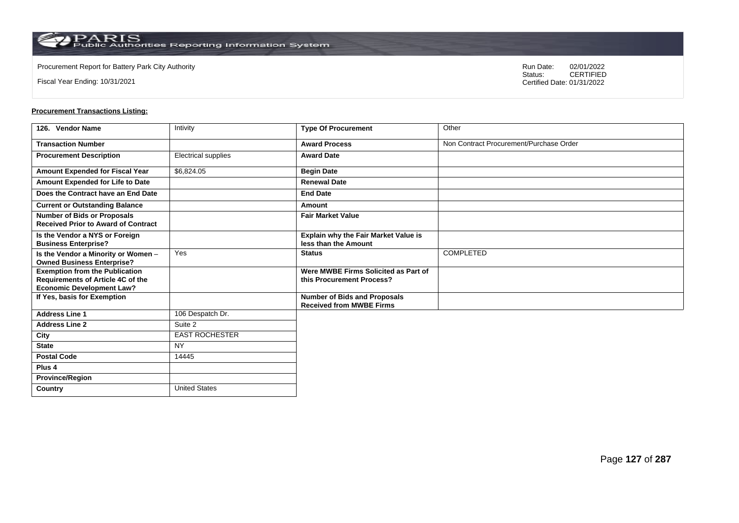Procurement Report for Battery Park City Authority

Fiscal Year Ending: 10/31/2021

Run Date: 02/01/2022
Status: CERTIFIED
Certified Date: 01/31/2022

**Procurement Transactions Listing:**

| 126. Vendor Name | Intivity | Type Of Procurement | Other |
|---|---|---|---|
| Transaction Number | | Award Process | Non Contract Procurement/Purchase Order |
| Procurement Description | Electrical supplies | Award Date | |
| Amount Expended for Fiscal Year | $6,824.05 | Begin Date | |
| Amount Expended for Life to Date | | Renewal Date | |
| Does the Contract have an End Date | | End Date | |
| Current or Outstanding Balance | | Amount | |
| Number of Bids or Proposals Received Prior to Award of Contract | | Fair Market Value | |
| Is the Vendor a NYS or Foreign Business Enterprise? | | Explain why the Fair Market Value is less than the Amount | |
| Is the Vendor a Minority or Women – Owned Business Enterprise? | Yes | Status | COMPLETED |
| Exemption from the Publication Requirements of Article 4C of the Economic Development Law? | | Were MWBE Firms Solicited as Part of this Procurement Process? | |
| If Yes, basis for Exemption | | Number of Bids and Proposals Received from MWBE Firms | |
| Address Line 1 | 106 Despatch Dr. | | |
| Address Line 2 | Suite 2 | | |
| City | EAST ROCHESTER | | |
| State | NY | | |
| Postal Code | 14445 | | |
| Plus 4 | | | |
| Province/Region | | | |
| Country | United States | | |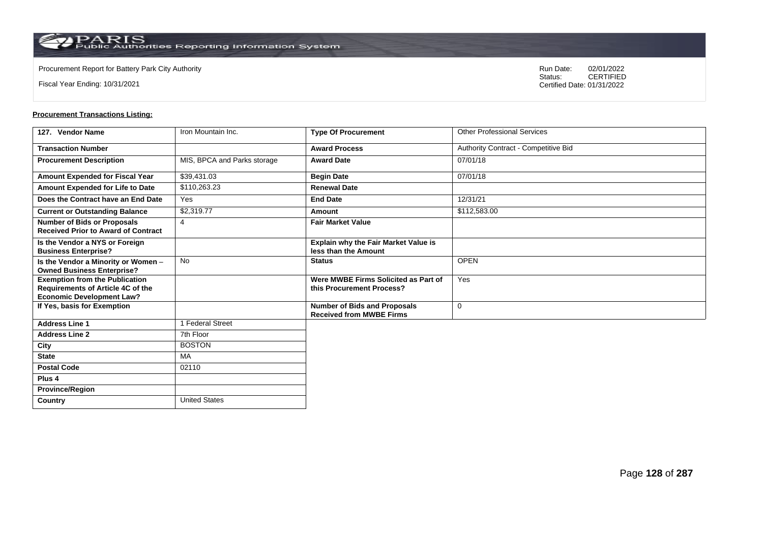Procurement Report for Battery Park City Authority

Fiscal Year Ending: 10/31/2021

Run Date: 02/01/2022
Status: CERTIFIED
Certified Date: 01/31/2022

**Procurement Transactions Listing:**

| 127. Vendor Name | Iron Mountain Inc. | Type Of Procurement | Other Professional Services |
|---|---|---|---|
| Transaction Number | | Award Process | Authority Contract - Competitive Bid |
| Procurement Description | MIS, BPCA and Parks storage | Award Date | 07/01/18 |
| Amount Expended for Fiscal Year | $39,431.03 | Begin Date | 07/01/18 |
| Amount Expended for Life to Date | $110,263.23 | Renewal Date | |
| Does the Contract have an End Date | Yes | End Date | 12/31/21 |
| Current or Outstanding Balance | $2,319.77 | Amount | $112,583.00 |
| Number of Bids or Proposals Received Prior to Award of Contract | 4 | Fair Market Value | |
| Is the Vendor a NYS or Foreign Business Enterprise? | | Explain why the Fair Market Value is less than the Amount | |
| Is the Vendor a Minority or Women – Owned Business Enterprise? | No | Status | OPEN |
| Exemption from the Publication Requirements of Article 4C of the Economic Development Law? | | Were MWBE Firms Solicited as Part of this Procurement Process? | Yes |
| If Yes, basis for Exemption | | Number of Bids and Proposals Received from MWBE Firms | 0 |
| Address Line 1 | 1 Federal Street | | |
| Address Line 2 | 7th Floor | | |
| City | BOSTON | | |
| State | MA | | |
| Postal Code | 02110 | | |
| Plus 4 | | | |
| Province/Region | | | |
| Country | United States | | |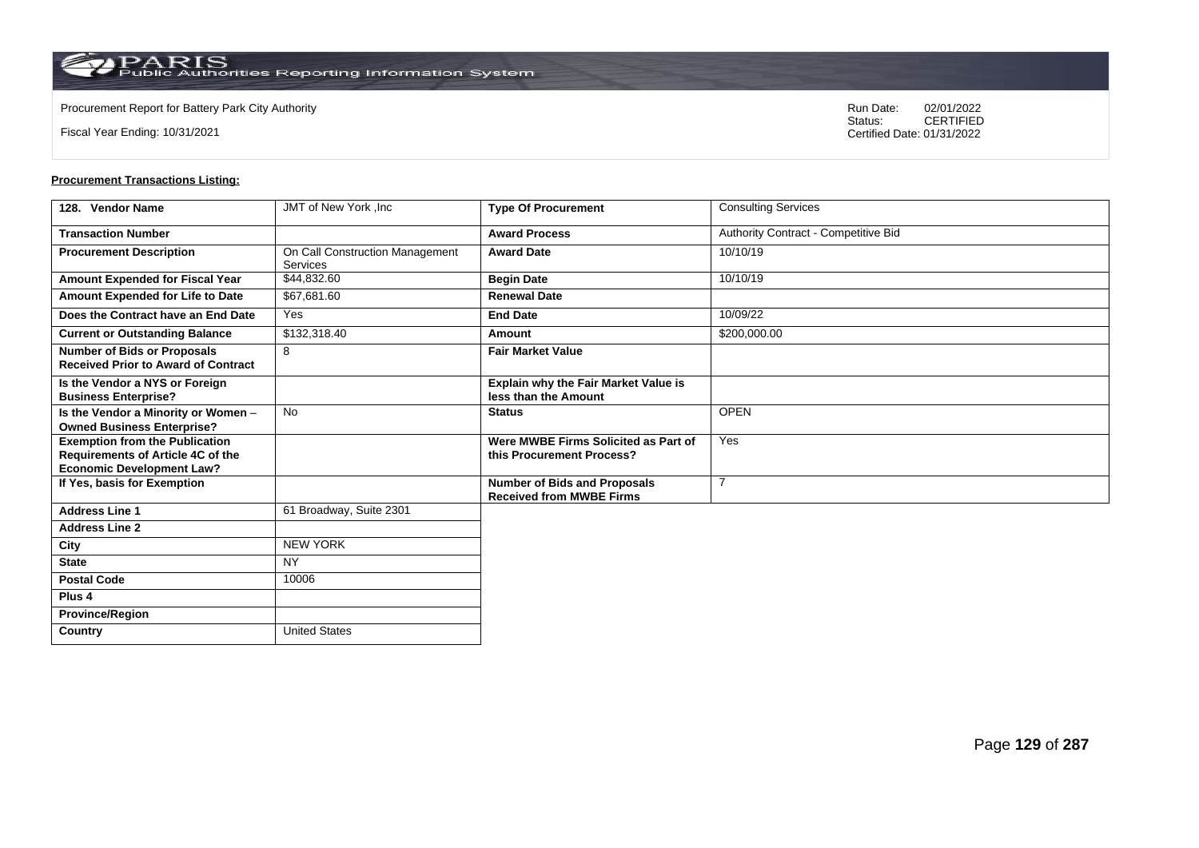Procurement Report for Battery Park City Authority

Fiscal Year Ending: 10/31/2021

Run Date: 02/01/2022
Status: CERTIFIED
Certified Date: 01/31/2022

**Procurement Transactions Listing:**

| 128. Vendor Name | JMT of New York ,Inc | Type Of Procurement | Consulting Services |
|---|---|---|---|
| Transaction Number | | Award Process | Authority Contract - Competitive Bid |
| Procurement Description | On Call Construction Management Services | Award Date | 10/10/19 |
| Amount Expended for Fiscal Year | $44,832.60 | Begin Date | 10/10/19 |
| Amount Expended for Life to Date | $67,681.60 | Renewal Date | |
| Does the Contract have an End Date | Yes | End Date | 10/09/22 |
| Current or Outstanding Balance | $132,318.40 | Amount | $200,000.00 |
| Number of Bids or Proposals Received Prior to Award of Contract | 8 | Fair Market Value | |
| Is the Vendor a NYS or Foreign Business Enterprise? | | Explain why the Fair Market Value is less than the Amount | |
| Is the Vendor a Minority or Women – Owned Business Enterprise? | No | Status | OPEN |
| Exemption from the Publication Requirements of Article 4C of the Economic Development Law? | | Were MWBE Firms Solicited as Part of this Procurement Process? | Yes |
| If Yes, basis for Exemption | | Number of Bids and Proposals Received from MWBE Firms | 7 |
| Address Line 1 | 61 Broadway, Suite 2301 | | |
| Address Line 2 | | | |
| City | NEW YORK | | |
| State | NY | | |
| Postal Code | 10006 | | |
| Plus 4 | | | |
| Province/Region | | | |
| Country | United States | | |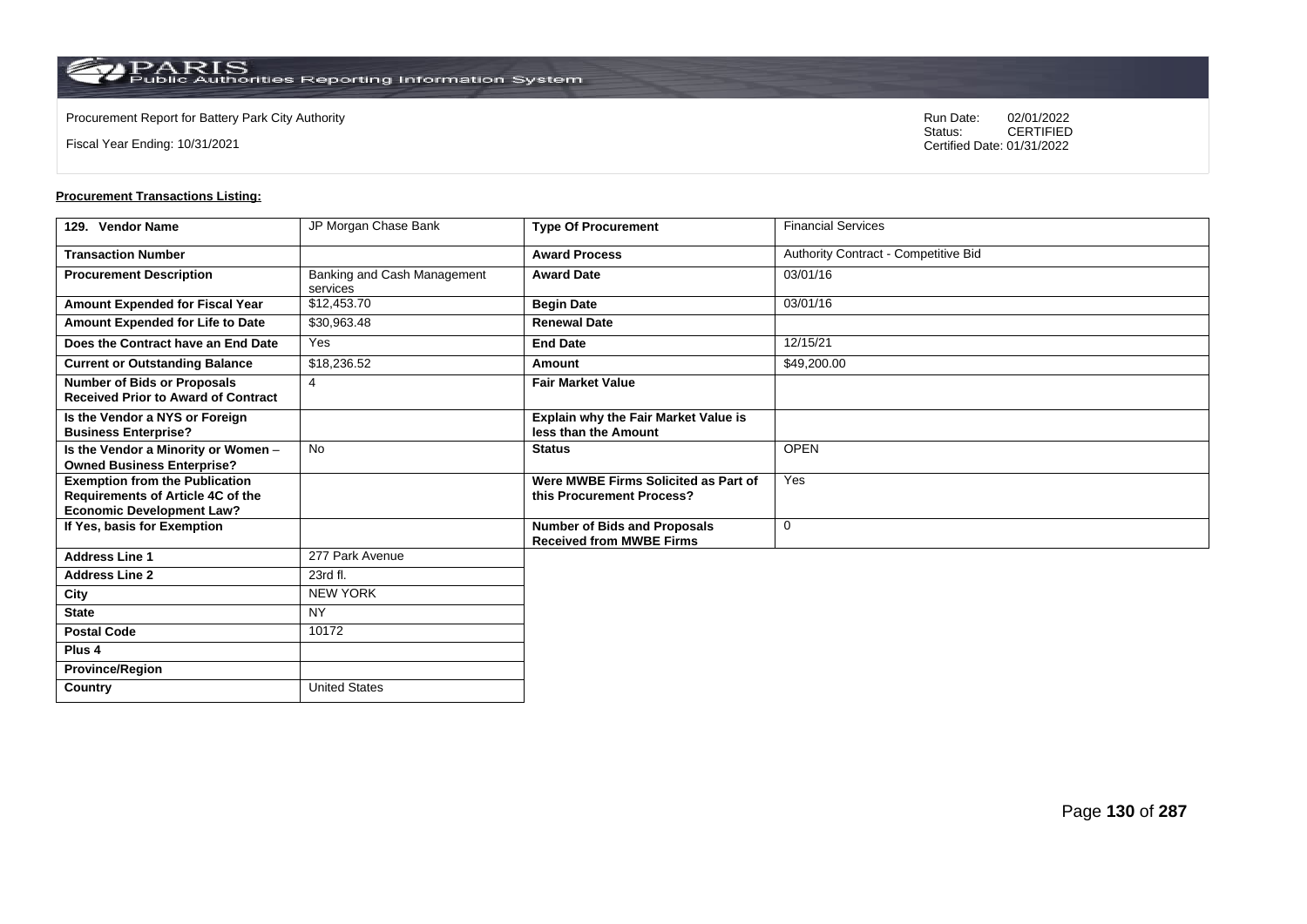Procurement Report for Battery Park City Authority

Fiscal Year Ending: 10/31/2021

Run Date: 02/01/2022
Status: CERTIFIED
Certified Date: 01/31/2022

**Procurement Transactions Listing:**

| 129. Vendor Name | JP Morgan Chase Bank | Type Of Procurement | Financial Services |
|---|---|---|---|
| Transaction Number | | Award Process | Authority Contract - Competitive Bid |
| Procurement Description | Banking and Cash Management services | Award Date | 03/01/16 |
| Amount Expended for Fiscal Year | $12,453.70 | Begin Date | 03/01/16 |
| Amount Expended for Life to Date | $30,963.48 | Renewal Date | |
| Does the Contract have an End Date | Yes | End Date | 12/15/21 |
| Current or Outstanding Balance | $18,236.52 | Amount | $49,200.00 |
| Number of Bids or Proposals Received Prior to Award of Contract | 4 | Fair Market Value | |
| Is the Vendor a NYS or Foreign Business Enterprise? | | Explain why the Fair Market Value is less than the Amount | |
| Is the Vendor a Minority or Women – Owned Business Enterprise? | No | Status | OPEN |
| Exemption from the Publication Requirements of Article 4C of the Economic Development Law? | | Were MWBE Firms Solicited as Part of this Procurement Process? | Yes |
| If Yes, basis for Exemption | | Number of Bids and Proposals Received from MWBE Firms | 0 |
| Address Line 1 | 277 Park Avenue | | |
| Address Line 2 | 23rd fl. | | |
| City | NEW YORK | | |
| State | NY | | |
| Postal Code | 10172 | | |
| Plus 4 | | | |
| Province/Region | | | |
| Country | United States | | |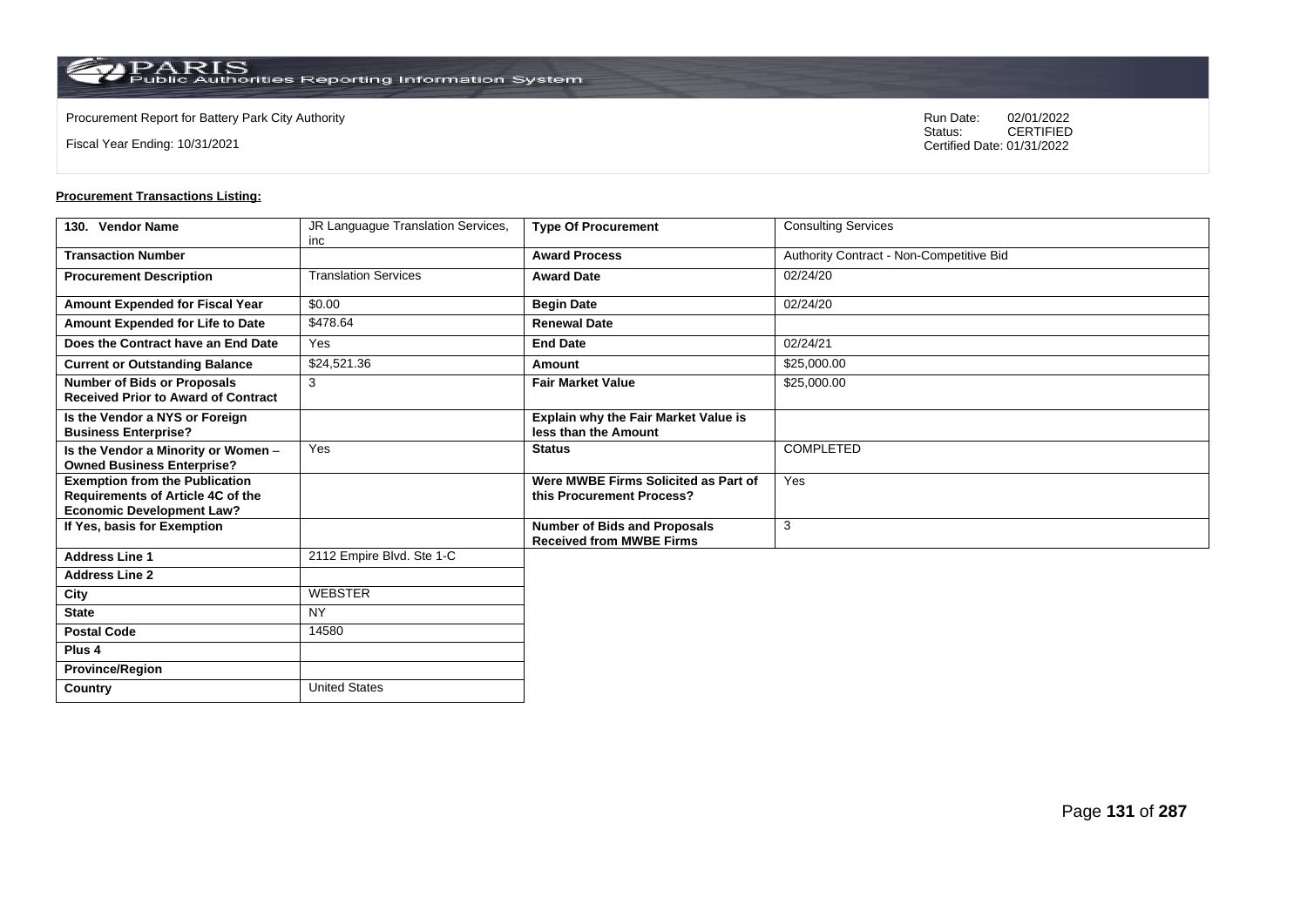Procurement Report for Battery Park City Authority

Fiscal Year Ending: 10/31/2021

Run Date: 02/01/2022
Status: CERTIFIED
Certified Date: 01/31/2022

**Procurement Transactions Listing:**

| 130. Vendor Name | JR Languague Translation Services, inc | Type Of Procurement | Consulting Services |
|---|---|---|---|
| Transaction Number | | Award Process | Authority Contract - Non-Competitive Bid |
| Procurement Description | Translation Services | Award Date | 02/24/20 |
| Amount Expended for Fiscal Year | $0.00 | Begin Date | 02/24/20 |
| Amount Expended for Life to Date | $478.64 | Renewal Date | |
| Does the Contract have an End Date | Yes | End Date | 02/24/21 |
| Current or Outstanding Balance | $24,521.36 | Amount | $25,000.00 |
| Number of Bids or Proposals Received Prior to Award of Contract | 3 | Fair Market Value | $25,000.00 |
| Is the Vendor a NYS or Foreign Business Enterprise? | | Explain why the Fair Market Value is less than the Amount | |
| Is the Vendor a Minority or Women – Owned Business Enterprise? | Yes | Status | COMPLETED |
| Exemption from the Publication Requirements of Article 4C of the Economic Development Law? | | Were MWBE Firms Solicited as Part of this Procurement Process? | Yes |
| If Yes, basis for Exemption | | Number of Bids and Proposals Received from MWBE Firms | 3 |
| Address Line 1 | 2112 Empire Blvd. Ste 1-C | | |
| Address Line 2 | | | |
| City | WEBSTER | | |
| State | NY | | |
| Postal Code | 14580 | | |
| Plus 4 | | | |
| Province/Region | | | |
| Country | United States | | |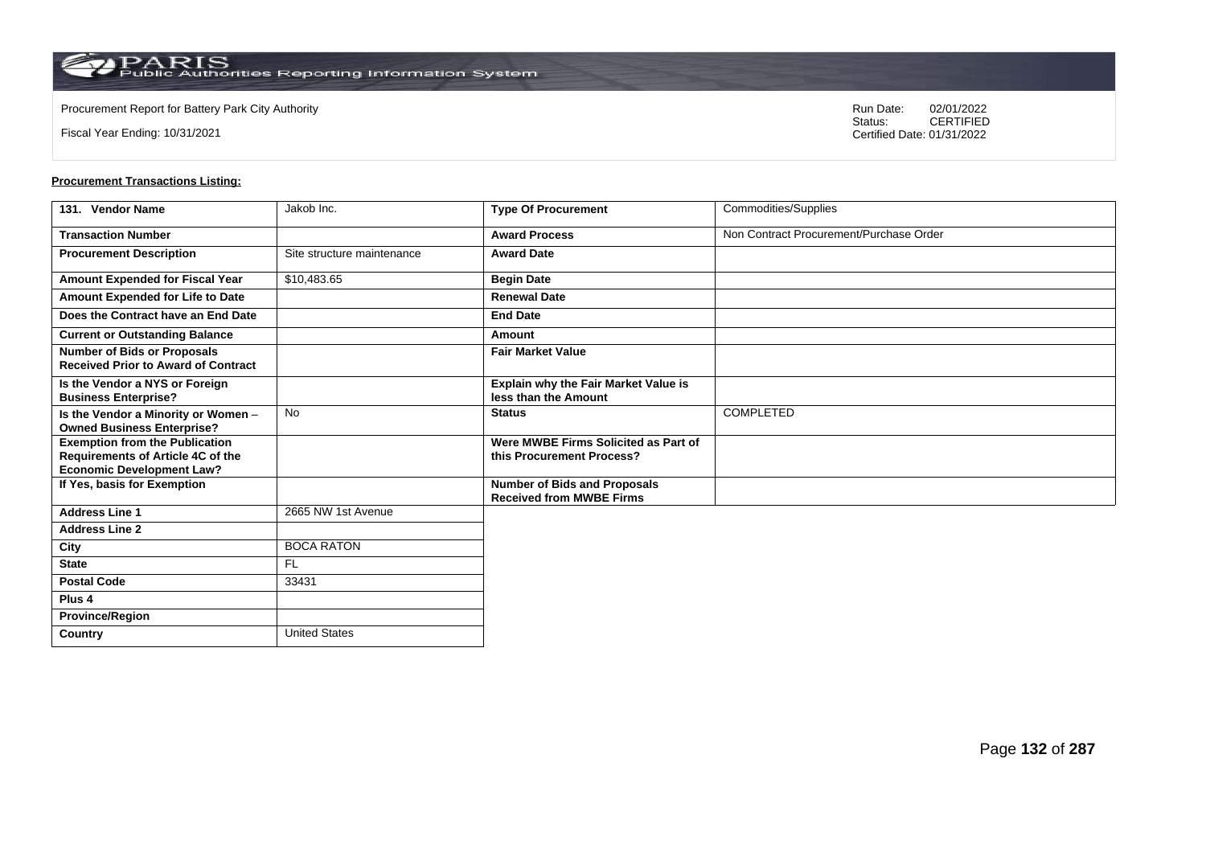Procurement Report for Battery Park City Authority

Fiscal Year Ending: 10/31/2021

Run Date: 02/01/2022
Status: CERTIFIED
Certified Date: 01/31/2022

**Procurement Transactions Listing:**

| 131. Vendor Name | Jakob Inc. | Type Of Procurement | Commodities/Supplies |
|---|---|---|---|
| Transaction Number | | Award Process | Non Contract Procurement/Purchase Order |
| Procurement Description | Site structure maintenance | Award Date | |
| Amount Expended for Fiscal Year | $10,483.65 | Begin Date | |
| Amount Expended for Life to Date | | Renewal Date | |
| Does the Contract have an End Date | | End Date | |
| Current or Outstanding Balance | | Amount | |
| Number of Bids or Proposals Received Prior to Award of Contract | | Fair Market Value | |
| Is the Vendor a NYS or Foreign Business Enterprise? | | Explain why the Fair Market Value is less than the Amount | |
| Is the Vendor a Minority or Women – Owned Business Enterprise? | No | Status | COMPLETED |
| Exemption from the Publication Requirements of Article 4C of the Economic Development Law? | | Were MWBE Firms Solicited as Part of this Procurement Process? | |
| If Yes, basis for Exemption | | Number of Bids and Proposals Received from MWBE Firms | |
| Address Line 1 | 2665 NW 1st Avenue | | |
| Address Line 2 | | | |
| City | BOCA RATON | | |
| State | FL | | |
| Postal Code | 33431 | | |
| Plus 4 | | | |
| Province/Region | | | |
| Country | United States | | |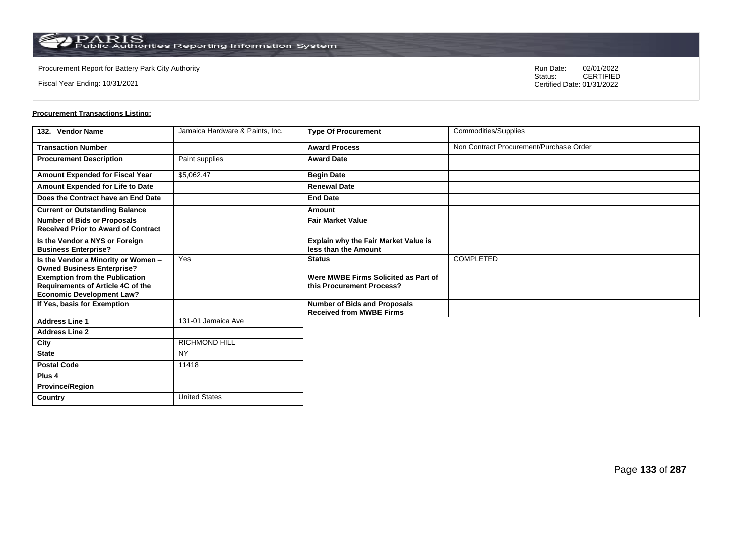Procurement Report for Battery Park City Authority

Fiscal Year Ending: 10/31/2021

Run Date: 02/01/2022
Status: CERTIFIED
Certified Date: 01/31/2022

**Procurement Transactions Listing:**

| 132. Vendor Name | Jamaica Hardware & Paints, Inc. | Type Of Procurement | Commodities/Supplies |
|---|---|---|---|
| Transaction Number | | Award Process | Non Contract Procurement/Purchase Order |
| Procurement Description | Paint supplies | Award Date | |
| Amount Expended for Fiscal Year | $5,062.47 | Begin Date | |
| Amount Expended for Life to Date | | Renewal Date | |
| Does the Contract have an End Date | | End Date | |
| Current or Outstanding Balance | | Amount | |
| Number of Bids or Proposals Received Prior to Award of Contract | | Fair Market Value | |
| Is the Vendor a NYS or Foreign Business Enterprise? | | Explain why the Fair Market Value is less than the Amount | |
| Is the Vendor a Minority or Women – Owned Business Enterprise? | Yes | Status | COMPLETED |
| Exemption from the Publication Requirements of Article 4C of the Economic Development Law? | | Were MWBE Firms Solicited as Part of this Procurement Process? | |
| If Yes, basis for Exemption | | Number of Bids and Proposals Received from MWBE Firms | |
| Address Line 1 | 131-01 Jamaica Ave | | |
| Address Line 2 | | | |
| City | RICHMOND HILL | | |
| State | NY | | |
| Postal Code | 11418 | | |
| Plus 4 | | | |
| Province/Region | | | |
| Country | United States | | |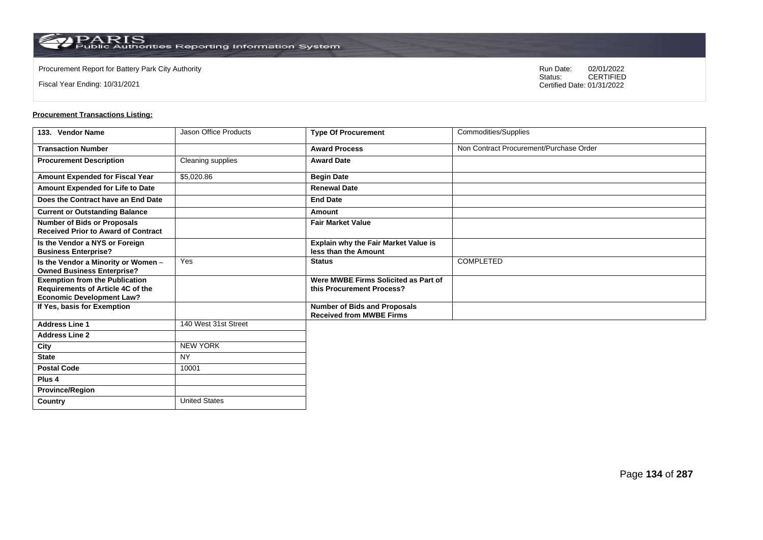Procurement Report for Battery Park City Authority

Fiscal Year Ending: 10/31/2021

Run Date: 02/01/2022
Status: CERTIFIED
Certified Date: 01/31/2022

**Procurement Transactions Listing:**

| 133. Vendor Name | Jason Office Products | Type Of Procurement | Commodities/Supplies |
|---|---|---|---|
| Transaction Number | | Award Process | Non Contract Procurement/Purchase Order |
| Procurement Description | Cleaning supplies | Award Date | |
| Amount Expended for Fiscal Year | $5,020.86 | Begin Date | |
| Amount Expended for Life to Date | | Renewal Date | |
| Does the Contract have an End Date | | End Date | |
| Current or Outstanding Balance | | Amount | |
| Number of Bids or Proposals Received Prior to Award of Contract | | Fair Market Value | |
| Is the Vendor a NYS or Foreign Business Enterprise? | | Explain why the Fair Market Value is less than the Amount | |
| Is the Vendor a Minority or Women – Owned Business Enterprise? | Yes | Status | COMPLETED |
| Exemption from the Publication Requirements of Article 4C of the Economic Development Law? | | Were MWBE Firms Solicited as Part of this Procurement Process? | |
| If Yes, basis for Exemption | | Number of Bids and Proposals Received from MWBE Firms | |
| Address Line 1 | 140 West 31st Street | | |
| Address Line 2 | | | |
| City | NEW YORK | | |
| State | NY | | |
| Postal Code | 10001 | | |
| Plus 4 | | | |
| Province/Region | | | |
| Country | United States | | |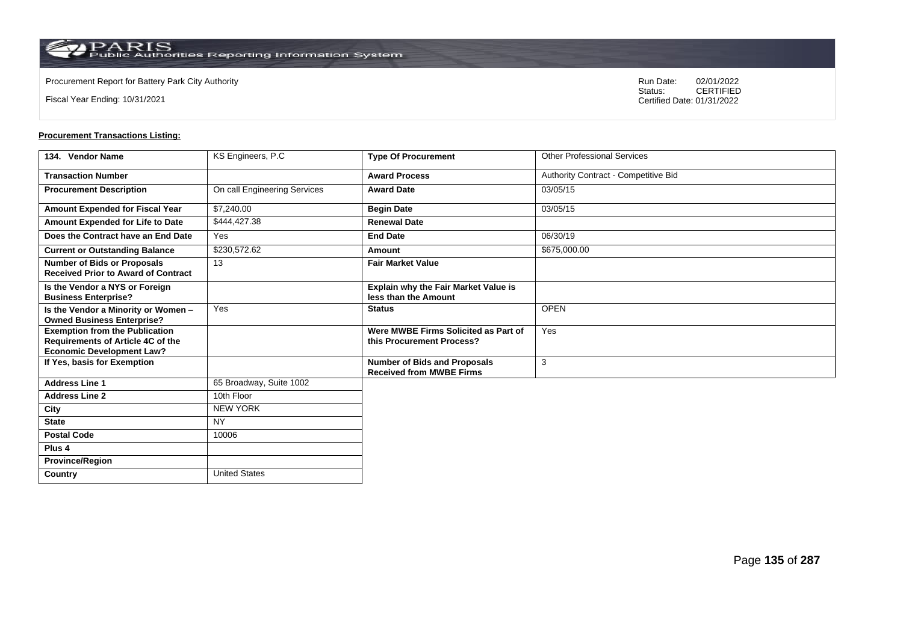Procurement Report for Battery Park City Authority

Fiscal Year Ending: 10/31/2021

Run Date: 02/01/2022
Status: CERTIFIED
Certified Date: 01/31/2022

**Procurement Transactions Listing:**

| 134. Vendor Name | KS Engineers, P.C | Type Of Procurement | Other Professional Services |
|---|---|---|---|
| Transaction Number | | Award Process | Authority Contract - Competitive Bid |
| Procurement Description | On call Engineering Services | Award Date | 03/05/15 |
| Amount Expended for Fiscal Year | $7,240.00 | Begin Date | 03/05/15 |
| Amount Expended for Life to Date | $444,427.38 | Renewal Date | |
| Does the Contract have an End Date | Yes | End Date | 06/30/19 |
| Current or Outstanding Balance | $230,572.62 | Amount | $675,000.00 |
| Number of Bids or Proposals Received Prior to Award of Contract | 13 | Fair Market Value | |
| Is the Vendor a NYS or Foreign Business Enterprise? | | Explain why the Fair Market Value is less than the Amount | |
| Is the Vendor a Minority or Women – Owned Business Enterprise? | Yes | Status | OPEN |
| Exemption from the Publication Requirements of Article 4C of the Economic Development Law? | | Were MWBE Firms Solicited as Part of this Procurement Process? | Yes |
| If Yes, basis for Exemption | | Number of Bids and Proposals Received from MWBE Firms | 3 |
| Address Line 1 | 65 Broadway, Suite 1002 | | |
| Address Line 2 | 10th Floor | | |
| City | NEW YORK | | |
| State | NY | | |
| Postal Code | 10006 | | |
| Plus 4 | | | |
| Province/Region | | | |
| Country | United States | | |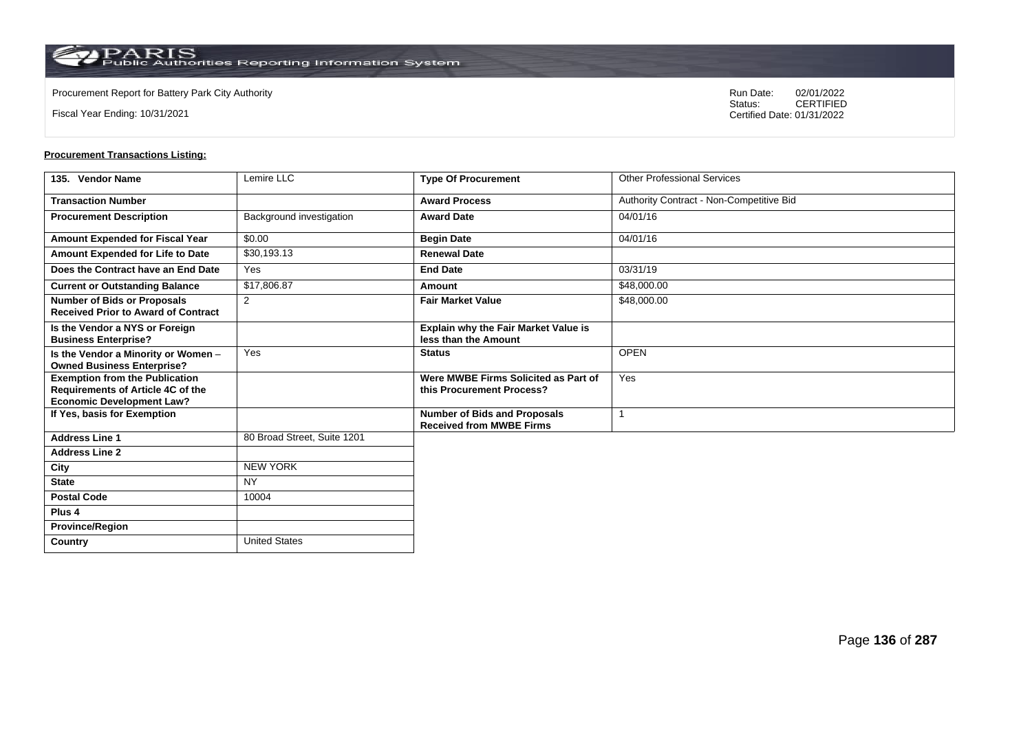Procurement Report for Battery Park City Authority

Fiscal Year Ending: 10/31/2021

Run Date: 02/01/2022
Status: CERTIFIED
Certified Date: 01/31/2022

**Procurement Transactions Listing:**

| 135. Vendor Name | Lemire LLC | Type Of Procurement | Other Professional Services |
|---|---|---|---|
| Transaction Number | | Award Process | Authority Contract - Non-Competitive Bid |
| Procurement Description | Background investigation | Award Date | 04/01/16 |
| Amount Expended for Fiscal Year | $0.00 | Begin Date | 04/01/16 |
| Amount Expended for Life to Date | $30,193.13 | Renewal Date | |
| Does the Contract have an End Date | Yes | End Date | 03/31/19 |
| Current or Outstanding Balance | $17,806.87 | Amount | $48,000.00 |
| Number of Bids or Proposals Received Prior to Award of Contract | 2 | Fair Market Value | $48,000.00 |
| Is the Vendor a NYS or Foreign Business Enterprise? | | Explain why the Fair Market Value is less than the Amount | |
| Is the Vendor a Minority or Women – Owned Business Enterprise? | Yes | Status | OPEN |
| Exemption from the Publication Requirements of Article 4C of the Economic Development Law? | | Were MWBE Firms Solicited as Part of this Procurement Process? | Yes |
| If Yes, basis for Exemption | | Number of Bids and Proposals Received from MWBE Firms | 1 |
| Address Line 1 | 80 Broad Street, Suite 1201 | | |
| Address Line 2 | | | |
| City | NEW YORK | | |
| State | NY | | |
| Postal Code | 10004 | | |
| Plus 4 | | | |
| Province/Region | | | |
| Country | United States | | |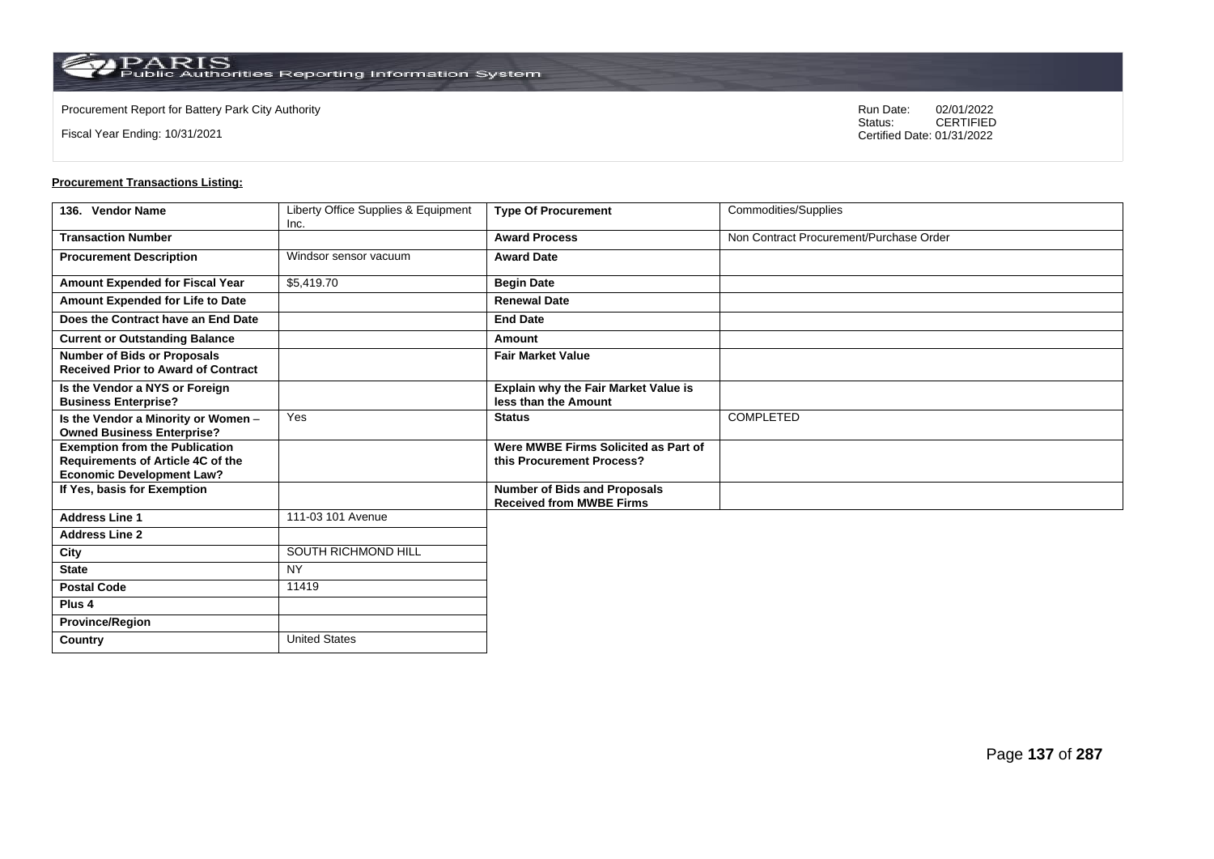Procurement Report for Battery Park City Authority

Fiscal Year Ending: 10/31/2021

Run Date: 02/01/2022
Status: CERTIFIED
Certified Date: 01/31/2022

**Procurement Transactions Listing:**

| 136. Vendor Name | Liberty Office Supplies & Equipment Inc. | Type Of Procurement | Commodities/Supplies |
|---|---|---|---|
| Transaction Number | | Award Process | Non Contract Procurement/Purchase Order |
| Procurement Description | Windsor sensor vacuum | Award Date | |
| Amount Expended for Fiscal Year | $5,419.70 | Begin Date | |
| Amount Expended for Life to Date | | Renewal Date | |
| Does the Contract have an End Date | | End Date | |
| Current or Outstanding Balance | | Amount | |
| Number of Bids or Proposals Received Prior to Award of Contract | | Fair Market Value | |
| Is the Vendor a NYS or Foreign Business Enterprise? | | Explain why the Fair Market Value is less than the Amount | |
| Is the Vendor a Minority or Women – Owned Business Enterprise? | Yes | Status | COMPLETED |
| Exemption from the Publication Requirements of Article 4C of the Economic Development Law? | | Were MWBE Firms Solicited as Part of this Procurement Process? | |
| If Yes, basis for Exemption | | Number of Bids and Proposals Received from MWBE Firms | |
| Address Line 1 | 111-03 101 Avenue | | |
| Address Line 2 | | | |
| City | SOUTH RICHMOND HILL | | |
| State | NY | | |
| Postal Code | 11419 | | |
| Plus 4 | | | |
| Province/Region | | | |
| Country | United States | | |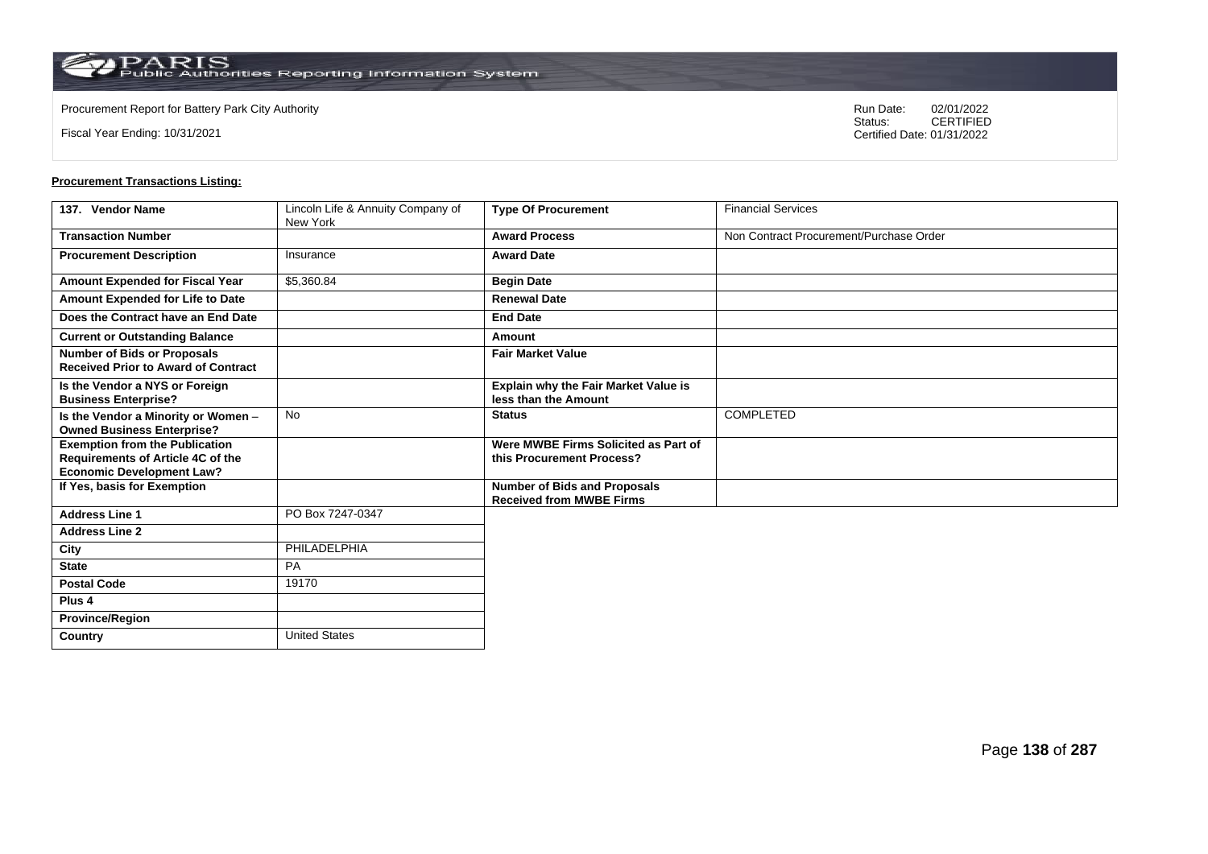Procurement Report for Battery Park City Authority

Fiscal Year Ending: 10/31/2021

Run Date: 02/01/2022
Status: CERTIFIED
Certified Date: 01/31/2022

**Procurement Transactions Listing:**

| 137. Vendor Name | Lincoln Life & Annuity Company of New York | Type Of Procurement | Financial Services |
|---|---|---|---|
| Transaction Number | | Award Process | Non Contract Procurement/Purchase Order |
| Procurement Description | Insurance | Award Date | |
| Amount Expended for Fiscal Year | $5,360.84 | Begin Date | |
| Amount Expended for Life to Date | | Renewal Date | |
| Does the Contract have an End Date | | End Date | |
| Current or Outstanding Balance | | Amount | |
| Number of Bids or Proposals Received Prior to Award of Contract | | Fair Market Value | |
| Is the Vendor a NYS or Foreign Business Enterprise? | | Explain why the Fair Market Value is less than the Amount | |
| Is the Vendor a Minority or Women – Owned Business Enterprise? | No | Status | COMPLETED |
| Exemption from the Publication Requirements of Article 4C of the Economic Development Law? | | Were MWBE Firms Solicited as Part of this Procurement Process? | |
| If Yes, basis for Exemption | | Number of Bids and Proposals Received from MWBE Firms | |
| Address Line 1 | PO Box 7247-0347 | | |
| Address Line 2 | | | |
| City | PHILADELPHIA | | |
| State | PA | | |
| Postal Code | 19170 | | |
| Plus 4 | | | |
| Province/Region | | | |
| Country | United States | | |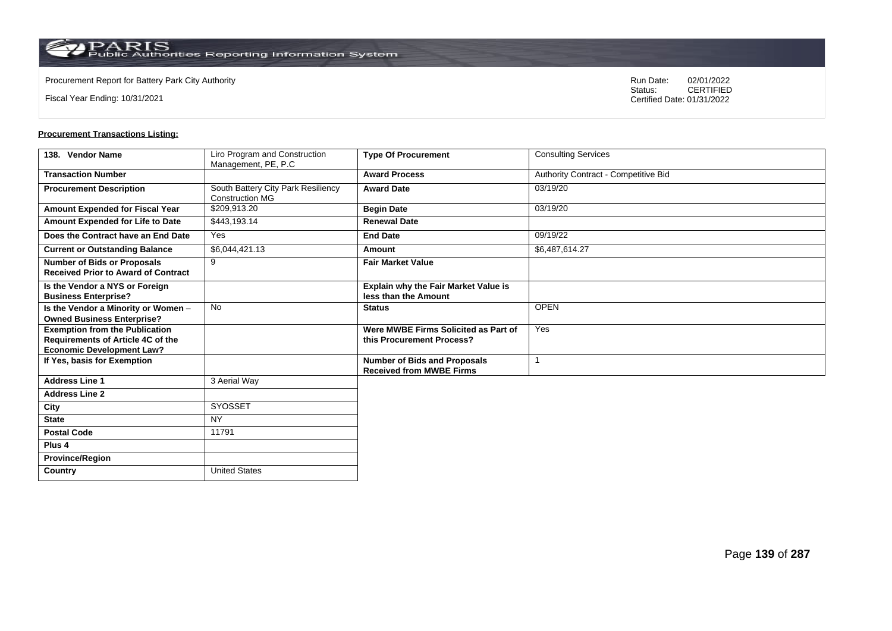Procurement Report for Battery Park City Authority

Fiscal Year Ending: 10/31/2021

Run Date: 02/01/2022
Status: CERTIFIED
Certified Date: 01/31/2022

**Procurement Transactions Listing:**

| 138. Vendor Name | Liro Program and Construction Management, PE, P.C | Type Of Procurement | Consulting Services |
|---|---|---|---|
| Transaction Number | | Award Process | Authority Contract - Competitive Bid |
| Procurement Description | South Battery City Park Resiliency Construction MG | Award Date | 03/19/20 |
| Amount Expended for Fiscal Year | $209,913.20 | Begin Date | 03/19/20 |
| Amount Expended for Life to Date | $443,193.14 | Renewal Date | |
| Does the Contract have an End Date | Yes | End Date | 09/19/22 |
| Current or Outstanding Balance | $6,044,421.13 | Amount | $6,487,614.27 |
| Number of Bids or Proposals Received Prior to Award of Contract | 9 | Fair Market Value | |
| Is the Vendor a NYS or Foreign Business Enterprise? | | Explain why the Fair Market Value is less than the Amount | |
| Is the Vendor a Minority or Women – Owned Business Enterprise? | No | Status | OPEN |
| Exemption from the Publication Requirements of Article 4C of the Economic Development Law? | | Were MWBE Firms Solicited as Part of this Procurement Process? | Yes |
| If Yes, basis for Exemption | | Number of Bids and Proposals Received from MWBE Firms | 1 |
| Address Line 1 | 3 Aerial Way | | |
| Address Line 2 | | | |
| City | SYOSSET | | |
| State | NY | | |
| Postal Code | 11791 | | |
| Plus 4 | | | |
| Province/Region | | | |
| Country | United States | | |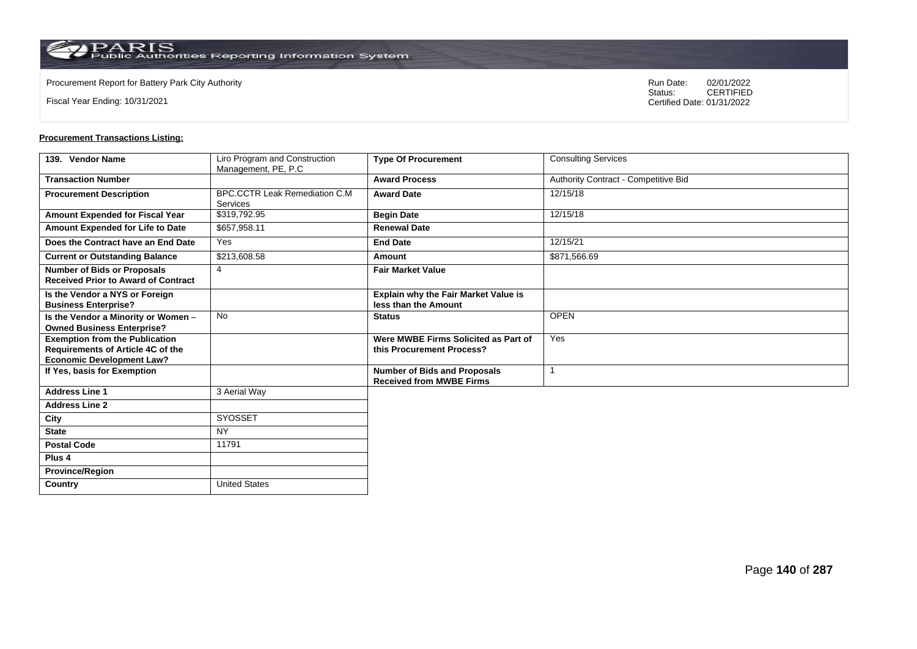Procurement Report for Battery Park City Authority

Fiscal Year Ending: 10/31/2021

Run Date: 02/01/2022
Status: CERTIFIED
Certified Date: 01/31/2022

**Procurement Transactions Listing:**

| 139. Vendor Name | Liro Program and Construction Management, PE, P.C | Type Of Procurement | Consulting Services |
|---|---|---|---|
| Transaction Number | | Award Process | Authority Contract - Competitive Bid |
| Procurement Description | BPC.CCTR Leak Remediation C.M Services | Award Date | 12/15/18 |
| Amount Expended for Fiscal Year | $319,792.95 | Begin Date | 12/15/18 |
| Amount Expended for Life to Date | $657,958.11 | Renewal Date | |
| Does the Contract have an End Date | Yes | End Date | 12/15/21 |
| Current or Outstanding Balance | $213,608.58 | Amount | $871,566.69 |
| Number of Bids or Proposals Received Prior to Award of Contract | 4 | Fair Market Value | |
| Is the Vendor a NYS or Foreign Business Enterprise? | | Explain why the Fair Market Value is less than the Amount | |
| Is the Vendor a Minority or Women – Owned Business Enterprise? | No | Status | OPEN |
| Exemption from the Publication Requirements of Article 4C of the Economic Development Law? | | Were MWBE Firms Solicited as Part of this Procurement Process? | Yes |
| If Yes, basis for Exemption | | Number of Bids and Proposals Received from MWBE Firms | 1 |
| Address Line 1 | 3 Aerial Way | | |
| Address Line 2 | | | |
| City | SYOSSET | | |
| State | NY | | |
| Postal Code | 11791 | | |
| Plus 4 | | | |
| Province/Region | | | |
| Country | United States | | |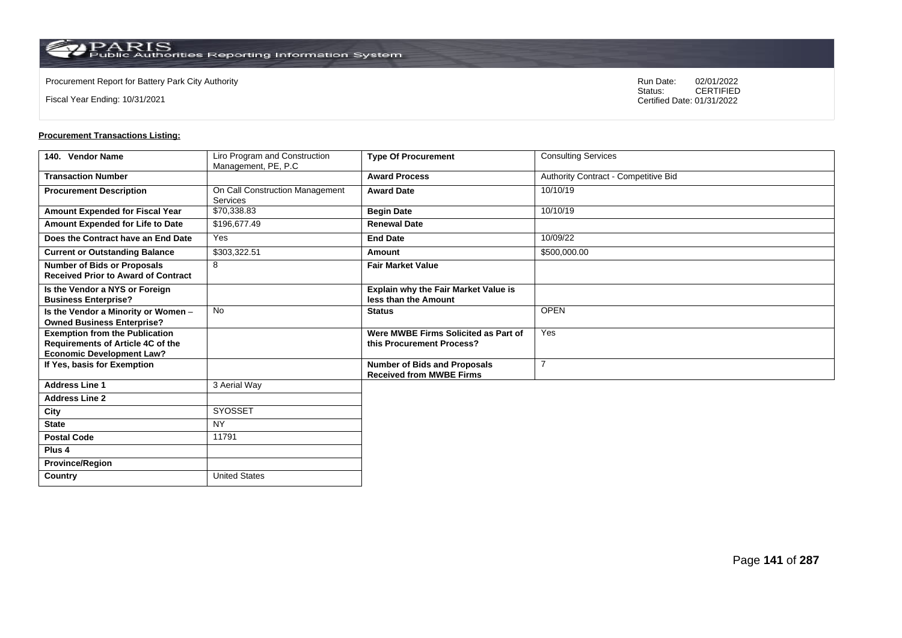Procurement Report for Battery Park City Authority

Fiscal Year Ending: 10/31/2021

Run Date: 02/01/2022
Status: CERTIFIED
Certified Date: 01/31/2022

**Procurement Transactions Listing:**

| 140. Vendor Name | Liro Program and Construction Management, PE, P.C | Type Of Procurement | Consulting Services |
|---|---|---|---|
| Transaction Number | | Award Process | Authority Contract - Competitive Bid |
| Procurement Description | On Call Construction Management Services | Award Date | 10/10/19 |
| Amount Expended for Fiscal Year | $70,338.83 | Begin Date | 10/10/19 |
| Amount Expended for Life to Date | $196,677.49 | Renewal Date | |
| Does the Contract have an End Date | Yes | End Date | 10/09/22 |
| Current or Outstanding Balance | $303,322.51 | Amount | $500,000.00 |
| Number of Bids or Proposals Received Prior to Award of Contract | 8 | Fair Market Value | |
| Is the Vendor a NYS or Foreign Business Enterprise? | | Explain why the Fair Market Value is less than the Amount | |
| Is the Vendor a Minority or Women – Owned Business Enterprise? | No | Status | OPEN |
| Exemption from the Publication Requirements of Article 4C of the Economic Development Law? | | Were MWBE Firms Solicited as Part of this Procurement Process? | Yes |
| If Yes, basis for Exemption | | Number of Bids and Proposals Received from MWBE Firms | 7 |
| Address Line 1 | 3 Aerial Way | | |
| Address Line 2 | | | |
| City | SYOSSET | | |
| State | NY | | |
| Postal Code | 11791 | | |
| Plus 4 | | | |
| Province/Region | | | |
| Country | United States | | |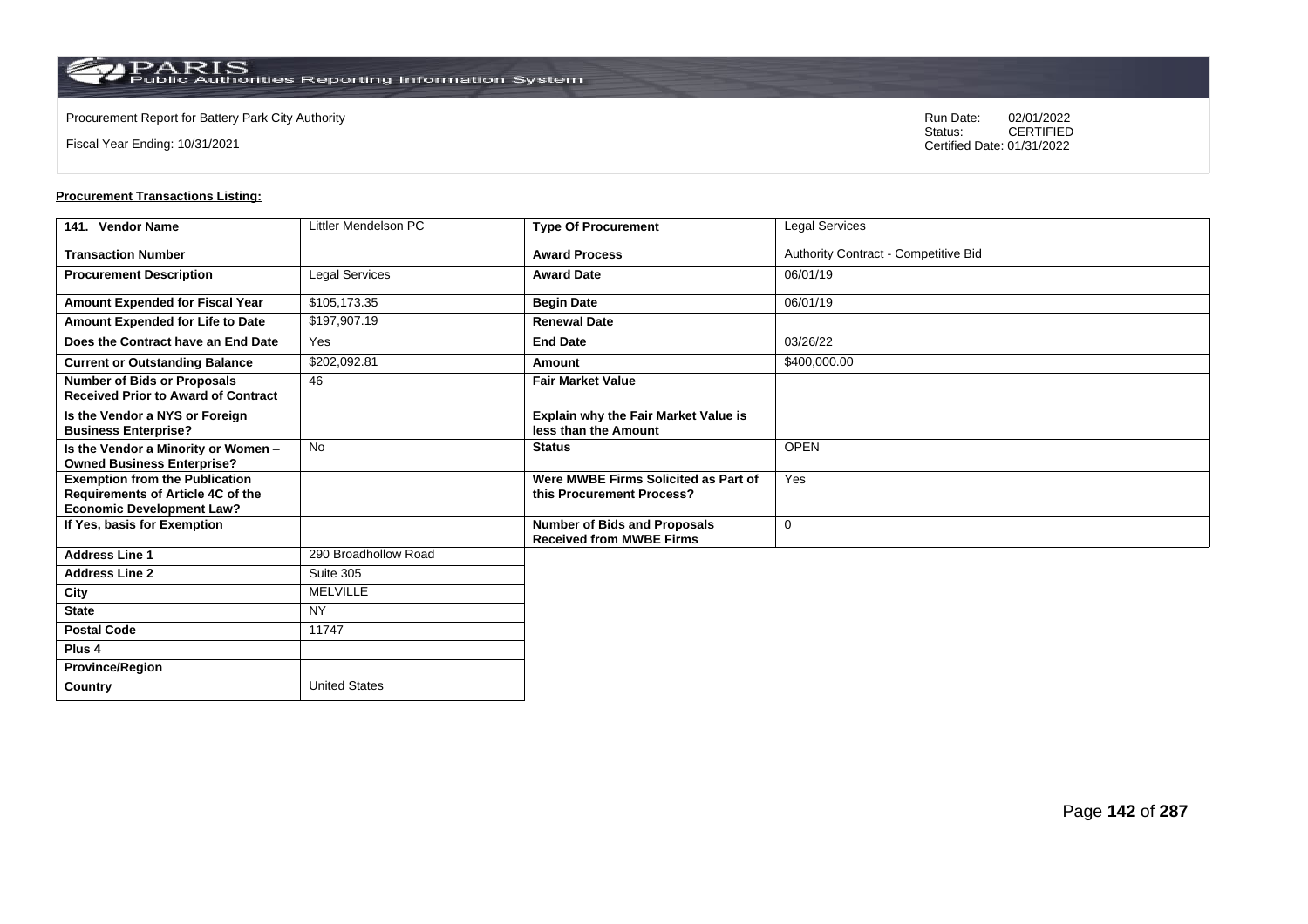Procurement Report for Battery Park City Authority

Fiscal Year Ending: 10/31/2021

Run Date: 02/01/2022
Status: CERTIFIED
Certified Date: 01/31/2022

**Procurement Transactions Listing:**

| 141. Vendor Name | Littler Mendelson PC | Type Of Procurement | Legal Services |
|---|---|---|---|
| Transaction Number | | Award Process | Authority Contract - Competitive Bid |
| Procurement Description | Legal Services | Award Date | 06/01/19 |
| Amount Expended for Fiscal Year | $105,173.35 | Begin Date | 06/01/19 |
| Amount Expended for Life to Date | $197,907.19 | Renewal Date | |
| Does the Contract have an End Date | Yes | End Date | 03/26/22 |
| Current or Outstanding Balance | $202,092.81 | Amount | $400,000.00 |
| Number of Bids or Proposals Received Prior to Award of Contract | 46 | Fair Market Value | |
| Is the Vendor a NYS or Foreign Business Enterprise? | | Explain why the Fair Market Value is less than the Amount | |
| Is the Vendor a Minority or Women – Owned Business Enterprise? | No | Status | OPEN |
| Exemption from the Publication Requirements of Article 4C of the Economic Development Law? | | Were MWBE Firms Solicited as Part of this Procurement Process? | Yes |
| If Yes, basis for Exemption | | Number of Bids and Proposals Received from MWBE Firms | 0 |
| Address Line 1 | 290 Broadhollow Road | | |
| Address Line 2 | Suite 305 | | |
| City | MELVILLE | | |
| State | NY | | |
| Postal Code | 11747 | | |
| Plus 4 | | | |
| Province/Region | | | |
| Country | United States | | |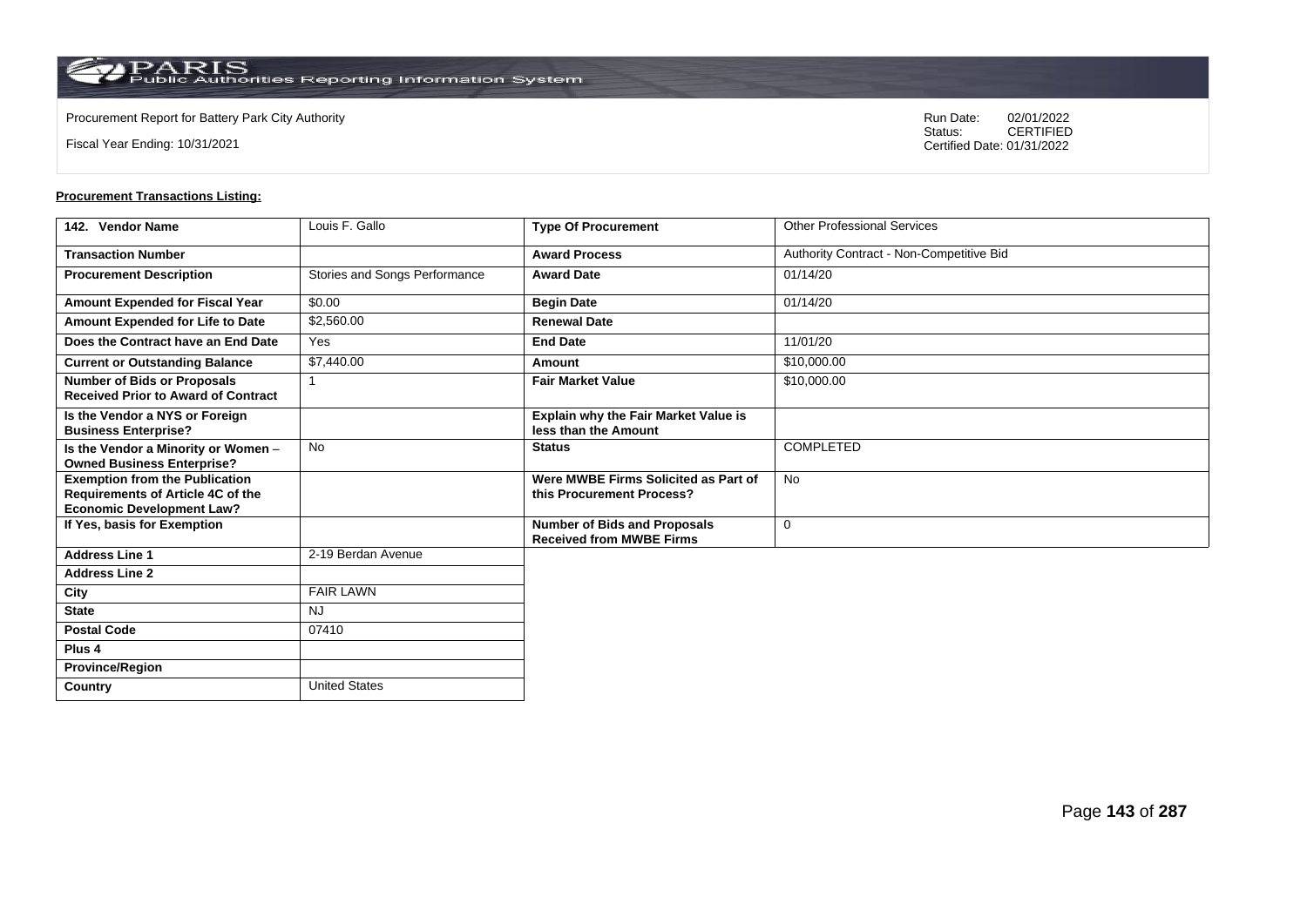Procurement Report for Battery Park City Authority

Fiscal Year Ending: 10/31/2021

Run Date: 02/01/2022
Status: CERTIFIED
Certified Date: 01/31/2022

**Procurement Transactions Listing:**

| 142. Vendor Name | Louis F. Gallo | Type Of Procurement | Other Professional Services |
|---|---|---|---|
| Transaction Number | | Award Process | Authority Contract - Non-Competitive Bid |
| Procurement Description | Stories and Songs Performance | Award Date | 01/14/20 |
| Amount Expended for Fiscal Year | $0.00 | Begin Date | 01/14/20 |
| Amount Expended for Life to Date | $2,560.00 | Renewal Date | |
| Does the Contract have an End Date | Yes | End Date | 11/01/20 |
| Current or Outstanding Balance | $7,440.00 | Amount | $10,000.00 |
| Number of Bids or Proposals Received Prior to Award of Contract | 1 | Fair Market Value | $10,000.00 |
| Is the Vendor a NYS or Foreign Business Enterprise? | | Explain why the Fair Market Value is less than the Amount | |
| Is the Vendor a Minority or Women – Owned Business Enterprise? | No | Status | COMPLETED |
| Exemption from the Publication Requirements of Article 4C of the Economic Development Law? | | Were MWBE Firms Solicited as Part of this Procurement Process? | No |
| If Yes, basis for Exemption | | Number of Bids and Proposals Received from MWBE Firms | 0 |
| Address Line 1 | 2-19 Berdan Avenue | | |
| Address Line 2 | | | |
| City | FAIR LAWN | | |
| State | NJ | | |
| Postal Code | 07410 | | |
| Plus 4 | | | |
| Province/Region | | | |
| Country | United States | | |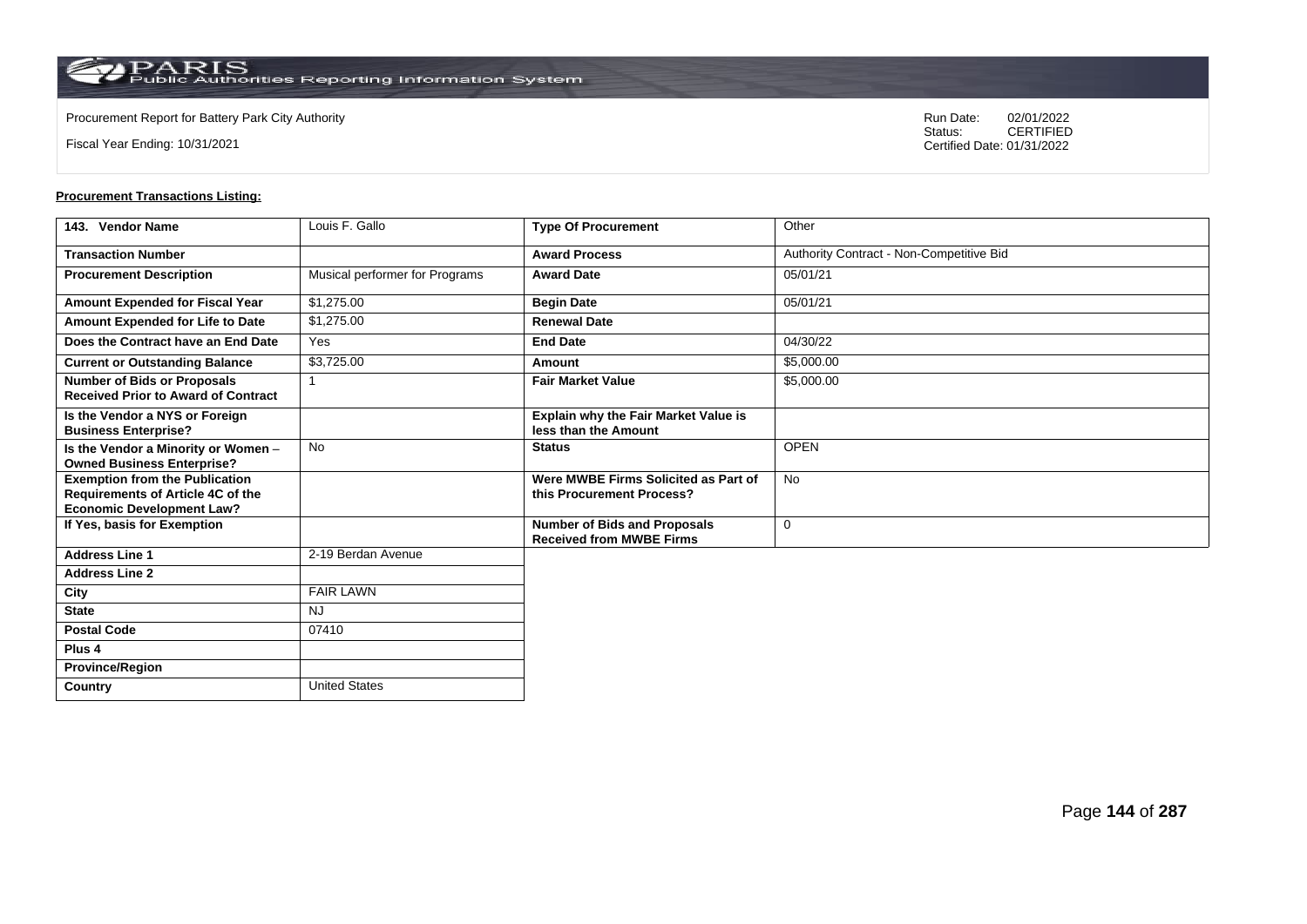Procurement Report for Battery Park City Authority

Fiscal Year Ending: 10/31/2021

Run Date: 02/01/2022
Status: CERTIFIED
Certified Date: 01/31/2022

**Procurement Transactions Listing:**

| 143. Vendor Name | Louis F. Gallo | Type Of Procurement | Other |
|---|---|---|---|
| Transaction Number | | Award Process | Authority Contract - Non-Competitive Bid |
| Procurement Description | Musical performer for Programs | Award Date | 05/01/21 |
| Amount Expended for Fiscal Year | $1,275.00 | Begin Date | 05/01/21 |
| Amount Expended for Life to Date | $1,275.00 | Renewal Date | |
| Does the Contract have an End Date | Yes | End Date | 04/30/22 |
| Current or Outstanding Balance | $3,725.00 | Amount | $5,000.00 |
| Number of Bids or Proposals Received Prior to Award of Contract | 1 | Fair Market Value | $5,000.00 |
| Is the Vendor a NYS or Foreign Business Enterprise? | | Explain why the Fair Market Value is less than the Amount | |
| Is the Vendor a Minority or Women – Owned Business Enterprise? | No | Status | OPEN |
| Exemption from the Publication Requirements of Article 4C of the Economic Development Law? | | Were MWBE Firms Solicited as Part of this Procurement Process? | No |
| If Yes, basis for Exemption | | Number of Bids and Proposals Received from MWBE Firms | 0 |
| Address Line 1 | 2-19 Berdan Avenue | | |
| Address Line 2 | | | |
| City | FAIR LAWN | | |
| State | NJ | | |
| Postal Code | 07410 | | |
| Plus 4 | | | |
| Province/Region | | | |
| Country | United States | | |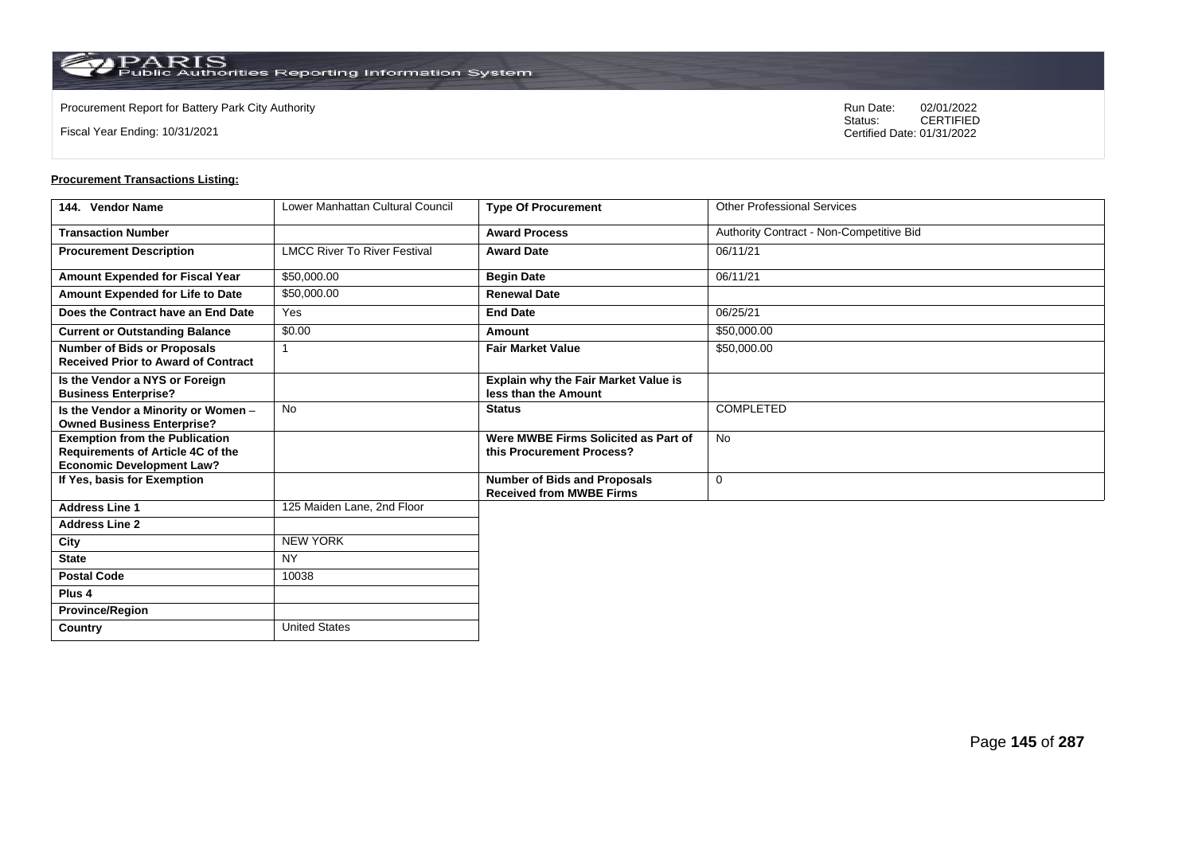Procurement Report for Battery Park City Authority

Fiscal Year Ending: 10/31/2021

Run Date: 02/01/2022
Status: CERTIFIED
Certified Date: 01/31/2022

**Procurement Transactions Listing:**

| 144. Vendor Name | Lower Manhattan Cultural Council | Type Of Procurement | Other Professional Services |
|---|---|---|---|
| Transaction Number | | Award Process | Authority Contract - Non-Competitive Bid |
| Procurement Description | LMCC River To River Festival | Award Date | 06/11/21 |
| Amount Expended for Fiscal Year | $50,000.00 | Begin Date | 06/11/21 |
| Amount Expended for Life to Date | $50,000.00 | Renewal Date | |
| Does the Contract have an End Date | Yes | End Date | 06/25/21 |
| Current or Outstanding Balance | $0.00 | Amount | $50,000.00 |
| Number of Bids or Proposals Received Prior to Award of Contract | 1 | Fair Market Value | $50,000.00 |
| Is the Vendor a NYS or Foreign Business Enterprise? | | Explain why the Fair Market Value is less than the Amount | |
| Is the Vendor a Minority or Women – Owned Business Enterprise? | No | Status | COMPLETED |
| Exemption from the Publication Requirements of Article 4C of the Economic Development Law? | | Were MWBE Firms Solicited as Part of this Procurement Process? | No |
| If Yes, basis for Exemption | | Number of Bids and Proposals Received from MWBE Firms | 0 |
| Address Line 1 | 125 Maiden Lane, 2nd Floor | | |
| Address Line 2 | | | |
| City | NEW YORK | | |
| State | NY | | |
| Postal Code | 10038 | | |
| Plus 4 | | | |
| Province/Region | | | |
| Country | United States | | |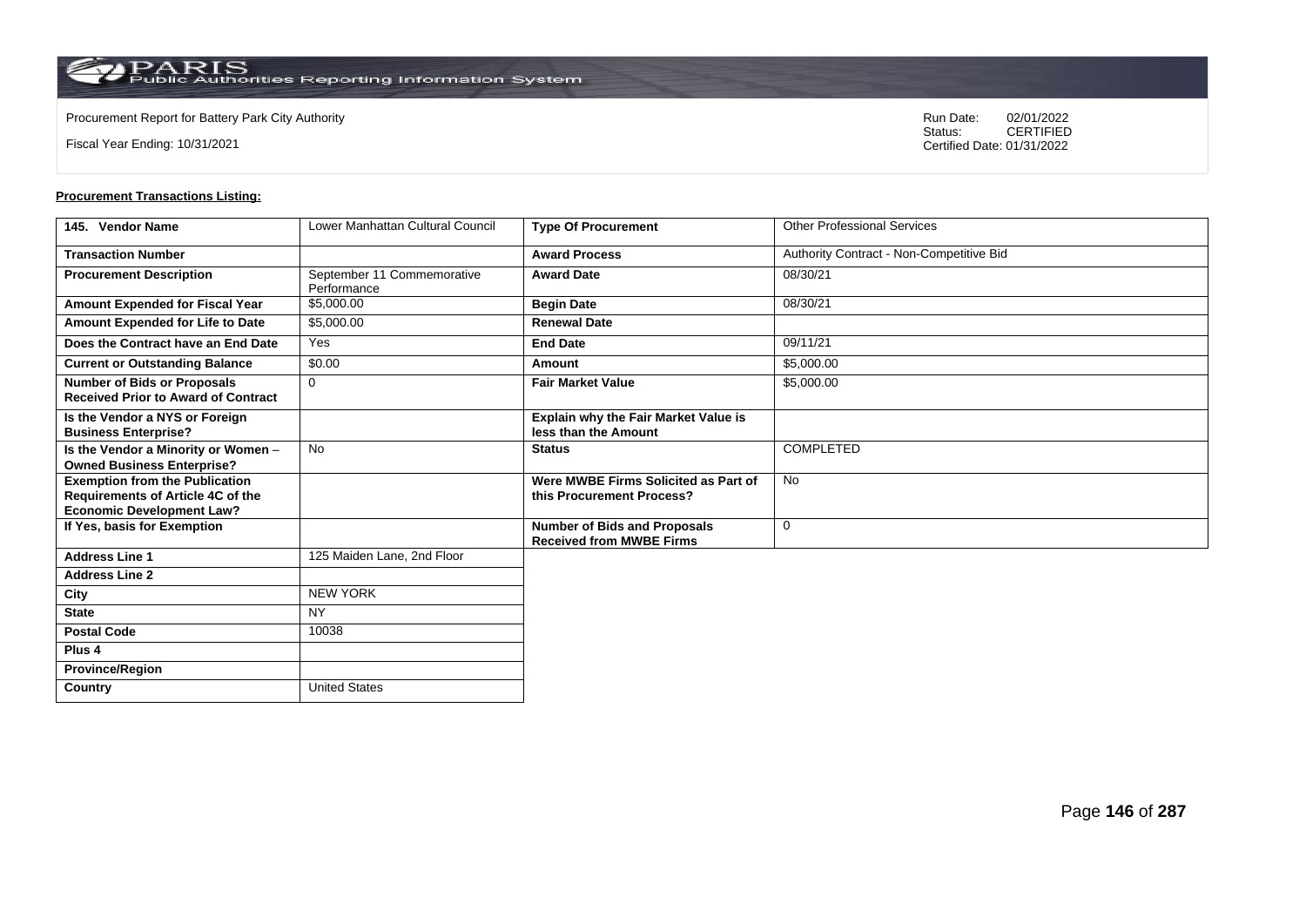Procurement Report for Battery Park City Authority

Fiscal Year Ending: 10/31/2021

Run Date: 02/01/2022
Status: CERTIFIED
Certified Date: 01/31/2022

**Procurement Transactions Listing:**

| 145. Vendor Name | Lower Manhattan Cultural Council | Type Of Procurement | Other Professional Services |
|---|---|---|---|
| Transaction Number | | Award Process | Authority Contract - Non-Competitive Bid |
| Procurement Description | September 11 Commemorative Performance | Award Date | 08/30/21 |
| Amount Expended for Fiscal Year | $5,000.00 | Begin Date | 08/30/21 |
| Amount Expended for Life to Date | $5,000.00 | Renewal Date | |
| Does the Contract have an End Date | Yes | End Date | 09/11/21 |
| Current or Outstanding Balance | $0.00 | Amount | $5,000.00 |
| Number of Bids or Proposals Received Prior to Award of Contract | 0 | Fair Market Value | $5,000.00 |
| Is the Vendor a NYS or Foreign Business Enterprise? | | Explain why the Fair Market Value is less than the Amount | |
| Is the Vendor a Minority or Women – Owned Business Enterprise? | No | Status | COMPLETED |
| Exemption from the Publication Requirements of Article 4C of the Economic Development Law? | | Were MWBE Firms Solicited as Part of this Procurement Process? | No |
| If Yes, basis for Exemption | | Number of Bids and Proposals Received from MWBE Firms | 0 |
| Address Line 1 | 125 Maiden Lane, 2nd Floor | | |
| Address Line 2 | | | |
| City | NEW YORK | | |
| State | NY | | |
| Postal Code | 10038 | | |
| Plus 4 | | | |
| Province/Region | | | |
| Country | United States | | |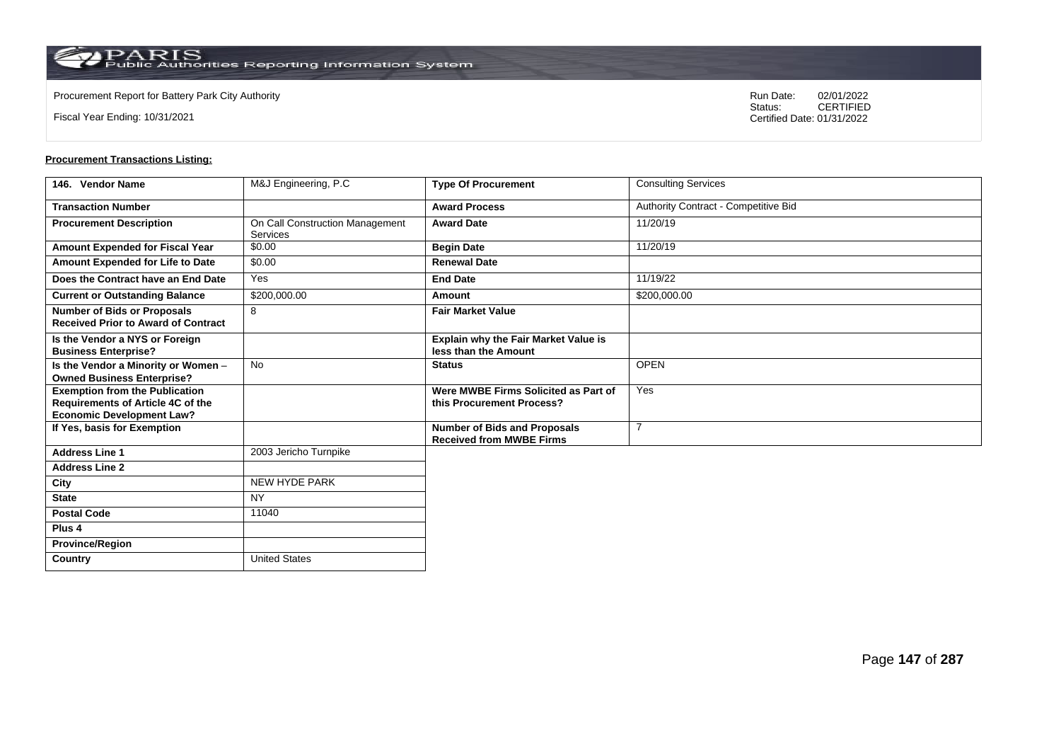Procurement Report for Battery Park City Authority

Fiscal Year Ending: 10/31/2021

Run Date: 02/01/2022
Status: CERTIFIED
Certified Date: 01/31/2022

**Procurement Transactions Listing:**

| 146. Vendor Name | M&J Engineering, P.C | Type Of Procurement | Consulting Services |
|---|---|---|---|
| Transaction Number | | Award Process | Authority Contract - Competitive Bid |
| Procurement Description | On Call Construction Management Services | Award Date | 11/20/19 |
| Amount Expended for Fiscal Year | $0.00 | Begin Date | 11/20/19 |
| Amount Expended for Life to Date | $0.00 | Renewal Date | |
| Does the Contract have an End Date | Yes | End Date | 11/19/22 |
| Current or Outstanding Balance | $200,000.00 | Amount | $200,000.00 |
| Number of Bids or Proposals Received Prior to Award of Contract | 8 | Fair Market Value | |
| Is the Vendor a NYS or Foreign Business Enterprise? | | Explain why the Fair Market Value is less than the Amount | |
| Is the Vendor a Minority or Women – Owned Business Enterprise? | No | Status | OPEN |
| Exemption from the Publication Requirements of Article 4C of the Economic Development Law? | | Were MWBE Firms Solicited as Part of this Procurement Process? | Yes |
| If Yes, basis for Exemption | | Number of Bids and Proposals Received from MWBE Firms | 7 |
| Address Line 1 | 2003 Jericho Turnpike | | |
| Address Line 2 | | | |
| City | NEW HYDE PARK | | |
| State | NY | | |
| Postal Code | 11040 | | |
| Plus 4 | | | |
| Province/Region | | | |
| Country | United States | | |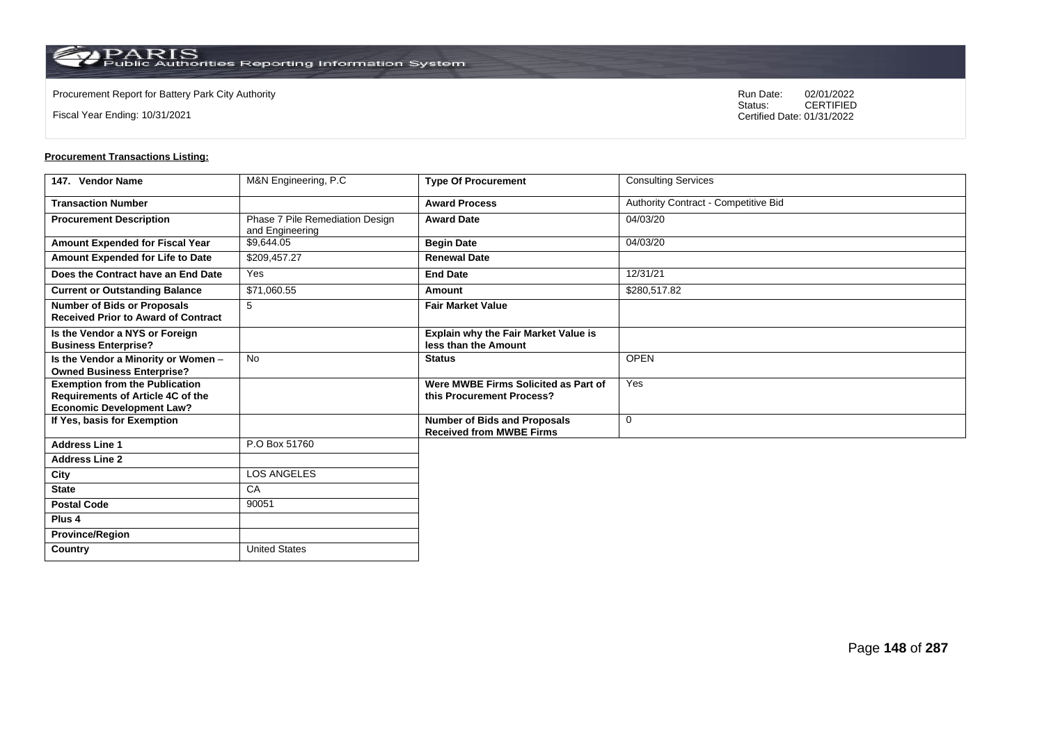Procurement Report for Battery Park City Authority

Fiscal Year Ending: 10/31/2021

Run Date: 02/01/2022
Status: CERTIFIED
Certified Date: 01/31/2022

**Procurement Transactions Listing:**

| 147. Vendor Name | M&N Engineering, P.C | Type Of Procurement | Consulting Services |
|---|---|---|---|
| Transaction Number | | Award Process | Authority Contract - Competitive Bid |
| Procurement Description | Phase 7 Pile Remediation Design and Engineering | Award Date | 04/03/20 |
| Amount Expended for Fiscal Year | $9,644.05 | Begin Date | 04/03/20 |
| Amount Expended for Life to Date | $209,457.27 | Renewal Date | |
| Does the Contract have an End Date | Yes | End Date | 12/31/21 |
| Current or Outstanding Balance | $71,060.55 | Amount | $280,517.82 |
| Number of Bids or Proposals Received Prior to Award of Contract | 5 | Fair Market Value | |
| Is the Vendor a NYS or Foreign Business Enterprise? | | Explain why the Fair Market Value is less than the Amount | |
| Is the Vendor a Minority or Women – Owned Business Enterprise? | No | Status | OPEN |
| Exemption from the Publication Requirements of Article 4C of the Economic Development Law? | | Were MWBE Firms Solicited as Part of this Procurement Process? | Yes |
| If Yes, basis for Exemption | | Number of Bids and Proposals Received from MWBE Firms | 0 |
| Address Line 1 | P.O Box 51760 | | |
| Address Line 2 | | | |
| City | LOS ANGELES | | |
| State | CA | | |
| Postal Code | 90051 | | |
| Plus 4 | | | |
| Province/Region | | | |
| Country | United States | | |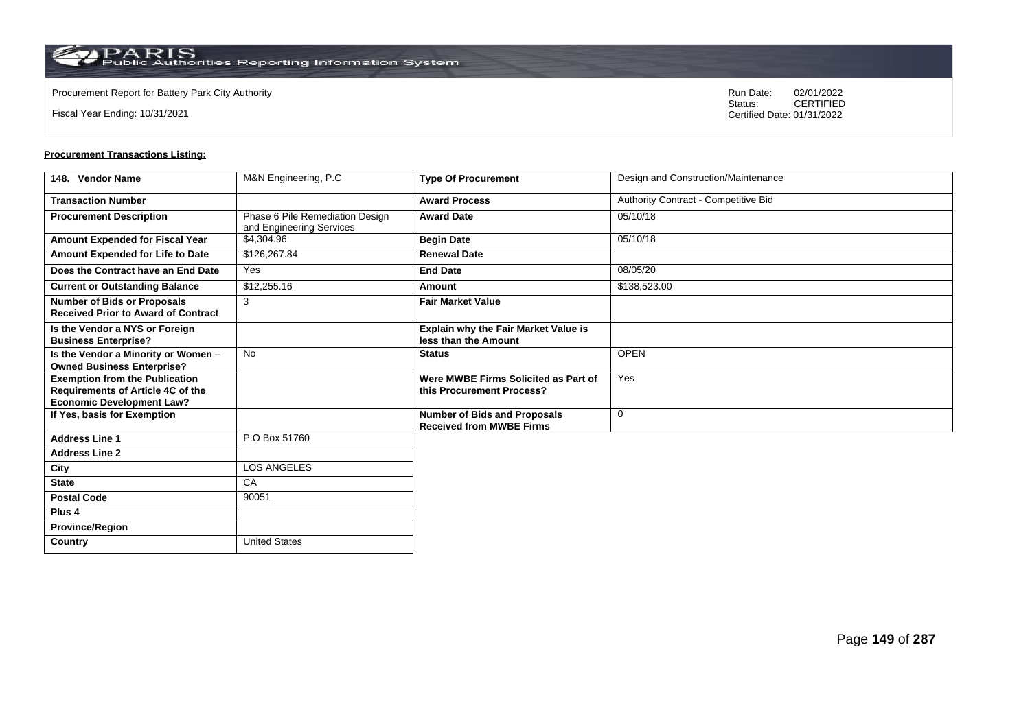Procurement Report for Battery Park City Authority

Fiscal Year Ending: 10/31/2021

Run Date: 02/01/2022
Status: CERTIFIED
Certified Date: 01/31/2022

**Procurement Transactions Listing:**

| 148. Vendor Name | M&N Engineering, P.C | Type Of Procurement | Design and Construction/Maintenance |
|---|---|---|---|
| Transaction Number | | Award Process | Authority Contract - Competitive Bid |
| Procurement Description | Phase 6 Pile Remediation Design and Engineering Services | Award Date | 05/10/18 |
| Amount Expended for Fiscal Year | $4,304.96 | Begin Date | 05/10/18 |
| Amount Expended for Life to Date | $126,267.84 | Renewal Date | |
| Does the Contract have an End Date | Yes | End Date | 08/05/20 |
| Current or Outstanding Balance | $12,255.16 | Amount | $138,523.00 |
| Number of Bids or Proposals Received Prior to Award of Contract | 3 | Fair Market Value | |
| Is the Vendor a NYS or Foreign Business Enterprise? | | Explain why the Fair Market Value is less than the Amount | |
| Is the Vendor a Minority or Women – Owned Business Enterprise? | No | Status | OPEN |
| Exemption from the Publication Requirements of Article 4C of the Economic Development Law? | | Were MWBE Firms Solicited as Part of this Procurement Process? | Yes |
| If Yes, basis for Exemption | | Number of Bids and Proposals Received from MWBE Firms | 0 |
| Address Line 1 | P.O Box 51760 | | |
| Address Line 2 | | | |
| City | LOS ANGELES | | |
| State | CA | | |
| Postal Code | 90051 | | |
| Plus 4 | | | |
| Province/Region | | | |
| Country | United States | | |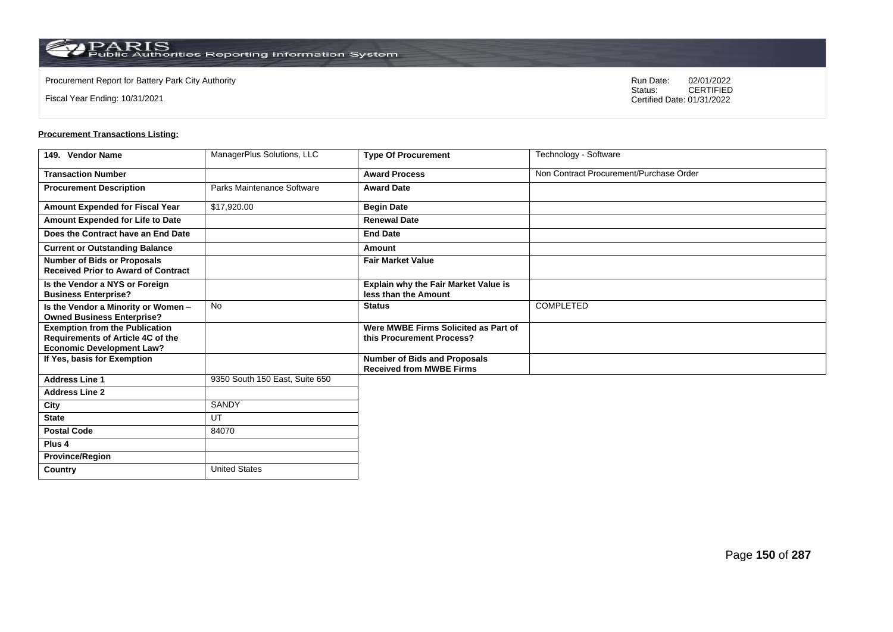Procurement Report for Battery Park City Authority

Fiscal Year Ending: 10/31/2021

Run Date: 02/01/2022
Status: CERTIFIED
Certified Date: 01/31/2022

**Procurement Transactions Listing:**

| 149. Vendor Name | ManagerPlus Solutions, LLC | Type Of Procurement | Technology - Software |
|---|---|---|---|
| Transaction Number | | Award Process | Non Contract Procurement/Purchase Order |
| Procurement Description | Parks Maintenance Software | Award Date | |
| Amount Expended for Fiscal Year | $17,920.00 | Begin Date | |
| Amount Expended for Life to Date | | Renewal Date | |
| Does the Contract have an End Date | | End Date | |
| Current or Outstanding Balance | | Amount | |
| Number of Bids or Proposals Received Prior to Award of Contract | | Fair Market Value | |
| Is the Vendor a NYS or Foreign Business Enterprise? | | Explain why the Fair Market Value is less than the Amount | |
| Is the Vendor a Minority or Women – Owned Business Enterprise? | No | Status | COMPLETED |
| Exemption from the Publication Requirements of Article 4C of the Economic Development Law? | | Were MWBE Firms Solicited as Part of this Procurement Process? | |
| If Yes, basis for Exemption | | Number of Bids and Proposals Received from MWBE Firms | |
| Address Line 1 | 9350 South 150 East, Suite 650 | | |
| Address Line 2 | | | |
| City | SANDY | | |
| State | UT | | |
| Postal Code | 84070 | | |
| Plus 4 | | | |
| Province/Region | | | |
| Country | United States | | |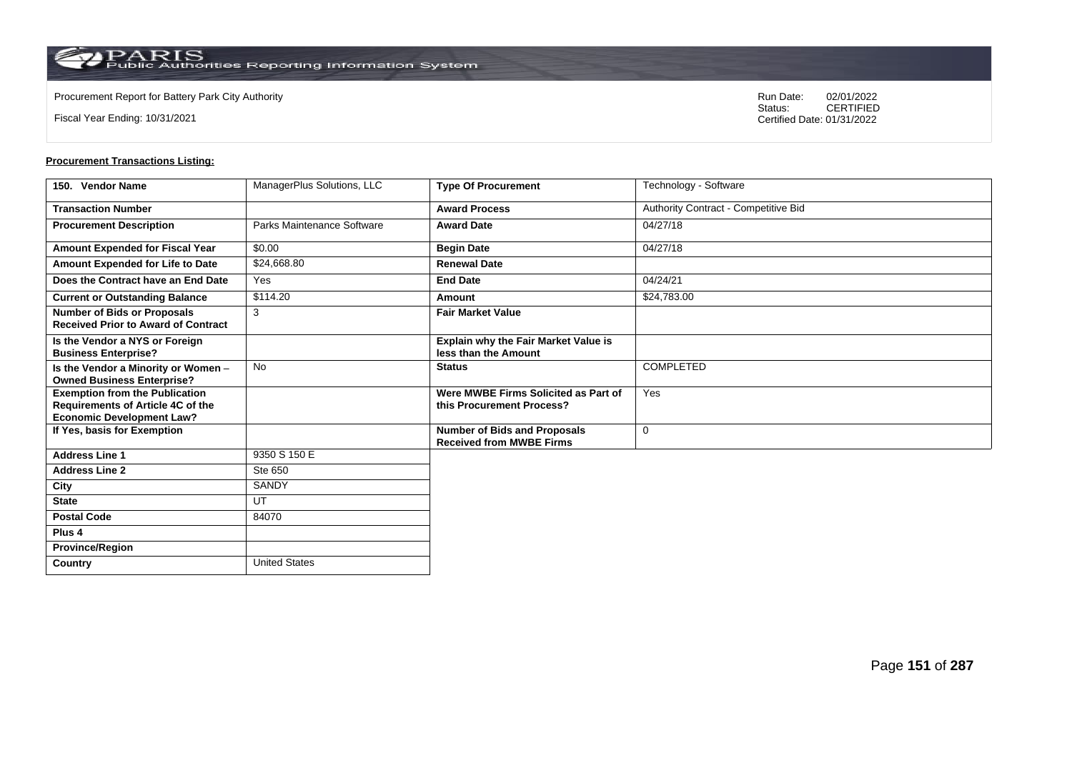Procurement Report for Battery Park City Authority

Fiscal Year Ending: 10/31/2021

Run Date: 02/01/2022
Status: CERTIFIED
Certified Date: 01/31/2022

**Procurement Transactions Listing:**

| 150. Vendor Name | ManagerPlus Solutions, LLC | Type Of Procurement | Technology - Software |
|---|---|---|---|
| Transaction Number | | Award Process | Authority Contract - Competitive Bid |
| Procurement Description | Parks Maintenance Software | Award Date | 04/27/18 |
| Amount Expended for Fiscal Year | $0.00 | Begin Date | 04/27/18 |
| Amount Expended for Life to Date | $24,668.80 | Renewal Date | |
| Does the Contract have an End Date | Yes | End Date | 04/24/21 |
| Current or Outstanding Balance | $114.20 | Amount | $24,783.00 |
| Number of Bids or Proposals Received Prior to Award of Contract | 3 | Fair Market Value | |
| Is the Vendor a NYS or Foreign Business Enterprise? | | Explain why the Fair Market Value is less than the Amount | |
| Is the Vendor a Minority or Women – Owned Business Enterprise? | No | Status | COMPLETED |
| Exemption from the Publication Requirements of Article 4C of the Economic Development Law? | | Were MWBE Firms Solicited as Part of this Procurement Process? | Yes |
| If Yes, basis for Exemption | | Number of Bids and Proposals Received from MWBE Firms | 0 |
| Address Line 1 | 9350 S 150 E | | |
| Address Line 2 | Ste 650 | | |
| City | SANDY | | |
| State | UT | | |
| Postal Code | 84070 | | |
| Plus 4 | | | |
| Province/Region | | | |
| Country | United States | | |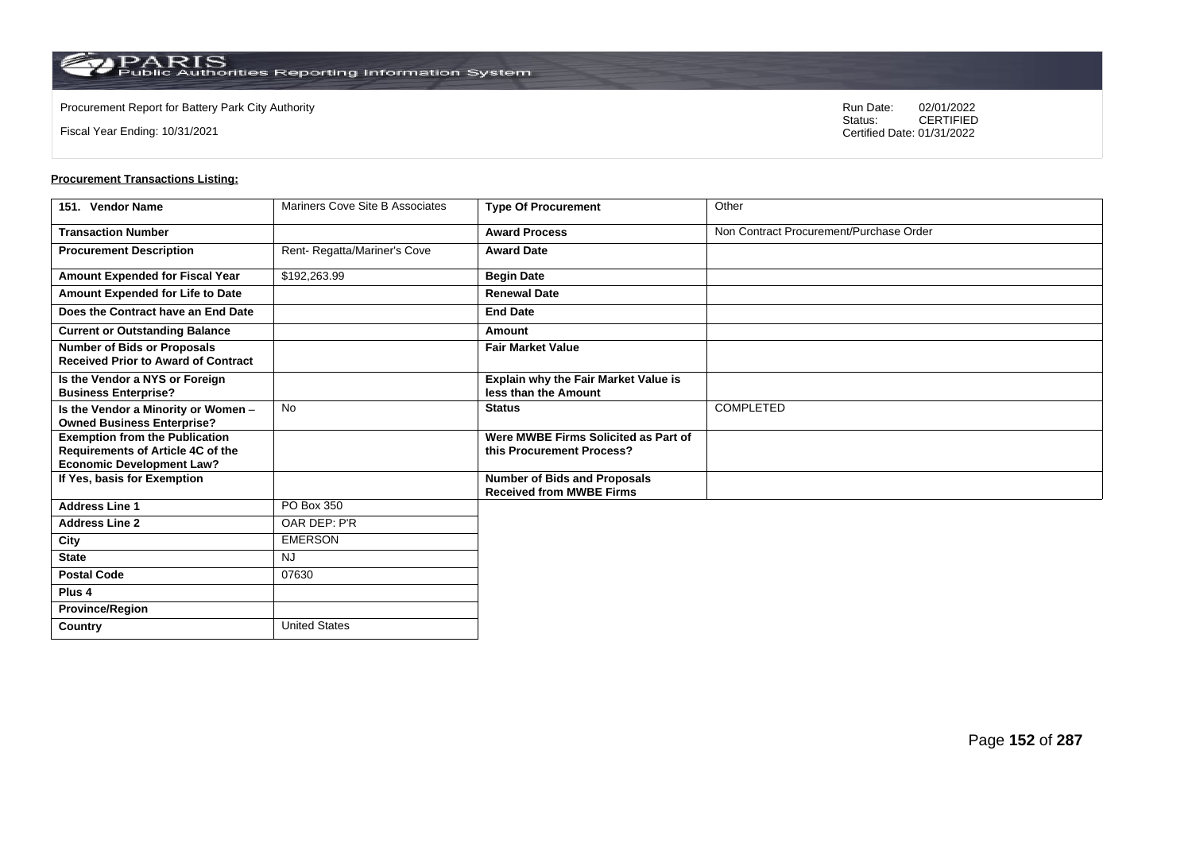Procurement Report for Battery Park City Authority

Fiscal Year Ending: 10/31/2021

Run Date: 02/01/2022
Status: CERTIFIED
Certified Date: 01/31/2022

**Procurement Transactions Listing:**

| 151. Vendor Name | Mariners Cove Site B Associates | Type Of Procurement | Other |
|---|---|---|---|
| Transaction Number | | Award Process | Non Contract Procurement/Purchase Order |
| Procurement Description | Rent- Regatta/Mariner's Cove | Award Date | |
| Amount Expended for Fiscal Year | $192,263.99 | Begin Date | |
| Amount Expended for Life to Date | | Renewal Date | |
| Does the Contract have an End Date | | End Date | |
| Current or Outstanding Balance | | Amount | |
| Number of Bids or Proposals Received Prior to Award of Contract | | Fair Market Value | |
| Is the Vendor a NYS or Foreign Business Enterprise? | | Explain why the Fair Market Value is less than the Amount | |
| Is the Vendor a Minority or Women – Owned Business Enterprise? | No | Status | COMPLETED |
| Exemption from the Publication Requirements of Article 4C of the Economic Development Law? | | Were MWBE Firms Solicited as Part of this Procurement Process? | |
| If Yes, basis for Exemption | | Number of Bids and Proposals Received from MWBE Firms | |
| Address Line 1 | PO Box 350 | | |
| Address Line 2 | OAR DEP: P'R | | |
| City | EMERSON | | |
| State | NJ | | |
| Postal Code | 07630 | | |
| Plus 4 | | | |
| Province/Region | | | |
| Country | United States | | |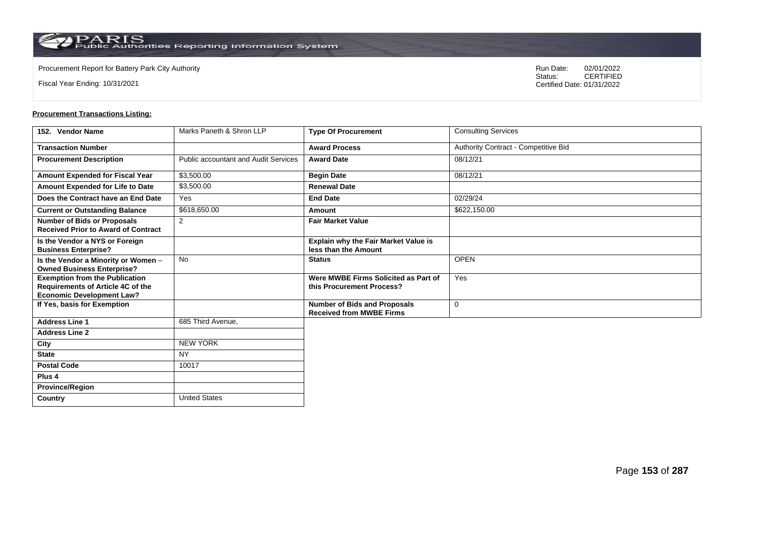Procurement Report for Battery Park City Authority

Fiscal Year Ending: 10/31/2021

Run Date: 02/01/2022
Status: CERTIFIED
Certified Date: 01/31/2022

**Procurement Transactions Listing:**

| 152. Vendor Name | Marks Paneth & Shron LLP | Type Of Procurement | Consulting Services |
|---|---|---|---|
| Transaction Number | | Award Process | Authority Contract - Competitive Bid |
| Procurement Description | Public accountant and Audit Services | Award Date | 08/12/21 |
| Amount Expended for Fiscal Year | $3,500.00 | Begin Date | 08/12/21 |
| Amount Expended for Life to Date | $3,500.00 | Renewal Date | |
| Does the Contract have an End Date | Yes | End Date | 02/29/24 |
| Current or Outstanding Balance | $618,650.00 | Amount | $622,150.00 |
| Number of Bids or Proposals Received Prior to Award of Contract | 2 | Fair Market Value | |
| Is the Vendor a NYS or Foreign Business Enterprise? | | Explain why the Fair Market Value is less than the Amount | |
| Is the Vendor a Minority or Women – Owned Business Enterprise? | No | Status | OPEN |
| Exemption from the Publication Requirements of Article 4C of the Economic Development Law? | | Were MWBE Firms Solicited as Part of this Procurement Process? | Yes |
| If Yes, basis for Exemption | | Number of Bids and Proposals Received from MWBE Firms | 0 |
| Address Line 1 | 685 Third Avenue, | | |
| Address Line 2 | | | |
| City | NEW YORK | | |
| State | NY | | |
| Postal Code | 10017 | | |
| Plus 4 | | | |
| Province/Region | | | |
| Country | United States | | |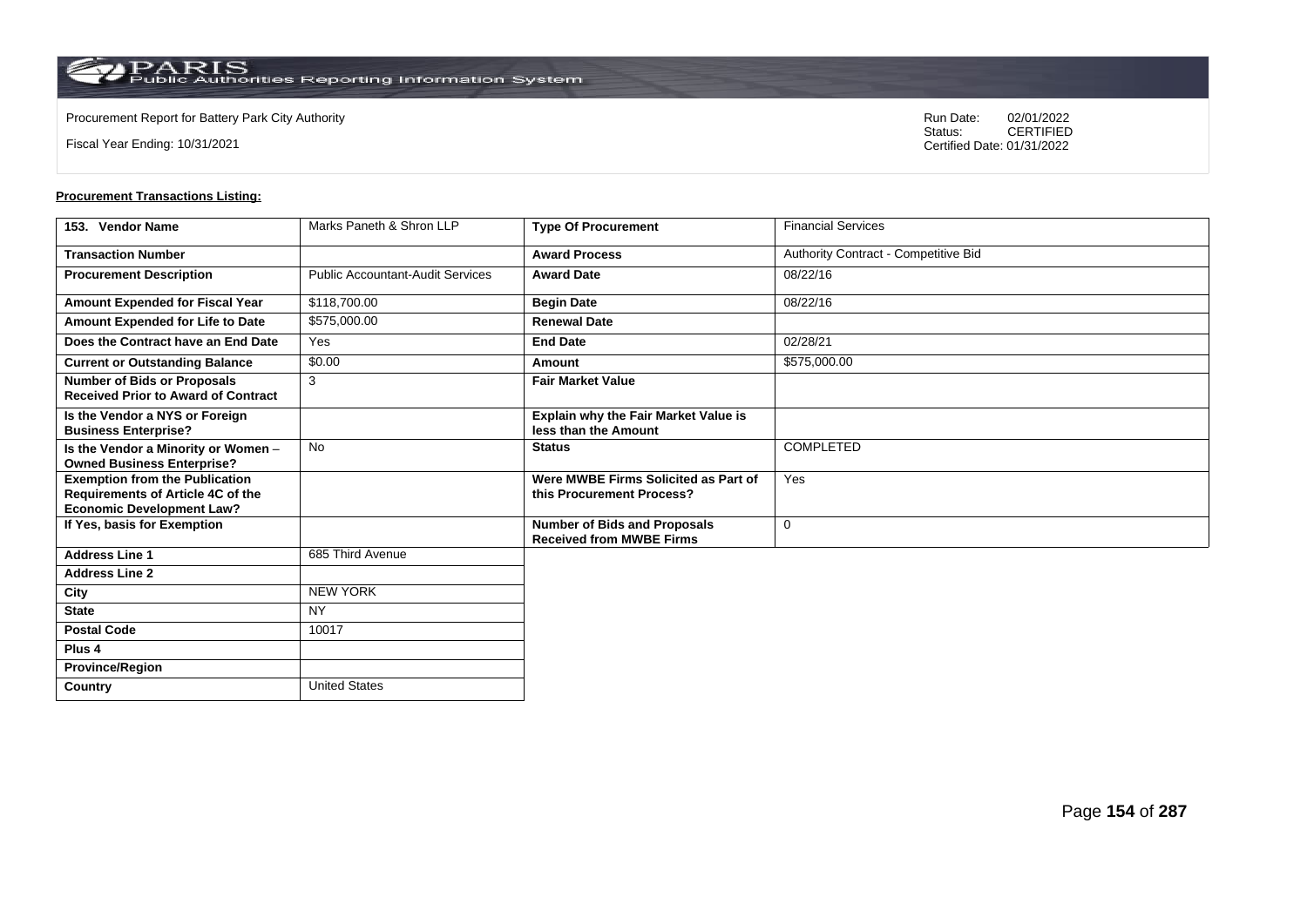Procurement Report for Battery Park City Authority

Fiscal Year Ending: 10/31/2021

Run Date: 02/01/2022
Status: CERTIFIED
Certified Date: 01/31/2022

**Procurement Transactions Listing:**

| 153. Vendor Name | Marks Paneth & Shron LLP | Type Of Procurement | Financial Services |
|---|---|---|---|
| Transaction Number | | Award Process | Authority Contract - Competitive Bid |
| Procurement Description | Public Accountant-Audit Services | Award Date | 08/22/16 |
| Amount Expended for Fiscal Year | $118,700.00 | Begin Date | 08/22/16 |
| Amount Expended for Life to Date | $575,000.00 | Renewal Date | |
| Does the Contract have an End Date | Yes | End Date | 02/28/21 |
| Current or Outstanding Balance | $0.00 | Amount | $575,000.00 |
| Number of Bids or Proposals Received Prior to Award of Contract | 3 | Fair Market Value | |
| Is the Vendor a NYS or Foreign Business Enterprise? | | Explain why the Fair Market Value is less than the Amount | |
| Is the Vendor a Minority or Women – Owned Business Enterprise? | No | Status | COMPLETED |
| Exemption from the Publication Requirements of Article 4C of the Economic Development Law? | | Were MWBE Firms Solicited as Part of this Procurement Process? | Yes |
| If Yes, basis for Exemption | | Number of Bids and Proposals Received from MWBE Firms | 0 |
| Address Line 1 | 685 Third Avenue | | |
| Address Line 2 | | | |
| City | NEW YORK | | |
| State | NY | | |
| Postal Code | 10017 | | |
| Plus 4 | | | |
| Province/Region | | | |
| Country | United States | | |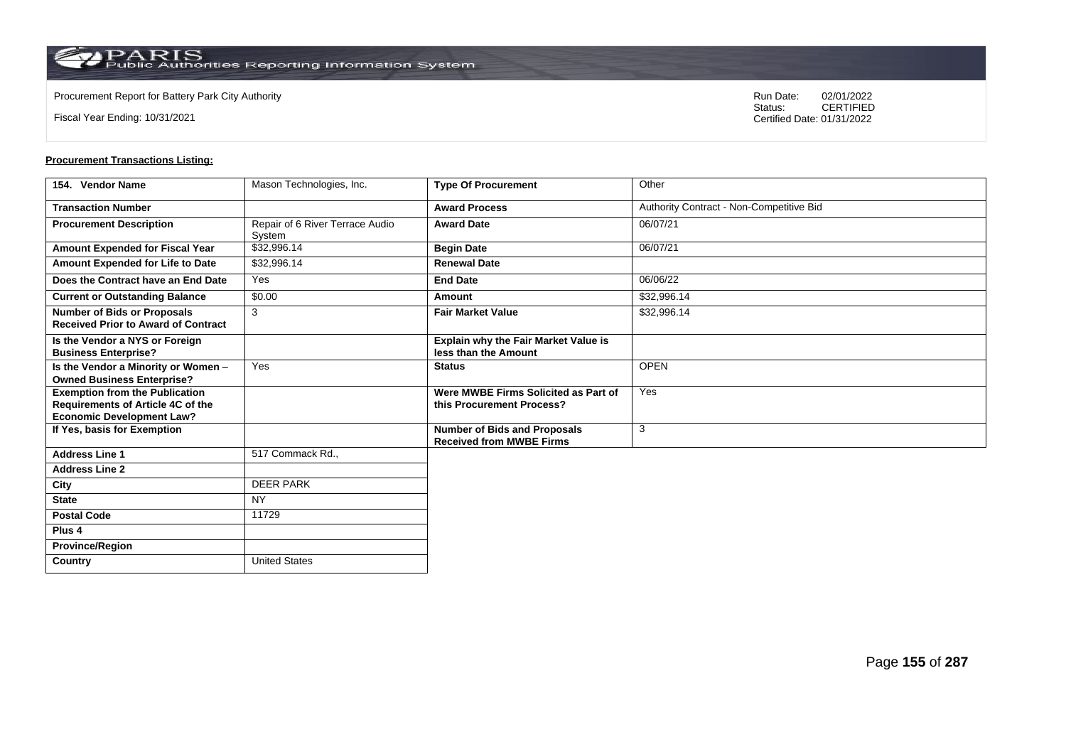Procurement Report for Battery Park City Authority

Fiscal Year Ending: 10/31/2021

Run Date: 02/01/2022
Status: CERTIFIED
Certified Date: 01/31/2022

**Procurement Transactions Listing:**

| 154. Vendor Name | Mason Technologies, Inc. | Type Of Procurement | Other |
|---|---|---|---|
| Transaction Number | | Award Process | Authority Contract - Non-Competitive Bid |
| Procurement Description | Repair of 6 River Terrace Audio System | Award Date | 06/07/21 |
| Amount Expended for Fiscal Year | $32,996.14 | Begin Date | 06/07/21 |
| Amount Expended for Life to Date | $32,996.14 | Renewal Date | |
| Does the Contract have an End Date | Yes | End Date | 06/06/22 |
| Current or Outstanding Balance | $0.00 | Amount | $32,996.14 |
| Number of Bids or Proposals Received Prior to Award of Contract | 3 | Fair Market Value | $32,996.14 |
| Is the Vendor a NYS or Foreign Business Enterprise? | | Explain why the Fair Market Value is less than the Amount | |
| Is the Vendor a Minority or Women – Owned Business Enterprise? | Yes | Status | OPEN |
| Exemption from the Publication Requirements of Article 4C of the Economic Development Law? | | Were MWBE Firms Solicited as Part of this Procurement Process? | Yes |
| If Yes, basis for Exemption | | Number of Bids and Proposals Received from MWBE Firms | 3 |
| Address Line 1 | 517 Commack Rd., | | |
| Address Line 2 | | | |
| City | DEER PARK | | |
| State | NY | | |
| Postal Code | 11729 | | |
| Plus 4 | | | |
| Province/Region | | | |
| Country | United States | | |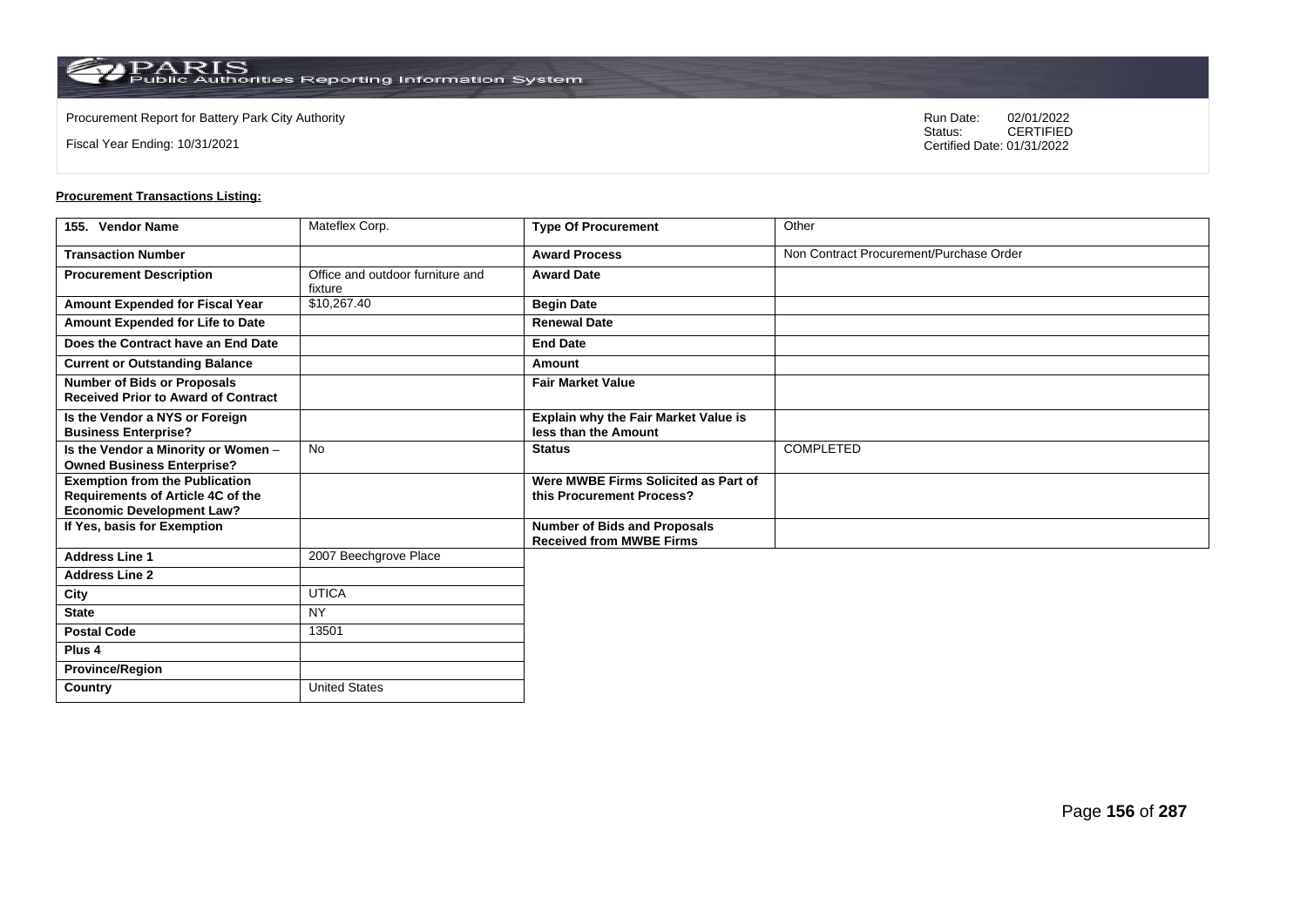Procurement Report for Battery Park City Authority

Fiscal Year Ending: 10/31/2021

Run Date: 02/01/2022
Status: CERTIFIED
Certified Date: 01/31/2022

**Procurement Transactions Listing:**

| 155. Vendor Name | Mateflex Corp. | Type Of Procurement | Other |
|---|---|---|---|
| Transaction Number | | Award Process | Non Contract Procurement/Purchase Order |
| Procurement Description | Office and outdoor furniture and fixture | Award Date | |
| Amount Expended for Fiscal Year | $10,267.40 | Begin Date | |
| Amount Expended for Life to Date | | Renewal Date | |
| Does the Contract have an End Date | | End Date | |
| Current or Outstanding Balance | | Amount | |
| Number of Bids or Proposals Received Prior to Award of Contract | | Fair Market Value | |
| Is the Vendor a NYS or Foreign Business Enterprise? | | Explain why the Fair Market Value is less than the Amount | |
| Is the Vendor a Minority or Women – Owned Business Enterprise? | No | Status | COMPLETED |
| Exemption from the Publication Requirements of Article 4C of the Economic Development Law? | | Were MWBE Firms Solicited as Part of this Procurement Process? | |
| If Yes, basis for Exemption | | Number of Bids and Proposals Received from MWBE Firms | |
| Address Line 1 | 2007 Beechgrove Place | | |
| Address Line 2 | | | |
| City | UTICA | | |
| State | NY | | |
| Postal Code | 13501 | | |
| Plus 4 | | | |
| Province/Region | | | |
| Country | United States | | |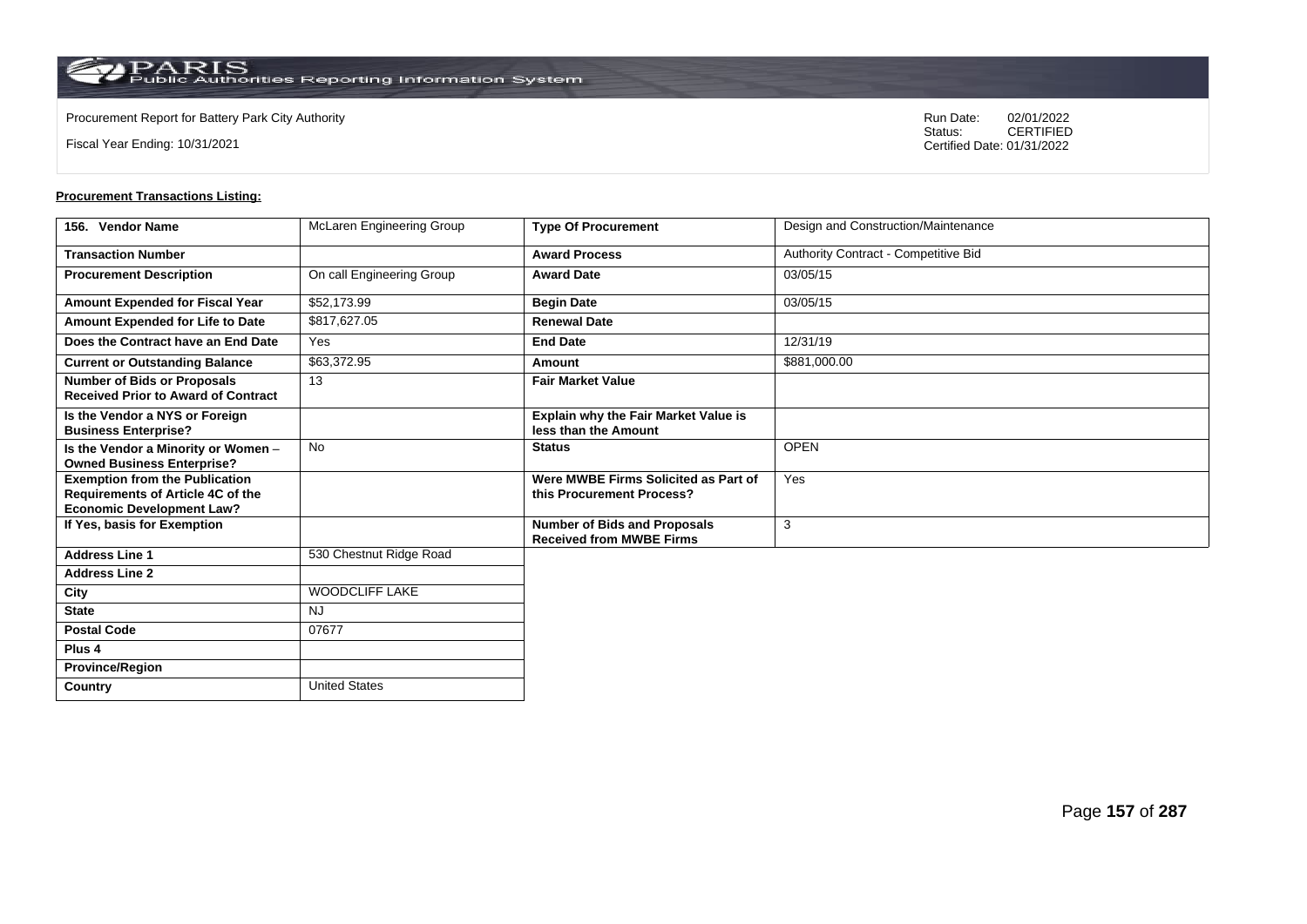Procurement Report for Battery Park City Authority

Fiscal Year Ending: 10/31/2021

Run Date: 02/01/2022
Status: CERTIFIED
Certified Date: 01/31/2022

**Procurement Transactions Listing:**

| 156. Vendor Name | McLaren Engineering Group | Type Of Procurement | Design and Construction/Maintenance |
|---|---|---|---|
| Transaction Number | | Award Process | Authority Contract - Competitive Bid |
| Procurement Description | On call Engineering Group | Award Date | 03/05/15 |
| Amount Expended for Fiscal Year | $52,173.99 | Begin Date | 03/05/15 |
| Amount Expended for Life to Date | $817,627.05 | Renewal Date | |
| Does the Contract have an End Date | Yes | End Date | 12/31/19 |
| Current or Outstanding Balance | $63,372.95 | Amount | $881,000.00 |
| Number of Bids or Proposals Received Prior to Award of Contract | 13 | Fair Market Value | |
| Is the Vendor a NYS or Foreign Business Enterprise? | | Explain why the Fair Market Value is less than the Amount | |
| Is the Vendor a Minority or Women – Owned Business Enterprise? | No | Status | OPEN |
| Exemption from the Publication Requirements of Article 4C of the Economic Development Law? | | Were MWBE Firms Solicited as Part of this Procurement Process? | Yes |
| If Yes, basis for Exemption | | Number of Bids and Proposals Received from MWBE Firms | 3 |
| Address Line 1 | 530 Chestnut Ridge Road | | |
| Address Line 2 | | | |
| City | WOODCLIFF LAKE | | |
| State | NJ | | |
| Postal Code | 07677 | | |
| Plus 4 | | | |
| Province/Region | | | |
| Country | United States | | |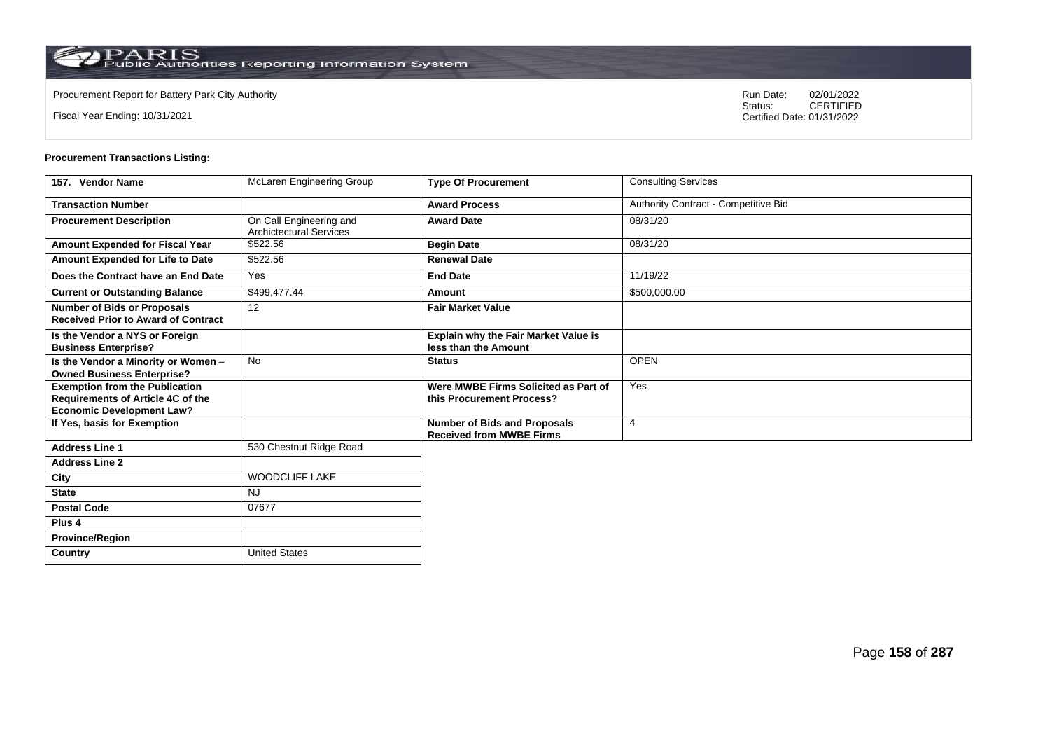Procurement Report for Battery Park City Authority

Fiscal Year Ending: 10/31/2021

Run Date: 02/01/2022
Status: CERTIFIED
Certified Date: 01/31/2022

**Procurement Transactions Listing:**

| 157. Vendor Name | McLaren Engineering Group | Type Of Procurement | Consulting Services |
|---|---|---|---|
| Transaction Number | | Award Process | Authority Contract - Competitive Bid |
| Procurement Description | On Call Engineering and Archictectural Services | Award Date | 08/31/20 |
| Amount Expended for Fiscal Year | $522.56 | Begin Date | 08/31/20 |
| Amount Expended for Life to Date | $522.56 | Renewal Date | |
| Does the Contract have an End Date | Yes | End Date | 11/19/22 |
| Current or Outstanding Balance | $499,477.44 | Amount | $500,000.00 |
| Number of Bids or Proposals Received Prior to Award of Contract | 12 | Fair Market Value | |
| Is the Vendor a NYS or Foreign Business Enterprise? | | Explain why the Fair Market Value is less than the Amount | |
| Is the Vendor a Minority or Women – Owned Business Enterprise? | No | Status | OPEN |
| Exemption from the Publication Requirements of Article 4C of the Economic Development Law? | | Were MWBE Firms Solicited as Part of this Procurement Process? | Yes |
| If Yes, basis for Exemption | | Number of Bids and Proposals Received from MWBE Firms | 4 |
| Address Line 1 | 530 Chestnut Ridge Road | | |
| Address Line 2 | | | |
| City | WOODCLIFF LAKE | | |
| State | NJ | | |
| Postal Code | 07677 | | |
| Plus 4 | | | |
| Province/Region | | | |
| Country | United States | | |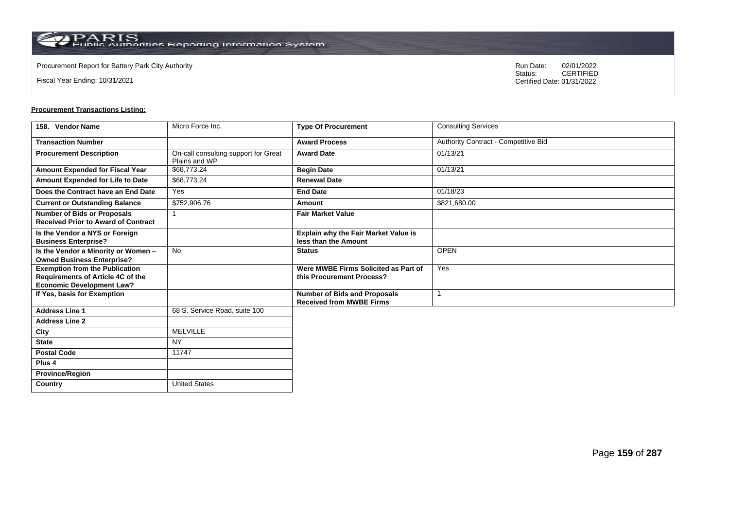Procurement Report for Battery Park City Authority

Fiscal Year Ending: 10/31/2021

Run Date: 02/01/2022
Status: CERTIFIED
Certified Date: 01/31/2022

**Procurement Transactions Listing:**

| 158. Vendor Name | Micro Force Inc. | Type Of Procurement | Consulting Services |
|---|---|---|---|
| Transaction Number | | Award Process | Authority Contract - Competitive Bid |
| Procurement Description | On-call consulting support for Great Plains and WP | Award Date | 01/13/21 |
| Amount Expended for Fiscal Year | $68,773.24 | Begin Date | 01/13/21 |
| Amount Expended for Life to Date | $68,773.24 | Renewal Date | |
| Does the Contract have an End Date | Yes | End Date | 01/18/23 |
| Current or Outstanding Balance | $752,906.76 | Amount | $821,680.00 |
| Number of Bids or Proposals Received Prior to Award of Contract | 1 | Fair Market Value | |
| Is the Vendor a NYS or Foreign Business Enterprise? | | Explain why the Fair Market Value is less than the Amount | |
| Is the Vendor a Minority or Women – Owned Business Enterprise? | No | Status | OPEN |
| Exemption from the Publication Requirements of Article 4C of the Economic Development Law? | | Were MWBE Firms Solicited as Part of this Procurement Process? | Yes |
| If Yes, basis for Exemption | | Number of Bids and Proposals Received from MWBE Firms | 1 |
| Address Line 1 | 68 S. Service Road, suite 100 | | |
| Address Line 2 | | | |
| City | MELVILLE | | |
| State | NY | | |
| Postal Code | 11747 | | |
| Plus 4 | | | |
| Province/Region | | | |
| Country | United States | | |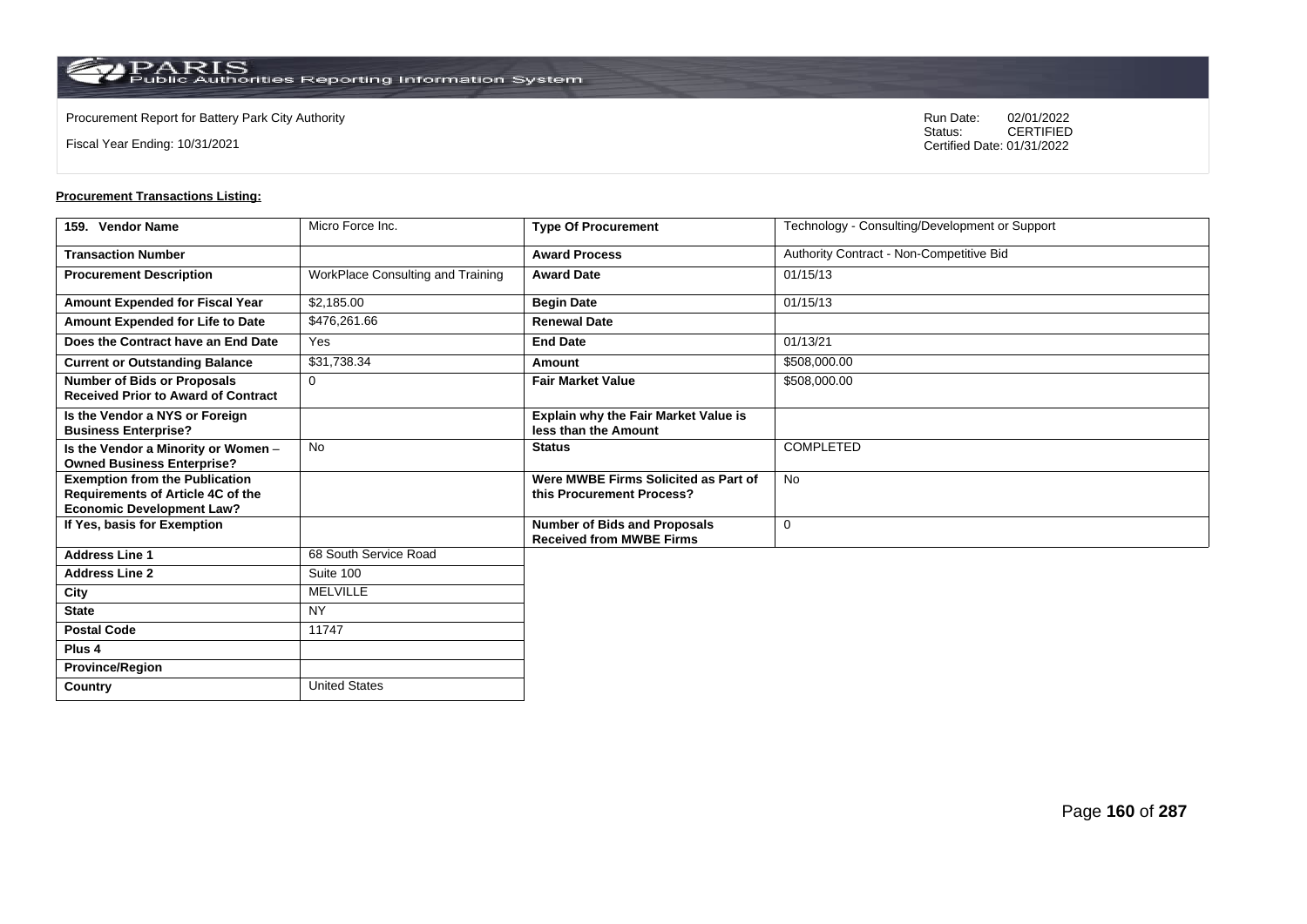Procurement Report for Battery Park City Authority

Fiscal Year Ending: 10/31/2021

Run Date: 02/01/2022
Status: CERTIFIED
Certified Date: 01/31/2022

**Procurement Transactions Listing:**

| 159. Vendor Name | Micro Force Inc. | Type Of Procurement | Technology - Consulting/Development or Support |
|---|---|---|---|
| Transaction Number | | Award Process | Authority Contract - Non-Competitive Bid |
| Procurement Description | WorkPlace Consulting and Training | Award Date | 01/15/13 |
| Amount Expended for Fiscal Year | $2,185.00 | Begin Date | 01/15/13 |
| Amount Expended for Life to Date | $476,261.66 | Renewal Date | |
| Does the Contract have an End Date | Yes | End Date | 01/13/21 |
| Current or Outstanding Balance | $31,738.34 | Amount | $508,000.00 |
| Number of Bids or Proposals Received Prior to Award of Contract | 0 | Fair Market Value | $508,000.00 |
| Is the Vendor a NYS or Foreign Business Enterprise? | | Explain why the Fair Market Value is less than the Amount | |
| Is the Vendor a Minority or Women – Owned Business Enterprise? | No | Status | COMPLETED |
| Exemption from the Publication Requirements of Article 4C of the Economic Development Law? | | Were MWBE Firms Solicited as Part of this Procurement Process? | No |
| If Yes, basis for Exemption | | Number of Bids and Proposals Received from MWBE Firms | 0 |
| Address Line 1 | 68 South Service Road | | |
| Address Line 2 | Suite 100 | | |
| City | MELVILLE | | |
| State | NY | | |
| Postal Code | 11747 | | |
| Plus 4 | | | |
| Province/Region | | | |
| Country | United States | | |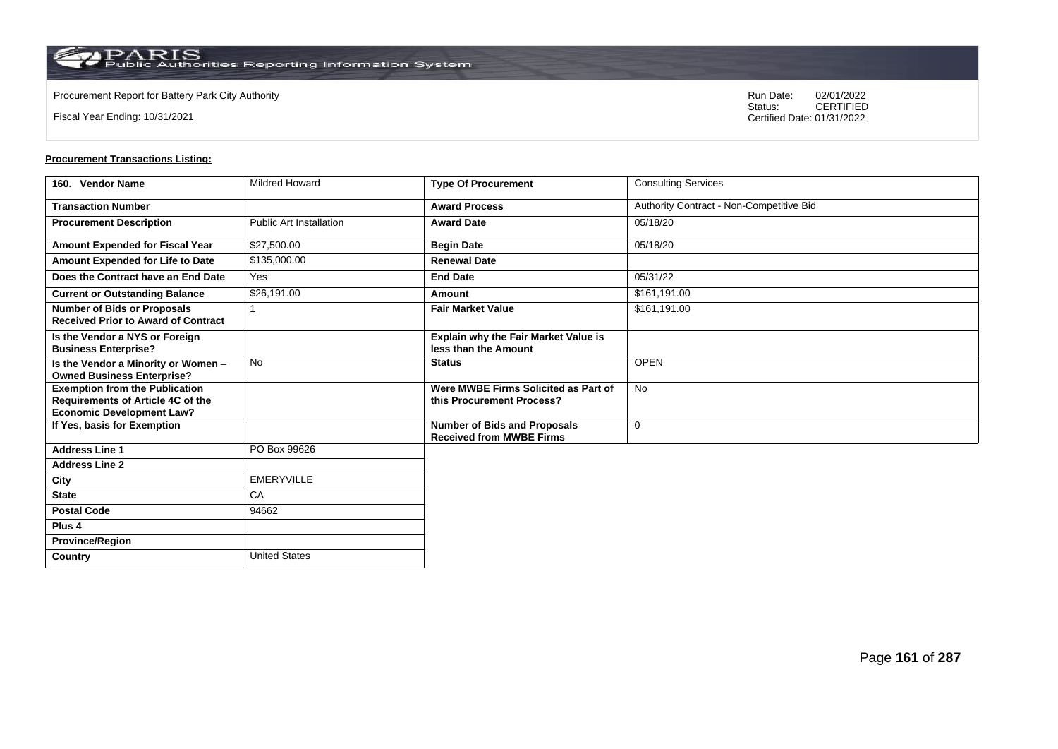Procurement Report for Battery Park City Authority

Fiscal Year Ending: 10/31/2021

Run Date: 02/01/2022
Status: CERTIFIED
Certified Date: 01/31/2022

**Procurement Transactions Listing:**

| 160. Vendor Name | Mildred Howard | Type Of Procurement | Consulting Services |
|---|---|---|---|
| Transaction Number | | Award Process | Authority Contract - Non-Competitive Bid |
| Procurement Description | Public Art Installation | Award Date | 05/18/20 |
| Amount Expended for Fiscal Year | $27,500.00 | Begin Date | 05/18/20 |
| Amount Expended for Life to Date | $135,000.00 | Renewal Date | |
| Does the Contract have an End Date | Yes | End Date | 05/31/22 |
| Current or Outstanding Balance | $26,191.00 | Amount | $161,191.00 |
| Number of Bids or Proposals Received Prior to Award of Contract | 1 | Fair Market Value | $161,191.00 |
| Is the Vendor a NYS or Foreign Business Enterprise? | | Explain why the Fair Market Value is less than the Amount | |
| Is the Vendor a Minority or Women – Owned Business Enterprise? | No | Status | OPEN |
| Exemption from the Publication Requirements of Article 4C of the Economic Development Law? | | Were MWBE Firms Solicited as Part of this Procurement Process? | No |
| If Yes, basis for Exemption | | Number of Bids and Proposals Received from MWBE Firms | 0 |
| Address Line 1 | PO Box 99626 | | |
| Address Line 2 | | | |
| City | EMERYVILLE | | |
| State | CA | | |
| Postal Code | 94662 | | |
| Plus 4 | | | |
| Province/Region | | | |
| Country | United States | | |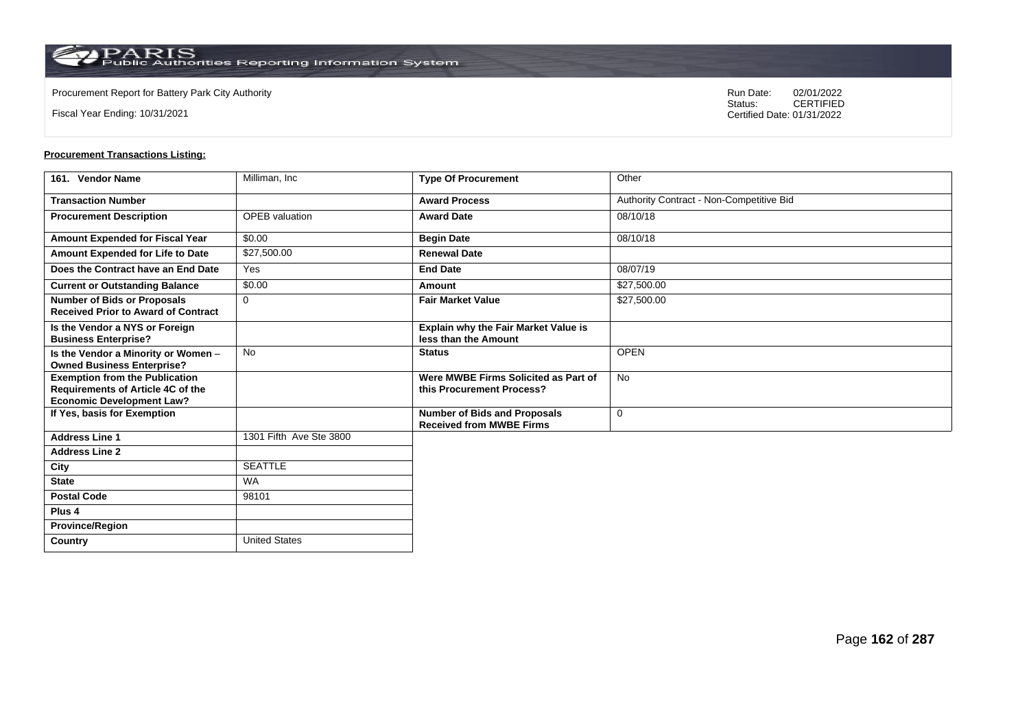Procurement Report for Battery Park City Authority

Fiscal Year Ending: 10/31/2021

Run Date: 02/01/2022
Status: CERTIFIED
Certified Date: 01/31/2022

**Procurement Transactions Listing:**

| 161. Vendor Name | Milliman, Inc | Type Of Procurement | Other |
|---|---|---|---|
| Transaction Number | | Award Process | Authority Contract - Non-Competitive Bid |
| Procurement Description | OPEB valuation | Award Date | 08/10/18 |
| Amount Expended for Fiscal Year | $0.00 | Begin Date | 08/10/18 |
| Amount Expended for Life to Date | $27,500.00 | Renewal Date | |
| Does the Contract have an End Date | Yes | End Date | 08/07/19 |
| Current or Outstanding Balance | $0.00 | Amount | $27,500.00 |
| Number of Bids or Proposals Received Prior to Award of Contract | 0 | Fair Market Value | $27,500.00 |
| Is the Vendor a NYS or Foreign Business Enterprise? | | Explain why the Fair Market Value is less than the Amount | |
| Is the Vendor a Minority or Women – Owned Business Enterprise? | No | Status | OPEN |
| Exemption from the Publication Requirements of Article 4C of the Economic Development Law? | | Were MWBE Firms Solicited as Part of this Procurement Process? | No |
| If Yes, basis for Exemption | | Number of Bids and Proposals Received from MWBE Firms | 0 |
| Address Line 1 | 1301 Fifth Ave Ste 3800 | | |
| Address Line 2 | | | |
| City | SEATTLE | | |
| State | WA | | |
| Postal Code | 98101 | | |
| Plus 4 | | | |
| Province/Region | | | |
| Country | United States | | |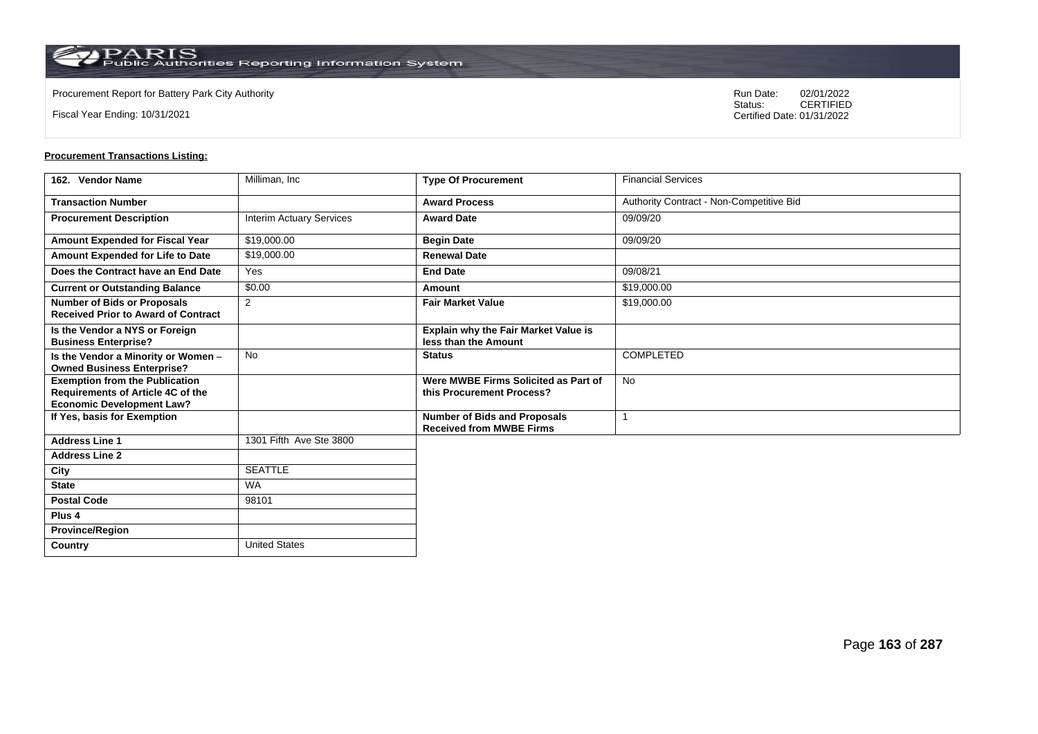Procurement Report for Battery Park City Authority

Fiscal Year Ending: 10/31/2021

Run Date: 02/01/2022
Status: CERTIFIED
Certified Date: 01/31/2022

**Procurement Transactions Listing:**

| 162. Vendor Name | Milliman, Inc | Type Of Procurement | Financial Services |
|---|---|---|---|
| Transaction Number | | Award Process | Authority Contract - Non-Competitive Bid |
| Procurement Description | Interim Actuary Services | Award Date | 09/09/20 |
| Amount Expended for Fiscal Year | $19,000.00 | Begin Date | 09/09/20 |
| Amount Expended for Life to Date | $19,000.00 | Renewal Date | |
| Does the Contract have an End Date | Yes | End Date | 09/08/21 |
| Current or Outstanding Balance | $0.00 | Amount | $19,000.00 |
| Number of Bids or Proposals Received Prior to Award of Contract | 2 | Fair Market Value | $19,000.00 |
| Is the Vendor a NYS or Foreign Business Enterprise? | | Explain why the Fair Market Value is less than the Amount | |
| Is the Vendor a Minority or Women – Owned Business Enterprise? | No | Status | COMPLETED |
| Exemption from the Publication Requirements of Article 4C of the Economic Development Law? | | Were MWBE Firms Solicited as Part of this Procurement Process? | No |
| If Yes, basis for Exemption | | Number of Bids and Proposals Received from MWBE Firms | 1 |
| Address Line 1 | 1301 Fifth Ave Ste 3800 | | |
| Address Line 2 | | | |
| City | SEATTLE | | |
| State | WA | | |
| Postal Code | 98101 | | |
| Plus 4 | | | |
| Province/Region | | | |
| Country | United States | | |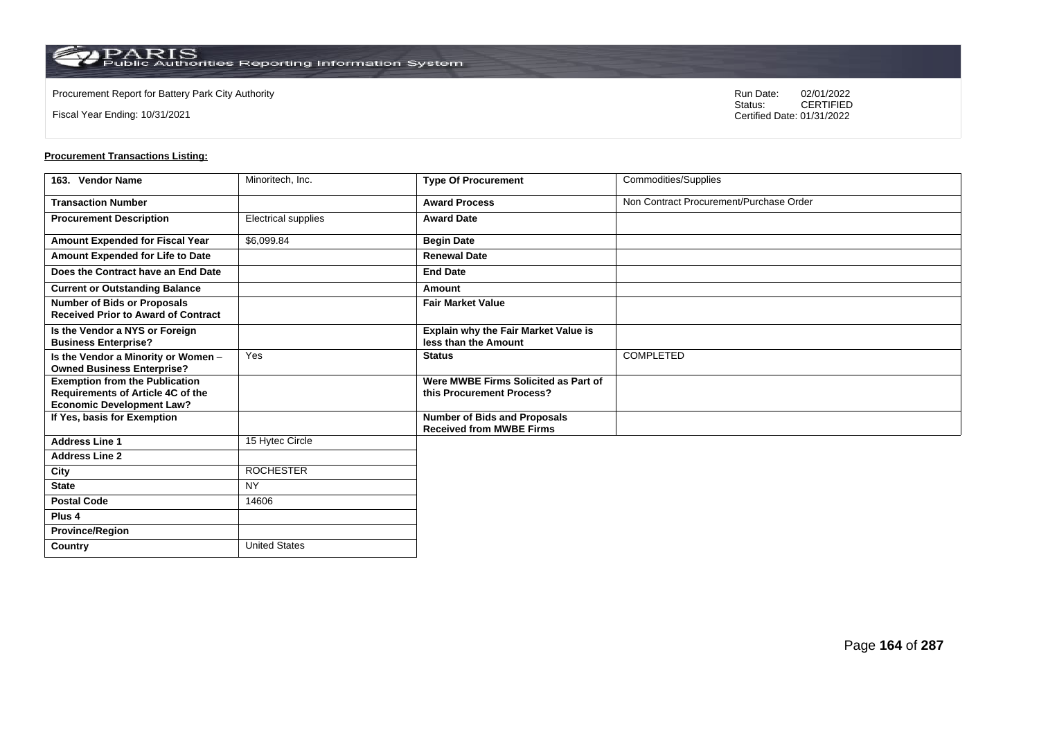Procurement Report for Battery Park City Authority

Fiscal Year Ending: 10/31/2021

Run Date: 02/01/2022
Status: CERTIFIED
Certified Date: 01/31/2022

**Procurement Transactions Listing:**

| 163. Vendor Name | Minoritech, Inc. | Type Of Procurement | Commodities/Supplies |
|---|---|---|---|
| Transaction Number | | Award Process | Non Contract Procurement/Purchase Order |
| Procurement Description | Electrical supplies | Award Date | |
| Amount Expended for Fiscal Year | $6,099.84 | Begin Date | |
| Amount Expended for Life to Date | | Renewal Date | |
| Does the Contract have an End Date | | End Date | |
| Current or Outstanding Balance | | Amount | |
| Number of Bids or Proposals Received Prior to Award of Contract | | Fair Market Value | |
| Is the Vendor a NYS or Foreign Business Enterprise? | | Explain why the Fair Market Value is less than the Amount | |
| Is the Vendor a Minority or Women – Owned Business Enterprise? | Yes | Status | COMPLETED |
| Exemption from the Publication Requirements of Article 4C of the Economic Development Law? | | Were MWBE Firms Solicited as Part of this Procurement Process? | |
| If Yes, basis for Exemption | | Number of Bids and Proposals Received from MWBE Firms | |
| Address Line 1 | 15 Hytec Circle | | |
| Address Line 2 | | | |
| City | ROCHESTER | | |
| State | NY | | |
| Postal Code | 14606 | | |
| Plus 4 | | | |
| Province/Region | | | |
| Country | United States | | |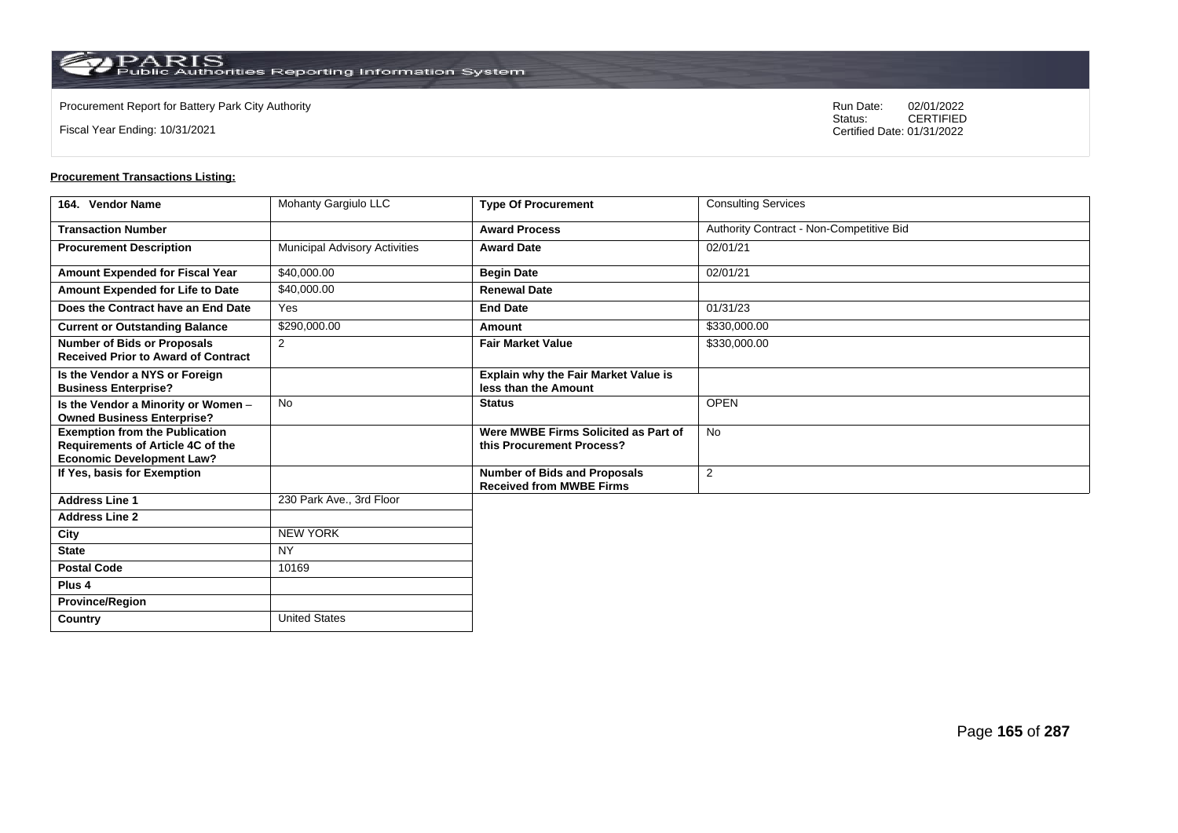Procurement Report for Battery Park City Authority

Fiscal Year Ending: 10/31/2021

Run Date: 02/01/2022
Status: CERTIFIED
Certified Date: 01/31/2022

**Procurement Transactions Listing:**

| 164. Vendor Name | Mohanty Gargiulo LLC | Type Of Procurement | Consulting Services |
|---|---|---|---|
| Transaction Number | | Award Process | Authority Contract - Non-Competitive Bid |
| Procurement Description | Municipal Advisory Activities | Award Date | 02/01/21 |
| Amount Expended for Fiscal Year | $40,000.00 | Begin Date | 02/01/21 |
| Amount Expended for Life to Date | $40,000.00 | Renewal Date | |
| Does the Contract have an End Date | Yes | End Date | 01/31/23 |
| Current or Outstanding Balance | $290,000.00 | Amount | $330,000.00 |
| Number of Bids or Proposals Received Prior to Award of Contract | 2 | Fair Market Value | $330,000.00 |
| Is the Vendor a NYS or Foreign Business Enterprise? | | Explain why the Fair Market Value is less than the Amount | |
| Is the Vendor a Minority or Women – Owned Business Enterprise? | No | Status | OPEN |
| Exemption from the Publication Requirements of Article 4C of the Economic Development Law? | | Were MWBE Firms Solicited as Part of this Procurement Process? | No |
| If Yes, basis for Exemption | | Number of Bids and Proposals Received from MWBE Firms | 2 |
| Address Line 1 | 230 Park Ave., 3rd Floor | | |
| Address Line 2 | | | |
| City | NEW YORK | | |
| State | NY | | |
| Postal Code | 10169 | | |
| Plus 4 | | | |
| Province/Region | | | |
| Country | United States | | |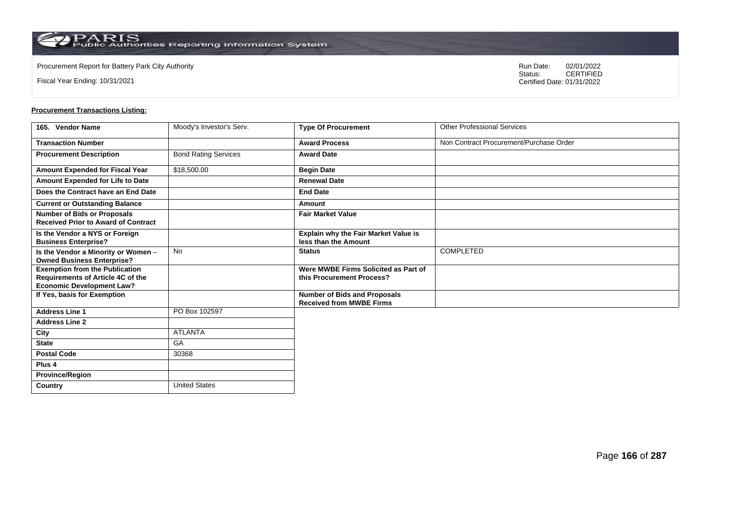Procurement Report for Battery Park City Authority

Fiscal Year Ending: 10/31/2021

Run Date: 02/01/2022
Status: CERTIFIED
Certified Date: 01/31/2022

**Procurement Transactions Listing:**

| 165. Vendor Name | Moody's Investor's Serv. | Type Of Procurement | Other Professional Services |
|---|---|---|---|
| Transaction Number | | Award Process | Non Contract Procurement/Purchase Order |
| Procurement Description | Bond Rating Services | Award Date | |
| Amount Expended for Fiscal Year | $18,500.00 | Begin Date | |
| Amount Expended for Life to Date | | Renewal Date | |
| Does the Contract have an End Date | | End Date | |
| Current or Outstanding Balance | | Amount | |
| Number of Bids or Proposals Received Prior to Award of Contract | | Fair Market Value | |
| Is the Vendor a NYS or Foreign Business Enterprise? | | Explain why the Fair Market Value is less than the Amount | |
| Is the Vendor a Minority or Women – Owned Business Enterprise? | No | Status | COMPLETED |
| Exemption from the Publication Requirements of Article 4C of the Economic Development Law? | | Were MWBE Firms Solicited as Part of this Procurement Process? | |
| If Yes, basis for Exemption | | Number of Bids and Proposals Received from MWBE Firms | |
| Address Line 1 | PO Box 102597 | | |
| Address Line 2 | | | |
| City | ATLANTA | | |
| State | GA | | |
| Postal Code | 30368 | | |
| Plus 4 | | | |
| Province/Region | | | |
| Country | United States | | |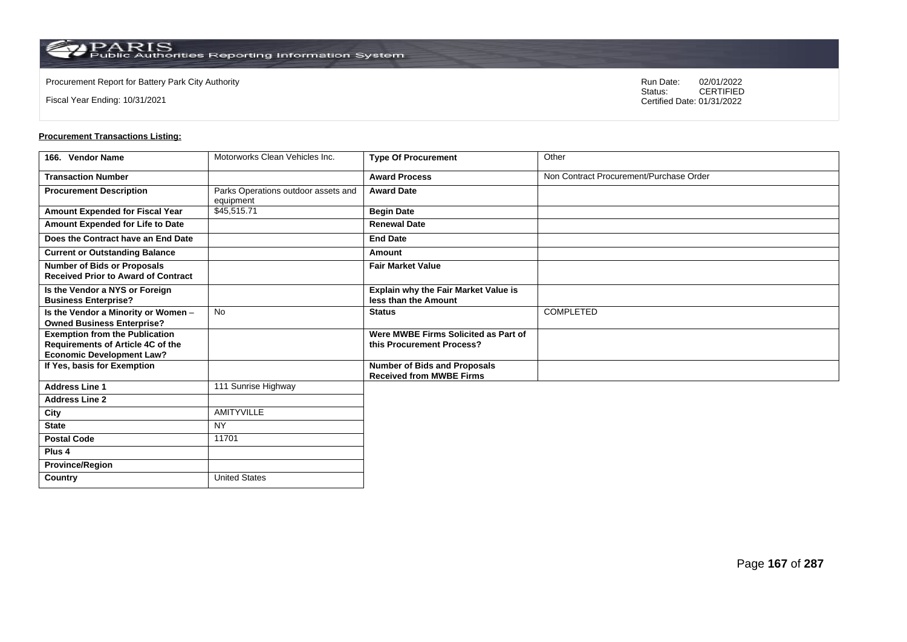Procurement Report for Battery Park City Authority

Fiscal Year Ending: 10/31/2021

Run Date: 02/01/2022
Status: CERTIFIED
Certified Date: 01/31/2022

**Procurement Transactions Listing:**

| 166. Vendor Name | Motorworks Clean Vehicles Inc. | Type Of Procurement | Other |
|---|---|---|---|
| Transaction Number | | Award Process | Non Contract Procurement/Purchase Order |
| Procurement Description | Parks Operations outdoor assets and equipment | Award Date | |
| Amount Expended for Fiscal Year | $45,515.71 | Begin Date | |
| Amount Expended for Life to Date | | Renewal Date | |
| Does the Contract have an End Date | | End Date | |
| Current or Outstanding Balance | | Amount | |
| Number of Bids or Proposals Received Prior to Award of Contract | | Fair Market Value | |
| Is the Vendor a NYS or Foreign Business Enterprise? | | Explain why the Fair Market Value is less than the Amount | |
| Is the Vendor a Minority or Women – Owned Business Enterprise? | No | Status | COMPLETED |
| Exemption from the Publication Requirements of Article 4C of the Economic Development Law? | | Were MWBE Firms Solicited as Part of this Procurement Process? | |
| If Yes, basis for Exemption | | Number of Bids and Proposals Received from MWBE Firms | |
| Address Line 1 | 111 Sunrise Highway | | |
| Address Line 2 | | | |
| City | AMITYVILLE | | |
| State | NY | | |
| Postal Code | 11701 | | |
| Plus 4 | | | |
| Province/Region | | | |
| Country | United States | | |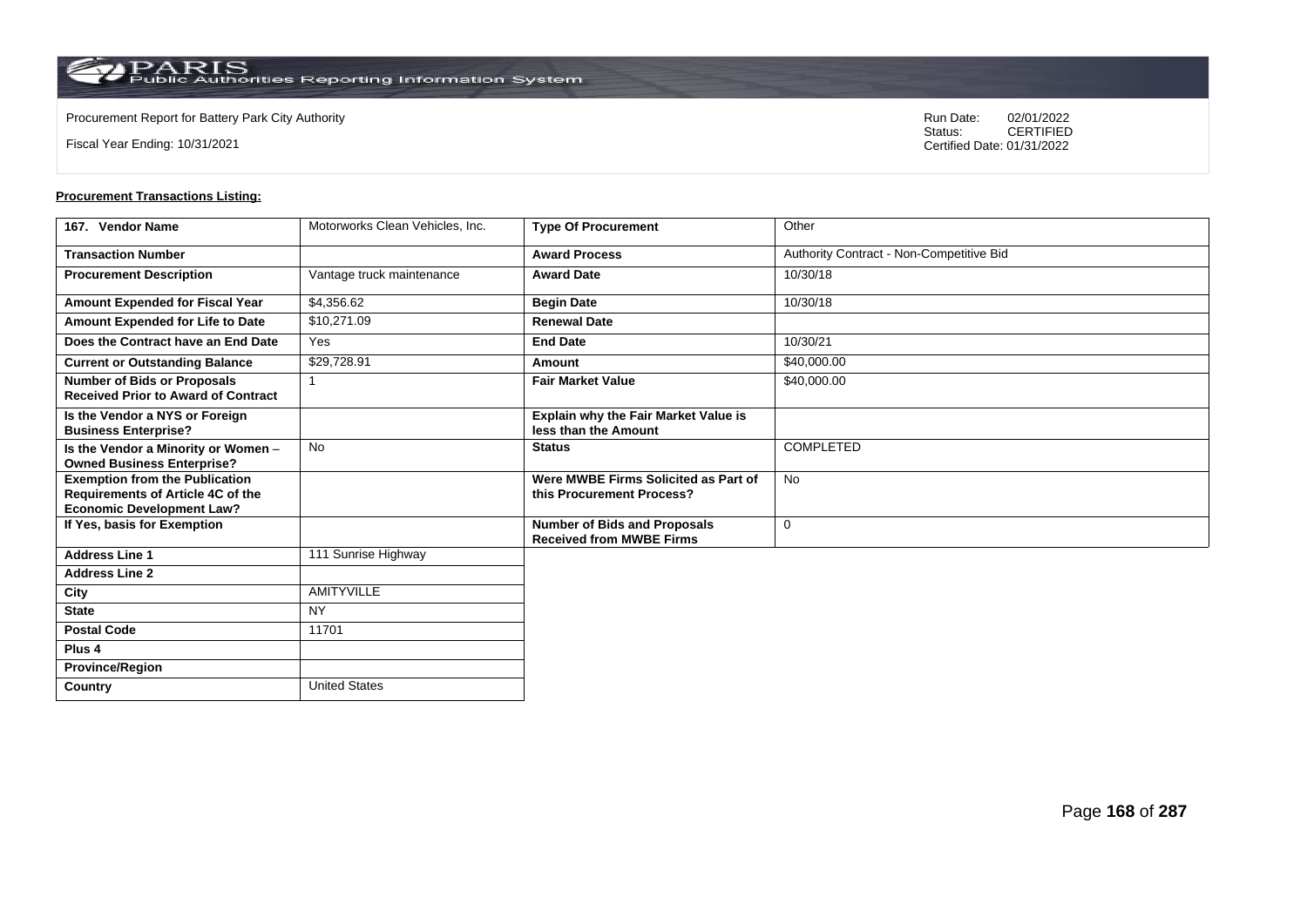Procurement Report for Battery Park City Authority

Fiscal Year Ending: 10/31/2021

Run Date: 02/01/2022
Status: CERTIFIED
Certified Date: 01/31/2022

**Procurement Transactions Listing:**

| 167. Vendor Name | Motorworks Clean Vehicles, Inc. | Type Of Procurement | Other |
|---|---|---|---|
| Transaction Number | | Award Process | Authority Contract - Non-Competitive Bid |
| Procurement Description | Vantage truck maintenance | Award Date | 10/30/18 |
| Amount Expended for Fiscal Year | $4,356.62 | Begin Date | 10/30/18 |
| Amount Expended for Life to Date | $10,271.09 | Renewal Date | |
| Does the Contract have an End Date | Yes | End Date | 10/30/21 |
| Current or Outstanding Balance | $29,728.91 | Amount | $40,000.00 |
| Number of Bids or Proposals Received Prior to Award of Contract | 1 | Fair Market Value | $40,000.00 |
| Is the Vendor a NYS or Foreign Business Enterprise? | | Explain why the Fair Market Value is less than the Amount | |
| Is the Vendor a Minority or Women – Owned Business Enterprise? | No | Status | COMPLETED |
| Exemption from the Publication Requirements of Article 4C of the Economic Development Law? | | Were MWBE Firms Solicited as Part of this Procurement Process? | No |
| If Yes, basis for Exemption | | Number of Bids and Proposals Received from MWBE Firms | 0 |
| Address Line 1 | 111 Sunrise Highway | | |
| Address Line 2 | | | |
| City | AMITYVILLE | | |
| State | NY | | |
| Postal Code | 11701 | | |
| Plus 4 | | | |
| Province/Region | | | |
| Country | United States | | |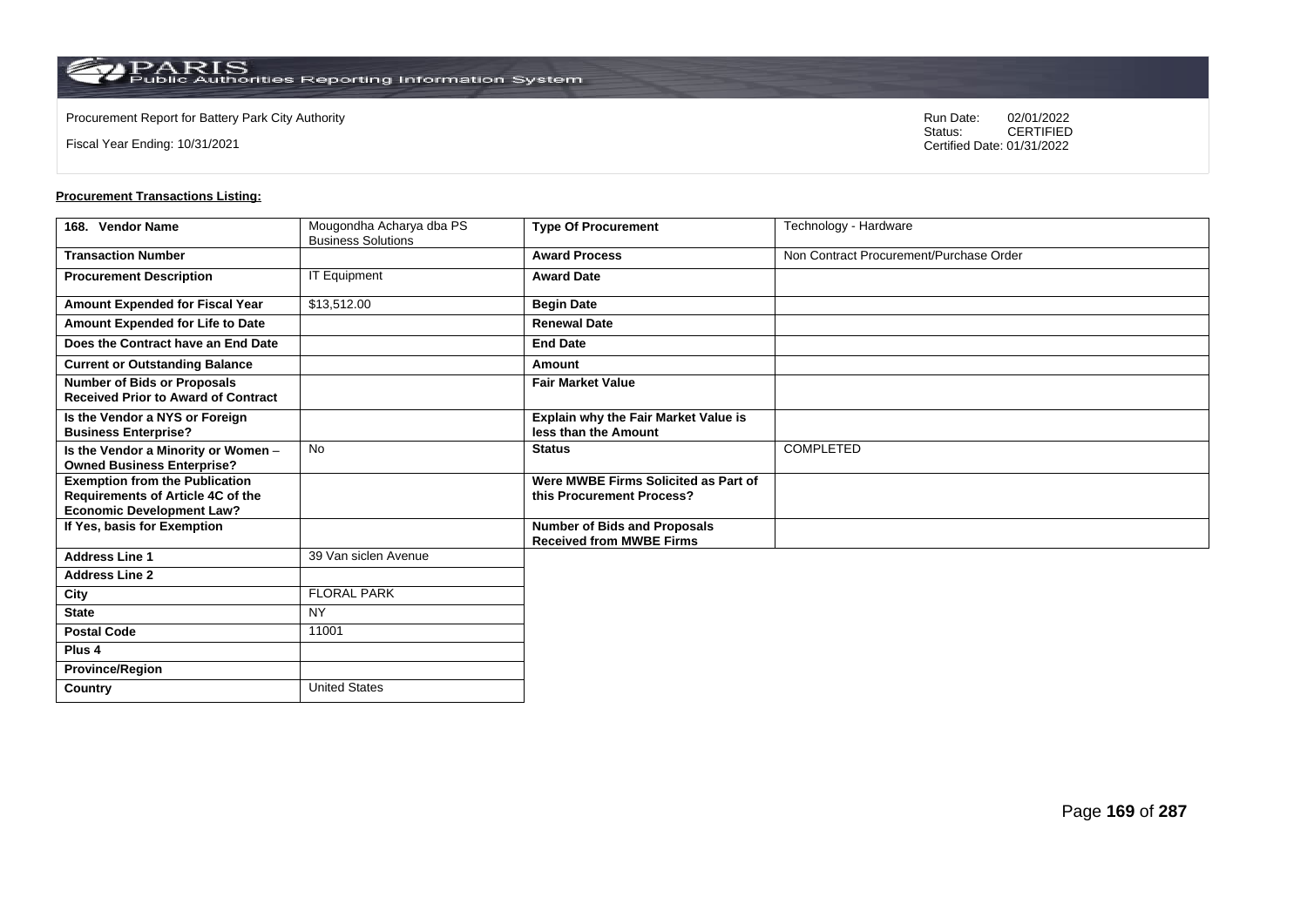Procurement Report for Battery Park City Authority

Fiscal Year Ending: 10/31/2021

Run Date: 02/01/2022
Status: CERTIFIED
Certified Date: 01/31/2022

**Procurement Transactions Listing:**

| 168. Vendor Name | Mougondha Acharya dba PS Business Solutions | Type Of Procurement | Technology - Hardware |
|---|---|---|---|
| Transaction Number | | Award Process | Non Contract Procurement/Purchase Order |
| Procurement Description | IT Equipment | Award Date | |
| Amount Expended for Fiscal Year | $13,512.00 | Begin Date | |
| Amount Expended for Life to Date | | Renewal Date | |
| Does the Contract have an End Date | | End Date | |
| Current or Outstanding Balance | | Amount | |
| Number of Bids or Proposals Received Prior to Award of Contract | | Fair Market Value | |
| Is the Vendor a NYS or Foreign Business Enterprise? | | Explain why the Fair Market Value is less than the Amount | |
| Is the Vendor a Minority or Women – Owned Business Enterprise? | No | Status | COMPLETED |
| Exemption from the Publication Requirements of Article 4C of the Economic Development Law? | | Were MWBE Firms Solicited as Part of this Procurement Process? | |
| If Yes, basis for Exemption | | Number of Bids and Proposals Received from MWBE Firms | |
| Address Line 1 | 39 Van siclen Avenue | | |
| Address Line 2 | | | |
| City | FLORAL PARK | | |
| State | NY | | |
| Postal Code | 11001 | | |
| Plus 4 | | | |
| Province/Region | | | |
| Country | United States | | |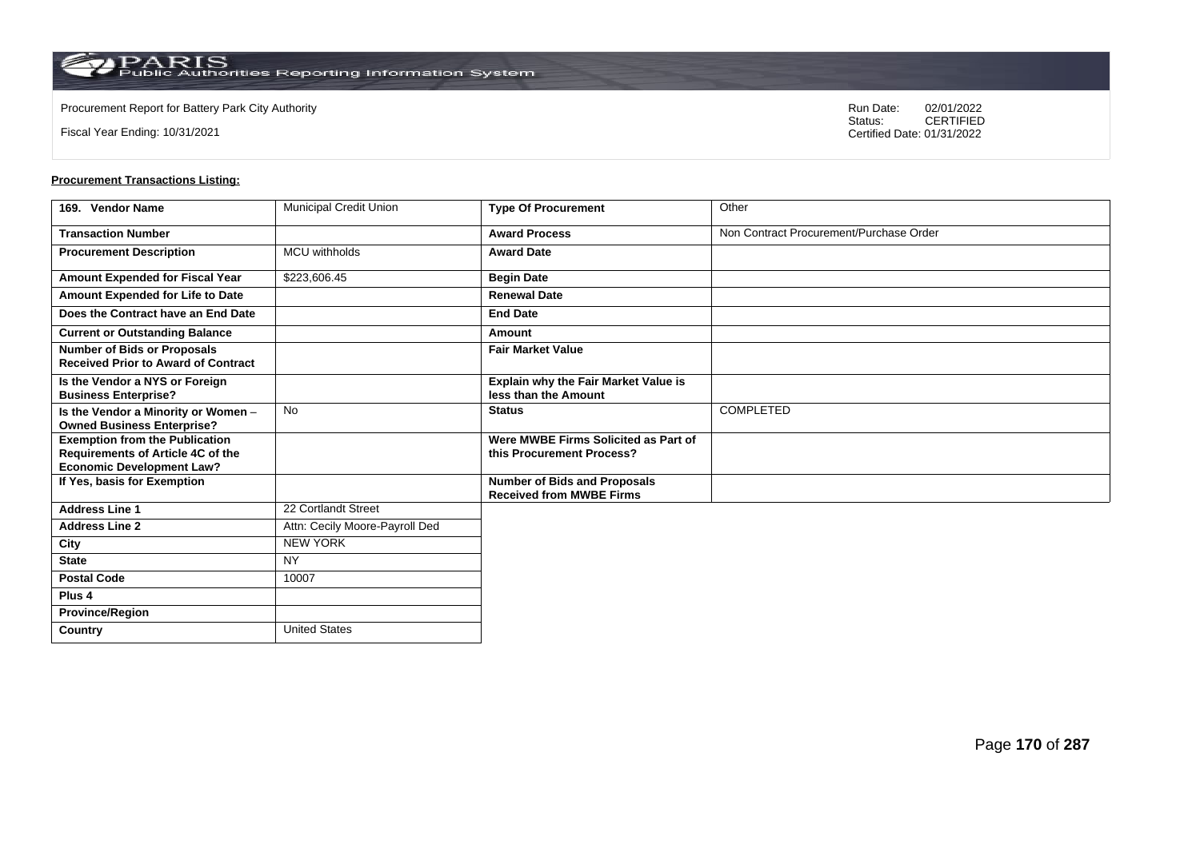Procurement Report for Battery Park City Authority

Fiscal Year Ending: 10/31/2021

Run Date: 02/01/2022
Status: CERTIFIED
Certified Date: 01/31/2022

**Procurement Transactions Listing:**

| 169. Vendor Name | Municipal Credit Union | Type Of Procurement | Other |
|---|---|---|---|
| Transaction Number | | Award Process | Non Contract Procurement/Purchase Order |
| Procurement Description | MCU withholds | Award Date | |
| Amount Expended for Fiscal Year | $223,606.45 | Begin Date | |
| Amount Expended for Life to Date | | Renewal Date | |
| Does the Contract have an End Date | | End Date | |
| Current or Outstanding Balance | | Amount | |
| Number of Bids or Proposals Received Prior to Award of Contract | | Fair Market Value | |
| Is the Vendor a NYS or Foreign Business Enterprise? | | Explain why the Fair Market Value is less than the Amount | |
| Is the Vendor a Minority or Women – Owned Business Enterprise? | No | Status | COMPLETED |
| Exemption from the Publication Requirements of Article 4C of the Economic Development Law? | | Were MWBE Firms Solicited as Part of this Procurement Process? | |
| If Yes, basis for Exemption | | Number of Bids and Proposals Received from MWBE Firms | |
| Address Line 1 | 22 Cortlandt Street | | |
| Address Line 2 | Attn: Cecily Moore-Payroll Ded | | |
| City | NEW YORK | | |
| State | NY | | |
| Postal Code | 10007 | | |
| Plus 4 | | | |
| Province/Region | | | |
| Country | United States | | |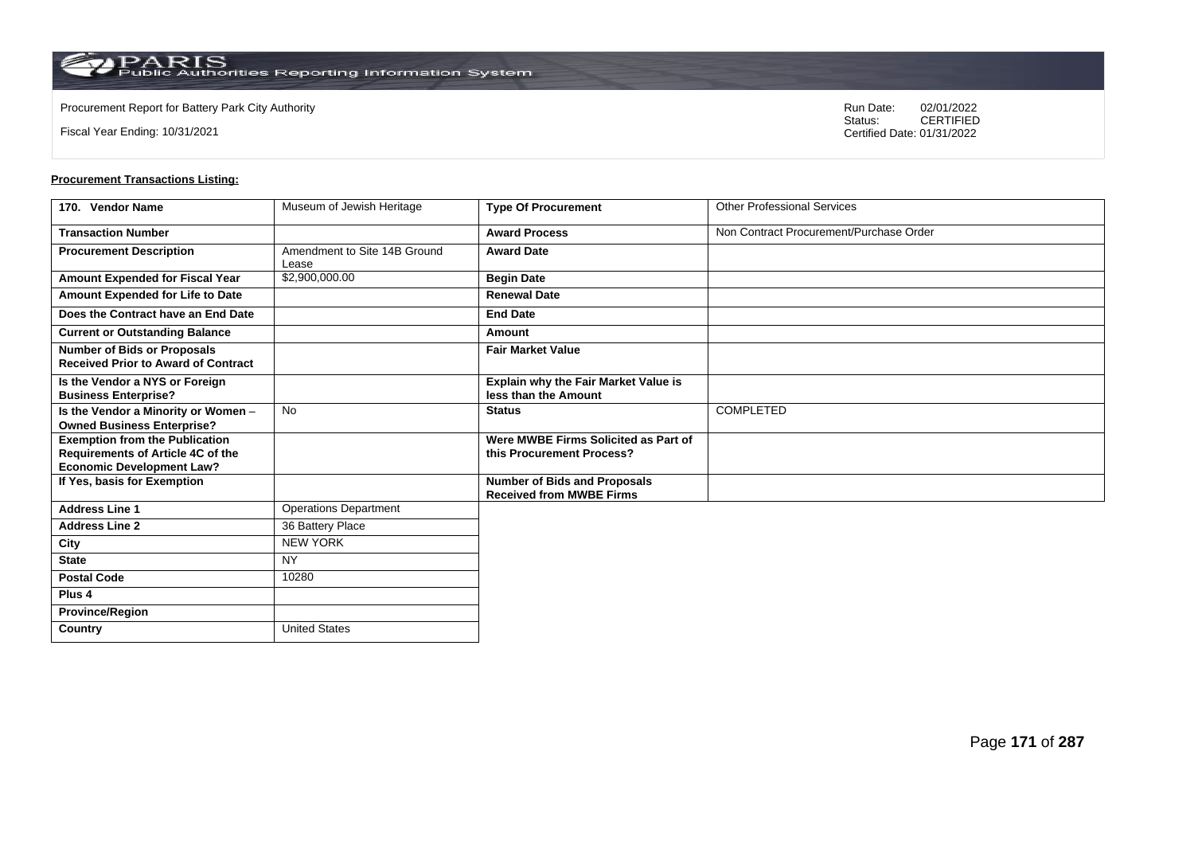Procurement Report for Battery Park City Authority

Fiscal Year Ending: 10/31/2021

Run Date: 02/01/2022
Status: CERTIFIED
Certified Date: 01/31/2022

**Procurement Transactions Listing:**

| 170. Vendor Name | Museum of Jewish Heritage | Type Of Procurement | Other Professional Services |
|---|---|---|---|
| Transaction Number | | Award Process | Non Contract Procurement/Purchase Order |
| Procurement Description | Amendment to Site 14B Ground Lease | Award Date | |
| Amount Expended for Fiscal Year | $2,900,000.00 | Begin Date | |
| Amount Expended for Life to Date | | Renewal Date | |
| Does the Contract have an End Date | | End Date | |
| Current or Outstanding Balance | | Amount | |
| Number of Bids or Proposals Received Prior to Award of Contract | | Fair Market Value | |
| Is the Vendor a NYS or Foreign Business Enterprise? | | Explain why the Fair Market Value is less than the Amount | |
| Is the Vendor a Minority or Women – Owned Business Enterprise? | No | Status | COMPLETED |
| Exemption from the Publication Requirements of Article 4C of the Economic Development Law? | | Were MWBE Firms Solicited as Part of this Procurement Process? | |
| If Yes, basis for Exemption | | Number of Bids and Proposals Received from MWBE Firms | |
| Address Line 1 | Operations Department | | |
| Address Line 2 | 36 Battery Place | | |
| City | NEW YORK | | |
| State | NY | | |
| Postal Code | 10280 | | |
| Plus 4 | | | |
| Province/Region | | | |
| Country | United States | | |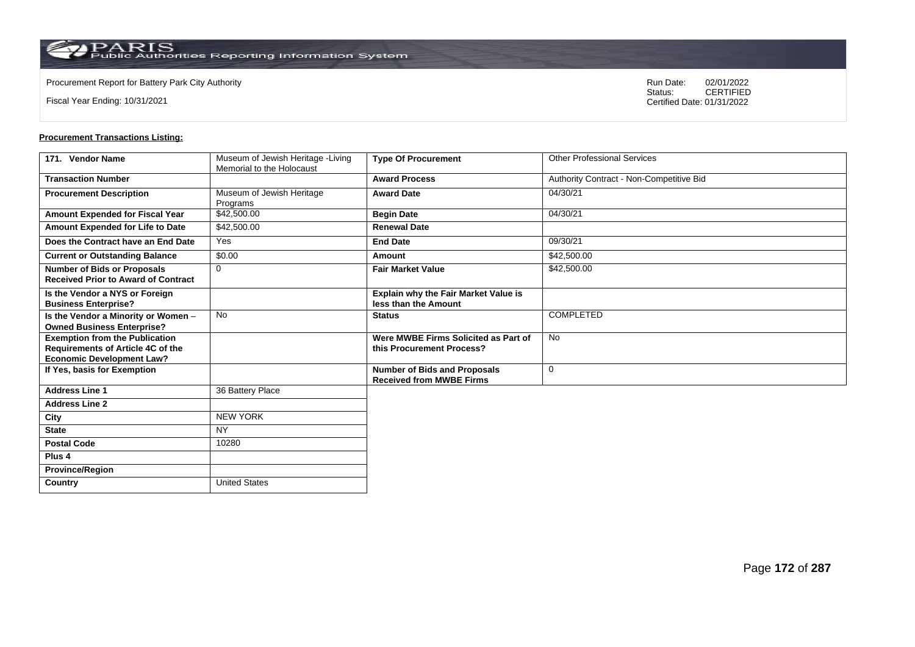Procurement Report for Battery Park City Authority

Fiscal Year Ending: 10/31/2021

Run Date: 02/01/2022
Status: CERTIFIED
Certified Date: 01/31/2022

**Procurement Transactions Listing:**

| 171. Vendor Name | Museum of Jewish Heritage -Living Memorial to the Holocaust | Type Of Procurement | Other Professional Services |
|---|---|---|---|
| Transaction Number | | Award Process | Authority Contract - Non-Competitive Bid |
| Procurement Description | Museum of Jewish Heritage Programs | Award Date | 04/30/21 |
| Amount Expended for Fiscal Year | $42,500.00 | Begin Date | 04/30/21 |
| Amount Expended for Life to Date | $42,500.00 | Renewal Date | |
| Does the Contract have an End Date | Yes | End Date | 09/30/21 |
| Current or Outstanding Balance | $0.00 | Amount | $42,500.00 |
| Number of Bids or Proposals Received Prior to Award of Contract | 0 | Fair Market Value | $42,500.00 |
| Is the Vendor a NYS or Foreign Business Enterprise? | | Explain why the Fair Market Value is less than the Amount | |
| Is the Vendor a Minority or Women – Owned Business Enterprise? | No | Status | COMPLETED |
| Exemption from the Publication Requirements of Article 4C of the Economic Development Law? | | Were MWBE Firms Solicited as Part of this Procurement Process? | No |
| If Yes, basis for Exemption | | Number of Bids and Proposals Received from MWBE Firms | 0 |
| Address Line 1 | 36 Battery Place | | |
| Address Line 2 | | | |
| City | NEW YORK | | |
| State | NY | | |
| Postal Code | 10280 | | |
| Plus 4 | | | |
| Province/Region | | | |
| Country | United States | | |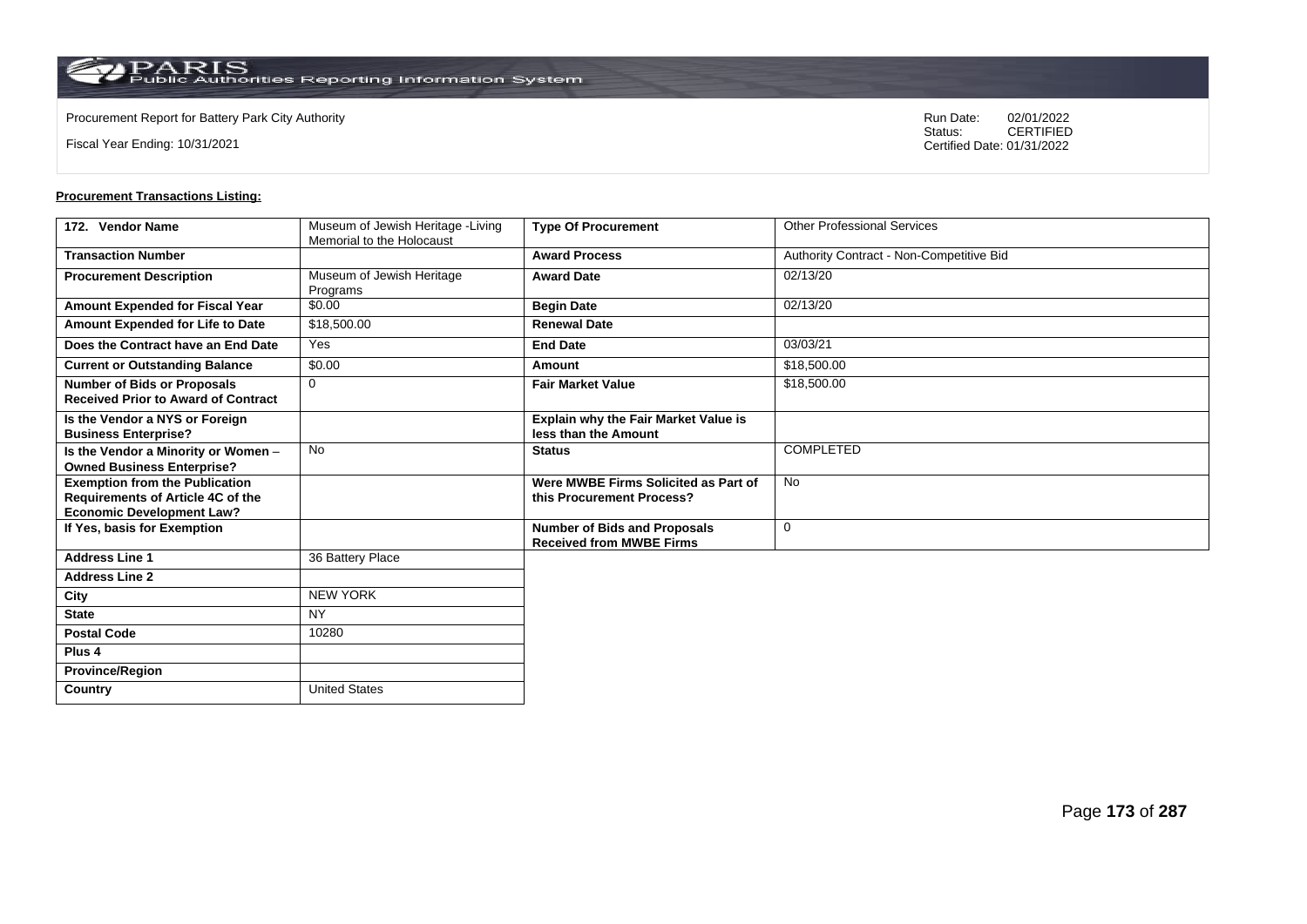Procurement Report for Battery Park City Authority

Fiscal Year Ending: 10/31/2021

Run Date: 02/01/2022
Status: CERTIFIED
Certified Date: 01/31/2022

**Procurement Transactions Listing:**

| 172. Vendor Name | Museum of Jewish Heritage -Living Memorial to the Holocaust | Type Of Procurement | Other Professional Services |
|---|---|---|---|
| Transaction Number | | Award Process | Authority Contract - Non-Competitive Bid |
| Procurement Description | Museum of Jewish Heritage Programs | Award Date | 02/13/20 |
| Amount Expended for Fiscal Year | $0.00 | Begin Date | 02/13/20 |
| Amount Expended for Life to Date | $18,500.00 | Renewal Date | |
| Does the Contract have an End Date | Yes | End Date | 03/03/21 |
| Current or Outstanding Balance | $0.00 | Amount | $18,500.00 |
| Number of Bids or Proposals Received Prior to Award of Contract | 0 | Fair Market Value | $18,500.00 |
| Is the Vendor a NYS or Foreign Business Enterprise? | | Explain why the Fair Market Value is less than the Amount | |
| Is the Vendor a Minority or Women – Owned Business Enterprise? | No | Status | COMPLETED |
| Exemption from the Publication Requirements of Article 4C of the Economic Development Law? | | Were MWBE Firms Solicited as Part of this Procurement Process? | No |
| If Yes, basis for Exemption | | Number of Bids and Proposals Received from MWBE Firms | 0 |
| Address Line 1 | 36 Battery Place | | |
| Address Line 2 | | | |
| City | NEW YORK | | |
| State | NY | | |
| Postal Code | 10280 | | |
| Plus 4 | | | |
| Province/Region | | | |
| Country | United States | | |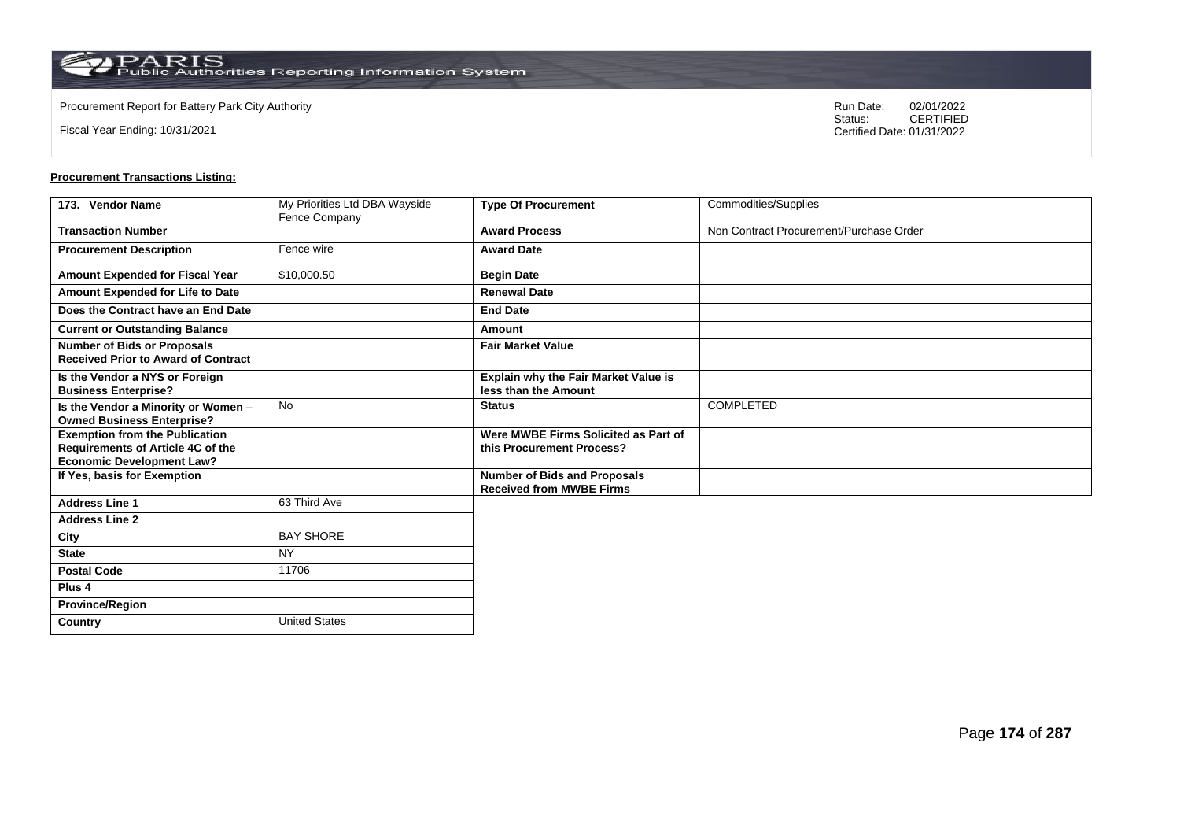Procurement Report for Battery Park City Authority

Fiscal Year Ending: 10/31/2021

Run Date: 02/01/2022
Status: CERTIFIED
Certified Date: 01/31/2022

**Procurement Transactions Listing:**

| 173. Vendor Name | My Priorities Ltd DBA Wayside Fence Company | Type Of Procurement | Commodities/Supplies |
|---|---|---|---|
| Transaction Number | | Award Process | Non Contract Procurement/Purchase Order |
| Procurement Description | Fence wire | Award Date | |
| Amount Expended for Fiscal Year | $10,000.50 | Begin Date | |
| Amount Expended for Life to Date | | Renewal Date | |
| Does the Contract have an End Date | | End Date | |
| Current or Outstanding Balance | | Amount | |
| Number of Bids or Proposals Received Prior to Award of Contract | | Fair Market Value | |
| Is the Vendor a NYS or Foreign Business Enterprise? | | Explain why the Fair Market Value is less than the Amount | |
| Is the Vendor a Minority or Women – Owned Business Enterprise? | No | Status | COMPLETED |
| Exemption from the Publication Requirements of Article 4C of the Economic Development Law? | | Were MWBE Firms Solicited as Part of this Procurement Process? | |
| If Yes, basis for Exemption | | Number of Bids and Proposals Received from MWBE Firms | |
| Address Line 1 | 63 Third Ave | | |
| Address Line 2 | | | |
| City | BAY SHORE | | |
| State | NY | | |
| Postal Code | 11706 | | |
| Plus 4 | | | |
| Province/Region | | | |
| Country | United States | | |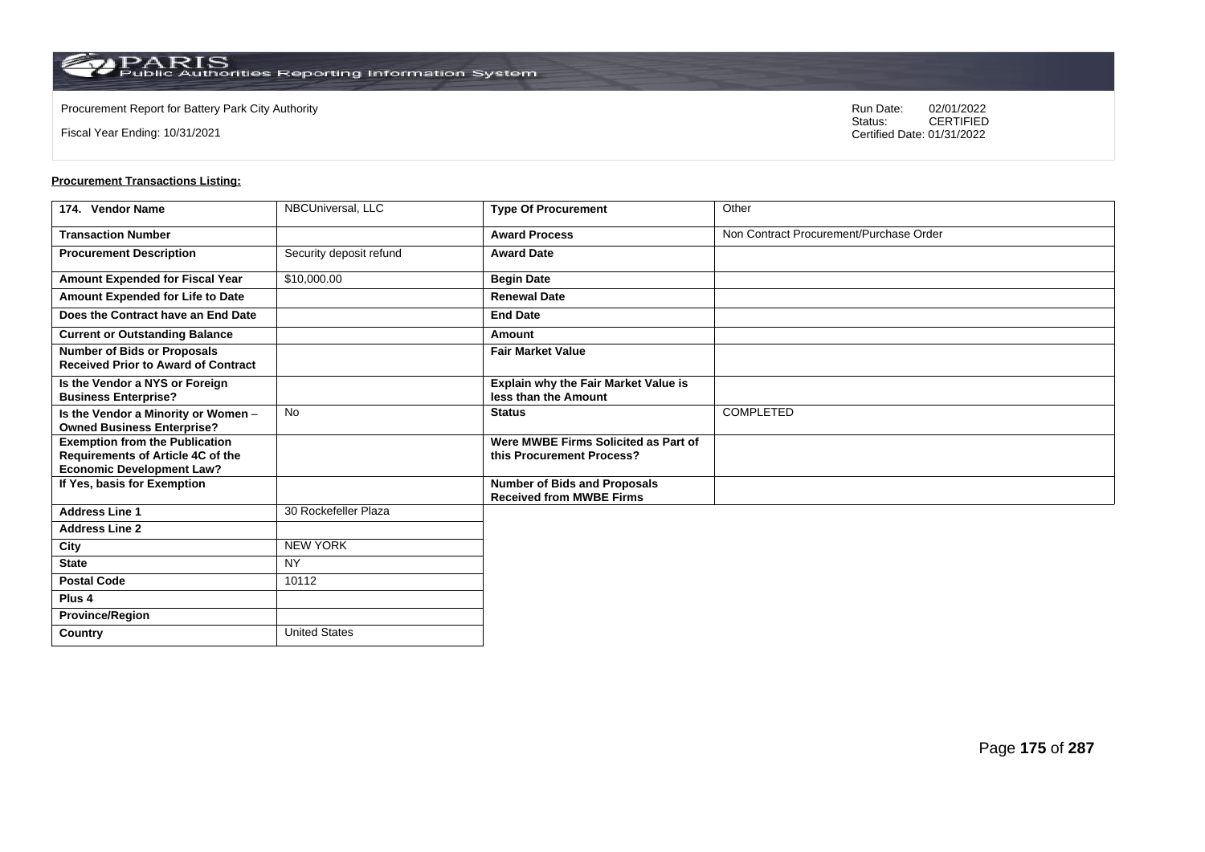Procurement Report for Battery Park City Authority

Fiscal Year Ending: 10/31/2021

Run Date: 02/01/2022
Status: CERTIFIED
Certified Date: 01/31/2022

**Procurement Transactions Listing:**

| 174. Vendor Name | NBCUniversal, LLC | Type Of Procurement | Other |
|---|---|---|---|
| Transaction Number | | Award Process | Non Contract Procurement/Purchase Order |
| Procurement Description | Security deposit refund | Award Date | |
| Amount Expended for Fiscal Year | $10,000.00 | Begin Date | |
| Amount Expended for Life to Date | | Renewal Date | |
| Does the Contract have an End Date | | End Date | |
| Current or Outstanding Balance | | Amount | |
| Number of Bids or Proposals Received Prior to Award of Contract | | Fair Market Value | |
| Is the Vendor a NYS or Foreign Business Enterprise? | | Explain why the Fair Market Value is less than the Amount | |
| Is the Vendor a Minority or Women – Owned Business Enterprise? | No | Status | COMPLETED |
| Exemption from the Publication Requirements of Article 4C of the Economic Development Law? | | Were MWBE Firms Solicited as Part of this Procurement Process? | |
| If Yes, basis for Exemption | | Number of Bids and Proposals Received from MWBE Firms | |
| Address Line 1 | 30 Rockefeller Plaza | | |
| Address Line 2 | | | |
| City | NEW YORK | | |
| State | NY | | |
| Postal Code | 10112 | | |
| Plus 4 | | | |
| Province/Region | | | |
| Country | United States | | |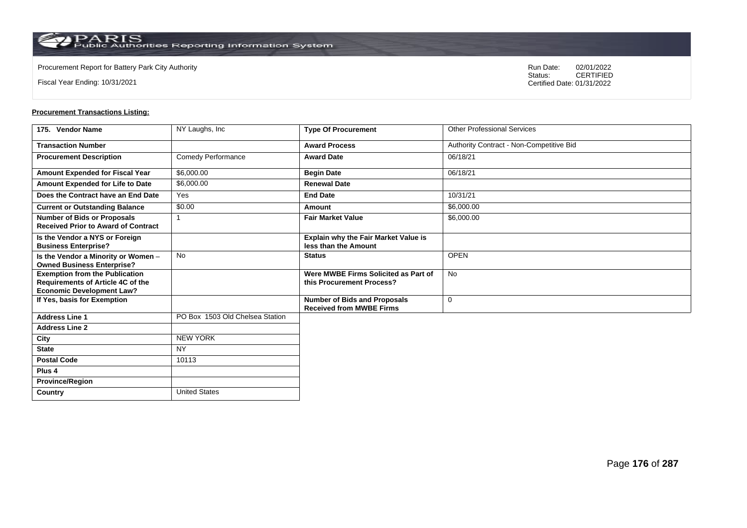Procurement Report for Battery Park City Authority

Fiscal Year Ending: 10/31/2021

Run Date: 02/01/2022
Status: CERTIFIED
Certified Date: 01/31/2022

**Procurement Transactions Listing:**

| 175. Vendor Name | NY Laughs, Inc | Type Of Procurement | Other Professional Services |
|---|---|---|---|
| Transaction Number | | Award Process | Authority Contract - Non-Competitive Bid |
| Procurement Description | Comedy Performance | Award Date | 06/18/21 |
| Amount Expended for Fiscal Year | $6,000.00 | Begin Date | 06/18/21 |
| Amount Expended for Life to Date | $6,000.00 | Renewal Date | |
| Does the Contract have an End Date | Yes | End Date | 10/31/21 |
| Current or Outstanding Balance | $0.00 | Amount | $6,000.00 |
| Number of Bids or Proposals Received Prior to Award of Contract | 1 | Fair Market Value | $6,000.00 |
| Is the Vendor a NYS or Foreign Business Enterprise? | | Explain why the Fair Market Value is less than the Amount | |
| Is the Vendor a Minority or Women – Owned Business Enterprise? | No | Status | OPEN |
| Exemption from the Publication Requirements of Article 4C of the Economic Development Law? | | Were MWBE Firms Solicited as Part of this Procurement Process? | No |
| If Yes, basis for Exemption | | Number of Bids and Proposals Received from MWBE Firms | 0 |
| Address Line 1 | PO Box 1503 Old Chelsea Station | | |
| Address Line 2 | | | |
| City | NEW YORK | | |
| State | NY | | |
| Postal Code | 10113 | | |
| Plus 4 | | | |
| Province/Region | | | |
| Country | United States | | |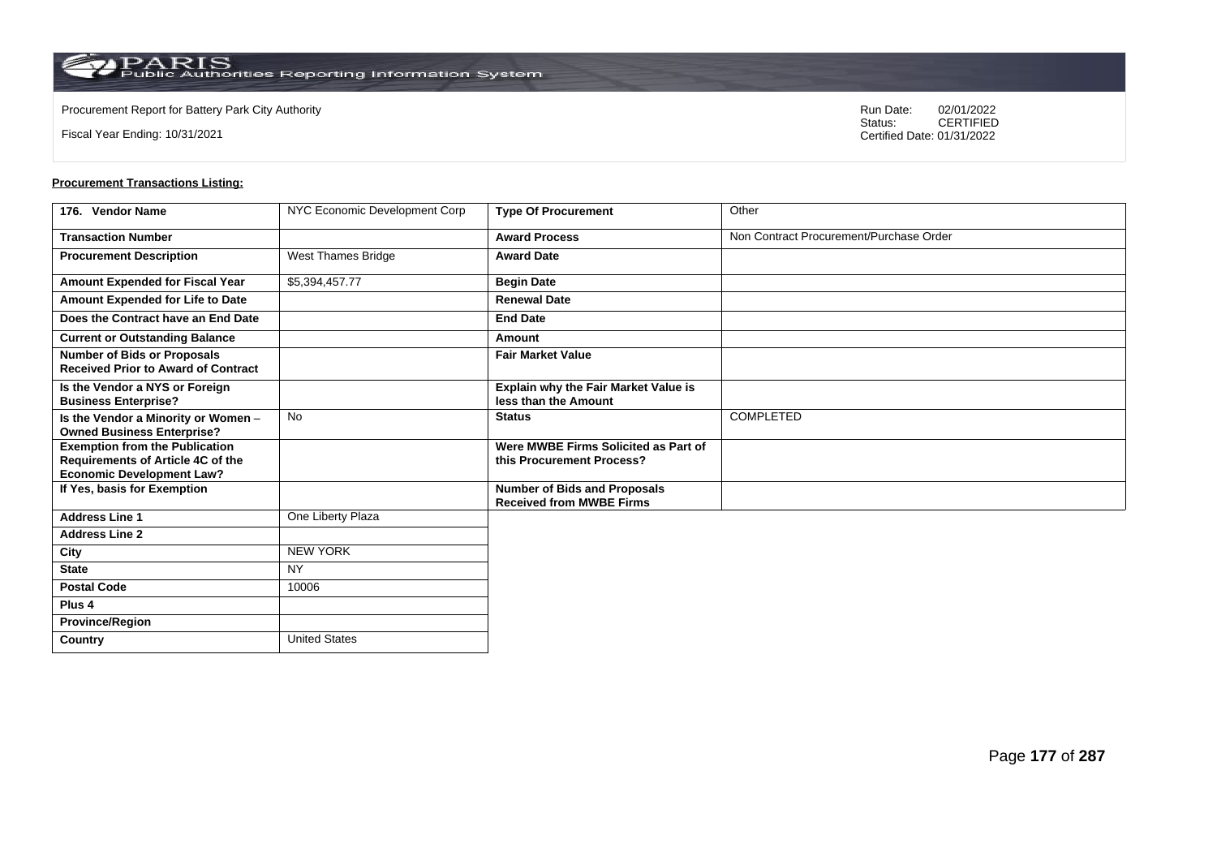Procurement Report for Battery Park City Authority

Fiscal Year Ending: 10/31/2021

Run Date: 02/01/2022
Status: CERTIFIED
Certified Date: 01/31/2022

**Procurement Transactions Listing:**

| 176. Vendor Name | NYC Economic Development Corp | Type Of Procurement | Other |
|---|---|---|---|
| Transaction Number | | Award Process | Non Contract Procurement/Purchase Order |
| Procurement Description | West Thames Bridge | Award Date | |
| Amount Expended for Fiscal Year | $5,394,457.77 | Begin Date | |
| Amount Expended for Life to Date | | Renewal Date | |
| Does the Contract have an End Date | | End Date | |
| Current or Outstanding Balance | | Amount | |
| Number of Bids or Proposals Received Prior to Award of Contract | | Fair Market Value | |
| Is the Vendor a NYS or Foreign Business Enterprise? | | Explain why the Fair Market Value is less than the Amount | |
| Is the Vendor a Minority or Women – Owned Business Enterprise? | No | Status | COMPLETED |
| Exemption from the Publication Requirements of Article 4C of the Economic Development Law? | | Were MWBE Firms Solicited as Part of this Procurement Process? | |
| If Yes, basis for Exemption | | Number of Bids and Proposals Received from MWBE Firms | |
| Address Line 1 | One Liberty Plaza | | |
| Address Line 2 | | | |
| City | NEW YORK | | |
| State | NY | | |
| Postal Code | 10006 | | |
| Plus 4 | | | |
| Province/Region | | | |
| Country | United States | | |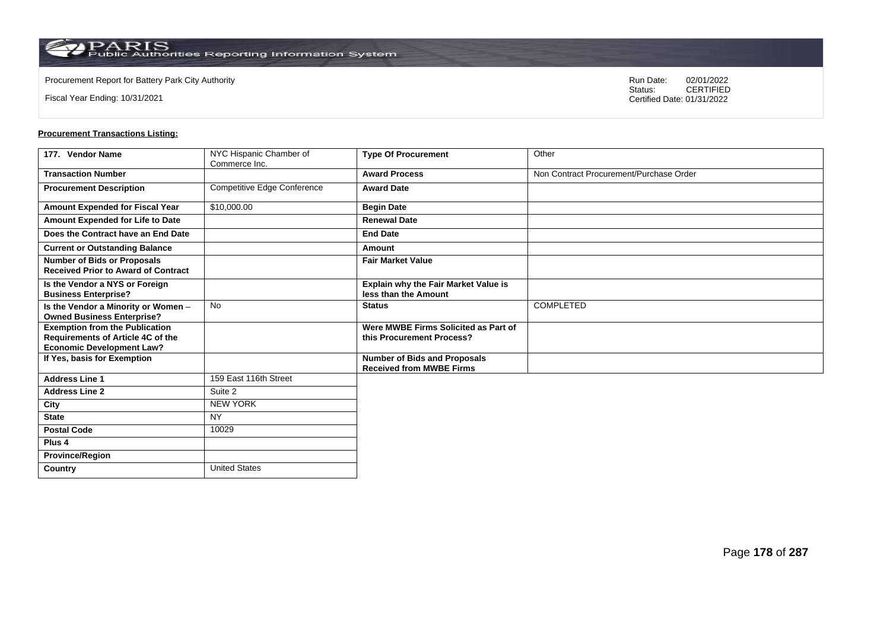Procurement Report for Battery Park City Authority

Fiscal Year Ending: 10/31/2021

Run Date: 02/01/2022
Status: CERTIFIED
Certified Date: 01/31/2022

**Procurement Transactions Listing:**

| 177. Vendor Name | NYC Hispanic Chamber of Commerce Inc. | Type Of Procurement | Other |
|---|---|---|---|
| Transaction Number | | Award Process | Non Contract Procurement/Purchase Order |
| Procurement Description | Competitive Edge Conference | Award Date | |
| Amount Expended for Fiscal Year | $10,000.00 | Begin Date | |
| Amount Expended for Life to Date | | Renewal Date | |
| Does the Contract have an End Date | | End Date | |
| Current or Outstanding Balance | | Amount | |
| Number of Bids or Proposals Received Prior to Award of Contract | | Fair Market Value | |
| Is the Vendor a NYS or Foreign Business Enterprise? | | Explain why the Fair Market Value is less than the Amount | |
| Is the Vendor a Minority or Women – Owned Business Enterprise? | No | Status | COMPLETED |
| Exemption from the Publication Requirements of Article 4C of the Economic Development Law? | | Were MWBE Firms Solicited as Part of this Procurement Process? | |
| If Yes, basis for Exemption | | Number of Bids and Proposals Received from MWBE Firms | |
| Address Line 1 | 159 East 116th Street | | |
| Address Line 2 | Suite 2 | | |
| City | NEW YORK | | |
| State | NY | | |
| Postal Code | 10029 | | |
| Plus 4 | | | |
| Province/Region | | | |
| Country | United States | | |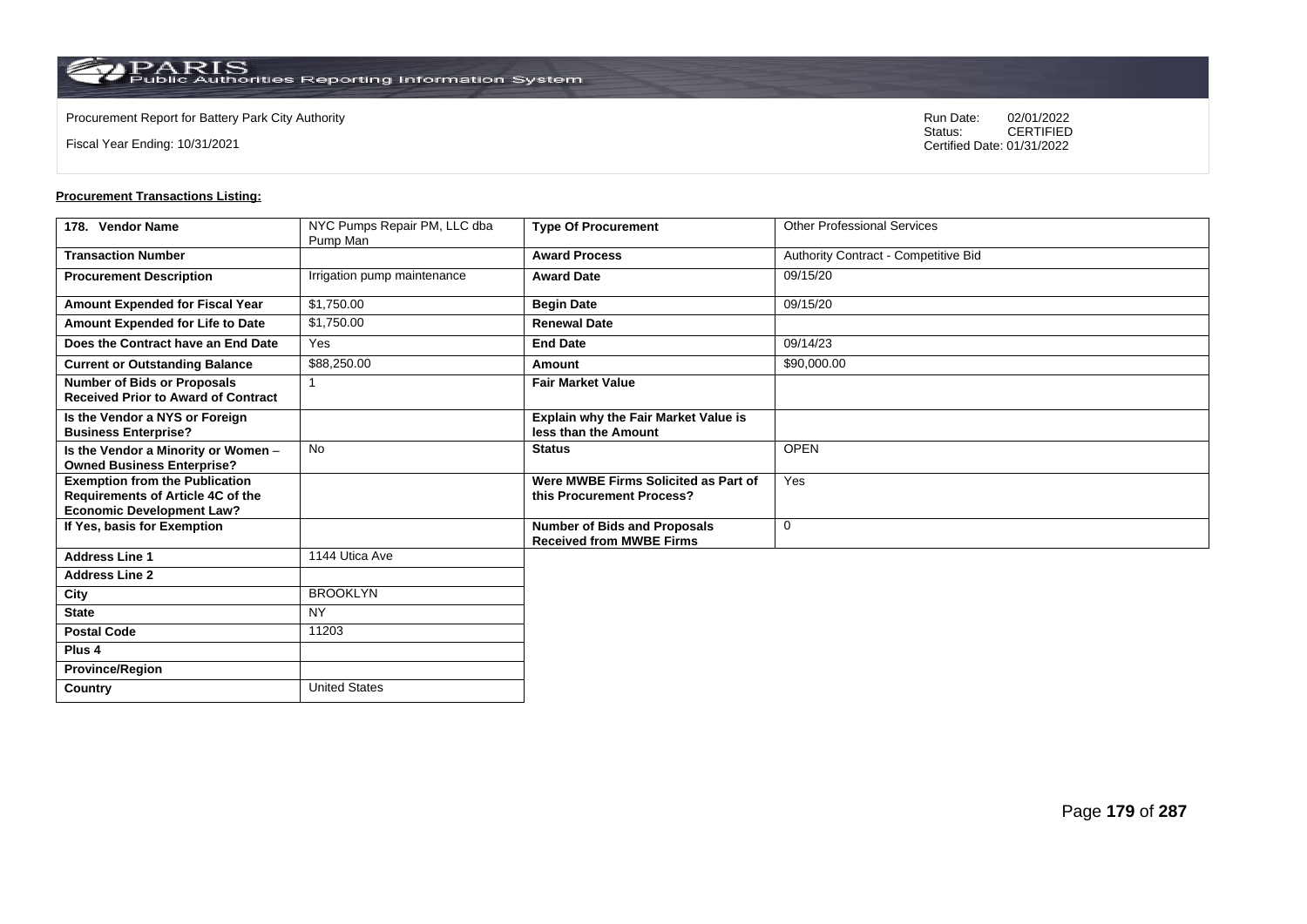Procurement Report for Battery Park City Authority

Fiscal Year Ending: 10/31/2021

Run Date: 02/01/2022
Status: CERTIFIED
Certified Date: 01/31/2022

**Procurement Transactions Listing:**

| 178. Vendor Name | NYC Pumps Repair PM, LLC dba Pump Man | Type Of Procurement | Other Professional Services |
|---|---|---|---|
| Transaction Number | | Award Process | Authority Contract - Competitive Bid |
| Procurement Description | Irrigation pump maintenance | Award Date | 09/15/20 |
| Amount Expended for Fiscal Year | $1,750.00 | Begin Date | 09/15/20 |
| Amount Expended for Life to Date | $1,750.00 | Renewal Date | |
| Does the Contract have an End Date | Yes | End Date | 09/14/23 |
| Current or Outstanding Balance | $88,250.00 | Amount | $90,000.00 |
| Number of Bids or Proposals Received Prior to Award of Contract | 1 | Fair Market Value | |
| Is the Vendor a NYS or Foreign Business Enterprise? | | Explain why the Fair Market Value is less than the Amount | |
| Is the Vendor a Minority or Women – Owned Business Enterprise? | No | Status | OPEN |
| Exemption from the Publication Requirements of Article 4C of the Economic Development Law? | | Were MWBE Firms Solicited as Part of this Procurement Process? | Yes |
| If Yes, basis for Exemption | | Number of Bids and Proposals Received from MWBE Firms | 0 |
| Address Line 1 | 1144 Utica Ave | | |
| Address Line 2 | | | |
| City | BROOKLYN | | |
| State | NY | | |
| Postal Code | 11203 | | |
| Plus 4 | | | |
| Province/Region | | | |
| Country | United States | | |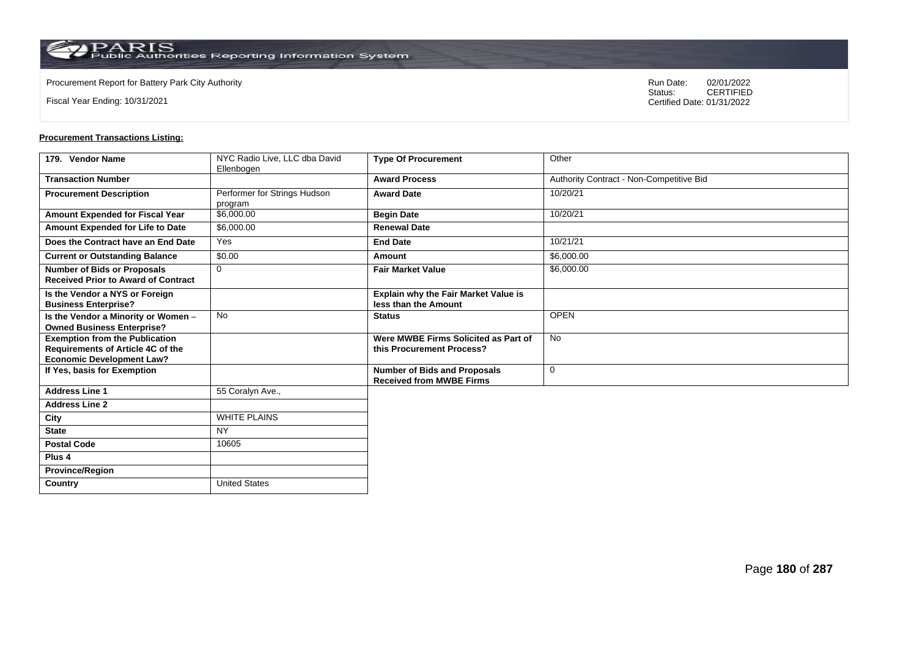Procurement Report for Battery Park City Authority

Fiscal Year Ending: 10/31/2021

Run Date: 02/01/2022
Status: CERTIFIED
Certified Date: 01/31/2022

**Procurement Transactions Listing:**

| 179. Vendor Name | NYC Radio Live, LLC dba David Ellenbogen | Type Of Procurement | Other |
|---|---|---|---|
| Transaction Number | | Award Process | Authority Contract - Non-Competitive Bid |
| Procurement Description | Performer for Strings Hudson program | Award Date | 10/20/21 |
| Amount Expended for Fiscal Year | $6,000.00 | Begin Date | 10/20/21 |
| Amount Expended for Life to Date | $6,000.00 | Renewal Date | |
| Does the Contract have an End Date | Yes | End Date | 10/21/21 |
| Current or Outstanding Balance | $0.00 | Amount | $6,000.00 |
| Number of Bids or Proposals Received Prior to Award of Contract | 0 | Fair Market Value | $6,000.00 |
| Is the Vendor a NYS or Foreign Business Enterprise? | | Explain why the Fair Market Value is less than the Amount | |
| Is the Vendor a Minority or Women – Owned Business Enterprise? | No | Status | OPEN |
| Exemption from the Publication Requirements of Article 4C of the Economic Development Law? | | Were MWBE Firms Solicited as Part of this Procurement Process? | No |
| If Yes, basis for Exemption | | Number of Bids and Proposals Received from MWBE Firms | 0 |
| Address Line 1 | 55 Coralyn Ave., | | |
| Address Line 2 | | | |
| City | WHITE PLAINS | | |
| State | NY | | |
| Postal Code | 10605 | | |
| Plus 4 | | | |
| Province/Region | | | |
| Country | United States | | |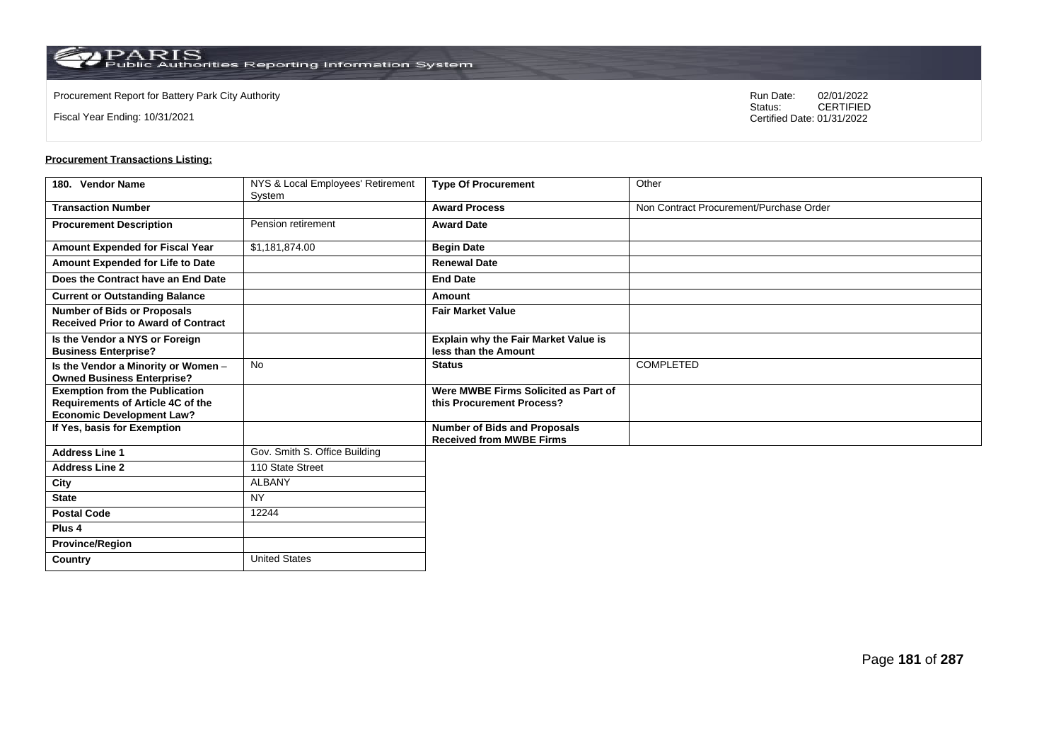Procurement Report for Battery Park City Authority

Fiscal Year Ending: 10/31/2021

Run Date: 02/01/2022
Status: CERTIFIED
Certified Date: 01/31/2022

**Procurement Transactions Listing:**

| 180. Vendor Name | NYS & Local Employees' Retirement System | Type Of Procurement | Other |
|---|---|---|---|
| Transaction Number | | Award Process | Non Contract Procurement/Purchase Order |
| Procurement Description | Pension retirement | Award Date | |
| Amount Expended for Fiscal Year | $1,181,874.00 | Begin Date | |
| Amount Expended for Life to Date | | Renewal Date | |
| Does the Contract have an End Date | | End Date | |
| Current or Outstanding Balance | | Amount | |
| Number of Bids or Proposals Received Prior to Award of Contract | | Fair Market Value | |
| Is the Vendor a NYS or Foreign Business Enterprise? | | Explain why the Fair Market Value is less than the Amount | |
| Is the Vendor a Minority or Women – Owned Business Enterprise? | No | Status | COMPLETED |
| Exemption from the Publication Requirements of Article 4C of the Economic Development Law? | | Were MWBE Firms Solicited as Part of this Procurement Process? | |
| If Yes, basis for Exemption | | Number of Bids and Proposals Received from MWBE Firms | |
| Address Line 1 | Gov. Smith S. Office Building | | |
| Address Line 2 | 110 State Street | | |
| City | ALBANY | | |
| State | NY | | |
| Postal Code | 12244 | | |
| Plus 4 | | | |
| Province/Region | | | |
| Country | United States | | |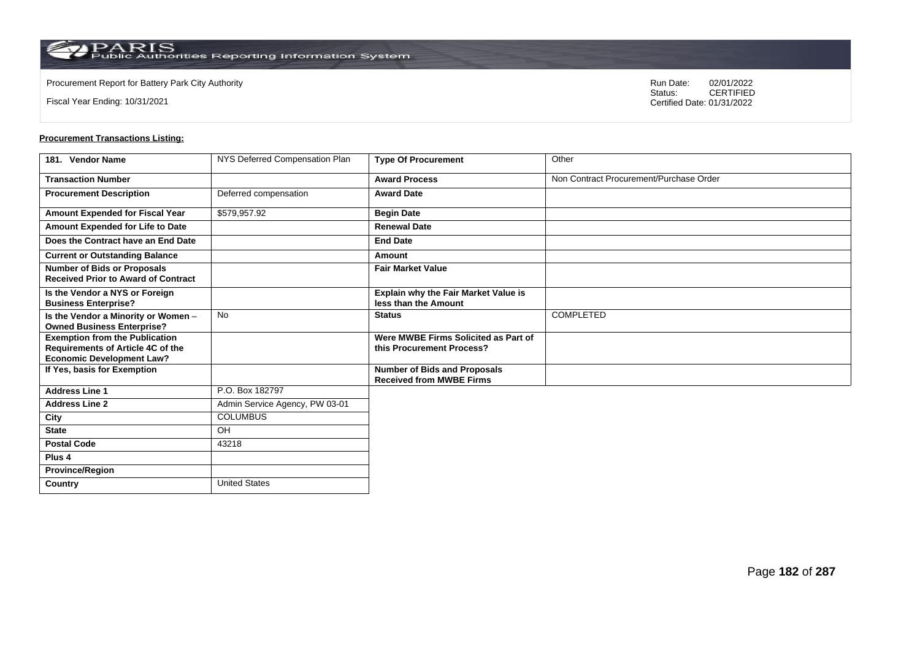Procurement Report for Battery Park City Authority

Fiscal Year Ending: 10/31/2021

Run Date: 02/01/2022
Status: CERTIFIED
Certified Date: 01/31/2022

**Procurement Transactions Listing:**

| 181. Vendor Name | NYS Deferred Compensation Plan | Type Of Procurement | Other |
|---|---|---|---|
| Transaction Number | | Award Process | Non Contract Procurement/Purchase Order |
| Procurement Description | Deferred compensation | Award Date | |
| Amount Expended for Fiscal Year | $579,957.92 | Begin Date | |
| Amount Expended for Life to Date | | Renewal Date | |
| Does the Contract have an End Date | | End Date | |
| Current or Outstanding Balance | | Amount | |
| Number of Bids or Proposals Received Prior to Award of Contract | | Fair Market Value | |
| Is the Vendor a NYS or Foreign Business Enterprise? | | Explain why the Fair Market Value is less than the Amount | |
| Is the Vendor a Minority or Women – Owned Business Enterprise? | No | Status | COMPLETED |
| Exemption from the Publication Requirements of Article 4C of the Economic Development Law? | | Were MWBE Firms Solicited as Part of this Procurement Process? | |
| If Yes, basis for Exemption | | Number of Bids and Proposals Received from MWBE Firms | |
| Address Line 1 | P.O. Box 182797 | | |
| Address Line 2 | Admin Service Agency, PW 03-01 | | |
| City | COLUMBUS | | |
| State | OH | | |
| Postal Code | 43218 | | |
| Plus 4 | | | |
| Province/Region | | | |
| Country | United States | | |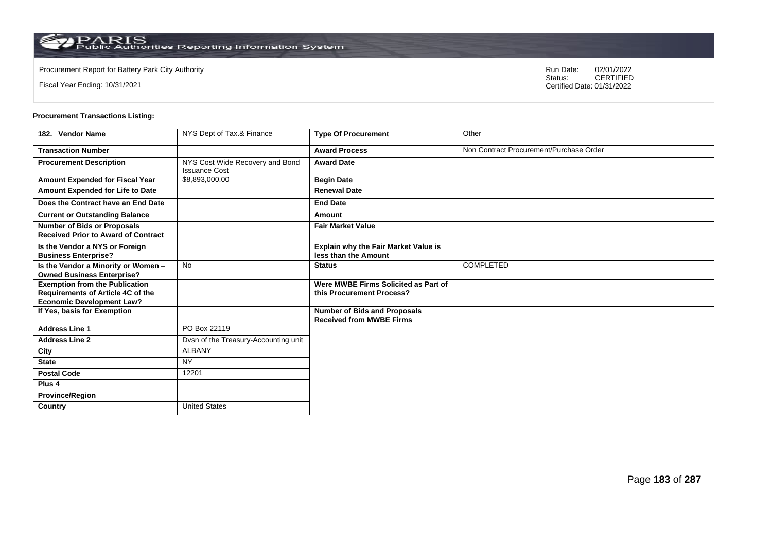Procurement Report for Battery Park City Authority

Fiscal Year Ending: 10/31/2021

Run Date: 02/01/2022
Status: CERTIFIED
Certified Date: 01/31/2022

**Procurement Transactions Listing:**

| 182. Vendor Name | NYS Dept of Tax.& Finance | Type Of Procurement | Other |
|---|---|---|---|
| Transaction Number | | Award Process | Non Contract Procurement/Purchase Order |
| Procurement Description | NYS Cost Wide Recovery and Bond Issuance Cost | Award Date | |
| Amount Expended for Fiscal Year | $8,893,000.00 | Begin Date | |
| Amount Expended for Life to Date | | Renewal Date | |
| Does the Contract have an End Date | | End Date | |
| Current or Outstanding Balance | | Amount | |
| Number of Bids or Proposals Received Prior to Award of Contract | | Fair Market Value | |
| Is the Vendor a NYS or Foreign Business Enterprise? | | Explain why the Fair Market Value is less than the Amount | |
| Is the Vendor a Minority or Women – Owned Business Enterprise? | No | Status | COMPLETED |
| Exemption from the Publication Requirements of Article 4C of the Economic Development Law? | | Were MWBE Firms Solicited as Part of this Procurement Process? | |
| If Yes, basis for Exemption | | Number of Bids and Proposals Received from MWBE Firms | |
| Address Line 1 | PO Box 22119 | | |
| Address Line 2 | Dvsn of the Treasury-Accounting unit | | |
| City | ALBANY | | |
| State | NY | | |
| Postal Code | 12201 | | |
| Plus 4 | | | |
| Province/Region | | | |
| Country | United States | | |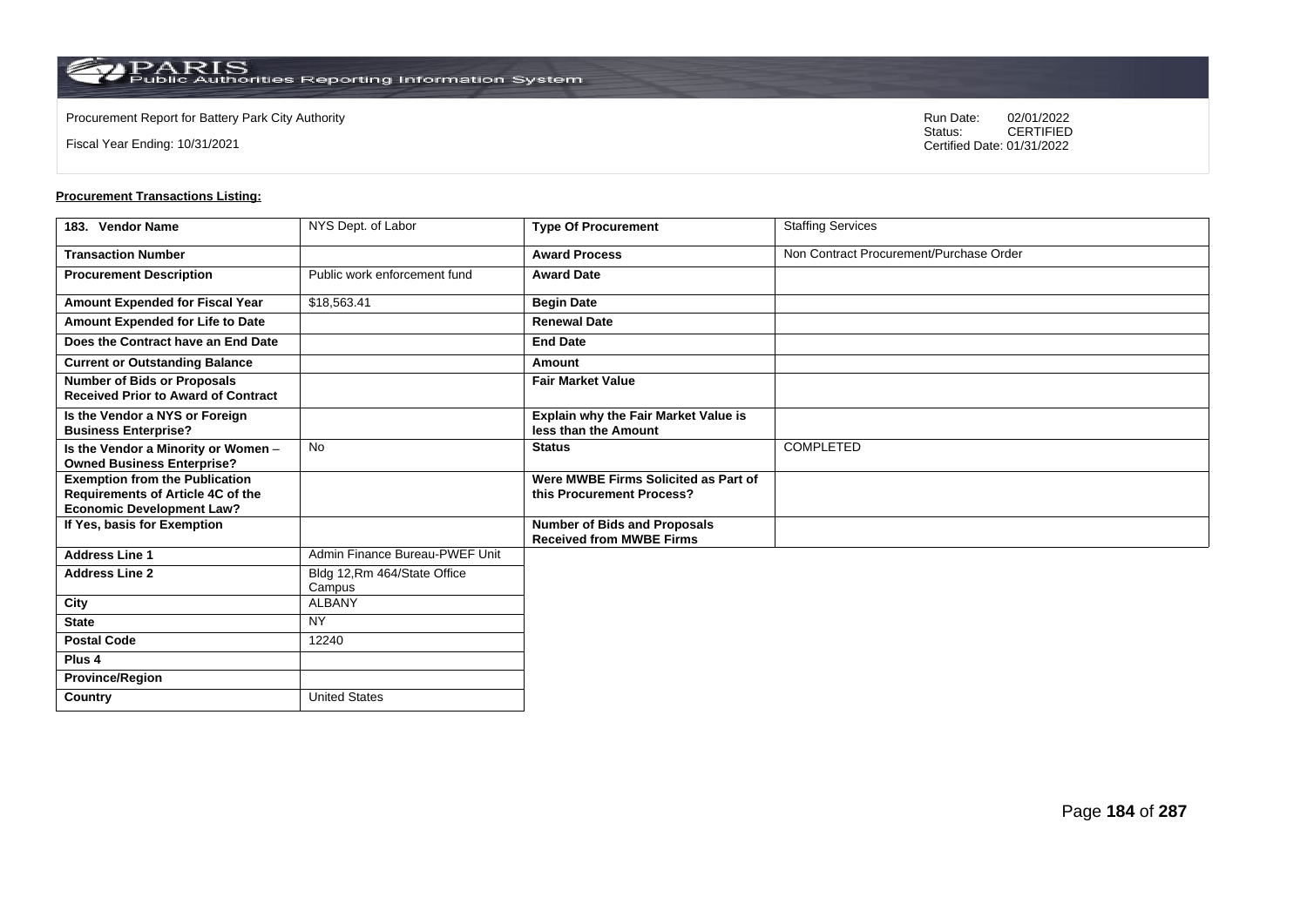Procurement Report for Battery Park City Authority

Fiscal Year Ending: 10/31/2021

Run Date: 02/01/2022
Status: CERTIFIED
Certified Date: 01/31/2022

**Procurement Transactions Listing:**

| 183. Vendor Name | NYS Dept. of Labor | Type Of Procurement | Staffing Services |
|---|---|---|---|
| Transaction Number | | Award Process | Non Contract Procurement/Purchase Order |
| Procurement Description | Public work enforcement fund | Award Date | |
| Amount Expended for Fiscal Year | $18,563.41 | Begin Date | |
| Amount Expended for Life to Date | | Renewal Date | |
| Does the Contract have an End Date | | End Date | |
| Current or Outstanding Balance | | Amount | |
| Number of Bids or Proposals Received Prior to Award of Contract | | Fair Market Value | |
| Is the Vendor a NYS or Foreign Business Enterprise? | | Explain why the Fair Market Value is less than the Amount | |
| Is the Vendor a Minority or Women – Owned Business Enterprise? | No | Status | COMPLETED |
| Exemption from the Publication Requirements of Article 4C of the Economic Development Law? | | Were MWBE Firms Solicited as Part of this Procurement Process? | |
| If Yes, basis for Exemption | | Number of Bids and Proposals Received from MWBE Firms | |
| Address Line 1 | Admin Finance Bureau-PWEF Unit | | |
| Address Line 2 | Bldg 12,Rm 464/State Office Campus | | |
| City | ALBANY | | |
| State | NY | | |
| Postal Code | 12240 | | |
| Plus 4 | | | |
| Province/Region | | | |
| Country | United States | | |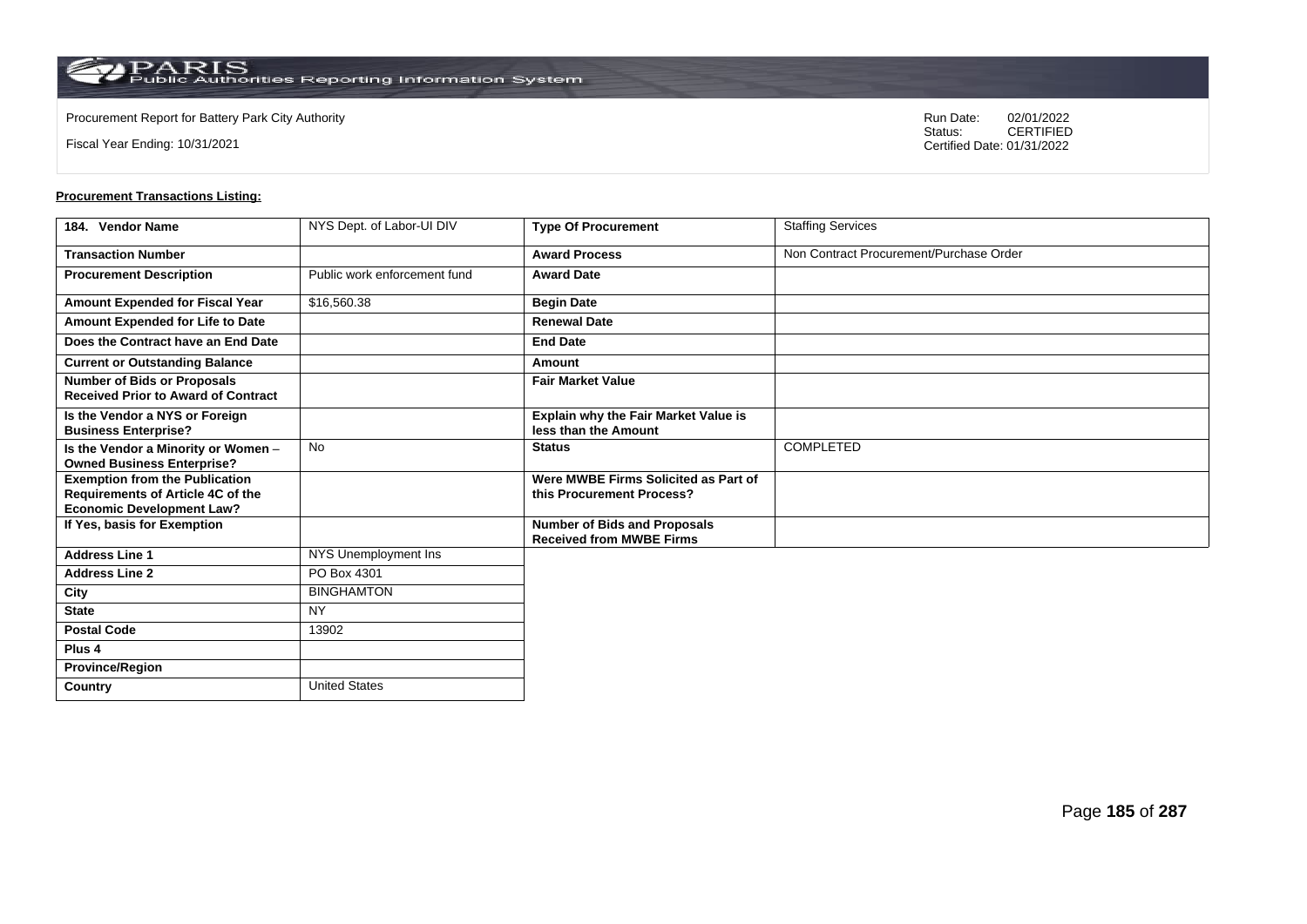Procurement Report for Battery Park City Authority

Fiscal Year Ending: 10/31/2021

Run Date: 02/01/2022
Status: CERTIFIED
Certified Date: 01/31/2022

**Procurement Transactions Listing:**

| 184. Vendor Name | NYS Dept. of Labor-UI DIV | Type Of Procurement | Staffing Services |
|---|---|---|---|
| Transaction Number | | Award Process | Non Contract Procurement/Purchase Order |
| Procurement Description | Public work enforcement fund | Award Date | |
| Amount Expended for Fiscal Year | $16,560.38 | Begin Date | |
| Amount Expended for Life to Date | | Renewal Date | |
| Does the Contract have an End Date | | End Date | |
| Current or Outstanding Balance | | Amount | |
| Number of Bids or Proposals Received Prior to Award of Contract | | Fair Market Value | |
| Is the Vendor a NYS or Foreign Business Enterprise? | | Explain why the Fair Market Value is less than the Amount | |
| Is the Vendor a Minority or Women – Owned Business Enterprise? | No | Status | COMPLETED |
| Exemption from the Publication Requirements of Article 4C of the Economic Development Law? | | Were MWBE Firms Solicited as Part of this Procurement Process? | |
| If Yes, basis for Exemption | | Number of Bids and Proposals Received from MWBE Firms | |
| Address Line 1 | NYS Unemployment Ins | | |
| Address Line 2 | PO Box 4301 | | |
| City | BINGHAMTON | | |
| State | NY | | |
| Postal Code | 13902 | | |
| Plus 4 | | | |
| Province/Region | | | |
| Country | United States | | |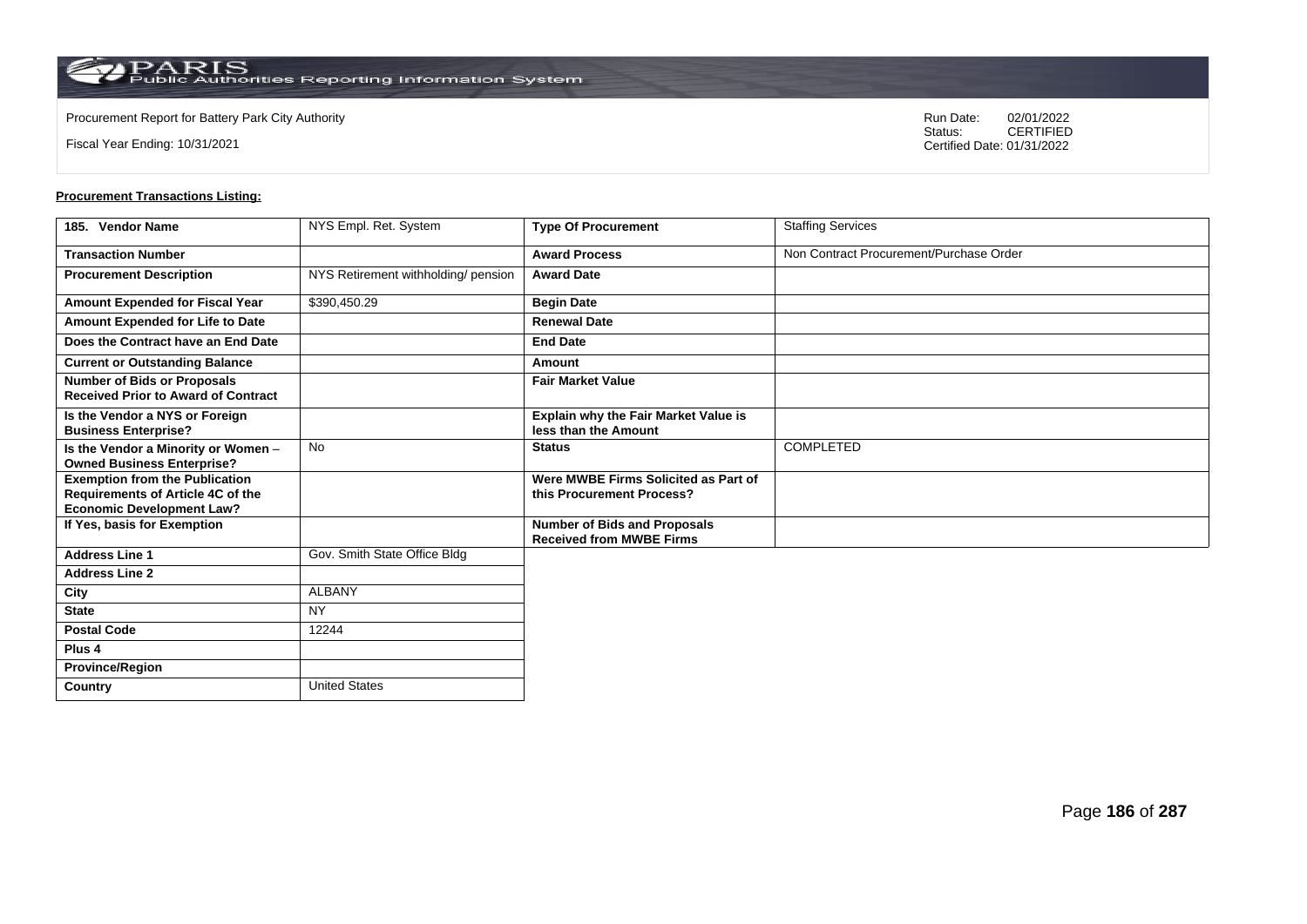Procurement Report for Battery Park City Authority

Fiscal Year Ending: 10/31/2021

Run Date: 02/01/2022
Status: CERTIFIED
Certified Date: 01/31/2022

**Procurement Transactions Listing:**

| 185. Vendor Name | NYS Empl. Ret. System | Type Of Procurement | Staffing Services |
|---|---|---|---|
| Transaction Number | | Award Process | Non Contract Procurement/Purchase Order |
| Procurement Description | NYS Retirement withholding/ pension | Award Date | |
| Amount Expended for Fiscal Year | $390,450.29 | Begin Date | |
| Amount Expended for Life to Date | | Renewal Date | |
| Does the Contract have an End Date | | End Date | |
| Current or Outstanding Balance | | Amount | |
| Number of Bids or Proposals Received Prior to Award of Contract | | Fair Market Value | |
| Is the Vendor a NYS or Foreign Business Enterprise? | | Explain why the Fair Market Value is less than the Amount | |
| Is the Vendor a Minority or Women – Owned Business Enterprise? | No | Status | COMPLETED |
| Exemption from the Publication Requirements of Article 4C of the Economic Development Law? | | Were MWBE Firms Solicited as Part of this Procurement Process? | |
| If Yes, basis for Exemption | | Number of Bids and Proposals Received from MWBE Firms | |
| Address Line 1 | Gov. Smith State Office Bldg | | |
| Address Line 2 | | | |
| City | ALBANY | | |
| State | NY | | |
| Postal Code | 12244 | | |
| Plus 4 | | | |
| Province/Region | | | |
| Country | United States | | |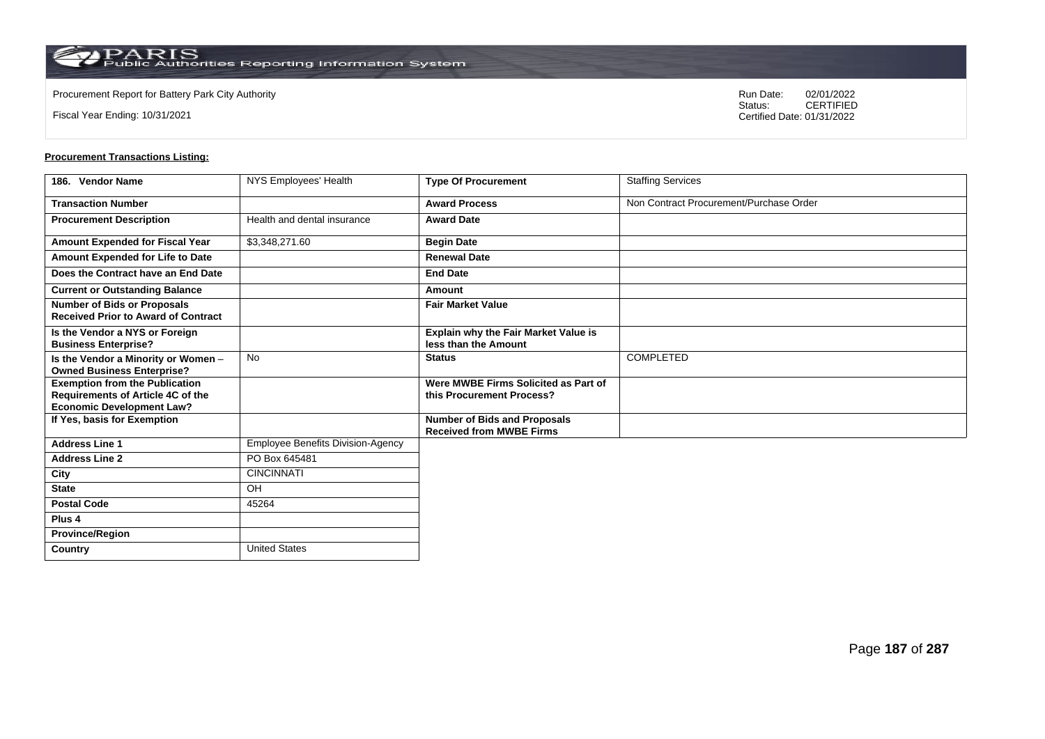Procurement Report for Battery Park City Authority

Fiscal Year Ending: 10/31/2021

Run Date: 02/01/2022
Status: CERTIFIED
Certified Date: 01/31/2022

**Procurement Transactions Listing:**

| 186. Vendor Name | NYS Employees' Health | Type Of Procurement | Staffing Services |
|---|---|---|---|
| Transaction Number | | Award Process | Non Contract Procurement/Purchase Order |
| Procurement Description | Health and dental insurance | Award Date | |
| Amount Expended for Fiscal Year | $3,348,271.60 | Begin Date | |
| Amount Expended for Life to Date | | Renewal Date | |
| Does the Contract have an End Date | | End Date | |
| Current or Outstanding Balance | | Amount | |
| Number of Bids or Proposals Received Prior to Award of Contract | | Fair Market Value | |
| Is the Vendor a NYS or Foreign Business Enterprise? | | Explain why the Fair Market Value is less than the Amount | |
| Is the Vendor a Minority or Women – Owned Business Enterprise? | No | Status | COMPLETED |
| Exemption from the Publication Requirements of Article 4C of the Economic Development Law? | | Were MWBE Firms Solicited as Part of this Procurement Process? | |
| If Yes, basis for Exemption | | Number of Bids and Proposals Received from MWBE Firms | |
| Address Line 1 | Employee Benefits Division-Agency | | |
| Address Line 2 | PO Box 645481 | | |
| City | CINCINNATI | | |
| State | OH | | |
| Postal Code | 45264 | | |
| Plus 4 | | | |
| Province/Region | | | |
| Country | United States | | |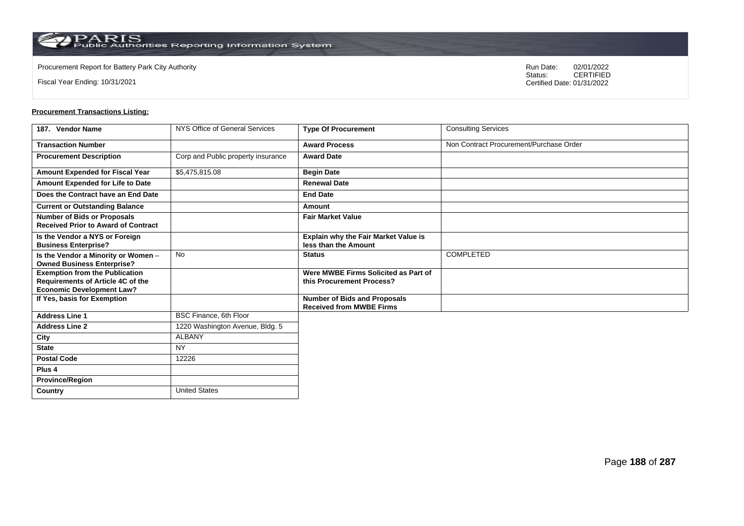Procurement Report for Battery Park City Authority

Fiscal Year Ending: 10/31/2021

Run Date: 02/01/2022
Status: CERTIFIED
Certified Date: 01/31/2022

**Procurement Transactions Listing:**

| 187. Vendor Name | NYS Office of General Services | Type Of Procurement | Consulting Services |
|---|---|---|---|
| Transaction Number | | Award Process | Non Contract Procurement/Purchase Order |
| Procurement Description | Corp and Public property insurance | Award Date | |
| Amount Expended for Fiscal Year | $5,475,815.08 | Begin Date | |
| Amount Expended for Life to Date | | Renewal Date | |
| Does the Contract have an End Date | | End Date | |
| Current or Outstanding Balance | | Amount | |
| Number of Bids or Proposals Received Prior to Award of Contract | | Fair Market Value | |
| Is the Vendor a NYS or Foreign Business Enterprise? | | Explain why the Fair Market Value is less than the Amount | |
| Is the Vendor a Minority or Women – Owned Business Enterprise? | No | Status | COMPLETED |
| Exemption from the Publication Requirements of Article 4C of the Economic Development Law? | | Were MWBE Firms Solicited as Part of this Procurement Process? | |
| If Yes, basis for Exemption | | Number of Bids and Proposals Received from MWBE Firms | |
| Address Line 1 | BSC Finance, 6th Floor | | |
| Address Line 2 | 1220 Washington Avenue, Bldg. 5 | | |
| City | ALBANY | | |
| State | NY | | |
| Postal Code | 12226 | | |
| Plus 4 | | | |
| Province/Region | | | |
| Country | United States | | |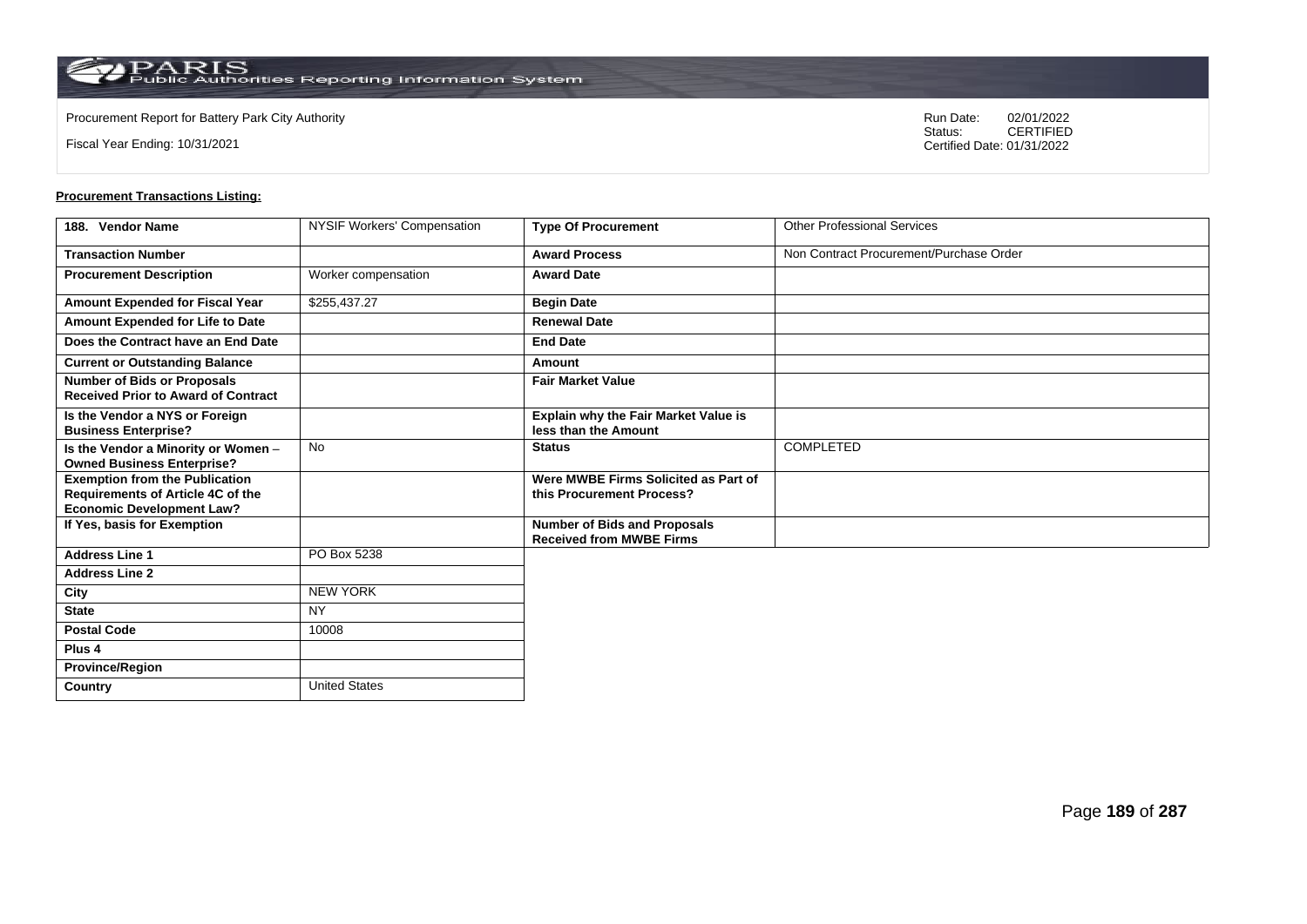Procurement Report for Battery Park City Authority

Fiscal Year Ending: 10/31/2021

Run Date: 02/01/2022
Status: CERTIFIED
Certified Date: 01/31/2022

**Procurement Transactions Listing:**

| 188. Vendor Name | NYSIF Workers' Compensation | Type Of Procurement | Other Professional Services |
|---|---|---|---|
| Transaction Number | | Award Process | Non Contract Procurement/Purchase Order |
| Procurement Description | Worker compensation | Award Date | |
| Amount Expended for Fiscal Year | $255,437.27 | Begin Date | |
| Amount Expended for Life to Date | | Renewal Date | |
| Does the Contract have an End Date | | End Date | |
| Current or Outstanding Balance | | Amount | |
| Number of Bids or Proposals Received Prior to Award of Contract | | Fair Market Value | |
| Is the Vendor a NYS or Foreign Business Enterprise? | | Explain why the Fair Market Value is less than the Amount | |
| Is the Vendor a Minority or Women – Owned Business Enterprise? | No | Status | COMPLETED |
| Exemption from the Publication Requirements of Article 4C of the Economic Development Law? | | Were MWBE Firms Solicited as Part of this Procurement Process? | |
| If Yes, basis for Exemption | | Number of Bids and Proposals Received from MWBE Firms | |
| Address Line 1 | PO Box 5238 | | |
| Address Line 2 | | | |
| City | NEW YORK | | |
| State | NY | | |
| Postal Code | 10008 | | |
| Plus 4 | | | |
| Province/Region | | | |
| Country | United States | | |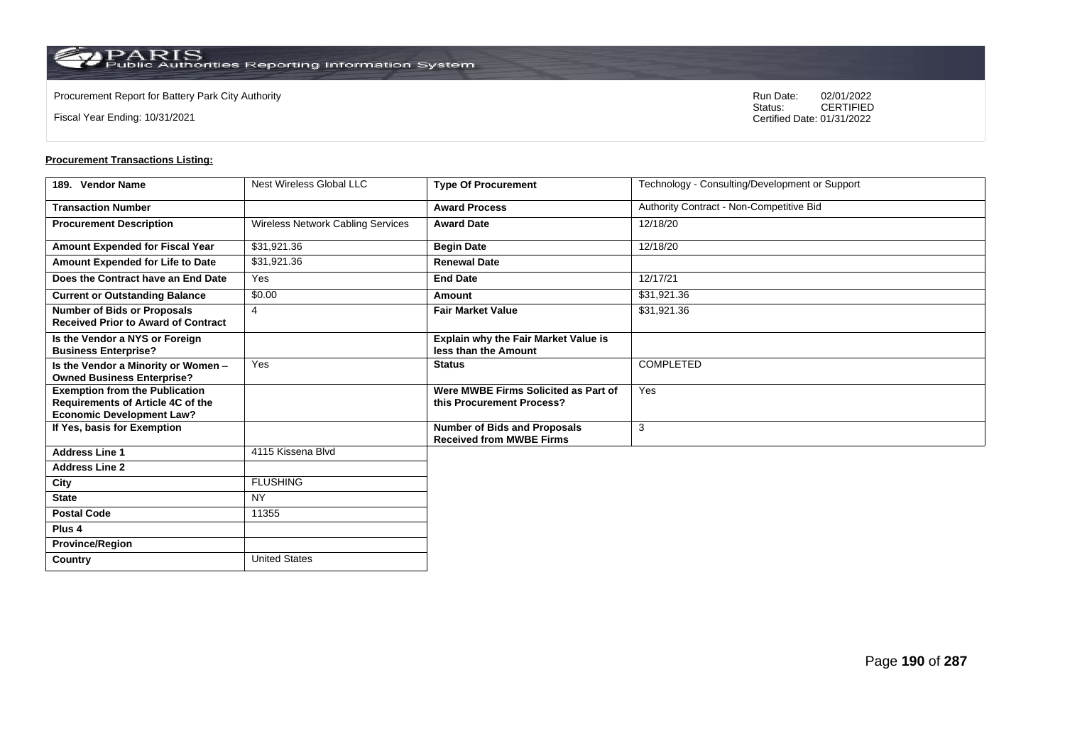Procurement Report for Battery Park City Authority

Fiscal Year Ending: 10/31/2021

Run Date: 02/01/2022
Status: CERTIFIED
Certified Date: 01/31/2022

**Procurement Transactions Listing:**

| 189. Vendor Name | Nest Wireless Global LLC | Type Of Procurement | Technology - Consulting/Development or Support |
|---|---|---|---|
| Transaction Number | | Award Process | Authority Contract - Non-Competitive Bid |
| Procurement Description | Wireless Network Cabling Services | Award Date | 12/18/20 |
| Amount Expended for Fiscal Year | $31,921.36 | Begin Date | 12/18/20 |
| Amount Expended for Life to Date | $31,921.36 | Renewal Date | |
| Does the Contract have an End Date | Yes | End Date | 12/17/21 |
| Current or Outstanding Balance | $0.00 | Amount | $31,921.36 |
| Number of Bids or Proposals Received Prior to Award of Contract | 4 | Fair Market Value | $31,921.36 |
| Is the Vendor a NYS or Foreign Business Enterprise? | | Explain why the Fair Market Value is less than the Amount | |
| Is the Vendor a Minority or Women – Owned Business Enterprise? | Yes | Status | COMPLETED |
| Exemption from the Publication Requirements of Article 4C of the Economic Development Law? | | Were MWBE Firms Solicited as Part of this Procurement Process? | Yes |
| If Yes, basis for Exemption | | Number of Bids and Proposals Received from MWBE Firms | 3 |
| Address Line 1 | 4115 Kissena Blvd | | |
| Address Line 2 | | | |
| City | FLUSHING | | |
| State | NY | | |
| Postal Code | 11355 | | |
| Plus 4 | | | |
| Province/Region | | | |
| Country | United States | | |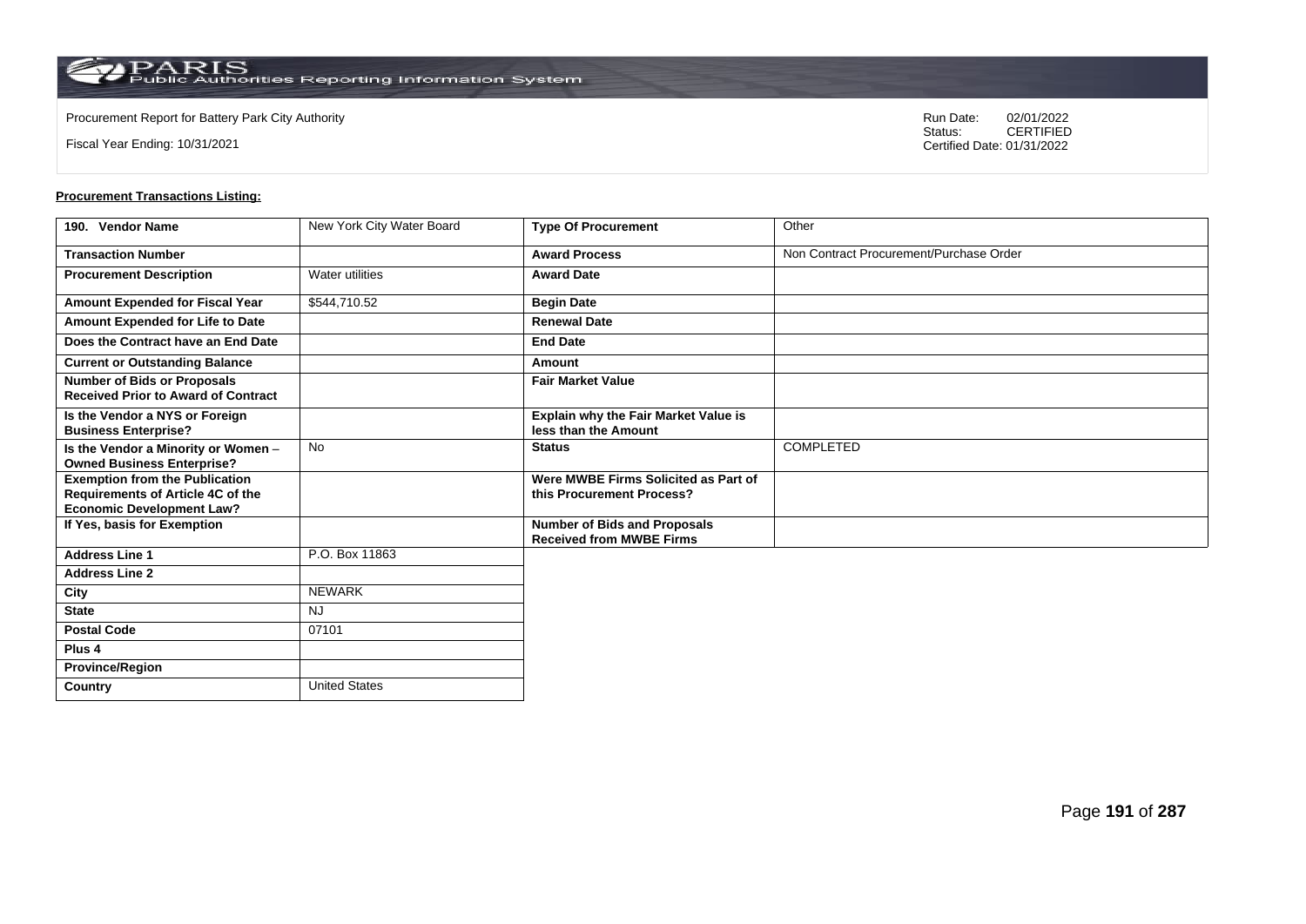Procurement Report for Battery Park City Authority

Fiscal Year Ending: 10/31/2021

Run Date: 02/01/2022
Status: CERTIFIED
Certified Date: 01/31/2022

**Procurement Transactions Listing:**

| 190. Vendor Name | New York City Water Board | Type Of Procurement | Other |
|---|---|---|---|
| Transaction Number | | Award Process | Non Contract Procurement/Purchase Order |
| Procurement Description | Water utilities | Award Date | |
| Amount Expended for Fiscal Year | $544,710.52 | Begin Date | |
| Amount Expended for Life to Date | | Renewal Date | |
| Does the Contract have an End Date | | End Date | |
| Current or Outstanding Balance | | Amount | |
| Number of Bids or Proposals Received Prior to Award of Contract | | Fair Market Value | |
| Is the Vendor a NYS or Foreign Business Enterprise? | | Explain why the Fair Market Value is less than the Amount | |
| Is the Vendor a Minority or Women – Owned Business Enterprise? | No | Status | COMPLETED |
| Exemption from the Publication Requirements of Article 4C of the Economic Development Law? | | Were MWBE Firms Solicited as Part of this Procurement Process? | |
| If Yes, basis for Exemption | | Number of Bids and Proposals Received from MWBE Firms | |
| Address Line 1 | P.O. Box 11863 | | |
| Address Line 2 | | | |
| City | NEWARK | | |
| State | NJ | | |
| Postal Code | 07101 | | |
| Plus 4 | | | |
| Province/Region | | | |
| Country | United States | | |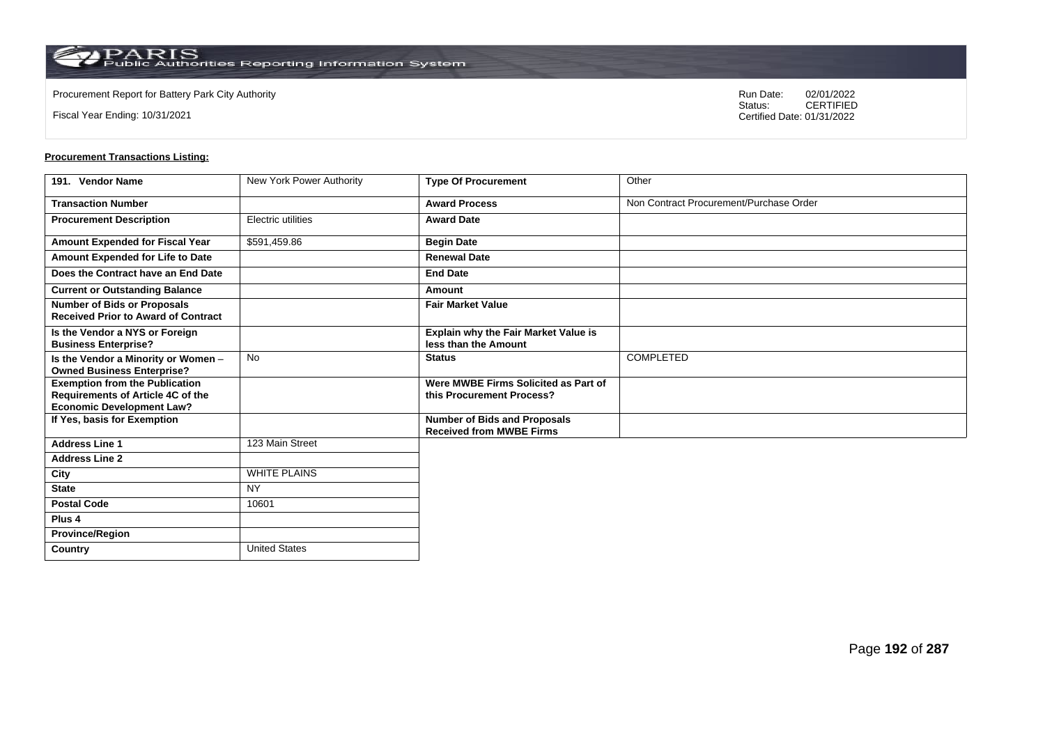Procurement Report for Battery Park City Authority

Fiscal Year Ending: 10/31/2021

Run Date: 02/01/2022
Status: CERTIFIED
Certified Date: 01/31/2022

**Procurement Transactions Listing:**

| 191. Vendor Name | New York Power Authority | Type Of Procurement | Other |
|---|---|---|---|
| Transaction Number | | Award Process | Non Contract Procurement/Purchase Order |
| Procurement Description | Electric utilities | Award Date | |
| Amount Expended for Fiscal Year | $591,459.86 | Begin Date | |
| Amount Expended for Life to Date | | Renewal Date | |
| Does the Contract have an End Date | | End Date | |
| Current or Outstanding Balance | | Amount | |
| Number of Bids or Proposals Received Prior to Award of Contract | | Fair Market Value | |
| Is the Vendor a NYS or Foreign Business Enterprise? | | Explain why the Fair Market Value is less than the Amount | |
| Is the Vendor a Minority or Women – Owned Business Enterprise? | No | Status | COMPLETED |
| Exemption from the Publication Requirements of Article 4C of the Economic Development Law? | | Were MWBE Firms Solicited as Part of this Procurement Process? | |
| If Yes, basis for Exemption | | Number of Bids and Proposals Received from MWBE Firms | |
| Address Line 1 | 123 Main Street | | |
| Address Line 2 | | | |
| City | WHITE PLAINS | | |
| State | NY | | |
| Postal Code | 10601 | | |
| Plus 4 | | | |
| Province/Region | | | |
| Country | United States | | |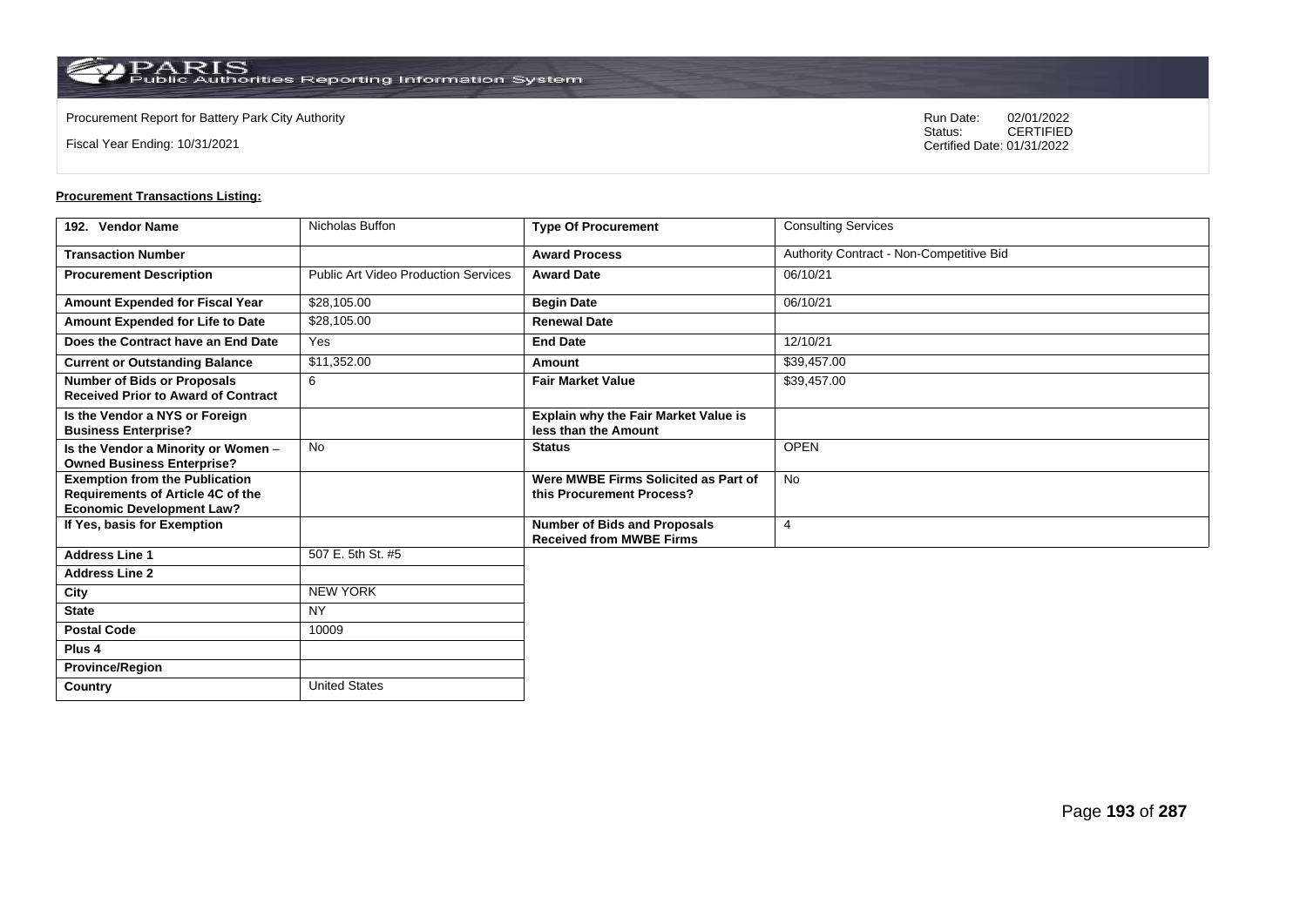Procurement Report for Battery Park City Authority

Fiscal Year Ending: 10/31/2021

Run Date: 02/01/2022
Status: CERTIFIED
Certified Date: 01/31/2022

**Procurement Transactions Listing:**

| 192. Vendor Name | Nicholas Buffon | Type Of Procurement | Consulting Services |
|---|---|---|---|
| Transaction Number | | Award Process | Authority Contract - Non-Competitive Bid |
| Procurement Description | Public Art Video Production Services | Award Date | 06/10/21 |
| Amount Expended for Fiscal Year | $28,105.00 | Begin Date | 06/10/21 |
| Amount Expended for Life to Date | $28,105.00 | Renewal Date | |
| Does the Contract have an End Date | Yes | End Date | 12/10/21 |
| Current or Outstanding Balance | $11,352.00 | Amount | $39,457.00 |
| Number of Bids or Proposals Received Prior to Award of Contract | 6 | Fair Market Value | $39,457.00 |
| Is the Vendor a NYS or Foreign Business Enterprise? | | Explain why the Fair Market Value is less than the Amount | |
| Is the Vendor a Minority or Women – Owned Business Enterprise? | No | Status | OPEN |
| Exemption from the Publication Requirements of Article 4C of the Economic Development Law? | | Were MWBE Firms Solicited as Part of this Procurement Process? | No |
| If Yes, basis for Exemption | | Number of Bids and Proposals Received from MWBE Firms | 4 |
| Address Line 1 | 507 E. 5th St. #5 | | |
| Address Line 2 | | | |
| City | NEW YORK | | |
| State | NY | | |
| Postal Code | 10009 | | |
| Plus 4 | | | |
| Province/Region | | | |
| Country | United States | | |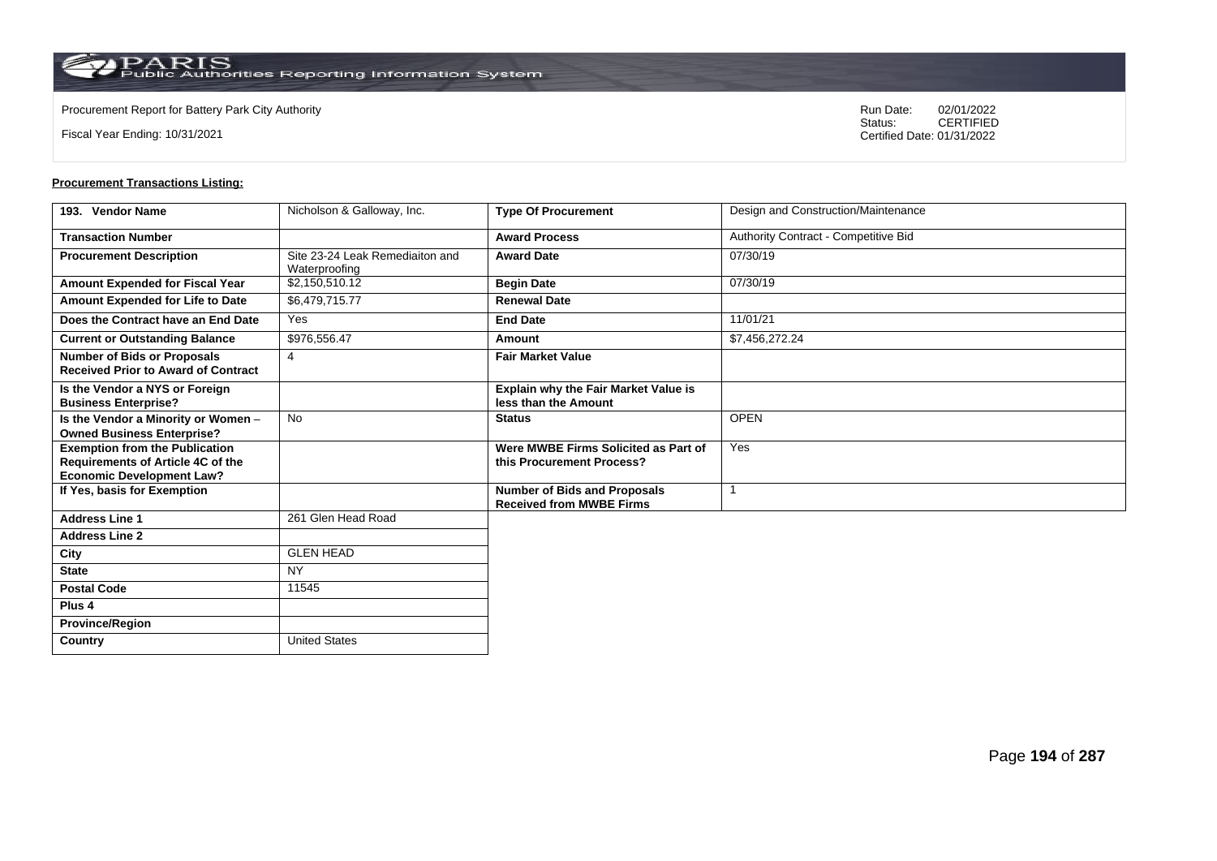Procurement Report for Battery Park City Authority

Fiscal Year Ending: 10/31/2021

Run Date: 02/01/2022
Status: CERTIFIED
Certified Date: 01/31/2022

**Procurement Transactions Listing:**

| 193. Vendor Name | Nicholson & Galloway, Inc. | Type Of Procurement | Design and Construction/Maintenance |
|---|---|---|---|
| Transaction Number | | Award Process | Authority Contract - Competitive Bid |
| Procurement Description | Site 23-24 Leak Remediaiton and Waterproofing | Award Date | 07/30/19 |
| Amount Expended for Fiscal Year | $2,150,510.12 | Begin Date | 07/30/19 |
| Amount Expended for Life to Date | $6,479,715.77 | Renewal Date | |
| Does the Contract have an End Date | Yes | End Date | 11/01/21 |
| Current or Outstanding Balance | $976,556.47 | Amount | $7,456,272.24 |
| Number of Bids or Proposals Received Prior to Award of Contract | 4 | Fair Market Value | |
| Is the Vendor a NYS or Foreign Business Enterprise? | | Explain why the Fair Market Value is less than the Amount | |
| Is the Vendor a Minority or Women – Owned Business Enterprise? | No | Status | OPEN |
| Exemption from the Publication Requirements of Article 4C of the Economic Development Law? | | Were MWBE Firms Solicited as Part of this Procurement Process? | Yes |
| If Yes, basis for Exemption | | Number of Bids and Proposals Received from MWBE Firms | 1 |
| Address Line 1 | 261 Glen Head Road | | |
| Address Line 2 | | | |
| City | GLEN HEAD | | |
| State | NY | | |
| Postal Code | 11545 | | |
| Plus 4 | | | |
| Province/Region | | | |
| Country | United States | | |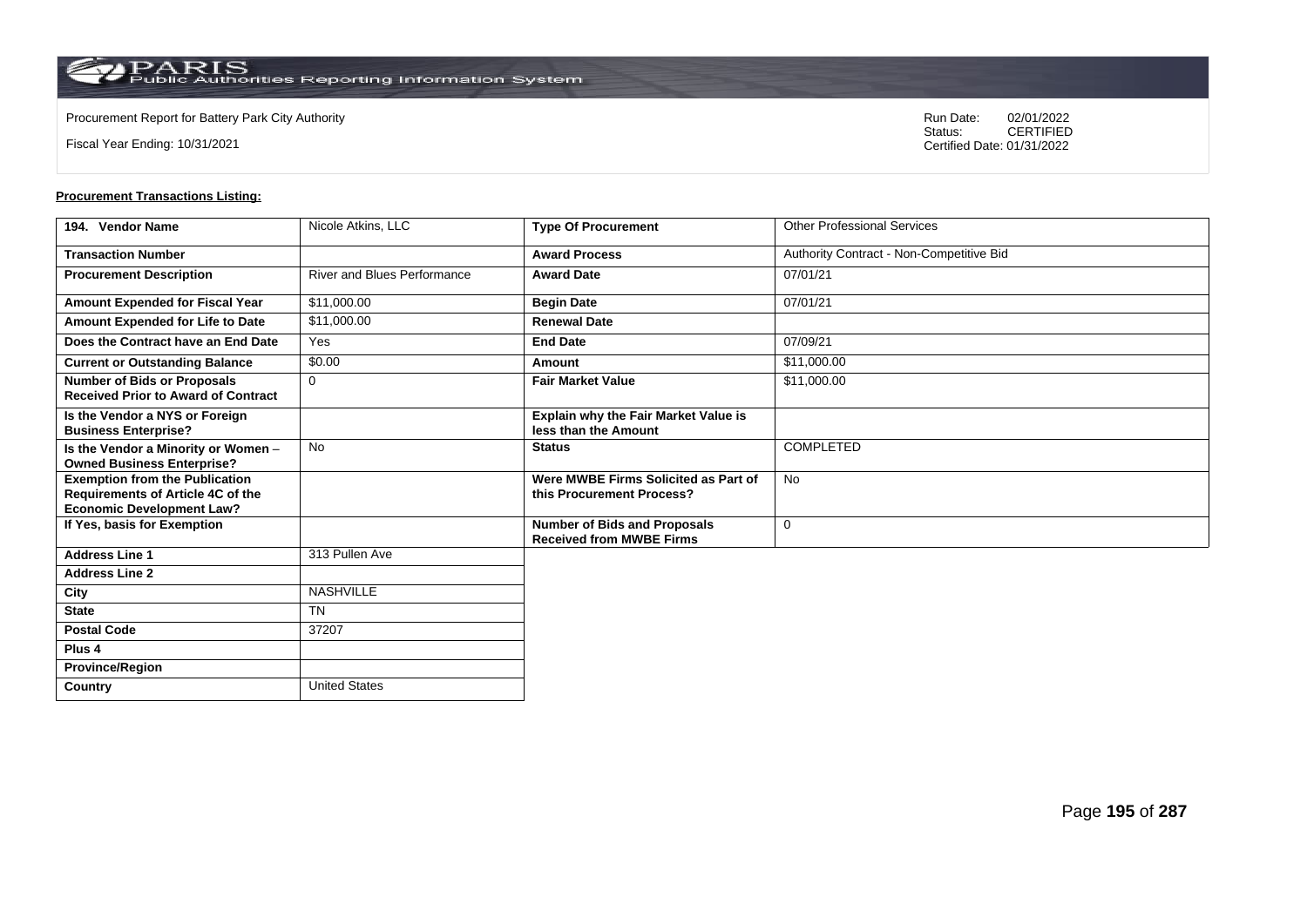Procurement Report for Battery Park City Authority

Fiscal Year Ending: 10/31/2021

Run Date: 02/01/2022
Status: CERTIFIED
Certified Date: 01/31/2022

**Procurement Transactions Listing:**

| 194. Vendor Name | Nicole Atkins, LLC | Type Of Procurement | Other Professional Services |
|---|---|---|---|
| Transaction Number | | Award Process | Authority Contract - Non-Competitive Bid |
| Procurement Description | River and Blues Performance | Award Date | 07/01/21 |
| Amount Expended for Fiscal Year | $11,000.00 | Begin Date | 07/01/21 |
| Amount Expended for Life to Date | $11,000.00 | Renewal Date | |
| Does the Contract have an End Date | Yes | End Date | 07/09/21 |
| Current or Outstanding Balance | $0.00 | Amount | $11,000.00 |
| Number of Bids or Proposals Received Prior to Award of Contract | 0 | Fair Market Value | $11,000.00 |
| Is the Vendor a NYS or Foreign Business Enterprise? | | Explain why the Fair Market Value is less than the Amount | |
| Is the Vendor a Minority or Women – Owned Business Enterprise? | No | Status | COMPLETED |
| Exemption from the Publication Requirements of Article 4C of the Economic Development Law? | | Were MWBE Firms Solicited as Part of this Procurement Process? | No |
| If Yes, basis for Exemption | | Number of Bids and Proposals Received from MWBE Firms | 0 |
| Address Line 1 | 313 Pullen Ave | | |
| Address Line 2 | | | |
| City | NASHVILLE | | |
| State | TN | | |
| Postal Code | 37207 | | |
| Plus 4 | | | |
| Province/Region | | | |
| Country | United States | | |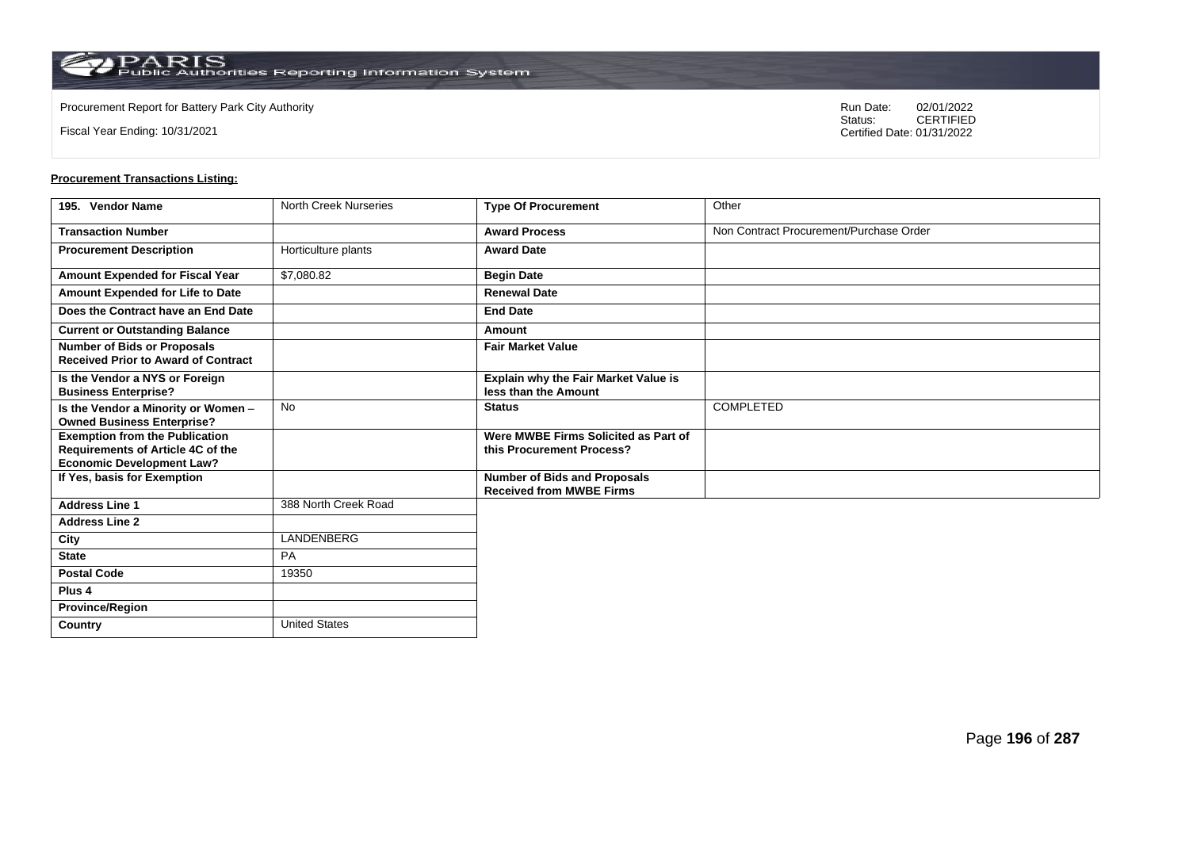Procurement Report for Battery Park City Authority

Fiscal Year Ending: 10/31/2021

Run Date: 02/01/2022
Status: CERTIFIED
Certified Date: 01/31/2022

**Procurement Transactions Listing:**

| 195. Vendor Name | North Creek Nurseries | Type Of Procurement | Other |
|---|---|---|---|
| Transaction Number | | Award Process | Non Contract Procurement/Purchase Order |
| Procurement Description | Horticulture plants | Award Date | |
| Amount Expended for Fiscal Year | $7,080.82 | Begin Date | |
| Amount Expended for Life to Date | | Renewal Date | |
| Does the Contract have an End Date | | End Date | |
| Current or Outstanding Balance | | Amount | |
| Number of Bids or Proposals Received Prior to Award of Contract | | Fair Market Value | |
| Is the Vendor a NYS or Foreign Business Enterprise? | | Explain why the Fair Market Value is less than the Amount | |
| Is the Vendor a Minority or Women – Owned Business Enterprise? | No | Status | COMPLETED |
| Exemption from the Publication Requirements of Article 4C of the Economic Development Law? | | Were MWBE Firms Solicited as Part of this Procurement Process? | |
| If Yes, basis for Exemption | | Number of Bids and Proposals Received from MWBE Firms | |
| Address Line 1 | 388 North Creek Road | | |
| Address Line 2 | | | |
| City | LANDENBERG | | |
| State | PA | | |
| Postal Code | 19350 | | |
| Plus 4 | | | |
| Province/Region | | | |
| Country | United States | | |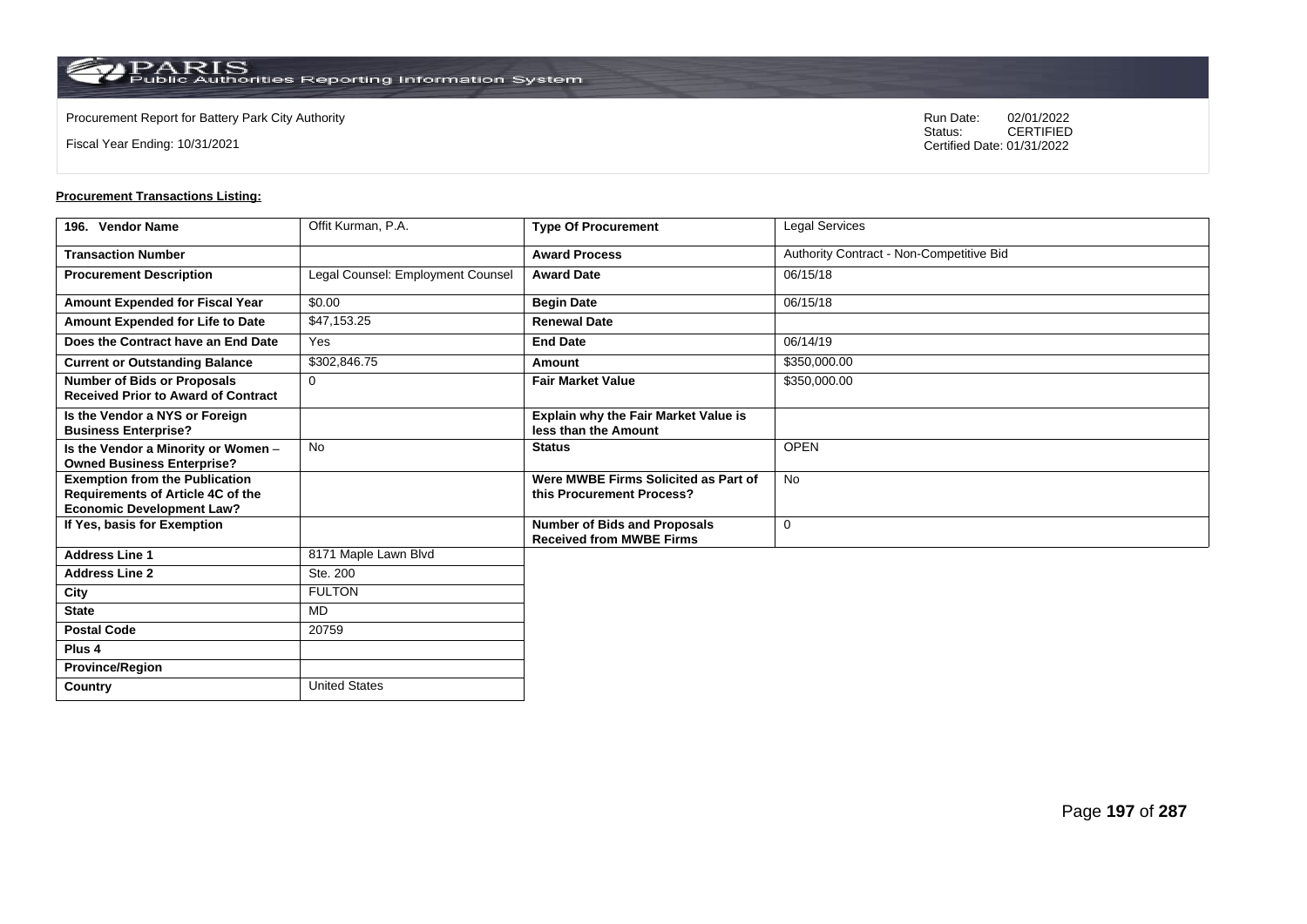Procurement Report for Battery Park City Authority

Fiscal Year Ending: 10/31/2021

Run Date: 02/01/2022
Status: CERTIFIED
Certified Date: 01/31/2022

**Procurement Transactions Listing:**

| 196. Vendor Name | Offit Kurman, P.A. | Type Of Procurement | Legal Services |
|---|---|---|---|
| Transaction Number | | Award Process | Authority Contract - Non-Competitive Bid |
| Procurement Description | Legal Counsel: Employment Counsel | Award Date | 06/15/18 |
| Amount Expended for Fiscal Year | $0.00 | Begin Date | 06/15/18 |
| Amount Expended for Life to Date | $47,153.25 | Renewal Date | |
| Does the Contract have an End Date | Yes | End Date | 06/14/19 |
| Current or Outstanding Balance | $302,846.75 | Amount | $350,000.00 |
| Number of Bids or Proposals Received Prior to Award of Contract | 0 | Fair Market Value | $350,000.00 |
| Is the Vendor a NYS or Foreign Business Enterprise? | | Explain why the Fair Market Value is less than the Amount | |
| Is the Vendor a Minority or Women – Owned Business Enterprise? | No | Status | OPEN |
| Exemption from the Publication Requirements of Article 4C of the Economic Development Law? | | Were MWBE Firms Solicited as Part of this Procurement Process? | No |
| If Yes, basis for Exemption | | Number of Bids and Proposals Received from MWBE Firms | 0 |
| Address Line 1 | 8171 Maple Lawn Blvd | | |
| Address Line 2 | Ste. 200 | | |
| City | FULTON | | |
| State | MD | | |
| Postal Code | 20759 | | |
| Plus 4 | | | |
| Province/Region | | | |
| Country | United States | | |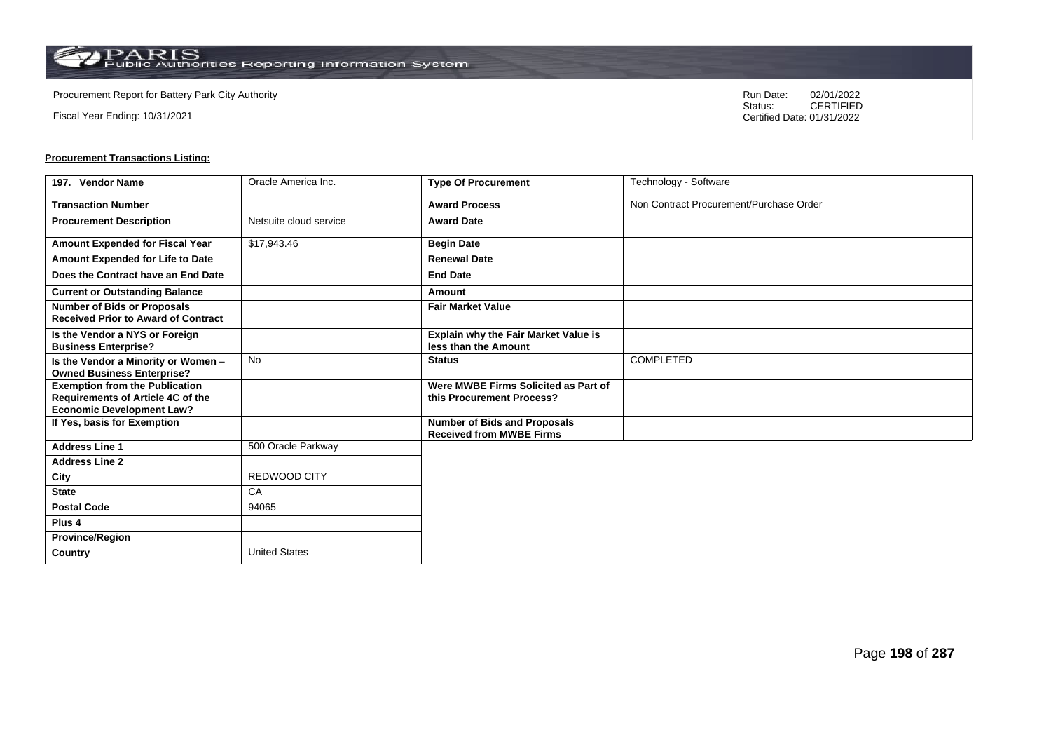Procurement Report for Battery Park City Authority

Fiscal Year Ending: 10/31/2021

Run Date: 02/01/2022
Status: CERTIFIED
Certified Date: 01/31/2022

**Procurement Transactions Listing:**

| 197. Vendor Name | Oracle America Inc. | Type Of Procurement | Technology - Software |
|---|---|---|---|
| Transaction Number | | Award Process | Non Contract Procurement/Purchase Order |
| Procurement Description | Netsuite cloud service | Award Date | |
| Amount Expended for Fiscal Year | $17,943.46 | Begin Date | |
| Amount Expended for Life to Date | | Renewal Date | |
| Does the Contract have an End Date | | End Date | |
| Current or Outstanding Balance | | Amount | |
| Number of Bids or Proposals Received Prior to Award of Contract | | Fair Market Value | |
| Is the Vendor a NYS or Foreign Business Enterprise? | | Explain why the Fair Market Value is less than the Amount | |
| Is the Vendor a Minority or Women – Owned Business Enterprise? | No | Status | COMPLETED |
| Exemption from the Publication Requirements of Article 4C of the Economic Development Law? | | Were MWBE Firms Solicited as Part of this Procurement Process? | |
| If Yes, basis for Exemption | | Number of Bids and Proposals Received from MWBE Firms | |
| Address Line 1 | 500 Oracle Parkway | | |
| Address Line 2 | | | |
| City | REDWOOD CITY | | |
| State | CA | | |
| Postal Code | 94065 | | |
| Plus 4 | | | |
| Province/Region | | | |
| Country | United States | | |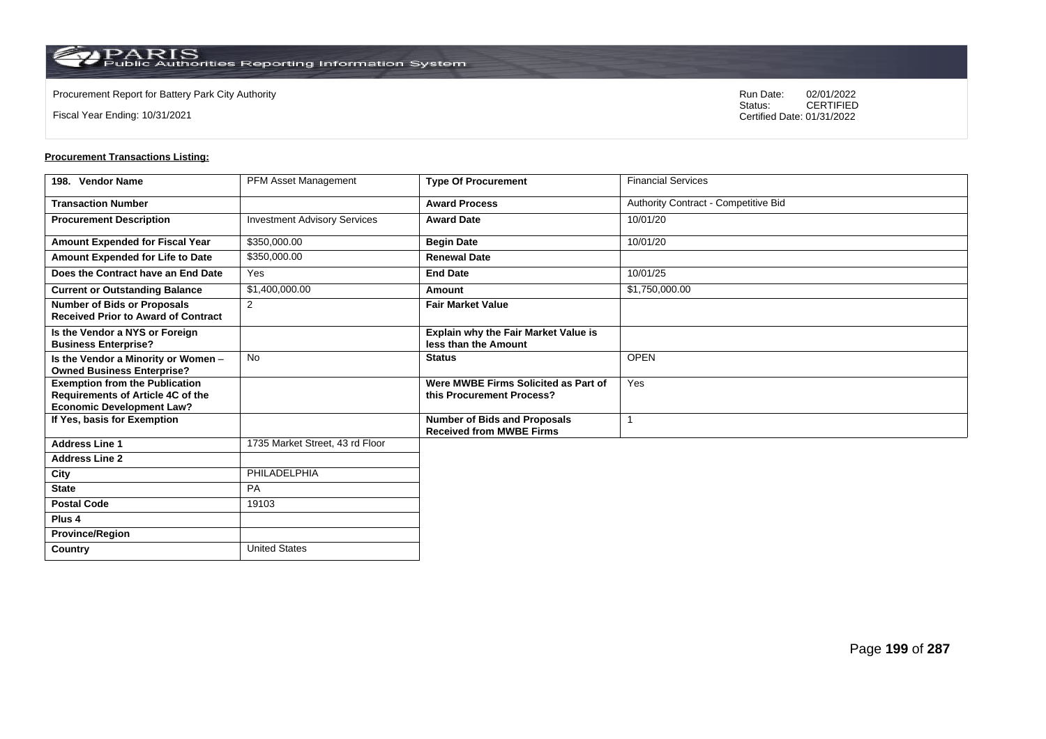Procurement Report for Battery Park City Authority

Fiscal Year Ending: 10/31/2021

Run Date: 02/01/2022
Status: CERTIFIED
Certified Date: 01/31/2022

**Procurement Transactions Listing:**

| 198. Vendor Name | PFM Asset Management | Type Of Procurement | Financial Services |
|---|---|---|---|
| Transaction Number | | Award Process | Authority Contract - Competitive Bid |
| Procurement Description | Investment Advisory Services | Award Date | 10/01/20 |
| Amount Expended for Fiscal Year | $350,000.00 | Begin Date | 10/01/20 |
| Amount Expended for Life to Date | $350,000.00 | Renewal Date | |
| Does the Contract have an End Date | Yes | End Date | 10/01/25 |
| Current or Outstanding Balance | $1,400,000.00 | Amount | $1,750,000.00 |
| Number of Bids or Proposals Received Prior to Award of Contract | 2 | Fair Market Value | |
| Is the Vendor a NYS or Foreign Business Enterprise? | | Explain why the Fair Market Value is less than the Amount | |
| Is the Vendor a Minority or Women – Owned Business Enterprise? | No | Status | OPEN |
| Exemption from the Publication Requirements of Article 4C of the Economic Development Law? | | Were MWBE Firms Solicited as Part of this Procurement Process? | Yes |
| If Yes, basis for Exemption | | Number of Bids and Proposals Received from MWBE Firms | 1 |
| Address Line 1 | 1735 Market Street, 43 rd Floor | | |
| Address Line 2 | | | |
| City | PHILADELPHIA | | |
| State | PA | | |
| Postal Code | 19103 | | |
| Plus 4 | | | |
| Province/Region | | | |
| Country | United States | | |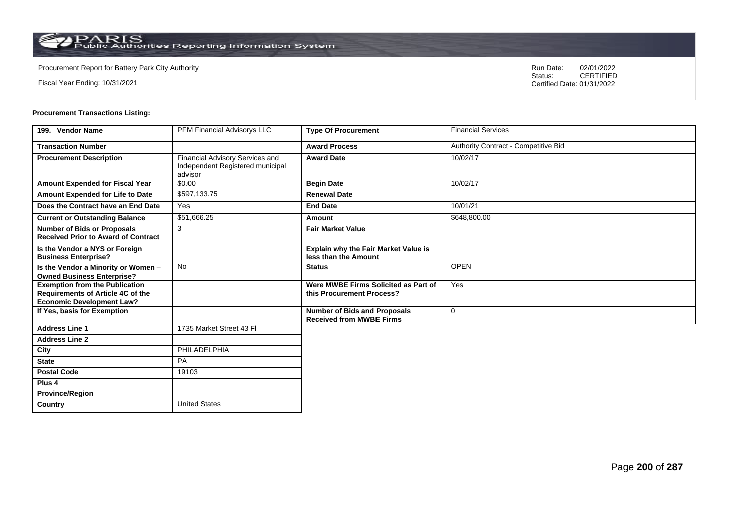Procurement Report for Battery Park City Authority

Fiscal Year Ending: 10/31/2021

Run Date: 02/01/2022
Status: CERTIFIED
Certified Date: 01/31/2022

**Procurement Transactions Listing:**

| 199. Vendor Name | PFM Financial Advisorys LLC | Type Of Procurement | Financial Services |
|---|---|---|---|
| Transaction Number | | Award Process | Authority Contract - Competitive Bid |
| Procurement Description | Financial Advisory Services and Independent Registered municipal advisor | Award Date | 10/02/17 |
| Amount Expended for Fiscal Year | $0.00 | Begin Date | 10/02/17 |
| Amount Expended for Life to Date | $597,133.75 | Renewal Date | |
| Does the Contract have an End Date | Yes | End Date | 10/01/21 |
| Current or Outstanding Balance | $51,666.25 | Amount | $648,800.00 |
| Number of Bids or Proposals Received Prior to Award of Contract | 3 | Fair Market Value | |
| Is the Vendor a NYS or Foreign Business Enterprise? | | Explain why the Fair Market Value is less than the Amount | |
| Is the Vendor a Minority or Women – Owned Business Enterprise? | No | Status | OPEN |
| Exemption from the Publication Requirements of Article 4C of the Economic Development Law? | | Were MWBE Firms Solicited as Part of this Procurement Process? | Yes |
| If Yes, basis for Exemption | | Number of Bids and Proposals Received from MWBE Firms | 0 |
| Address Line 1 | 1735 Market Street 43 Fl | | |
| Address Line 2 | | | |
| City | PHILADELPHIA | | |
| State | PA | | |
| Postal Code | 19103 | | |
| Plus 4 | | | |
| Province/Region | | | |
| Country | United States | | |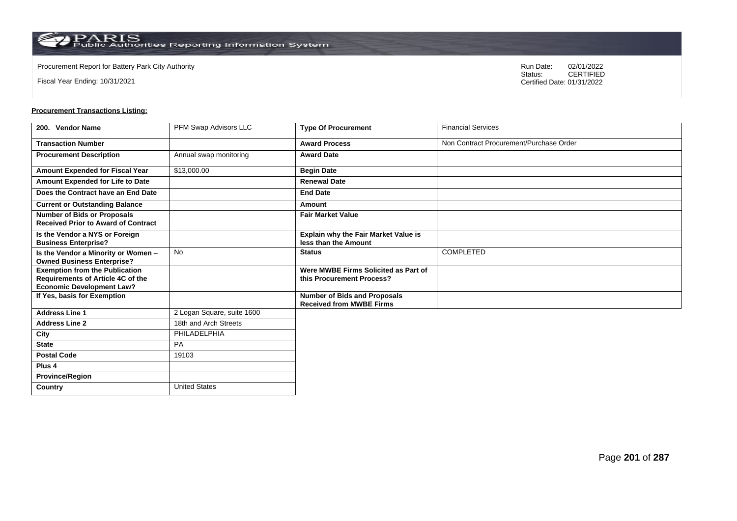Procurement Report for Battery Park City Authority

Fiscal Year Ending: 10/31/2021

Run Date: 02/01/2022
Status: CERTIFIED
Certified Date: 01/31/2022

**Procurement Transactions Listing:**

| 200. Vendor Name | PFM Swap Advisors LLC | Type Of Procurement | Financial Services |
|---|---|---|---|
| Transaction Number | | Award Process | Non Contract Procurement/Purchase Order |
| Procurement Description | Annual swap monitoring | Award Date | |
| Amount Expended for Fiscal Year | $13,000.00 | Begin Date | |
| Amount Expended for Life to Date | | Renewal Date | |
| Does the Contract have an End Date | | End Date | |
| Current or Outstanding Balance | | Amount | |
| Number of Bids or Proposals Received Prior to Award of Contract | | Fair Market Value | |
| Is the Vendor a NYS or Foreign Business Enterprise? | | Explain why the Fair Market Value is less than the Amount | |
| Is the Vendor a Minority or Women – Owned Business Enterprise? | No | Status | COMPLETED |
| Exemption from the Publication Requirements of Article 4C of the Economic Development Law? | | Were MWBE Firms Solicited as Part of this Procurement Process? | |
| If Yes, basis for Exemption | | Number of Bids and Proposals Received from MWBE Firms | |
| Address Line 1 | 2 Logan Square, suite 1600 | | |
| Address Line 2 | 18th and Arch Streets | | |
| City | PHILADELPHIA | | |
| State | PA | | |
| Postal Code | 19103 | | |
| Plus 4 | | | |
| Province/Region | | | |
| Country | United States | | |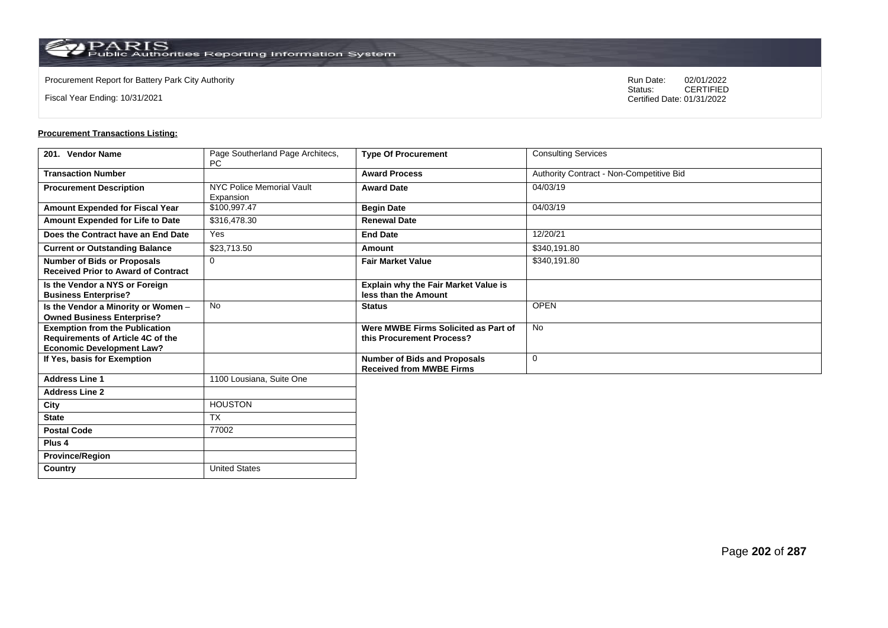Procurement Report for Battery Park City Authority

Fiscal Year Ending: 10/31/2021

Run Date: 02/01/2022
Status: CERTIFIED
Certified Date: 01/31/2022

**Procurement Transactions Listing:**

| 201. Vendor Name | Page Southerland Page Architecs, PC | Type Of Procurement | Consulting Services |
|---|---|---|---|
| Transaction Number | | Award Process | Authority Contract - Non-Competitive Bid |
| Procurement Description | NYC Police Memorial Vault Expansion | Award Date | 04/03/19 |
| Amount Expended for Fiscal Year | $100,997.47 | Begin Date | 04/03/19 |
| Amount Expended for Life to Date | $316,478.30 | Renewal Date | |
| Does the Contract have an End Date | Yes | End Date | 12/20/21 |
| Current or Outstanding Balance | $23,713.50 | Amount | $340,191.80 |
| Number of Bids or Proposals Received Prior to Award of Contract | 0 | Fair Market Value | $340,191.80 |
| Is the Vendor a NYS or Foreign Business Enterprise? | | Explain why the Fair Market Value is less than the Amount | |
| Is the Vendor a Minority or Women – Owned Business Enterprise? | No | Status | OPEN |
| Exemption from the Publication Requirements of Article 4C of the Economic Development Law? | | Were MWBE Firms Solicited as Part of this Procurement Process? | No |
| If Yes, basis for Exemption | | Number of Bids and Proposals Received from MWBE Firms | 0 |
| Address Line 1 | 1100 Lousiana, Suite One | | |
| Address Line 2 | | | |
| City | HOUSTON | | |
| State | TX | | |
| Postal Code | 77002 | | |
| Plus 4 | | | |
| Province/Region | | | |
| Country | United States | | |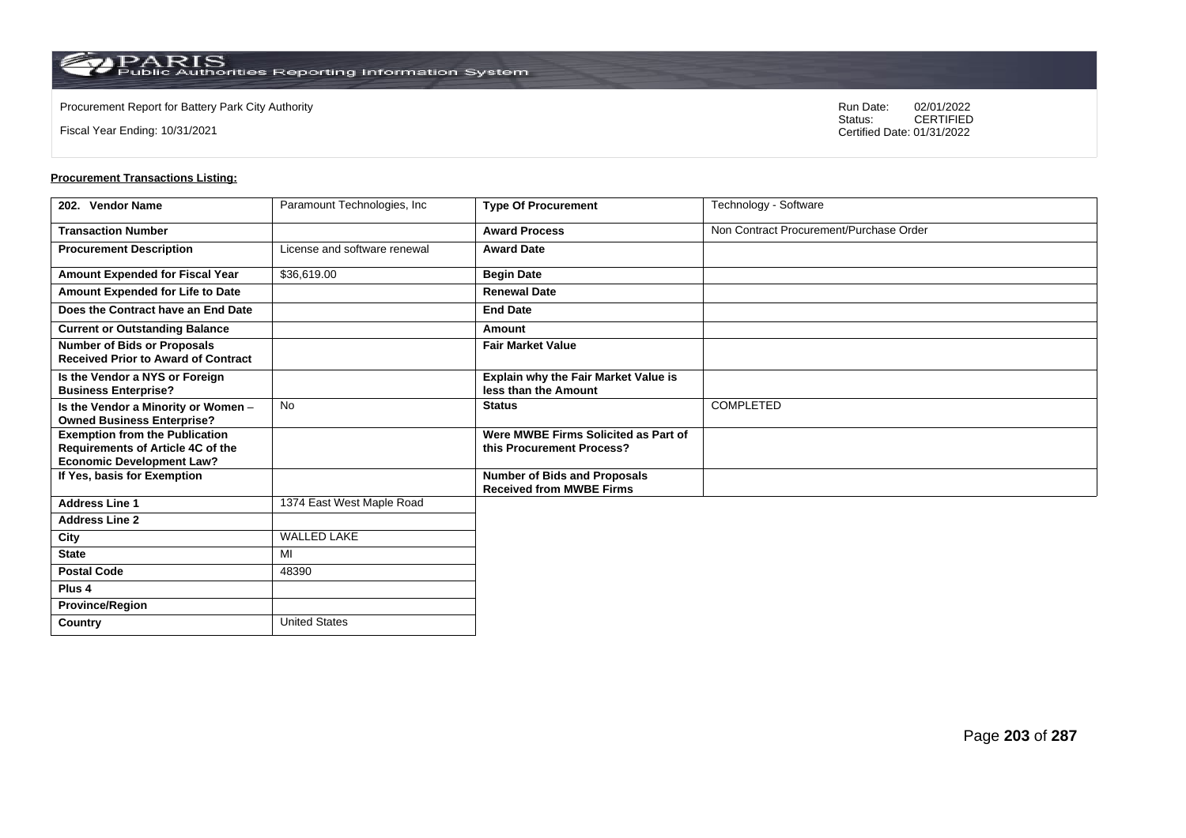Procurement Report for Battery Park City Authority

Fiscal Year Ending: 10/31/2021

Run Date: 02/01/2022
Status: CERTIFIED
Certified Date: 01/31/2022

**Procurement Transactions Listing:**

| 202. Vendor Name | Paramount Technologies, Inc | Type Of Procurement | Technology - Software |
|---|---|---|---|
| Transaction Number | | Award Process | Non Contract Procurement/Purchase Order |
| Procurement Description | License and software renewal | Award Date | |
| Amount Expended for Fiscal Year | $36,619.00 | Begin Date | |
| Amount Expended for Life to Date | | Renewal Date | |
| Does the Contract have an End Date | | End Date | |
| Current or Outstanding Balance | | Amount | |
| Number of Bids or Proposals Received Prior to Award of Contract | | Fair Market Value | |
| Is the Vendor a NYS or Foreign Business Enterprise? | | Explain why the Fair Market Value is less than the Amount | |
| Is the Vendor a Minority or Women – Owned Business Enterprise? | No | Status | COMPLETED |
| Exemption from the Publication Requirements of Article 4C of the Economic Development Law? | | Were MWBE Firms Solicited as Part of this Procurement Process? | |
| If Yes, basis for Exemption | | Number of Bids and Proposals Received from MWBE Firms | |
| Address Line 1 | 1374 East West Maple Road | | |
| Address Line 2 | | | |
| City | WALLED LAKE | | |
| State | MI | | |
| Postal Code | 48390 | | |
| Plus 4 | | | |
| Province/Region | | | |
| Country | United States | | |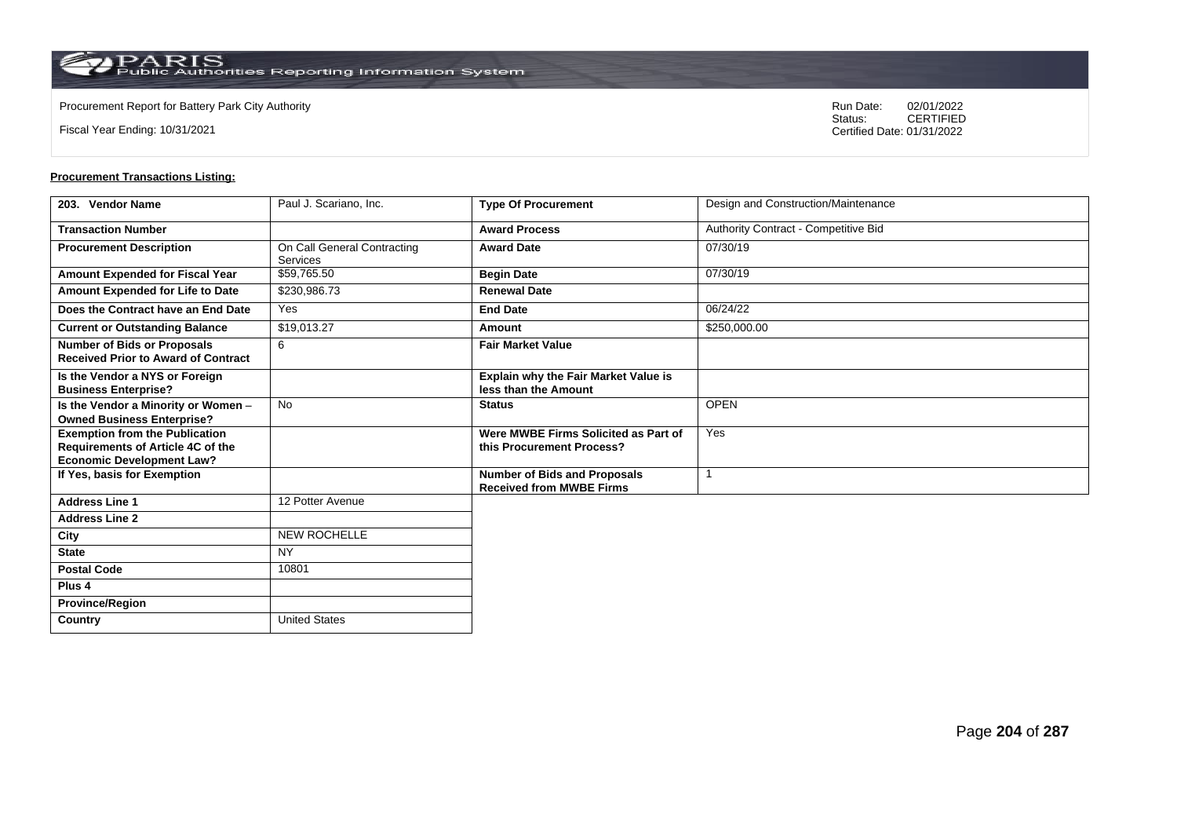Procurement Report for Battery Park City Authority

Fiscal Year Ending: 10/31/2021

Run Date: 02/01/2022
Status: CERTIFIED
Certified Date: 01/31/2022

**Procurement Transactions Listing:**

| 203. Vendor Name | Paul J. Scariano, Inc. | Type Of Procurement | Design and Construction/Maintenance |
|---|---|---|---|
| Transaction Number | | Award Process | Authority Contract - Competitive Bid |
| Procurement Description | On Call General Contracting Services | Award Date | 07/30/19 |
| Amount Expended for Fiscal Year | $59,765.50 | Begin Date | 07/30/19 |
| Amount Expended for Life to Date | $230,986.73 | Renewal Date | |
| Does the Contract have an End Date | Yes | End Date | 06/24/22 |
| Current or Outstanding Balance | $19,013.27 | Amount | $250,000.00 |
| Number of Bids or Proposals Received Prior to Award of Contract | 6 | Fair Market Value | |
| Is the Vendor a NYS or Foreign Business Enterprise? | | Explain why the Fair Market Value is less than the Amount | |
| Is the Vendor a Minority or Women – Owned Business Enterprise? | No | Status | OPEN |
| Exemption from the Publication Requirements of Article 4C of the Economic Development Law? | | Were MWBE Firms Solicited as Part of this Procurement Process? | Yes |
| If Yes, basis for Exemption | | Number of Bids and Proposals Received from MWBE Firms | 1 |
| Address Line 1 | 12 Potter Avenue | | |
| Address Line 2 | | | |
| City | NEW ROCHELLE | | |
| State | NY | | |
| Postal Code | 10801 | | |
| Plus 4 | | | |
| Province/Region | | | |
| Country | United States | | |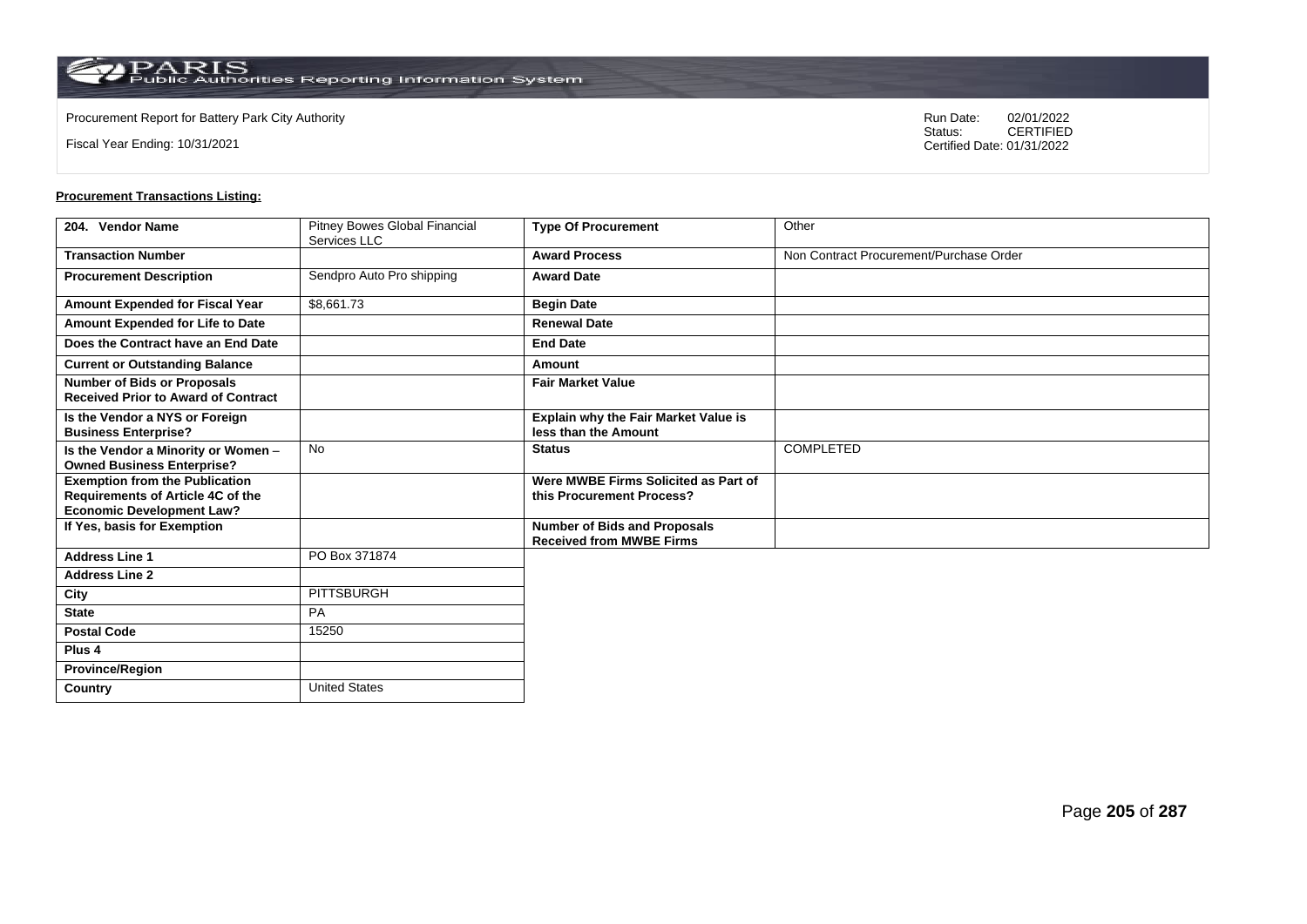Procurement Report for Battery Park City Authority

Fiscal Year Ending: 10/31/2021

Run Date: 02/01/2022
Status: CERTIFIED
Certified Date: 01/31/2022

**Procurement Transactions Listing:**

| 204. Vendor Name | Pitney Bowes Global Financial Services LLC | Type Of Procurement | Other |
|---|---|---|---|
| Transaction Number | | Award Process | Non Contract Procurement/Purchase Order |
| Procurement Description | Sendpro Auto Pro shipping | Award Date | |
| Amount Expended for Fiscal Year | $8,661.73 | Begin Date | |
| Amount Expended for Life to Date | | Renewal Date | |
| Does the Contract have an End Date | | End Date | |
| Current or Outstanding Balance | | Amount | |
| Number of Bids or Proposals Received Prior to Award of Contract | | Fair Market Value | |
| Is the Vendor a NYS or Foreign Business Enterprise? | | Explain why the Fair Market Value is less than the Amount | |
| Is the Vendor a Minority or Women – Owned Business Enterprise? | No | Status | COMPLETED |
| Exemption from the Publication Requirements of Article 4C of the Economic Development Law? | | Were MWBE Firms Solicited as Part of this Procurement Process? | |
| If Yes, basis for Exemption | | Number of Bids and Proposals Received from MWBE Firms | |
| Address Line 1 | PO Box 371874 | | |
| Address Line 2 | | | |
| City | PITTSBURGH | | |
| State | PA | | |
| Postal Code | 15250 | | |
| Plus 4 | | | |
| Province/Region | | | |
| Country | United States | | |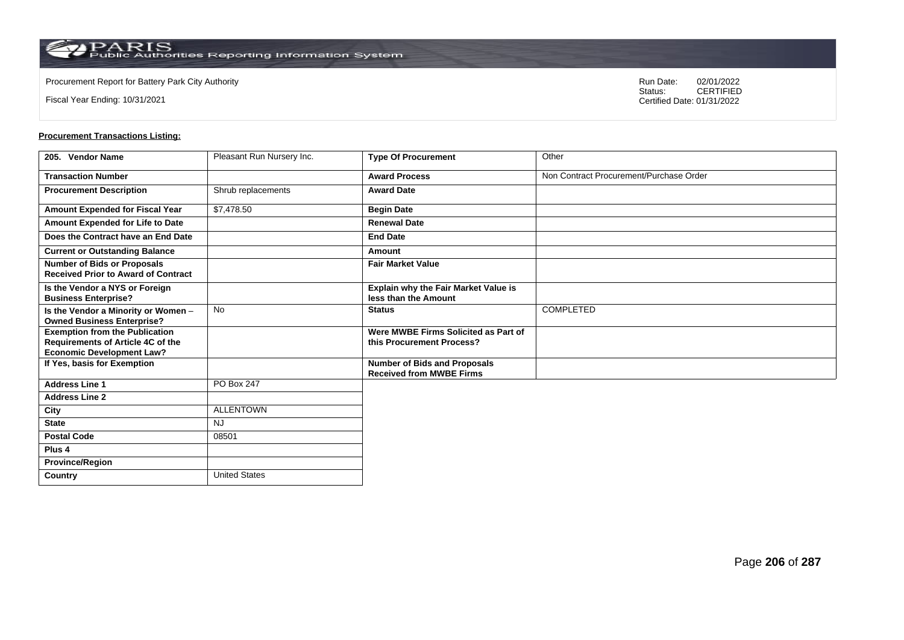Procurement Report for Battery Park City Authority

Fiscal Year Ending: 10/31/2021

Run Date: 02/01/2022
Status: CERTIFIED
Certified Date: 01/31/2022

**Procurement Transactions Listing:**

| 205. Vendor Name | Pleasant Run Nursery Inc. | Type Of Procurement | Other |
|---|---|---|---|
| Transaction Number | | Award Process | Non Contract Procurement/Purchase Order |
| Procurement Description | Shrub replacements | Award Date | |
| Amount Expended for Fiscal Year | $7,478.50 | Begin Date | |
| Amount Expended for Life to Date | | Renewal Date | |
| Does the Contract have an End Date | | End Date | |
| Current or Outstanding Balance | | Amount | |
| Number of Bids or Proposals Received Prior to Award of Contract | | Fair Market Value | |
| Is the Vendor a NYS or Foreign Business Enterprise? | | Explain why the Fair Market Value is less than the Amount | |
| Is the Vendor a Minority or Women – Owned Business Enterprise? | No | Status | COMPLETED |
| Exemption from the Publication Requirements of Article 4C of the Economic Development Law? | | Were MWBE Firms Solicited as Part of this Procurement Process? | |
| If Yes, basis for Exemption | | Number of Bids and Proposals Received from MWBE Firms | |
| Address Line 1 | PO Box 247 | | |
| Address Line 2 | | | |
| City | ALLENTOWN | | |
| State | NJ | | |
| Postal Code | 08501 | | |
| Plus 4 | | | |
| Province/Region | | | |
| Country | United States | | |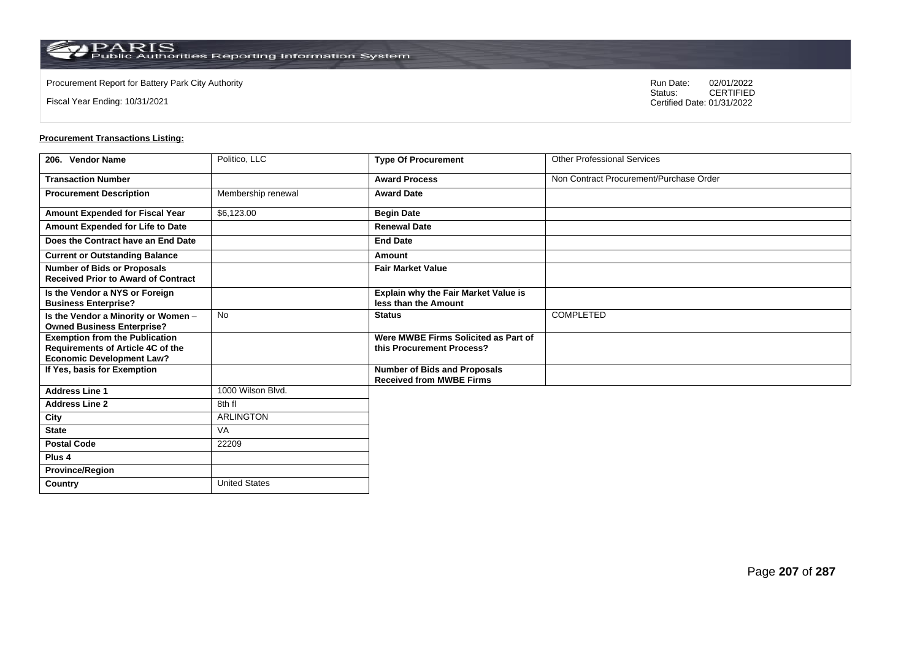Procurement Report for Battery Park City Authority

Fiscal Year Ending: 10/31/2021

Run Date: 02/01/2022
Status: CERTIFIED
Certified Date: 01/31/2022

**Procurement Transactions Listing:**

| 206. Vendor Name | Politico, LLC | Type Of Procurement | Other Professional Services |
|---|---|---|---|
| Transaction Number | | Award Process | Non Contract Procurement/Purchase Order |
| Procurement Description | Membership renewal | Award Date | |
| Amount Expended for Fiscal Year | $6,123.00 | Begin Date | |
| Amount Expended for Life to Date | | Renewal Date | |
| Does the Contract have an End Date | | End Date | |
| Current or Outstanding Balance | | Amount | |
| Number of Bids or Proposals Received Prior to Award of Contract | | Fair Market Value | |
| Is the Vendor a NYS or Foreign Business Enterprise? | | Explain why the Fair Market Value is less than the Amount | |
| Is the Vendor a Minority or Women – Owned Business Enterprise? | No | Status | COMPLETED |
| Exemption from the Publication Requirements of Article 4C of the Economic Development Law? | | Were MWBE Firms Solicited as Part of this Procurement Process? | |
| If Yes, basis for Exemption | | Number of Bids and Proposals Received from MWBE Firms | |
| Address Line 1 | 1000 Wilson Blvd. | | |
| Address Line 2 | 8th fl | | |
| City | ARLINGTON | | |
| State | VA | | |
| Postal Code | 22209 | | |
| Plus 4 | | | |
| Province/Region | | | |
| Country | United States | | |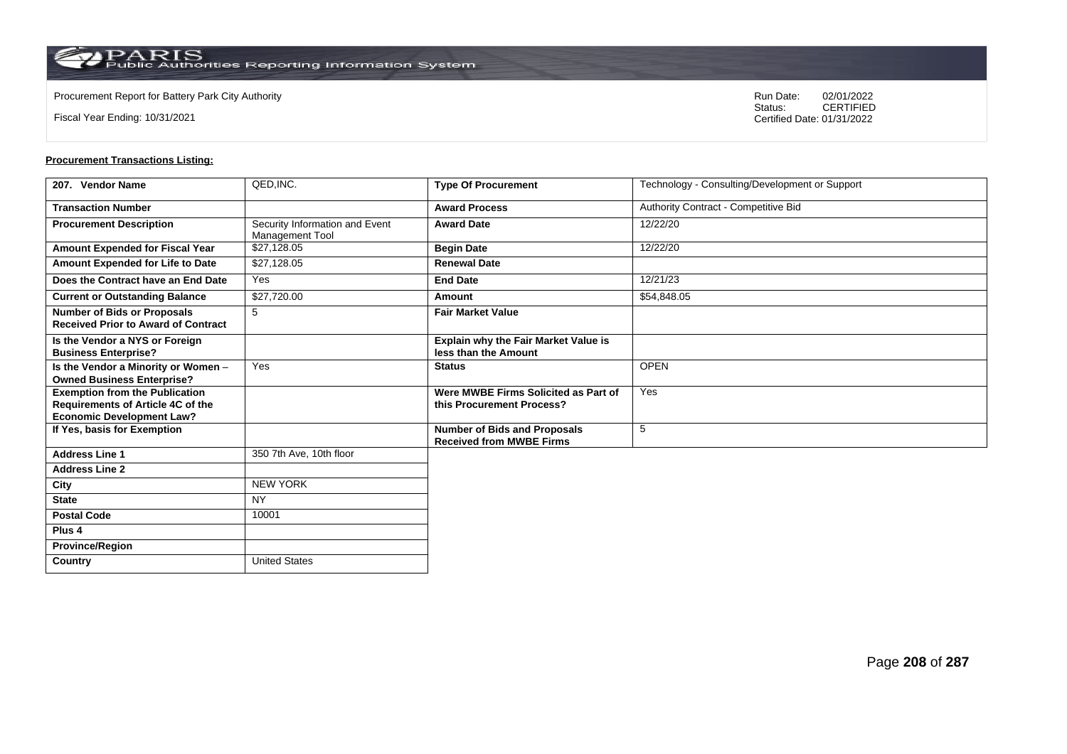Procurement Report for Battery Park City Authority

Fiscal Year Ending: 10/31/2021

Run Date: 02/01/2022
Status: CERTIFIED
Certified Date: 01/31/2022

**Procurement Transactions Listing:**

| 207. Vendor Name | QED,INC. | Type Of Procurement | Technology - Consulting/Development or Support |
|---|---|---|---|
| Transaction Number | | Award Process | Authority Contract - Competitive Bid |
| Procurement Description | Security Information and Event Management Tool | Award Date | 12/22/20 |
| Amount Expended for Fiscal Year | $27,128.05 | Begin Date | 12/22/20 |
| Amount Expended for Life to Date | $27,128.05 | Renewal Date | |
| Does the Contract have an End Date | Yes | End Date | 12/21/23 |
| Current or Outstanding Balance | $27,720.00 | Amount | $54,848.05 |
| Number of Bids or Proposals Received Prior to Award of Contract | 5 | Fair Market Value | |
| Is the Vendor a NYS or Foreign Business Enterprise? | | Explain why the Fair Market Value is less than the Amount | |
| Is the Vendor a Minority or Women – Owned Business Enterprise? | Yes | Status | OPEN |
| Exemption from the Publication Requirements of Article 4C of the Economic Development Law? | | Were MWBE Firms Solicited as Part of this Procurement Process? | Yes |
| If Yes, basis for Exemption | | Number of Bids and Proposals Received from MWBE Firms | 5 |
| Address Line 1 | 350 7th Ave, 10th floor | | |
| Address Line 2 | | | |
| City | NEW YORK | | |
| State | NY | | |
| Postal Code | 10001 | | |
| Plus 4 | | | |
| Province/Region | | | |
| Country | United States | | |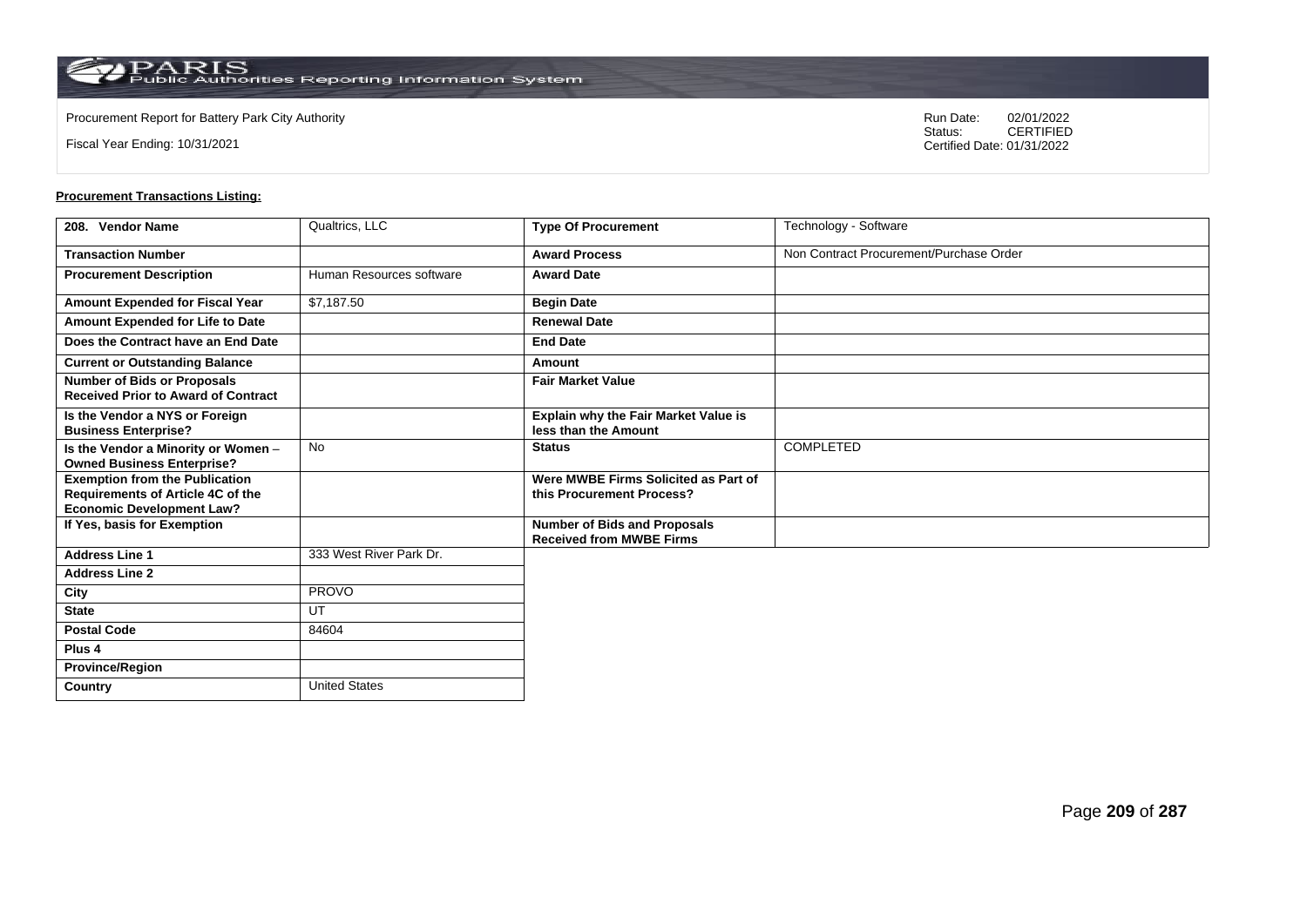Procurement Report for Battery Park City Authority

Fiscal Year Ending: 10/31/2021

Run Date: 02/01/2022
Status: CERTIFIED
Certified Date: 01/31/2022

**Procurement Transactions Listing:**

| 208. Vendor Name | Qualtrics, LLC | Type Of Procurement | Technology - Software |
|---|---|---|---|
| Transaction Number | | Award Process | Non Contract Procurement/Purchase Order |
| Procurement Description | Human Resources software | Award Date | |
| Amount Expended for Fiscal Year | $7,187.50 | Begin Date | |
| Amount Expended for Life to Date | | Renewal Date | |
| Does the Contract have an End Date | | End Date | |
| Current or Outstanding Balance | | Amount | |
| Number of Bids or Proposals Received Prior to Award of Contract | | Fair Market Value | |
| Is the Vendor a NYS or Foreign Business Enterprise? | | Explain why the Fair Market Value is less than the Amount | |
| Is the Vendor a Minority or Women – Owned Business Enterprise? | No | Status | COMPLETED |
| Exemption from the Publication Requirements of Article 4C of the Economic Development Law? | | Were MWBE Firms Solicited as Part of this Procurement Process? | |
| If Yes, basis for Exemption | | Number of Bids and Proposals Received from MWBE Firms | |
| Address Line 1 | 333 West River Park Dr. | | |
| Address Line 2 | | | |
| City | PROVO | | |
| State | UT | | |
| Postal Code | 84604 | | |
| Plus 4 | | | |
| Province/Region | | | |
| Country | United States | | |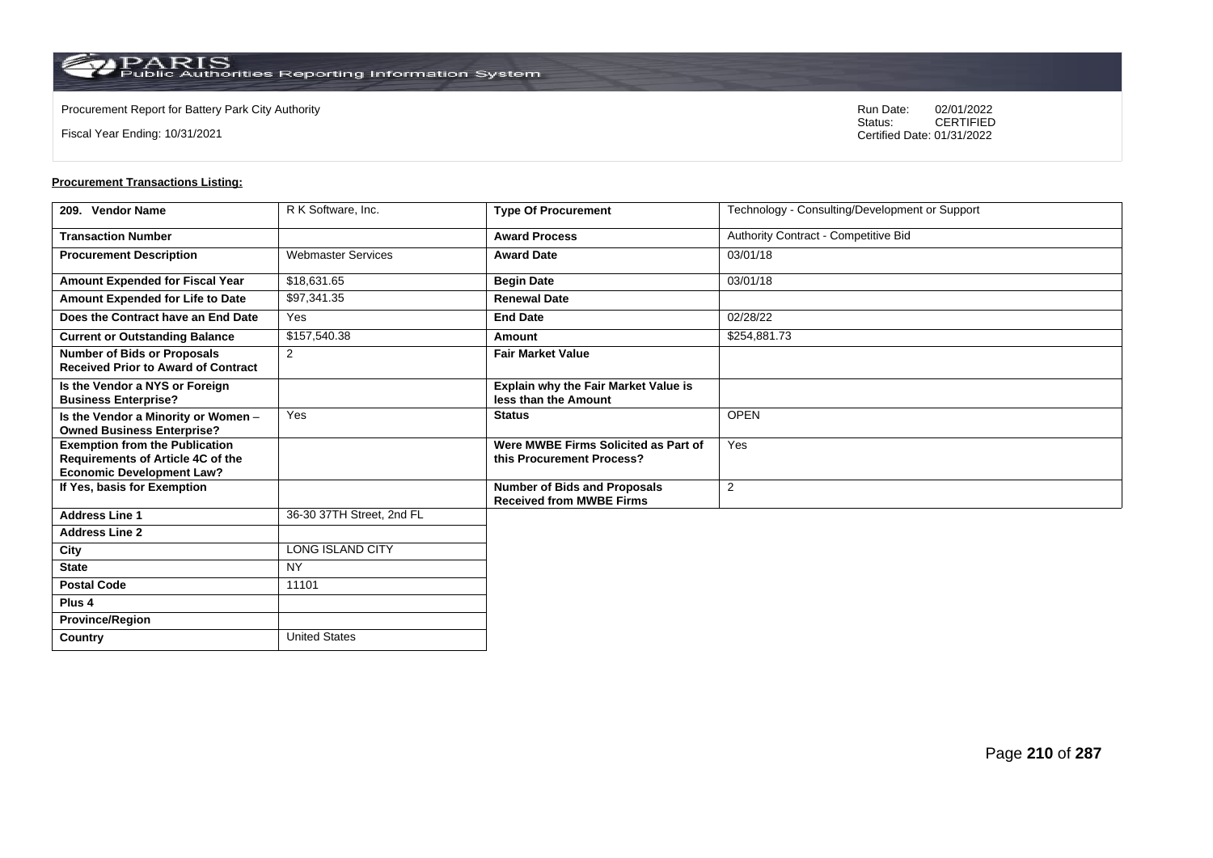Procurement Report for Battery Park City Authority

Fiscal Year Ending: 10/31/2021

Run Date: 02/01/2022
Status: CERTIFIED
Certified Date: 01/31/2022

**Procurement Transactions Listing:**

| 209. Vendor Name | R K Software, Inc. | Type Of Procurement | Technology - Consulting/Development or Support |
|---|---|---|---|
| Transaction Number | | Award Process | Authority Contract - Competitive Bid |
| Procurement Description | Webmaster Services | Award Date | 03/01/18 |
| Amount Expended for Fiscal Year | $18,631.65 | Begin Date | 03/01/18 |
| Amount Expended for Life to Date | $97,341.35 | Renewal Date | |
| Does the Contract have an End Date | Yes | End Date | 02/28/22 |
| Current or Outstanding Balance | $157,540.38 | Amount | $254,881.73 |
| Number of Bids or Proposals Received Prior to Award of Contract | 2 | Fair Market Value | |
| Is the Vendor a NYS or Foreign Business Enterprise? | | Explain why the Fair Market Value is less than the Amount | |
| Is the Vendor a Minority or Women – Owned Business Enterprise? | Yes | Status | OPEN |
| Exemption from the Publication Requirements of Article 4C of the Economic Development Law? | | Were MWBE Firms Solicited as Part of this Procurement Process? | Yes |
| If Yes, basis for Exemption | | Number of Bids and Proposals Received from MWBE Firms | 2 |
| Address Line 1 | 36-30 37TH Street, 2nd FL | | |
| Address Line 2 | | | |
| City | LONG ISLAND CITY | | |
| State | NY | | |
| Postal Code | 11101 | | |
| Plus 4 | | | |
| Province/Region | | | |
| Country | United States | | |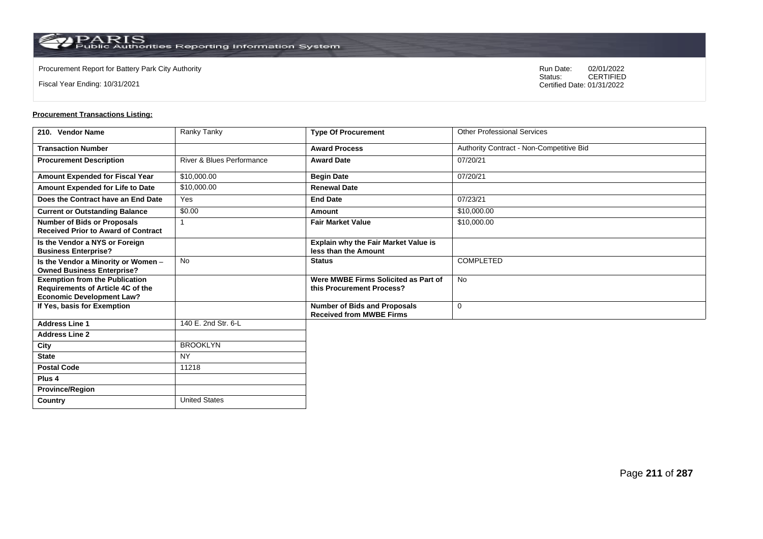Procurement Report for Battery Park City Authority

Fiscal Year Ending: 10/31/2021

Run Date: 02/01/2022
Status: CERTIFIED
Certified Date: 01/31/2022

**Procurement Transactions Listing:**

| 210. Vendor Name | Ranky Tanky | Type Of Procurement | Other Professional Services |
|---|---|---|---|
| Transaction Number | | Award Process | Authority Contract - Non-Competitive Bid |
| Procurement Description | River & Blues Performance | Award Date | 07/20/21 |
| Amount Expended for Fiscal Year | $10,000.00 | Begin Date | 07/20/21 |
| Amount Expended for Life to Date | $10,000.00 | Renewal Date | |
| Does the Contract have an End Date | Yes | End Date | 07/23/21 |
| Current or Outstanding Balance | $0.00 | Amount | $10,000.00 |
| Number of Bids or Proposals Received Prior to Award of Contract | 1 | Fair Market Value | $10,000.00 |
| Is the Vendor a NYS or Foreign Business Enterprise? | | Explain why the Fair Market Value is less than the Amount | |
| Is the Vendor a Minority or Women – Owned Business Enterprise? | No | Status | COMPLETED |
| Exemption from the Publication Requirements of Article 4C of the Economic Development Law? | | Were MWBE Firms Solicited as Part of this Procurement Process? | No |
| If Yes, basis for Exemption | | Number of Bids and Proposals Received from MWBE Firms | 0 |
| Address Line 1 | 140 E. 2nd Str. 6-L | | |
| Address Line 2 | | | |
| City | BROOKLYN | | |
| State | NY | | |
| Postal Code | 11218 | | |
| Plus 4 | | | |
| Province/Region | | | |
| Country | United States | | |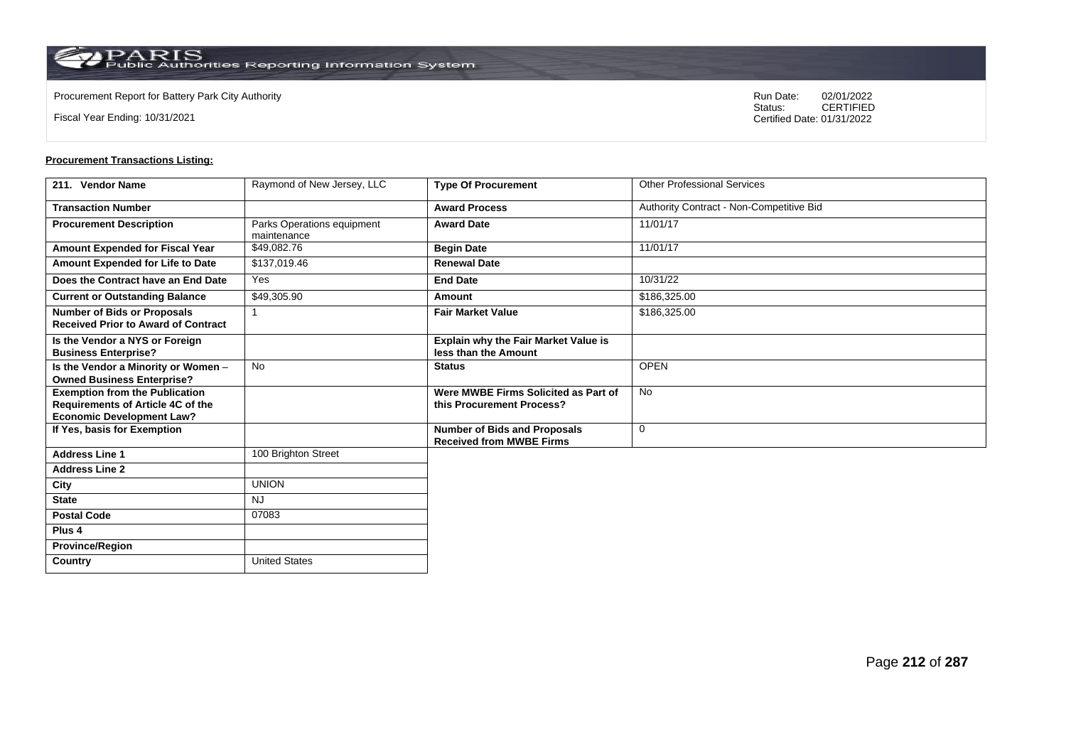Procurement Report for Battery Park City Authority

Fiscal Year Ending: 10/31/2021

Run Date: 02/01/2022
Status: CERTIFIED
Certified Date: 01/31/2022

**Procurement Transactions Listing:**

| 211. Vendor Name | Raymond of New Jersey, LLC | Type Of Procurement | Other Professional Services |
|---|---|---|---|
| Transaction Number | | Award Process | Authority Contract - Non-Competitive Bid |
| Procurement Description | Parks Operations equipment maintenance | Award Date | 11/01/17 |
| Amount Expended for Fiscal Year | $49,082.76 | Begin Date | 11/01/17 |
| Amount Expended for Life to Date | $137,019.46 | Renewal Date | |
| Does the Contract have an End Date | Yes | End Date | 10/31/22 |
| Current or Outstanding Balance | $49,305.90 | Amount | $186,325.00 |
| Number of Bids or Proposals Received Prior to Award of Contract | 1 | Fair Market Value | $186,325.00 |
| Is the Vendor a NYS or Foreign Business Enterprise? | | Explain why the Fair Market Value is less than the Amount | |
| Is the Vendor a Minority or Women – Owned Business Enterprise? | No | Status | OPEN |
| Exemption from the Publication Requirements of Article 4C of the Economic Development Law? | | Were MWBE Firms Solicited as Part of this Procurement Process? | No |
| If Yes, basis for Exemption | | Number of Bids and Proposals Received from MWBE Firms | 0 |
| Address Line 1 | 100 Brighton Street | | |
| Address Line 2 | | | |
| City | UNION | | |
| State | NJ | | |
| Postal Code | 07083 | | |
| Plus 4 | | | |
| Province/Region | | | |
| Country | United States | | |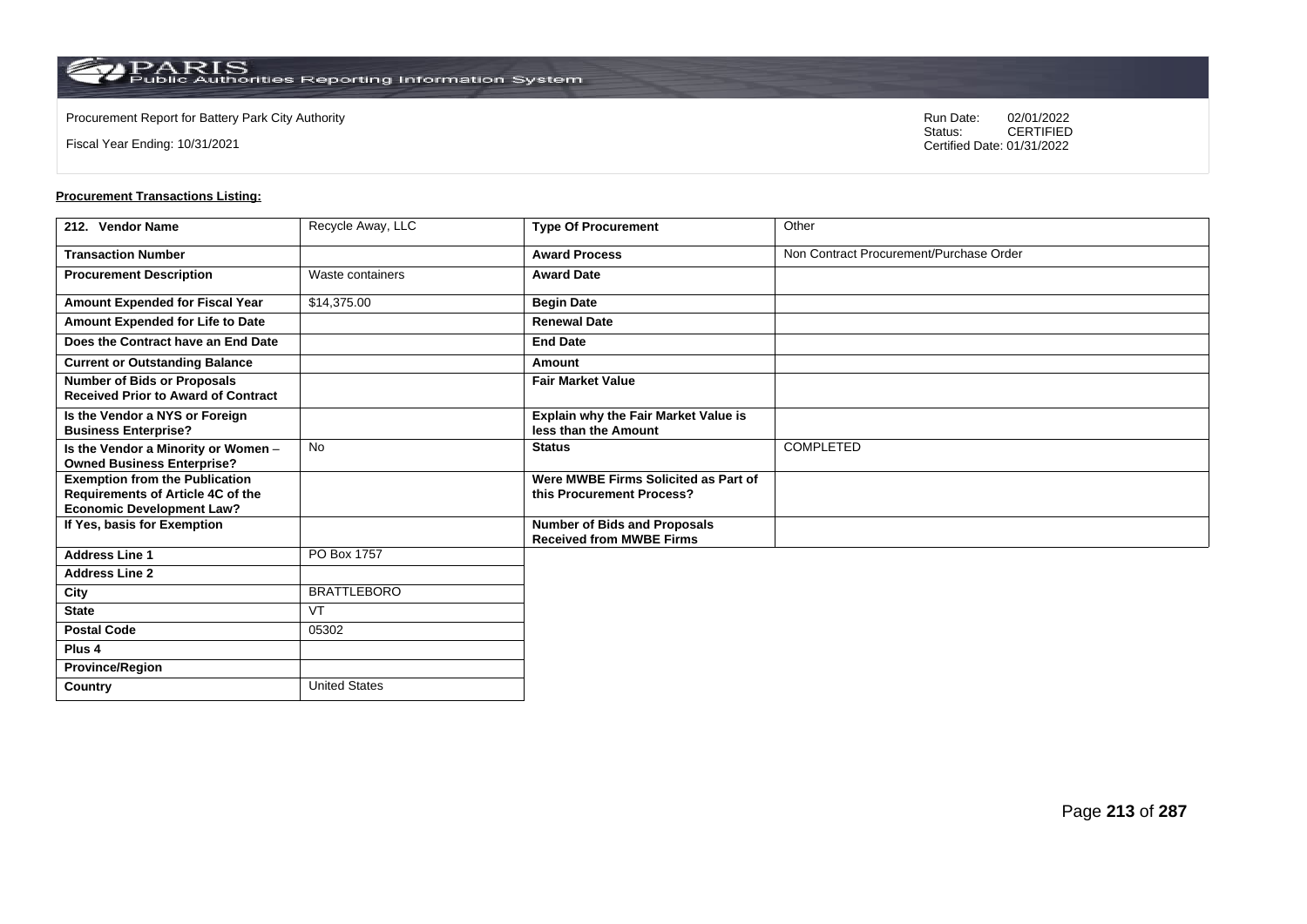Procurement Report for Battery Park City Authority

Fiscal Year Ending: 10/31/2021

Run Date: 02/01/2022
Status: CERTIFIED
Certified Date: 01/31/2022

**Procurement Transactions Listing:**

| 212. Vendor Name | Recycle Away, LLC | Type Of Procurement | Other |
|---|---|---|---|
| Transaction Number | | Award Process | Non Contract Procurement/Purchase Order |
| Procurement Description | Waste containers | Award Date | |
| Amount Expended for Fiscal Year | $14,375.00 | Begin Date | |
| Amount Expended for Life to Date | | Renewal Date | |
| Does the Contract have an End Date | | End Date | |
| Current or Outstanding Balance | | Amount | |
| Number of Bids or Proposals Received Prior to Award of Contract | | Fair Market Value | |
| Is the Vendor a NYS or Foreign Business Enterprise? | | Explain why the Fair Market Value is less than the Amount | |
| Is the Vendor a Minority or Women – Owned Business Enterprise? | No | Status | COMPLETED |
| Exemption from the Publication Requirements of Article 4C of the Economic Development Law? | | Were MWBE Firms Solicited as Part of this Procurement Process? | |
| If Yes, basis for Exemption | | Number of Bids and Proposals Received from MWBE Firms | |
| Address Line 1 | PO Box 1757 | | |
| Address Line 2 | | | |
| City | BRATTLEBORO | | |
| State | VT | | |
| Postal Code | 05302 | | |
| Plus 4 | | | |
| Province/Region | | | |
| Country | United States | | |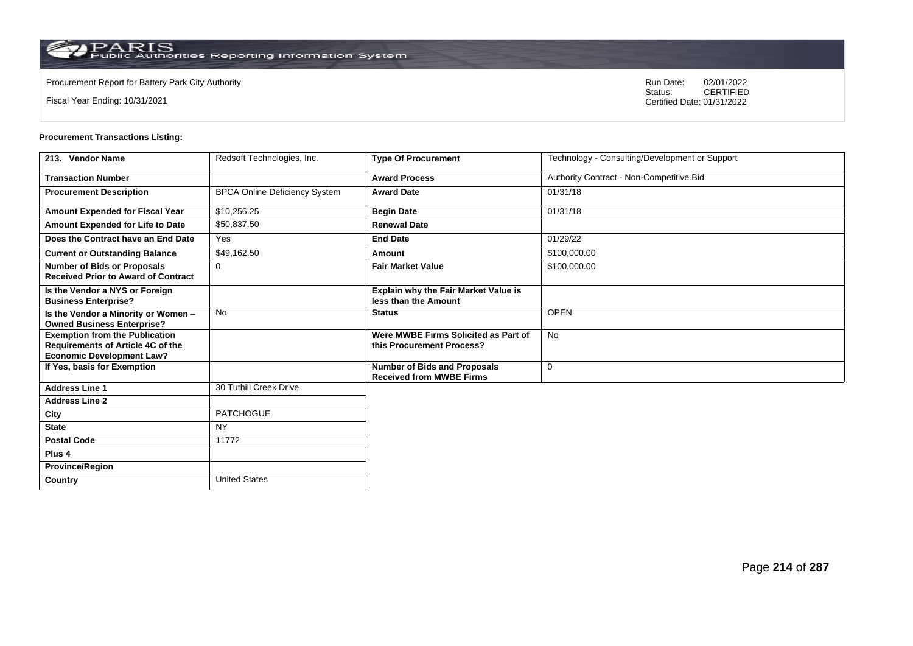Procurement Report for Battery Park City Authority

Fiscal Year Ending: 10/31/2021

Run Date: 02/01/2022
Status: CERTIFIED
Certified Date: 01/31/2022

**Procurement Transactions Listing:**

| 213. Vendor Name | Redsoft Technologies, Inc. | Type Of Procurement | Technology - Consulting/Development or Support |
|---|---|---|---|
| Transaction Number | | Award Process | Authority Contract - Non-Competitive Bid |
| Procurement Description | BPCA Online Deficiency System | Award Date | 01/31/18 |
| Amount Expended for Fiscal Year | $10,256.25 | Begin Date | 01/31/18 |
| Amount Expended for Life to Date | $50,837.50 | Renewal Date | |
| Does the Contract have an End Date | Yes | End Date | 01/29/22 |
| Current or Outstanding Balance | $49,162.50 | Amount | $100,000.00 |
| Number of Bids or Proposals Received Prior to Award of Contract | 0 | Fair Market Value | $100,000.00 |
| Is the Vendor a NYS or Foreign Business Enterprise? | | Explain why the Fair Market Value is less than the Amount | |
| Is the Vendor a Minority or Women – Owned Business Enterprise? | No | Status | OPEN |
| Exemption from the Publication Requirements of Article 4C of the Economic Development Law? | | Were MWBE Firms Solicited as Part of this Procurement Process? | No |
| If Yes, basis for Exemption | | Number of Bids and Proposals Received from MWBE Firms | 0 |
| Address Line 1 | 30 Tuthill Creek Drive | | |
| Address Line 2 | | | |
| City | PATCHOGUE | | |
| State | NY | | |
| Postal Code | 11772 | | |
| Plus 4 | | | |
| Province/Region | | | |
| Country | United States | | |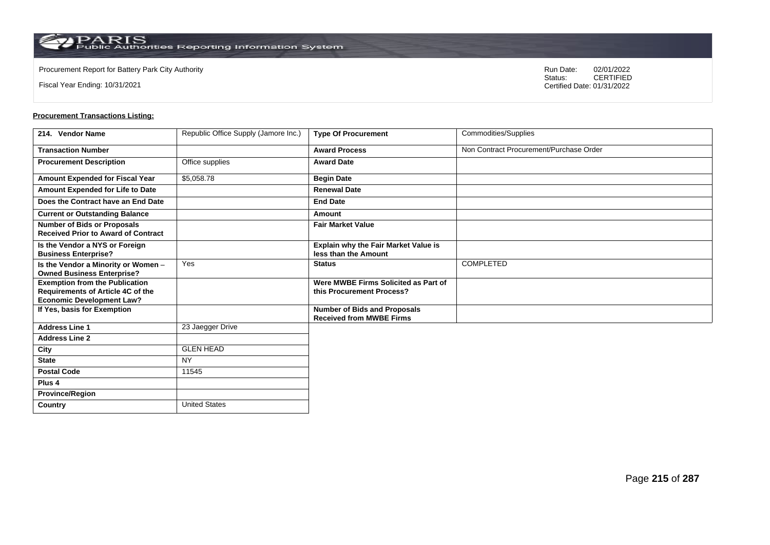Procurement Report for Battery Park City Authority

Fiscal Year Ending: 10/31/2021

Run Date: 02/01/2022
Status: CERTIFIED
Certified Date: 01/31/2022

**Procurement Transactions Listing:**

| 214. Vendor Name | Republic Office Supply (Jamore Inc.) | Type Of Procurement | Commodities/Supplies |
|---|---|---|---|
| Transaction Number | | Award Process | Non Contract Procurement/Purchase Order |
| Procurement Description | Office supplies | Award Date | |
| Amount Expended for Fiscal Year | $5,058.78 | Begin Date | |
| Amount Expended for Life to Date | | Renewal Date | |
| Does the Contract have an End Date | | End Date | |
| Current or Outstanding Balance | | Amount | |
| Number of Bids or Proposals Received Prior to Award of Contract | | Fair Market Value | |
| Is the Vendor a NYS or Foreign Business Enterprise? | | Explain why the Fair Market Value is less than the Amount | |
| Is the Vendor a Minority or Women – Owned Business Enterprise? | Yes | Status | COMPLETED |
| Exemption from the Publication Requirements of Article 4C of the Economic Development Law? | | Were MWBE Firms Solicited as Part of this Procurement Process? | |
| If Yes, basis for Exemption | | Number of Bids and Proposals Received from MWBE Firms | |
| Address Line 1 | 23 Jaegger Drive | | |
| Address Line 2 | | | |
| City | GLEN HEAD | | |
| State | NY | | |
| Postal Code | 11545 | | |
| Plus 4 | | | |
| Province/Region | | | |
| Country | United States | | |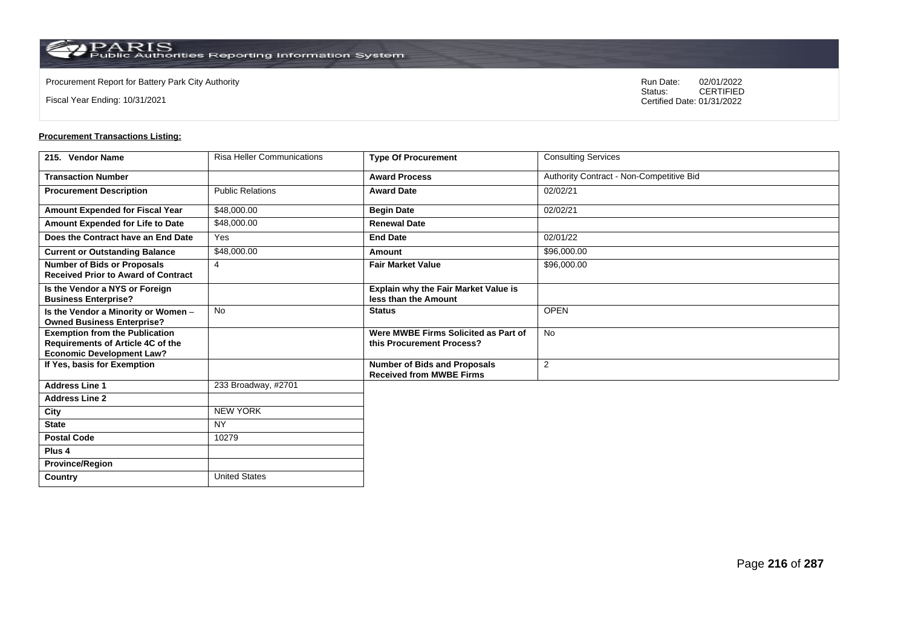Procurement Report for Battery Park City Authority

Fiscal Year Ending: 10/31/2021

Run Date: 02/01/2022
Status: CERTIFIED
Certified Date: 01/31/2022

**Procurement Transactions Listing:**

| 215. Vendor Name | Risa Heller Communications | Type Of Procurement | Consulting Services |
|---|---|---|---|
| Transaction Number | | Award Process | Authority Contract - Non-Competitive Bid |
| Procurement Description | Public Relations | Award Date | 02/02/21 |
| Amount Expended for Fiscal Year | $48,000.00 | Begin Date | 02/02/21 |
| Amount Expended for Life to Date | $48,000.00 | Renewal Date | |
| Does the Contract have an End Date | Yes | End Date | 02/01/22 |
| Current or Outstanding Balance | $48,000.00 | Amount | $96,000.00 |
| Number of Bids or Proposals Received Prior to Award of Contract | 4 | Fair Market Value | $96,000.00 |
| Is the Vendor a NYS or Foreign Business Enterprise? | | Explain why the Fair Market Value is less than the Amount | |
| Is the Vendor a Minority or Women – Owned Business Enterprise? | No | Status | OPEN |
| Exemption from the Publication Requirements of Article 4C of the Economic Development Law? | | Were MWBE Firms Solicited as Part of this Procurement Process? | No |
| If Yes, basis for Exemption | | Number of Bids and Proposals Received from MWBE Firms | 2 |
| Address Line 1 | 233 Broadway, #2701 | | |
| Address Line 2 | | | |
| City | NEW YORK | | |
| State | NY | | |
| Postal Code | 10279 | | |
| Plus 4 | | | |
| Province/Region | | | |
| Country | United States | | |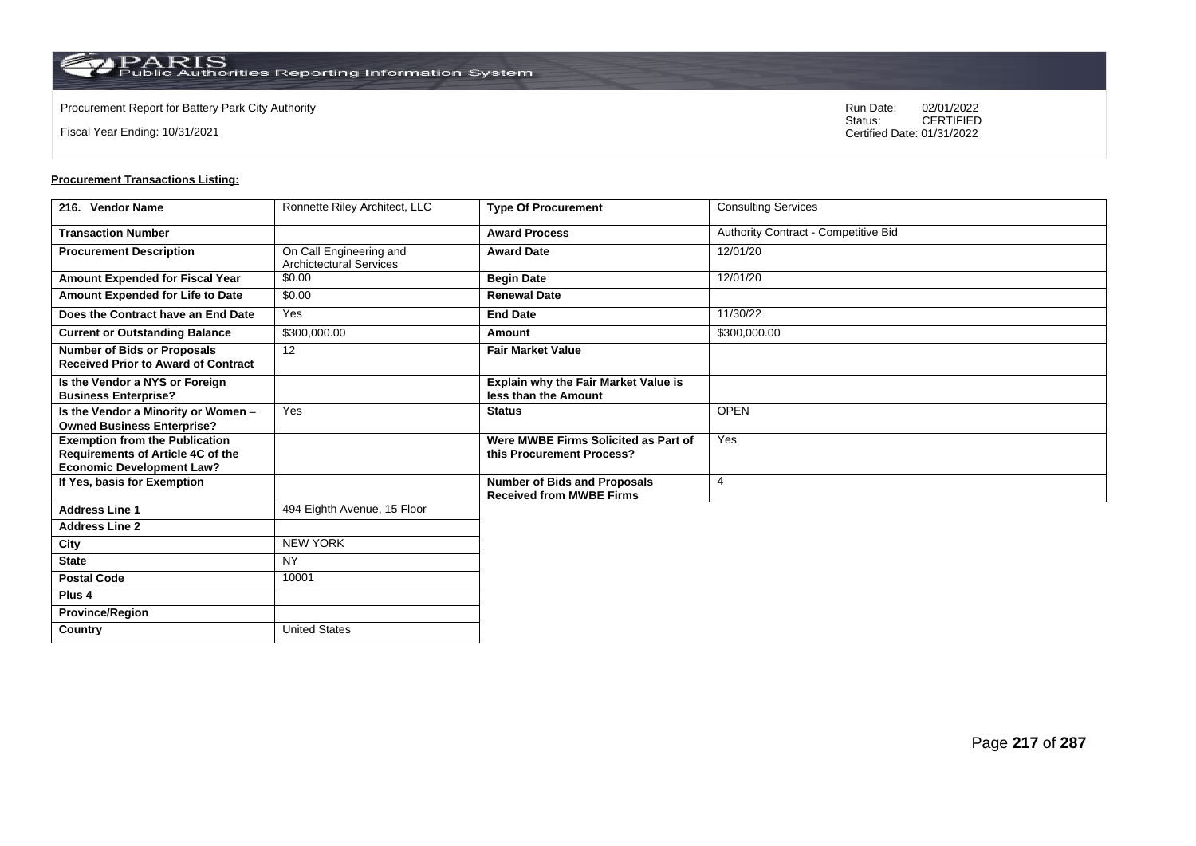Procurement Report for Battery Park City Authority

Fiscal Year Ending: 10/31/2021

Run Date: 02/01/2022
Status: CERTIFIED
Certified Date: 01/31/2022

**Procurement Transactions Listing:**

| 216. Vendor Name | Ronnette Riley Architect, LLC | Type Of Procurement | Consulting Services |
|---|---|---|---|
| Transaction Number | | Award Process | Authority Contract - Competitive Bid |
| Procurement Description | On Call Engineering and Archictectural Services | Award Date | 12/01/20 |
| Amount Expended for Fiscal Year | $0.00 | Begin Date | 12/01/20 |
| Amount Expended for Life to Date | $0.00 | Renewal Date | |
| Does the Contract have an End Date | Yes | End Date | 11/30/22 |
| Current or Outstanding Balance | $300,000.00 | Amount | $300,000.00 |
| Number of Bids or Proposals Received Prior to Award of Contract | 12 | Fair Market Value | |
| Is the Vendor a NYS or Foreign Business Enterprise? | | Explain why the Fair Market Value is less than the Amount | |
| Is the Vendor a Minority or Women – Owned Business Enterprise? | Yes | Status | OPEN |
| Exemption from the Publication Requirements of Article 4C of the Economic Development Law? | | Were MWBE Firms Solicited as Part of this Procurement Process? | Yes |
| If Yes, basis for Exemption | | Number of Bids and Proposals Received from MWBE Firms | 4 |
| Address Line 1 | 494 Eighth Avenue, 15 Floor | | |
| Address Line 2 | | | |
| City | NEW YORK | | |
| State | NY | | |
| Postal Code | 10001 | | |
| Plus 4 | | | |
| Province/Region | | | |
| Country | United States | | |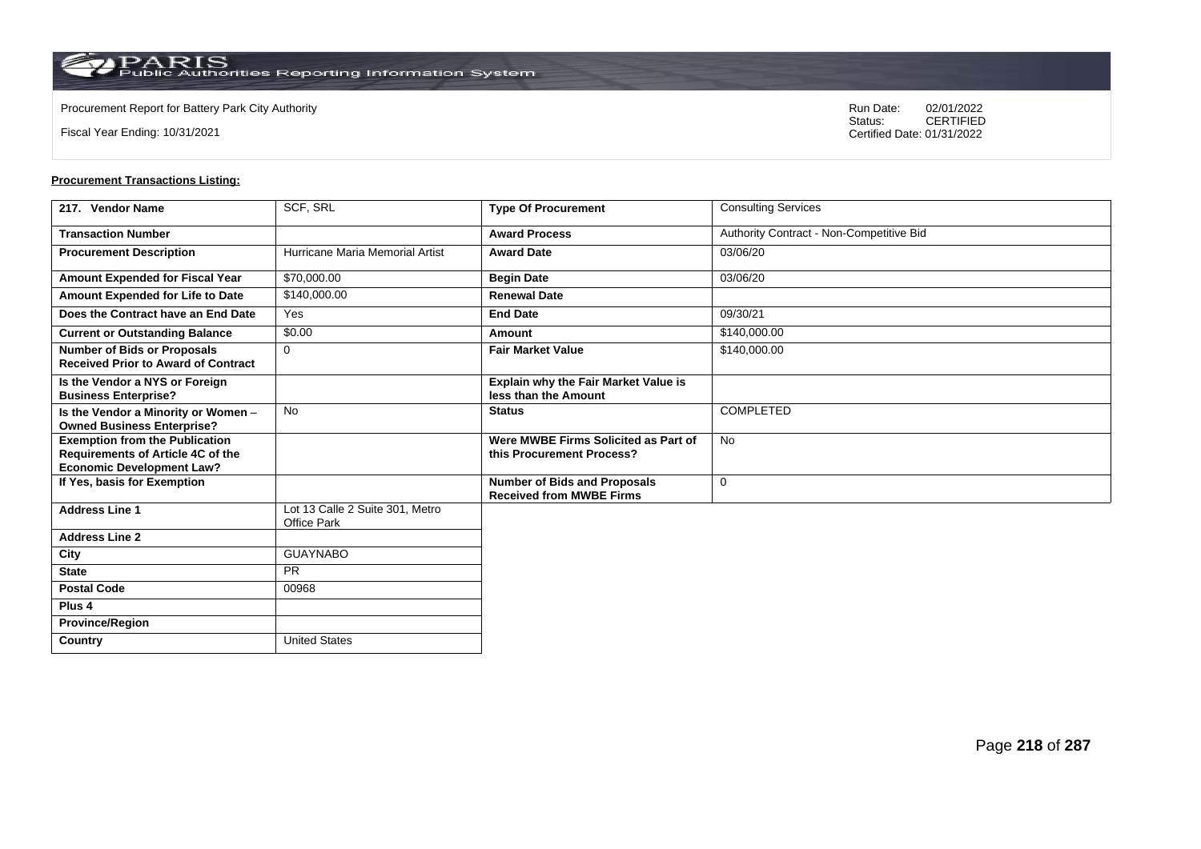Procurement Report for Battery Park City Authority

Fiscal Year Ending: 10/31/2021

Run Date: 02/01/2022
Status: CERTIFIED
Certified Date: 01/31/2022

**Procurement Transactions Listing:**

| 217. Vendor Name | SCF, SRL | Type Of Procurement | Consulting Services |
|---|---|---|---|
| Transaction Number | | Award Process | Authority Contract - Non-Competitive Bid |
| Procurement Description | Hurricane Maria Memorial Artist | Award Date | 03/06/20 |
| Amount Expended for Fiscal Year | $70,000.00 | Begin Date | 03/06/20 |
| Amount Expended for Life to Date | $140,000.00 | Renewal Date | |
| Does the Contract have an End Date | Yes | End Date | 09/30/21 |
| Current or Outstanding Balance | $0.00 | Amount | $140,000.00 |
| Number of Bids or Proposals Received Prior to Award of Contract | 0 | Fair Market Value | $140,000.00 |
| Is the Vendor a NYS or Foreign Business Enterprise? | | Explain why the Fair Market Value is less than the Amount | |
| Is the Vendor a Minority or Women – Owned Business Enterprise? | No | Status | COMPLETED |
| Exemption from the Publication Requirements of Article 4C of the Economic Development Law? | | Were MWBE Firms Solicited as Part of this Procurement Process? | No |
| If Yes, basis for Exemption | | Number of Bids and Proposals Received from MWBE Firms | 0 |
| Address Line 1 | Lot 13 Calle 2 Suite 301, Metro Office Park | | |
| Address Line 2 | | | |
| City | GUAYNABO | | |
| State | PR | | |
| Postal Code | 00968 | | |
| Plus 4 | | | |
| Province/Region | | | |
| Country | United States | | |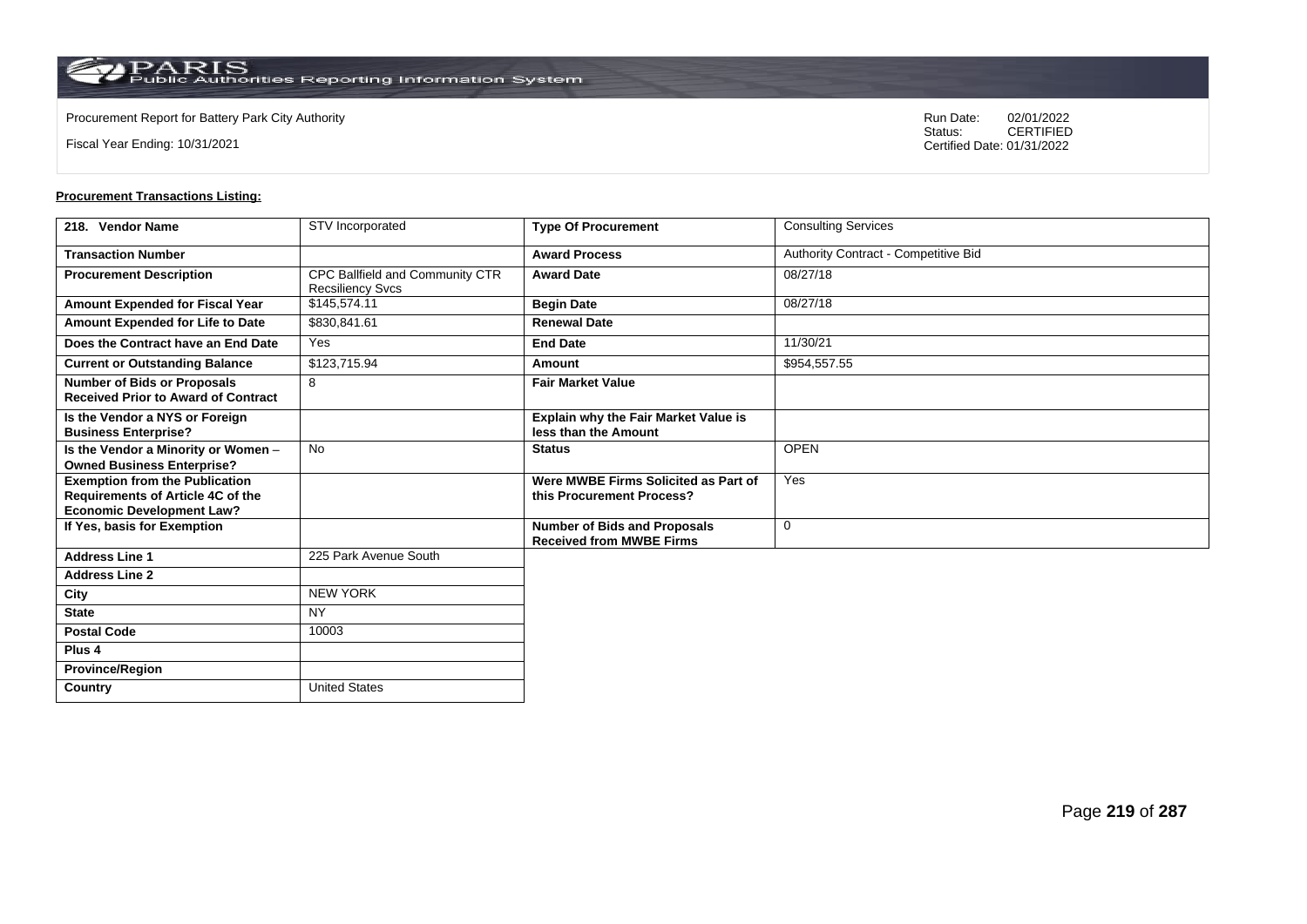Procurement Report for Battery Park City Authority

Fiscal Year Ending: 10/31/2021

Run Date: 02/01/2022
Status: CERTIFIED
Certified Date: 01/31/2022

**Procurement Transactions Listing:**

| 218. Vendor Name | STV Incorporated | Type Of Procurement | Consulting Services |
|---|---|---|---|
| Transaction Number | | Award Process | Authority Contract - Competitive Bid |
| Procurement Description | CPC Ballfield and Community CTR Recsiliency Svcs | Award Date | 08/27/18 |
| Amount Expended for Fiscal Year | $145,574.11 | Begin Date | 08/27/18 |
| Amount Expended for Life to Date | $830,841.61 | Renewal Date | |
| Does the Contract have an End Date | Yes | End Date | 11/30/21 |
| Current or Outstanding Balance | $123,715.94 | Amount | $954,557.55 |
| Number of Bids or Proposals Received Prior to Award of Contract | 8 | Fair Market Value | |
| Is the Vendor a NYS or Foreign Business Enterprise? | | Explain why the Fair Market Value is less than the Amount | |
| Is the Vendor a Minority or Women – Owned Business Enterprise? | No | Status | OPEN |
| Exemption from the Publication Requirements of Article 4C of the Economic Development Law? | | Were MWBE Firms Solicited as Part of this Procurement Process? | Yes |
| If Yes, basis for Exemption | | Number of Bids and Proposals Received from MWBE Firms | 0 |
| Address Line 1 | 225 Park Avenue South | | |
| Address Line 2 | | | |
| City | NEW YORK | | |
| State | NY | | |
| Postal Code | 10003 | | |
| Plus 4 | | | |
| Province/Region | | | |
| Country | United States | | |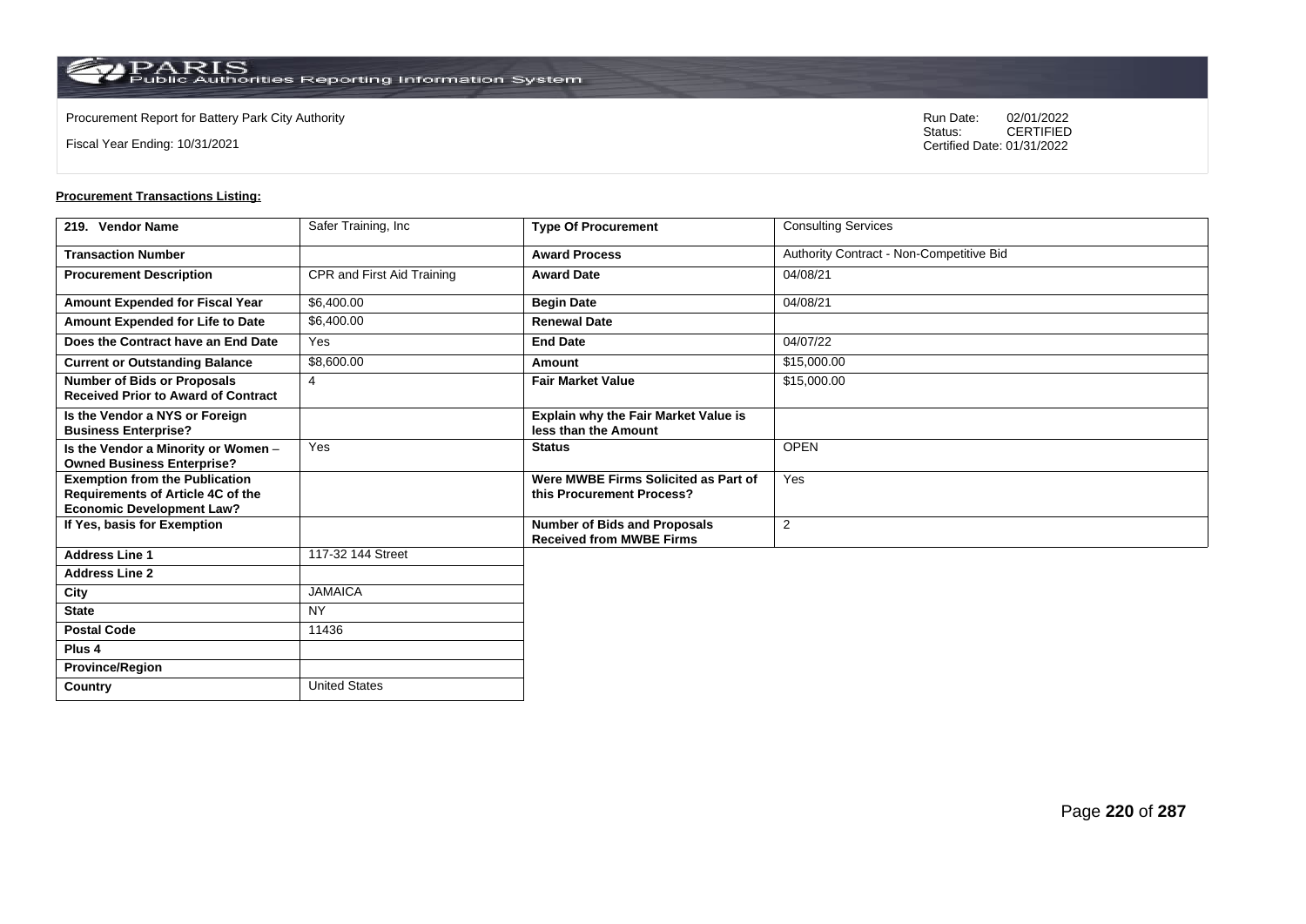Procurement Report for Battery Park City Authority

Fiscal Year Ending: 10/31/2021

Run Date: 02/01/2022
Status: CERTIFIED
Certified Date: 01/31/2022

**Procurement Transactions Listing:**

| 219. Vendor Name | Safer Training, Inc | Type Of Procurement | Consulting Services |
|---|---|---|---|
| Transaction Number | | Award Process | Authority Contract - Non-Competitive Bid |
| Procurement Description | CPR and First Aid Training | Award Date | 04/08/21 |
| Amount Expended for Fiscal Year | $6,400.00 | Begin Date | 04/08/21 |
| Amount Expended for Life to Date | $6,400.00 | Renewal Date | |
| Does the Contract have an End Date | Yes | End Date | 04/07/22 |
| Current or Outstanding Balance | $8,600.00 | Amount | $15,000.00 |
| Number of Bids or Proposals Received Prior to Award of Contract | 4 | Fair Market Value | $15,000.00 |
| Is the Vendor a NYS or Foreign Business Enterprise? | | Explain why the Fair Market Value is less than the Amount | |
| Is the Vendor a Minority or Women – Owned Business Enterprise? | Yes | Status | OPEN |
| Exemption from the Publication Requirements of Article 4C of the Economic Development Law? | | Were MWBE Firms Solicited as Part of this Procurement Process? | Yes |
| If Yes, basis for Exemption | | Number of Bids and Proposals Received from MWBE Firms | 2 |
| Address Line 1 | 117-32 144 Street | | |
| Address Line 2 | | | |
| City | JAMAICA | | |
| State | NY | | |
| Postal Code | 11436 | | |
| Plus 4 | | | |
| Province/Region | | | |
| Country | United States | | |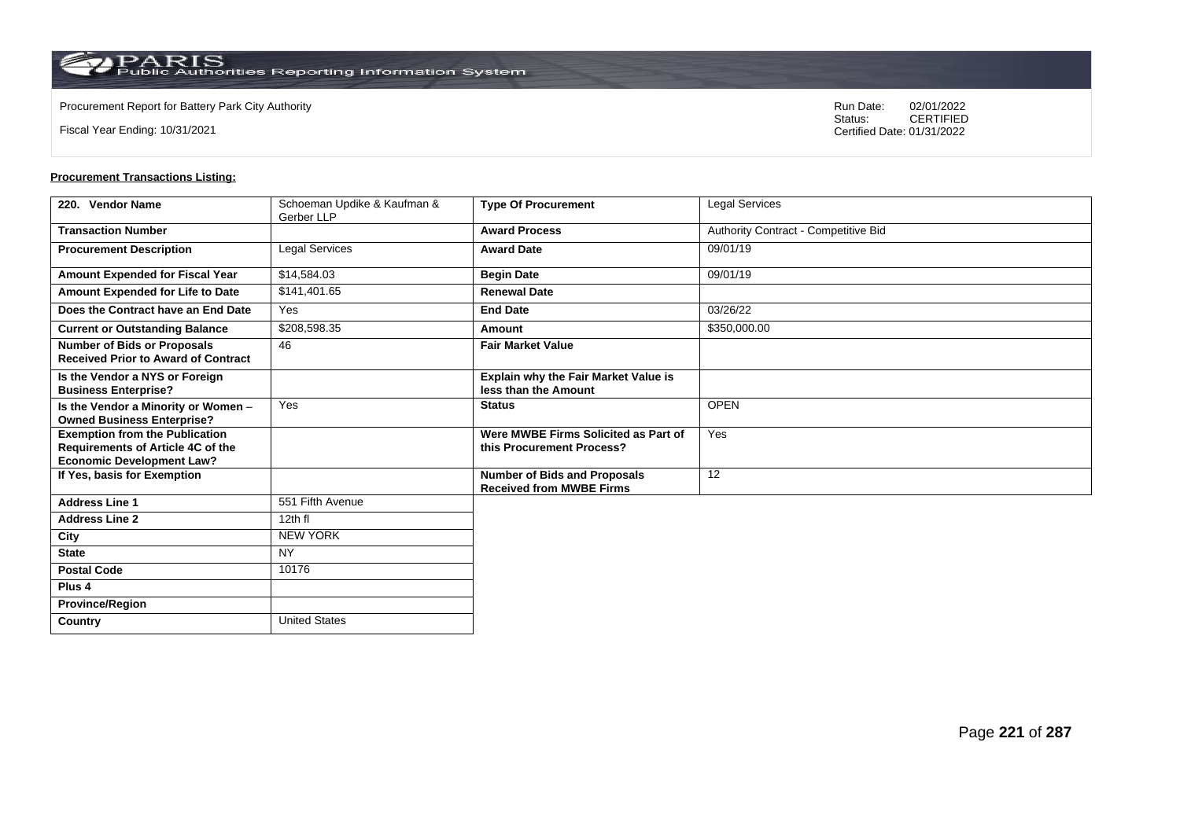Procurement Report for Battery Park City Authority

Fiscal Year Ending: 10/31/2021

Run Date: 02/01/2022
Status: CERTIFIED
Certified Date: 01/31/2022

**Procurement Transactions Listing:**

| 220. Vendor Name | Schoeman Updike & Kaufman & Gerber LLP | Type Of Procurement | Legal Services |
|---|---|---|---|
| Transaction Number | | Award Process | Authority Contract - Competitive Bid |
| Procurement Description | Legal Services | Award Date | 09/01/19 |
| Amount Expended for Fiscal Year | $14,584.03 | Begin Date | 09/01/19 |
| Amount Expended for Life to Date | $141,401.65 | Renewal Date | |
| Does the Contract have an End Date | Yes | End Date | 03/26/22 |
| Current or Outstanding Balance | $208,598.35 | Amount | $350,000.00 |
| Number of Bids or Proposals Received Prior to Award of Contract | 46 | Fair Market Value | |
| Is the Vendor a NYS or Foreign Business Enterprise? | | Explain why the Fair Market Value is less than the Amount | |
| Is the Vendor a Minority or Women – Owned Business Enterprise? | Yes | Status | OPEN |
| Exemption from the Publication Requirements of Article 4C of the Economic Development Law? | | Were MWBE Firms Solicited as Part of this Procurement Process? | Yes |
| If Yes, basis for Exemption | | Number of Bids and Proposals Received from MWBE Firms | 12 |
| Address Line 1 | 551 Fifth Avenue | | |
| Address Line 2 | 12th fl | | |
| City | NEW YORK | | |
| State | NY | | |
| Postal Code | 10176 | | |
| Plus 4 | | | |
| Province/Region | | | |
| Country | United States | | |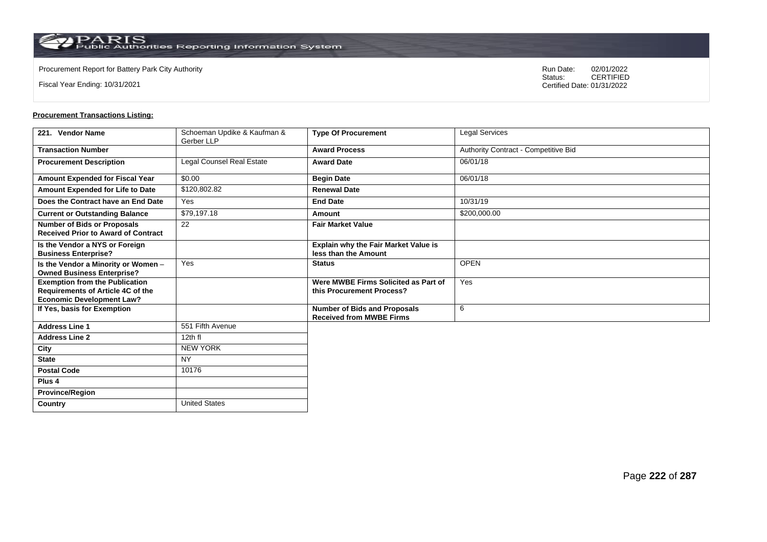Procurement Report for Battery Park City Authority

Fiscal Year Ending: 10/31/2021

Run Date: 02/01/2022
Status: CERTIFIED
Certified Date: 01/31/2022

**Procurement Transactions Listing:**

| 221. Vendor Name | Schoeman Updike & Kaufman & Gerber LLP | Type Of Procurement | Legal Services |
|---|---|---|---|
| Transaction Number | | Award Process | Authority Contract - Competitive Bid |
| Procurement Description | Legal Counsel Real Estate | Award Date | 06/01/18 |
| Amount Expended for Fiscal Year | $0.00 | Begin Date | 06/01/18 |
| Amount Expended for Life to Date | $120,802.82 | Renewal Date | |
| Does the Contract have an End Date | Yes | End Date | 10/31/19 |
| Current or Outstanding Balance | $79,197.18 | Amount | $200,000.00 |
| Number of Bids or Proposals Received Prior to Award of Contract | 22 | Fair Market Value | |
| Is the Vendor a NYS or Foreign Business Enterprise? | | Explain why the Fair Market Value is less than the Amount | |
| Is the Vendor a Minority or Women – Owned Business Enterprise? | Yes | Status | OPEN |
| Exemption from the Publication Requirements of Article 4C of the Economic Development Law? | | Were MWBE Firms Solicited as Part of this Procurement Process? | Yes |
| If Yes, basis for Exemption | | Number of Bids and Proposals Received from MWBE Firms | 6 |
| Address Line 1 | 551 Fifth Avenue | | |
| Address Line 2 | 12th fl | | |
| City | NEW YORK | | |
| State | NY | | |
| Postal Code | 10176 | | |
| Plus 4 | | | |
| Province/Region | | | |
| Country | United States | | |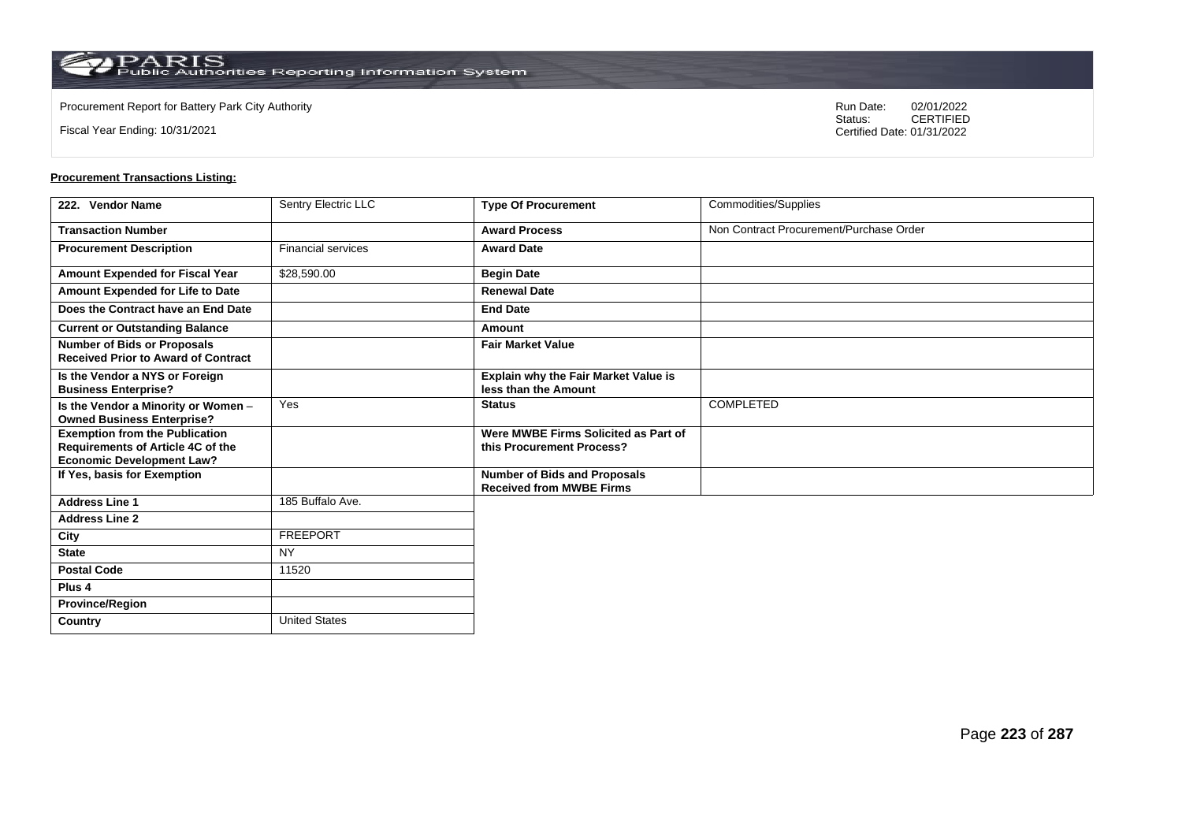Procurement Report for Battery Park City Authority

Fiscal Year Ending: 10/31/2021

Run Date: 02/01/2022
Status: CERTIFIED
Certified Date: 01/31/2022

**Procurement Transactions Listing:**

| 222. Vendor Name | Sentry Electric LLC | Type Of Procurement | Commodities/Supplies |
|---|---|---|---|
| Transaction Number | | Award Process | Non Contract Procurement/Purchase Order |
| Procurement Description | Financial services | Award Date | |
| Amount Expended for Fiscal Year | $28,590.00 | Begin Date | |
| Amount Expended for Life to Date | | Renewal Date | |
| Does the Contract have an End Date | | End Date | |
| Current or Outstanding Balance | | Amount | |
| Number of Bids or Proposals Received Prior to Award of Contract | | Fair Market Value | |
| Is the Vendor a NYS or Foreign Business Enterprise? | | Explain why the Fair Market Value is less than the Amount | |
| Is the Vendor a Minority or Women – Owned Business Enterprise? | Yes | Status | COMPLETED |
| Exemption from the Publication Requirements of Article 4C of the Economic Development Law? | | Were MWBE Firms Solicited as Part of this Procurement Process? | |
| If Yes, basis for Exemption | | Number of Bids and Proposals Received from MWBE Firms | |
| Address Line 1 | 185 Buffalo Ave. | | |
| Address Line 2 | | | |
| City | FREEPORT | | |
| State | NY | | |
| Postal Code | 11520 | | |
| Plus 4 | | | |
| Province/Region | | | |
| Country | United States | | |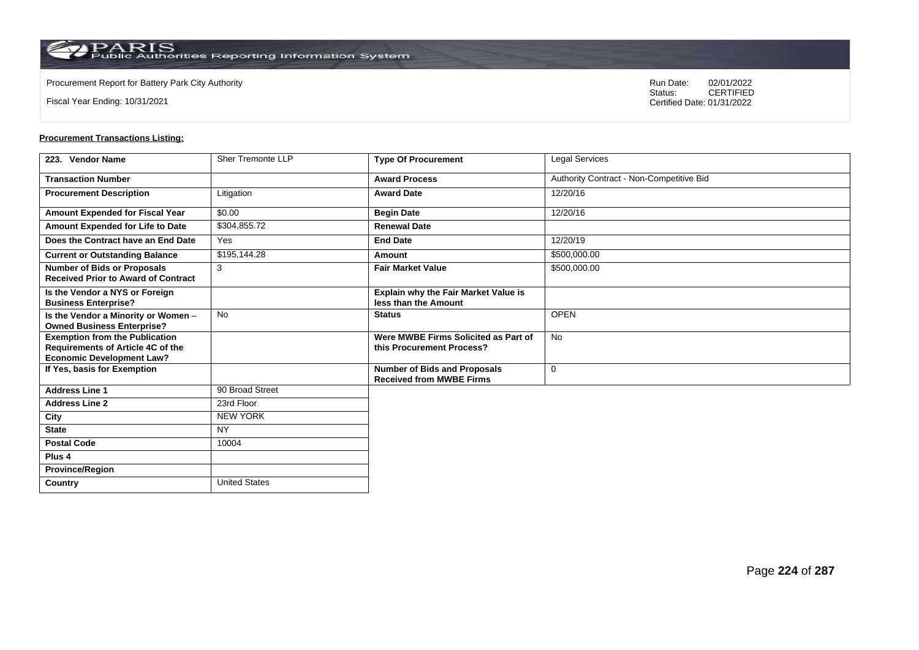Procurement Report for Battery Park City Authority

Fiscal Year Ending: 10/31/2021

Run Date: 02/01/2022
Status: CERTIFIED
Certified Date: 01/31/2022

**Procurement Transactions Listing:**

| 223. Vendor Name | Sher Tremonte LLP | Type Of Procurement | Legal Services |
|---|---|---|---|
| Transaction Number | | Award Process | Authority Contract - Non-Competitive Bid |
| Procurement Description | Litigation | Award Date | 12/20/16 |
| Amount Expended for Fiscal Year | $0.00 | Begin Date | 12/20/16 |
| Amount Expended for Life to Date | $304,855.72 | Renewal Date | |
| Does the Contract have an End Date | Yes | End Date | 12/20/19 |
| Current or Outstanding Balance | $195,144.28 | Amount | $500,000.00 |
| Number of Bids or Proposals Received Prior to Award of Contract | 3 | Fair Market Value | $500,000.00 |
| Is the Vendor a NYS or Foreign Business Enterprise? | | Explain why the Fair Market Value is less than the Amount | |
| Is the Vendor a Minority or Women – Owned Business Enterprise? | No | Status | OPEN |
| Exemption from the Publication Requirements of Article 4C of the Economic Development Law? | | Were MWBE Firms Solicited as Part of this Procurement Process? | No |
| If Yes, basis for Exemption | | Number of Bids and Proposals Received from MWBE Firms | 0 |
| Address Line 1 | 90 Broad Street | | |
| Address Line 2 | 23rd Floor | | |
| City | NEW YORK | | |
| State | NY | | |
| Postal Code | 10004 | | |
| Plus 4 | | | |
| Province/Region | | | |
| Country | United States | | |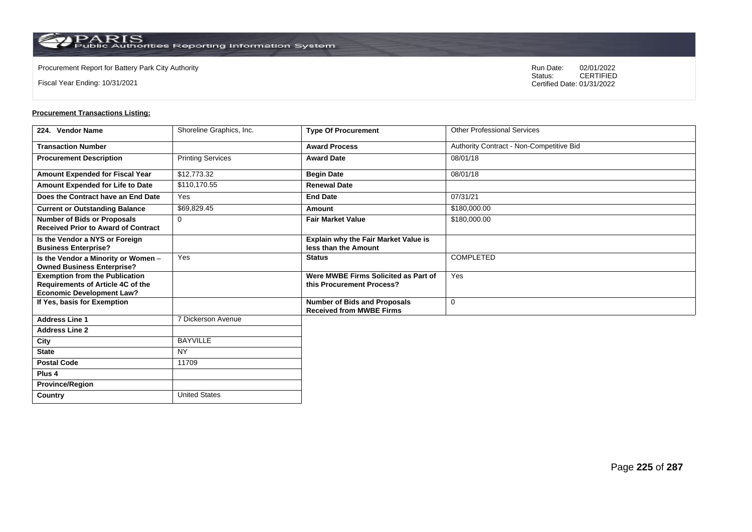Procurement Report for Battery Park City Authority

Fiscal Year Ending: 10/31/2021

Run Date: 02/01/2022
Status: CERTIFIED
Certified Date: 01/31/2022

**Procurement Transactions Listing:**

| 224. Vendor Name | Shoreline Graphics, Inc. | Type Of Procurement | Other Professional Services |
|---|---|---|---|
| Transaction Number | | Award Process | Authority Contract - Non-Competitive Bid |
| Procurement Description | Printing Services | Award Date | 08/01/18 |
| Amount Expended for Fiscal Year | $12,773.32 | Begin Date | 08/01/18 |
| Amount Expended for Life to Date | $110,170.55 | Renewal Date | |
| Does the Contract have an End Date | Yes | End Date | 07/31/21 |
| Current or Outstanding Balance | $69,829.45 | Amount | $180,000.00 |
| Number of Bids or Proposals Received Prior to Award of Contract | 0 | Fair Market Value | $180,000.00 |
| Is the Vendor a NYS or Foreign Business Enterprise? | | Explain why the Fair Market Value is less than the Amount | |
| Is the Vendor a Minority or Women – Owned Business Enterprise? | Yes | Status | COMPLETED |
| Exemption from the Publication Requirements of Article 4C of the Economic Development Law? | | Were MWBE Firms Solicited as Part of this Procurement Process? | Yes |
| If Yes, basis for Exemption | | Number of Bids and Proposals Received from MWBE Firms | 0 |
| Address Line 1 | 7 Dickerson Avenue | | |
| Address Line 2 | | | |
| City | BAYVILLE | | |
| State | NY | | |
| Postal Code | 11709 | | |
| Plus 4 | | | |
| Province/Region | | | |
| Country | United States | | |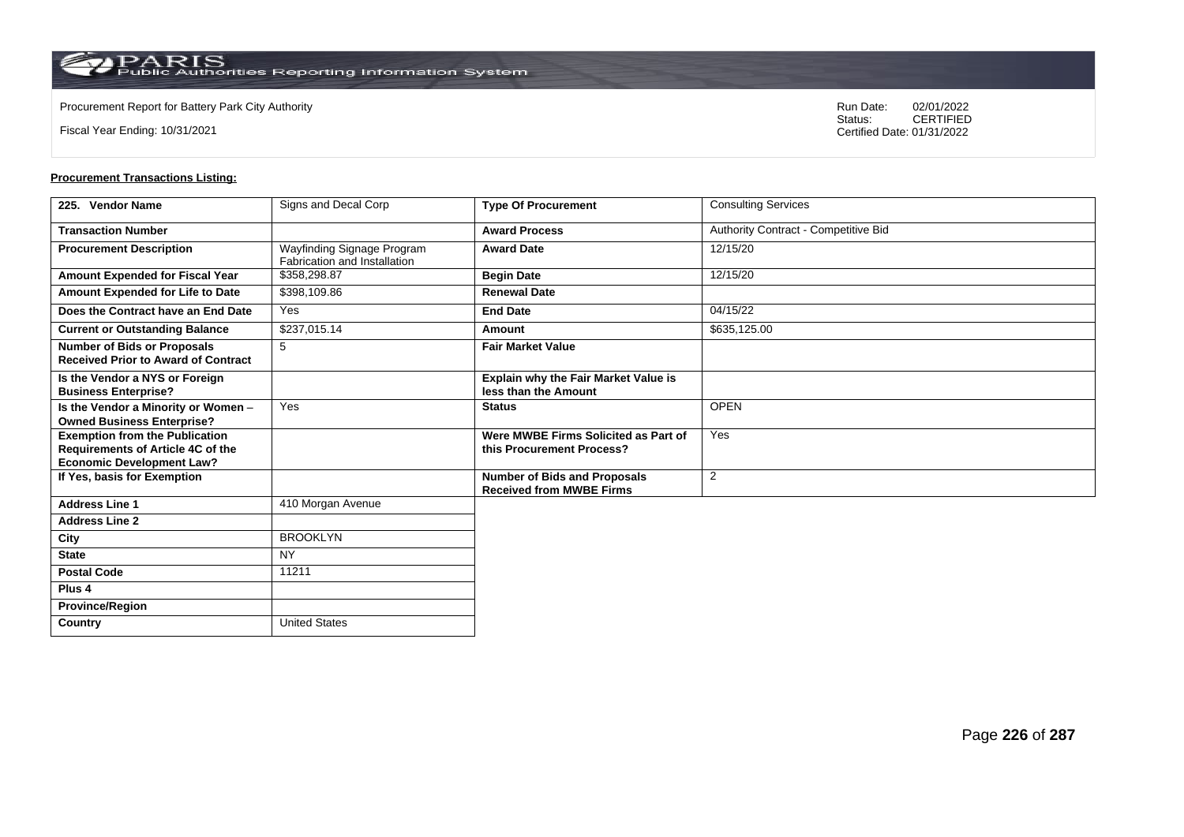Procurement Report for Battery Park City Authority

Fiscal Year Ending: 10/31/2021

Run Date: 02/01/2022
Status: CERTIFIED
Certified Date: 01/31/2022

**Procurement Transactions Listing:**

| 225. Vendor Name | Signs and Decal Corp | Type Of Procurement | Consulting Services |
|---|---|---|---|
| Transaction Number | | Award Process | Authority Contract - Competitive Bid |
| Procurement Description | Wayfinding Signage Program Fabrication and Installation | Award Date | 12/15/20 |
| Amount Expended for Fiscal Year | $358,298.87 | Begin Date | 12/15/20 |
| Amount Expended for Life to Date | $398,109.86 | Renewal Date | |
| Does the Contract have an End Date | Yes | End Date | 04/15/22 |
| Current or Outstanding Balance | $237,015.14 | Amount | $635,125.00 |
| Number of Bids or Proposals Received Prior to Award of Contract | 5 | Fair Market Value | |
| Is the Vendor a NYS or Foreign Business Enterprise? | | Explain why the Fair Market Value is less than the Amount | |
| Is the Vendor a Minority or Women – Owned Business Enterprise? | Yes | Status | OPEN |
| Exemption from the Publication Requirements of Article 4C of the Economic Development Law? | | Were MWBE Firms Solicited as Part of this Procurement Process? | Yes |
| If Yes, basis for Exemption | | Number of Bids and Proposals Received from MWBE Firms | 2 |
| Address Line 1 | 410 Morgan Avenue | | |
| Address Line 2 | | | |
| City | BROOKLYN | | |
| State | NY | | |
| Postal Code | 11211 | | |
| Plus 4 | | | |
| Province/Region | | | |
| Country | United States | | |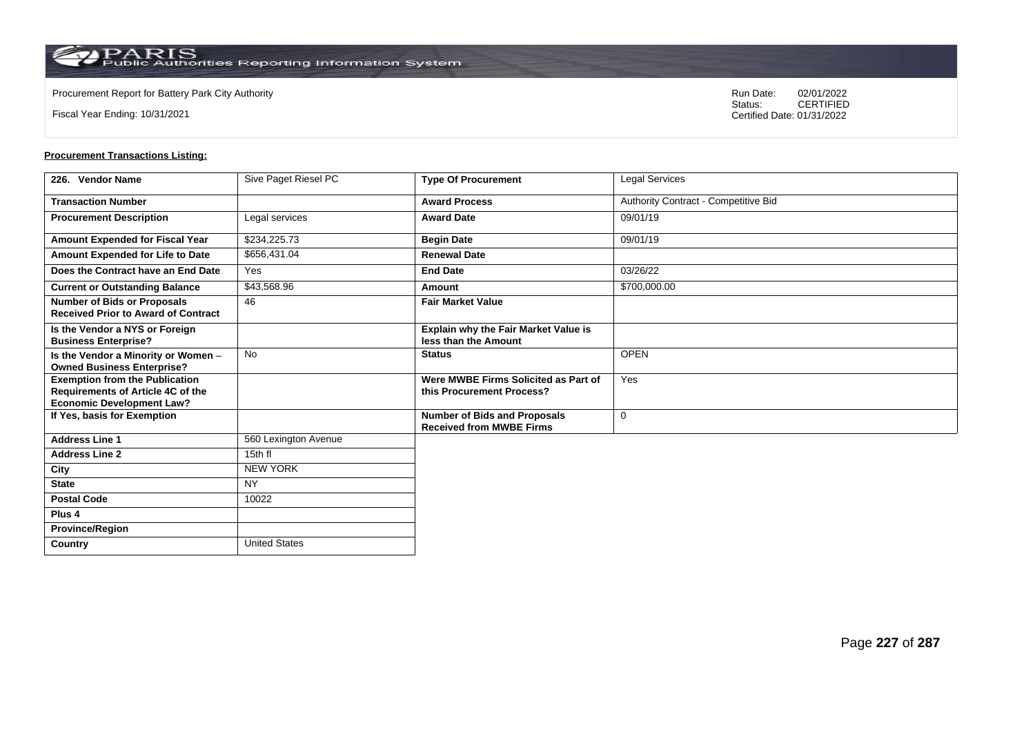Procurement Report for Battery Park City Authority

Fiscal Year Ending: 10/31/2021

Run Date: 02/01/2022
Status: CERTIFIED
Certified Date: 01/31/2022

**Procurement Transactions Listing:**

| 226. Vendor Name | Sive Paget Riesel PC | Type Of Procurement | Legal Services |
|---|---|---|---|
| Transaction Number | | Award Process | Authority Contract - Competitive Bid |
| Procurement Description | Legal services | Award Date | 09/01/19 |
| Amount Expended for Fiscal Year | $234,225.73 | Begin Date | 09/01/19 |
| Amount Expended for Life to Date | $656,431.04 | Renewal Date | |
| Does the Contract have an End Date | Yes | End Date | 03/26/22 |
| Current or Outstanding Balance | $43,568.96 | Amount | $700,000.00 |
| Number of Bids or Proposals Received Prior to Award of Contract | 46 | Fair Market Value | |
| Is the Vendor a NYS or Foreign Business Enterprise? | | Explain why the Fair Market Value is less than the Amount | |
| Is the Vendor a Minority or Women – Owned Business Enterprise? | No | Status | OPEN |
| Exemption from the Publication Requirements of Article 4C of the Economic Development Law? | | Were MWBE Firms Solicited as Part of this Procurement Process? | Yes |
| If Yes, basis for Exemption | | Number of Bids and Proposals Received from MWBE Firms | 0 |
| Address Line 1 | 560 Lexington Avenue | | |
| Address Line 2 | 15th fl | | |
| City | NEW YORK | | |
| State | NY | | |
| Postal Code | 10022 | | |
| Plus 4 | | | |
| Province/Region | | | |
| Country | United States | | |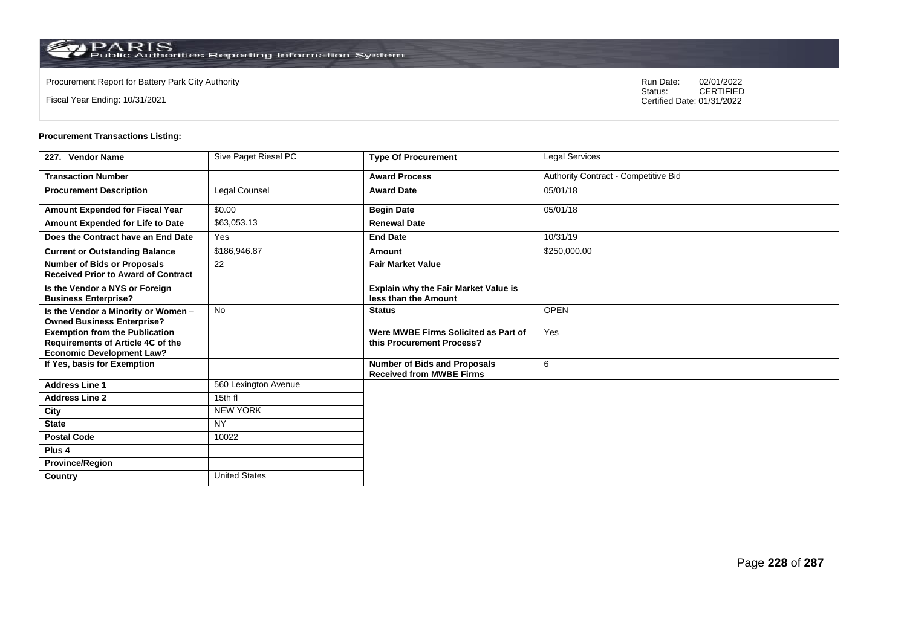Procurement Report for Battery Park City Authority

Fiscal Year Ending: 10/31/2021

Run Date: 02/01/2022
Status: CERTIFIED
Certified Date: 01/31/2022

**Procurement Transactions Listing:**

| 227. Vendor Name | Sive Paget Riesel PC | Type Of Procurement | Legal Services |
|---|---|---|---|
| Transaction Number | | Award Process | Authority Contract - Competitive Bid |
| Procurement Description | Legal Counsel | Award Date | 05/01/18 |
| Amount Expended for Fiscal Year | $0.00 | Begin Date | 05/01/18 |
| Amount Expended for Life to Date | $63,053.13 | Renewal Date | |
| Does the Contract have an End Date | Yes | End Date | 10/31/19 |
| Current or Outstanding Balance | $186,946.87 | Amount | $250,000.00 |
| Number of Bids or Proposals Received Prior to Award of Contract | 22 | Fair Market Value | |
| Is the Vendor a NYS or Foreign Business Enterprise? | | Explain why the Fair Market Value is less than the Amount | |
| Is the Vendor a Minority or Women – Owned Business Enterprise? | No | Status | OPEN |
| Exemption from the Publication Requirements of Article 4C of the Economic Development Law? | | Were MWBE Firms Solicited as Part of this Procurement Process? | Yes |
| If Yes, basis for Exemption | | Number of Bids and Proposals Received from MWBE Firms | 6 |
| Address Line 1 | 560 Lexington Avenue | | |
| Address Line 2 | 15th fl | | |
| City | NEW YORK | | |
| State | NY | | |
| Postal Code | 10022 | | |
| Plus 4 | | | |
| Province/Region | | | |
| Country | United States | | |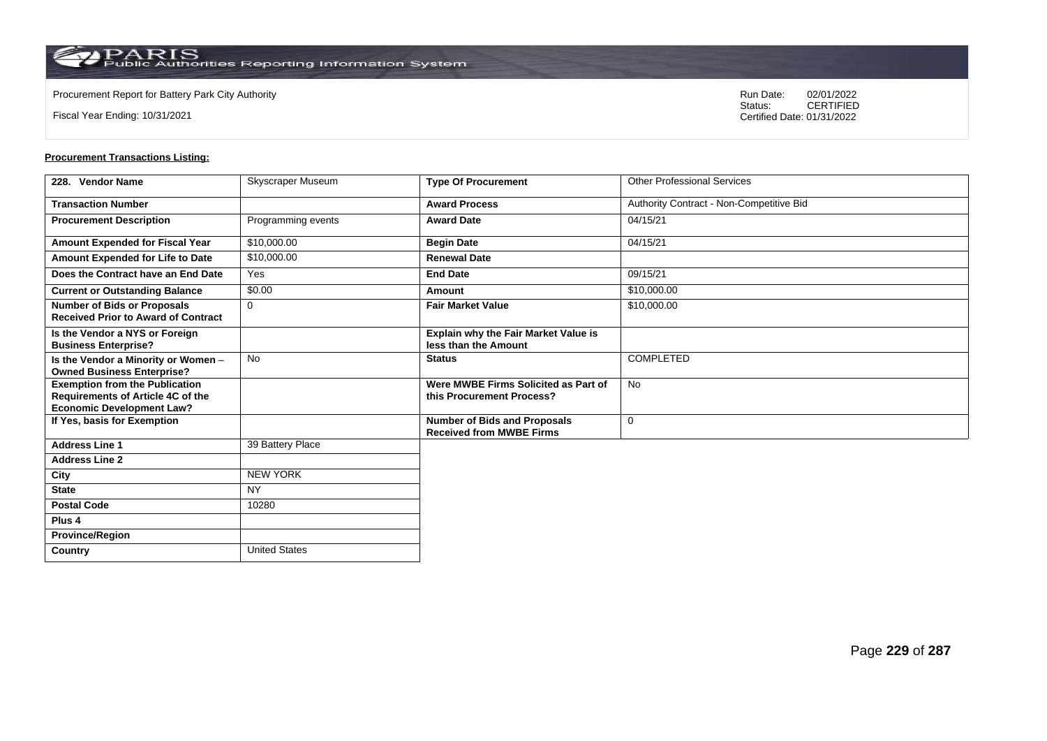Procurement Report for Battery Park City Authority

Fiscal Year Ending: 10/31/2021

Run Date: 02/01/2022
Status: CERTIFIED
Certified Date: 01/31/2022

**Procurement Transactions Listing:**

| 228. Vendor Name | Skyscraper Museum | Type Of Procurement | Other Professional Services |
|---|---|---|---|
| Transaction Number | | Award Process | Authority Contract - Non-Competitive Bid |
| Procurement Description | Programming events | Award Date | 04/15/21 |
| Amount Expended for Fiscal Year | $10,000.00 | Begin Date | 04/15/21 |
| Amount Expended for Life to Date | $10,000.00 | Renewal Date | |
| Does the Contract have an End Date | Yes | End Date | 09/15/21 |
| Current or Outstanding Balance | $0.00 | Amount | $10,000.00 |
| Number of Bids or Proposals Received Prior to Award of Contract | 0 | Fair Market Value | $10,000.00 |
| Is the Vendor a NYS or Foreign Business Enterprise? | | Explain why the Fair Market Value is less than the Amount | |
| Is the Vendor a Minority or Women – Owned Business Enterprise? | No | Status | COMPLETED |
| Exemption from the Publication Requirements of Article 4C of the Economic Development Law? | | Were MWBE Firms Solicited as Part of this Procurement Process? | No |
| If Yes, basis for Exemption | | Number of Bids and Proposals Received from MWBE Firms | 0 |
| Address Line 1 | 39 Battery Place | | |
| Address Line 2 | | | |
| City | NEW YORK | | |
| State | NY | | |
| Postal Code | 10280 | | |
| Plus 4 | | | |
| Province/Region | | | |
| Country | United States | | |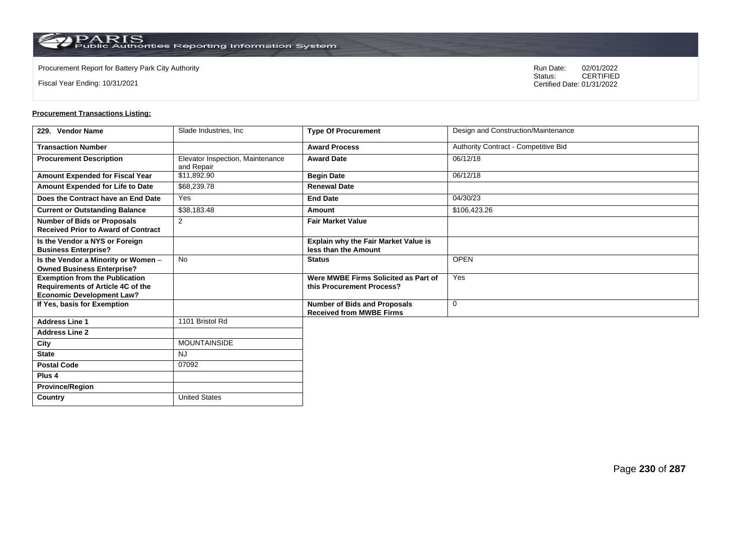Procurement Report for Battery Park City Authority

Fiscal Year Ending: 10/31/2021

Run Date: 02/01/2022
Status: CERTIFIED
Certified Date: 01/31/2022

**Procurement Transactions Listing:**

| 229. Vendor Name | Slade Industries, Inc | Type Of Procurement | Design and Construction/Maintenance |
|---|---|---|---|
| Transaction Number | | Award Process | Authority Contract - Competitive Bid |
| Procurement Description | Elevator Inspection, Maintenance and Repair | Award Date | 06/12/18 |
| Amount Expended for Fiscal Year | $11,892.90 | Begin Date | 06/12/18 |
| Amount Expended for Life to Date | $68,239.78 | Renewal Date | |
| Does the Contract have an End Date | Yes | End Date | 04/30/23 |
| Current or Outstanding Balance | $38,183.48 | Amount | $106,423.26 |
| Number of Bids or Proposals Received Prior to Award of Contract | 2 | Fair Market Value | |
| Is the Vendor a NYS or Foreign Business Enterprise? | | Explain why the Fair Market Value is less than the Amount | |
| Is the Vendor a Minority or Women – Owned Business Enterprise? | No | Status | OPEN |
| Exemption from the Publication Requirements of Article 4C of the Economic Development Law? | | Were MWBE Firms Solicited as Part of this Procurement Process? | Yes |
| If Yes, basis for Exemption | | Number of Bids and Proposals Received from MWBE Firms | 0 |
| Address Line 1 | 1101 Bristol Rd | | |
| Address Line 2 | | | |
| City | MOUNTAINSIDE | | |
| State | NJ | | |
| Postal Code | 07092 | | |
| Plus 4 | | | |
| Province/Region | | | |
| Country | United States | | |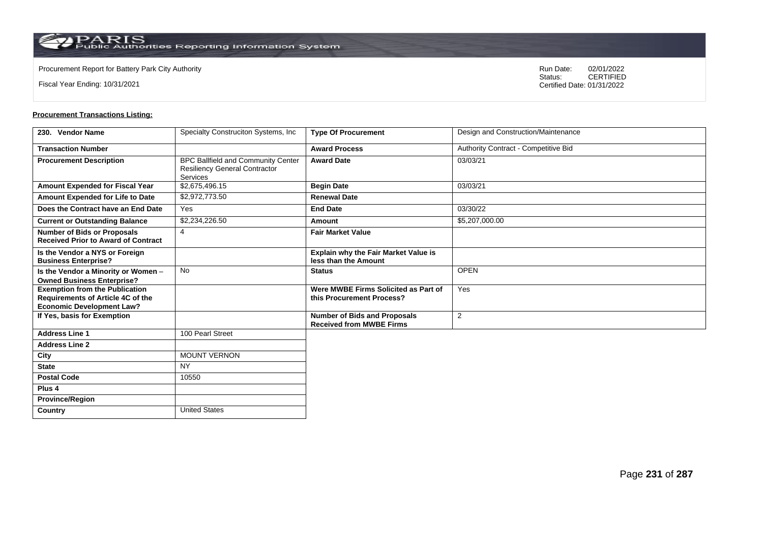Procurement Report for Battery Park City Authority

Fiscal Year Ending: 10/31/2021

Run Date: 02/01/2022
Status: CERTIFIED
Certified Date: 01/31/2022

**Procurement Transactions Listing:**

| 230. Vendor Name | Specialty Construciton Systems, Inc | Type Of Procurement | Design and Construction/Maintenance |
|---|---|---|---|
| Transaction Number | | Award Process | Authority Contract - Competitive Bid |
| Procurement Description | BPC Ballfield and Community Center Resiliency General Contractor Services | Award Date | 03/03/21 |
| Amount Expended for Fiscal Year | $2,675,496.15 | Begin Date | 03/03/21 |
| Amount Expended for Life to Date | $2,972,773.50 | Renewal Date | |
| Does the Contract have an End Date | Yes | End Date | 03/30/22 |
| Current or Outstanding Balance | $2,234,226.50 | Amount | $5,207,000.00 |
| Number of Bids or Proposals Received Prior to Award of Contract | 4 | Fair Market Value | |
| Is the Vendor a NYS or Foreign Business Enterprise? | | Explain why the Fair Market Value is less than the Amount | |
| Is the Vendor a Minority or Women – Owned Business Enterprise? | No | Status | OPEN |
| Exemption from the Publication Requirements of Article 4C of the Economic Development Law? | | Were MWBE Firms Solicited as Part of this Procurement Process? | Yes |
| If Yes, basis for Exemption | | Number of Bids and Proposals Received from MWBE Firms | 2 |
| Address Line 1 | 100 Pearl Street | | |
| Address Line 2 | | | |
| City | MOUNT VERNON | | |
| State | NY | | |
| Postal Code | 10550 | | |
| Plus 4 | | | |
| Province/Region | | | |
| Country | United States | | |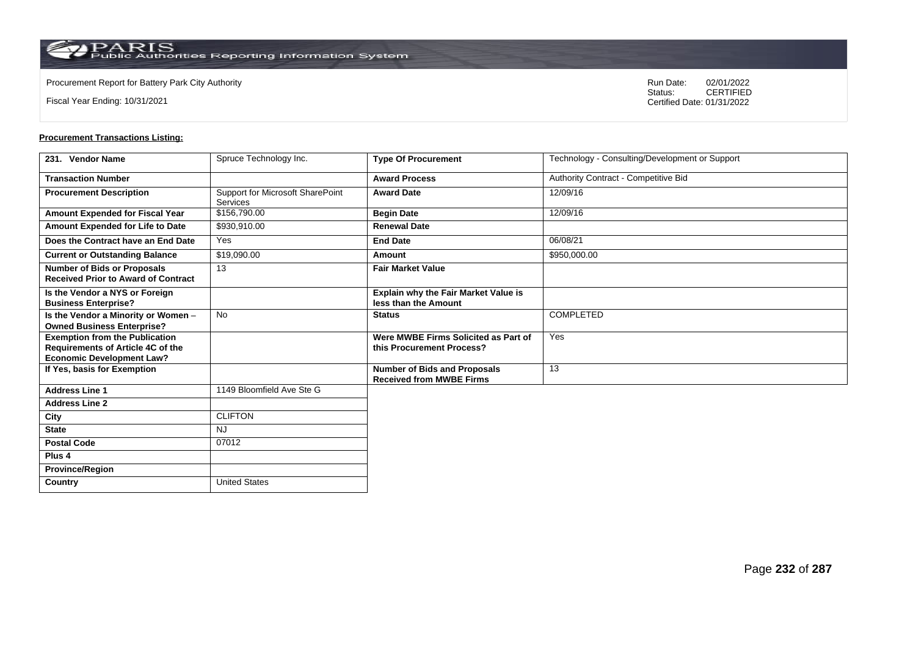Procurement Report for Battery Park City Authority

Fiscal Year Ending: 10/31/2021

Run Date: 02/01/2022
Status: CERTIFIED
Certified Date: 01/31/2022

**Procurement Transactions Listing:**

| 231. Vendor Name | Spruce Technology Inc. | Type Of Procurement | Technology - Consulting/Development or Support |
|---|---|---|---|
| Transaction Number | | Award Process | Authority Contract - Competitive Bid |
| Procurement Description | Support for Microsoft SharePoint Services | Award Date | 12/09/16 |
| Amount Expended for Fiscal Year | $156,790.00 | Begin Date | 12/09/16 |
| Amount Expended for Life to Date | $930,910.00 | Renewal Date | |
| Does the Contract have an End Date | Yes | End Date | 06/08/21 |
| Current or Outstanding Balance | $19,090.00 | Amount | $950,000.00 |
| Number of Bids or Proposals Received Prior to Award of Contract | 13 | Fair Market Value | |
| Is the Vendor a NYS or Foreign Business Enterprise? | | Explain why the Fair Market Value is less than the Amount | |
| Is the Vendor a Minority or Women – Owned Business Enterprise? | No | Status | COMPLETED |
| Exemption from the Publication Requirements of Article 4C of the Economic Development Law? | | Were MWBE Firms Solicited as Part of this Procurement Process? | Yes |
| If Yes, basis for Exemption | | Number of Bids and Proposals Received from MWBE Firms | 13 |
| Address Line 1 | 1149 Bloomfield Ave Ste G | | |
| Address Line 2 | | | |
| City | CLIFTON | | |
| State | NJ | | |
| Postal Code | 07012 | | |
| Plus 4 | | | |
| Province/Region | | | |
| Country | United States | | |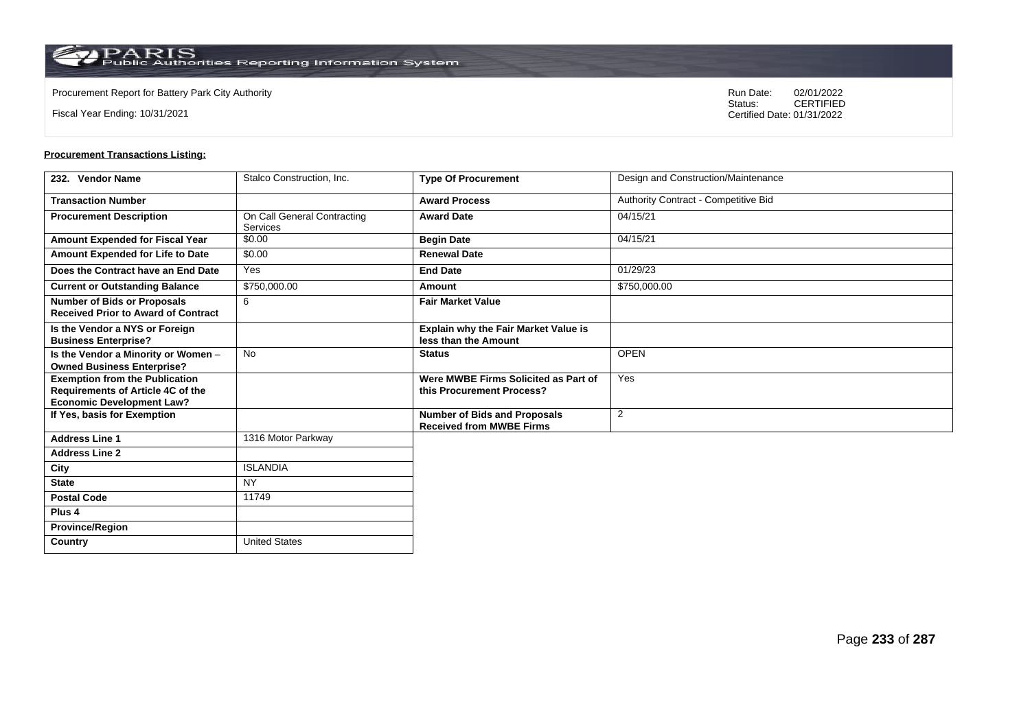Procurement Report for Battery Park City Authority

Fiscal Year Ending: 10/31/2021

Run Date: 02/01/2022
Status: CERTIFIED
Certified Date: 01/31/2022

**Procurement Transactions Listing:**

| 232. Vendor Name | Stalco Construction, Inc. | Type Of Procurement | Design and Construction/Maintenance |
|---|---|---|---|
| Transaction Number | | Award Process | Authority Contract - Competitive Bid |
| Procurement Description | On Call General Contracting Services | Award Date | 04/15/21 |
| Amount Expended for Fiscal Year | $0.00 | Begin Date | 04/15/21 |
| Amount Expended for Life to Date | $0.00 | Renewal Date | |
| Does the Contract have an End Date | Yes | End Date | 01/29/23 |
| Current or Outstanding Balance | $750,000.00 | Amount | $750,000.00 |
| Number of Bids or Proposals Received Prior to Award of Contract | 6 | Fair Market Value | |
| Is the Vendor a NYS or Foreign Business Enterprise? | | Explain why the Fair Market Value is less than the Amount | |
| Is the Vendor a Minority or Women – Owned Business Enterprise? | No | Status | OPEN |
| Exemption from the Publication Requirements of Article 4C of the Economic Development Law? | | Were MWBE Firms Solicited as Part of this Procurement Process? | Yes |
| If Yes, basis for Exemption | | Number of Bids and Proposals Received from MWBE Firms | 2 |
| Address Line 1 | 1316 Motor Parkway | | |
| Address Line 2 | | | |
| City | ISLANDIA | | |
| State | NY | | |
| Postal Code | 11749 | | |
| Plus 4 | | | |
| Province/Region | | | |
| Country | United States | | |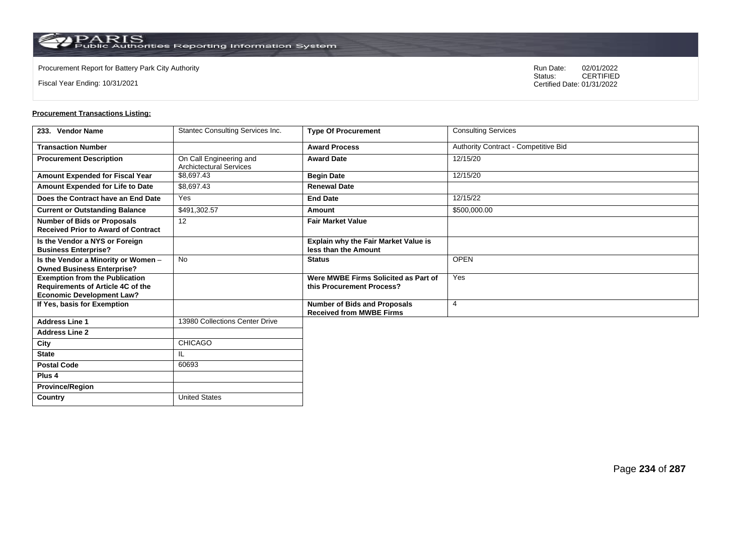Procurement Report for Battery Park City Authority

Fiscal Year Ending: 10/31/2021

Run Date: 02/01/2022
Status: CERTIFIED
Certified Date: 01/31/2022

**Procurement Transactions Listing:**

| 233. Vendor Name | Stantec Consulting Services Inc. | Type Of Procurement | Consulting Services |
|---|---|---|---|
| Transaction Number | | Award Process | Authority Contract - Competitive Bid |
| Procurement Description | On Call Engineering and Archictectural Services | Award Date | 12/15/20 |
| Amount Expended for Fiscal Year | $8,697.43 | Begin Date | 12/15/20 |
| Amount Expended for Life to Date | $8,697.43 | Renewal Date | |
| Does the Contract have an End Date | Yes | End Date | 12/15/22 |
| Current or Outstanding Balance | $491,302.57 | Amount | $500,000.00 |
| Number of Bids or Proposals Received Prior to Award of Contract | 12 | Fair Market Value | |
| Is the Vendor a NYS or Foreign Business Enterprise? | | Explain why the Fair Market Value is less than the Amount | |
| Is the Vendor a Minority or Women – Owned Business Enterprise? | No | Status | OPEN |
| Exemption from the Publication Requirements of Article 4C of the Economic Development Law? | | Were MWBE Firms Solicited as Part of this Procurement Process? | Yes |
| If Yes, basis for Exemption | | Number of Bids and Proposals Received from MWBE Firms | 4 |
| Address Line 1 | 13980 Collections Center Drive | | |
| Address Line 2 | | | |
| City | CHICAGO | | |
| State | IL | | |
| Postal Code | 60693 | | |
| Plus 4 | | | |
| Province/Region | | | |
| Country | United States | | |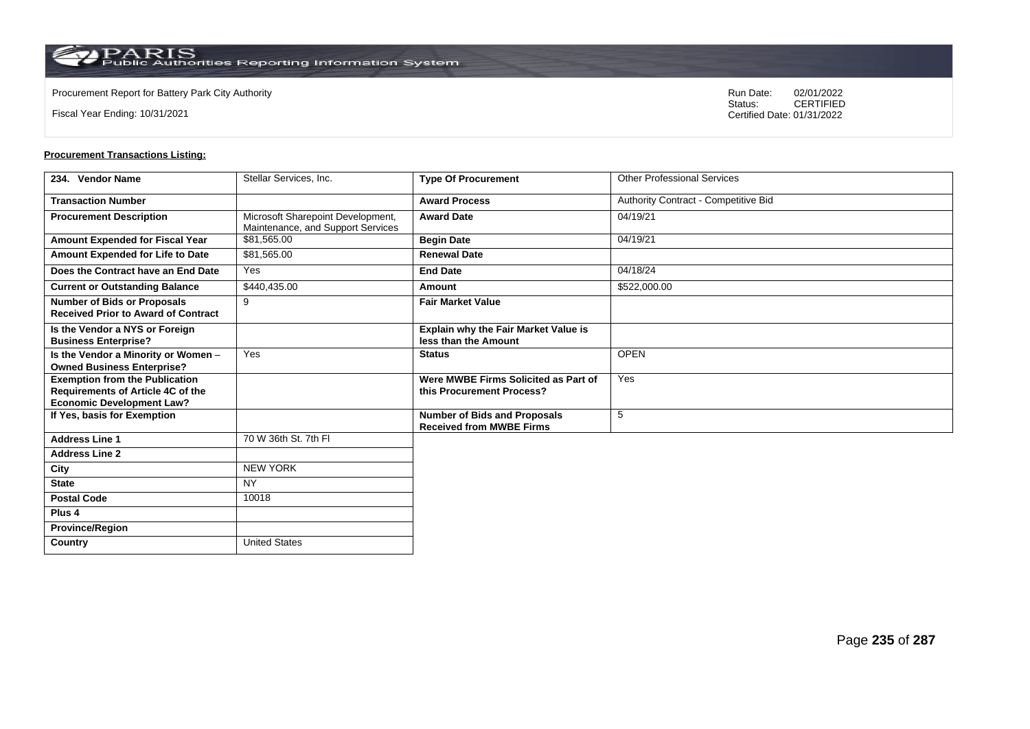Procurement Report for Battery Park City Authority

Fiscal Year Ending: 10/31/2021

Run Date: 02/01/2022
Status: CERTIFIED
Certified Date: 01/31/2022

**Procurement Transactions Listing:**

| 234. Vendor Name | Stellar Services, Inc. | Type Of Procurement | Other Professional Services |
|---|---|---|---|
| Transaction Number | | Award Process | Authority Contract - Competitive Bid |
| Procurement Description | Microsoft Sharepoint Development, Maintenance, and Support Services | Award Date | 04/19/21 |
| Amount Expended for Fiscal Year | $81,565.00 | Begin Date | 04/19/21 |
| Amount Expended for Life to Date | $81,565.00 | Renewal Date | |
| Does the Contract have an End Date | Yes | End Date | 04/18/24 |
| Current or Outstanding Balance | $440,435.00 | Amount | $522,000.00 |
| Number of Bids or Proposals Received Prior to Award of Contract | 9 | Fair Market Value | |
| Is the Vendor a NYS or Foreign Business Enterprise? | | Explain why the Fair Market Value is less than the Amount | |
| Is the Vendor a Minority or Women – Owned Business Enterprise? | Yes | Status | OPEN |
| Exemption from the Publication Requirements of Article 4C of the Economic Development Law? | | Were MWBE Firms Solicited as Part of this Procurement Process? | Yes |
| If Yes, basis for Exemption | | Number of Bids and Proposals Received from MWBE Firms | 5 |
| Address Line 1 | 70 W 36th St. 7th Fl | | |
| Address Line 2 | | | |
| City | NEW YORK | | |
| State | NY | | |
| Postal Code | 10018 | | |
| Plus 4 | | | |
| Province/Region | | | |
| Country | United States | | |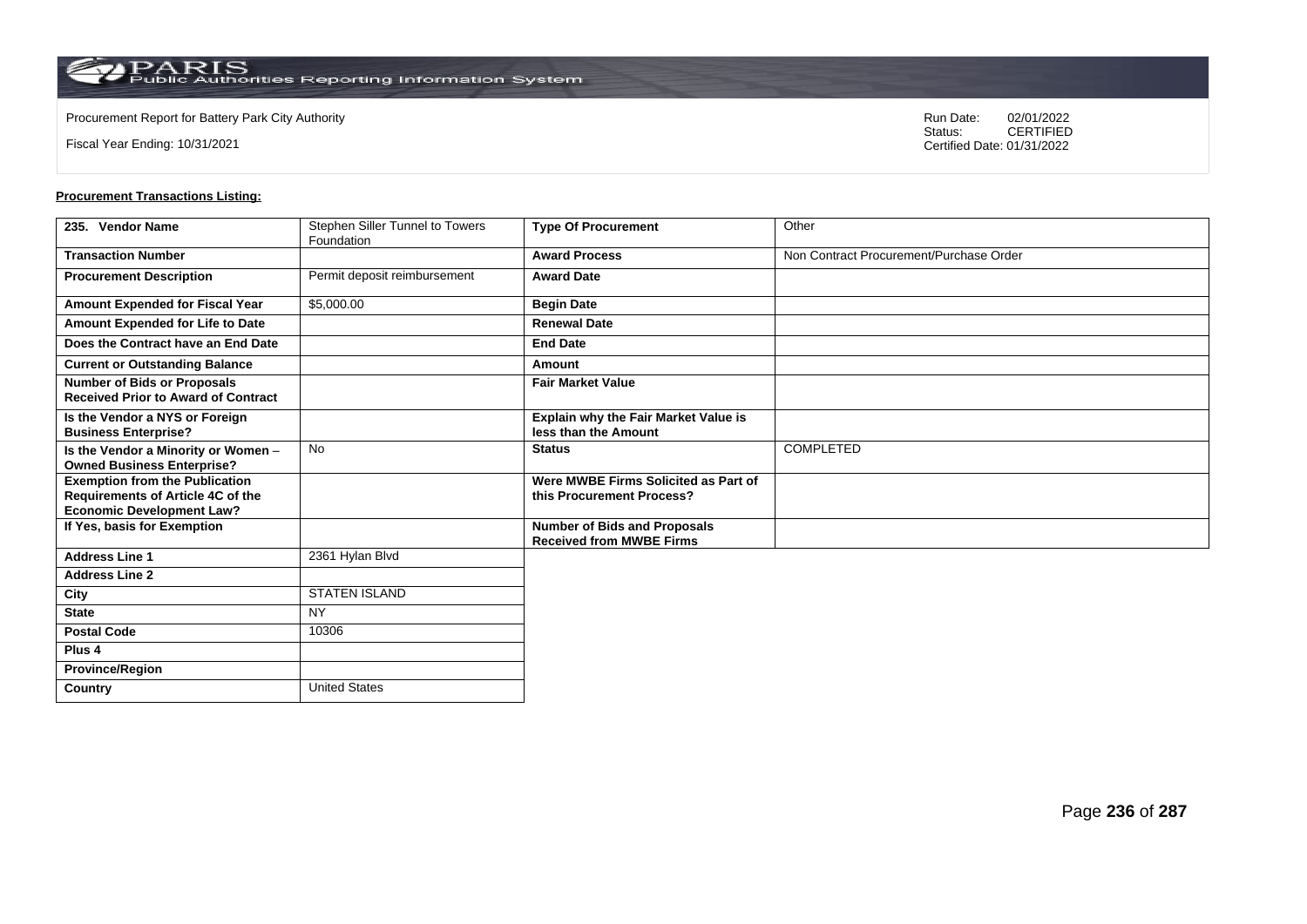Procurement Report for Battery Park City Authority

Fiscal Year Ending: 10/31/2021

Run Date: 02/01/2022
Status: CERTIFIED
Certified Date: 01/31/2022

**Procurement Transactions Listing:**

| 235. Vendor Name | Stephen Siller Tunnel to Towers Foundation | Type Of Procurement | Other |
|---|---|---|---|
| Transaction Number | | Award Process | Non Contract Procurement/Purchase Order |
| Procurement Description | Permit deposit reimbursement | Award Date | |
| Amount Expended for Fiscal Year | $5,000.00 | Begin Date | |
| Amount Expended for Life to Date | | Renewal Date | |
| Does the Contract have an End Date | | End Date | |
| Current or Outstanding Balance | | Amount | |
| Number of Bids or Proposals Received Prior to Award of Contract | | Fair Market Value | |
| Is the Vendor a NYS or Foreign Business Enterprise? | | Explain why the Fair Market Value is less than the Amount | |
| Is the Vendor a Minority or Women – Owned Business Enterprise? | No | Status | COMPLETED |
| Exemption from the Publication Requirements of Article 4C of the Economic Development Law? | | Were MWBE Firms Solicited as Part of this Procurement Process? | |
| If Yes, basis for Exemption | | Number of Bids and Proposals Received from MWBE Firms | |
| Address Line 1 | 2361 Hylan Blvd | | |
| Address Line 2 | | | |
| City | STATEN ISLAND | | |
| State | NY | | |
| Postal Code | 10306 | | |
| Plus 4 | | | |
| Province/Region | | | |
| Country | United States | | |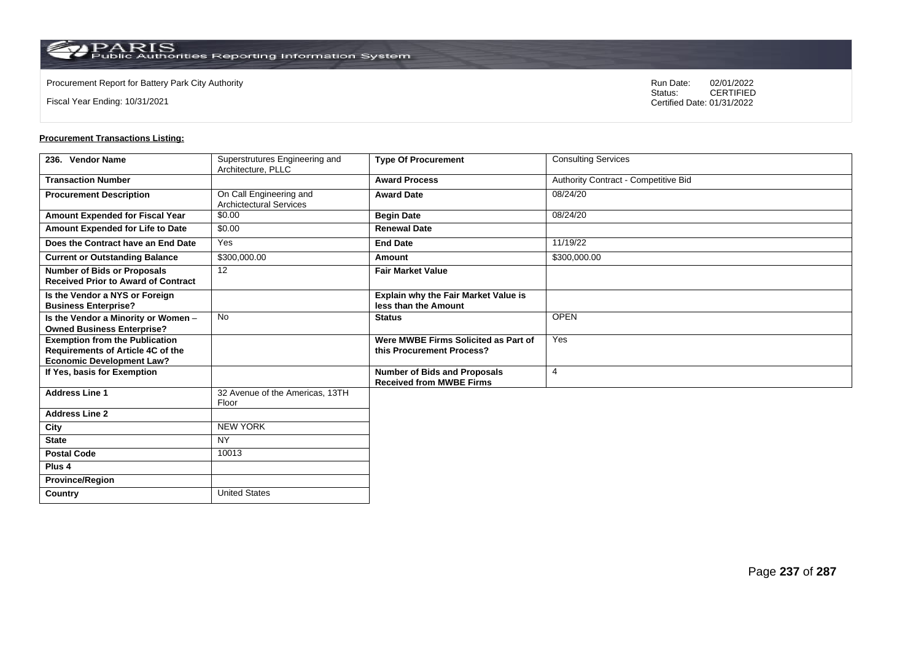Procurement Report for Battery Park City Authority

Fiscal Year Ending: 10/31/2021

Run Date: 02/01/2022
Status: CERTIFIED
Certified Date: 01/31/2022

**Procurement Transactions Listing:**

| 236. Vendor Name | Superstrutures Engineering and Architecture, PLLC | Type Of Procurement | Consulting Services |
|---|---|---|---|
| Transaction Number | | Award Process | Authority Contract - Competitive Bid |
| Procurement Description | On Call Engineering and Archictectural Services | Award Date | 08/24/20 |
| Amount Expended for Fiscal Year | $0.00 | Begin Date | 08/24/20 |
| Amount Expended for Life to Date | $0.00 | Renewal Date | |
| Does the Contract have an End Date | Yes | End Date | 11/19/22 |
| Current or Outstanding Balance | $300,000.00 | Amount | $300,000.00 |
| Number of Bids or Proposals Received Prior to Award of Contract | 12 | Fair Market Value | |
| Is the Vendor a NYS or Foreign Business Enterprise? | | Explain why the Fair Market Value is less than the Amount | |
| Is the Vendor a Minority or Women – Owned Business Enterprise? | No | Status | OPEN |
| Exemption from the Publication Requirements of Article 4C of the Economic Development Law? | | Were MWBE Firms Solicited as Part of this Procurement Process? | Yes |
| If Yes, basis for Exemption | | Number of Bids and Proposals Received from MWBE Firms | 4 |
| Address Line 1 | 32 Avenue of the Americas, 13TH Floor | | |
| Address Line 2 | | | |
| City | NEW YORK | | |
| State | NY | | |
| Postal Code | 10013 | | |
| Plus 4 | | | |
| Province/Region | | | |
| Country | United States | | |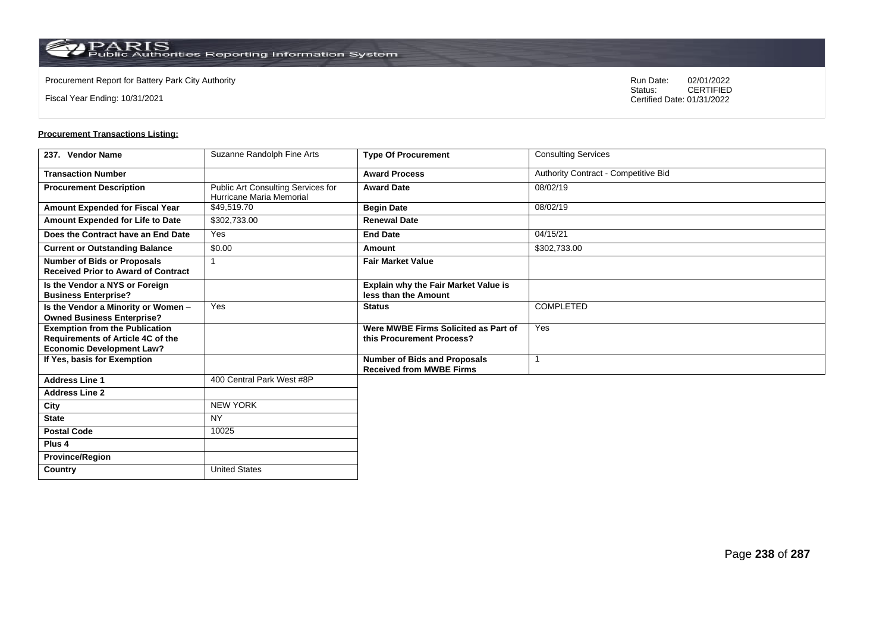Procurement Report for Battery Park City Authority

Fiscal Year Ending: 10/31/2021

Run Date: 02/01/2022
Status: CERTIFIED
Certified Date: 01/31/2022

**Procurement Transactions Listing:**

| 237. Vendor Name | Suzanne Randolph Fine Arts | Type Of Procurement | Consulting Services |
|---|---|---|---|
| Transaction Number | | Award Process | Authority Contract - Competitive Bid |
| Procurement Description | Public Art Consulting Services for Hurricane Maria Memorial | Award Date | 08/02/19 |
| Amount Expended for Fiscal Year | $49,519.70 | Begin Date | 08/02/19 |
| Amount Expended for Life to Date | $302,733.00 | Renewal Date | |
| Does the Contract have an End Date | Yes | End Date | 04/15/21 |
| Current or Outstanding Balance | $0.00 | Amount | $302,733.00 |
| Number of Bids or Proposals Received Prior to Award of Contract | 1 | Fair Market Value | |
| Is the Vendor a NYS or Foreign Business Enterprise? | | Explain why the Fair Market Value is less than the Amount | |
| Is the Vendor a Minority or Women – Owned Business Enterprise? | Yes | Status | COMPLETED |
| Exemption from the Publication Requirements of Article 4C of the Economic Development Law? | | Were MWBE Firms Solicited as Part of this Procurement Process? | Yes |
| If Yes, basis for Exemption | | Number of Bids and Proposals Received from MWBE Firms | 1 |
| Address Line 1 | 400 Central Park West #8P | | |
| Address Line 2 | | | |
| City | NEW YORK | | |
| State | NY | | |
| Postal Code | 10025 | | |
| Plus 4 | | | |
| Province/Region | | | |
| Country | United States | | |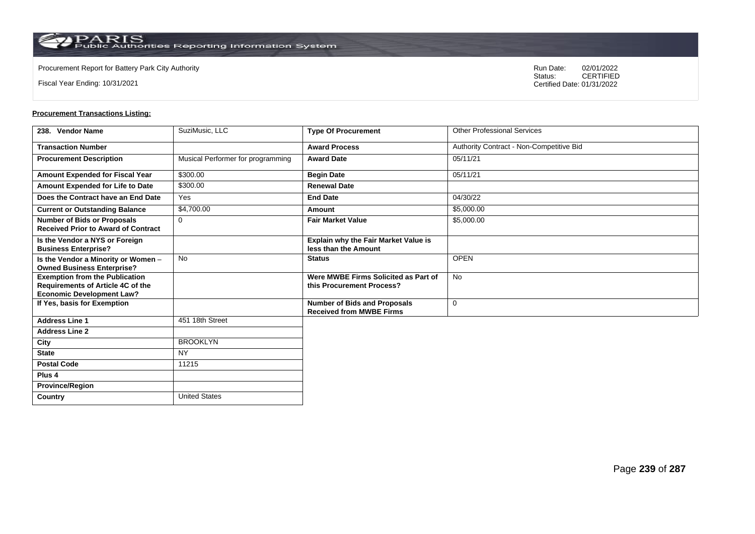Procurement Report for Battery Park City Authority

Fiscal Year Ending: 10/31/2021

Run Date: 02/01/2022
Status: CERTIFIED
Certified Date: 01/31/2022

**Procurement Transactions Listing:**

| 238. Vendor Name | SuziMusic, LLC | Type Of Procurement | Other Professional Services |
|---|---|---|---|
| Transaction Number | | Award Process | Authority Contract - Non-Competitive Bid |
| Procurement Description | Musical Performer for programming | Award Date | 05/11/21 |
| Amount Expended for Fiscal Year | $300.00 | Begin Date | 05/11/21 |
| Amount Expended for Life to Date | $300.00 | Renewal Date | |
| Does the Contract have an End Date | Yes | End Date | 04/30/22 |
| Current or Outstanding Balance | $4,700.00 | Amount | $5,000.00 |
| Number of Bids or Proposals Received Prior to Award of Contract | 0 | Fair Market Value | $5,000.00 |
| Is the Vendor a NYS or Foreign Business Enterprise? | | Explain why the Fair Market Value is less than the Amount | |
| Is the Vendor a Minority or Women – Owned Business Enterprise? | No | Status | OPEN |
| Exemption from the Publication Requirements of Article 4C of the Economic Development Law? | | Were MWBE Firms Solicited as Part of this Procurement Process? | No |
| If Yes, basis for Exemption | | Number of Bids and Proposals Received from MWBE Firms | 0 |
| Address Line 1 | 451 18th Street | | |
| Address Line 2 | | | |
| City | BROOKLYN | | |
| State | NY | | |
| Postal Code | 11215 | | |
| Plus 4 | | | |
| Province/Region | | | |
| Country | United States | | |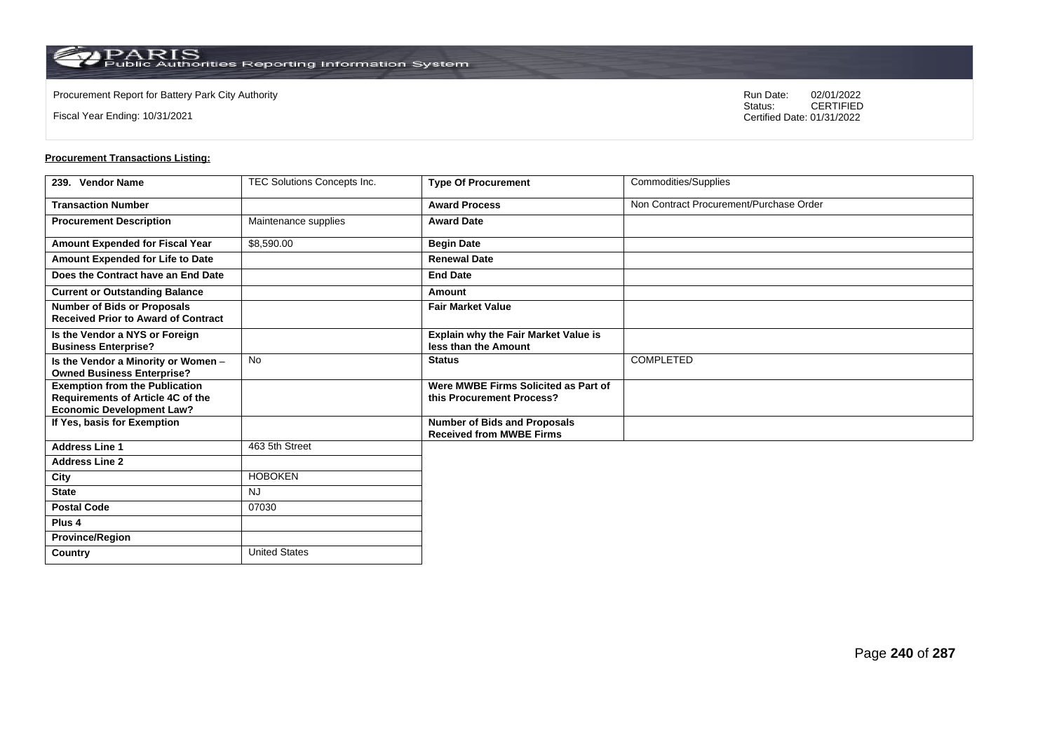Procurement Report for Battery Park City Authority

Fiscal Year Ending: 10/31/2021

Run Date: 02/01/2022
Status: CERTIFIED
Certified Date: 01/31/2022

**Procurement Transactions Listing:**

| 239. Vendor Name | TEC Solutions Concepts Inc. | Type Of Procurement | Commodities/Supplies |
|---|---|---|---|
| Transaction Number | | Award Process | Non Contract Procurement/Purchase Order |
| Procurement Description | Maintenance supplies | Award Date | |
| Amount Expended for Fiscal Year | $8,590.00 | Begin Date | |
| Amount Expended for Life to Date | | Renewal Date | |
| Does the Contract have an End Date | | End Date | |
| Current or Outstanding Balance | | Amount | |
| Number of Bids or Proposals Received Prior to Award of Contract | | Fair Market Value | |
| Is the Vendor a NYS or Foreign Business Enterprise? | | Explain why the Fair Market Value is less than the Amount | |
| Is the Vendor a Minority or Women – Owned Business Enterprise? | No | Status | COMPLETED |
| Exemption from the Publication Requirements of Article 4C of the Economic Development Law? | | Were MWBE Firms Solicited as Part of this Procurement Process? | |
| If Yes, basis for Exemption | | Number of Bids and Proposals Received from MWBE Firms | |
| Address Line 1 | 463 5th Street | | |
| Address Line 2 | | | |
| City | HOBOKEN | | |
| State | NJ | | |
| Postal Code | 07030 | | |
| Plus 4 | | | |
| Province/Region | | | |
| Country | United States | | |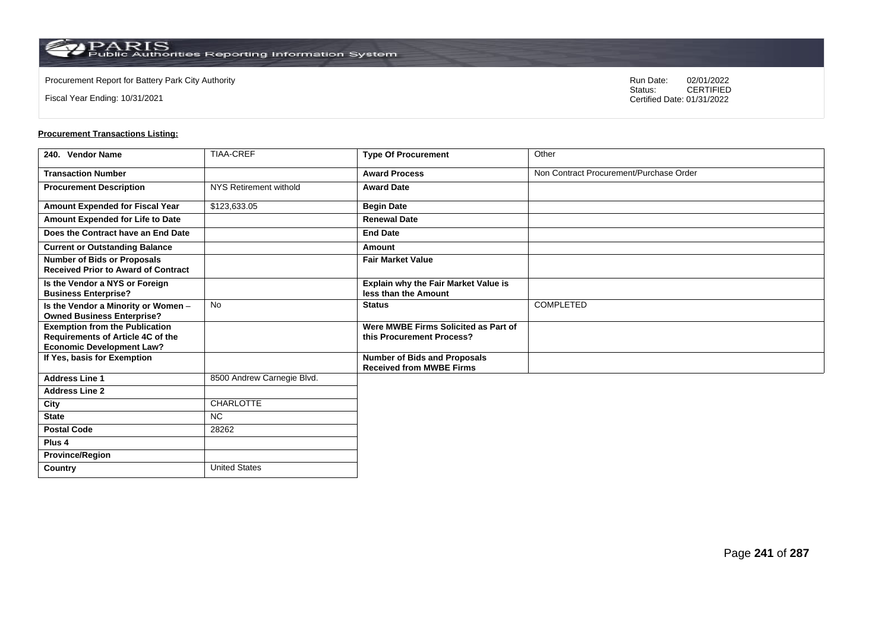Procurement Report for Battery Park City Authority

Fiscal Year Ending: 10/31/2021

Run Date: 02/01/2022
Status: CERTIFIED
Certified Date: 01/31/2022

**Procurement Transactions Listing:**

| 240. Vendor Name | TIAA-CREF | Type Of Procurement | Other |
|---|---|---|---|
| Transaction Number | | Award Process | Non Contract Procurement/Purchase Order |
| Procurement Description | NYS Retirement withold | Award Date | |
| Amount Expended for Fiscal Year | $123,633.05 | Begin Date | |
| Amount Expended for Life to Date | | Renewal Date | |
| Does the Contract have an End Date | | End Date | |
| Current or Outstanding Balance | | Amount | |
| Number of Bids or Proposals Received Prior to Award of Contract | | Fair Market Value | |
| Is the Vendor a NYS or Foreign Business Enterprise? | | Explain why the Fair Market Value is less than the Amount | |
| Is the Vendor a Minority or Women – Owned Business Enterprise? | No | Status | COMPLETED |
| Exemption from the Publication Requirements of Article 4C of the Economic Development Law? | | Were MWBE Firms Solicited as Part of this Procurement Process? | |
| If Yes, basis for Exemption | | Number of Bids and Proposals Received from MWBE Firms | |
| Address Line 1 | 8500 Andrew Carnegie Blvd. | | |
| Address Line 2 | | | |
| City | CHARLOTTE | | |
| State | NC | | |
| Postal Code | 28262 | | |
| Plus 4 | | | |
| Province/Region | | | |
| Country | United States | | |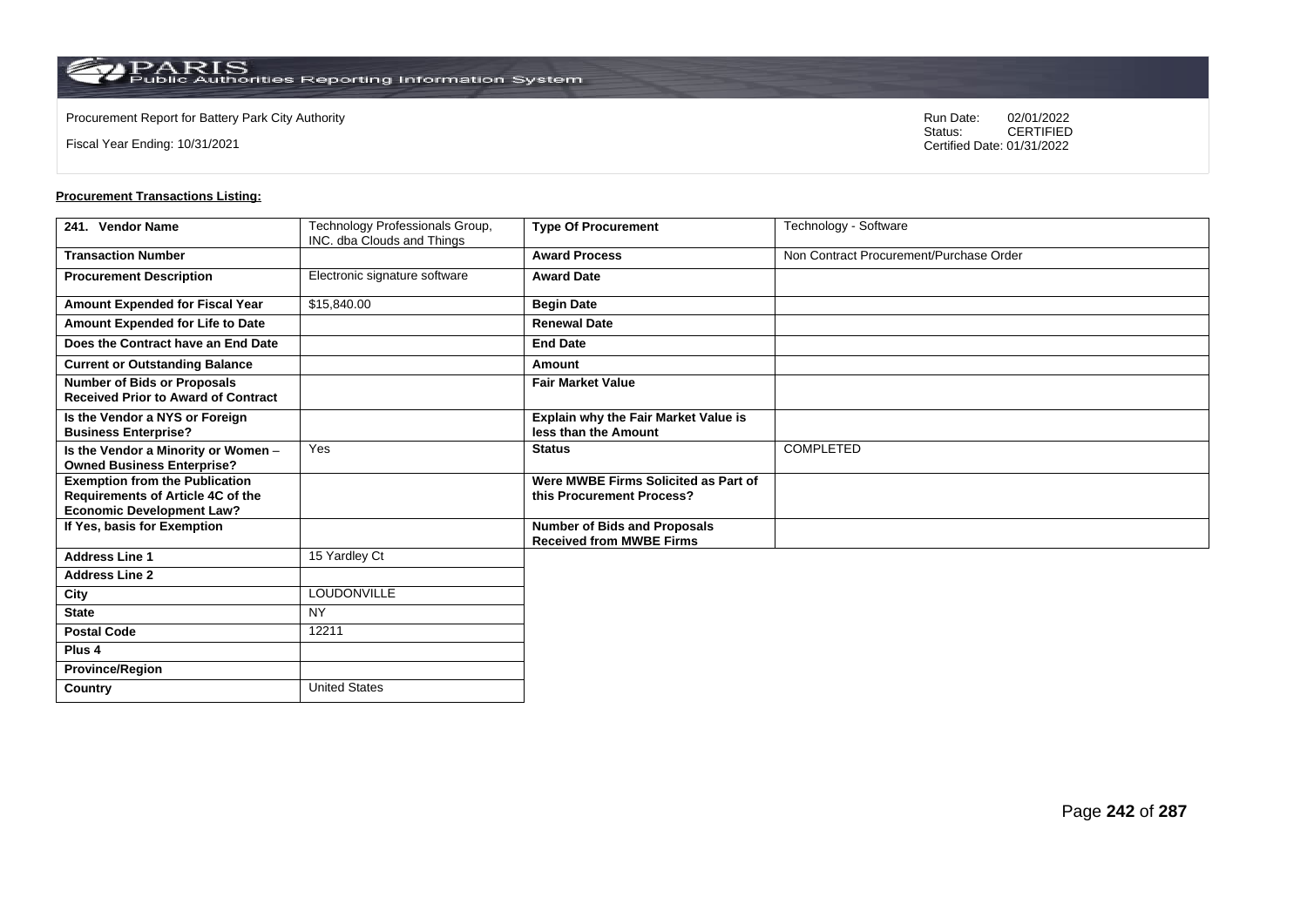Procurement Report for Battery Park City Authority

Fiscal Year Ending: 10/31/2021

Run Date: 02/01/2022
Status: CERTIFIED
Certified Date: 01/31/2022

**Procurement Transactions Listing:**

| 241. Vendor Name | Technology Professionals Group, INC. dba Clouds and Things | Type Of Procurement | Technology - Software |
|---|---|---|---|
| Transaction Number | | Award Process | Non Contract Procurement/Purchase Order |
| Procurement Description | Electronic signature software | Award Date | |
| Amount Expended for Fiscal Year | $15,840.00 | Begin Date | |
| Amount Expended for Life to Date | | Renewal Date | |
| Does the Contract have an End Date | | End Date | |
| Current or Outstanding Balance | | Amount | |
| Number of Bids or Proposals Received Prior to Award of Contract | | Fair Market Value | |
| Is the Vendor a NYS or Foreign Business Enterprise? | | Explain why the Fair Market Value is less than the Amount | |
| Is the Vendor a Minority or Women – Owned Business Enterprise? | Yes | Status | COMPLETED |
| Exemption from the Publication Requirements of Article 4C of the Economic Development Law? | | Were MWBE Firms Solicited as Part of this Procurement Process? | |
| If Yes, basis for Exemption | | Number of Bids and Proposals Received from MWBE Firms | |
| Address Line 1 | 15 Yardley Ct | | |
| Address Line 2 | | | |
| City | LOUDONVILLE | | |
| State | NY | | |
| Postal Code | 12211 | | |
| Plus 4 | | | |
| Province/Region | | | |
| Country | United States | | |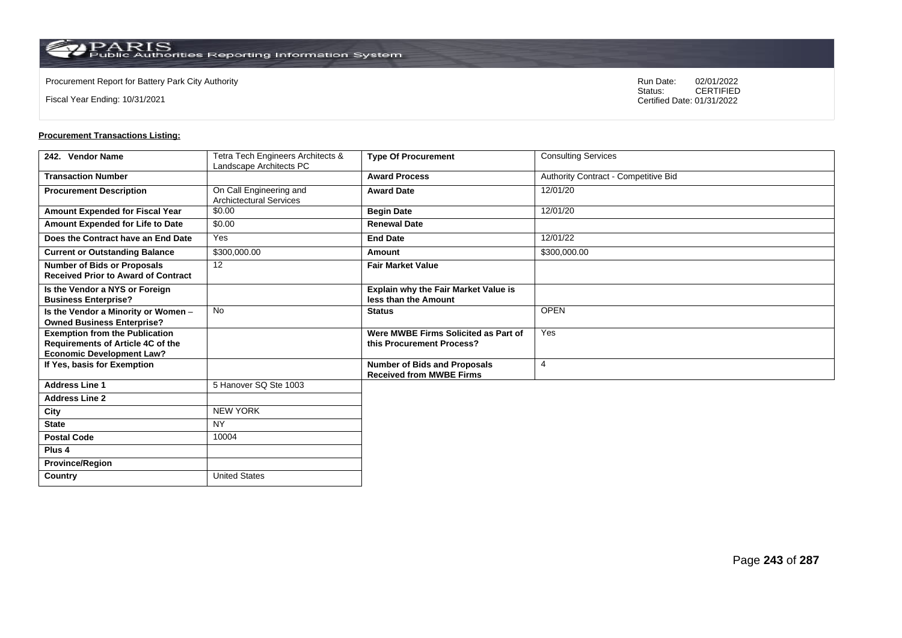Procurement Report for Battery Park City Authority

Fiscal Year Ending: 10/31/2021

Run Date: 02/01/2022
Status: CERTIFIED
Certified Date: 01/31/2022

**Procurement Transactions Listing:**

| 242. Vendor Name | Tetra Tech Engineers Architects & Landscape Architects PC | Type Of Procurement | Consulting Services |
|---|---|---|---|
| Transaction Number | | Award Process | Authority Contract - Competitive Bid |
| Procurement Description | On Call Engineering and Archictectural Services | Award Date | 12/01/20 |
| Amount Expended for Fiscal Year | $0.00 | Begin Date | 12/01/20 |
| Amount Expended for Life to Date | $0.00 | Renewal Date | |
| Does the Contract have an End Date | Yes | End Date | 12/01/22 |
| Current or Outstanding Balance | $300,000.00 | Amount | $300,000.00 |
| Number of Bids or Proposals Received Prior to Award of Contract | 12 | Fair Market Value | |
| Is the Vendor a NYS or Foreign Business Enterprise? | | Explain why the Fair Market Value is less than the Amount | |
| Is the Vendor a Minority or Women – Owned Business Enterprise? | No | Status | OPEN |
| Exemption from the Publication Requirements of Article 4C of the Economic Development Law? | | Were MWBE Firms Solicited as Part of this Procurement Process? | Yes |
| If Yes, basis for Exemption | | Number of Bids and Proposals Received from MWBE Firms | 4 |
| Address Line 1 | 5 Hanover SQ Ste 1003 | | |
| Address Line 2 | | | |
| City | NEW YORK | | |
| State | NY | | |
| Postal Code | 10004 | | |
| Plus 4 | | | |
| Province/Region | | | |
| Country | United States | | |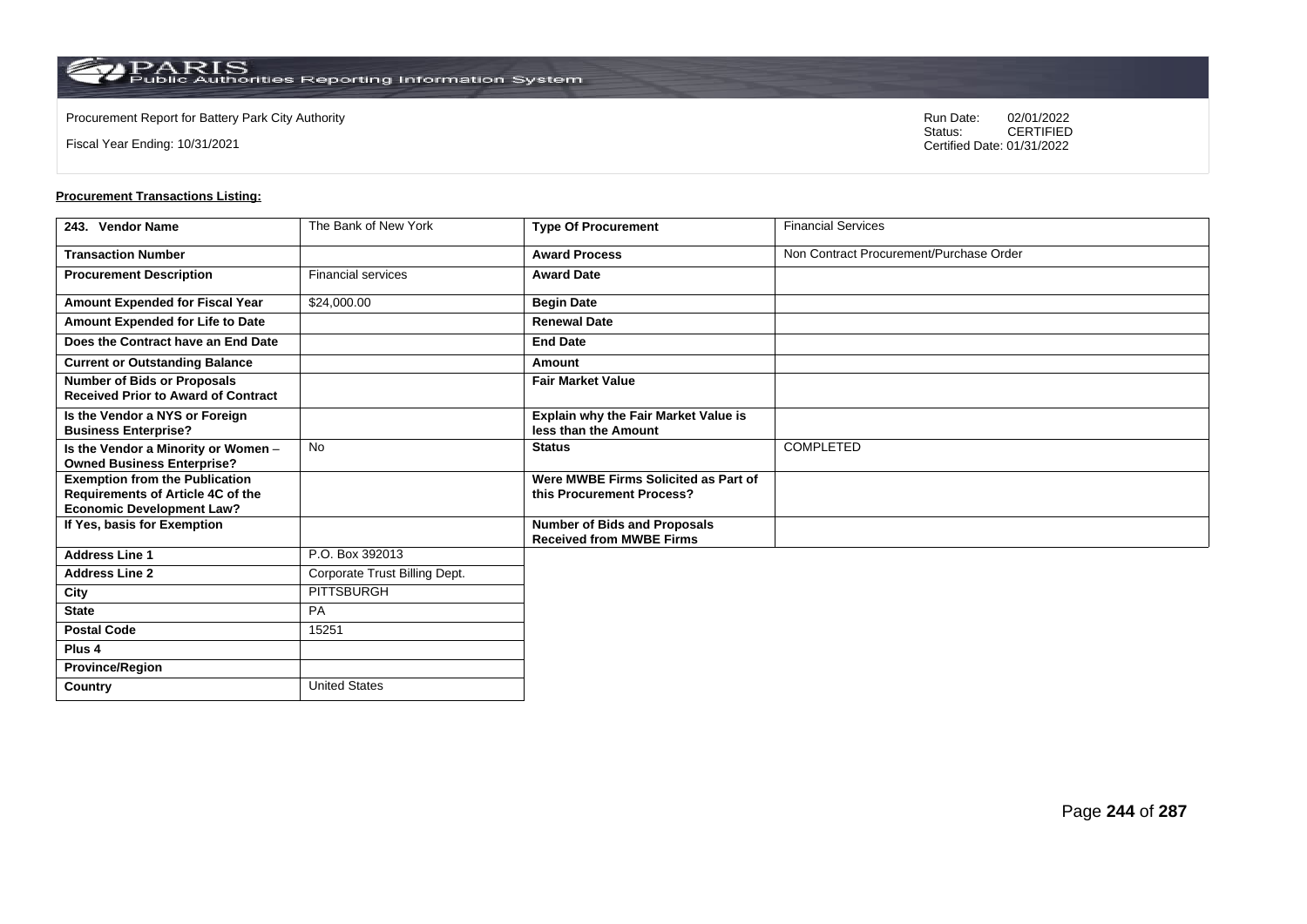Procurement Report for Battery Park City Authority

Fiscal Year Ending: 10/31/2021

Run Date: 02/01/2022
Status: CERTIFIED
Certified Date: 01/31/2022

**Procurement Transactions Listing:**

| 243. Vendor Name | The Bank of New York | Type Of Procurement | Financial Services |
|---|---|---|---|
| Transaction Number | | Award Process | Non Contract Procurement/Purchase Order |
| Procurement Description | Financial services | Award Date | |
| Amount Expended for Fiscal Year | $24,000.00 | Begin Date | |
| Amount Expended for Life to Date | | Renewal Date | |
| Does the Contract have an End Date | | End Date | |
| Current or Outstanding Balance | | Amount | |
| Number of Bids or Proposals Received Prior to Award of Contract | | Fair Market Value | |
| Is the Vendor a NYS or Foreign Business Enterprise? | | Explain why the Fair Market Value is less than the Amount | |
| Is the Vendor a Minority or Women – Owned Business Enterprise? | No | Status | COMPLETED |
| Exemption from the Publication Requirements of Article 4C of the Economic Development Law? | | Were MWBE Firms Solicited as Part of this Procurement Process? | |
| If Yes, basis for Exemption | | Number of Bids and Proposals Received from MWBE Firms | |
| Address Line 1 | P.O. Box 392013 | | |
| Address Line 2 | Corporate Trust Billing Dept. | | |
| City | PITTSBURGH | | |
| State | PA | | |
| Postal Code | 15251 | | |
| Plus 4 | | | |
| Province/Region | | | |
| Country | United States | | |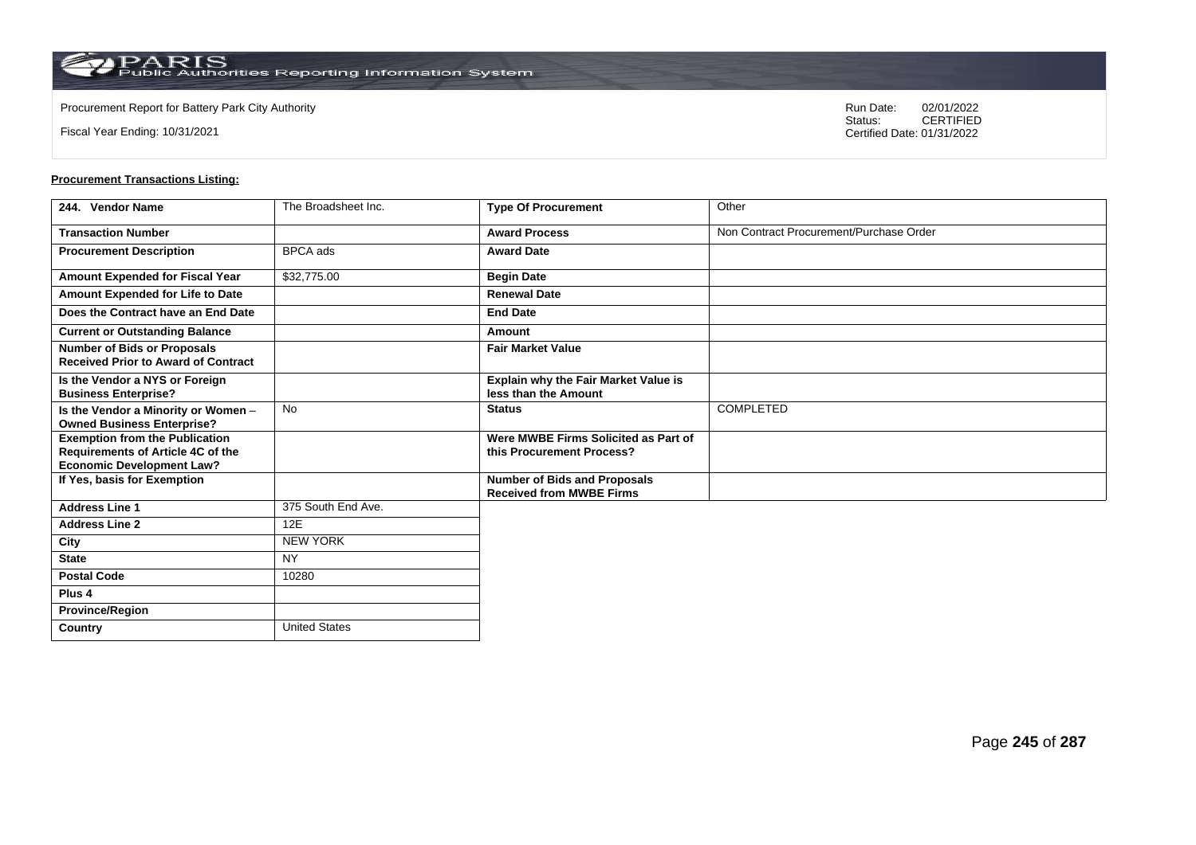Procurement Report for Battery Park City Authority

Fiscal Year Ending: 10/31/2021

Run Date: 02/01/2022
Status: CERTIFIED
Certified Date: 01/31/2022

**Procurement Transactions Listing:**

| 244. Vendor Name | The Broadsheet Inc. | Type Of Procurement | Other |
|---|---|---|---|
| Transaction Number | | Award Process | Non Contract Procurement/Purchase Order |
| Procurement Description | BPCA ads | Award Date | |
| Amount Expended for Fiscal Year | $32,775.00 | Begin Date | |
| Amount Expended for Life to Date | | Renewal Date | |
| Does the Contract have an End Date | | End Date | |
| Current or Outstanding Balance | | Amount | |
| Number of Bids or Proposals Received Prior to Award of Contract | | Fair Market Value | |
| Is the Vendor a NYS or Foreign Business Enterprise? | | Explain why the Fair Market Value is less than the Amount | |
| Is the Vendor a Minority or Women – Owned Business Enterprise? | No | Status | COMPLETED |
| Exemption from the Publication Requirements of Article 4C of the Economic Development Law? | | Were MWBE Firms Solicited as Part of this Procurement Process? | |
| If Yes, basis for Exemption | | Number of Bids and Proposals Received from MWBE Firms | |
| Address Line 1 | 375 South End Ave. | | |
| Address Line 2 | 12E | | |
| City | NEW YORK | | |
| State | NY | | |
| Postal Code | 10280 | | |
| Plus 4 | | | |
| Province/Region | | | |
| Country | United States | | |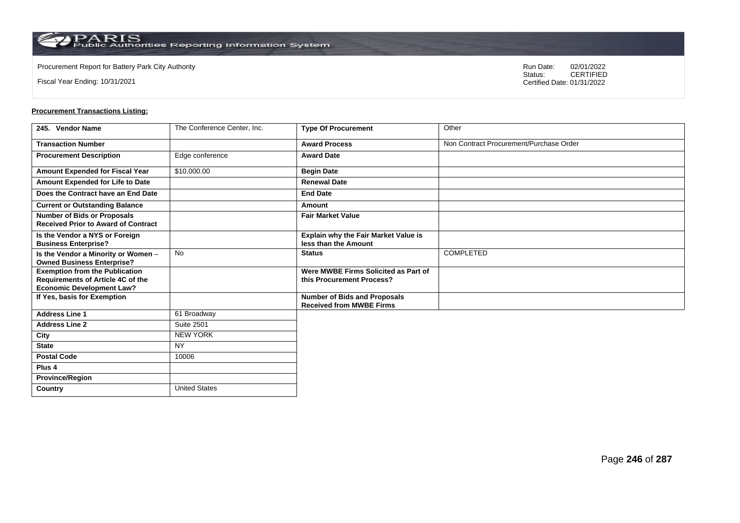Procurement Report for Battery Park City Authority

Fiscal Year Ending: 10/31/2021

Run Date: 02/01/2022
Status: CERTIFIED
Certified Date: 01/31/2022

**Procurement Transactions Listing:**

| 245. Vendor Name | The Conference Center, Inc. | Type Of Procurement | Other |
|---|---|---|---|
| Transaction Number | | Award Process | Non Contract Procurement/Purchase Order |
| Procurement Description | Edge conference | Award Date | |
| Amount Expended for Fiscal Year | $10,000.00 | Begin Date | |
| Amount Expended for Life to Date | | Renewal Date | |
| Does the Contract have an End Date | | End Date | |
| Current or Outstanding Balance | | Amount | |
| Number of Bids or Proposals Received Prior to Award of Contract | | Fair Market Value | |
| Is the Vendor a NYS or Foreign Business Enterprise? | | Explain why the Fair Market Value is less than the Amount | |
| Is the Vendor a Minority or Women – Owned Business Enterprise? | No | Status | COMPLETED |
| Exemption from the Publication Requirements of Article 4C of the Economic Development Law? | | Were MWBE Firms Solicited as Part of this Procurement Process? | |
| If Yes, basis for Exemption | | Number of Bids and Proposals Received from MWBE Firms | |
| Address Line 1 | 61 Broadway | | |
| Address Line 2 | Suite 2501 | | |
| City | NEW YORK | | |
| State | NY | | |
| Postal Code | 10006 | | |
| Plus 4 | | | |
| Province/Region | | | |
| Country | United States | | |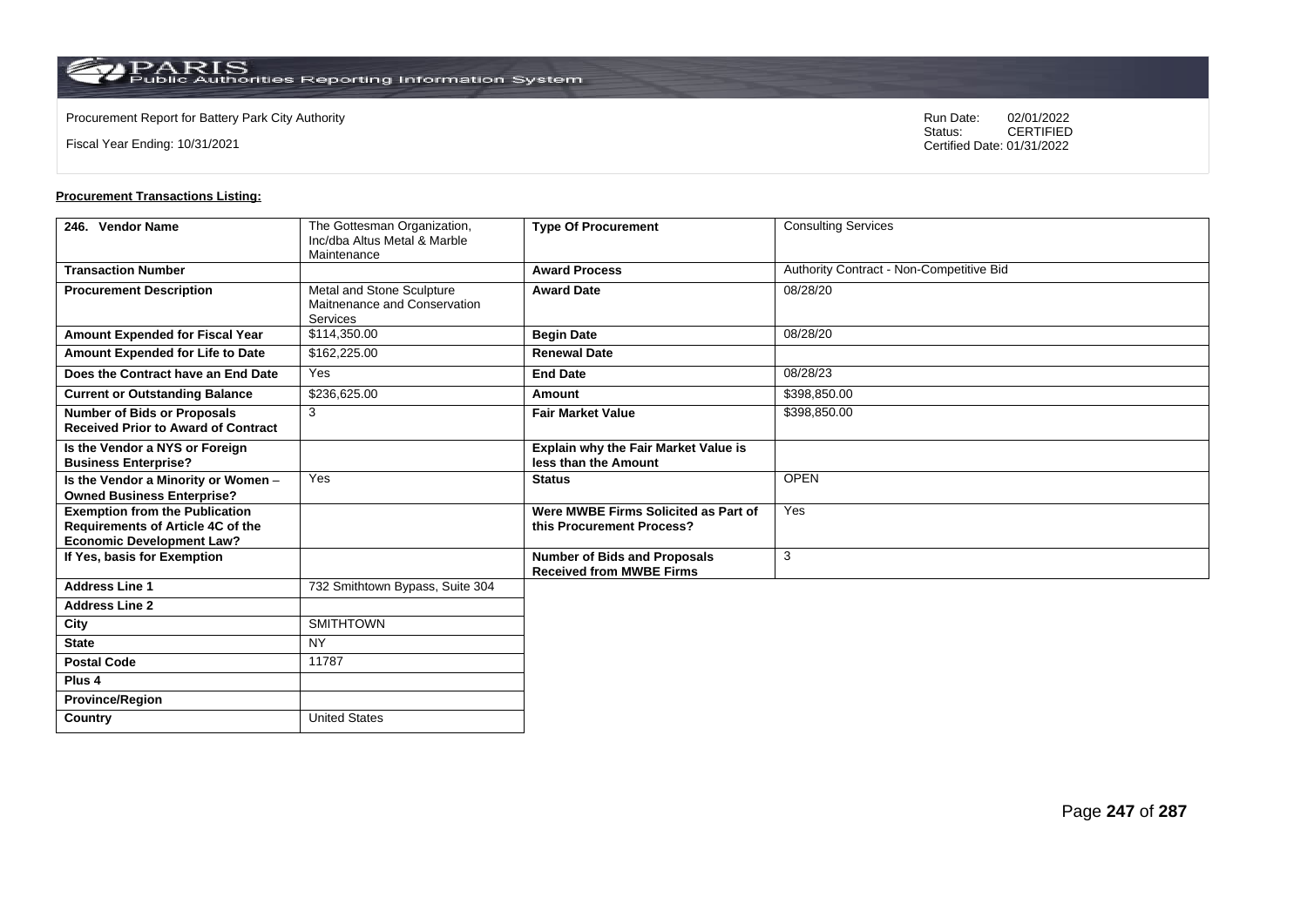Procurement Report for Battery Park City Authority

Fiscal Year Ending: 10/31/2021

Run Date: 02/01/2022
Status: CERTIFIED
Certified Date: 01/31/2022

**Procurement Transactions Listing:**

| 246. Vendor Name | The Gottesman Organization, Inc/dba Altus Metal & Marble Maintenance | Type Of Procurement | Consulting Services |
|---|---|---|---|
| Transaction Number | | Award Process | Authority Contract - Non-Competitive Bid |
| Procurement Description | Metal and Stone Sculpture Maitnenance and Conservation Services | Award Date | 08/28/20 |
| Amount Expended for Fiscal Year | $114,350.00 | Begin Date | 08/28/20 |
| Amount Expended for Life to Date | $162,225.00 | Renewal Date | |
| Does the Contract have an End Date | Yes | End Date | 08/28/23 |
| Current or Outstanding Balance | $236,625.00 | Amount | $398,850.00 |
| Number of Bids or Proposals Received Prior to Award of Contract | 3 | Fair Market Value | $398,850.00 |
| Is the Vendor a NYS or Foreign Business Enterprise? | | Explain why the Fair Market Value is less than the Amount | |
| Is the Vendor a Minority or Women – Owned Business Enterprise? | Yes | Status | OPEN |
| Exemption from the Publication Requirements of Article 4C of the Economic Development Law? | | Were MWBE Firms Solicited as Part of this Procurement Process? | Yes |
| If Yes, basis for Exemption | | Number of Bids and Proposals Received from MWBE Firms | 3 |
| Address Line 1 | 732 Smithtown Bypass, Suite 304 | | |
| Address Line 2 | | | |
| City | SMITHTOWN | | |
| State | NY | | |
| Postal Code | 11787 | | |
| Plus 4 | | | |
| Province/Region | | | |
| Country | United States | | |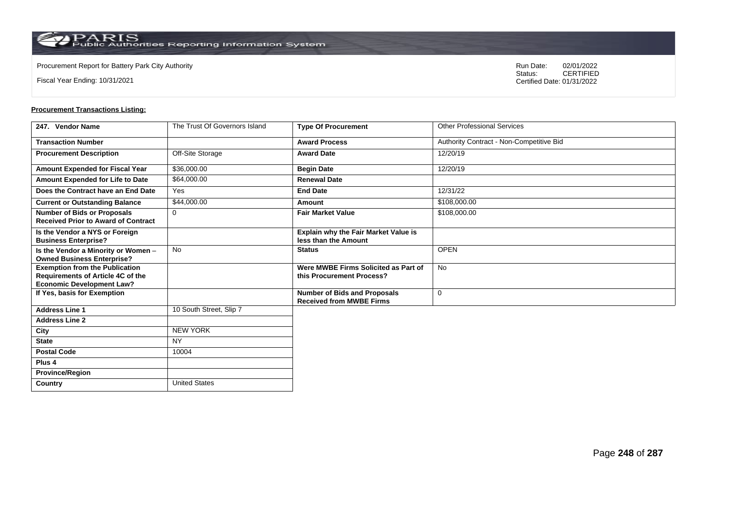Procurement Report for Battery Park City Authority

Fiscal Year Ending: 10/31/2021

Run Date: 02/01/2022
Status: CERTIFIED
Certified Date: 01/31/2022

**Procurement Transactions Listing:**

| 247. Vendor Name | The Trust Of Governors Island | Type Of Procurement | Other Professional Services |
|---|---|---|---|
| Transaction Number | | Award Process | Authority Contract - Non-Competitive Bid |
| Procurement Description | Off-Site Storage | Award Date | 12/20/19 |
| Amount Expended for Fiscal Year | $36,000.00 | Begin Date | 12/20/19 |
| Amount Expended for Life to Date | $64,000.00 | Renewal Date | |
| Does the Contract have an End Date | Yes | End Date | 12/31/22 |
| Current or Outstanding Balance | $44,000.00 | Amount | $108,000.00 |
| Number of Bids or Proposals Received Prior to Award of Contract | 0 | Fair Market Value | $108,000.00 |
| Is the Vendor a NYS or Foreign Business Enterprise? | | Explain why the Fair Market Value is less than the Amount | |
| Is the Vendor a Minority or Women – Owned Business Enterprise? | No | Status | OPEN |
| Exemption from the Publication Requirements of Article 4C of the Economic Development Law? | | Were MWBE Firms Solicited as Part of this Procurement Process? | No |
| If Yes, basis for Exemption | | Number of Bids and Proposals Received from MWBE Firms | 0 |
| Address Line 1 | 10 South Street, Slip 7 | | |
| Address Line 2 | | | |
| City | NEW YORK | | |
| State | NY | | |
| Postal Code | 10004 | | |
| Plus 4 | | | |
| Province/Region | | | |
| Country | United States | | |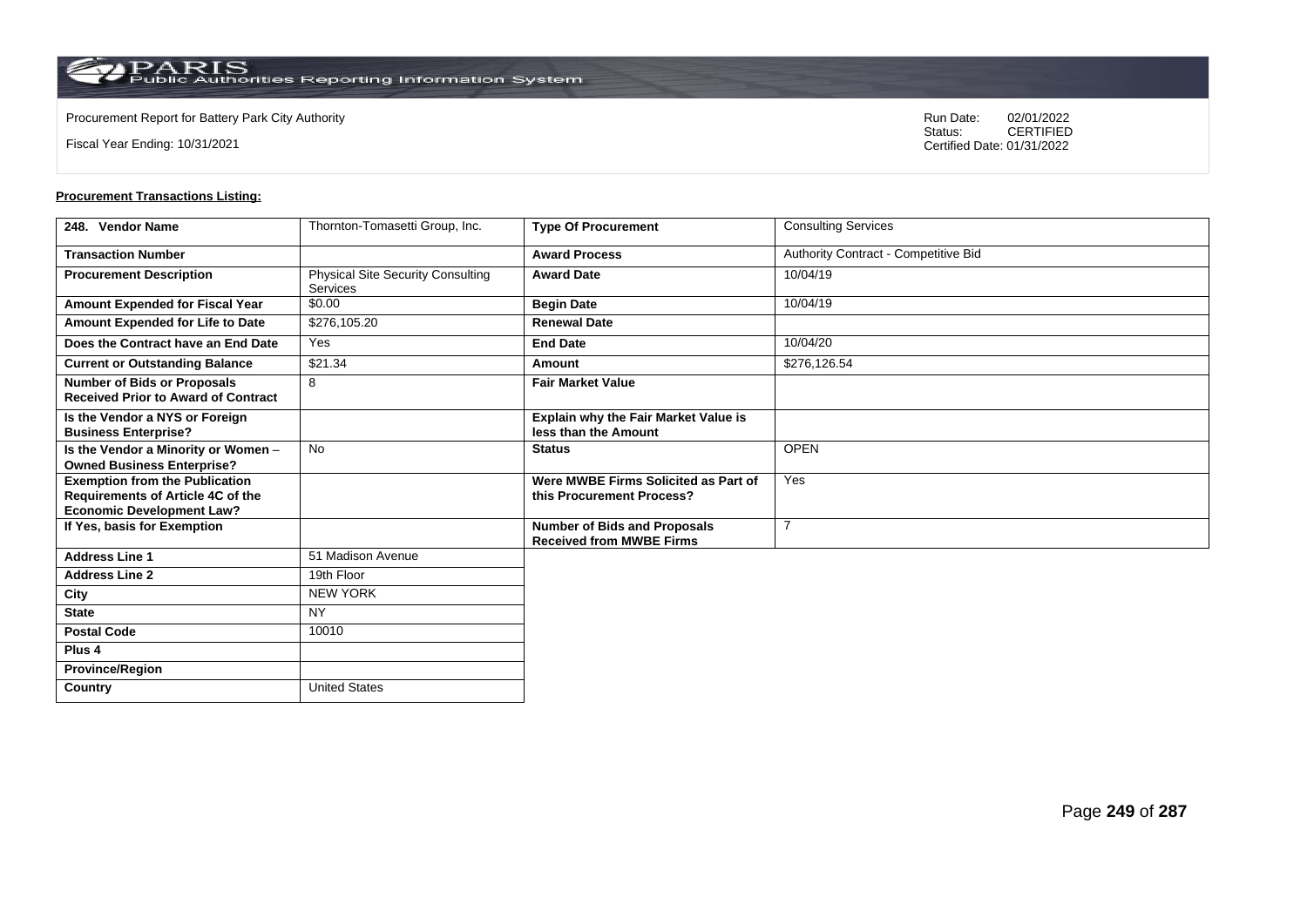Procurement Report for Battery Park City Authority

Fiscal Year Ending: 10/31/2021

Run Date: 02/01/2022
Status: CERTIFIED
Certified Date: 01/31/2022

**Procurement Transactions Listing:**

| 248. Vendor Name | Thornton-Tomasetti Group, Inc. | Type Of Procurement | Consulting Services |
|---|---|---|---|
| Transaction Number | | Award Process | Authority Contract - Competitive Bid |
| Procurement Description | Physical Site Security Consulting Services | Award Date | 10/04/19 |
| Amount Expended for Fiscal Year | $0.00 | Begin Date | 10/04/19 |
| Amount Expended for Life to Date | $276,105.20 | Renewal Date | |
| Does the Contract have an End Date | Yes | End Date | 10/04/20 |
| Current or Outstanding Balance | $21.34 | Amount | $276,126.54 |
| Number of Bids or Proposals Received Prior to Award of Contract | 8 | Fair Market Value | |
| Is the Vendor a NYS or Foreign Business Enterprise? | | Explain why the Fair Market Value is less than the Amount | |
| Is the Vendor a Minority or Women – Owned Business Enterprise? | No | Status | OPEN |
| Exemption from the Publication Requirements of Article 4C of the Economic Development Law? | | Were MWBE Firms Solicited as Part of this Procurement Process? | Yes |
| If Yes, basis for Exemption | | Number of Bids and Proposals Received from MWBE Firms | 7 |
| Address Line 1 | 51 Madison Avenue | | |
| Address Line 2 | 19th Floor | | |
| City | NEW YORK | | |
| State | NY | | |
| Postal Code | 10010 | | |
| Plus 4 | | | |
| Province/Region | | | |
| Country | United States | | |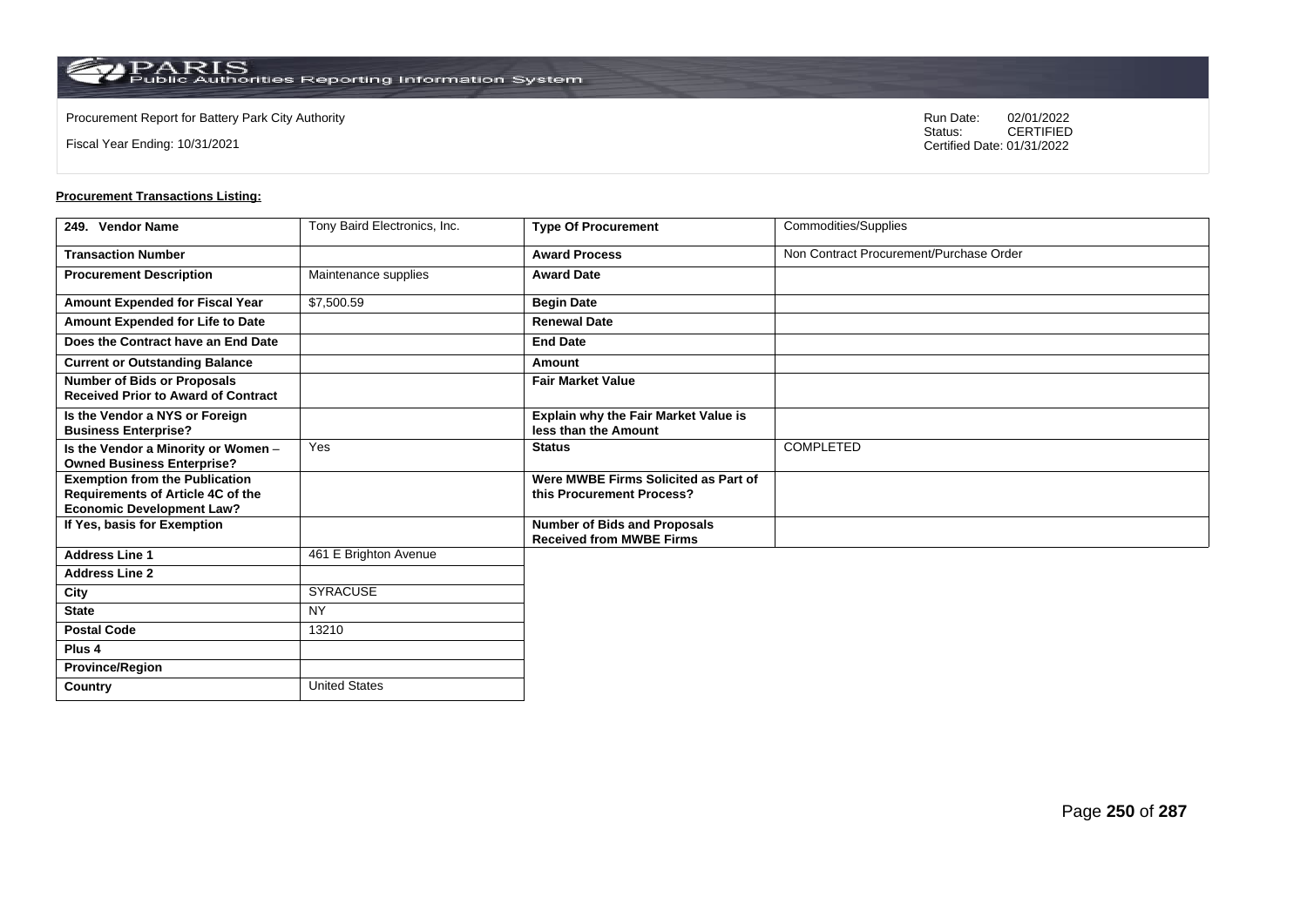Procurement Report for Battery Park City Authority

Fiscal Year Ending: 10/31/2021

Run Date: 02/01/2022
Status: CERTIFIED
Certified Date: 01/31/2022

**Procurement Transactions Listing:**

| 249. Vendor Name | Tony Baird Electronics, Inc. | Type Of Procurement | Commodities/Supplies |
|---|---|---|---|
| Transaction Number | | Award Process | Non Contract Procurement/Purchase Order |
| Procurement Description | Maintenance supplies | Award Date | |
| Amount Expended for Fiscal Year | $7,500.59 | Begin Date | |
| Amount Expended for Life to Date | | Renewal Date | |
| Does the Contract have an End Date | | End Date | |
| Current or Outstanding Balance | | Amount | |
| Number of Bids or Proposals Received Prior to Award of Contract | | Fair Market Value | |
| Is the Vendor a NYS or Foreign Business Enterprise? | | Explain why the Fair Market Value is less than the Amount | |
| Is the Vendor a Minority or Women – Owned Business Enterprise? | Yes | Status | COMPLETED |
| Exemption from the Publication Requirements of Article 4C of the Economic Development Law? | | Were MWBE Firms Solicited as Part of this Procurement Process? | |
| If Yes, basis for Exemption | | Number of Bids and Proposals Received from MWBE Firms | |
| Address Line 1 | 461 E Brighton Avenue | | |
| Address Line 2 | | | |
| City | SYRACUSE | | |
| State | NY | | |
| Postal Code | 13210 | | |
| Plus 4 | | | |
| Province/Region | | | |
| Country | United States | | |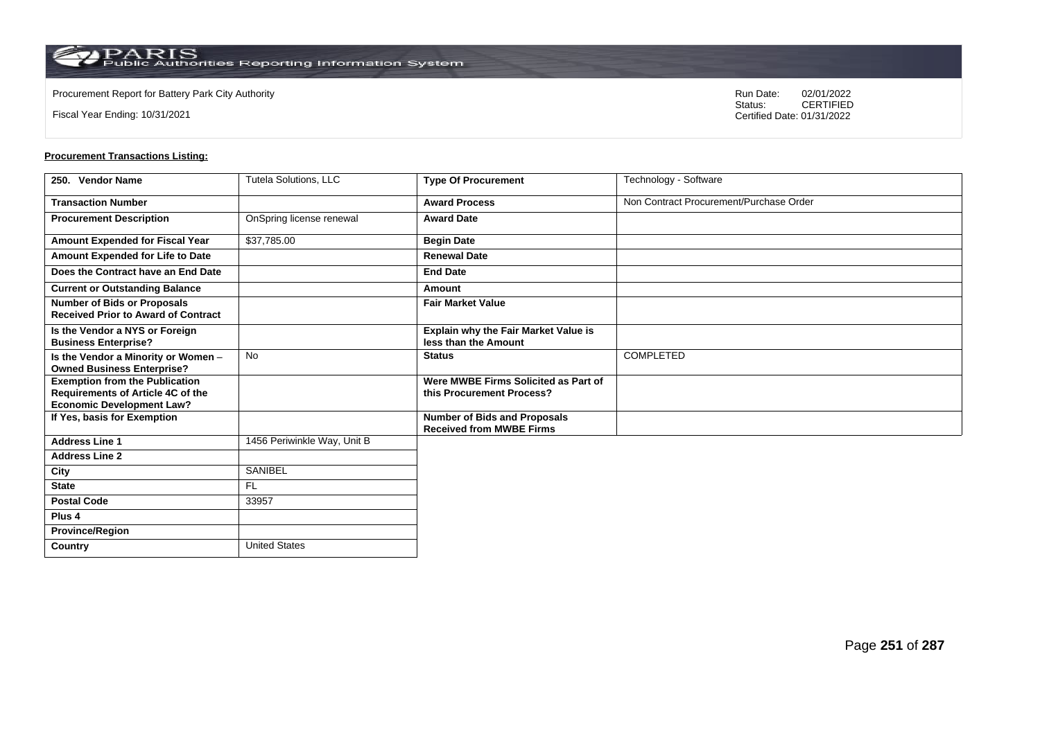Procurement Report for Battery Park City Authority

Fiscal Year Ending: 10/31/2021

Run Date: 02/01/2022
Status: CERTIFIED
Certified Date: 01/31/2022

**Procurement Transactions Listing:**

| 250. Vendor Name | Tutela Solutions, LLC | Type Of Procurement | Technology - Software |
|---|---|---|---|
| Transaction Number | | Award Process | Non Contract Procurement/Purchase Order |
| Procurement Description | OnSpring license renewal | Award Date | |
| Amount Expended for Fiscal Year | $37,785.00 | Begin Date | |
| Amount Expended for Life to Date | | Renewal Date | |
| Does the Contract have an End Date | | End Date | |
| Current or Outstanding Balance | | Amount | |
| Number of Bids or Proposals Received Prior to Award of Contract | | Fair Market Value | |
| Is the Vendor a NYS or Foreign Business Enterprise? | | Explain why the Fair Market Value is less than the Amount | |
| Is the Vendor a Minority or Women – Owned Business Enterprise? | No | Status | COMPLETED |
| Exemption from the Publication Requirements of Article 4C of the Economic Development Law? | | Were MWBE Firms Solicited as Part of this Procurement Process? | |
| If Yes, basis for Exemption | | Number of Bids and Proposals Received from MWBE Firms | |
| Address Line 1 | 1456 Periwinkle Way, Unit B | | |
| Address Line 2 | | | |
| City | SANIBEL | | |
| State | FL | | |
| Postal Code | 33957 | | |
| Plus 4 | | | |
| Province/Region | | | |
| Country | United States | | |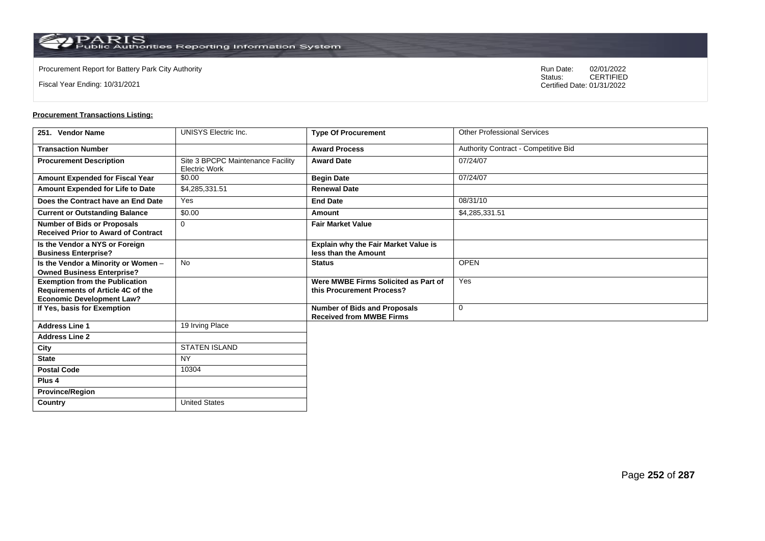Procurement Report for Battery Park City Authority

Fiscal Year Ending: 10/31/2021

Run Date: 02/01/2022
Status: CERTIFIED
Certified Date: 01/31/2022

**Procurement Transactions Listing:**

| 251. Vendor Name | UNISYS Electric Inc. | Type Of Procurement | Other Professional Services |
|---|---|---|---|
| Transaction Number | | Award Process | Authority Contract - Competitive Bid |
| Procurement Description | Site 3 BPCPC Maintenance Facility Electric Work | Award Date | 07/24/07 |
| Amount Expended for Fiscal Year | $0.00 | Begin Date | 07/24/07 |
| Amount Expended for Life to Date | $4,285,331.51 | Renewal Date | |
| Does the Contract have an End Date | Yes | End Date | 08/31/10 |
| Current or Outstanding Balance | $0.00 | Amount | $4,285,331.51 |
| Number of Bids or Proposals Received Prior to Award of Contract | 0 | Fair Market Value | |
| Is the Vendor a NYS or Foreign Business Enterprise? | | Explain why the Fair Market Value is less than the Amount | |
| Is the Vendor a Minority or Women – Owned Business Enterprise? | No | Status | OPEN |
| Exemption from the Publication Requirements of Article 4C of the Economic Development Law? | | Were MWBE Firms Solicited as Part of this Procurement Process? | Yes |
| If Yes, basis for Exemption | | Number of Bids and Proposals Received from MWBE Firms | 0 |
| Address Line 1 | 19 Irving Place | | |
| Address Line 2 | | | |
| City | STATEN ISLAND | | |
| State | NY | | |
| Postal Code | 10304 | | |
| Plus 4 | | | |
| Province/Region | | | |
| Country | United States | | |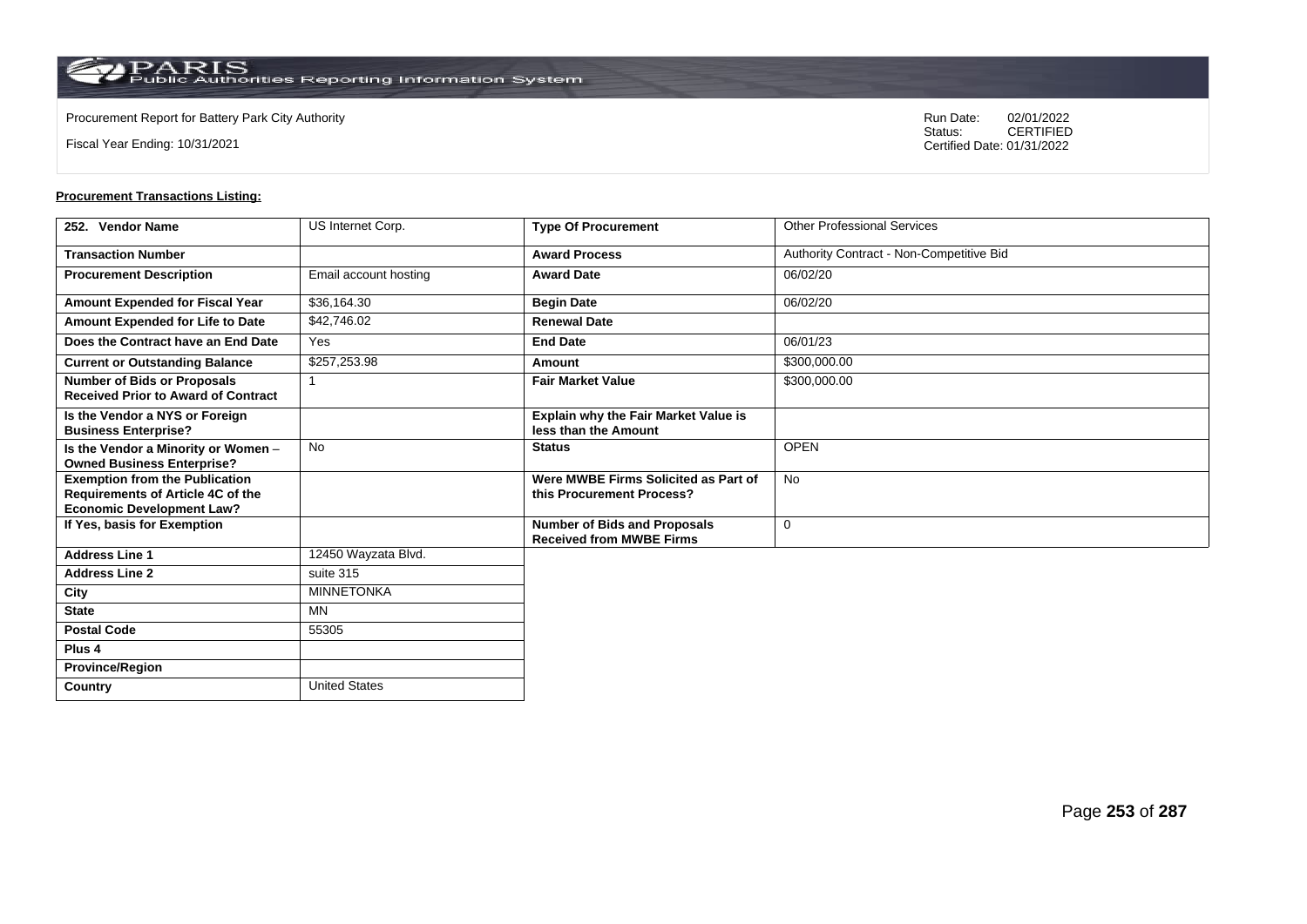Procurement Report for Battery Park City Authority

Fiscal Year Ending: 10/31/2021

Run Date: 02/01/2022
Status: CERTIFIED
Certified Date: 01/31/2022

**Procurement Transactions Listing:**

| 252. Vendor Name | US Internet Corp. | Type Of Procurement | Other Professional Services |
|---|---|---|---|
| Transaction Number | | Award Process | Authority Contract - Non-Competitive Bid |
| Procurement Description | Email account hosting | Award Date | 06/02/20 |
| Amount Expended for Fiscal Year | $36,164.30 | Begin Date | 06/02/20 |
| Amount Expended for Life to Date | $42,746.02 | Renewal Date | |
| Does the Contract have an End Date | Yes | End Date | 06/01/23 |
| Current or Outstanding Balance | $257,253.98 | Amount | $300,000.00 |
| Number of Bids or Proposals Received Prior to Award of Contract | 1 | Fair Market Value | $300,000.00 |
| Is the Vendor a NYS or Foreign Business Enterprise? | | Explain why the Fair Market Value is less than the Amount | |
| Is the Vendor a Minority or Women – Owned Business Enterprise? | No | Status | OPEN |
| Exemption from the Publication Requirements of Article 4C of the Economic Development Law? | | Were MWBE Firms Solicited as Part of this Procurement Process? | No |
| If Yes, basis for Exemption | | Number of Bids and Proposals Received from MWBE Firms | 0 |
| Address Line 1 | 12450 Wayzata Blvd. | | |
| Address Line 2 | suite 315 | | |
| City | MINNETONKA | | |
| State | MN | | |
| Postal Code | 55305 | | |
| Plus 4 | | | |
| Province/Region | | | |
| Country | United States | | |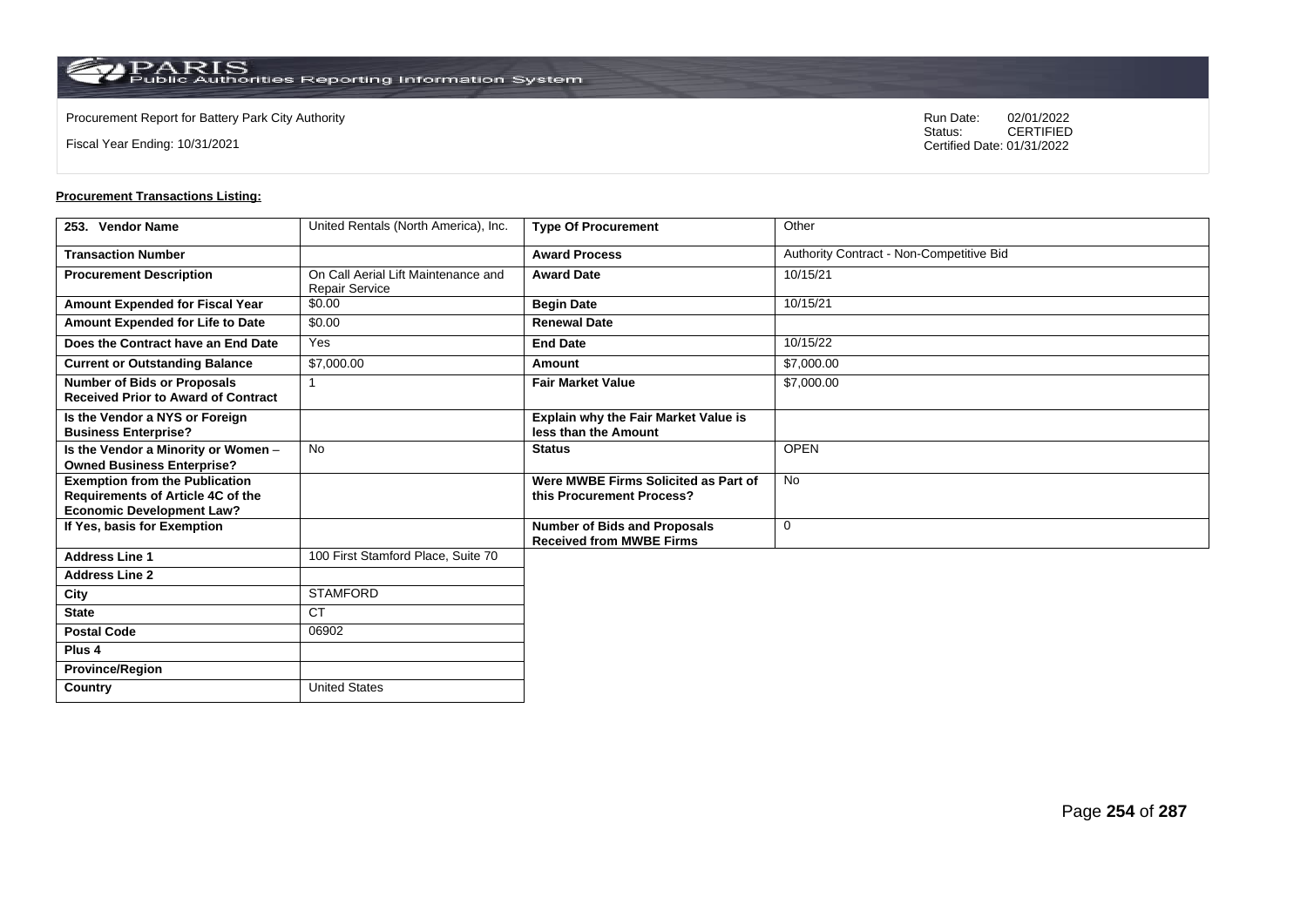Procurement Report for Battery Park City Authority

Fiscal Year Ending: 10/31/2021

Run Date: 02/01/2022
Status: CERTIFIED
Certified Date: 01/31/2022

**Procurement Transactions Listing:**

| 253. Vendor Name | United Rentals (North America), Inc. | Type Of Procurement | Other |
|---|---|---|---|
| Transaction Number | | Award Process | Authority Contract - Non-Competitive Bid |
| Procurement Description | On Call Aerial Lift Maintenance and Repair Service | Award Date | 10/15/21 |
| Amount Expended for Fiscal Year | $0.00 | Begin Date | 10/15/21 |
| Amount Expended for Life to Date | $0.00 | Renewal Date | |
| Does the Contract have an End Date | Yes | End Date | 10/15/22 |
| Current or Outstanding Balance | $7,000.00 | Amount | $7,000.00 |
| Number of Bids or Proposals Received Prior to Award of Contract | 1 | Fair Market Value | $7,000.00 |
| Is the Vendor a NYS or Foreign Business Enterprise? | | Explain why the Fair Market Value is less than the Amount | |
| Is the Vendor a Minority or Women – Owned Business Enterprise? | No | Status | OPEN |
| Exemption from the Publication Requirements of Article 4C of the Economic Development Law? | | Were MWBE Firms Solicited as Part of this Procurement Process? | No |
| If Yes, basis for Exemption | | Number of Bids and Proposals Received from MWBE Firms | 0 |
| Address Line 1 | 100 First Stamford Place, Suite 70 | | |
| Address Line 2 | | | |
| City | STAMFORD | | |
| State | CT | | |
| Postal Code | 06902 | | |
| Plus 4 | | | |
| Province/Region | | | |
| Country | United States | | |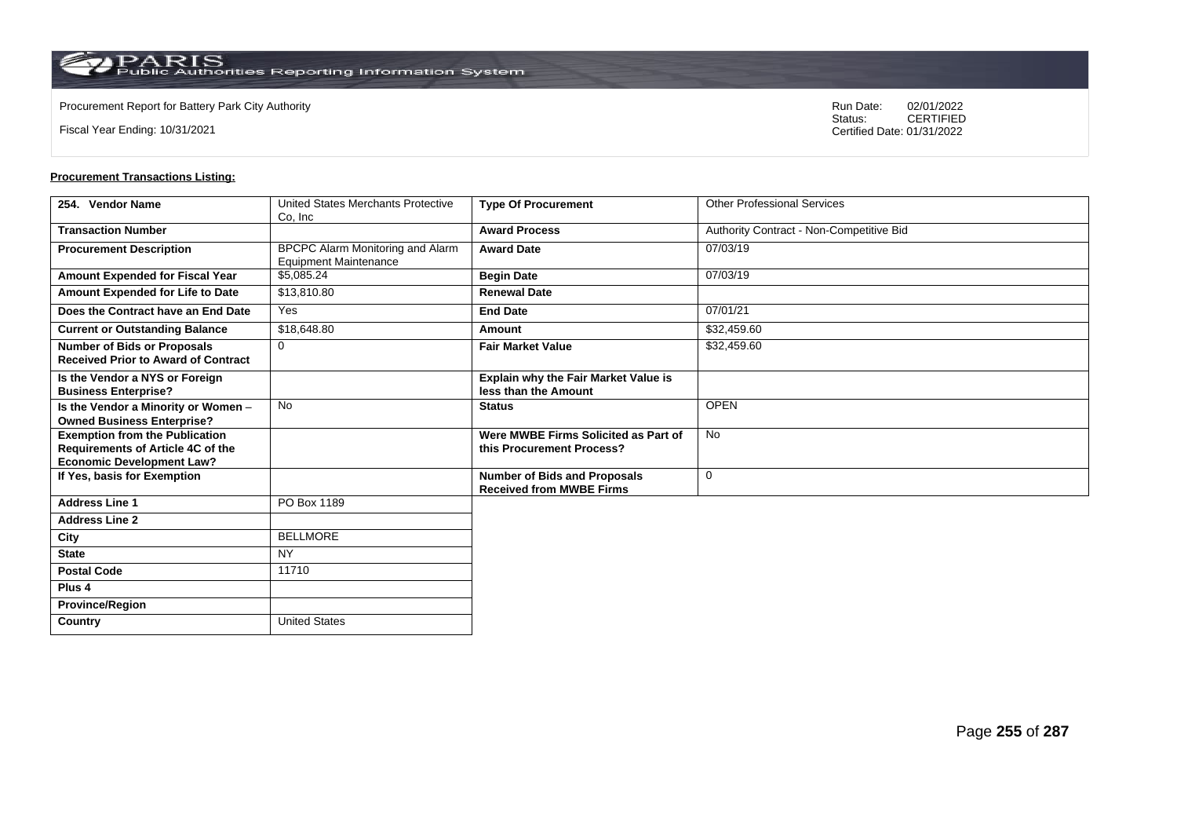Procurement Report for Battery Park City Authority

Fiscal Year Ending: 10/31/2021

Run Date: 02/01/2022
Status: CERTIFIED
Certified Date: 01/31/2022

**Procurement Transactions Listing:**

| 254. Vendor Name | United States Merchants Protective Co, Inc | Type Of Procurement | Other Professional Services |
|---|---|---|---|
| Transaction Number | | Award Process | Authority Contract - Non-Competitive Bid |
| Procurement Description | BPCPC Alarm Monitoring and Alarm Equipment Maintenance | Award Date | 07/03/19 |
| Amount Expended for Fiscal Year | $5,085.24 | Begin Date | 07/03/19 |
| Amount Expended for Life to Date | $13,810.80 | Renewal Date | |
| Does the Contract have an End Date | Yes | End Date | 07/01/21 |
| Current or Outstanding Balance | $18,648.80 | Amount | $32,459.60 |
| Number of Bids or Proposals Received Prior to Award of Contract | 0 | Fair Market Value | $32,459.60 |
| Is the Vendor a NYS or Foreign Business Enterprise? | | Explain why the Fair Market Value is less than the Amount | |
| Is the Vendor a Minority or Women – Owned Business Enterprise? | No | Status | OPEN |
| Exemption from the Publication Requirements of Article 4C of the Economic Development Law? | | Were MWBE Firms Solicited as Part of this Procurement Process? | No |
| If Yes, basis for Exemption | | Number of Bids and Proposals Received from MWBE Firms | 0 |
| Address Line 1 | PO Box 1189 | | |
| Address Line 2 | | | |
| City | BELLMORE | | |
| State | NY | | |
| Postal Code | 11710 | | |
| Plus 4 | | | |
| Province/Region | | | |
| Country | United States | | |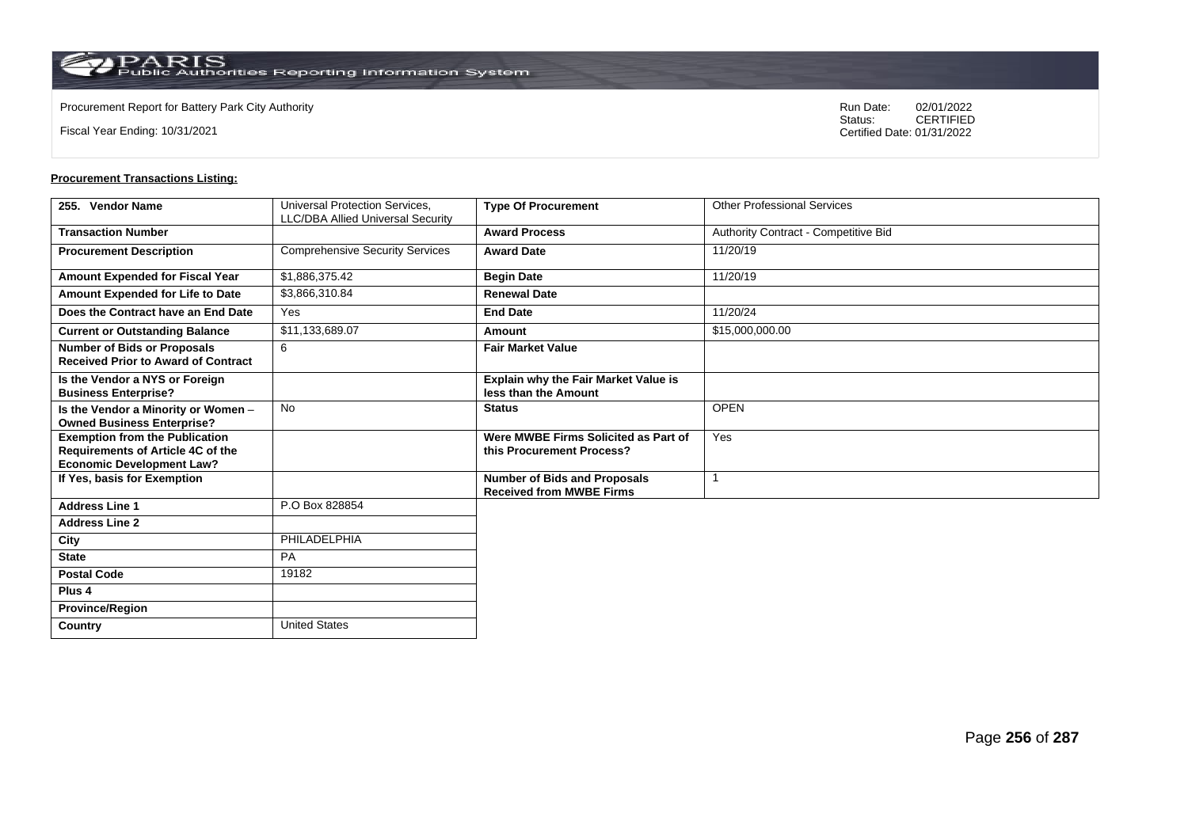Procurement Report for Battery Park City Authority

Fiscal Year Ending: 10/31/2021

Run Date: 02/01/2022
Status: CERTIFIED
Certified Date: 01/31/2022

**Procurement Transactions Listing:**

| 255. Vendor Name | Universal Protection Services, LLC/DBA Allied Universal Security | Type Of Procurement | Other Professional Services |
|---|---|---|---|
| Transaction Number | | Award Process | Authority Contract - Competitive Bid |
| Procurement Description | Comprehensive Security Services | Award Date | 11/20/19 |
| Amount Expended for Fiscal Year | $1,886,375.42 | Begin Date | 11/20/19 |
| Amount Expended for Life to Date | $3,866,310.84 | Renewal Date | |
| Does the Contract have an End Date | Yes | End Date | 11/20/24 |
| Current or Outstanding Balance | $11,133,689.07 | Amount | $15,000,000.00 |
| Number of Bids or Proposals Received Prior to Award of Contract | 6 | Fair Market Value | |
| Is the Vendor a NYS or Foreign Business Enterprise? | | Explain why the Fair Market Value is less than the Amount | |
| Is the Vendor a Minority or Women – Owned Business Enterprise? | No | Status | OPEN |
| Exemption from the Publication Requirements of Article 4C of the Economic Development Law? | | Were MWBE Firms Solicited as Part of this Procurement Process? | Yes |
| If Yes, basis for Exemption | | Number of Bids and Proposals Received from MWBE Firms | 1 |
| Address Line 1 | P.O Box 828854 | | |
| Address Line 2 | | | |
| City | PHILADELPHIA | | |
| State | PA | | |
| Postal Code | 19182 | | |
| Plus 4 | | | |
| Province/Region | | | |
| Country | United States | | |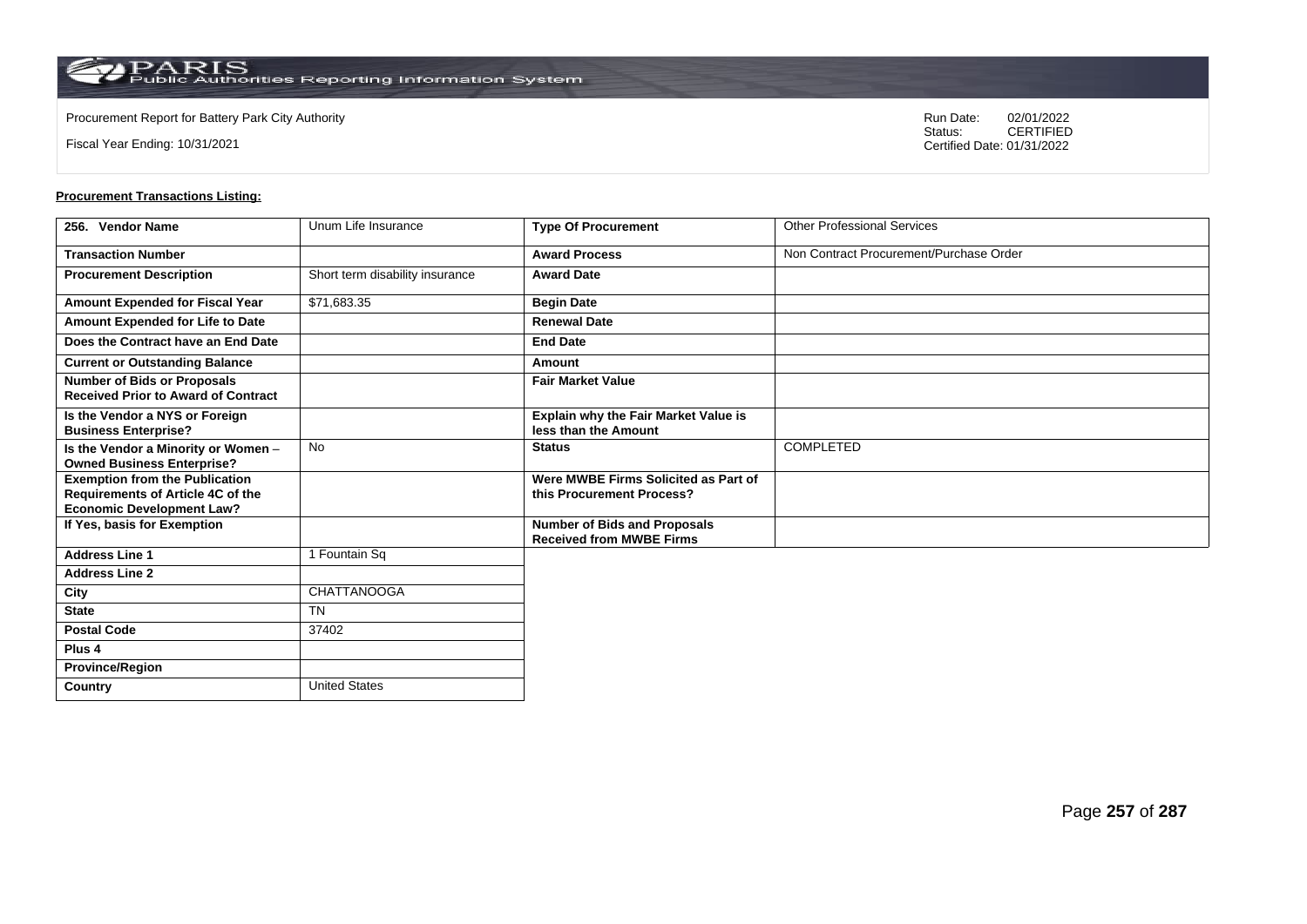Procurement Report for Battery Park City Authority

Fiscal Year Ending: 10/31/2021

Run Date: 02/01/2022
Status: CERTIFIED
Certified Date: 01/31/2022

**Procurement Transactions Listing:**

| 256. Vendor Name | Unum Life Insurance | Type Of Procurement | Other Professional Services |
|---|---|---|---|
| Transaction Number | | Award Process | Non Contract Procurement/Purchase Order |
| Procurement Description | Short term disability insurance | Award Date | |
| Amount Expended for Fiscal Year | $71,683.35 | Begin Date | |
| Amount Expended for Life to Date | | Renewal Date | |
| Does the Contract have an End Date | | End Date | |
| Current or Outstanding Balance | | Amount | |
| Number of Bids or Proposals Received Prior to Award of Contract | | Fair Market Value | |
| Is the Vendor a NYS or Foreign Business Enterprise? | | Explain why the Fair Market Value is less than the Amount | |
| Is the Vendor a Minority or Women – Owned Business Enterprise? | No | Status | COMPLETED |
| Exemption from the Publication Requirements of Article 4C of the Economic Development Law? | | Were MWBE Firms Solicited as Part of this Procurement Process? | |
| If Yes, basis for Exemption | | Number of Bids and Proposals Received from MWBE Firms | |
| Address Line 1 | 1 Fountain Sq | | |
| Address Line 2 | | | |
| City | CHATTANOOGA | | |
| State | TN | | |
| Postal Code | 37402 | | |
| Plus 4 | | | |
| Province/Region | | | |
| Country | United States | | |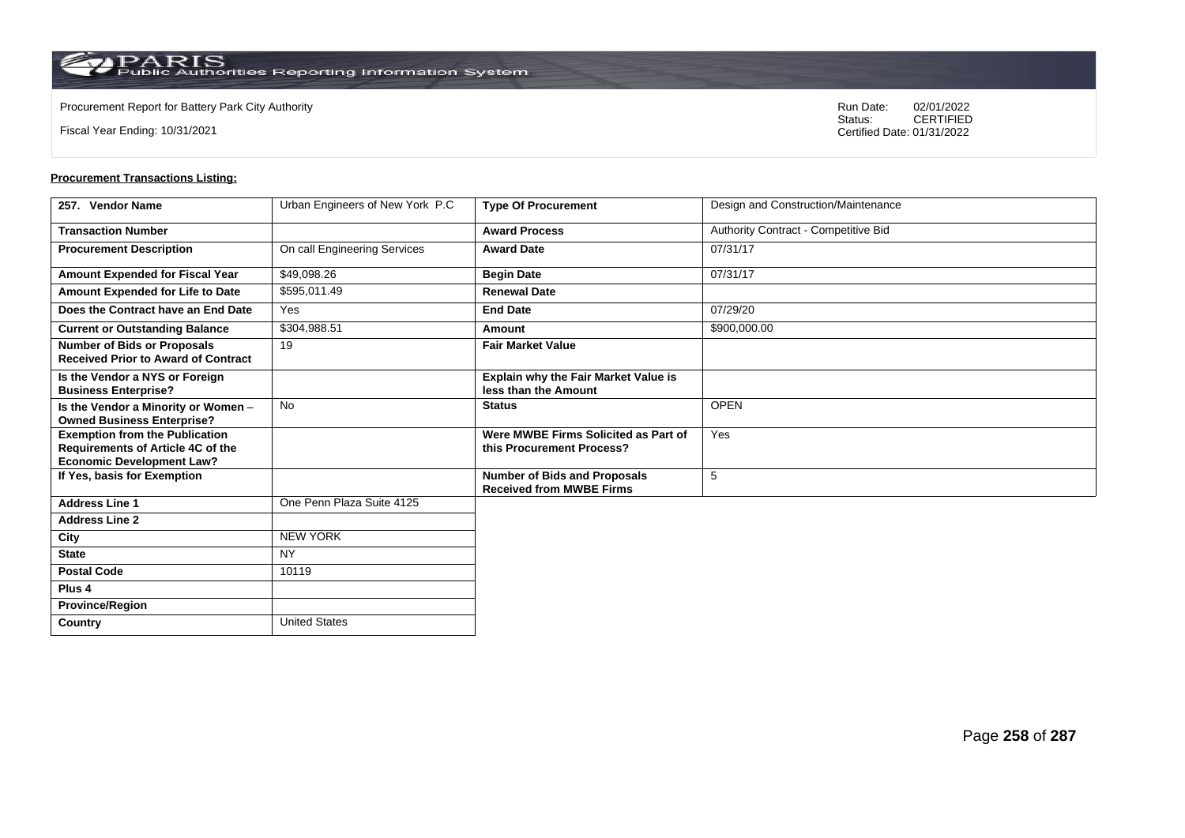Procurement Report for Battery Park City Authority

Fiscal Year Ending: 10/31/2021

Run Date: 02/01/2022
Status: CERTIFIED
Certified Date: 01/31/2022

**Procurement Transactions Listing:**

| 257. Vendor Name | Urban Engineers of New York P.C | Type Of Procurement | Design and Construction/Maintenance |
|---|---|---|---|
| Transaction Number | | Award Process | Authority Contract - Competitive Bid |
| Procurement Description | On call Engineering Services | Award Date | 07/31/17 |
| Amount Expended for Fiscal Year | $49,098.26 | Begin Date | 07/31/17 |
| Amount Expended for Life to Date | $595,011.49 | Renewal Date | |
| Does the Contract have an End Date | Yes | End Date | 07/29/20 |
| Current or Outstanding Balance | $304,988.51 | Amount | $900,000.00 |
| Number of Bids or Proposals Received Prior to Award of Contract | 19 | Fair Market Value | |
| Is the Vendor a NYS or Foreign Business Enterprise? | | Explain why the Fair Market Value is less than the Amount | |
| Is the Vendor a Minority or Women – Owned Business Enterprise? | No | Status | OPEN |
| Exemption from the Publication Requirements of Article 4C of the Economic Development Law? | | Were MWBE Firms Solicited as Part of this Procurement Process? | Yes |
| If Yes, basis for Exemption | | Number of Bids and Proposals Received from MWBE Firms | 5 |
| Address Line 1 | One Penn Plaza Suite 4125 | | |
| Address Line 2 | | | |
| City | NEW YORK | | |
| State | NY | | |
| Postal Code | 10119 | | |
| Plus 4 | | | |
| Province/Region | | | |
| Country | United States | | |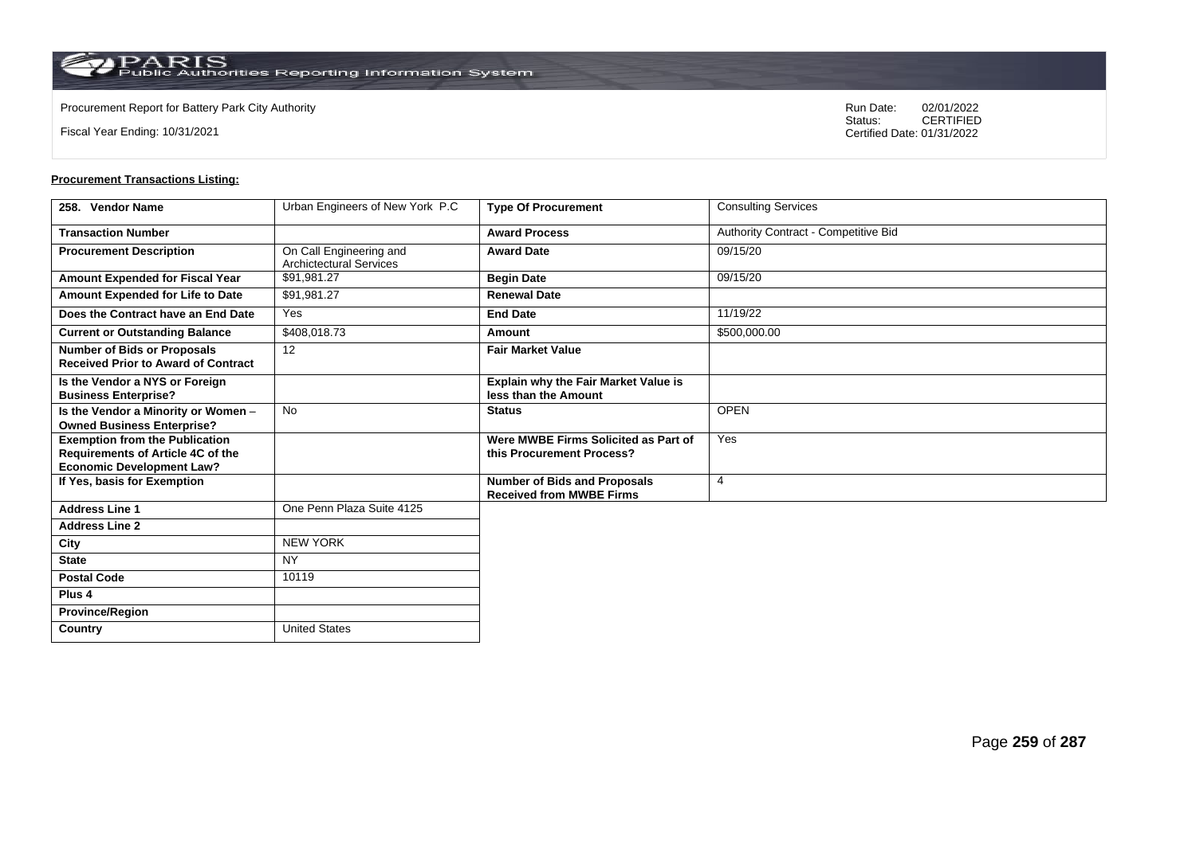Procurement Report for Battery Park City Authority

Fiscal Year Ending: 10/31/2021

Run Date: 02/01/2022
Status: CERTIFIED
Certified Date: 01/31/2022

**Procurement Transactions Listing:**

| 258. Vendor Name | Urban Engineers of New York P.C | Type Of Procurement | Consulting Services |
|---|---|---|---|
| Transaction Number | | Award Process | Authority Contract - Competitive Bid |
| Procurement Description | On Call Engineering and Archictectural Services | Award Date | 09/15/20 |
| Amount Expended for Fiscal Year | $91,981.27 | Begin Date | 09/15/20 |
| Amount Expended for Life to Date | $91,981.27 | Renewal Date | |
| Does the Contract have an End Date | Yes | End Date | 11/19/22 |
| Current or Outstanding Balance | $408,018.73 | Amount | $500,000.00 |
| Number of Bids or Proposals Received Prior to Award of Contract | 12 | Fair Market Value | |
| Is the Vendor a NYS or Foreign Business Enterprise? | | Explain why the Fair Market Value is less than the Amount | |
| Is the Vendor a Minority or Women – Owned Business Enterprise? | No | Status | OPEN |
| Exemption from the Publication Requirements of Article 4C of the Economic Development Law? | | Were MWBE Firms Solicited as Part of this Procurement Process? | Yes |
| If Yes, basis for Exemption | | Number of Bids and Proposals Received from MWBE Firms | 4 |
| Address Line 1 | One Penn Plaza Suite 4125 | | |
| Address Line 2 | | | |
| City | NEW YORK | | |
| State | NY | | |
| Postal Code | 10119 | | |
| Plus 4 | | | |
| Province/Region | | | |
| Country | United States | | |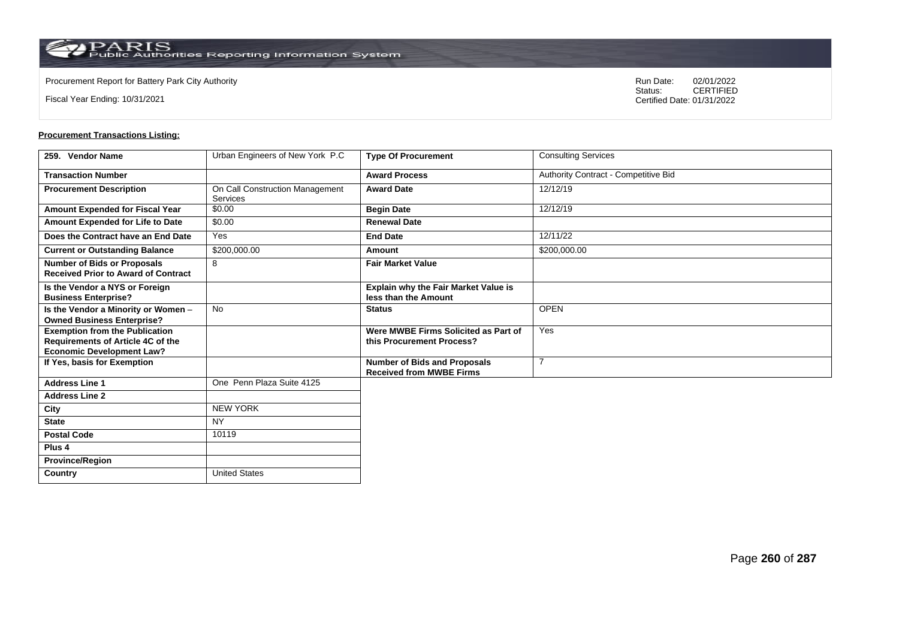Procurement Report for Battery Park City Authority

Fiscal Year Ending: 10/31/2021

Run Date: 02/01/2022
Status: CERTIFIED
Certified Date: 01/31/2022

**Procurement Transactions Listing:**

| 259. Vendor Name | Urban Engineers of New York P.C | Type Of Procurement | Consulting Services |
|---|---|---|---|
| Transaction Number | | Award Process | Authority Contract - Competitive Bid |
| Procurement Description | On Call Construction Management Services | Award Date | 12/12/19 |
| Amount Expended for Fiscal Year | $0.00 | Begin Date | 12/12/19 |
| Amount Expended for Life to Date | $0.00 | Renewal Date | |
| Does the Contract have an End Date | Yes | End Date | 12/11/22 |
| Current or Outstanding Balance | $200,000.00 | Amount | $200,000.00 |
| Number of Bids or Proposals Received Prior to Award of Contract | 8 | Fair Market Value | |
| Is the Vendor a NYS or Foreign Business Enterprise? | | Explain why the Fair Market Value is less than the Amount | |
| Is the Vendor a Minority or Women – Owned Business Enterprise? | No | Status | OPEN |
| Exemption from the Publication Requirements of Article 4C of the Economic Development Law? | | Were MWBE Firms Solicited as Part of this Procurement Process? | Yes |
| If Yes, basis for Exemption | | Number of Bids and Proposals Received from MWBE Firms | 7 |
| Address Line 1 | One Penn Plaza Suite 4125 | | |
| Address Line 2 | | | |
| City | NEW YORK | | |
| State | NY | | |
| Postal Code | 10119 | | |
| Plus 4 | | | |
| Province/Region | | | |
| Country | United States | | |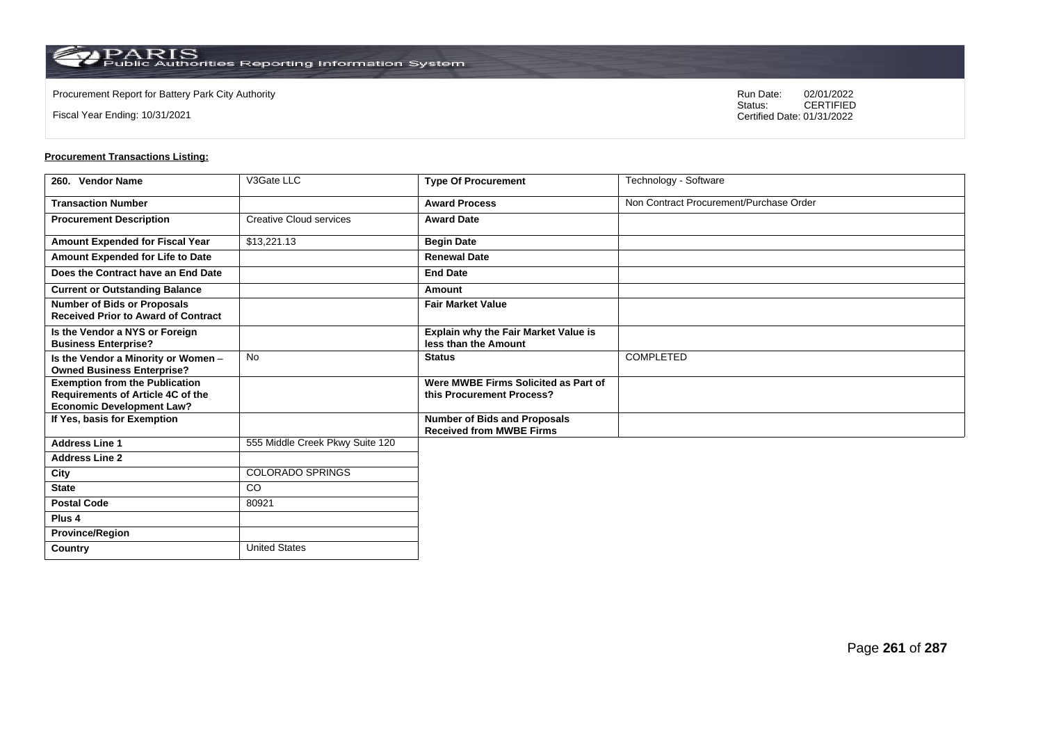Procurement Report for Battery Park City Authority

Fiscal Year Ending: 10/31/2021

Run Date: 02/01/2022
Status: CERTIFIED
Certified Date: 01/31/2022

**Procurement Transactions Listing:**

| 260. Vendor Name | V3Gate LLC | Type Of Procurement | Technology - Software |
|---|---|---|---|
| Transaction Number | | Award Process | Non Contract Procurement/Purchase Order |
| Procurement Description | Creative Cloud services | Award Date | |
| Amount Expended for Fiscal Year | $13,221.13 | Begin Date | |
| Amount Expended for Life to Date | | Renewal Date | |
| Does the Contract have an End Date | | End Date | |
| Current or Outstanding Balance | | Amount | |
| Number of Bids or Proposals Received Prior to Award of Contract | | Fair Market Value | |
| Is the Vendor a NYS or Foreign Business Enterprise? | | Explain why the Fair Market Value is less than the Amount | |
| Is the Vendor a Minority or Women – Owned Business Enterprise? | No | Status | COMPLETED |
| Exemption from the Publication Requirements of Article 4C of the Economic Development Law? | | Were MWBE Firms Solicited as Part of this Procurement Process? | |
| If Yes, basis for Exemption | | Number of Bids and Proposals Received from MWBE Firms | |
| Address Line 1 | 555 Middle Creek Pkwy Suite 120 | | |
| Address Line 2 | | | |
| City | COLORADO SPRINGS | | |
| State | CO | | |
| Postal Code | 80921 | | |
| Plus 4 | | | |
| Province/Region | | | |
| Country | United States | | |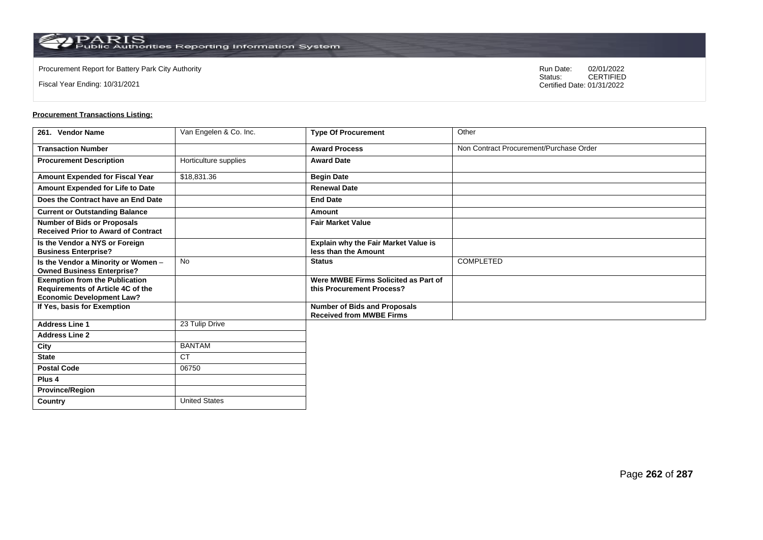Procurement Report for Battery Park City Authority

Fiscal Year Ending: 10/31/2021

Run Date: 02/01/2022
Status: CERTIFIED
Certified Date: 01/31/2022

**Procurement Transactions Listing:**

| 261. Vendor Name | Van Engelen & Co. Inc. | Type Of Procurement | Other |
|---|---|---|---|
| Transaction Number | | Award Process | Non Contract Procurement/Purchase Order |
| Procurement Description | Horticulture supplies | Award Date | |
| Amount Expended for Fiscal Year | $18,831.36 | Begin Date | |
| Amount Expended for Life to Date | | Renewal Date | |
| Does the Contract have an End Date | | End Date | |
| Current or Outstanding Balance | | Amount | |
| Number of Bids or Proposals Received Prior to Award of Contract | | Fair Market Value | |
| Is the Vendor a NYS or Foreign Business Enterprise? | | Explain why the Fair Market Value is less than the Amount | |
| Is the Vendor a Minority or Women – Owned Business Enterprise? | No | Status | COMPLETED |
| Exemption from the Publication Requirements of Article 4C of the Economic Development Law? | | Were MWBE Firms Solicited as Part of this Procurement Process? | |
| If Yes, basis for Exemption | | Number of Bids and Proposals Received from MWBE Firms | |
| Address Line 1 | 23 Tulip Drive | | |
| Address Line 2 | | | |
| City | BANTAM | | |
| State | CT | | |
| Postal Code | 06750 | | |
| Plus 4 | | | |
| Province/Region | | | |
| Country | United States | | |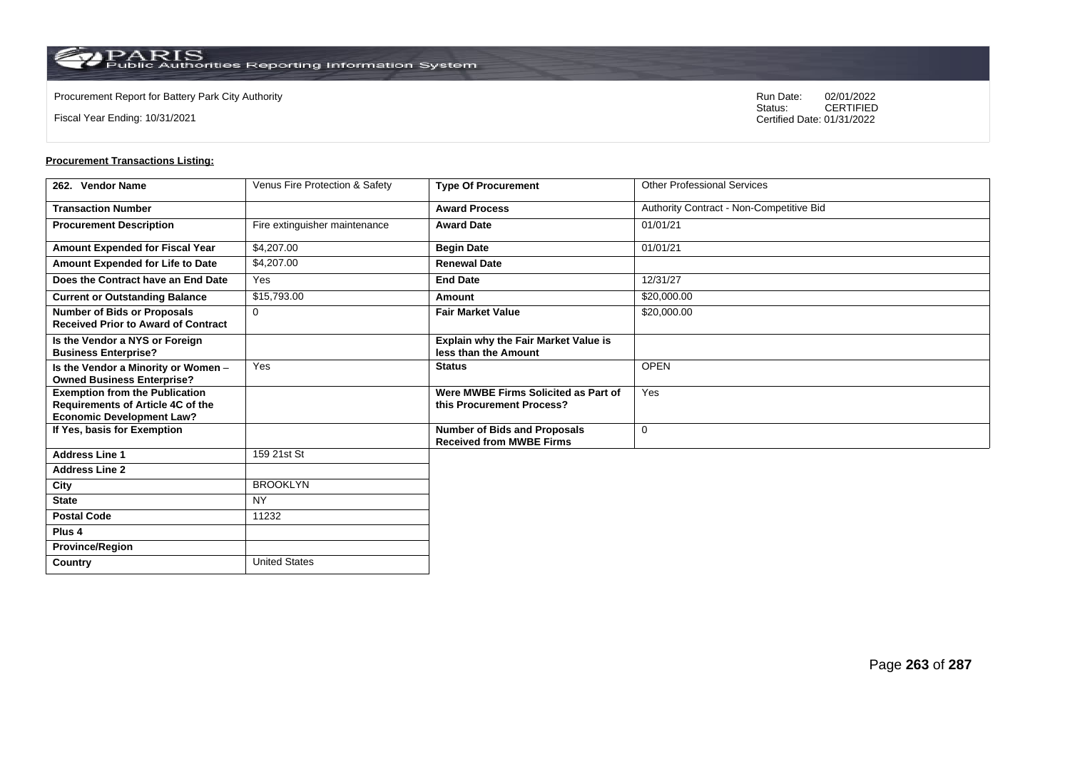Procurement Report for Battery Park City Authority

Fiscal Year Ending: 10/31/2021

Run Date: 02/01/2022
Status: CERTIFIED
Certified Date: 01/31/2022

**Procurement Transactions Listing:**

| 262. Vendor Name | Venus Fire Protection & Safety | Type Of Procurement | Other Professional Services |
|---|---|---|---|
| Transaction Number | | Award Process | Authority Contract - Non-Competitive Bid |
| Procurement Description | Fire extinguisher maintenance | Award Date | 01/01/21 |
| Amount Expended for Fiscal Year | $4,207.00 | Begin Date | 01/01/21 |
| Amount Expended for Life to Date | $4,207.00 | Renewal Date | |
| Does the Contract have an End Date | Yes | End Date | 12/31/27 |
| Current or Outstanding Balance | $15,793.00 | Amount | $20,000.00 |
| Number of Bids or Proposals Received Prior to Award of Contract | 0 | Fair Market Value | $20,000.00 |
| Is the Vendor a NYS or Foreign Business Enterprise? | | Explain why the Fair Market Value is less than the Amount | |
| Is the Vendor a Minority or Women – Owned Business Enterprise? | Yes | Status | OPEN |
| Exemption from the Publication Requirements of Article 4C of the Economic Development Law? | | Were MWBE Firms Solicited as Part of this Procurement Process? | Yes |
| If Yes, basis for Exemption | | Number of Bids and Proposals Received from MWBE Firms | 0 |
| Address Line 1 | 159 21st St | | |
| Address Line 2 | | | |
| City | BROOKLYN | | |
| State | NY | | |
| Postal Code | 11232 | | |
| Plus 4 | | | |
| Province/Region | | | |
| Country | United States | | |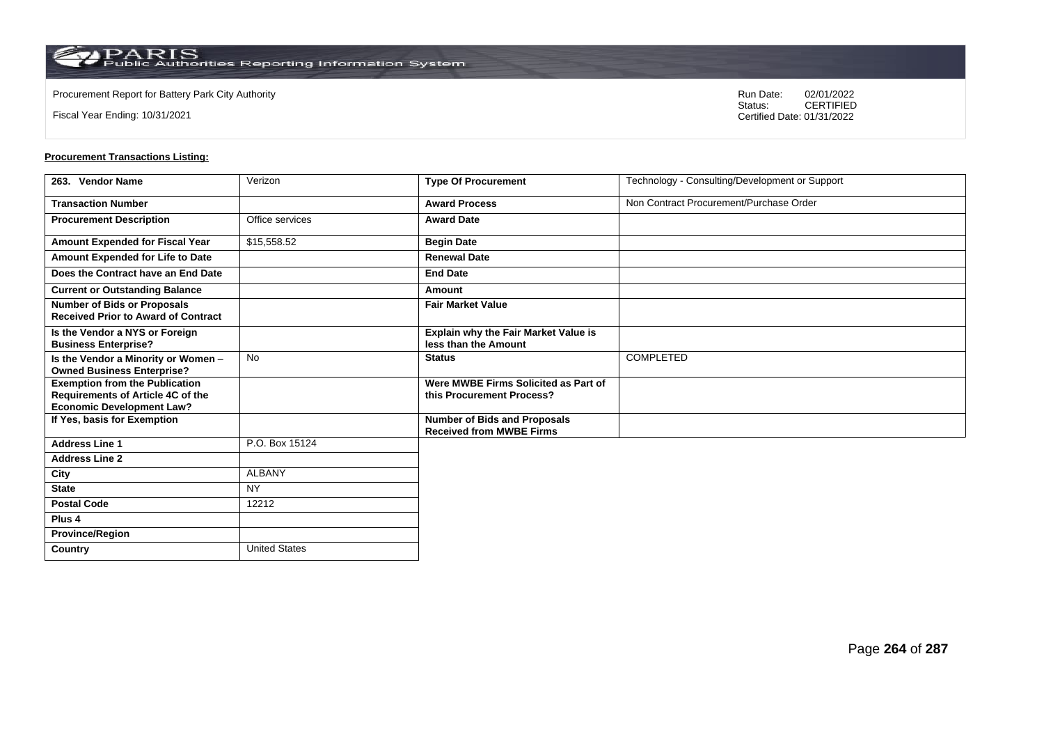Procurement Report for Battery Park City Authority

Fiscal Year Ending: 10/31/2021

Run Date: 02/01/2022
Status: CERTIFIED
Certified Date: 01/31/2022

**Procurement Transactions Listing:**

| 263. Vendor Name | Verizon | Type Of Procurement | Technology - Consulting/Development or Support |
|---|---|---|---|
| Transaction Number | | Award Process | Non Contract Procurement/Purchase Order |
| Procurement Description | Office services | Award Date | |
| Amount Expended for Fiscal Year | $15,558.52 | Begin Date | |
| Amount Expended for Life to Date | | Renewal Date | |
| Does the Contract have an End Date | | End Date | |
| Current or Outstanding Balance | | Amount | |
| Number of Bids or Proposals Received Prior to Award of Contract | | Fair Market Value | |
| Is the Vendor a NYS or Foreign Business Enterprise? | | Explain why the Fair Market Value is less than the Amount | |
| Is the Vendor a Minority or Women – Owned Business Enterprise? | No | Status | COMPLETED |
| Exemption from the Publication Requirements of Article 4C of the Economic Development Law? | | Were MWBE Firms Solicited as Part of this Procurement Process? | |
| If Yes, basis for Exemption | | Number of Bids and Proposals Received from MWBE Firms | |
| Address Line 1 | P.O. Box 15124 | | |
| Address Line 2 | | | |
| City | ALBANY | | |
| State | NY | | |
| Postal Code | 12212 | | |
| Plus 4 | | | |
| Province/Region | | | |
| Country | United States | | |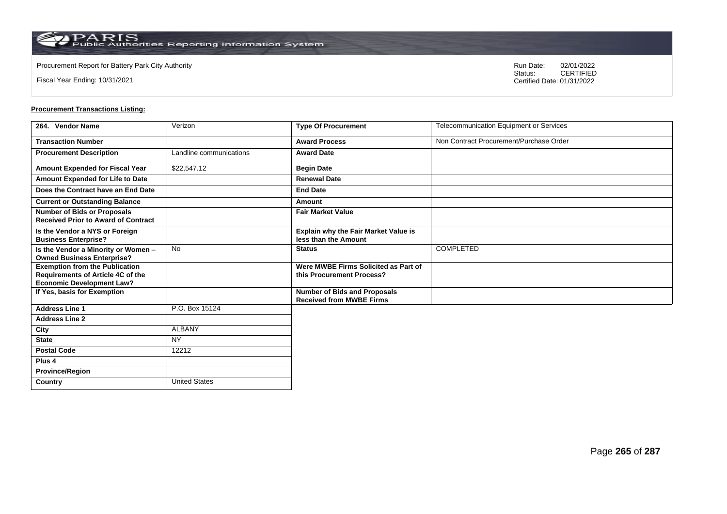Procurement Report for Battery Park City Authority

Fiscal Year Ending: 10/31/2021

Run Date: 02/01/2022
Status: CERTIFIED
Certified Date: 01/31/2022

**Procurement Transactions Listing:**

| 264. Vendor Name | Verizon | Type Of Procurement | Telecommunication Equipment or Services |
|---|---|---|---|
| Transaction Number | | Award Process | Non Contract Procurement/Purchase Order |
| Procurement Description | Landline communications | Award Date | |
| Amount Expended for Fiscal Year | $22,547.12 | Begin Date | |
| Amount Expended for Life to Date | | Renewal Date | |
| Does the Contract have an End Date | | End Date | |
| Current or Outstanding Balance | | Amount | |
| Number of Bids or Proposals Received Prior to Award of Contract | | Fair Market Value | |
| Is the Vendor a NYS or Foreign Business Enterprise? | | Explain why the Fair Market Value is less than the Amount | |
| Is the Vendor a Minority or Women – Owned Business Enterprise? | No | Status | COMPLETED |
| Exemption from the Publication Requirements of Article 4C of the Economic Development Law? | | Were MWBE Firms Solicited as Part of this Procurement Process? | |
| If Yes, basis for Exemption | | Number of Bids and Proposals Received from MWBE Firms | |
| Address Line 1 | P.O. Box 15124 | | |
| Address Line 2 | | | |
| City | ALBANY | | |
| State | NY | | |
| Postal Code | 12212 | | |
| Plus 4 | | | |
| Province/Region | | | |
| Country | United States | | |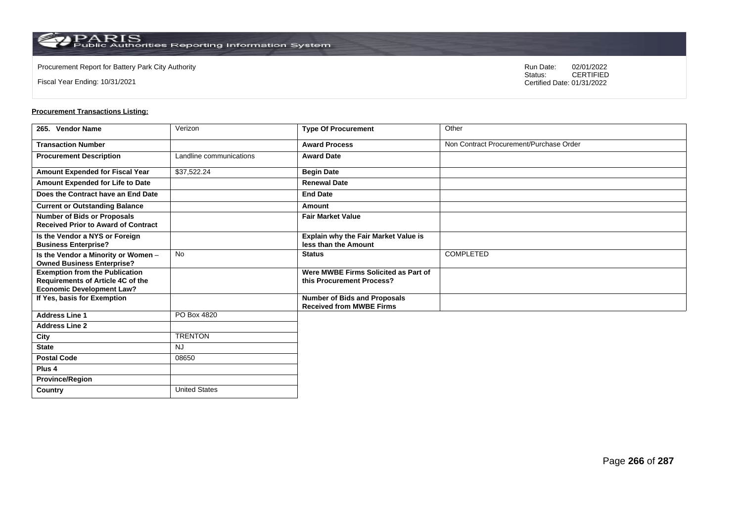Procurement Report for Battery Park City Authority

Fiscal Year Ending: 10/31/2021

Run Date: 02/01/2022
Status: CERTIFIED
Certified Date: 01/31/2022

**Procurement Transactions Listing:**

| 265. Vendor Name | Verizon | Type Of Procurement | Other |
|---|---|---|---|
| Transaction Number | | Award Process | Non Contract Procurement/Purchase Order |
| Procurement Description | Landline communications | Award Date | |
| Amount Expended for Fiscal Year | $37,522.24 | Begin Date | |
| Amount Expended for Life to Date | | Renewal Date | |
| Does the Contract have an End Date | | End Date | |
| Current or Outstanding Balance | | Amount | |
| Number of Bids or Proposals Received Prior to Award of Contract | | Fair Market Value | |
| Is the Vendor a NYS or Foreign Business Enterprise? | | Explain why the Fair Market Value is less than the Amount | |
| Is the Vendor a Minority or Women – Owned Business Enterprise? | No | Status | COMPLETED |
| Exemption from the Publication Requirements of Article 4C of the Economic Development Law? | | Were MWBE Firms Solicited as Part of this Procurement Process? | |
| If Yes, basis for Exemption | | Number of Bids and Proposals Received from MWBE Firms | |
| Address Line 1 | PO Box 4820 | | |
| Address Line 2 | | | |
| City | TRENTON | | |
| State | NJ | | |
| Postal Code | 08650 | | |
| Plus 4 | | | |
| Province/Region | | | |
| Country | United States | | |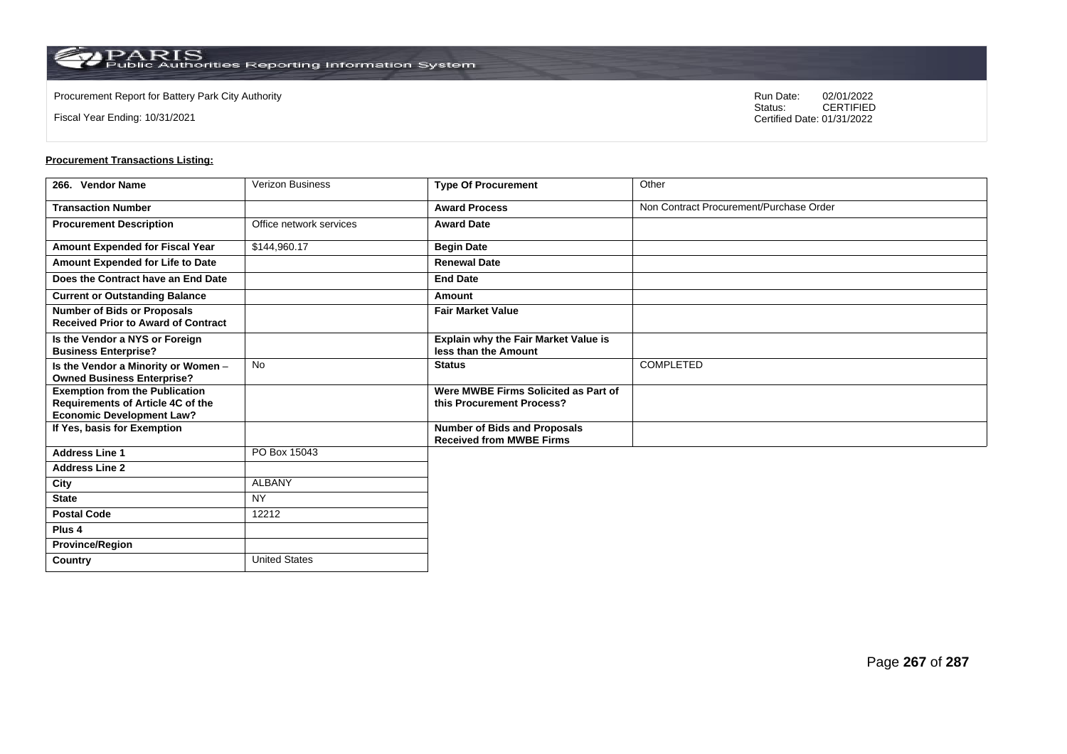Procurement Report for Battery Park City Authority

Fiscal Year Ending: 10/31/2021

Run Date: 02/01/2022
Status: CERTIFIED
Certified Date: 01/31/2022

**Procurement Transactions Listing:**

| 266. Vendor Name | Verizon Business | Type Of Procurement | Other |
|---|---|---|---|
| Transaction Number | | Award Process | Non Contract Procurement/Purchase Order |
| Procurement Description | Office network services | Award Date | |
| Amount Expended for Fiscal Year | $144,960.17 | Begin Date | |
| Amount Expended for Life to Date | | Renewal Date | |
| Does the Contract have an End Date | | End Date | |
| Current or Outstanding Balance | | Amount | |
| Number of Bids or Proposals Received Prior to Award of Contract | | Fair Market Value | |
| Is the Vendor a NYS or Foreign Business Enterprise? | | Explain why the Fair Market Value is less than the Amount | |
| Is the Vendor a Minority or Women – Owned Business Enterprise? | No | Status | COMPLETED |
| Exemption from the Publication Requirements of Article 4C of the Economic Development Law? | | Were MWBE Firms Solicited as Part of this Procurement Process? | |
| If Yes, basis for Exemption | | Number of Bids and Proposals Received from MWBE Firms | |
| Address Line 1 | PO Box 15043 | | |
| Address Line 2 | | | |
| City | ALBANY | | |
| State | NY | | |
| Postal Code | 12212 | | |
| Plus 4 | | | |
| Province/Region | | | |
| Country | United States | | |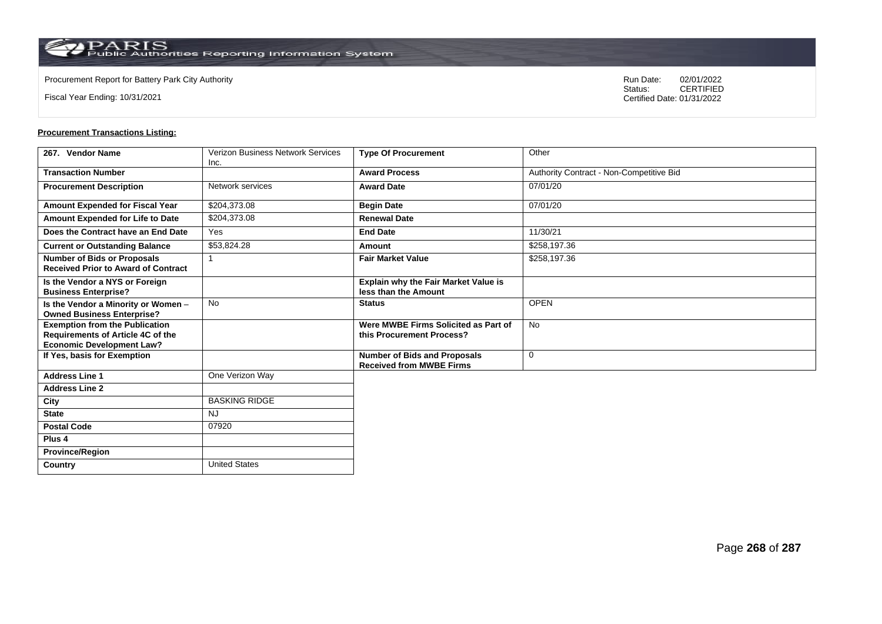Procurement Report for Battery Park City Authority

Fiscal Year Ending: 10/31/2021

Run Date: 02/01/2022
Status: CERTIFIED
Certified Date: 01/31/2022

**Procurement Transactions Listing:**

| 267. Vendor Name | Verizon Business Network Services Inc. | Type Of Procurement | Other |
|---|---|---|---|
| Transaction Number | | Award Process | Authority Contract - Non-Competitive Bid |
| Procurement Description | Network services | Award Date | 07/01/20 |
| Amount Expended for Fiscal Year | $204,373.08 | Begin Date | 07/01/20 |
| Amount Expended for Life to Date | $204,373.08 | Renewal Date | |
| Does the Contract have an End Date | Yes | End Date | 11/30/21 |
| Current or Outstanding Balance | $53,824.28 | Amount | $258,197.36 |
| Number of Bids or Proposals Received Prior to Award of Contract | 1 | Fair Market Value | $258,197.36 |
| Is the Vendor a NYS or Foreign Business Enterprise? | | Explain why the Fair Market Value is less than the Amount | |
| Is the Vendor a Minority or Women – Owned Business Enterprise? | No | Status | OPEN |
| Exemption from the Publication Requirements of Article 4C of the Economic Development Law? | | Were MWBE Firms Solicited as Part of this Procurement Process? | No |
| If Yes, basis for Exemption | | Number of Bids and Proposals Received from MWBE Firms | 0 |
| Address Line 1 | One Verizon Way | | |
| Address Line 2 | | | |
| City | BASKING RIDGE | | |
| State | NJ | | |
| Postal Code | 07920 | | |
| Plus 4 | | | |
| Province/Region | | | |
| Country | United States | | |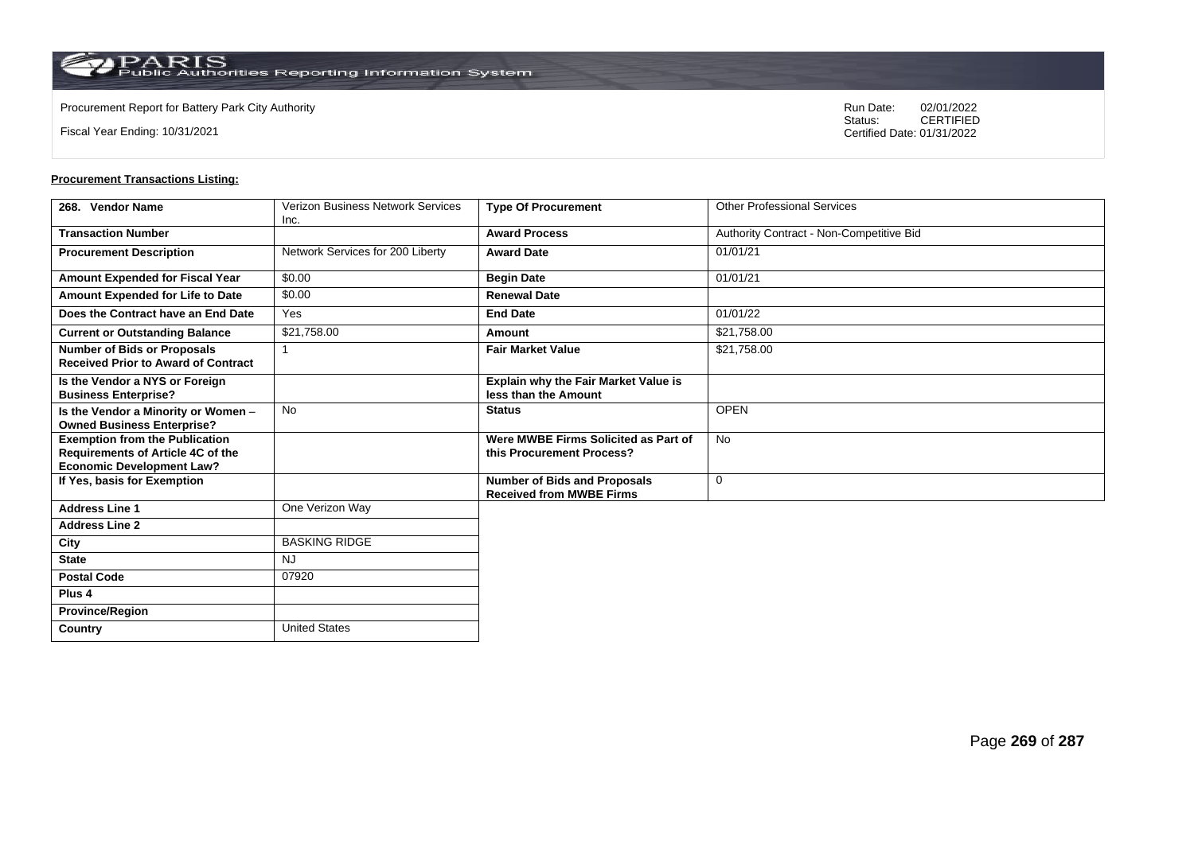Procurement Report for Battery Park City Authority

Fiscal Year Ending: 10/31/2021

Run Date: 02/01/2022
Status: CERTIFIED
Certified Date: 01/31/2022

**Procurement Transactions Listing:**

| 268. Vendor Name | Verizon Business Network Services Inc. | Type Of Procurement | Other Professional Services |
|---|---|---|---|
| Transaction Number | | Award Process | Authority Contract - Non-Competitive Bid |
| Procurement Description | Network Services for 200 Liberty | Award Date | 01/01/21 |
| Amount Expended for Fiscal Year | $0.00 | Begin Date | 01/01/21 |
| Amount Expended for Life to Date | $0.00 | Renewal Date | |
| Does the Contract have an End Date | Yes | End Date | 01/01/22 |
| Current or Outstanding Balance | $21,758.00 | Amount | $21,758.00 |
| Number of Bids or Proposals Received Prior to Award of Contract | 1 | Fair Market Value | $21,758.00 |
| Is the Vendor a NYS or Foreign Business Enterprise? | | Explain why the Fair Market Value is less than the Amount | |
| Is the Vendor a Minority or Women – Owned Business Enterprise? | No | Status | OPEN |
| Exemption from the Publication Requirements of Article 4C of the Economic Development Law? | | Were MWBE Firms Solicited as Part of this Procurement Process? | No |
| If Yes, basis for Exemption | | Number of Bids and Proposals Received from MWBE Firms | 0 |
| Address Line 1 | One Verizon Way | | |
| Address Line 2 | | | |
| City | BASKING RIDGE | | |
| State | NJ | | |
| Postal Code | 07920 | | |
| Plus 4 | | | |
| Province/Region | | | |
| Country | United States | | |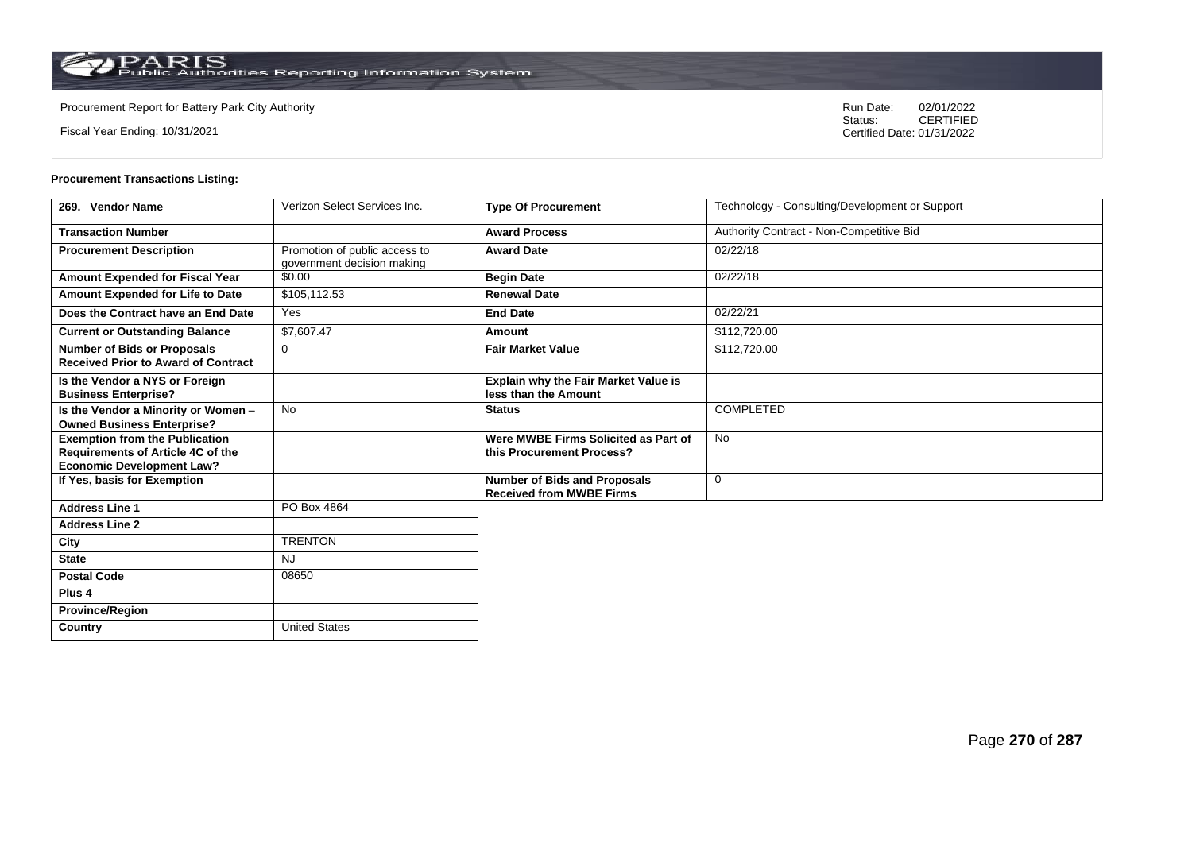Procurement Report for Battery Park City Authority

Fiscal Year Ending: 10/31/2021

Run Date: 02/01/2022
Status: CERTIFIED
Certified Date: 01/31/2022

**Procurement Transactions Listing:**

| 269. Vendor Name | Verizon Select Services Inc. | Type Of Procurement | Technology - Consulting/Development or Support |
|---|---|---|---|
| Transaction Number | | Award Process | Authority Contract - Non-Competitive Bid |
| Procurement Description | Promotion of public access to government decision making | Award Date | 02/22/18 |
| Amount Expended for Fiscal Year | $0.00 | Begin Date | 02/22/18 |
| Amount Expended for Life to Date | $105,112.53 | Renewal Date | |
| Does the Contract have an End Date | Yes | End Date | 02/22/21 |
| Current or Outstanding Balance | $7,607.47 | Amount | $112,720.00 |
| Number of Bids or Proposals Received Prior to Award of Contract | 0 | Fair Market Value | $112,720.00 |
| Is the Vendor a NYS or Foreign Business Enterprise? | | Explain why the Fair Market Value is less than the Amount | |
| Is the Vendor a Minority or Women – Owned Business Enterprise? | No | Status | COMPLETED |
| Exemption from the Publication Requirements of Article 4C of the Economic Development Law? | | Were MWBE Firms Solicited as Part of this Procurement Process? | No |
| If Yes, basis for Exemption | | Number of Bids and Proposals Received from MWBE Firms | 0 |
| Address Line 1 | PO Box 4864 | | |
| Address Line 2 | | | |
| City | TRENTON | | |
| State | NJ | | |
| Postal Code | 08650 | | |
| Plus 4 | | | |
| Province/Region | | | |
| Country | United States | | |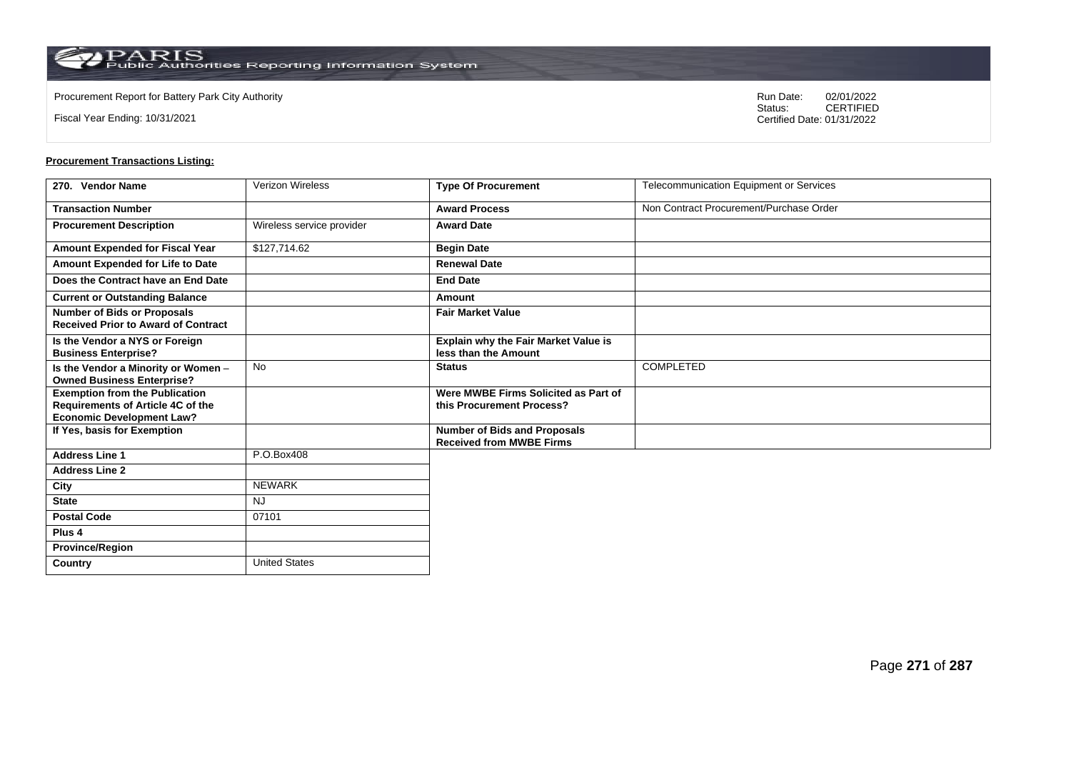Procurement Report for Battery Park City Authority

Fiscal Year Ending: 10/31/2021

Run Date: 02/01/2022
Status: CERTIFIED
Certified Date: 01/31/2022

**Procurement Transactions Listing:**

| 270. Vendor Name | Verizon Wireless | Type Of Procurement | Telecommunication Equipment or Services |
|---|---|---|---|
| Transaction Number | | Award Process | Non Contract Procurement/Purchase Order |
| Procurement Description | Wireless service provider | Award Date | |
| Amount Expended for Fiscal Year | $127,714.62 | Begin Date | |
| Amount Expended for Life to Date | | Renewal Date | |
| Does the Contract have an End Date | | End Date | |
| Current or Outstanding Balance | | Amount | |
| Number of Bids or Proposals Received Prior to Award of Contract | | Fair Market Value | |
| Is the Vendor a NYS or Foreign Business Enterprise? | | Explain why the Fair Market Value is less than the Amount | |
| Is the Vendor a Minority or Women – Owned Business Enterprise? | No | Status | COMPLETED |
| Exemption from the Publication Requirements of Article 4C of the Economic Development Law? | | Were MWBE Firms Solicited as Part of this Procurement Process? | |
| If Yes, basis for Exemption | | Number of Bids and Proposals Received from MWBE Firms | |
| Address Line 1 | P.O.Box408 | | |
| Address Line 2 | | | |
| City | NEWARK | | |
| State | NJ | | |
| Postal Code | 07101 | | |
| Plus 4 | | | |
| Province/Region | | | |
| Country | United States | | |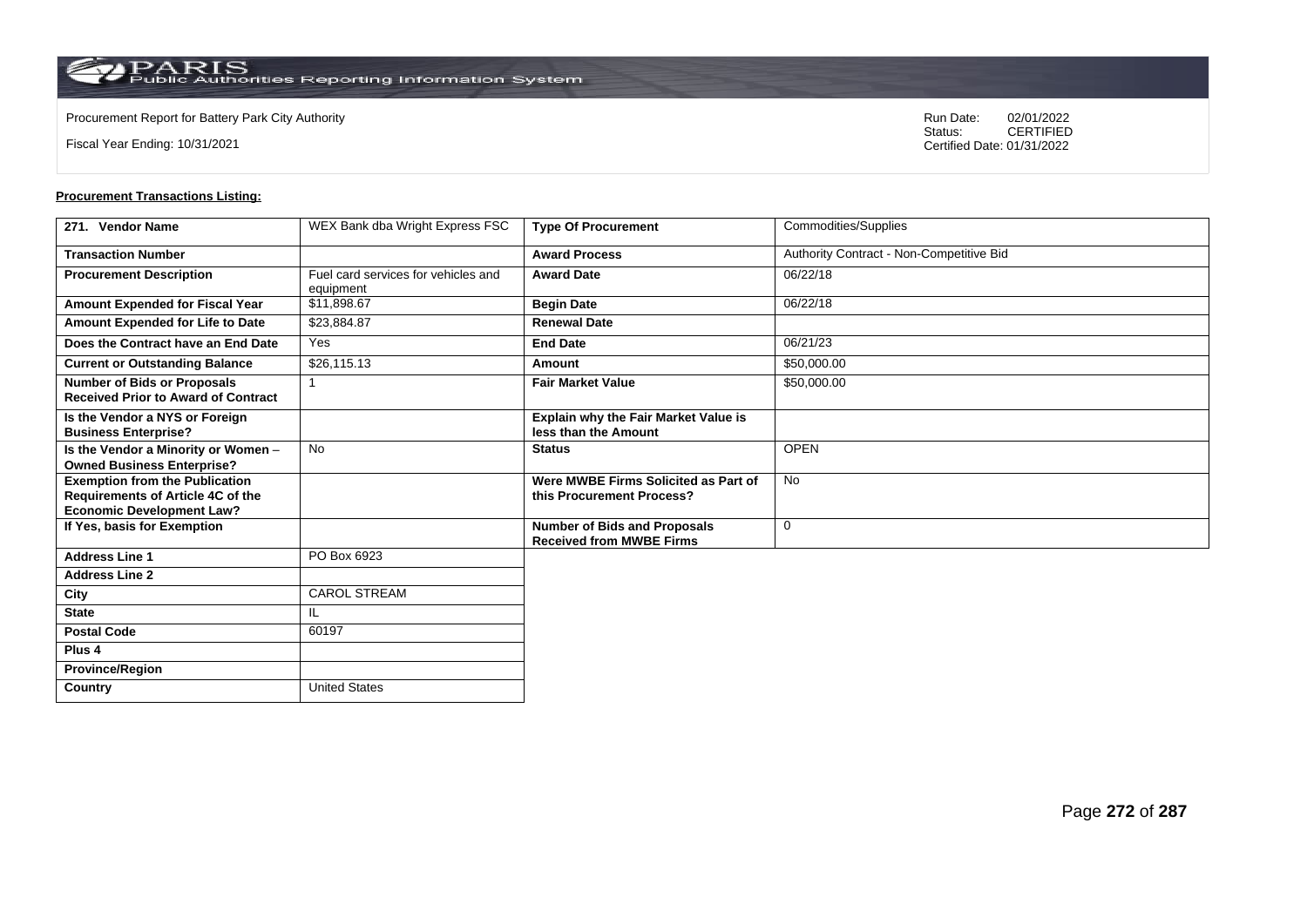Procurement Report for Battery Park City Authority

Fiscal Year Ending: 10/31/2021

Run Date: 02/01/2022
Status: CERTIFIED
Certified Date: 01/31/2022

**Procurement Transactions Listing:**

| 271. Vendor Name | WEX Bank dba Wright Express FSC | Type Of Procurement | Commodities/Supplies |
|---|---|---|---|
| Transaction Number | | Award Process | Authority Contract - Non-Competitive Bid |
| Procurement Description | Fuel card services for vehicles and equipment | Award Date | 06/22/18 |
| Amount Expended for Fiscal Year | $11,898.67 | Begin Date | 06/22/18 |
| Amount Expended for Life to Date | $23,884.87 | Renewal Date | |
| Does the Contract have an End Date | Yes | End Date | 06/21/23 |
| Current or Outstanding Balance | $26,115.13 | Amount | $50,000.00 |
| Number of Bids or Proposals Received Prior to Award of Contract | 1 | Fair Market Value | $50,000.00 |
| Is the Vendor a NYS or Foreign Business Enterprise? | | Explain why the Fair Market Value is less than the Amount | |
| Is the Vendor a Minority or Women – Owned Business Enterprise? | No | Status | OPEN |
| Exemption from the Publication Requirements of Article 4C of the Economic Development Law? | | Were MWBE Firms Solicited as Part of this Procurement Process? | No |
| If Yes, basis for Exemption | | Number of Bids and Proposals Received from MWBE Firms | 0 |
| Address Line 1 | PO Box 6923 | | |
| Address Line 2 | | | |
| City | CAROL STREAM | | |
| State | IL | | |
| Postal Code | 60197 | | |
| Plus 4 | | | |
| Province/Region | | | |
| Country | United States | | |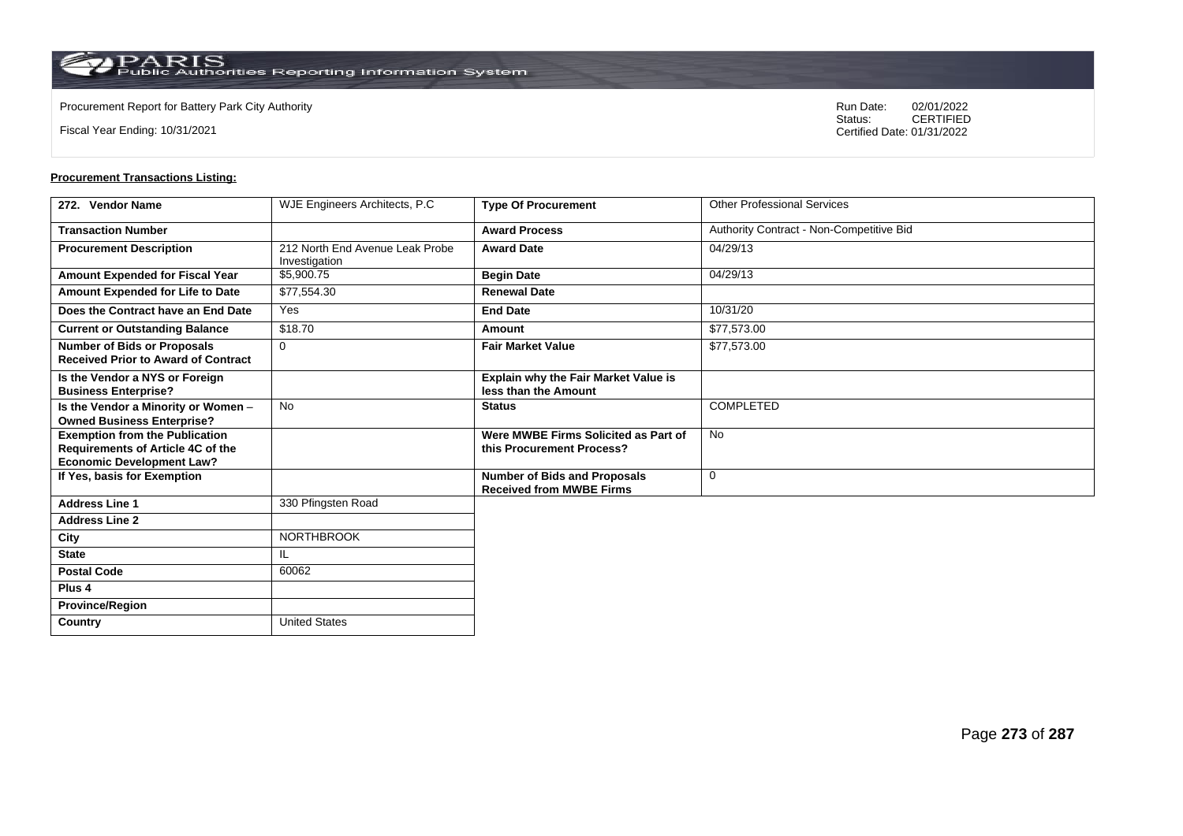Procurement Report for Battery Park City Authority

Fiscal Year Ending: 10/31/2021

Run Date: 02/01/2022
Status: CERTIFIED
Certified Date: 01/31/2022

**Procurement Transactions Listing:**

| 272. Vendor Name | WJE Engineers Architects, P.C | Type Of Procurement | Other Professional Services |
|---|---|---|---|
| Transaction Number | | Award Process | Authority Contract - Non-Competitive Bid |
| Procurement Description | 212 North End Avenue Leak Probe Investigation | Award Date | 04/29/13 |
| Amount Expended for Fiscal Year | $5,900.75 | Begin Date | 04/29/13 |
| Amount Expended for Life to Date | $77,554.30 | Renewal Date | |
| Does the Contract have an End Date | Yes | End Date | 10/31/20 |
| Current or Outstanding Balance | $18.70 | Amount | $77,573.00 |
| Number of Bids or Proposals Received Prior to Award of Contract | 0 | Fair Market Value | $77,573.00 |
| Is the Vendor a NYS or Foreign Business Enterprise? | | Explain why the Fair Market Value is less than the Amount | |
| Is the Vendor a Minority or Women – Owned Business Enterprise? | No | Status | COMPLETED |
| Exemption from the Publication Requirements of Article 4C of the Economic Development Law? | | Were MWBE Firms Solicited as Part of this Procurement Process? | No |
| If Yes, basis for Exemption | | Number of Bids and Proposals Received from MWBE Firms | 0 |
| Address Line 1 | 330 Pfingsten Road | | |
| Address Line 2 | | | |
| City | NORTHBROOK | | |
| State | IL | | |
| Postal Code | 60062 | | |
| Plus 4 | | | |
| Province/Region | | | |
| Country | United States | | |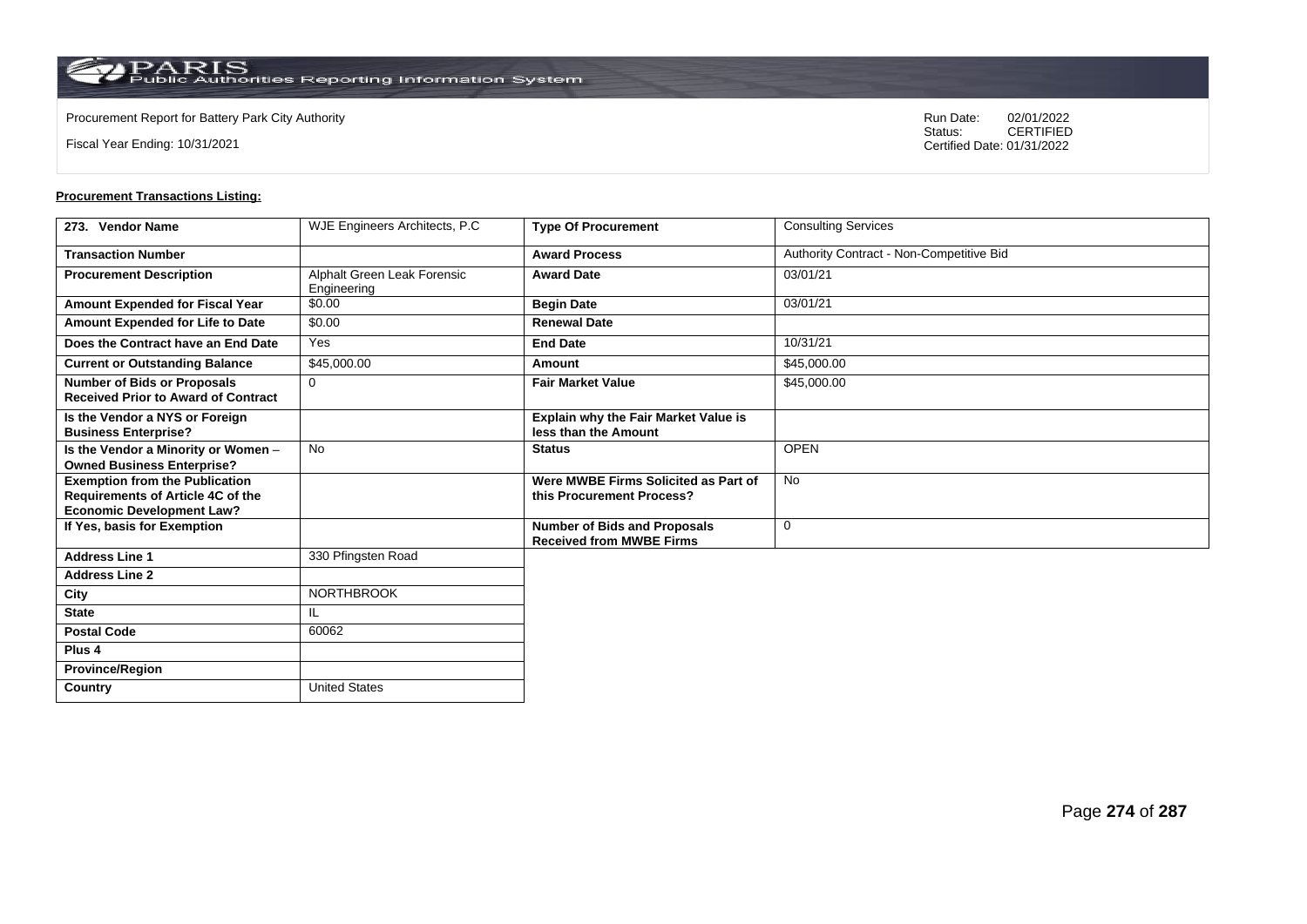Procurement Report for Battery Park City Authority

Fiscal Year Ending: 10/31/2021

Run Date: 02/01/2022
Status: CERTIFIED
Certified Date: 01/31/2022

**Procurement Transactions Listing:**

| 273. Vendor Name | WJE Engineers Architects, P.C | Type Of Procurement | Consulting Services |
|---|---|---|---|
| Transaction Number | | Award Process | Authority Contract - Non-Competitive Bid |
| Procurement Description | Alphalt Green Leak Forensic Engineering | Award Date | 03/01/21 |
| Amount Expended for Fiscal Year | $0.00 | Begin Date | 03/01/21 |
| Amount Expended for Life to Date | $0.00 | Renewal Date | |
| Does the Contract have an End Date | Yes | End Date | 10/31/21 |
| Current or Outstanding Balance | $45,000.00 | Amount | $45,000.00 |
| Number of Bids or Proposals Received Prior to Award of Contract | 0 | Fair Market Value | $45,000.00 |
| Is the Vendor a NYS or Foreign Business Enterprise? | | Explain why the Fair Market Value is less than the Amount | |
| Is the Vendor a Minority or Women – Owned Business Enterprise? | No | Status | OPEN |
| Exemption from the Publication Requirements of Article 4C of the Economic Development Law? | | Were MWBE Firms Solicited as Part of this Procurement Process? | No |
| If Yes, basis for Exemption | | Number of Bids and Proposals Received from MWBE Firms | 0 |
| Address Line 1 | 330 Pfingsten Road | | |
| Address Line 2 | | | |
| City | NORTHBROOK | | |
| State | IL | | |
| Postal Code | 60062 | | |
| Plus 4 | | | |
| Province/Region | | | |
| Country | United States | | |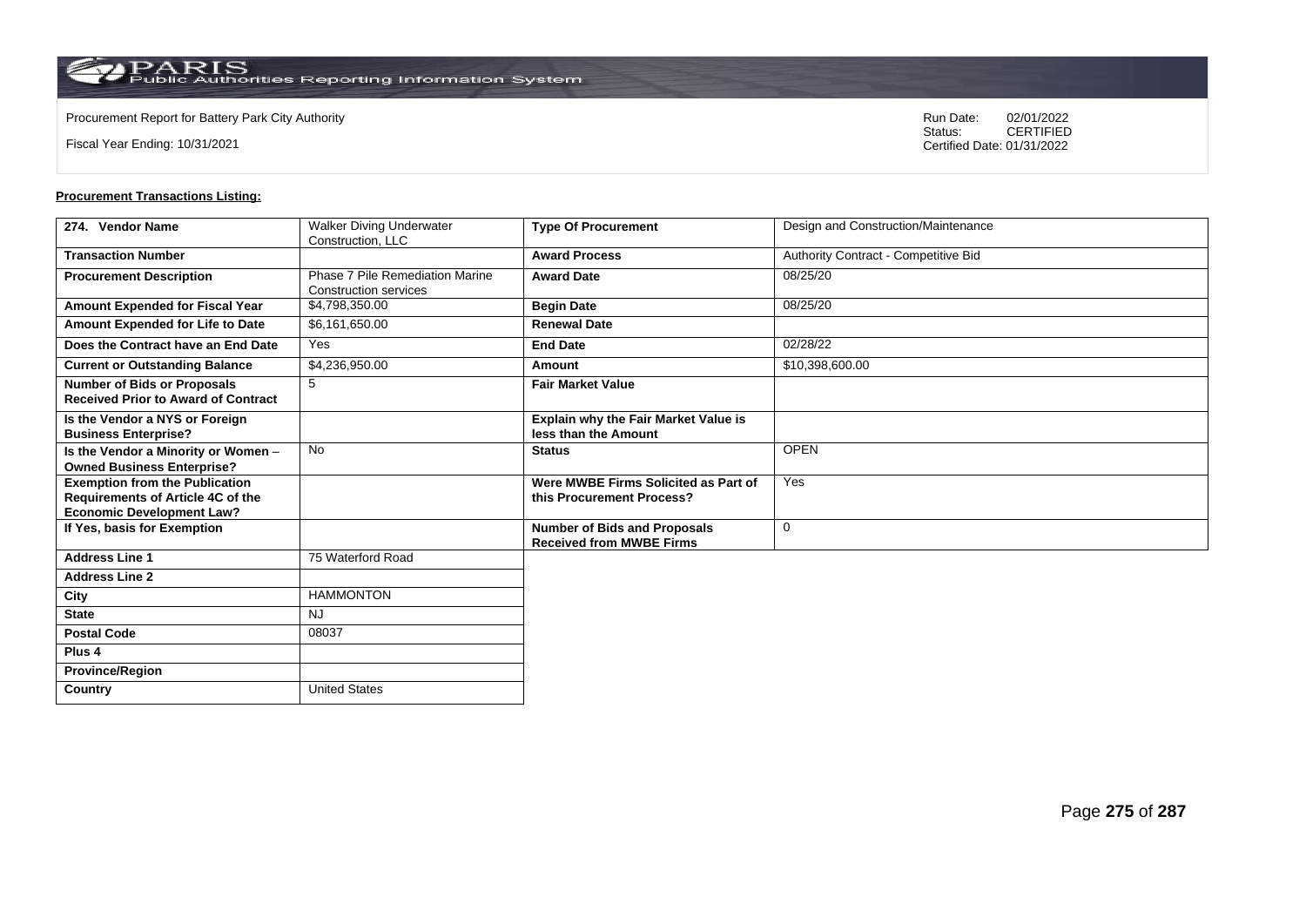Procurement Report for Battery Park City Authority

Fiscal Year Ending: 10/31/2021

Run Date: 02/01/2022
Status: CERTIFIED
Certified Date: 01/31/2022

**Procurement Transactions Listing:**

| 274. Vendor Name | Walker Diving Underwater Construction, LLC | Type Of Procurement | Design and Construction/Maintenance |
|---|---|---|---|
| Transaction Number | | Award Process | Authority Contract - Competitive Bid |
| Procurement Description | Phase 7 Pile Remediation Marine Construction services | Award Date | 08/25/20 |
| Amount Expended for Fiscal Year | $4,798,350.00 | Begin Date | 08/25/20 |
| Amount Expended for Life to Date | $6,161,650.00 | Renewal Date | |
| Does the Contract have an End Date | Yes | End Date | 02/28/22 |
| Current or Outstanding Balance | $4,236,950.00 | Amount | $10,398,600.00 |
| Number of Bids or Proposals Received Prior to Award of Contract | 5 | Fair Market Value | |
| Is the Vendor a NYS or Foreign Business Enterprise? | | Explain why the Fair Market Value is less than the Amount | |
| Is the Vendor a Minority or Women – Owned Business Enterprise? | No | Status | OPEN |
| Exemption from the Publication Requirements of Article 4C of the Economic Development Law? | | Were MWBE Firms Solicited as Part of this Procurement Process? | Yes |
| If Yes, basis for Exemption | | Number of Bids and Proposals Received from MWBE Firms | 0 |
| Address Line 1 | 75 Waterford Road | | |
| Address Line 2 | | | |
| City | HAMMONTON | | |
| State | NJ | | |
| Postal Code | 08037 | | |
| Plus 4 | | | |
| Province/Region | | | |
| Country | United States | | |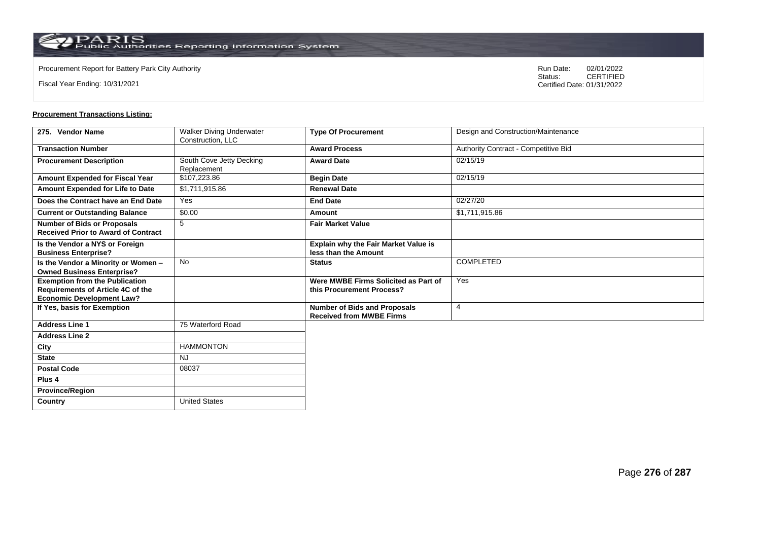Procurement Report for Battery Park City Authority

Fiscal Year Ending: 10/31/2021

Run Date: 02/01/2022
Status: CERTIFIED
Certified Date: 01/31/2022

**Procurement Transactions Listing:**

| 275. Vendor Name | Walker Diving Underwater Construction, LLC | Type Of Procurement | Design and Construction/Maintenance |
|---|---|---|---|
| Transaction Number | | Award Process | Authority Contract - Competitive Bid |
| Procurement Description | South Cove Jetty Decking Replacement | Award Date | 02/15/19 |
| Amount Expended for Fiscal Year | $107,223.86 | Begin Date | 02/15/19 |
| Amount Expended for Life to Date | $1,711,915.86 | Renewal Date | |
| Does the Contract have an End Date | Yes | End Date | 02/27/20 |
| Current or Outstanding Balance | $0.00 | Amount | $1,711,915.86 |
| Number of Bids or Proposals Received Prior to Award of Contract | 5 | Fair Market Value | |
| Is the Vendor a NYS or Foreign Business Enterprise? | | Explain why the Fair Market Value is less than the Amount | |
| Is the Vendor a Minority or Women – Owned Business Enterprise? | No | Status | COMPLETED |
| Exemption from the Publication Requirements of Article 4C of the Economic Development Law? | | Were MWBE Firms Solicited as Part of this Procurement Process? | Yes |
| If Yes, basis for Exemption | | Number of Bids and Proposals Received from MWBE Firms | 4 |
| Address Line 1 | 75 Waterford Road | | |
| Address Line 2 | | | |
| City | HAMMONTON | | |
| State | NJ | | |
| Postal Code | 08037 | | |
| Plus 4 | | | |
| Province/Region | | | |
| Country | United States | | |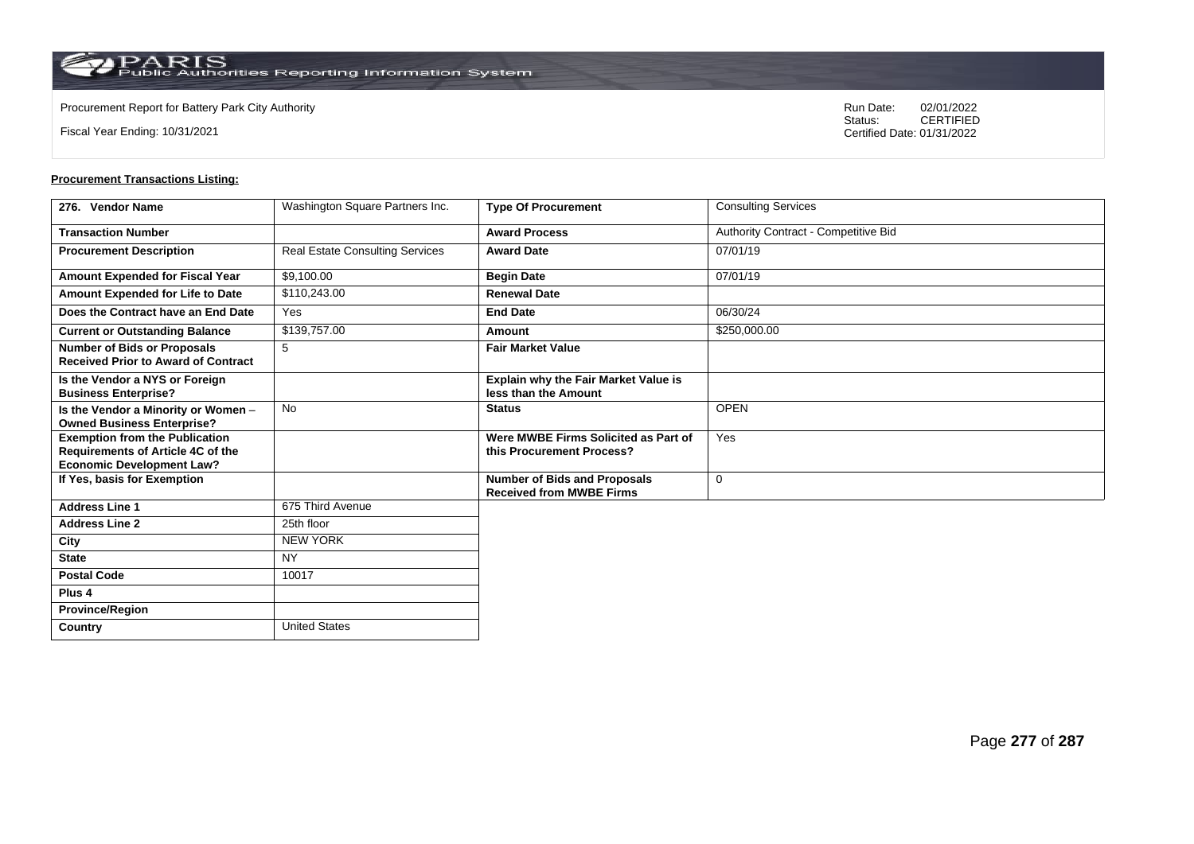Procurement Report for Battery Park City Authority

Fiscal Year Ending: 10/31/2021

Run Date: 02/01/2022
Status: CERTIFIED
Certified Date: 01/31/2022

**Procurement Transactions Listing:**

| 276. Vendor Name | Washington Square Partners Inc. | Type Of Procurement | Consulting Services |
|---|---|---|---|
| Transaction Number | | Award Process | Authority Contract - Competitive Bid |
| Procurement Description | Real Estate Consulting Services | Award Date | 07/01/19 |
| Amount Expended for Fiscal Year | $9,100.00 | Begin Date | 07/01/19 |
| Amount Expended for Life to Date | $110,243.00 | Renewal Date | |
| Does the Contract have an End Date | Yes | End Date | 06/30/24 |
| Current or Outstanding Balance | $139,757.00 | Amount | $250,000.00 |
| Number of Bids or Proposals Received Prior to Award of Contract | 5 | Fair Market Value | |
| Is the Vendor a NYS or Foreign Business Enterprise? | | Explain why the Fair Market Value is less than the Amount | |
| Is the Vendor a Minority or Women – Owned Business Enterprise? | No | Status | OPEN |
| Exemption from the Publication Requirements of Article 4C of the Economic Development Law? | | Were MWBE Firms Solicited as Part of this Procurement Process? | Yes |
| If Yes, basis for Exemption | | Number of Bids and Proposals Received from MWBE Firms | 0 |
| Address Line 1 | 675 Third Avenue | | |
| Address Line 2 | 25th floor | | |
| City | NEW YORK | | |
| State | NY | | |
| Postal Code | 10017 | | |
| Plus 4 | | | |
| Province/Region | | | |
| Country | United States | | |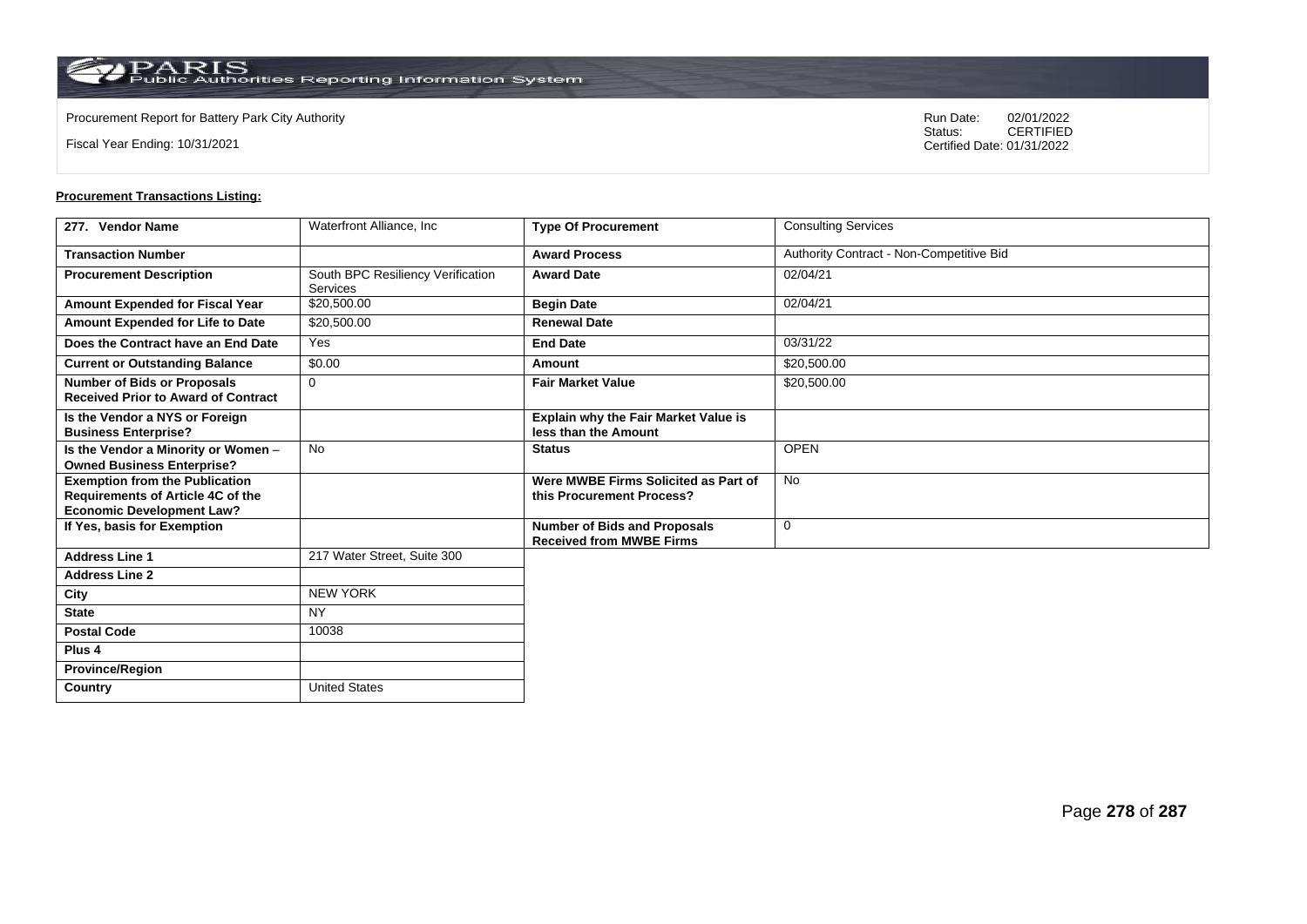Procurement Report for Battery Park City Authority

Fiscal Year Ending: 10/31/2021

Run Date: 02/01/2022
Status: CERTIFIED
Certified Date: 01/31/2022

**Procurement Transactions Listing:**

| 277. Vendor Name | Waterfront Alliance, Inc | Type Of Procurement | Consulting Services |
|---|---|---|---|
| Transaction Number | | Award Process | Authority Contract - Non-Competitive Bid |
| Procurement Description | South BPC Resiliency Verification Services | Award Date | 02/04/21 |
| Amount Expended for Fiscal Year | $20,500.00 | Begin Date | 02/04/21 |
| Amount Expended for Life to Date | $20,500.00 | Renewal Date | |
| Does the Contract have an End Date | Yes | End Date | 03/31/22 |
| Current or Outstanding Balance | $0.00 | Amount | $20,500.00 |
| Number of Bids or Proposals Received Prior to Award of Contract | 0 | Fair Market Value | $20,500.00 |
| Is the Vendor a NYS or Foreign Business Enterprise? | | Explain why the Fair Market Value is less than the Amount | |
| Is the Vendor a Minority or Women – Owned Business Enterprise? | No | Status | OPEN |
| Exemption from the Publication Requirements of Article 4C of the Economic Development Law? | | Were MWBE Firms Solicited as Part of this Procurement Process? | No |
| If Yes, basis for Exemption | | Number of Bids and Proposals Received from MWBE Firms | 0 |
| Address Line 1 | 217 Water Street, Suite 300 | | |
| Address Line 2 | | | |
| City | NEW YORK | | |
| State | NY | | |
| Postal Code | 10038 | | |
| Plus 4 | | | |
| Province/Region | | | |
| Country | United States | | |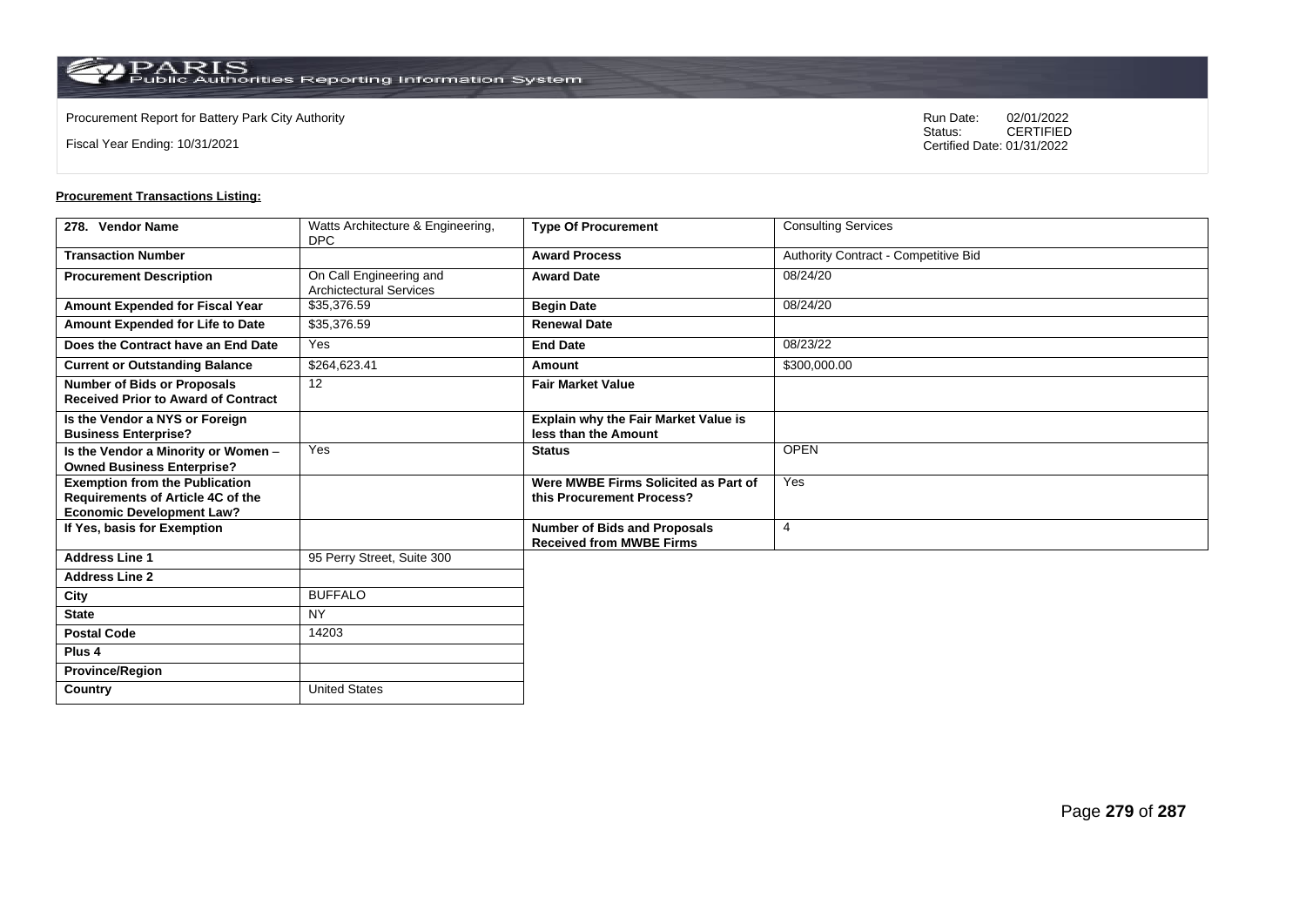Procurement Report for Battery Park City Authority

Fiscal Year Ending: 10/31/2021

Run Date: 02/01/2022
Status: CERTIFIED
Certified Date: 01/31/2022

**Procurement Transactions Listing:**

| 278. Vendor Name | Watts Architecture & Engineering, DPC | Type Of Procurement | Consulting Services |
|---|---|---|---|
| Transaction Number | | Award Process | Authority Contract - Competitive Bid |
| Procurement Description | On Call Engineering and Archictectural Services | Award Date | 08/24/20 |
| Amount Expended for Fiscal Year | $35,376.59 | Begin Date | 08/24/20 |
| Amount Expended for Life to Date | $35,376.59 | Renewal Date | |
| Does the Contract have an End Date | Yes | End Date | 08/23/22 |
| Current or Outstanding Balance | $264,623.41 | Amount | $300,000.00 |
| Number of Bids or Proposals Received Prior to Award of Contract | 12 | Fair Market Value | |
| Is the Vendor a NYS or Foreign Business Enterprise? | | Explain why the Fair Market Value is less than the Amount | |
| Is the Vendor a Minority or Women – Owned Business Enterprise? | Yes | Status | OPEN |
| Exemption from the Publication Requirements of Article 4C of the Economic Development Law? | | Were MWBE Firms Solicited as Part of this Procurement Process? | Yes |
| If Yes, basis for Exemption | | Number of Bids and Proposals Received from MWBE Firms | 4 |
| Address Line 1 | 95 Perry Street, Suite 300 | | |
| Address Line 2 | | | |
| City | BUFFALO | | |
| State | NY | | |
| Postal Code | 14203 | | |
| Plus 4 | | | |
| Province/Region | | | |
| Country | United States | | |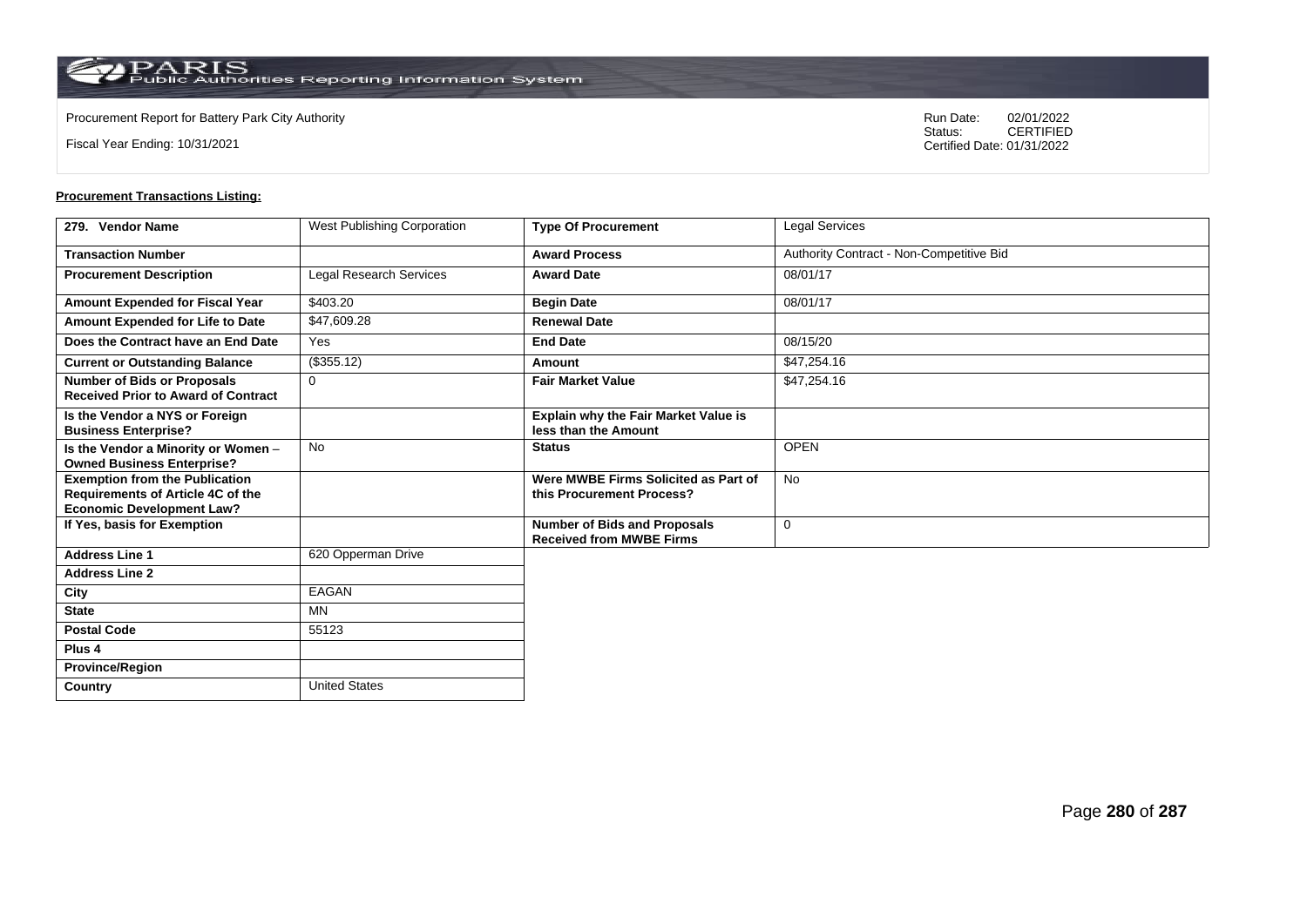Procurement Report for Battery Park City Authority

Fiscal Year Ending: 10/31/2021

Run Date: 02/01/2022
Status: CERTIFIED
Certified Date: 01/31/2022

**Procurement Transactions Listing:**

| 279. Vendor Name | West Publishing Corporation | Type Of Procurement | Legal Services |
|---|---|---|---|
| Transaction Number | | Award Process | Authority Contract - Non-Competitive Bid |
| Procurement Description | Legal Research Services | Award Date | 08/01/17 |
| Amount Expended for Fiscal Year | $403.20 | Begin Date | 08/01/17 |
| Amount Expended for Life to Date | $47,609.28 | Renewal Date | |
| Does the Contract have an End Date | Yes | End Date | 08/15/20 |
| Current or Outstanding Balance | ($355.12) | Amount | $47,254.16 |
| Number of Bids or Proposals Received Prior to Award of Contract | 0 | Fair Market Value | $47,254.16 |
| Is the Vendor a NYS or Foreign Business Enterprise? | | Explain why the Fair Market Value is less than the Amount | |
| Is the Vendor a Minority or Women – Owned Business Enterprise? | No | Status | OPEN |
| Exemption from the Publication Requirements of Article 4C of the Economic Development Law? | | Were MWBE Firms Solicited as Part of this Procurement Process? | No |
| If Yes, basis for Exemption | | Number of Bids and Proposals Received from MWBE Firms | 0 |
| Address Line 1 | 620 Opperman Drive | | |
| Address Line 2 | | | |
| City | EAGAN | | |
| State | MN | | |
| Postal Code | 55123 | | |
| Plus 4 | | | |
| Province/Region | | | |
| Country | United States | | |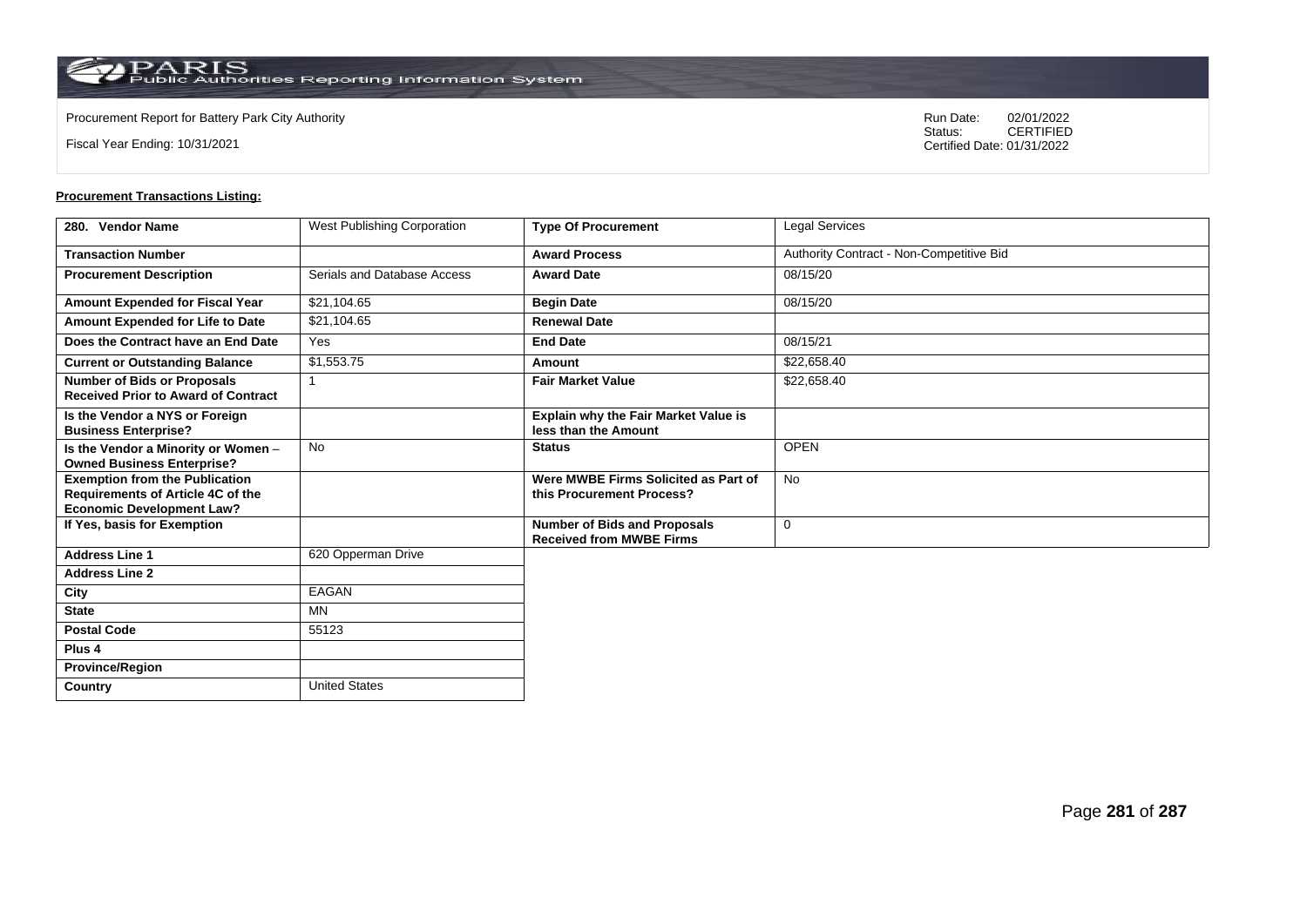Procurement Report for Battery Park City Authority

Fiscal Year Ending: 10/31/2021

Run Date: 02/01/2022
Status: CERTIFIED
Certified Date: 01/31/2022

**Procurement Transactions Listing:**

| 280. Vendor Name | West Publishing Corporation | Type Of Procurement | Legal Services |
|---|---|---|---|
| Transaction Number | | Award Process | Authority Contract - Non-Competitive Bid |
| Procurement Description | Serials and Database Access | Award Date | 08/15/20 |
| Amount Expended for Fiscal Year | $21,104.65 | Begin Date | 08/15/20 |
| Amount Expended for Life to Date | $21,104.65 | Renewal Date | |
| Does the Contract have an End Date | Yes | End Date | 08/15/21 |
| Current or Outstanding Balance | $1,553.75 | Amount | $22,658.40 |
| Number of Bids or Proposals Received Prior to Award of Contract | 1 | Fair Market Value | $22,658.40 |
| Is the Vendor a NYS or Foreign Business Enterprise? | | Explain why the Fair Market Value is less than the Amount | |
| Is the Vendor a Minority or Women – Owned Business Enterprise? | No | Status | OPEN |
| Exemption from the Publication Requirements of Article 4C of the Economic Development Law? | | Were MWBE Firms Solicited as Part of this Procurement Process? | No |
| If Yes, basis for Exemption | | Number of Bids and Proposals Received from MWBE Firms | 0 |
| Address Line 1 | 620 Opperman Drive | | |
| Address Line 2 | | | |
| City | EAGAN | | |
| State | MN | | |
| Postal Code | 55123 | | |
| Plus 4 | | | |
| Province/Region | | | |
| Country | United States | | |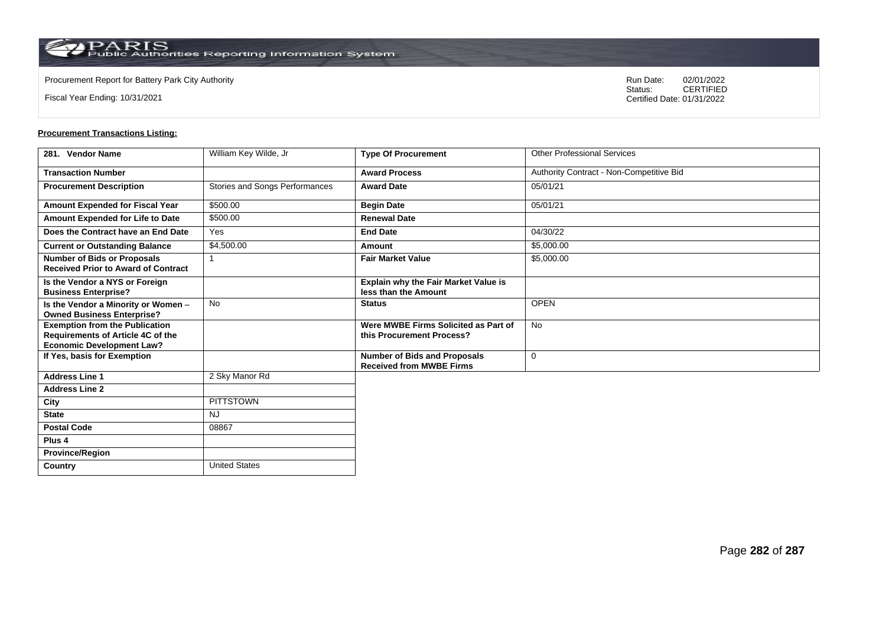Procurement Report for Battery Park City Authority

Fiscal Year Ending: 10/31/2021

Run Date: 02/01/2022
Status: CERTIFIED
Certified Date: 01/31/2022

**Procurement Transactions Listing:**

| 281. Vendor Name | William Key Wilde, Jr | Type Of Procurement | Other Professional Services |
|---|---|---|---|
| Transaction Number | | Award Process | Authority Contract - Non-Competitive Bid |
| Procurement Description | Stories and Songs Performances | Award Date | 05/01/21 |
| Amount Expended for Fiscal Year | $500.00 | Begin Date | 05/01/21 |
| Amount Expended for Life to Date | $500.00 | Renewal Date | |
| Does the Contract have an End Date | Yes | End Date | 04/30/22 |
| Current or Outstanding Balance | $4,500.00 | Amount | $5,000.00 |
| Number of Bids or Proposals Received Prior to Award of Contract | 1 | Fair Market Value | $5,000.00 |
| Is the Vendor a NYS or Foreign Business Enterprise? | | Explain why the Fair Market Value is less than the Amount | |
| Is the Vendor a Minority or Women – Owned Business Enterprise? | No | Status | OPEN |
| Exemption from the Publication Requirements of Article 4C of the Economic Development Law? | | Were MWBE Firms Solicited as Part of this Procurement Process? | No |
| If Yes, basis for Exemption | | Number of Bids and Proposals Received from MWBE Firms | 0 |
| Address Line 1 | 2 Sky Manor Rd | | |
| Address Line 2 | | | |
| City | PITTSTOWN | | |
| State | NJ | | |
| Postal Code | 08867 | | |
| Plus 4 | | | |
| Province/Region | | | |
| Country | United States | | |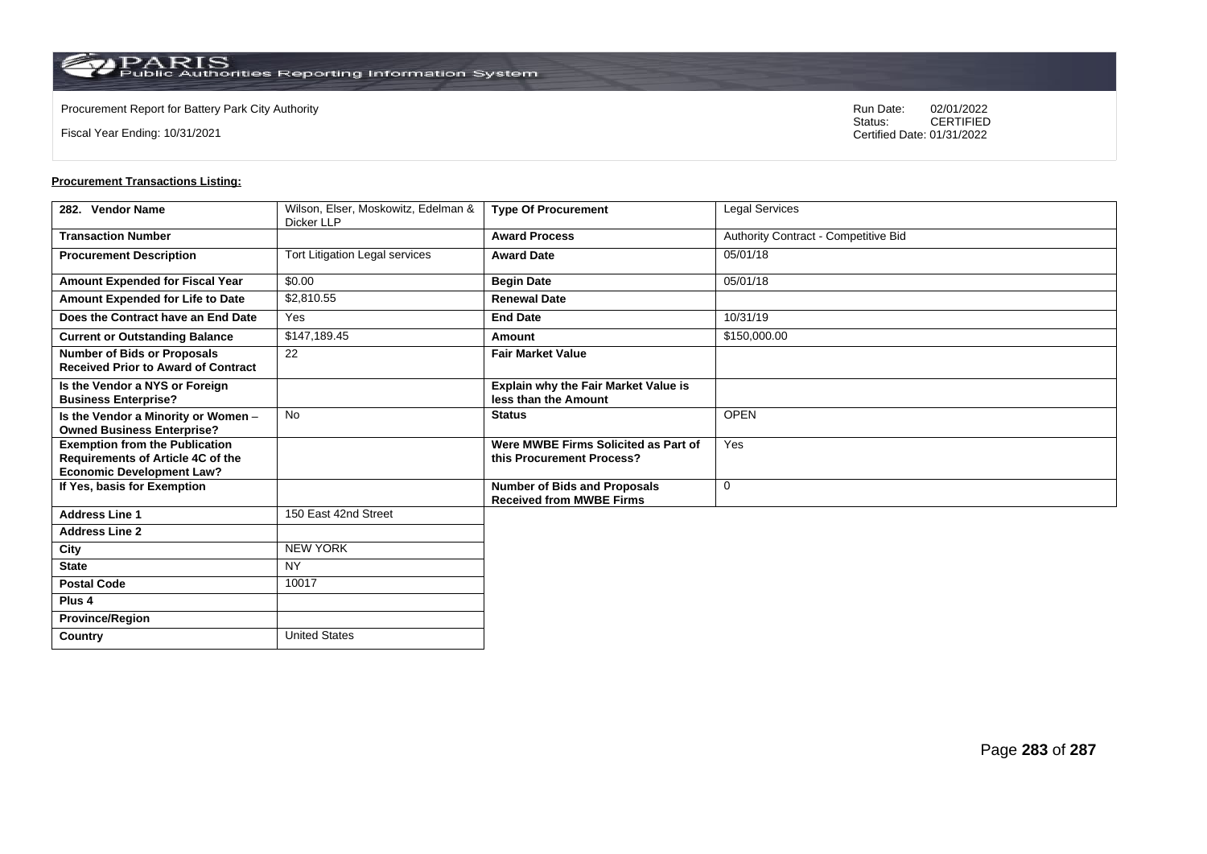Procurement Report for Battery Park City Authority

Fiscal Year Ending: 10/31/2021

Run Date: 02/01/2022
Status: CERTIFIED
Certified Date: 01/31/2022

**Procurement Transactions Listing:**

| 282. Vendor Name | Wilson, Elser, Moskowitz, Edelman & Dicker LLP | Type Of Procurement | Legal Services |
|---|---|---|---|
| Transaction Number | | Award Process | Authority Contract - Competitive Bid |
| Procurement Description | Tort Litigation Legal services | Award Date | 05/01/18 |
| Amount Expended for Fiscal Year | $0.00 | Begin Date | 05/01/18 |
| Amount Expended for Life to Date | $2,810.55 | Renewal Date | |
| Does the Contract have an End Date | Yes | End Date | 10/31/19 |
| Current or Outstanding Balance | $147,189.45 | Amount | $150,000.00 |
| Number of Bids or Proposals Received Prior to Award of Contract | 22 | Fair Market Value | |
| Is the Vendor a NYS or Foreign Business Enterprise? | | Explain why the Fair Market Value is less than the Amount | |
| Is the Vendor a Minority or Women – Owned Business Enterprise? | No | Status | OPEN |
| Exemption from the Publication Requirements of Article 4C of the Economic Development Law? | | Were MWBE Firms Solicited as Part of this Procurement Process? | Yes |
| If Yes, basis for Exemption | | Number of Bids and Proposals Received from MWBE Firms | 0 |
| Address Line 1 | 150 East 42nd Street | | |
| Address Line 2 | | | |
| City | NEW YORK | | |
| State | NY | | |
| Postal Code | 10017 | | |
| Plus 4 | | | |
| Province/Region | | | |
| Country | United States | | |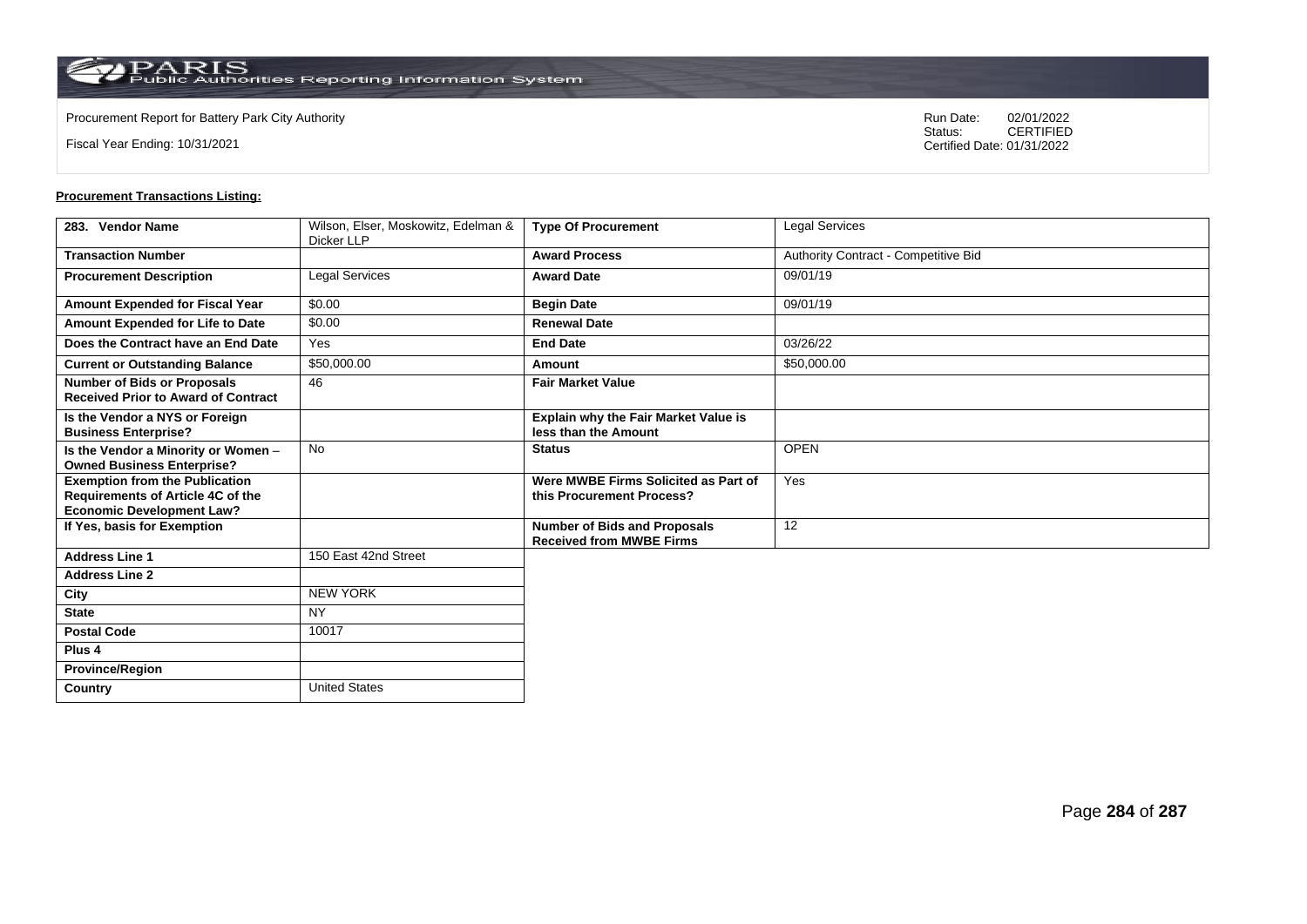Procurement Report for Battery Park City Authority

Fiscal Year Ending: 10/31/2021

Run Date: 02/01/2022
Status: CERTIFIED
Certified Date: 01/31/2022

**Procurement Transactions Listing:**

| 283. Vendor Name | Wilson, Elser, Moskowitz, Edelman & Dicker LLP | Type Of Procurement | Legal Services |
|---|---|---|---|
| Transaction Number | | Award Process | Authority Contract - Competitive Bid |
| Procurement Description | Legal Services | Award Date | 09/01/19 |
| Amount Expended for Fiscal Year | $0.00 | Begin Date | 09/01/19 |
| Amount Expended for Life to Date | $0.00 | Renewal Date | |
| Does the Contract have an End Date | Yes | End Date | 03/26/22 |
| Current or Outstanding Balance | $50,000.00 | Amount | $50,000.00 |
| Number of Bids or Proposals Received Prior to Award of Contract | 46 | Fair Market Value | |
| Is the Vendor a NYS or Foreign Business Enterprise? | | Explain why the Fair Market Value is less than the Amount | |
| Is the Vendor a Minority or Women – Owned Business Enterprise? | No | Status | OPEN |
| Exemption from the Publication Requirements of Article 4C of the Economic Development Law? | | Were MWBE Firms Solicited as Part of this Procurement Process? | Yes |
| If Yes, basis for Exemption | | Number of Bids and Proposals Received from MWBE Firms | 12 |
| Address Line 1 | 150 East 42nd Street | | |
| Address Line 2 | | | |
| City | NEW YORK | | |
| State | NY | | |
| Postal Code | 10017 | | |
| Plus 4 | | | |
| Province/Region | | | |
| Country | United States | | |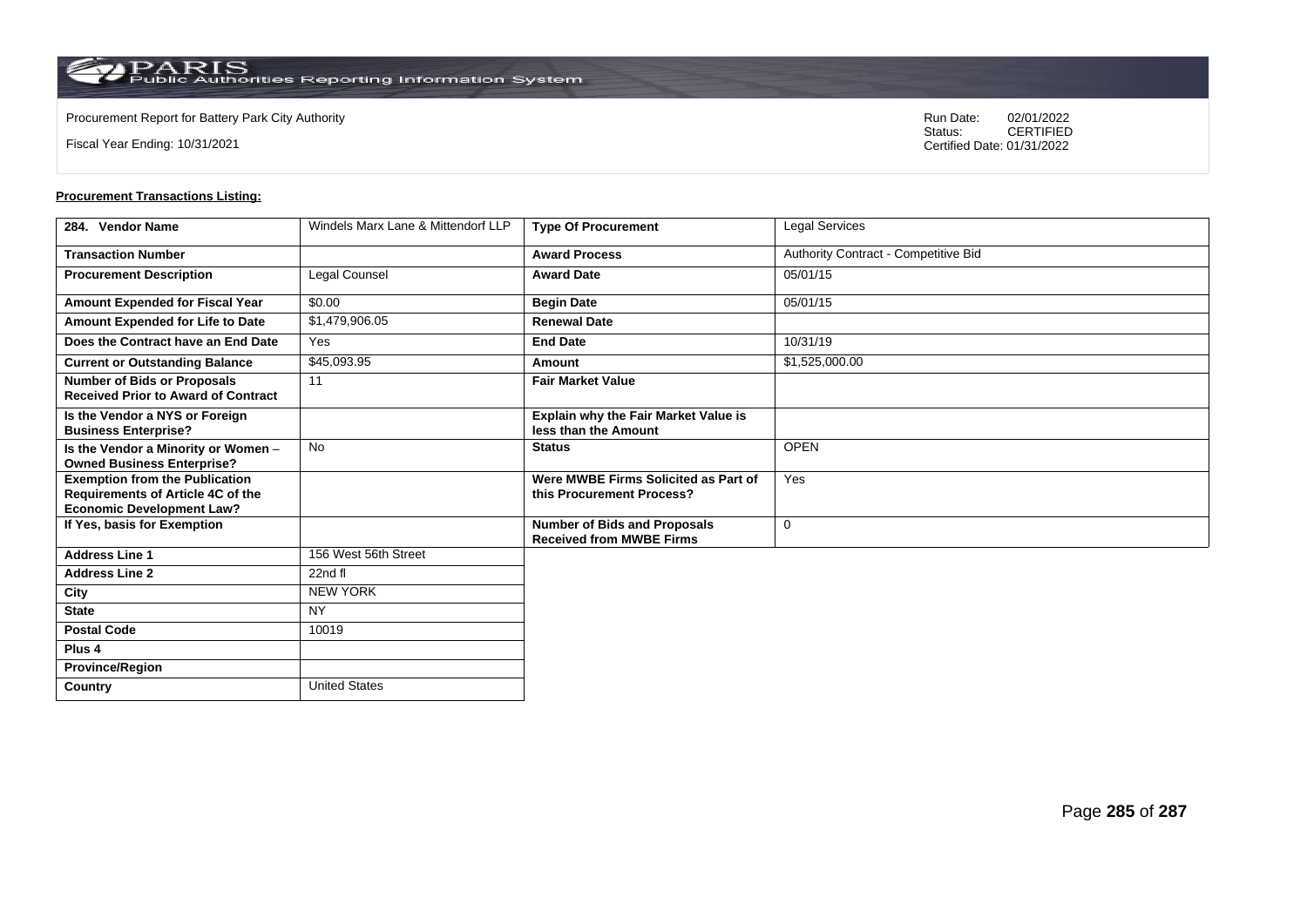Procurement Report for Battery Park City Authority

Fiscal Year Ending: 10/31/2021

Run Date: 02/01/2022
Status: CERTIFIED
Certified Date: 01/31/2022

**Procurement Transactions Listing:**

| 284. Vendor Name | Windels Marx Lane & Mittendorf LLP | Type Of Procurement | Legal Services |
|---|---|---|---|
| Transaction Number | | Award Process | Authority Contract - Competitive Bid |
| Procurement Description | Legal Counsel | Award Date | 05/01/15 |
| Amount Expended for Fiscal Year | $0.00 | Begin Date | 05/01/15 |
| Amount Expended for Life to Date | $1,479,906.05 | Renewal Date | |
| Does the Contract have an End Date | Yes | End Date | 10/31/19 |
| Current or Outstanding Balance | $45,093.95 | Amount | $1,525,000.00 |
| Number of Bids or Proposals Received Prior to Award of Contract | 11 | Fair Market Value | |
| Is the Vendor a NYS or Foreign Business Enterprise? | | Explain why the Fair Market Value is less than the Amount | |
| Is the Vendor a Minority or Women – Owned Business Enterprise? | No | Status | OPEN |
| Exemption from the Publication Requirements of Article 4C of the Economic Development Law? | | Were MWBE Firms Solicited as Part of this Procurement Process? | Yes |
| If Yes, basis for Exemption | | Number of Bids and Proposals Received from MWBE Firms | 0 |
| Address Line 1 | 156 West 56th Street | | |
| Address Line 2 | 22nd fl | | |
| City | NEW YORK | | |
| State | NY | | |
| Postal Code | 10019 | | |
| Plus 4 | | | |
| Province/Region | | | |
| Country | United States | | |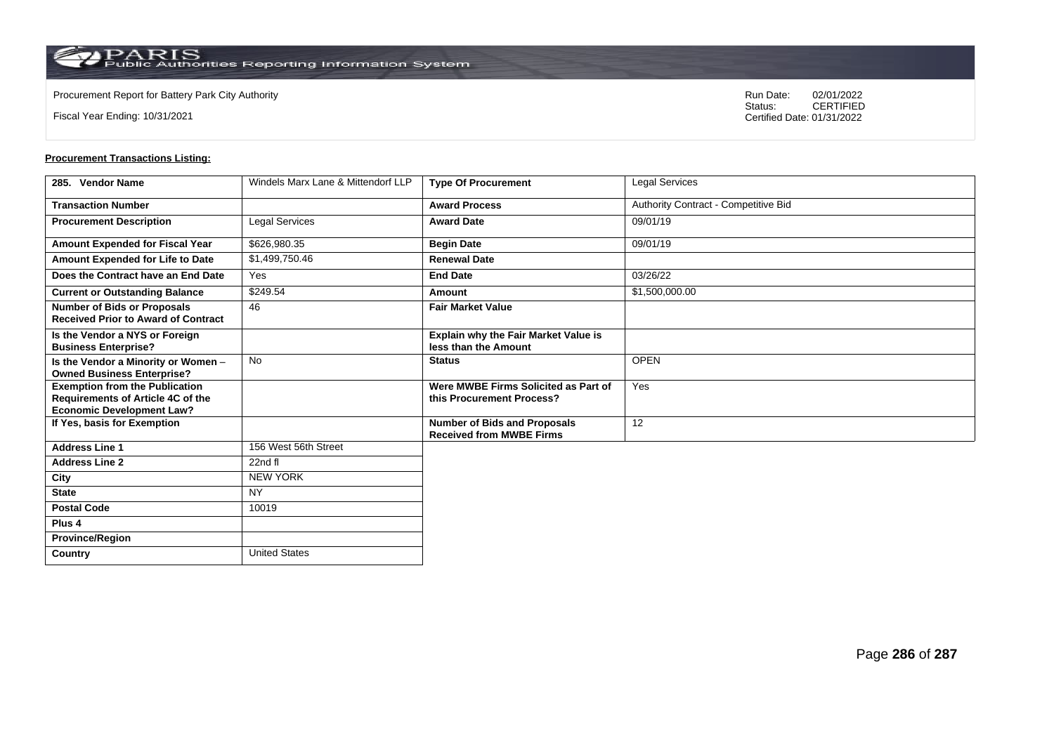Procurement Report for Battery Park City Authority

Fiscal Year Ending: 10/31/2021

Run Date: 02/01/2022
Status: CERTIFIED
Certified Date: 01/31/2022

**Procurement Transactions Listing:**

| 285. Vendor Name | Windels Marx Lane & Mittendorf LLP | Type Of Procurement | Legal Services |
|---|---|---|---|
| Transaction Number | | Award Process | Authority Contract - Competitive Bid |
| Procurement Description | Legal Services | Award Date | 09/01/19 |
| Amount Expended for Fiscal Year | $626,980.35 | Begin Date | 09/01/19 |
| Amount Expended for Life to Date | $1,499,750.46 | Renewal Date | |
| Does the Contract have an End Date | Yes | End Date | 03/26/22 |
| Current or Outstanding Balance | $249.54 | Amount | $1,500,000.00 |
| Number of Bids or Proposals Received Prior to Award of Contract | 46 | Fair Market Value | |
| Is the Vendor a NYS or Foreign Business Enterprise? | | Explain why the Fair Market Value is less than the Amount | |
| Is the Vendor a Minority or Women – Owned Business Enterprise? | No | Status | OPEN |
| Exemption from the Publication Requirements of Article 4C of the Economic Development Law? | | Were MWBE Firms Solicited as Part of this Procurement Process? | Yes |
| If Yes, basis for Exemption | | Number of Bids and Proposals Received from MWBE Firms | 12 |
| Address Line 1 | 156 West 56th Street | | |
| Address Line 2 | 22nd fl | | |
| City | NEW YORK | | |
| State | NY | | |
| Postal Code | 10019 | | |
| Plus 4 | | | |
| Province/Region | | | |
| Country | United States | | |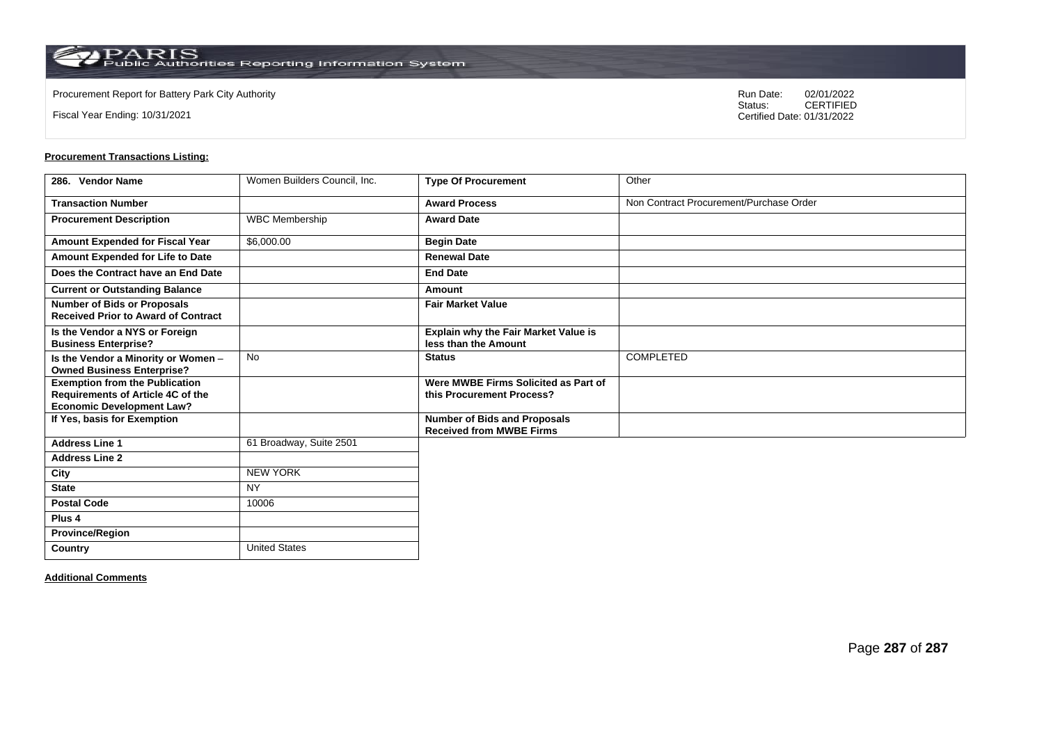Procurement Report for Battery Park City Authority

Fiscal Year Ending: 10/31/2021

Run Date: 02/01/2022
Status: CERTIFIED
Certified Date: 01/31/2022

**Procurement Transactions Listing:**

| | | | |
|---|---|---|---|
| **286. Vendor Name** | Women Builders Council, Inc. | **Type Of Procurement** | Other |
| **Transaction Number** | | **Award Process** | Non Contract Procurement/Purchase Order |
| **Procurement Description** | WBC Membership | **Award Date** | |
| **Amount Expended for Fiscal Year** | $6,000.00 | **Begin Date** | |
| **Amount Expended for Life to Date** | | **Renewal Date** | |
| **Does the Contract have an End Date** | | **End Date** | |
| **Current or Outstanding Balance** | | **Amount** | |
| **Number of Bids or Proposals Received Prior to Award of Contract** | | **Fair Market Value** | |
| **Is the Vendor a NYS or Foreign Business Enterprise?** | | **Explain why the Fair Market Value is less than the Amount** | |
| **Is the Vendor a Minority or Women – Owned Business Enterprise?** | No | **Status** | COMPLETED |
| **Exemption from the Publication Requirements of Article 4C of the Economic Development Law?** | | **Were MWBE Firms Solicited as Part of this Procurement Process?** | |
| **If Yes, basis for Exemption** | | **Number of Bids and Proposals Received from MWBE Firms** | |
| **Address Line 1** | 61 Broadway, Suite 2501 | | |
| **Address Line 2** | | | |
| **City** | NEW YORK | | |
| **State** | NY | | |
| **Postal Code** | 10006 | | |
| **Plus 4** | | | |
| **Province/Region** | | | |
| **Country** | United States | | |

**Additional Comments**